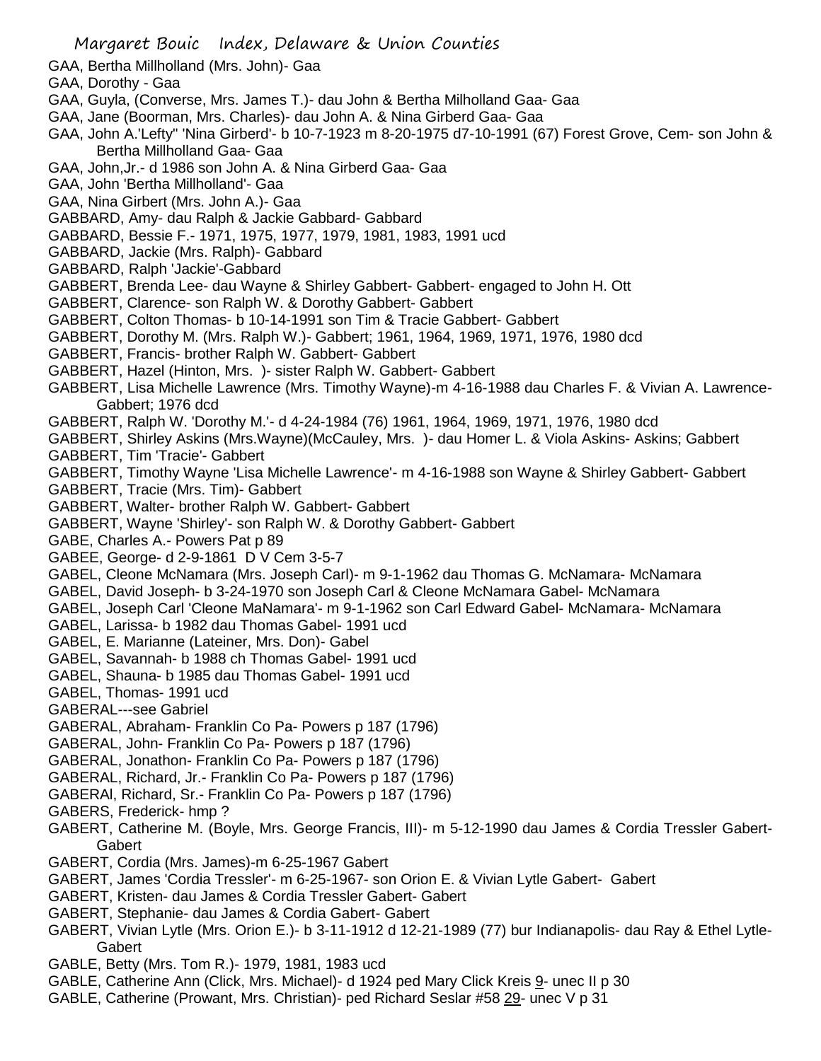# Margaret Bouic Index, Delaware & Union Counties

GAA, Bertha Millholland (Mrs. John)- Gaa

GAA, Dorothy - Gaa

GAA, Guyla, (Converse, Mrs. James T.)- dau John & Bertha Milholland Gaa- Gaa

GAA, Jane (Boorman, Mrs. Charles)- dau John A. & Nina Girberd Gaa- Gaa

GAA, John A.'Lefty" 'Nina Girberd'- b 10-7-1923 m 8-20-1975 d7-10-1991 (67) Forest Grove, Cem- son John & Bertha Millholland Gaa- Gaa

GAA, John,Jr.- d 1986 son John A. & Nina Girberd Gaa- Gaa

GAA, John 'Bertha Millholland'- Gaa

GAA, Nina Girbert (Mrs. John A.)- Gaa

GABBARD, Amy- dau Ralph & Jackie Gabbard- Gabbard

GABBARD, Bessie F.- 1971, 1975, 1977, 1979, 1981, 1983, 1991 ucd

GABBARD, Jackie (Mrs. Ralph)- Gabbard

GABBARD, Ralph 'Jackie'-Gabbard

GABBERT, Brenda Lee- dau Wayne & Shirley Gabbert- Gabbert- engaged to John H. Ott

GABBERT, Clarence- son Ralph W. & Dorothy Gabbert- Gabbert

GABBERT, Colton Thomas- b 10-14-1991 son Tim & Tracie Gabbert- Gabbert

GABBERT, Dorothy M. (Mrs. Ralph W.)- Gabbert; 1961, 1964, 1969, 1971, 1976, 1980 dcd

GABBERT, Francis- brother Ralph W. Gabbert- Gabbert

GABBERT, Hazel (Hinton, Mrs. )- sister Ralph W. Gabbert- Gabbert

GABBERT, Lisa Michelle Lawrence (Mrs. Timothy Wayne)-m 4-16-1988 dau Charles F. & Vivian A. Lawrence- Gabbert; 1976 dcd

GABBERT, Ralph W. 'Dorothy M.'- d 4-24-1984 (76) 1961, 1964, 1969, 1971, 1976, 1980 dcd

GABBERT, Shirley Askins (Mrs.Wayne)(McCauley, Mrs. )- dau Homer L. & Viola Askins- Askins; Gabbert

GABBERT, Tim 'Tracie'- Gabbert

GABBERT, Timothy Wayne 'Lisa Michelle Lawrence'- m 4-16-1988 son Wayne & Shirley Gabbert- Gabbert

GABBERT, Tracie (Mrs. Tim)- Gabbert

GABBERT, Walter- brother Ralph W. Gabbert- Gabbert

GABBERT, Wayne 'Shirley'- son Ralph W. & Dorothy Gabbert- Gabbert

GABE, Charles A.- Powers Pat p 89

GABEE, George- d 2-9-1861 D V Cem 3-5-7

GABEL, Cleone McNamara (Mrs. Joseph Carl)- m 9-1-1962 dau Thomas G. McNamara- McNamara

GABEL, David Joseph- b 3-24-1970 son Joseph Carl & Cleone McNamara Gabel- McNamara

GABEL, Joseph Carl 'Cleone MaNamara'- m 9-1-1962 son Carl Edward Gabel- McNamara- McNamara

GABEL, Larissa- b 1982 dau Thomas Gabel- 1991 ucd

GABEL, E. Marianne (Lateiner, Mrs. Don)- Gabel

GABEL, Savannah- b 1988 ch Thomas Gabel- 1991 ucd

GABEL, Shauna- b 1985 dau Thomas Gabel- 1991 ucd

GABEL, Thomas- 1991 ucd

GABERAL---see Gabriel

GABERAL, Abraham- Franklin Co Pa- Powers p 187 (1796)

GABERAL, John- Franklin Co Pa- Powers p 187 (1796)

GABERAL, Jonathon- Franklin Co Pa- Powers p 187 (1796)

GABERAL, Richard, Jr.- Franklin Co Pa- Powers p 187 (1796)

GABERAl, Richard, Sr.- Franklin Co Pa- Powers p 187 (1796)

GABERS, Frederick- hmp ?

GABERT, Catherine M. (Boyle, Mrs. George Francis, III)- m 5-12-1990 dau James & Cordia Tressler Gabert- Gabert

GABERT, Cordia (Mrs. James)-m 6-25-1967 Gabert

GABERT, James 'Cordia Tressler'- m 6-25-1967- son Orion E. & Vivian Lytle Gabert- Gabert

GABERT, Kristen- dau James & Cordia Tressler Gabert- Gabert

GABERT, Stephanie- dau James & Cordia Gabert- Gabert

GABERT, Vivian Lytle (Mrs. Orion E.)- b 3-11-1912 d 12-21-1989 (77) bur Indianapolis- dau Ray & Ethel Lytle- Gabert

GABLE, Betty (Mrs. Tom R.)- 1979, 1981, 1983 ucd

GABLE, Catherine Ann (Click, Mrs. Michael)- d 1924 ped Mary Click Kreis 9- unec II p 30

GABLE, Catherine (Prowant, Mrs. Christian)- ped Richard Seslar #58 29- unec V p 31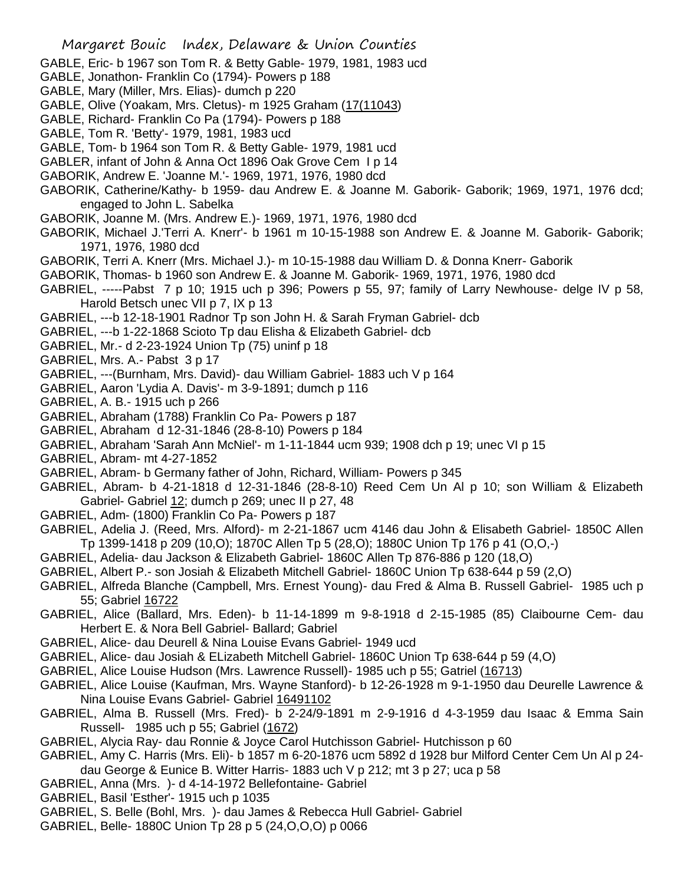GABLE, Eric- b 1967 son Tom R. & Betty Gable- 1979, 1981, 1983 ucd

GABLE, Jonathon- Franklin Co (1794)- Powers p 188

GABLE, Mary (Miller, Mrs. Elias)- dumch p 220

GABLE, Olive (Yoakam, Mrs. Cletus)- m 1925 Graham (17(11043)

GABLE, Richard- Franklin Co Pa (1794)- Powers p 188

GABLE, Tom R. 'Betty'- 1979, 1981, 1983 ucd

GABLE, Tom- b 1964 son Tom R. & Betty Gable- 1979, 1981 ucd

GABLER, infant of John & Anna Oct 1896 Oak Grove Cem I p 14

GABORIK, Andrew E. 'Joanne M.'- 1969, 1971, 1976, 1980 dcd

GABORIK, Catherine/Kathy- b 1959- dau Andrew E. & Joanne M. Gaborik- Gaborik; 1969, 1971, 1976 dcd; engaged to John L. Sabelka

GABORIK, Joanne M. (Mrs. Andrew E.)- 1969, 1971, 1976, 1980 dcd

GABORIK, Michael J.'Terri A. Knerr'- b 1961 m 10-15-1988 son Andrew E. & Joanne M. Gaborik- Gaborik; 1971, 1976, 1980 dcd

GABORIK, Terri A. Knerr (Mrs. Michael J.)- m 10-15-1988 dau William D. & Donna Knerr- Gaborik

GABORIK, Thomas- b 1960 son Andrew E. & Joanne M. Gaborik- 1969, 1971, 1976, 1980 dcd

GABRIEL, -----Pabst 7 p 10; 1915 uch p 396; Powers p 55, 97; family of Larry Newhouse- delge IV p 58, Harold Betsch unec VII p 7, IX p 13

GABRIEL, ---b 12-18-1901 Radnor Tp son John H. & Sarah Fryman Gabriel- dcb

GABRIEL, ---b 1-22-1868 Scioto Tp dau Elisha & Elizabeth Gabriel- dcb

GABRIEL, Mr.- d 2-23-1924 Union Tp (75) uninf p 18

GABRIEL, Mrs. A.- Pabst 3 p 17

GABRIEL, ---(Burnham, Mrs. David)- dau William Gabriel- 1883 uch V p 164

GABRIEL, Aaron 'Lydia A. Davis'- m 3-9-1891; dumch p 116

GABRIEL, A. B.- 1915 uch p 266

GABRIEL, Abraham (1788) Franklin Co Pa- Powers p 187

GABRIEL, Abraham d 12-31-1846 (28-8-10) Powers p 184

GABRIEL, Abraham 'Sarah Ann McNiel'- m 1-11-1844 ucm 939; 1908 dch p 19; unec VI p 15

GABRIEL, Abram- mt 4-27-1852

GABRIEL, Abram- b Germany father of John, Richard, William- Powers p 345

GABRIEL, Abram- b 4-21-1818 d 12-31-1846 (28-8-10) Reed Cem Un Al p 10; son William & Elizabeth Gabriel- Gabriel 12; dumch p 269; unec II p 27, 48

GABRIEL, Adm- (1800) Franklin Co Pa- Powers p 187

GABRIEL, Adelia J. (Reed, Mrs. Alford)- m 2-21-1867 ucm 4146 dau John & Elisabeth Gabriel- 1850C Allen Tp 1399-1418 p 209 (10,O); 1870C Allen Tp 5 (28,O); 1880C Union Tp 176 p 41 (O,O,-)

GABRIEL, Adelia- dau Jackson & Elizabeth Gabriel- 1860C Allen Tp 876-886 p 120 (18,O)

GABRIEL, Albert P.- son Josiah & Elizabeth Mitchell Gabriel- 1860C Union Tp 638-644 p 59 (2,O)

GABRIEL, Alfreda Blanche (Campbell, Mrs. Ernest Young)- dau Fred & Alma B. Russell Gabriel- 1985 uch p 55; Gabriel 16722

GABRIEL, Alice (Ballard, Mrs. Eden)- b 11-14-1899 m 9-8-1918 d 2-15-1985 (85) Claibourne Cem- dau Herbert E. & Nora Bell Gabriel- Ballard; Gabriel

GABRIEL, Alice- dau Deurell & Nina Louise Evans Gabriel- 1949 ucd

GABRIEL, Alice- dau Josiah & ELizabeth Mitchell Gabriel- 1860C Union Tp 638-644 p 59 (4,O)

GABRIEL, Alice Louise Hudson (Mrs. Lawrence Russell)- 1985 uch p 55; Gatriel (16713)

GABRIEL, Alice Louise (Kaufman, Mrs. Wayne Stanford)- b 12-26-1928 m 9-1-1950 dau Deurelle Lawrence & Nina Louise Evans Gabriel- Gabriel 16491102

GABRIEL, Alma B. Russell (Mrs. Fred)- b 2-24/9-1891 m 2-9-1916 d 4-3-1959 dau Isaac & Emma Sain Russell- 1985 uch p 55; Gabriel (1672)

GABRIEL, Alycia Ray- dau Ronnie & Joyce Carol Hutchisson Gabriel- Hutchisson p 60

GABRIEL, Amy C. Harris (Mrs. Eli)- b 1857 m 6-20-1876 ucm 5892 d 1928 bur Milford Center Cem Un Al p 24- dau George & Eunice B. Witter Harris- 1883 uch V p 212; mt 3 p 27; uca p 58

GABRIEL, Anna (Mrs. )- d 4-14-1972 Bellefontaine- Gabriel

GABRIEL, Basil 'Esther'- 1915 uch p 1035

GABRIEL, S. Belle (Bohl, Mrs. )- dau James & Rebecca Hull Gabriel- Gabriel

GABRIEL, Belle- 1880C Union Tp 28 p 5 (24,O,O,O) p 0066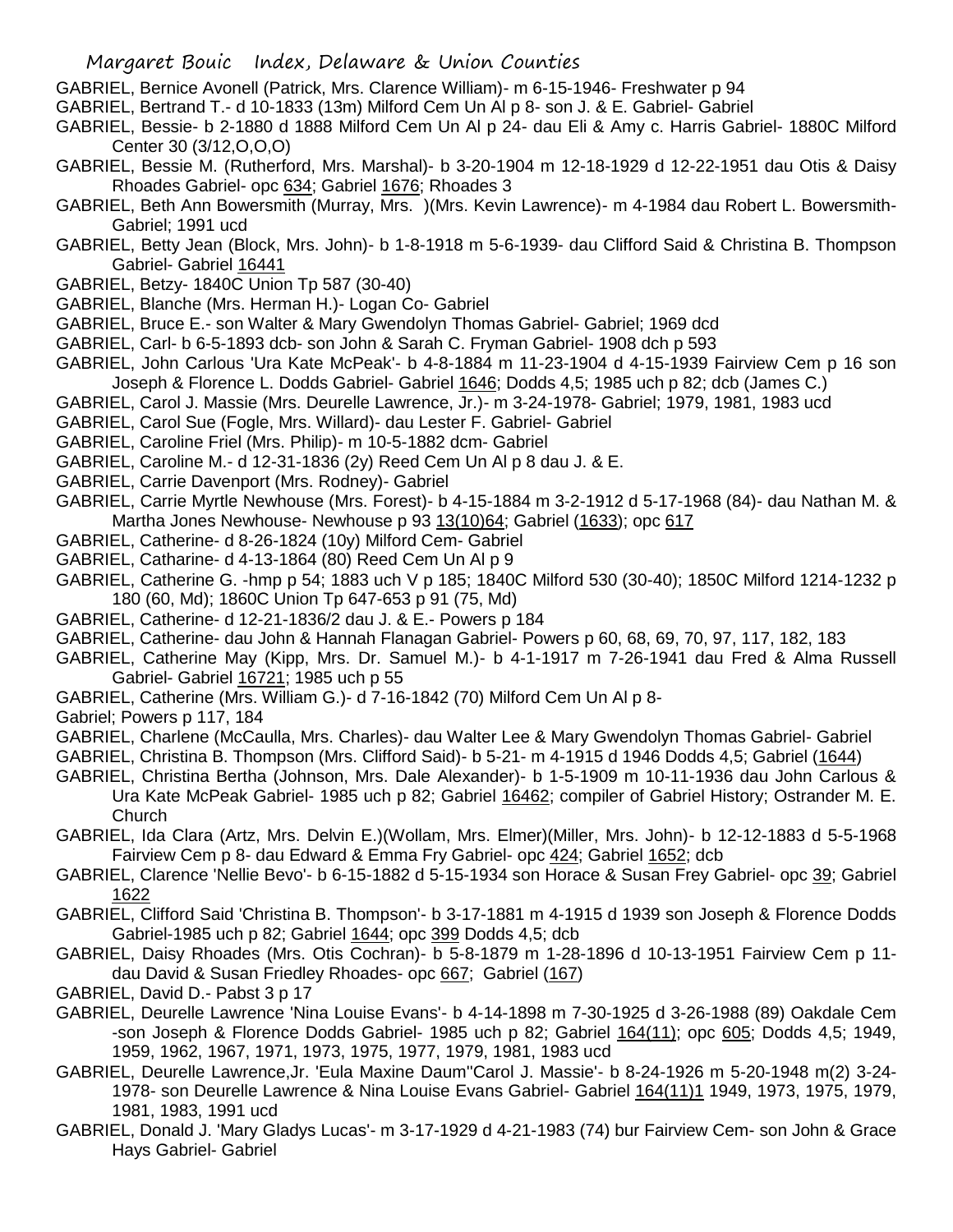GABRIEL, Bernice Avonell (Patrick, Mrs. Clarence William)- m 6-15-1946- Freshwater p 94

GABRIEL, Bertrand T.- d 10-1833 (13m) Milford Cem Un Al p 8- son J. & E. Gabriel- Gabriel

GABRIEL, Bessie- b 2-1880 d 1888 Milford Cem Un Al p 24- dau Eli & Amy c. Harris Gabriel- 1880C Milford Center 30 (3/12,O,O,O)

GABRIEL, Bessie M. (Rutherford, Mrs. Marshal)- b 3-20-1904 m 12-18-1929 d 12-22-1951 dau Otis & Daisy Rhoades Gabriel- opc 634; Gabriel 1676; Rhoades 3

GABRIEL, Beth Ann Bowersmith (Murray, Mrs. )(Mrs. Kevin Lawrence)- m 4-1984 dau Robert L. Bowersmith- Gabriel; 1991 ucd

GABRIEL, Betty Jean (Block, Mrs. John)- b 1-8-1918 m 5-6-1939- dau Clifford Said & Christina B. Thompson Gabriel- Gabriel 16441

GABRIEL, Betzy- 1840C Union Tp 587 (30-40)

GABRIEL, Blanche (Mrs. Herman H.)- Logan Co- Gabriel

GABRIEL, Bruce E.- son Walter & Mary Gwendolyn Thomas Gabriel- Gabriel; 1969 dcd

GABRIEL, Carl- b 6-5-1893 dcb- son John & Sarah C. Fryman Gabriel- 1908 dch p 593

GABRIEL, John Carlous 'Ura Kate McPeak'- b 4-8-1884 m 11-23-1904 d 4-15-1939 Fairview Cem p 16 son Joseph & Florence L. Dodds Gabriel- Gabriel 1646; Dodds 4,5; 1985 uch p 82; dcb (James C.)

GABRIEL, Carol J. Massie (Mrs. Deurelle Lawrence, Jr.)- m 3-24-1978- Gabriel; 1979, 1981, 1983 ucd

GABRIEL, Carol Sue (Fogle, Mrs. Willard)- dau Lester F. Gabriel- Gabriel

GABRIEL, Caroline Friel (Mrs. Philip)- m 10-5-1882 dcm- Gabriel

GABRIEL, Caroline M.- d 12-31-1836 (2y) Reed Cem Un Al p 8 dau J. & E.

GABRIEL, Carrie Davenport (Mrs. Rodney)- Gabriel

GABRIEL, Carrie Myrtle Newhouse (Mrs. Forest)- b 4-15-1884 m 3-2-1912 d 5-17-1968 (84)- dau Nathan M. & Martha Jones Newhouse- Newhouse p 93 13(10)64; Gabriel (1633); opc 617

GABRIEL, Catherine- d 8-26-1824 (10y) Milford Cem- Gabriel

GABRIEL, Catharine- d 4-13-1864 (80) Reed Cem Un Al p 9

GABRIEL, Catherine G. -hmp p 54; 1883 uch V p 185; 1840C Milford 530 (30-40); 1850C Milford 1214-1232 p 180 (60, Md); 1860C Union Tp 647-653 p 91 (75, Md)

GABRIEL, Catherine- d 12-21-1836/2 dau J. & E.- Powers p 184

GABRIEL, Catherine- dau John & Hannah Flanagan Gabriel- Powers p 60, 68, 69, 70, 97, 117, 182, 183

GABRIEL, Catherine May (Kipp, Mrs. Dr. Samuel M.)- b 4-1-1917 m 7-26-1941 dau Fred & Alma Russell Gabriel- Gabriel 16721; 1985 uch p 55

GABRIEL, Catherine (Mrs. William G.)- d 7-16-1842 (70) Milford Cem Un Al p 8-

Gabriel; Powers p 117, 184

GABRIEL, Charlene (McCaulla, Mrs. Charles)- dau Walter Lee & Mary Gwendolyn Thomas Gabriel- Gabriel

GABRIEL, Christina B. Thompson (Mrs. Clifford Said)- b 5-21- m 4-1915 d 1946 Dodds 4,5; Gabriel (1644)

GABRIEL, Christina Bertha (Johnson, Mrs. Dale Alexander)- b 1-5-1909 m 10-11-1936 dau John Carlous & Ura Kate McPeak Gabriel- 1985 uch p 82; Gabriel 16462; compiler of Gabriel History; Ostrander M. E. Church

GABRIEL, Ida Clara (Artz, Mrs. Delvin E.)(Wollam, Mrs. Elmer)(Miller, Mrs. John)- b 12-12-1883 d 5-5-1968 Fairview Cem p 8- dau Edward & Emma Fry Gabriel- opc 424; Gabriel 1652; dcb

GABRIEL, Clarence 'Nellie Bevo'- b 6-15-1882 d 5-15-1934 son Horace & Susan Frey Gabriel- opc 39; Gabriel 1622

GABRIEL, Clifford Said 'Christina B. Thompson'- b 3-17-1881 m 4-1915 d 1939 son Joseph & Florence Dodds Gabriel-1985 uch p 82; Gabriel 1644; opc 399 Dodds 4,5; dcb

GABRIEL, Daisy Rhoades (Mrs. Otis Cochran)- b 5-8-1879 m 1-28-1896 d 10-13-1951 Fairview Cem p 11- dau David & Susan Friedley Rhoades- opc 667; Gabriel (167)

GABRIEL, David D.- Pabst 3 p 17

GABRIEL, Deurelle Lawrence 'Nina Louise Evans'- b 4-14-1898 m 7-30-1925 d 3-26-1988 (89) Oakdale Cem -son Joseph & Florence Dodds Gabriel- 1985 uch p 82; Gabriel 164(11); opc 605; Dodds 4,5; 1949, 1959, 1962, 1967, 1971, 1973, 1975, 1977, 1979, 1981, 1983 ucd

GABRIEL, Deurelle Lawrence,Jr. 'Eula Maxine Daum''Carol J. Massie'- b 8-24-1926 m 5-20-1948 m(2) 3-24-1978- son Deurelle Lawrence & Nina Louise Evans Gabriel- Gabriel 164(11)1 1949, 1973, 1975, 1979, 1981, 1983, 1991 ucd

GABRIEL, Donald J. 'Mary Gladys Lucas'- m 3-17-1929 d 4-21-1983 (74) bur Fairview Cem- son John & Grace Hays Gabriel- Gabriel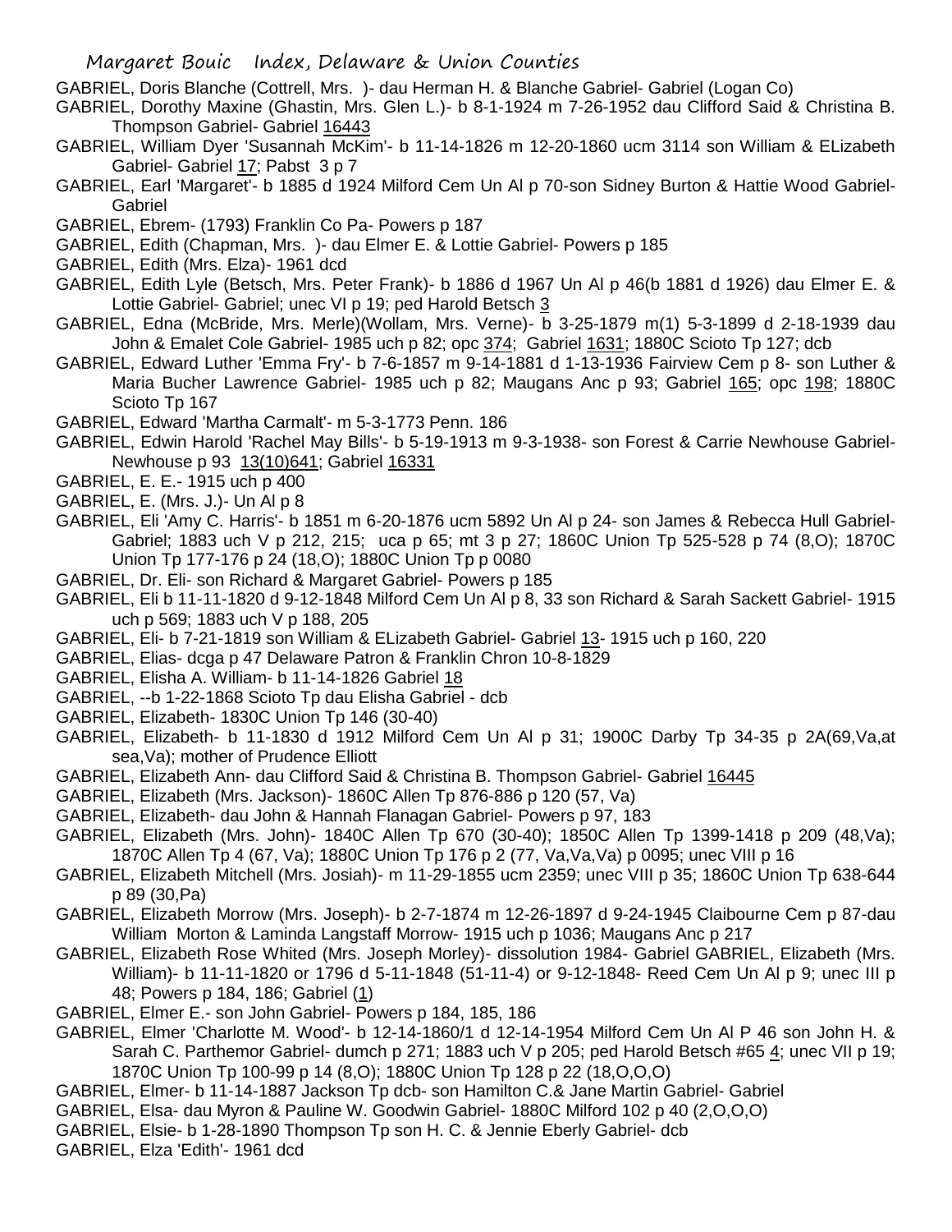GABRIEL, Doris Blanche (Cottrell, Mrs. )- dau Herman H. & Blanche Gabriel- Gabriel (Logan Co)

GABRIEL, Dorothy Maxine (Ghastin, Mrs. Glen L.)- b 8-1-1924 m 7-26-1952 dau Clifford Said & Christina B. Thompson Gabriel- Gabriel 16443

GABRIEL, William Dyer 'Susannah McKim'- b 11-14-1826 m 12-20-1860 ucm 3114 son William & ELizabeth Gabriel- Gabriel 17; Pabst 3 p 7

GABRIEL, Earl 'Margaret'- b 1885 d 1924 Milford Cem Un Al p 70-son Sidney Burton & Hattie Wood Gabriel- Gabriel

GABRIEL, Ebrem- (1793) Franklin Co Pa- Powers p 187

GABRIEL, Edith (Chapman, Mrs. )- dau Elmer E. & Lottie Gabriel- Powers p 185

GABRIEL, Edith (Mrs. Elza)- 1961 dcd

GABRIEL, Edith Lyle (Betsch, Mrs. Peter Frank)- b 1886 d 1967 Un Al p 46(b 1881 d 1926) dau Elmer E. & Lottie Gabriel- Gabriel; unec VI p 19; ped Harold Betsch 3

GABRIEL, Edna (McBride, Mrs. Merle)(Wollam, Mrs. Verne)- b 3-25-1879 m(1) 5-3-1899 d 2-18-1939 dau John & Emalet Cole Gabriel- 1985 uch p 82; opc 374; Gabriel 1631; 1880C Scioto Tp 127; dcb

GABRIEL, Edward Luther 'Emma Fry'- b 7-6-1857 m 9-14-1881 d 1-13-1936 Fairview Cem p 8- son Luther & Maria Bucher Lawrence Gabriel- 1985 uch p 82; Maugans Anc p 93; Gabriel 165; opc 198; 1880C Scioto Tp 167

GABRIEL, Edward 'Martha Carmalt'- m 5-3-1773 Penn. 186

GABRIEL, Edwin Harold 'Rachel May Bills'- b 5-19-1913 m 9-3-1938- son Forest & Carrie Newhouse Gabriel- Newhouse p 93 13(10)641; Gabriel 16331

GABRIEL, E. E.- 1915 uch p 400

GABRIEL, E. (Mrs. J.)- Un Al p 8

GABRIEL, Eli 'Amy C. Harris'- b 1851 m 6-20-1876 ucm 5892 Un Al p 24- son James & Rebecca Hull Gabriel- Gabriel; 1883 uch V p 212, 215; uca p 65; mt 3 p 27; 1860C Union Tp 525-528 p 74 (8,O); 1870C Union Tp 177-176 p 24 (18,O); 1880C Union Tp p 0080

GABRIEL, Dr. Eli- son Richard & Margaret Gabriel- Powers p 185

GABRIEL, Eli b 11-11-1820 d 9-12-1848 Milford Cem Un Al p 8, 33 son Richard & Sarah Sackett Gabriel- 1915 uch p 569; 1883 uch V p 188, 205

GABRIEL, Eli- b 7-21-1819 son William & ELizabeth Gabriel- Gabriel 13- 1915 uch p 160, 220

GABRIEL, Elias- dcga p 47 Delaware Patron & Franklin Chron 10-8-1829

GABRIEL, Elisha A. William- b 11-14-1826 Gabriel 18

GABRIEL, --b 1-22-1868 Scioto Tp dau Elisha Gabriel - dcb

GABRIEL, Elizabeth- 1830C Union Tp 146 (30-40)

GABRIEL, Elizabeth- b 11-1830 d 1912 Milford Cem Un Al p 31; 1900C Darby Tp 34-35 p 2A(69,Va,at sea,Va); mother of Prudence Elliott

GABRIEL, Elizabeth Ann- dau Clifford Said & Christina B. Thompson Gabriel- Gabriel 16445

GABRIEL, Elizabeth (Mrs. Jackson)- 1860C Allen Tp 876-886 p 120 (57, Va)

GABRIEL, Elizabeth- dau John & Hannah Flanagan Gabriel- Powers p 97, 183

GABRIEL, Elizabeth (Mrs. John)- 1840C Allen Tp 670 (30-40); 1850C Allen Tp 1399-1418 p 209 (48,Va); 1870C Allen Tp 4 (67, Va); 1880C Union Tp 176 p 2 (77, Va,Va,Va) p 0095; unec VIII p 16

GABRIEL, Elizabeth Mitchell (Mrs. Josiah)- m 11-29-1855 ucm 2359; unec VIII p 35; 1860C Union Tp 638-644 p 89 (30,Pa)

GABRIEL, Elizabeth Morrow (Mrs. Joseph)- b 2-7-1874 m 12-26-1897 d 9-24-1945 Claibourne Cem p 87-dau William Morton & Laminda Langstaff Morrow- 1915 uch p 1036; Maugans Anc p 217

GABRIEL, Elizabeth Rose Whited (Mrs. Joseph Morley)- dissolution 1984- Gabriel GABRIEL, Elizabeth (Mrs. William)- b 11-11-1820 or 1796 d 5-11-1848 (51-11-4) or 9-12-1848- Reed Cem Un Al p 9; unec III p 48; Powers p 184, 186; Gabriel (1)

GABRIEL, Elmer E.- son John Gabriel- Powers p 184, 185, 186

GABRIEL, Elmer 'Charlotte M. Wood'- b 12-14-1860/1 d 12-14-1954 Milford Cem Un Al P 46 son John H. & Sarah C. Parthemor Gabriel- dumch p 271; 1883 uch V p 205; ped Harold Betsch #65 4; unec VII p 19; 1870C Union Tp 100-99 p 14 (8,O); 1880C Union Tp 128 p 22 (18,O,O,O)

GABRIEL, Elmer- b 11-14-1887 Jackson Tp dcb- son Hamilton C.& Jane Martin Gabriel- Gabriel

GABRIEL, Elsa- dau Myron & Pauline W. Goodwin Gabriel- 1880C Milford 102 p 40 (2,O,O,O)

GABRIEL, Elsie- b 1-28-1890 Thompson Tp son H. C. & Jennie Eberly Gabriel- dcb

GABRIEL, Elza 'Edith'- 1961 dcd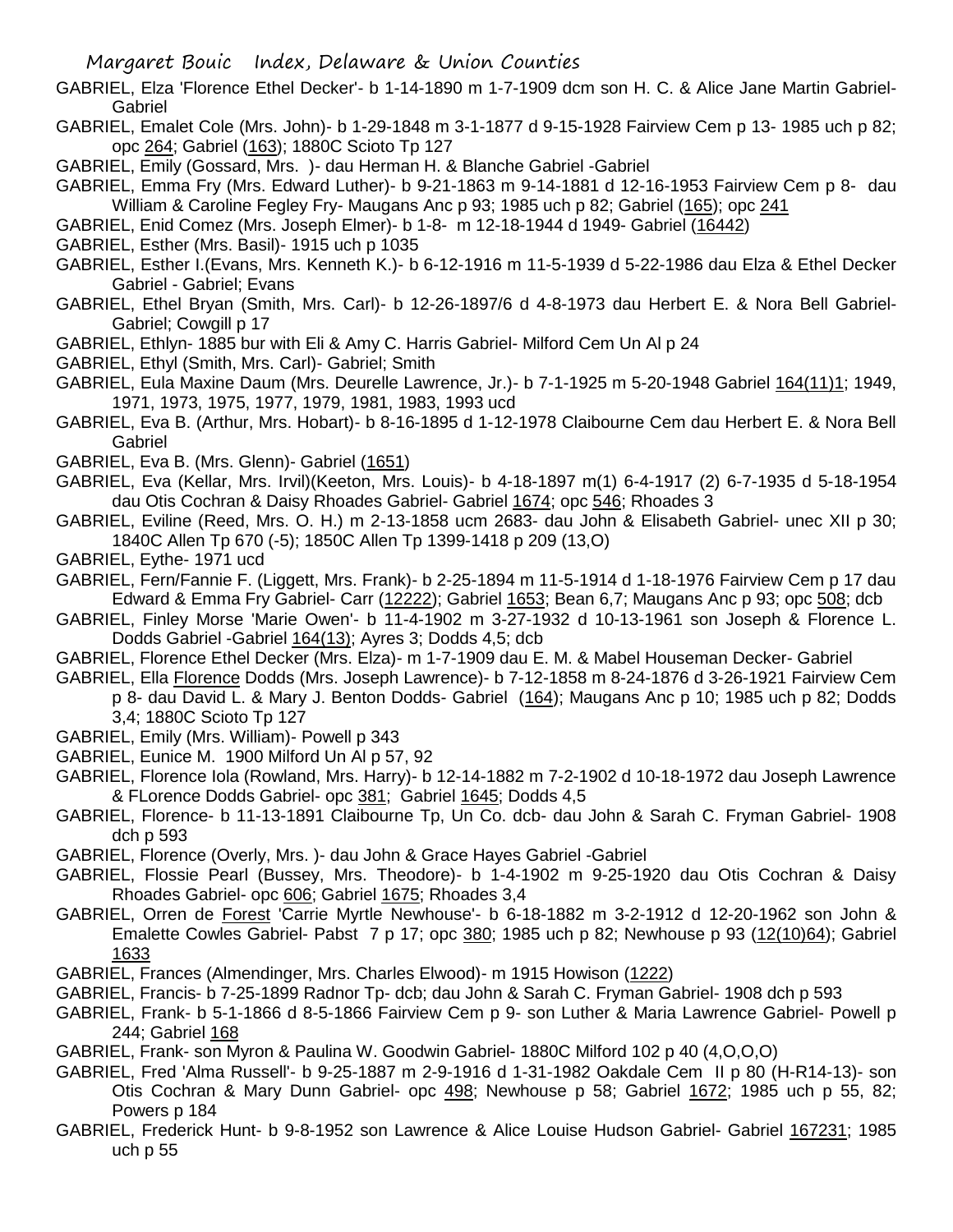GABRIEL, Elza 'Florence Ethel Decker'- b 1-14-1890 m 1-7-1909 dcm son H. C. & Alice Jane Martin Gabriel-Gabriel

GABRIEL, Emalet Cole (Mrs. John)- b 1-29-1848 m 3-1-1877 d 9-15-1928 Fairview Cem p 13- 1985 uch p 82; opc 264; Gabriel (163); 1880C Scioto Tp 127

GABRIEL, Emily (Gossard, Mrs. )- dau Herman H. & Blanche Gabriel -Gabriel

GABRIEL, Emma Fry (Mrs. Edward Luther)- b 9-21-1863 m 9-14-1881 d 12-16-1953 Fairview Cem p 8- dau William & Caroline Fegley Fry- Maugans Anc p 93; 1985 uch p 82; Gabriel (165); opc 241

GABRIEL, Enid Comez (Mrs. Joseph Elmer)- b 1-8- m 12-18-1944 d 1949- Gabriel (16442)

GABRIEL, Esther (Mrs. Basil)- 1915 uch p 1035

GABRIEL, Esther I.(Evans, Mrs. Kenneth K.)- b 6-12-1916 m 11-5-1939 d 5-22-1986 dau Elza & Ethel Decker Gabriel - Gabriel; Evans

GABRIEL, Ethel Bryan (Smith, Mrs. Carl)- b 12-26-1897/6 d 4-8-1973 dau Herbert E. & Nora Bell Gabriel-Gabriel; Cowgill p 17

GABRIEL, Ethlyn- 1885 bur with Eli & Amy C. Harris Gabriel- Milford Cem Un Al p 24

GABRIEL, Ethyl (Smith, Mrs. Carl)- Gabriel; Smith

GABRIEL, Eula Maxine Daum (Mrs. Deurelle Lawrence, Jr.)- b 7-1-1925 m 5-20-1948 Gabriel 164(11)1; 1949, 1971, 1973, 1975, 1977, 1979, 1981, 1983, 1993 ucd

GABRIEL, Eva B. (Arthur, Mrs. Hobart)- b 8-16-1895 d 1-12-1978 Claibourne Cem dau Herbert E. & Nora Bell Gabriel

GABRIEL, Eva B. (Mrs. Glenn)- Gabriel (1651)

GABRIEL, Eva (Kellar, Mrs. Irvil)(Keeton, Mrs. Louis)- b 4-18-1897 m(1) 6-4-1917 (2) 6-7-1935 d 5-18-1954 dau Otis Cochran & Daisy Rhoades Gabriel- Gabriel 1674; opc 546; Rhoades 3

GABRIEL, Eviline (Reed, Mrs. O. H.) m 2-13-1858 ucm 2683- dau John & Elisabeth Gabriel- unec XII p 30; 1840C Allen Tp 670 (-5); 1850C Allen Tp 1399-1418 p 209 (13,O)

GABRIEL, Eythe- 1971 ucd

GABRIEL, Fern/Fannie F. (Liggett, Mrs. Frank)- b 2-25-1894 m 11-5-1914 d 1-18-1976 Fairview Cem p 17 dau Edward & Emma Fry Gabriel- Carr (12222); Gabriel 1653; Bean 6,7; Maugans Anc p 93; opc 508; dcb

GABRIEL, Finley Morse 'Marie Owen'- b 11-4-1902 m 3-27-1932 d 10-13-1961 son Joseph & Florence L. Dodds Gabriel -Gabriel 164(13); Ayres 3; Dodds 4,5; dcb

GABRIEL, Florence Ethel Decker (Mrs. Elza)- m 1-7-1909 dau E. M. & Mabel Houseman Decker- Gabriel

GABRIEL, Ella Florence Dodds (Mrs. Joseph Lawrence)- b 7-12-1858 m 8-24-1876 d 3-26-1921 Fairview Cem p 8- dau David L. & Mary J. Benton Dodds- Gabriel (164); Maugans Anc p 10; 1985 uch p 82; Dodds 3,4; 1880C Scioto Tp 127

GABRIEL, Emily (Mrs. William)- Powell p 343

GABRIEL, Eunice M. 1900 Milford Un Al p 57, 92

GABRIEL, Florence Iola (Rowland, Mrs. Harry)- b 12-14-1882 m 7-2-1902 d 10-18-1972 dau Joseph Lawrence & FLorence Dodds Gabriel- opc 381; Gabriel 1645; Dodds 4,5

GABRIEL, Florence- b 11-13-1891 Claibourne Tp, Un Co. dcb- dau John & Sarah C. Fryman Gabriel- 1908 dch p 593

GABRIEL, Florence (Overly, Mrs. )- dau John & Grace Hayes Gabriel -Gabriel

GABRIEL, Flossie Pearl (Bussey, Mrs. Theodore)- b 1-4-1902 m 9-25-1920 dau Otis Cochran & Daisy Rhoades Gabriel- opc 606; Gabriel 1675; Rhoades 3,4

GABRIEL, Orren de Forest 'Carrie Myrtle Newhouse'- b 6-18-1882 m 3-2-1912 d 12-20-1962 son John & Emalette Cowles Gabriel- Pabst 7 p 17; opc 380; 1985 uch p 82; Newhouse p 93 (12(10)64); Gabriel 1633

GABRIEL, Frances (Almendinger, Mrs. Charles Elwood)- m 1915 Howison (1222)

GABRIEL, Francis- b 7-25-1899 Radnor Tp- dcb; dau John & Sarah C. Fryman Gabriel- 1908 dch p 593

GABRIEL, Frank- b 5-1-1866 d 8-5-1866 Fairview Cem p 9- son Luther & Maria Lawrence Gabriel- Powell p 244; Gabriel 168

GABRIEL, Frank- son Myron & Paulina W. Goodwin Gabriel- 1880C Milford 102 p 40 (4,O,O,O)

GABRIEL, Fred 'Alma Russell'- b 9-25-1887 m 2-9-1916 d 1-31-1982 Oakdale Cem II p 80 (H-R14-13)- son Otis Cochran & Mary Dunn Gabriel- opc 498; Newhouse p 58; Gabriel 1672; 1985 uch p 55, 82; Powers p 184

GABRIEL, Frederick Hunt- b 9-8-1952 son Lawrence & Alice Louise Hudson Gabriel- Gabriel 167231; 1985 uch p 55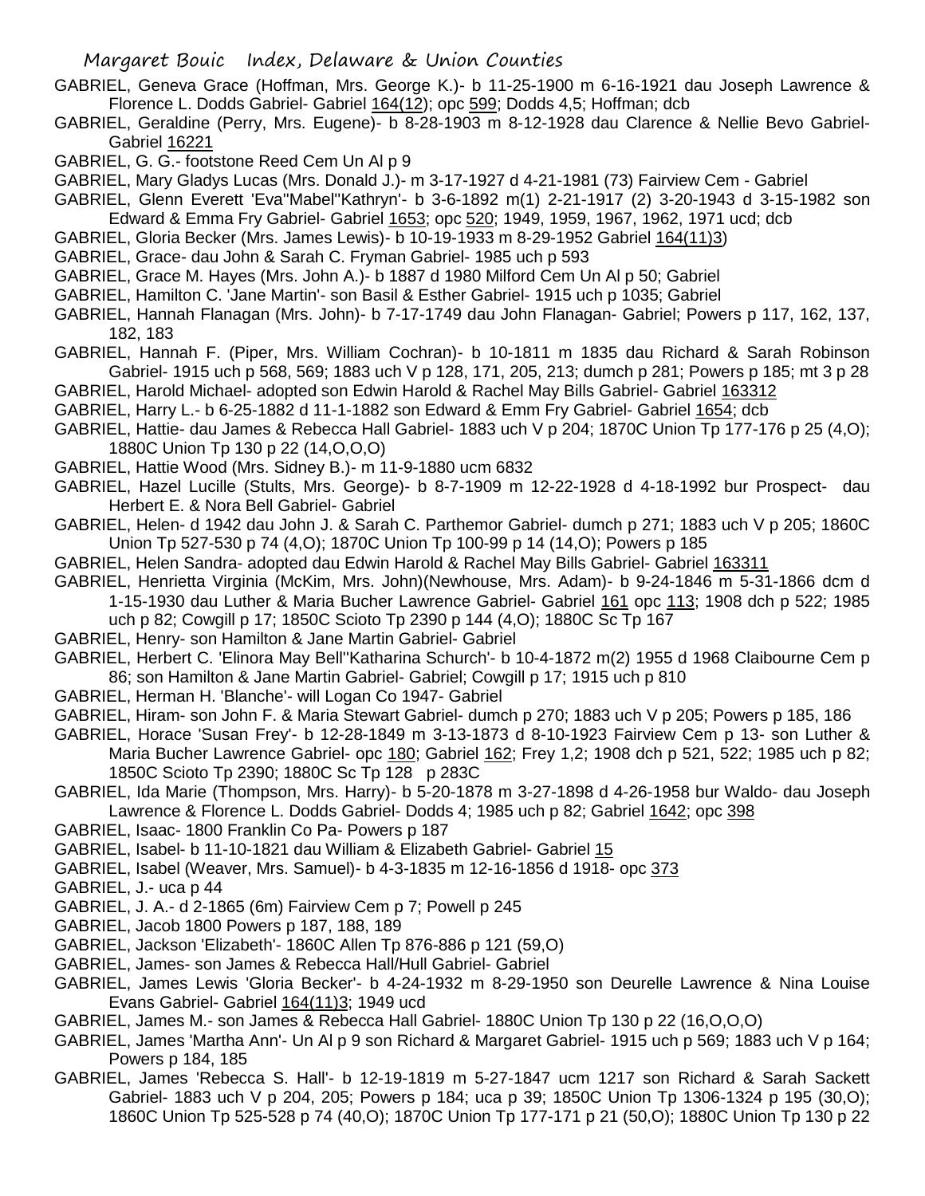GABRIEL, Geneva Grace (Hoffman, Mrs. George K.)- b 11-25-1900 m 6-16-1921 dau Joseph Lawrence & Florence L. Dodds Gabriel- Gabriel 164(12); opc 599; Dodds 4,5; Hoffman; dcb

GABRIEL, Geraldine (Perry, Mrs. Eugene)- b 8-28-1903 m 8-12-1928 dau Clarence & Nellie Bevo Gabriel- Gabriel 16221

GABRIEL, G. G.- footstone Reed Cem Un Al p 9

GABRIEL, Mary Gladys Lucas (Mrs. Donald J.)- m 3-17-1927 d 4-21-1981 (73) Fairview Cem - Gabriel

GABRIEL, Glenn Everett 'Eva''Mabel''Kathryn'- b 3-6-1892 m(1) 2-21-1917 (2) 3-20-1943 d 3-15-1982 son Edward & Emma Fry Gabriel- Gabriel 1653; opc 520; 1949, 1959, 1967, 1962, 1971 ucd; dcb

GABRIEL, Gloria Becker (Mrs. James Lewis)- b 10-19-1933 m 8-29-1952 Gabriel 164(11)3)

GABRIEL, Grace- dau John & Sarah C. Fryman Gabriel- 1985 uch p 593

GABRIEL, Grace M. Hayes (Mrs. John A.)- b 1887 d 1980 Milford Cem Un Al p 50; Gabriel

GABRIEL, Hamilton C. 'Jane Martin'- son Basil & Esther Gabriel- 1915 uch p 1035; Gabriel

GABRIEL, Hannah Flanagan (Mrs. John)- b 7-17-1749 dau John Flanagan- Gabriel; Powers p 117, 162, 137, 182, 183

GABRIEL, Hannah F. (Piper, Mrs. William Cochran)- b 10-1811 m 1835 dau Richard & Sarah Robinson Gabriel- 1915 uch p 568, 569; 1883 uch V p 128, 171, 205, 213; dumch p 281; Powers p 185; mt 3 p 28

GABRIEL, Harold Michael- adopted son Edwin Harold & Rachel May Bills Gabriel- Gabriel 163312

GABRIEL, Harry L.- b 6-25-1882 d 11-1-1882 son Edward & Emm Fry Gabriel- Gabriel 1654; dcb

GABRIEL, Hattie- dau James & Rebecca Hall Gabriel- 1883 uch V p 204; 1870C Union Tp 177-176 p 25 (4,O); 1880C Union Tp 130 p 22 (14,O,O,O)

GABRIEL, Hattie Wood (Mrs. Sidney B.)- m 11-9-1880 ucm 6832

GABRIEL, Hazel Lucille (Stults, Mrs. George)- b 8-7-1909 m 12-22-1928 d 4-18-1992 bur Prospect- dau Herbert E. & Nora Bell Gabriel- Gabriel

GABRIEL, Helen- d 1942 dau John J. & Sarah C. Parthemor Gabriel- dumch p 271; 1883 uch V p 205; 1860C Union Tp 527-530 p 74 (4,O); 1870C Union Tp 100-99 p 14 (14,O); Powers p 185

GABRIEL, Helen Sandra- adopted dau Edwin Harold & Rachel May Bills Gabriel- Gabriel 163311

GABRIEL, Henrietta Virginia (McKim, Mrs. John)(Newhouse, Mrs. Adam)- b 9-24-1846 m 5-31-1866 dcm d 1-15-1930 dau Luther & Maria Bucher Lawrence Gabriel- Gabriel 161 opc 113; 1908 dch p 522; 1985 uch p 82; Cowgill p 17; 1850C Scioto Tp 2390 p 144 (4,O); 1880C Sc Tp 167

GABRIEL, Henry- son Hamilton & Jane Martin Gabriel- Gabriel

GABRIEL, Herbert C. 'Elinora May Bell''Katharina Schurch'- b 10-4-1872 m(2) 1955 d 1968 Claibourne Cem p 86; son Hamilton & Jane Martin Gabriel- Gabriel; Cowgill p 17; 1915 uch p 810

GABRIEL, Herman H. 'Blanche'- will Logan Co 1947- Gabriel

GABRIEL, Hiram- son John F. & Maria Stewart Gabriel- dumch p 270; 1883 uch V p 205; Powers p 185, 186

GABRIEL, Horace 'Susan Frey'- b 12-28-1849 m 3-13-1873 d 8-10-1923 Fairview Cem p 13- son Luther & Maria Bucher Lawrence Gabriel- opc 180; Gabriel 162; Frey 1,2; 1908 dch p 521, 522; 1985 uch p 82; 1850C Scioto Tp 2390; 1880C Sc Tp 128 p 283C

GABRIEL, Ida Marie (Thompson, Mrs. Harry)- b 5-20-1878 m 3-27-1898 d 4-26-1958 bur Waldo- dau Joseph Lawrence & Florence L. Dodds Gabriel- Dodds 4; 1985 uch p 82; Gabriel 1642; opc 398

GABRIEL, Isaac- 1800 Franklin Co Pa- Powers p 187

GABRIEL, Isabel- b 11-10-1821 dau William & Elizabeth Gabriel- Gabriel 15

GABRIEL, Isabel (Weaver, Mrs. Samuel)- b 4-3-1835 m 12-16-1856 d 1918- opc 373

GABRIEL, J.- uca p 44

GABRIEL, J. A.- d 2-1865 (6m) Fairview Cem p 7; Powell p 245

GABRIEL, Jacob 1800 Powers p 187, 188, 189

GABRIEL, Jackson 'Elizabeth'- 1860C Allen Tp 876-886 p 121 (59,O)

GABRIEL, James- son James & Rebecca Hall/Hull Gabriel- Gabriel

GABRIEL, James Lewis 'Gloria Becker'- b 4-24-1932 m 8-29-1950 son Deurelle Lawrence & Nina Louise Evans Gabriel- Gabriel 164(11)3; 1949 ucd

GABRIEL, James M.- son James & Rebecca Hall Gabriel- 1880C Union Tp 130 p 22 (16,O,O,O)

GABRIEL, James 'Martha Ann'- Un Al p 9 son Richard & Margaret Gabriel- 1915 uch p 569; 1883 uch V p 164; Powers p 184, 185

GABRIEL, James 'Rebecca S. Hall'- b 12-19-1819 m 5-27-1847 ucm 1217 son Richard & Sarah Sackett Gabriel- 1883 uch V p 204, 205; Powers p 184; uca p 39; 1850C Union Tp 1306-1324 p 195 (30,O); 1860C Union Tp 525-528 p 74 (40,O); 1870C Union Tp 177-171 p 21 (50,O); 1880C Union Tp 130 p 22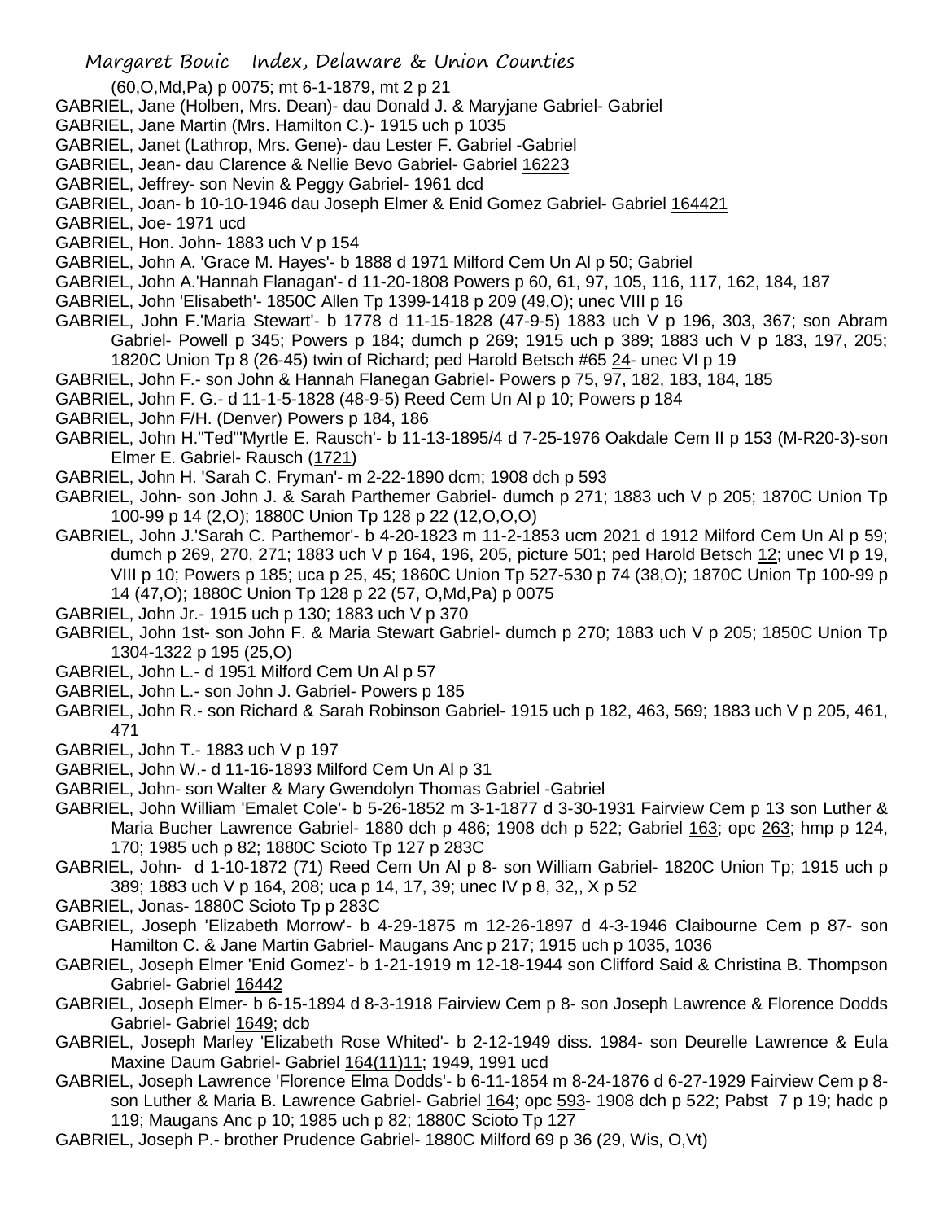(60,O,Md,Pa) p 0075; mt 6-1-1879, mt 2 p 21

GABRIEL, Jane (Holben, Mrs. Dean)- dau Donald J. & Maryjane Gabriel- Gabriel

GABRIEL, Jane Martin (Mrs. Hamilton C.)- 1915 uch p 1035

GABRIEL, Janet (Lathrop, Mrs. Gene)- dau Lester F. Gabriel -Gabriel

GABRIEL, Jean- dau Clarence & Nellie Bevo Gabriel- Gabriel 16223

GABRIEL, Jeffrey- son Nevin & Peggy Gabriel- 1961 dcd

GABRIEL, Joan- b 10-10-1946 dau Joseph Elmer & Enid Gomez Gabriel- Gabriel 164421

GABRIEL, Joe- 1971 ucd

GABRIEL, Hon. John- 1883 uch V p 154

GABRIEL, John A. 'Grace M. Hayes'- b 1888 d 1971 Milford Cem Un Al p 50; Gabriel

GABRIEL, John A.'Hannah Flanagan'- d 11-20-1808 Powers p 60, 61, 97, 105, 116, 117, 162, 184, 187

GABRIEL, John 'Elisabeth'- 1850C Allen Tp 1399-1418 p 209 (49,O); unec VIII p 16

GABRIEL, John F.'Maria Stewart'- b 1778 d 11-15-1828 (47-9-5) 1883 uch V p 196, 303, 367; son Abram Gabriel- Powell p 345; Powers p 184; dumch p 269; 1915 uch p 389; 1883 uch V p 183, 197, 205; 1820C Union Tp 8 (26-45) twin of Richard; ped Harold Betsch #65 24- unec VI p 19

GABRIEL, John F.- son John & Hannah Flanegan Gabriel- Powers p 75, 97, 182, 183, 184, 185

GABRIEL, John F. G.- d 11-1-5-1828 (48-9-5) Reed Cem Un Al p 10; Powers p 184

GABRIEL, John F/H. (Denver) Powers p 184, 186

GABRIEL, John H."Ted"'Myrtle E. Rausch'- b 11-13-1895/4 d 7-25-1976 Oakdale Cem II p 153 (M-R20-3)-son Elmer E. Gabriel- Rausch (1721)

GABRIEL, John H. 'Sarah C. Fryman'- m 2-22-1890 dcm; 1908 dch p 593

GABRIEL, John- son John J. & Sarah Parthemer Gabriel- dumch p 271; 1883 uch V p 205; 1870C Union Tp 100-99 p 14 (2,O); 1880C Union Tp 128 p 22 (12,O,O,O)

GABRIEL, John J.'Sarah C. Parthemor'- b 4-20-1823 m 11-2-1853 ucm 2021 d 1912 Milford Cem Un Al p 59; dumch p 269, 270, 271; 1883 uch V p 164, 196, 205, picture 501; ped Harold Betsch 12; unec VI p 19, VIII p 10; Powers p 185; uca p 25, 45; 1860C Union Tp 527-530 p 74 (38,O); 1870C Union Tp 100-99 p 14 (47,O); 1880C Union Tp 128 p 22 (57, O,Md,Pa) p 0075

GABRIEL, John Jr.- 1915 uch p 130; 1883 uch V p 370

GABRIEL, John 1st- son John F. & Maria Stewart Gabriel- dumch p 270; 1883 uch V p 205; 1850C Union Tp 1304-1322 p 195 (25,O)

GABRIEL, John L.- d 1951 Milford Cem Un Al p 57

GABRIEL, John L.- son John J. Gabriel- Powers p 185

GABRIEL, John R.- son Richard & Sarah Robinson Gabriel- 1915 uch p 182, 463, 569; 1883 uch V p 205, 461, 471

GABRIEL, John T.- 1883 uch V p 197

GABRIEL, John W.- d 11-16-1893 Milford Cem Un Al p 31

GABRIEL, John- son Walter & Mary Gwendolyn Thomas Gabriel -Gabriel

GABRIEL, John William 'Emalet Cole'- b 5-26-1852 m 3-1-1877 d 3-30-1931 Fairview Cem p 13 son Luther & Maria Bucher Lawrence Gabriel- 1880 dch p 486; 1908 dch p 522; Gabriel 163; opc 263; hmp p 124, 170; 1985 uch p 82; 1880C Scioto Tp 127 p 283C

GABRIEL, John- d 1-10-1872 (71) Reed Cem Un Al p 8- son William Gabriel- 1820C Union Tp; 1915 uch p 389; 1883 uch V p 164, 208; uca p 14, 17, 39; unec IV p 8, 32,, X p 52

GABRIEL, Jonas- 1880C Scioto Tp p 283C

GABRIEL, Joseph 'Elizabeth Morrow'- b 4-29-1875 m 12-26-1897 d 4-3-1946 Claibourne Cem p 87- son Hamilton C. & Jane Martin Gabriel- Maugans Anc p 217; 1915 uch p 1035, 1036

GABRIEL, Joseph Elmer 'Enid Gomez'- b 1-21-1919 m 12-18-1944 son Clifford Said & Christina B. Thompson Gabriel- Gabriel 16442

GABRIEL, Joseph Elmer- b 6-15-1894 d 8-3-1918 Fairview Cem p 8- son Joseph Lawrence & Florence Dodds Gabriel- Gabriel 1649; dcb

GABRIEL, Joseph Marley 'Elizabeth Rose Whited'- b 2-12-1949 diss. 1984- son Deurelle Lawrence & Eula Maxine Daum Gabriel- Gabriel 164(11)11; 1949, 1991 ucd

GABRIEL, Joseph Lawrence 'Florence Elma Dodds'- b 6-11-1854 m 8-24-1876 d 6-27-1929 Fairview Cem p 8- son Luther & Maria B. Lawrence Gabriel- Gabriel 164; opc 593- 1908 dch p 522; Pabst 7 p 19; hadc p 119; Maugans Anc p 10; 1985 uch p 82; 1880C Scioto Tp 127

GABRIEL, Joseph P.- brother Prudence Gabriel- 1880C Milford 69 p 36 (29, Wis, O,Vt)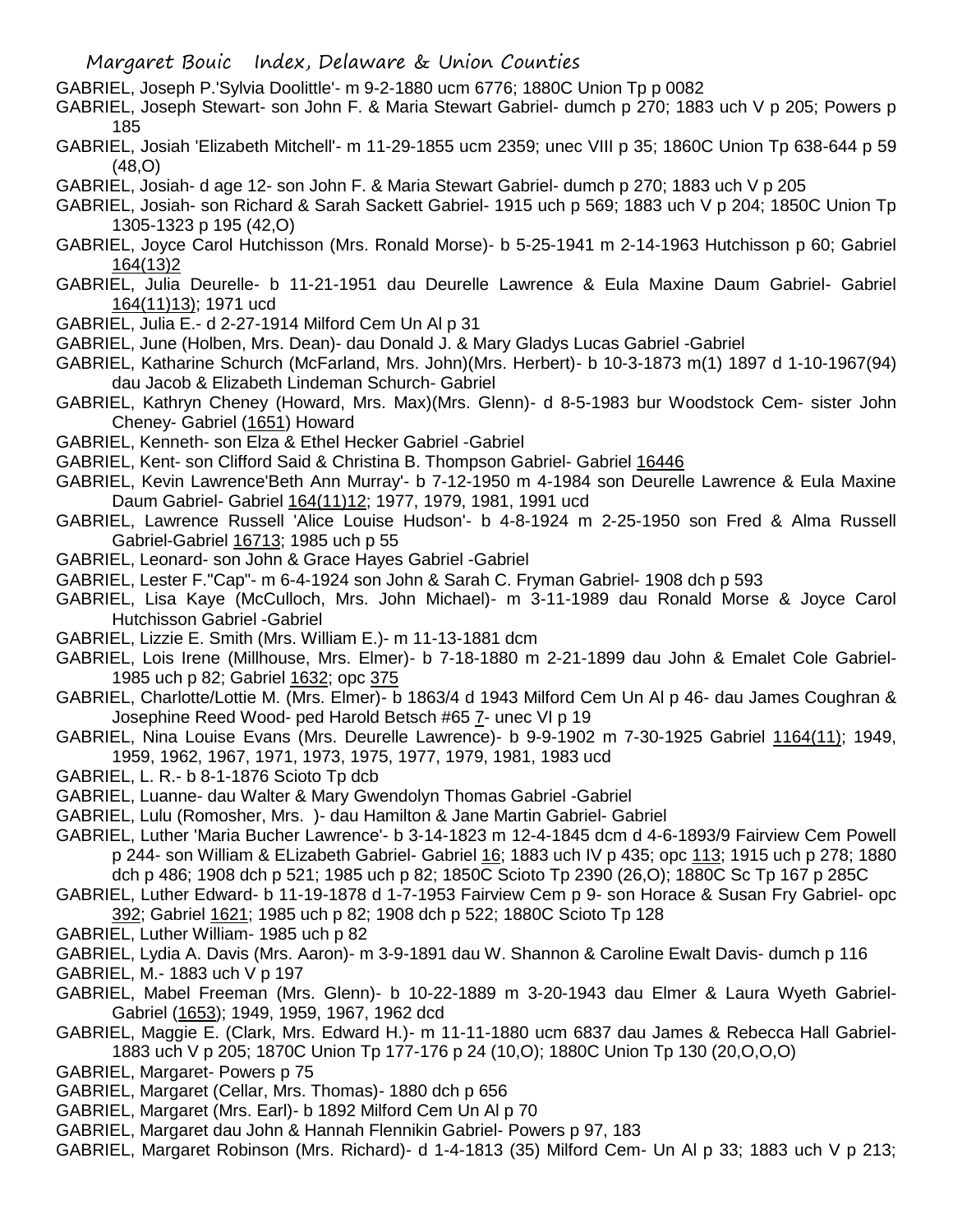GABRIEL, Joseph P.'Sylvia Doolittle'- m 9-2-1880 ucm 6776; 1880C Union Tp p 0082

GABRIEL, Joseph Stewart- son John F. & Maria Stewart Gabriel- dumch p 270; 1883 uch V p 205; Powers p 185

GABRIEL, Josiah 'Elizabeth Mitchell'- m 11-29-1855 ucm 2359; unec VIII p 35; 1860C Union Tp 638-644 p 59 (48,O)

GABRIEL, Josiah- d age 12- son John F. & Maria Stewart Gabriel- dumch p 270; 1883 uch V p 205

GABRIEL, Josiah- son Richard & Sarah Sackett Gabriel- 1915 uch p 569; 1883 uch V p 204; 1850C Union Tp 1305-1323 p 195 (42,O)

GABRIEL, Joyce Carol Hutchisson (Mrs. Ronald Morse)- b 5-25-1941 m 2-14-1963 Hutchisson p 60; Gabriel 164(13)2

GABRIEL, Julia Deurelle- b 11-21-1951 dau Deurelle Lawrence & Eula Maxine Daum Gabriel- Gabriel 164(11)13; 1971 ucd

GABRIEL, Julia E.- d 2-27-1914 Milford Cem Un Al p 31

GABRIEL, June (Holben, Mrs. Dean)- dau Donald J. & Mary Gladys Lucas Gabriel -Gabriel

GABRIEL, Katharine Schurch (McFarland, Mrs. John)(Mrs. Herbert)- b 10-3-1873 m(1) 1897 d 1-10-1967(94) dau Jacob & Elizabeth Lindeman Schurch- Gabriel

GABRIEL, Kathryn Cheney (Howard, Mrs. Max)(Mrs. Glenn)- d 8-5-1983 bur Woodstock Cem- sister John Cheney- Gabriel (1651) Howard

GABRIEL, Kenneth- son Elza & Ethel Hecker Gabriel -Gabriel

GABRIEL, Kent- son Clifford Said & Christina B. Thompson Gabriel- Gabriel 16446

GABRIEL, Kevin Lawrence'Beth Ann Murray'- b 7-12-1950 m 4-1984 son Deurelle Lawrence & Eula Maxine Daum Gabriel- Gabriel 164(11)12; 1977, 1979, 1981, 1991 ucd

GABRIEL, Lawrence Russell 'Alice Louise Hudson'- b 4-8-1924 m 2-25-1950 son Fred & Alma Russell Gabriel-Gabriel 16713; 1985 uch p 55

GABRIEL, Leonard- son John & Grace Hayes Gabriel -Gabriel

GABRIEL, Lester F."Cap"- m 6-4-1924 son John & Sarah C. Fryman Gabriel- 1908 dch p 593

GABRIEL, Lisa Kaye (McCulloch, Mrs. John Michael)- m 3-11-1989 dau Ronald Morse & Joyce Carol Hutchisson Gabriel -Gabriel

GABRIEL, Lizzie E. Smith (Mrs. William E.)- m 11-13-1881 dcm

GABRIEL, Lois Irene (Millhouse, Mrs. Elmer)- b 7-18-1880 m 2-21-1899 dau John & Emalet Cole Gabriel- 1985 uch p 82; Gabriel 1632; opc 375

GABRIEL, Charlotte/Lottie M. (Mrs. Elmer)- b 1863/4 d 1943 Milford Cem Un Al p 46- dau James Coughran & Josephine Reed Wood- ped Harold Betsch #65 7- unec VI p 19

GABRIEL, Nina Louise Evans (Mrs. Deurelle Lawrence)- b 9-9-1902 m 7-30-1925 Gabriel 1164(11); 1949, 1959, 1962, 1967, 1971, 1973, 1975, 1977, 1979, 1981, 1983 ucd

GABRIEL, L. R.- b 8-1-1876 Scioto Tp dcb

GABRIEL, Luanne- dau Walter & Mary Gwendolyn Thomas Gabriel -Gabriel

GABRIEL, Lulu (Romosher, Mrs. )- dau Hamilton & Jane Martin Gabriel- Gabriel

GABRIEL, Luther 'Maria Bucher Lawrence'- b 3-14-1823 m 12-4-1845 dcm d 4-6-1893/9 Fairview Cem Powell p 244- son William & ELizabeth Gabriel- Gabriel 16; 1883 uch IV p 435; opc 113; 1915 uch p 278; 1880 dch p 486; 1908 dch p 521; 1985 uch p 82; 1850C Scioto Tp 2390 (26,O); 1880C Sc Tp 167 p 285C

GABRIEL, Luther Edward- b 11-19-1878 d 1-7-1953 Fairview Cem p 9- son Horace & Susan Fry Gabriel- opc 392; Gabriel 1621; 1985 uch p 82; 1908 dch p 522; 1880C Scioto Tp 128

GABRIEL, Luther William- 1985 uch p 82

GABRIEL, Lydia A. Davis (Mrs. Aaron)- m 3-9-1891 dau W. Shannon & Caroline Ewalt Davis- dumch p 116

GABRIEL, M.- 1883 uch V p 197

GABRIEL, Mabel Freeman (Mrs. Glenn)- b 10-22-1889 m 3-20-1943 dau Elmer & Laura Wyeth Gabriel- Gabriel (1653); 1949, 1959, 1967, 1962 dcd

GABRIEL, Maggie E. (Clark, Mrs. Edward H.)- m 11-11-1880 ucm 6837 dau James & Rebecca Hall Gabriel- 1883 uch V p 205; 1870C Union Tp 177-176 p 24 (10,O); 1880C Union Tp 130 (20,O,O,O)

GABRIEL, Margaret- Powers p 75

GABRIEL, Margaret (Cellar, Mrs. Thomas)- 1880 dch p 656

GABRIEL, Margaret (Mrs. Earl)- b 1892 Milford Cem Un Al p 70

GABRIEL, Margaret dau John & Hannah Flennikin Gabriel- Powers p 97, 183

GABRIEL, Margaret Robinson (Mrs. Richard)- d 1-4-1813 (35) Milford Cem- Un Al p 33; 1883 uch V p 213;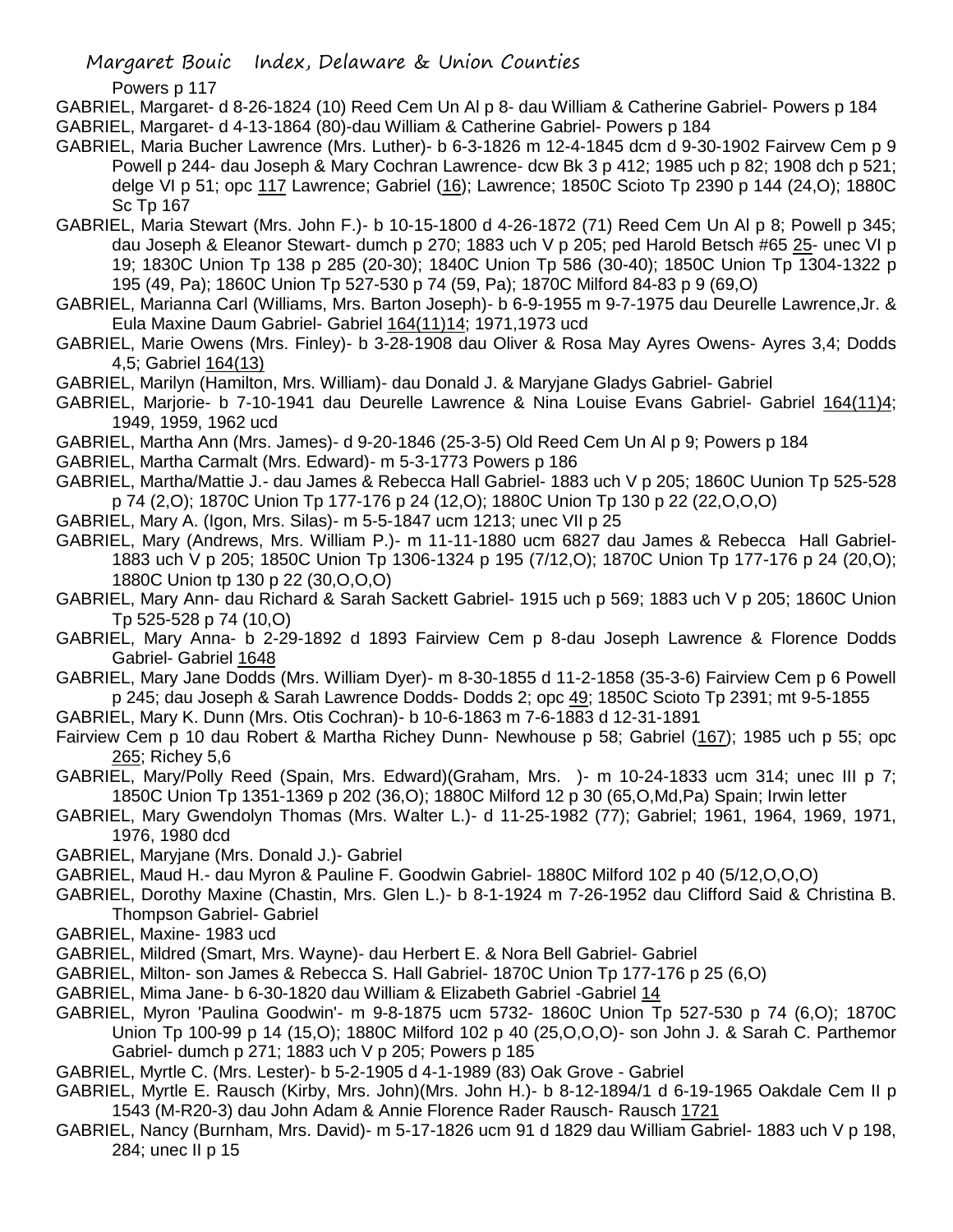Powers p 117

GABRIEL, Margaret- d 8-26-1824 (10) Reed Cem Un Al p 8- dau William & Catherine Gabriel- Powers p 184

GABRIEL, Margaret- d 4-13-1864 (80)-dau William & Catherine Gabriel- Powers p 184

GABRIEL, Maria Bucher Lawrence (Mrs. Luther)- b 6-3-1826 m 12-4-1845 dcm d 9-30-1902 Fairvew Cem p 9 Powell p 244- dau Joseph & Mary Cochran Lawrence- dcw Bk 3 p 412; 1985 uch p 82; 1908 dch p 521; delge VI p 51; opc 117 Lawrence; Gabriel (16); Lawrence; 1850C Scioto Tp 2390 p 144 (24,O); 1880C Sc Tp 167

GABRIEL, Maria Stewart (Mrs. John F.)- b 10-15-1800 d 4-26-1872 (71) Reed Cem Un Al p 8; Powell p 345; dau Joseph & Eleanor Stewart- dumch p 270; 1883 uch V p 205; ped Harold Betsch #65 25- unec VI p 19; 1830C Union Tp 138 p 285 (20-30); 1840C Union Tp 586 (30-40); 1850C Union Tp 1304-1322 p 195 (49, Pa); 1860C Union Tp 527-530 p 74 (59, Pa); 1870C Milford 84-83 p 9 (69,O)

GABRIEL, Marianna Carl (Williams, Mrs. Barton Joseph)- b 6-9-1955 m 9-7-1975 dau Deurelle Lawrence,Jr. & Eula Maxine Daum Gabriel- Gabriel 164(11)14; 1971,1973 ucd

GABRIEL, Marie Owens (Mrs. Finley)- b 3-28-1908 dau Oliver & Rosa May Ayres Owens- Ayres 3,4; Dodds 4,5; Gabriel 164(13)

GABRIEL, Marilyn (Hamilton, Mrs. William)- dau Donald J. & Maryjane Gladys Gabriel- Gabriel

GABRIEL, Marjorie- b 7-10-1941 dau Deurelle Lawrence & Nina Louise Evans Gabriel- Gabriel 164(11)4; 1949, 1959, 1962 ucd

GABRIEL, Martha Ann (Mrs. James)- d 9-20-1846 (25-3-5) Old Reed Cem Un Al p 9; Powers p 184

GABRIEL, Martha Carmalt (Mrs. Edward)- m 5-3-1773 Powers p 186

GABRIEL, Martha/Mattie J.- dau James & Rebecca Hall Gabriel- 1883 uch V p 205; 1860C Uunion Tp 525-528 p 74 (2,O); 1870C Union Tp 177-176 p 24 (12,O); 1880C Union Tp 130 p 22 (22,O,O,O)

GABRIEL, Mary A. (Igon, Mrs. Silas)- m 5-5-1847 ucm 1213; unec VII p 25

GABRIEL, Mary (Andrews, Mrs. William P.)- m 11-11-1880 ucm 6827 dau James & Rebecca Hall Gabriel- 1883 uch V p 205; 1850C Union Tp 1306-1324 p 195 (7/12,O); 1870C Union Tp 177-176 p 24 (20,O); 1880C Union tp 130 p 22 (30,O,O,O)

GABRIEL, Mary Ann- dau Richard & Sarah Sackett Gabriel- 1915 uch p 569; 1883 uch V p 205; 1860C Union Tp 525-528 p 74 (10,O)

GABRIEL, Mary Anna- b 2-29-1892 d 1893 Fairview Cem p 8-dau Joseph Lawrence & Florence Dodds Gabriel- Gabriel 1648

GABRIEL, Mary Jane Dodds (Mrs. William Dyer)- m 8-30-1855 d 11-2-1858 (35-3-6) Fairview Cem p 6 Powell p 245; dau Joseph & Sarah Lawrence Dodds- Dodds 2; opc 49; 1850C Scioto Tp 2391; mt 9-5-1855

GABRIEL, Mary K. Dunn (Mrs. Otis Cochran)- b 10-6-1863 m 7-6-1883 d 12-31-1891 Fairview Cem p 10 dau Robert & Martha Richey Dunn- Newhouse p 58; Gabriel (167); 1985 uch p 55; opc 265; Richey 5,6

GABRIEL, Mary/Polly Reed (Spain, Mrs. Edward)(Graham, Mrs. )- m 10-24-1833 ucm 314; unec III p 7; 1850C Union Tp 1351-1369 p 202 (36,O); 1880C Milford 12 p 30 (65,O,Md,Pa) Spain; Irwin letter

GABRIEL, Mary Gwendolyn Thomas (Mrs. Walter L.)- d 11-25-1982 (77); Gabriel; 1961, 1964, 1969, 1971, 1976, 1980 dcd

GABRIEL, Maryjane (Mrs. Donald J.)- Gabriel

GABRIEL, Maud H.- dau Myron & Pauline F. Goodwin Gabriel- 1880C Milford 102 p 40 (5/12,O,O,O)

GABRIEL, Dorothy Maxine (Chastin, Mrs. Glen L.)- b 8-1-1924 m 7-26-1952 dau Clifford Said & Christina B. Thompson Gabriel- Gabriel

GABRIEL, Maxine- 1983 ucd

GABRIEL, Mildred (Smart, Mrs. Wayne)- dau Herbert E. & Nora Bell Gabriel- Gabriel

GABRIEL, Milton- son James & Rebecca S. Hall Gabriel- 1870C Union Tp 177-176 p 25 (6,O)

GABRIEL, Mima Jane- b 6-30-1820 dau William & Elizabeth Gabriel -Gabriel 14

GABRIEL, Myron 'Paulina Goodwin'- m 9-8-1875 ucm 5732- 1860C Union Tp 527-530 p 74 (6,O); 1870C Union Tp 100-99 p 14 (15,O); 1880C Milford 102 p 40 (25,O,O,O)- son John J. & Sarah C. Parthemor Gabriel- dumch p 271; 1883 uch V p 205; Powers p 185

GABRIEL, Myrtle C. (Mrs. Lester)- b 5-2-1905 d 4-1-1989 (83) Oak Grove - Gabriel

GABRIEL, Myrtle E. Rausch (Kirby, Mrs. John)(Mrs. John H.)- b 8-12-1894/1 d 6-19-1965 Oakdale Cem II p 1543 (M-R20-3) dau John Adam & Annie Florence Rader Rausch- Rausch 1721

GABRIEL, Nancy (Burnham, Mrs. David)- m 5-17-1826 ucm 91 d 1829 dau William Gabriel- 1883 uch V p 198, 284; unec II p 15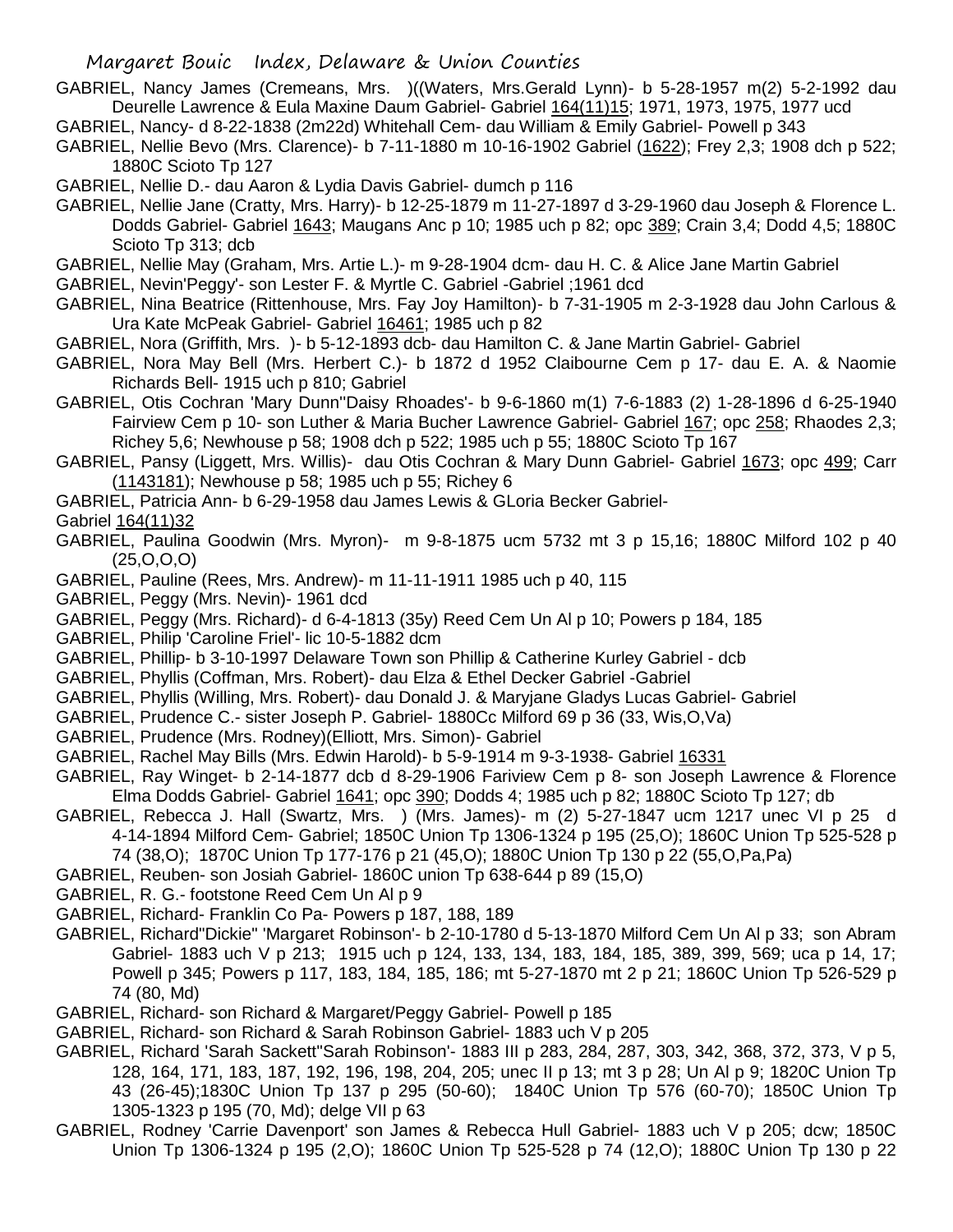GABRIEL, Nancy James (Cremeans, Mrs. )((Waters, Mrs.Gerald Lynn)- b 5-28-1957 m(2) 5-2-1992 dau Deurelle Lawrence & Eula Maxine Daum Gabriel- Gabriel 164(11)15; 1971, 1973, 1975, 1977 ucd

GABRIEL, Nancy- d 8-22-1838 (2m22d) Whitehall Cem- dau William & Emily Gabriel- Powell p 343

GABRIEL, Nellie Bevo (Mrs. Clarence)- b 7-11-1880 m 10-16-1902 Gabriel (1622); Frey 2,3; 1908 dch p 522; 1880C Scioto Tp 127

GABRIEL, Nellie D.- dau Aaron & Lydia Davis Gabriel- dumch p 116

GABRIEL, Nellie Jane (Cratty, Mrs. Harry)- b 12-25-1879 m 11-27-1897 d 3-29-1960 dau Joseph & Florence L. Dodds Gabriel- Gabriel 1643; Maugans Anc p 10; 1985 uch p 82; opc 389; Crain 3,4; Dodd 4,5; 1880C Scioto Tp 313; dcb

GABRIEL, Nellie May (Graham, Mrs. Artie L.)- m 9-28-1904 dcm- dau H. C. & Alice Jane Martin Gabriel

GABRIEL, Nevin'Peggy'- son Lester F. & Myrtle C. Gabriel -Gabriel ;1961 dcd

GABRIEL, Nina Beatrice (Rittenhouse, Mrs. Fay Joy Hamilton)- b 7-31-1905 m 2-3-1928 dau John Carlous & Ura Kate McPeak Gabriel- Gabriel 16461; 1985 uch p 82

GABRIEL, Nora (Griffith, Mrs. )- b 5-12-1893 dcb- dau Hamilton C. & Jane Martin Gabriel- Gabriel

GABRIEL, Nora May Bell (Mrs. Herbert C.)- b 1872 d 1952 Claibourne Cem p 17- dau E. A. & Naomie Richards Bell- 1915 uch p 810; Gabriel

GABRIEL, Otis Cochran 'Mary Dunn''Daisy Rhoades'- b 9-6-1860 m(1) 7-6-1883 (2) 1-28-1896 d 6-25-1940 Fairview Cem p 10- son Luther & Maria Bucher Lawrence Gabriel- Gabriel 167; opc 258; Rhaodes 2,3; Richey 5,6; Newhouse p 58; 1908 dch p 522; 1985 uch p 55; 1880C Scioto Tp 167

GABRIEL, Pansy (Liggett, Mrs. Willis)- dau Otis Cochran & Mary Dunn Gabriel- Gabriel 1673; opc 499; Carr (1143181); Newhouse p 58; 1985 uch p 55; Richey 6

GABRIEL, Patricia Ann- b 6-29-1958 dau James Lewis & GLoria Becker Gabriel-
Gabriel 164(11)32

GABRIEL, Paulina Goodwin (Mrs. Myron)- m 9-8-1875 ucm 5732 mt 3 p 15,16; 1880C Milford 102 p 40 (25,O,O,O)

GABRIEL, Pauline (Rees, Mrs. Andrew)- m 11-11-1911 1985 uch p 40, 115

GABRIEL, Peggy (Mrs. Nevin)- 1961 dcd

GABRIEL, Peggy (Mrs. Richard)- d 6-4-1813 (35y) Reed Cem Un Al p 10; Powers p 184, 185

GABRIEL, Philip 'Caroline Friel'- lic 10-5-1882 dcm

GABRIEL, Phillip- b 3-10-1997 Delaware Town son Phillip & Catherine Kurley Gabriel - dcb

GABRIEL, Phyllis (Coffman, Mrs. Robert)- dau Elza & Ethel Decker Gabriel -Gabriel

GABRIEL, Phyllis (Willing, Mrs. Robert)- dau Donald J. & Maryjane Gladys Lucas Gabriel- Gabriel

GABRIEL, Prudence C.- sister Joseph P. Gabriel- 1880Cc Milford 69 p 36 (33, Wis,O,Va)

GABRIEL, Prudence (Mrs. Rodney)(Elliott, Mrs. Simon)- Gabriel

GABRIEL, Rachel May Bills (Mrs. Edwin Harold)- b 5-9-1914 m 9-3-1938- Gabriel 16331

GABRIEL, Ray Winget- b 2-14-1877 dcb d 8-29-1906 Fariview Cem p 8- son Joseph Lawrence & Florence Elma Dodds Gabriel- Gabriel 1641; opc 390; Dodds 4; 1985 uch p 82; 1880C Scioto Tp 127; db

GABRIEL, Rebecca J. Hall (Swartz, Mrs. ) (Mrs. James)- m (2) 5-27-1847 ucm 1217 unec VI p 25 d 4-14-1894 Milford Cem- Gabriel; 1850C Union Tp 1306-1324 p 195 (25,O); 1860C Union Tp 525-528 p 74 (38,O); 1870C Union Tp 177-176 p 21 (45,O); 1880C Union Tp 130 p 22 (55,O,Pa,Pa)

GABRIEL, Reuben- son Josiah Gabriel- 1860C union Tp 638-644 p 89 (15,O)

GABRIEL, R. G.- footstone Reed Cem Un Al p 9

GABRIEL, Richard- Franklin Co Pa- Powers p 187, 188, 189

GABRIEL, Richard"Dickie" 'Margaret Robinson'- b 2-10-1780 d 5-13-1870 Milford Cem Un Al p 33; son Abram Gabriel- 1883 uch V p 213; 1915 uch p 124, 133, 134, 183, 184, 185, 389, 399, 569; uca p 14, 17; Powell p 345; Powers p 117, 183, 184, 185, 186; mt 5-27-1870 mt 2 p 21; 1860C Union Tp 526-529 p 74 (80, Md)

GABRIEL, Richard- son Richard & Margaret/Peggy Gabriel- Powell p 185

GABRIEL, Richard- son Richard & Sarah Robinson Gabriel- 1883 uch V p 205

GABRIEL, Richard 'Sarah Sackett''Sarah Robinson'- 1883 III p 283, 284, 287, 303, 342, 368, 372, 373, V p 5, 128, 164, 171, 183, 187, 192, 196, 198, 204, 205; unec II p 13; mt 3 p 28; Un Al p 9; 1820C Union Tp 43 (26-45);1830C Union Tp 137 p 295 (50-60); 1840C Union Tp 576 (60-70); 1850C Union Tp 1305-1323 p 195 (70, Md); delge VII p 63

GABRIEL, Rodney 'Carrie Davenport' son James & Rebecca Hull Gabriel- 1883 uch V p 205; dcw; 1850C Union Tp 1306-1324 p 195 (2,O); 1860C Union Tp 525-528 p 74 (12,O); 1880C Union Tp 130 p 22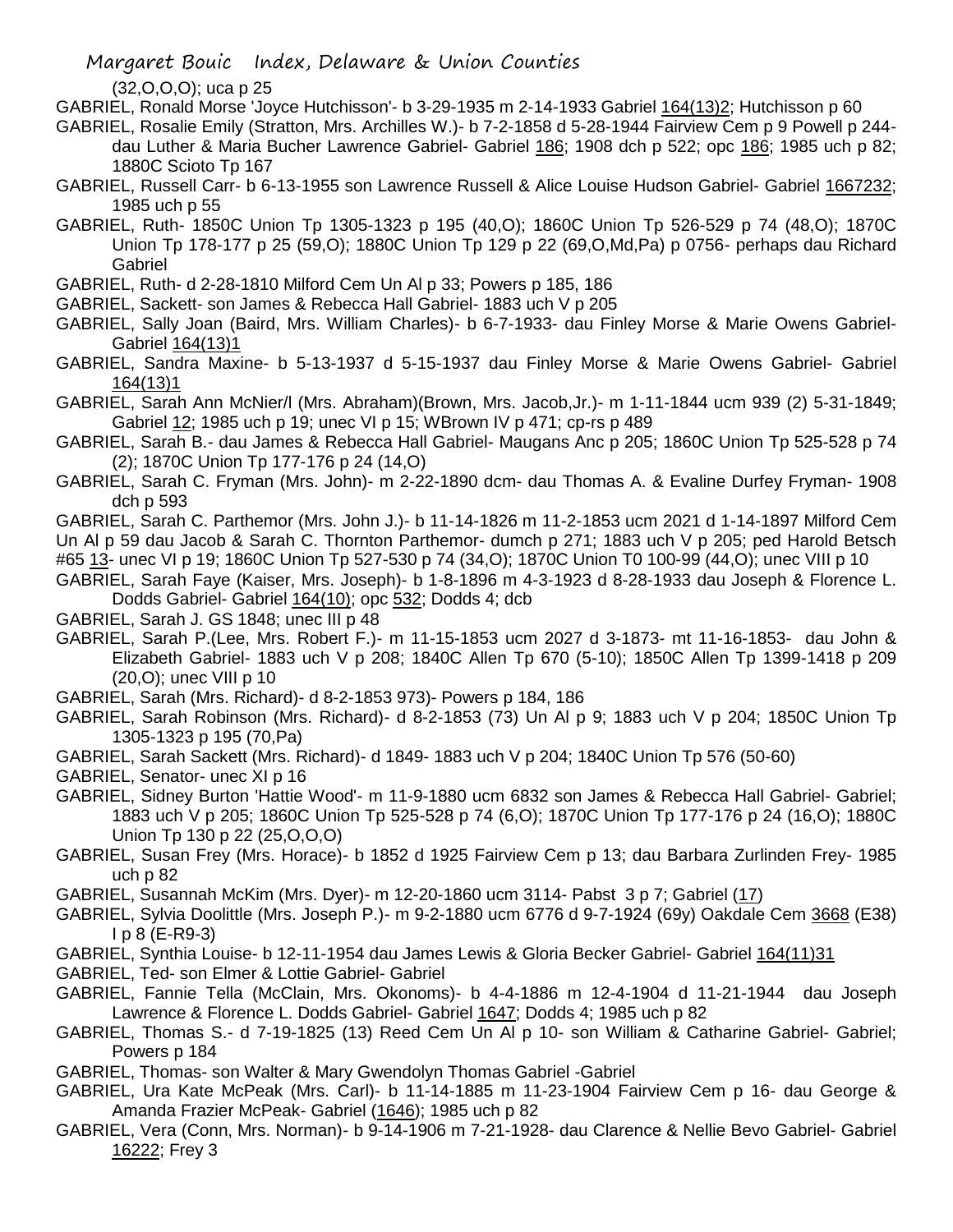(32,O,O,O); uca p 25

GABRIEL, Ronald Morse 'Joyce Hutchisson'- b 3-29-1935 m 2-14-1933 Gabriel 164(13)2; Hutchisson p 60

GABRIEL, Rosalie Emily (Stratton, Mrs. Archilles W.)- b 7-2-1858 d 5-28-1944 Fairview Cem p 9 Powell p 244- dau Luther & Maria Bucher Lawrence Gabriel- Gabriel 186; 1908 dch p 522; opc 186; 1985 uch p 82; 1880C Scioto Tp 167

GABRIEL, Russell Carr- b 6-13-1955 son Lawrence Russell & Alice Louise Hudson Gabriel- Gabriel 1667232; 1985 uch p 55

GABRIEL, Ruth- 1850C Union Tp 1305-1323 p 195 (40,O); 1860C Union Tp 526-529 p 74 (48,O); 1870C Union Tp 178-177 p 25 (59,O); 1880C Union Tp 129 p 22 (69,O,Md,Pa) p 0756- perhaps dau Richard Gabriel

GABRIEL, Ruth- d 2-28-1810 Milford Cem Un Al p 33; Powers p 185, 186

GABRIEL, Sackett- son James & Rebecca Hall Gabriel- 1883 uch V p 205

GABRIEL, Sally Joan (Baird, Mrs. William Charles)- b 6-7-1933- dau Finley Morse & Marie Owens Gabriel- Gabriel 164(13)1

GABRIEL, Sandra Maxine- b 5-13-1937 d 5-15-1937 dau Finley Morse & Marie Owens Gabriel- Gabriel 164(13)1

GABRIEL, Sarah Ann McNier/l (Mrs. Abraham)(Brown, Mrs. Jacob,Jr.)- m 1-11-1844 ucm 939 (2) 5-31-1849; Gabriel 12; 1985 uch p 19; unec VI p 15; WBrown IV p 471; cp-rs p 489

GABRIEL, Sarah B.- dau James & Rebecca Hall Gabriel- Maugans Anc p 205; 1860C Union Tp 525-528 p 74 (2); 1870C Union Tp 177-176 p 24 (14,O)

GABRIEL, Sarah C. Fryman (Mrs. John)- m 2-22-1890 dcm- dau Thomas A. & Evaline Durfey Fryman- 1908 dch p 593

GABRIEL, Sarah C. Parthemor (Mrs. John J.)- b 11-14-1826 m 11-2-1853 ucm 2021 d 1-14-1897 Milford Cem Un Al p 59 dau Jacob & Sarah C. Thornton Parthemor- dumch p 271; 1883 uch V p 205; ped Harold Betsch #65 13- unec VI p 19; 1860C Union Tp 527-530 p 74 (34,O); 1870C Union T0 100-99 (44,O); unec VIII p 10

GABRIEL, Sarah Faye (Kaiser, Mrs. Joseph)- b 1-8-1896 m 4-3-1923 d 8-28-1933 dau Joseph & Florence L. Dodds Gabriel- Gabriel 164(10); opc 532; Dodds 4; dcb

GABRIEL, Sarah J. GS 1848; unec III p 48

GABRIEL, Sarah P.(Lee, Mrs. Robert F.)- m 11-15-1853 ucm 2027 d 3-1873- mt 11-16-1853- dau John & Elizabeth Gabriel- 1883 uch V p 208; 1840C Allen Tp 670 (5-10); 1850C Allen Tp 1399-1418 p 209 (20,O); unec VIII p 10

GABRIEL, Sarah (Mrs. Richard)- d 8-2-1853 973)- Powers p 184, 186

GABRIEL, Sarah Robinson (Mrs. Richard)- d 8-2-1853 (73) Un Al p 9; 1883 uch V p 204; 1850C Union Tp 1305-1323 p 195 (70,Pa)

GABRIEL, Sarah Sackett (Mrs. Richard)- d 1849- 1883 uch V p 204; 1840C Union Tp 576 (50-60)

GABRIEL, Senator- unec XI p 16

GABRIEL, Sidney Burton 'Hattie Wood'- m 11-9-1880 ucm 6832 son James & Rebecca Hall Gabriel- Gabriel; 1883 uch V p 205; 1860C Union Tp 525-528 p 74 (6,O); 1870C Union Tp 177-176 p 24 (16,O); 1880C Union Tp 130 p 22 (25,O,O,O)

GABRIEL, Susan Frey (Mrs. Horace)- b 1852 d 1925 Fairview Cem p 13; dau Barbara Zurlinden Frey- 1985 uch p 82

GABRIEL, Susannah McKim (Mrs. Dyer)- m 12-20-1860 ucm 3114- Pabst 3 p 7; Gabriel (17)

GABRIEL, Sylvia Doolittle (Mrs. Joseph P.)- m 9-2-1880 ucm 6776 d 9-7-1924 (69y) Oakdale Cem 3668 (E38) I p 8 (E-R9-3)

GABRIEL, Synthia Louise- b 12-11-1954 dau James Lewis & Gloria Becker Gabriel- Gabriel 164(11)31

GABRIEL, Ted- son Elmer & Lottie Gabriel- Gabriel

GABRIEL, Fannie Tella (McClain, Mrs. Okonoms)- b 4-4-1886 m 12-4-1904 d 11-21-1944 dau Joseph Lawrence & Florence L. Dodds Gabriel- Gabriel 1647; Dodds 4; 1985 uch p 82

GABRIEL, Thomas S.- d 7-19-1825 (13) Reed Cem Un Al p 10- son William & Catharine Gabriel- Gabriel; Powers p 184

GABRIEL, Thomas- son Walter & Mary Gwendolyn Thomas Gabriel -Gabriel

GABRIEL, Ura Kate McPeak (Mrs. Carl)- b 11-14-1885 m 11-23-1904 Fairview Cem p 16- dau George & Amanda Frazier McPeak- Gabriel (1646); 1985 uch p 82

GABRIEL, Vera (Conn, Mrs. Norman)- b 9-14-1906 m 7-21-1928- dau Clarence & Nellie Bevo Gabriel- Gabriel 16222; Frey 3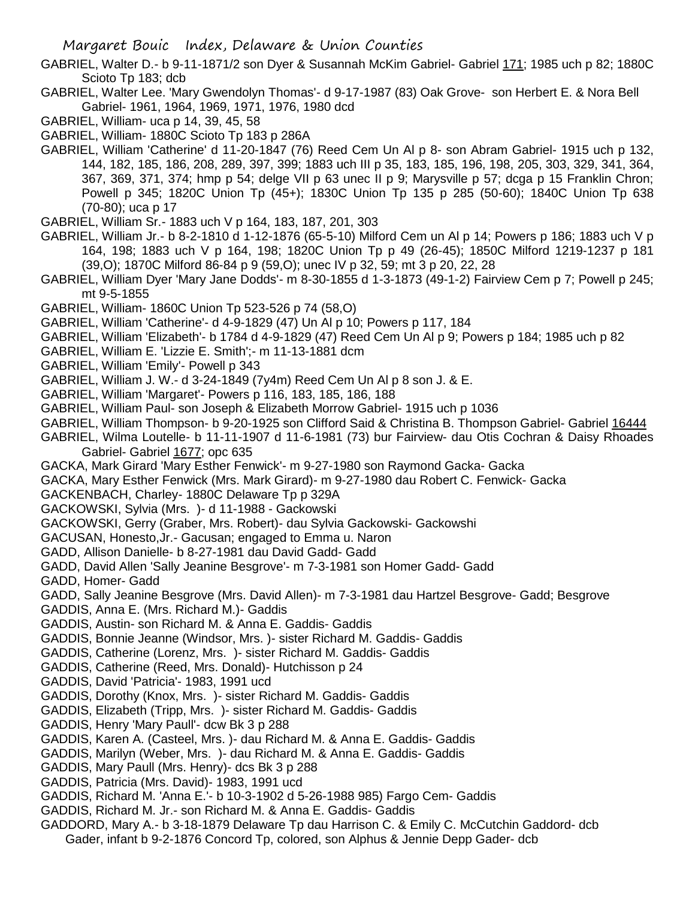GABRIEL, Walter D.- b 9-11-1871/2 son Dyer & Susannah McKim Gabriel- Gabriel 171; 1985 uch p 82; 1880C Scioto Tp 183; dcb

GABRIEL, Walter Lee. 'Mary Gwendolyn Thomas'- d 9-17-1987 (83) Oak Grove- son Herbert E. & Nora Bell Gabriel- 1961, 1964, 1969, 1971, 1976, 1980 dcd

GABRIEL, William- uca p 14, 39, 45, 58

GABRIEL, William- 1880C Scioto Tp 183 p 286A

GABRIEL, William 'Catherine' d 11-20-1847 (76) Reed Cem Un Al p 8- son Abram Gabriel- 1915 uch p 132, 144, 182, 185, 186, 208, 289, 397, 399; 1883 uch III p 35, 183, 185, 196, 198, 205, 303, 329, 341, 364, 367, 369, 371, 374; hmp p 54; delge VII p 63 unec II p 9; Marysville p 57; dcga p 15 Franklin Chron; Powell p 345; 1820C Union Tp (45+); 1830C Union Tp 135 p 285 (50-60); 1840C Union Tp 638 (70-80); uca p 17

GABRIEL, William Sr.- 1883 uch V p 164, 183, 187, 201, 303

GABRIEL, William Jr.- b 8-2-1810 d 1-12-1876 (65-5-10) Milford Cem un Al p 14; Powers p 186; 1883 uch V p 164, 198; 1883 uch V p 164, 198; 1820C Union Tp p 49 (26-45); 1850C Milford 1219-1237 p 181 (39,O); 1870C Milford 86-84 p 9 (59,O); unec IV p 32, 59; mt 3 p 20, 22, 28

GABRIEL, William Dyer 'Mary Jane Dodds'- m 8-30-1855 d 1-3-1873 (49-1-2) Fairview Cem p 7; Powell p 245; mt 9-5-1855

GABRIEL, William- 1860C Union Tp 523-526 p 74 (58,O)

GABRIEL, William 'Catherine'- d 4-9-1829 (47) Un Al p 10; Powers p 117, 184

GABRIEL, William 'Elizabeth'- b 1784 d 4-9-1829 (47) Reed Cem Un Al p 9; Powers p 184; 1985 uch p 82

GABRIEL, William E. 'Lizzie E. Smith';- m 11-13-1881 dcm

GABRIEL, William 'Emily'- Powell p 343

GABRIEL, William J. W.- d 3-24-1849 (7y4m) Reed Cem Un Al p 8 son J. & E.

GABRIEL, William 'Margaret'- Powers p 116, 183, 185, 186, 188

GABRIEL, William Paul- son Joseph & Elizabeth Morrow Gabriel- 1915 uch p 1036

GABRIEL, William Thompson- b 9-20-1925 son Clifford Said & Christina B. Thompson Gabriel- Gabriel 16444

GABRIEL, Wilma Loutelle- b 11-11-1907 d 11-6-1981 (73) bur Fairview- dau Otis Cochran & Daisy Rhoades Gabriel- Gabriel 1677; opc 635

GACKA, Mark Girard 'Mary Esther Fenwick'- m 9-27-1980 son Raymond Gacka- Gacka

GACKA, Mary Esther Fenwick (Mrs. Mark Girard)- m 9-27-1980 dau Robert C. Fenwick- Gacka

GACKENBACH, Charley- 1880C Delaware Tp p 329A

GACKOWSKI, Sylvia (Mrs. )- d 11-1988 - Gackowski

GACKOWSKI, Gerry (Graber, Mrs. Robert)- dau Sylvia Gackowski- Gackowshi

GACUSAN, Honesto,Jr.- Gacusan; engaged to Emma u. Naron

GADD, Allison Danielle- b 8-27-1981 dau David Gadd- Gadd

GADD, David Allen 'Sally Jeanine Besgrove'- m 7-3-1981 son Homer Gadd- Gadd

GADD, Homer- Gadd

GADD, Sally Jeanine Besgrove (Mrs. David Allen)- m 7-3-1981 dau Hartzel Besgrove- Gadd; Besgrove

GADDIS, Anna E. (Mrs. Richard M.)- Gaddis

GADDIS, Austin- son Richard M. & Anna E. Gaddis- Gaddis

GADDIS, Bonnie Jeanne (Windsor, Mrs. )- sister Richard M. Gaddis- Gaddis

GADDIS, Catherine (Lorenz, Mrs. )- sister Richard M. Gaddis- Gaddis

GADDIS, Catherine (Reed, Mrs. Donald)- Hutchisson p 24

GADDIS, David 'Patricia'- 1983, 1991 ucd

GADDIS, Dorothy (Knox, Mrs. )- sister Richard M. Gaddis- Gaddis

GADDIS, Elizabeth (Tripp, Mrs. )- sister Richard M. Gaddis- Gaddis

GADDIS, Henry 'Mary Paull'- dcw Bk 3 p 288

GADDIS, Karen A. (Casteel, Mrs. )- dau Richard M. & Anna E. Gaddis- Gaddis

GADDIS, Marilyn (Weber, Mrs. )- dau Richard M. & Anna E. Gaddis- Gaddis

GADDIS, Mary Paull (Mrs. Henry)- dcs Bk 3 p 288

GADDIS, Patricia (Mrs. David)- 1983, 1991 ucd

GADDIS, Richard M. 'Anna E.'- b 10-3-1902 d 5-26-1988 985) Fargo Cem- Gaddis

GADDIS, Richard M. Jr.- son Richard M. & Anna E. Gaddis- Gaddis

GADDORD, Mary A.- b 3-18-1879 Delaware Tp dau Harrison C. & Emily C. McCutchin Gaddord- dcb

Gader, infant b 9-2-1876 Concord Tp, colored, son Alphus & Jennie Depp Gader- dcb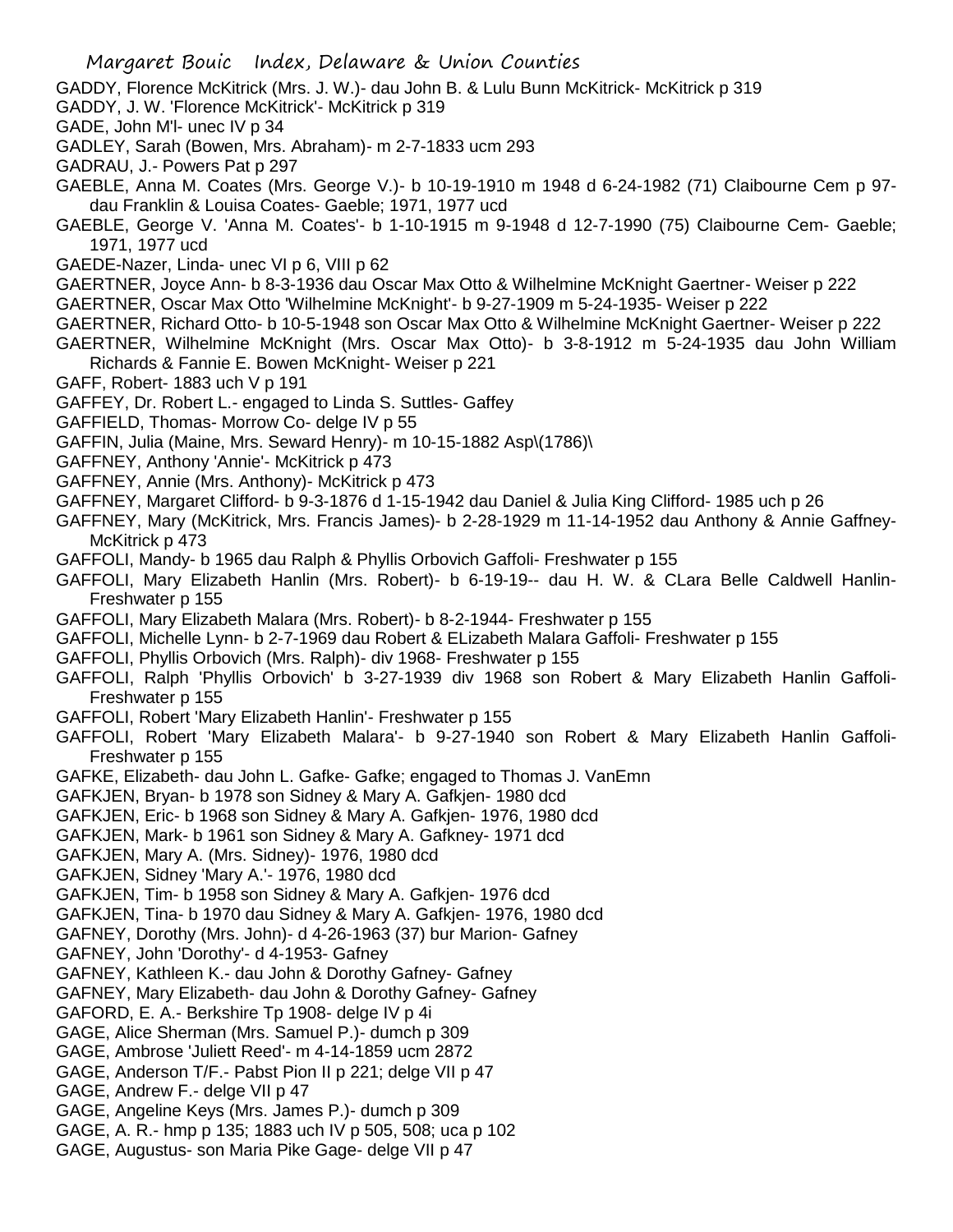GADDY, Florence McKitrick (Mrs. J. W.)- dau John B. & Lulu Bunn McKitrick- McKitrick p 319
GADDY, J. W. 'Florence McKitrick'- McKitrick p 319
GADE, John M'l- unec IV p 34
GADLEY, Sarah (Bowen, Mrs. Abraham)- m 2-7-1833 ucm 293
GADRAU, J.- Powers Pat p 297
GAEBLE, Anna M. Coates (Mrs. George V.)- b 10-19-1910 m 1948 d 6-24-1982 (71) Claibourne Cem p 97- dau Franklin & Louisa Coates- Gaeble; 1971, 1977 ucd
GAEBLE, George V. 'Anna M. Coates'- b 1-10-1915 m 9-1948 d 12-7-1990 (75) Claibourne Cem- Gaeble; 1971, 1977 ucd
GAEDE-Nazer, Linda- unec VI p 6, VIII p 62
GAERTNER, Joyce Ann- b 8-3-1936 dau Oscar Max Otto & Wilhelmine McKnight Gaertner- Weiser p 222
GAERTNER, Oscar Max Otto 'Wilhelmine McKnight'- b 9-27-1909 m 5-24-1935- Weiser p 222
GAERTNER, Richard Otto- b 10-5-1948 son Oscar Max Otto & Wilhelmine McKnight Gaertner- Weiser p 222
GAERTNER, Wilhelmine McKnight (Mrs. Oscar Max Otto)- b 3-8-1912 m 5-24-1935 dau John William Richards & Fannie E. Bowen McKnight- Weiser p 221
GAFF, Robert- 1883 uch V p 191
GAFFEY, Dr. Robert L.- engaged to Linda S. Suttles- Gaffey
GAFFIELD, Thomas- Morrow Co- delge IV p 55
GAFFIN, Julia (Maine, Mrs. Seward Henry)- m 10-15-1882 Asp\(1786)\
GAFFNEY, Anthony 'Annie'- McKitrick p 473
GAFFNEY, Annie (Mrs. Anthony)- McKitrick p 473
GAFFNEY, Margaret Clifford- b 9-3-1876 d 1-15-1942 dau Daniel & Julia King Clifford- 1985 uch p 26
GAFFNEY, Mary (McKitrick, Mrs. Francis James)- b 2-28-1929 m 11-14-1952 dau Anthony & Annie Gaffney- McKitrick p 473
GAFFOLI, Mandy- b 1965 dau Ralph & Phyllis Orbovich Gaffoli- Freshwater p 155
GAFFOLI, Mary Elizabeth Hanlin (Mrs. Robert)- b 6-19-19-- dau H. W. & CLara Belle Caldwell Hanlin- Freshwater p 155
GAFFOLI, Mary Elizabeth Malara (Mrs. Robert)- b 8-2-1944- Freshwater p 155
GAFFOLI, Michelle Lynn- b 2-7-1969 dau Robert & ELizabeth Malara Gaffoli- Freshwater p 155
GAFFOLI, Phyllis Orbovich (Mrs. Ralph)- div 1968- Freshwater p 155
GAFFOLI, Ralph 'Phyllis Orbovich' b 3-27-1939 div 1968 son Robert & Mary Elizabeth Hanlin Gaffoli- Freshwater p 155
GAFFOLI, Robert 'Mary Elizabeth Hanlin'- Freshwater p 155
GAFFOLI, Robert 'Mary Elizabeth Malara'- b 9-27-1940 son Robert & Mary Elizabeth Hanlin Gaffoli- Freshwater p 155
GAFKE, Elizabeth- dau John L. Gafke- Gafke; engaged to Thomas J. VanEmn
GAFKJEN, Bryan- b 1978 son Sidney & Mary A. Gafkjen- 1980 dcd
GAFKJEN, Eric- b 1968 son Sidney & Mary A. Gafkjen- 1976, 1980 dcd
GAFKJEN, Mark- b 1961 son Sidney & Mary A. Gafkney- 1971 dcd
GAFKJEN, Mary A. (Mrs. Sidney)- 1976, 1980 dcd
GAFKJEN, Sidney 'Mary A.'- 1976, 1980 dcd
GAFKJEN, Tim- b 1958 son Sidney & Mary A. Gafkjen- 1976 dcd
GAFKJEN, Tina- b 1970 dau Sidney & Mary A. Gafkjen- 1976, 1980 dcd
GAFNEY, Dorothy (Mrs. John)- d 4-26-1963 (37) bur Marion- Gafney
GAFNEY, John 'Dorothy'- d 4-1953- Gafney
GAFNEY, Kathleen K.- dau John & Dorothy Gafney- Gafney
GAFNEY, Mary Elizabeth- dau John & Dorothy Gafney- Gafney
GAFORD, E. A.- Berkshire Tp 1908- delge IV p 4i
GAGE, Alice Sherman (Mrs. Samuel P.)- dumch p 309
GAGE, Ambrose 'Juliett Reed'- m 4-14-1859 ucm 2872
GAGE, Anderson T/F.- Pabst Pion II p 221; delge VII p 47
GAGE, Andrew F.- delge VII p 47
GAGE, Angeline Keys (Mrs. James P.)- dumch p 309
GAGE, A. R.- hmp p 135; 1883 uch IV p 505, 508; uca p 102
GAGE, Augustus- son Maria Pike Gage- delge VII p 47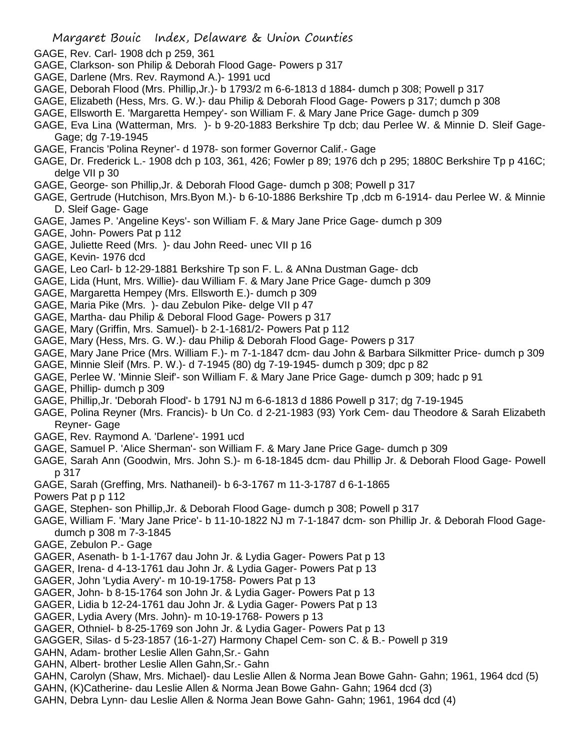GAGE, Rev. Carl- 1908 dch p 259, 361

GAGE, Clarkson- son Philip & Deborah Flood Gage- Powers p 317

GAGE, Darlene (Mrs. Rev. Raymond A.)- 1991 ucd

GAGE, Deborah Flood (Mrs. Phillip,Jr.)- b 1793/2 m 6-6-1813 d 1884- dumch p 308; Powell p 317

GAGE, Elizabeth (Hess, Mrs. G. W.)- dau Philip & Deborah Flood Gage- Powers p 317; dumch p 308

GAGE, Ellsworth E. 'Margaretta Hempey'- son William F. & Mary Jane Price Gage- dumch p 309

GAGE, Eva Lina (Watterman, Mrs. )- b 9-20-1883 Berkshire Tp dcb; dau Perlee W. & Minnie D. Sleif Gage- Gage; dg 7-19-1945

GAGE, Francis 'Polina Reyner'- d 1978- son former Governor Calif.- Gage

GAGE, Dr. Frederick L.- 1908 dch p 103, 361, 426; Fowler p 89; 1976 dch p 295; 1880C Berkshire Tp p 416C; delge VII p 30

GAGE, George- son Phillip,Jr. & Deborah Flood Gage- dumch p 308; Powell p 317

GAGE, Gertrude (Hutchison, Mrs.Byon M.)- b 6-10-1886 Berkshire Tp ,dcb m 6-1914- dau Perlee W. & Minnie D. Sleif Gage- Gage

GAGE, James P. 'Angeline Keys'- son William F. & Mary Jane Price Gage- dumch p 309

GAGE, John- Powers Pat p 112

GAGE, Juliette Reed (Mrs. )- dau John Reed- unec VII p 16

GAGE, Kevin- 1976 dcd

GAGE, Leo Carl- b 12-29-1881 Berkshire Tp son F. L. & ANna Dustman Gage- dcb

GAGE, Lida (Hunt, Mrs. Willie)- dau William F. & Mary Jane Price Gage- dumch p 309

GAGE, Margaretta Hempey (Mrs. Ellsworth E.)- dumch p 309

GAGE, Maria Pike (Mrs. )- dau Zebulon Pike- delge VII p 47

GAGE, Martha- dau Philip & Deboral Flood Gage- Powers p 317

GAGE, Mary (Griffin, Mrs. Samuel)- b 2-1-1681/2- Powers Pat p 112

GAGE, Mary (Hess, Mrs. G. W.)- dau Philip & Deborah Flood Gage- Powers p 317

GAGE, Mary Jane Price (Mrs. William F.)- m 7-1-1847 dcm- dau John & Barbara Silkmitter Price- dumch p 309

GAGE, Minnie Sleif (Mrs. P. W.)- d 7-1945 (80) dg 7-19-1945- dumch p 309; dpc p 82

GAGE, Perlee W. 'Minnie Sleif'- son William F. & Mary Jane Price Gage- dumch p 309; hadc p 91

GAGE, Phillip- dumch p 309

GAGE, Phillip,Jr. 'Deborah Flood'- b 1791 NJ m 6-6-1813 d 1886 Powell p 317; dg 7-19-1945

GAGE, Polina Reyner (Mrs. Francis)- b Un Co. d 2-21-1983 (93) York Cem- dau Theodore & Sarah Elizabeth Reyner- Gage

GAGE, Rev. Raymond A. 'Darlene'- 1991 ucd

GAGE, Samuel P. 'Alice Sherman'- son William F. & Mary Jane Price Gage- dumch p 309

GAGE, Sarah Ann (Goodwin, Mrs. John S.)- m 6-18-1845 dcm- dau Phillip Jr. & Deborah Flood Gage- Powell p 317

GAGE, Sarah (Greffing, Mrs. Nathaneil)- b 6-3-1767 m 11-3-1787 d 6-1-1865

Powers Pat p p 112

GAGE, Stephen- son Phillip,Jr. & Deborah Flood Gage- dumch p 308; Powell p 317

GAGE, William F. 'Mary Jane Price'- b 11-10-1822 NJ m 7-1-1847 dcm- son Phillip Jr. & Deborah Flood Gage- dumch p 308 m 7-3-1845

GAGE, Zebulon P.- Gage

GAGER, Asenath- b 1-1-1767 dau John Jr. & Lydia Gager- Powers Pat p 13

GAGER, Irena- d 4-13-1761 dau John Jr. & Lydia Gager- Powers Pat p 13

GAGER, John 'Lydia Avery'- m 10-19-1758- Powers Pat p 13

GAGER, John- b 8-15-1764 son John Jr. & Lydia Gager- Powers Pat p 13

GAGER, Lidia b 12-24-1761 dau John Jr. & Lydia Gager- Powers Pat p 13

GAGER, Lydia Avery (Mrs. John)- m 10-19-1768- Powers p 13

GAGER, Othniel- b 8-25-1769 son John Jr. & Lydia Gager- Powers Pat p 13

GAGGER, Silas- d 5-23-1857 (16-1-27) Harmony Chapel Cem- son C. & B.- Powell p 319

GAHN, Adam- brother Leslie Allen Gahn,Sr.- Gahn

GAHN, Albert- brother Leslie Allen Gahn,Sr.- Gahn

GAHN, Carolyn (Shaw, Mrs. Michael)- dau Leslie Allen & Norma Jean Bowe Gahn- Gahn; 1961, 1964 dcd (5)

GAHN, (K)Catherine- dau Leslie Allen & Norma Jean Bowe Gahn- Gahn; 1964 dcd (3)

GAHN, Debra Lynn- dau Leslie Allen & Norma Jean Bowe Gahn- Gahn; 1961, 1964 dcd (4)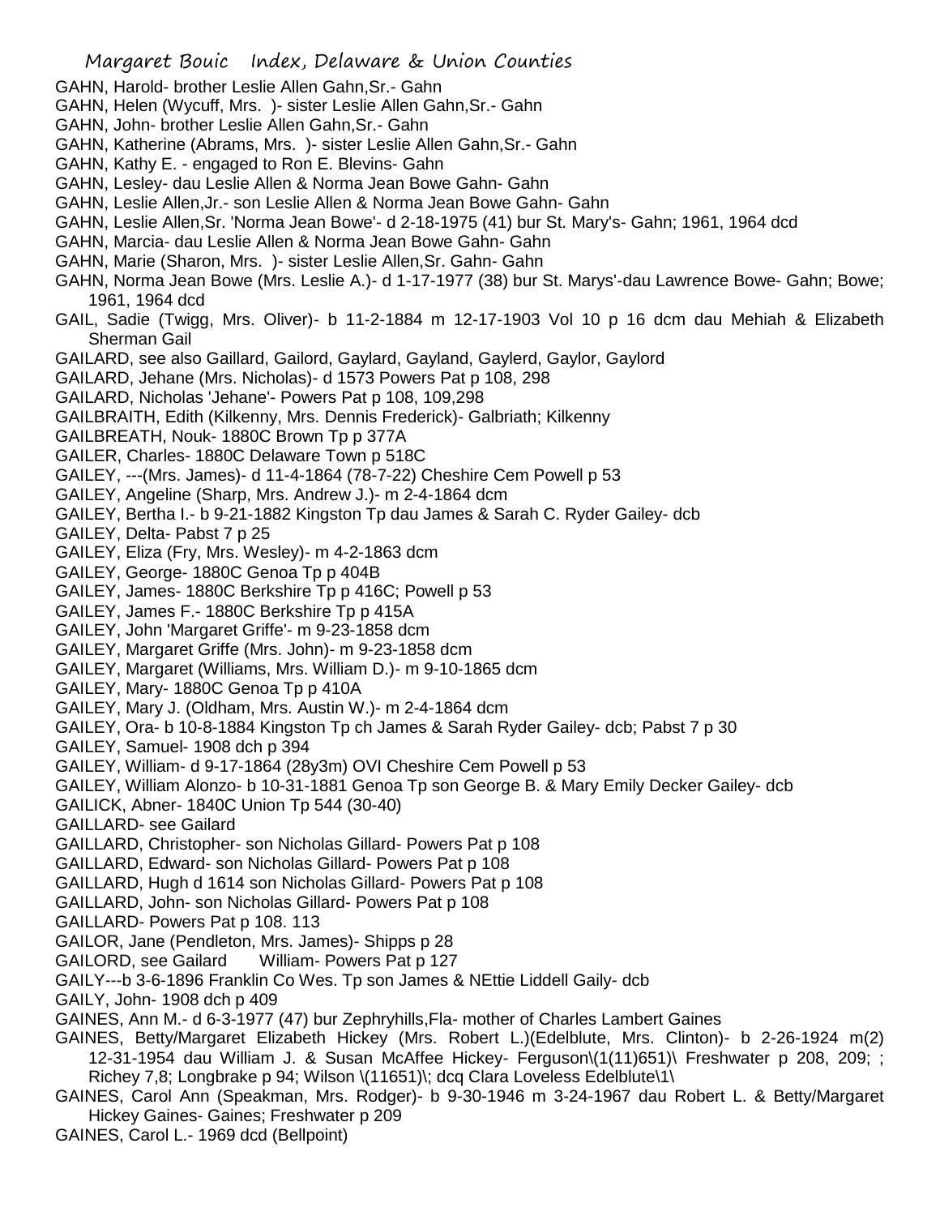GAHN, Harold- brother Leslie Allen Gahn,Sr.- Gahn
GAHN, Helen (Wycuff, Mrs. )- sister Leslie Allen Gahn,Sr.- Gahn
GAHN, John- brother Leslie Allen Gahn,Sr.- Gahn
GAHN, Katherine (Abrams, Mrs. )- sister Leslie Allen Gahn,Sr.- Gahn
GAHN, Kathy E. - engaged to Ron E. Blevins- Gahn
GAHN, Lesley- dau Leslie Allen & Norma Jean Bowe Gahn- Gahn
GAHN, Leslie Allen,Jr.- son Leslie Allen & Norma Jean Bowe Gahn- Gahn
GAHN, Leslie Allen,Sr. 'Norma Jean Bowe'- d 2-18-1975 (41) bur St. Mary's- Gahn; 1961, 1964 dcd
GAHN, Marcia- dau Leslie Allen & Norma Jean Bowe Gahn- Gahn
GAHN, Marie (Sharon, Mrs. )- sister Leslie Allen,Sr. Gahn- Gahn
GAHN, Norma Jean Bowe (Mrs. Leslie A.)- d 1-17-1977 (38) bur St. Marys'-dau Lawrence Bowe- Gahn; Bowe; 1961, 1964 dcd
GAIL, Sadie (Twigg, Mrs. Oliver)- b 11-2-1884 m 12-17-1903 Vol 10 p 16 dcm dau Mehiah & Elizabeth Sherman Gail
GAILARD, see also Gaillard, Gailord, Gaylard, Gayland, Gaylerd, Gaylor, Gaylord
GAILARD, Jehane (Mrs. Nicholas)- d 1573 Powers Pat p 108, 298
GAILARD, Nicholas 'Jehane'- Powers Pat p 108, 109,298
GAILBRAITH, Edith (Kilkenny, Mrs. Dennis Frederick)- Galbriath; Kilkenny
GAILBREATH, Nouk- 1880C Brown Tp p 377A
GAILER, Charles- 1880C Delaware Town p 518C
GAILEY, ---(Mrs. James)- d 11-4-1864 (78-7-22) Cheshire Cem Powell p 53
GAILEY, Angeline (Sharp, Mrs. Andrew J.)- m 2-4-1864 dcm
GAILEY, Bertha I.- b 9-21-1882 Kingston Tp dau James & Sarah C. Ryder Gailey- dcb
GAILEY, Delta- Pabst 7 p 25
GAILEY, Eliza (Fry, Mrs. Wesley)- m 4-2-1863 dcm
GAILEY, George- 1880C Genoa Tp p 404B
GAILEY, James- 1880C Berkshire Tp p 416C; Powell p 53
GAILEY, James F.- 1880C Berkshire Tp p 415A
GAILEY, John 'Margaret Griffe'- m 9-23-1858 dcm
GAILEY, Margaret Griffe (Mrs. John)- m 9-23-1858 dcm
GAILEY, Margaret (Williams, Mrs. William D.)- m 9-10-1865 dcm
GAILEY, Mary- 1880C Genoa Tp p 410A
GAILEY, Mary J. (Oldham, Mrs. Austin W.)- m 2-4-1864 dcm
GAILEY, Ora- b 10-8-1884 Kingston Tp ch James & Sarah Ryder Gailey- dcb; Pabst 7 p 30
GAILEY, Samuel- 1908 dch p 394
GAILEY, William- d 9-17-1864 (28y3m) OVI Cheshire Cem Powell p 53
GAILEY, William Alonzo- b 10-31-1881 Genoa Tp son George B. & Mary Emily Decker Gailey- dcb
GAILICK, Abner- 1840C Union Tp 544 (30-40)
GAILLARD- see Gailard
GAILLARD, Christopher- son Nicholas Gillard- Powers Pat p 108
GAILLARD, Edward- son Nicholas Gillard- Powers Pat p 108
GAILLARD, Hugh d 1614 son Nicholas Gillard- Powers Pat p 108
GAILLARD, John- son Nicholas Gillard- Powers Pat p 108
GAILLARD- Powers Pat p 108. 113
GAILOR, Jane (Pendleton, Mrs. James)- Shipps p 28
GAILORD, see Gailard William- Powers Pat p 127
GAILY---b 3-6-1896 Franklin Co Wes. Tp son James & NEttie Liddell Gaily- dcb
GAILY, John- 1908 dch p 409
GAINES, Ann M.- d 6-3-1977 (47) bur Zephryhills,Fla- mother of Charles Lambert Gaines
GAINES, Betty/Margaret Elizabeth Hickey (Mrs. Robert L.)(Edelblute, Mrs. Clinton)- b 2-26-1924 m(2) 12-31-1954 dau William J. & Susan McAffee Hickey- Ferguson\(1(11)651)\ Freshwater p 208, 209; ; Richey 7,8; Longbrake p 94; Wilson \(11651)\; dcq Clara Loveless Edelblute\1\
GAINES, Carol Ann (Speakman, Mrs. Rodger)- b 9-30-1946 m 3-24-1967 dau Robert L. & Betty/Margaret Hickey Gaines- Gaines; Freshwater p 209
GAINES, Carol L.- 1969 dcd (Bellpoint)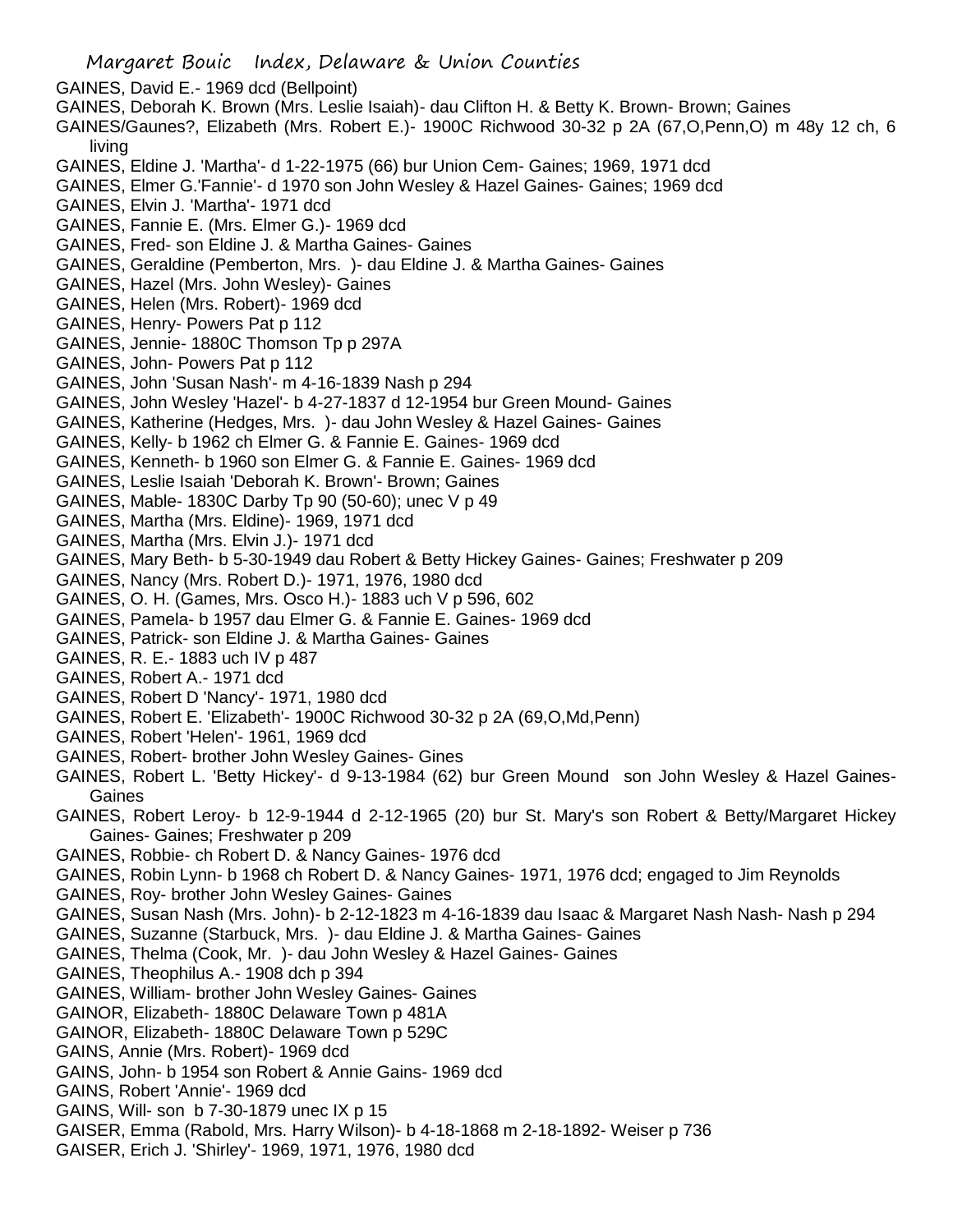GAINES, David E.- 1969 dcd (Bellpoint)

GAINES, Deborah K. Brown (Mrs. Leslie Isaiah)- dau Clifton H. & Betty K. Brown- Brown; Gaines

GAINES/Gaunes?, Elizabeth (Mrs. Robert E.)- 1900C Richwood 30-32 p 2A (67,O,Penn,O) m 48y 12 ch, 6 living

GAINES, Eldine J. 'Martha'- d 1-22-1975 (66) bur Union Cem- Gaines; 1969, 1971 dcd

GAINES, Elmer G.'Fannie'- d 1970 son John Wesley & Hazel Gaines- Gaines; 1969 dcd

GAINES, Elvin J. 'Martha'- 1971 dcd

GAINES, Fannie E. (Mrs. Elmer G.)- 1969 dcd

GAINES, Fred- son Eldine J. & Martha Gaines- Gaines

GAINES, Geraldine (Pemberton, Mrs. )- dau Eldine J. & Martha Gaines- Gaines

GAINES, Hazel (Mrs. John Wesley)- Gaines

GAINES, Helen (Mrs. Robert)- 1969 dcd

GAINES, Henry- Powers Pat p 112

GAINES, Jennie- 1880C Thomson Tp p 297A

GAINES, John- Powers Pat p 112

GAINES, John 'Susan Nash'- m 4-16-1839 Nash p 294

GAINES, John Wesley 'Hazel'- b 4-27-1837 d 12-1954 bur Green Mound- Gaines

GAINES, Katherine (Hedges, Mrs. )- dau John Wesley & Hazel Gaines- Gaines

GAINES, Kelly- b 1962 ch Elmer G. & Fannie E. Gaines- 1969 dcd

GAINES, Kenneth- b 1960 son Elmer G. & Fannie E. Gaines- 1969 dcd

GAINES, Leslie Isaiah 'Deborah K. Brown'- Brown; Gaines

GAINES, Mable- 1830C Darby Tp 90 (50-60); unec V p 49

GAINES, Martha (Mrs. Eldine)- 1969, 1971 dcd

GAINES, Martha (Mrs. Elvin J.)- 1971 dcd

GAINES, Mary Beth- b 5-30-1949 dau Robert & Betty Hickey Gaines- Gaines; Freshwater p 209

GAINES, Nancy (Mrs. Robert D.)- 1971, 1976, 1980 dcd

GAINES, O. H. (Games, Mrs. Osco H.)- 1883 uch V p 596, 602

GAINES, Pamela- b 1957 dau Elmer G. & Fannie E. Gaines- 1969 dcd

GAINES, Patrick- son Eldine J. & Martha Gaines- Gaines

GAINES, R. E.- 1883 uch IV p 487

GAINES, Robert A.- 1971 dcd

GAINES, Robert D 'Nancy'- 1971, 1980 dcd

GAINES, Robert E. 'Elizabeth'- 1900C Richwood 30-32 p 2A (69,O,Md,Penn)

GAINES, Robert 'Helen'- 1961, 1969 dcd

GAINES, Robert- brother John Wesley Gaines- Gines

GAINES, Robert L. 'Betty Hickey'- d 9-13-1984 (62) bur Green Mound son John Wesley & Hazel Gaines- Gaines

GAINES, Robert Leroy- b 12-9-1944 d 2-12-1965 (20) bur St. Mary's son Robert & Betty/Margaret Hickey Gaines- Gaines; Freshwater p 209

GAINES, Robbie- ch Robert D. & Nancy Gaines- 1976 dcd

GAINES, Robin Lynn- b 1968 ch Robert D. & Nancy Gaines- 1971, 1976 dcd; engaged to Jim Reynolds

GAINES, Roy- brother John Wesley Gaines- Gaines

GAINES, Susan Nash (Mrs. John)- b 2-12-1823 m 4-16-1839 dau Isaac & Margaret Nash Nash- Nash p 294

GAINES, Suzanne (Starbuck, Mrs. )- dau Eldine J. & Martha Gaines- Gaines

GAINES, Thelma (Cook, Mr. )- dau John Wesley & Hazel Gaines- Gaines

GAINES, Theophilus A.- 1908 dch p 394

GAINES, William- brother John Wesley Gaines- Gaines

GAINOR, Elizabeth- 1880C Delaware Town p 481A

GAINOR, Elizabeth- 1880C Delaware Town p 529C

GAINS, Annie (Mrs. Robert)- 1969 dcd

GAINS, John- b 1954 son Robert & Annie Gains- 1969 dcd

GAINS, Robert 'Annie'- 1969 dcd

GAINS, Will- son b 7-30-1879 unec IX p 15

GAISER, Emma (Rabold, Mrs. Harry Wilson)- b 4-18-1868 m 2-18-1892- Weiser p 736

GAISER, Erich J. 'Shirley'- 1969, 1971, 1976, 1980 dcd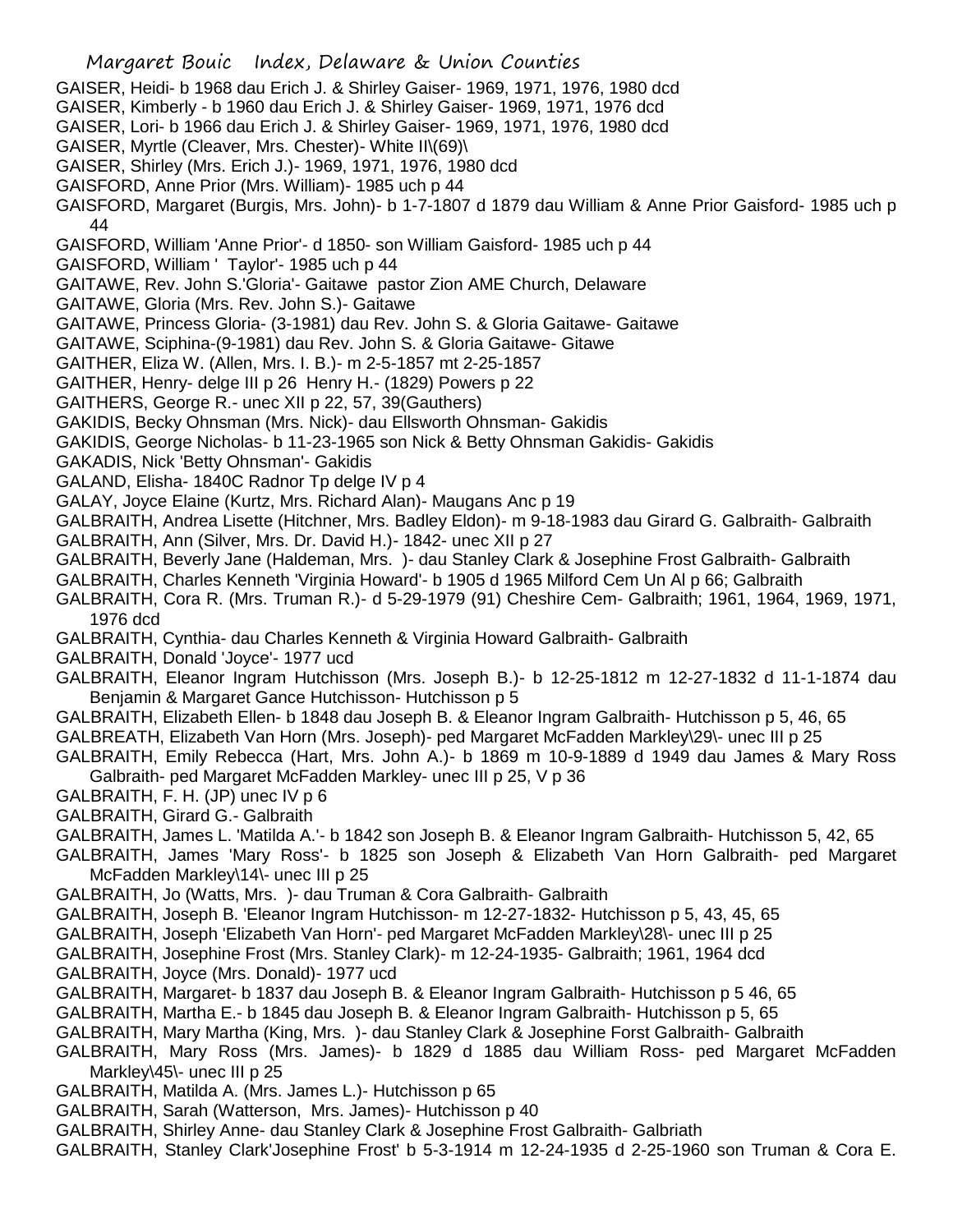GAISER, Heidi- b 1968 dau Erich J. & Shirley Gaiser- 1969, 1971, 1976, 1980 dcd
GAISER, Kimberly - b 1960 dau Erich J. & Shirley Gaiser- 1969, 1971, 1976 dcd
GAISER, Lori- b 1966 dau Erich J. & Shirley Gaiser- 1969, 1971, 1976, 1980 dcd
GAISER, Myrtle (Cleaver, Mrs. Chester)- White II\(69)\
GAISER, Shirley (Mrs. Erich J.)- 1969, 1971, 1976, 1980 dcd
GAISFORD, Anne Prior (Mrs. William)- 1985 uch p 44
GAISFORD, Margaret (Burgis, Mrs. John)- b 1-7-1807 d 1879 dau William & Anne Prior Gaisford- 1985 uch p 44
GAISFORD, William 'Anne Prior'- d 1850- son William Gaisford- 1985 uch p 44
GAISFORD, William ' Taylor'- 1985 uch p 44
GAITAWE, Rev. John S.'Gloria'- Gaitawe pastor Zion AME Church, Delaware
GAITAWE, Gloria (Mrs. Rev. John S.)- Gaitawe
GAITAWE, Princess Gloria- (3-1981) dau Rev. John S. & Gloria Gaitawe- Gaitawe
GAITAWE, Sciphina-(9-1981) dau Rev. John S. & Gloria Gaitawe- Gitawe
GAITHER, Eliza W. (Allen, Mrs. I. B.)- m 2-5-1857 mt 2-25-1857
GAITHER, Henry- delge III p 26 Henry H.- (1829) Powers p 22
GAITHERS, George R.- unec XII p 22, 57, 39(Gauthers)
GAKIDIS, Becky Ohnsman (Mrs. Nick)- dau Ellsworth Ohnsman- Gakidis
GAKIDIS, George Nicholas- b 11-23-1965 son Nick & Betty Ohnsman Gakidis- Gakidis
GAKADIS, Nick 'Betty Ohnsman'- Gakidis
GALAND, Elisha- 1840C Radnor Tp delge IV p 4
GALAY, Joyce Elaine (Kurtz, Mrs. Richard Alan)- Maugans Anc p 19
GALBRAITH, Andrea Lisette (Hitchner, Mrs. Badley Eldon)- m 9-18-1983 dau Girard G. Galbraith- Galbraith
GALBRAITH, Ann (Silver, Mrs. Dr. David H.)- 1842- unec XII p 27
GALBRAITH, Beverly Jane (Haldeman, Mrs. )- dau Stanley Clark & Josephine Frost Galbraith- Galbraith
GALBRAITH, Charles Kenneth 'Virginia Howard'- b 1905 d 1965 Milford Cem Un Al p 66; Galbraith
GALBRAITH, Cora R. (Mrs. Truman R.)- d 5-29-1979 (91) Cheshire Cem- Galbraith; 1961, 1964, 1969, 1971, 1976 dcd
GALBRAITH, Cynthia- dau Charles Kenneth & Virginia Howard Galbraith- Galbraith
GALBRAITH, Donald 'Joyce'- 1977 ucd
GALBRAITH, Eleanor Ingram Hutchisson (Mrs. Joseph B.)- b 12-25-1812 m 12-27-1832 d 11-1-1874 dau Benjamin & Margaret Gance Hutchisson- Hutchisson p 5
GALBRAITH, Elizabeth Ellen- b 1848 dau Joseph B. & Eleanor Ingram Galbraith- Hutchisson p 5, 46, 65
GALBREATH, Elizabeth Van Horn (Mrs. Joseph)- ped Margaret McFadden Markley\29\- unec III p 25
GALBRAITH, Emily Rebecca (Hart, Mrs. John A.)- b 1869 m 10-9-1889 d 1949 dau James & Mary Ross Galbraith- ped Margaret McFadden Markley- unec III p 25, V p 36
GALBRAITH, F. H. (JP) unec IV p 6
GALBRAITH, Girard G.- Galbraith
GALBRAITH, James L. 'Matilda A.'- b 1842 son Joseph B. & Eleanor Ingram Galbraith- Hutchisson 5, 42, 65
GALBRAITH, James 'Mary Ross'- b 1825 son Joseph & Elizabeth Van Horn Galbraith- ped Margaret McFadden Markley\14\- unec III p 25
GALBRAITH, Jo (Watts, Mrs. )- dau Truman & Cora Galbraith- Galbraith
GALBRAITH, Joseph B. 'Eleanor Ingram Hutchisson- m 12-27-1832- Hutchisson p 5, 43, 45, 65
GALBRAITH, Joseph 'Elizabeth Van Horn'- ped Margaret McFadden Markley\28\- unec III p 25
GALBRAITH, Josephine Frost (Mrs. Stanley Clark)- m 12-24-1935- Galbraith; 1961, 1964 dcd
GALBRAITH, Joyce (Mrs. Donald)- 1977 ucd
GALBRAITH, Margaret- b 1837 dau Joseph B. & Eleanor Ingram Galbraith- Hutchisson p 5 46, 65
GALBRAITH, Martha E.- b 1845 dau Joseph B. & Eleanor Ingram Galbraith- Hutchisson p 5, 65
GALBRAITH, Mary Martha (King, Mrs. )- dau Stanley Clark & Josephine Forst Galbraith- Galbraith
GALBRAITH, Mary Ross (Mrs. James)- b 1829 d 1885 dau William Ross- ped Margaret McFadden Markley\45\- unec III p 25
GALBRAITH, Matilda A. (Mrs. James L.)- Hutchisson p 65
GALBRAITH, Sarah (Watterson, Mrs. James)- Hutchisson p 40
GALBRAITH, Shirley Anne- dau Stanley Clark & Josephine Frost Galbraith- Galbriath
GALBRAITH, Stanley Clark'Josephine Frost' b 5-3-1914 m 12-24-1935 d 2-25-1960 son Truman & Cora E.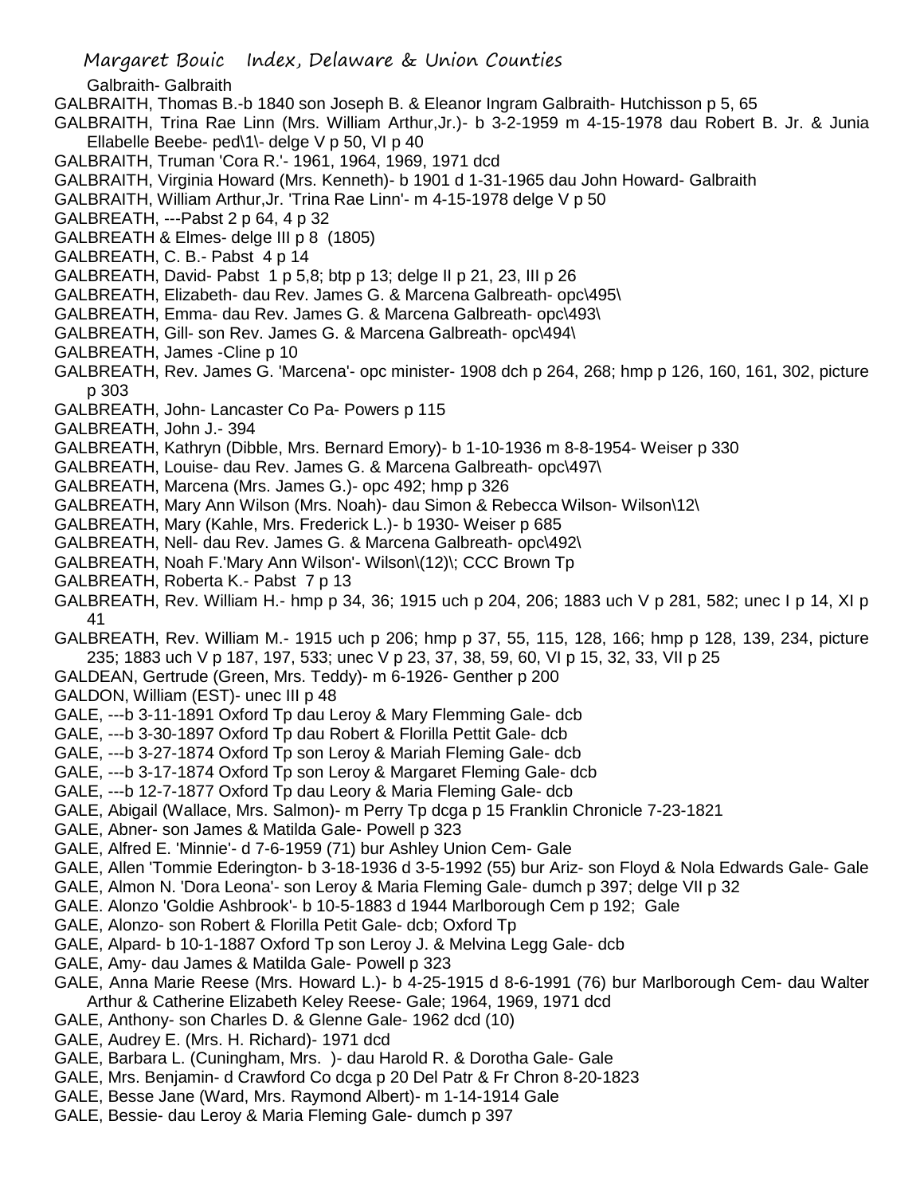Galbraith- Galbraith

GALBRAITH, Thomas B.-b 1840 son Joseph B. & Eleanor Ingram Galbraith- Hutchisson p 5, 65

GALBRAITH, Trina Rae Linn (Mrs. William Arthur,Jr.)- b 3-2-1959 m 4-15-1978 dau Robert B. Jr. & Junia Ellabelle Beebe- ped\1\- delge V p 50, VI p 40

GALBRAITH, Truman 'Cora R.'- 1961, 1964, 1969, 1971 dcd

GALBRAITH, Virginia Howard (Mrs. Kenneth)- b 1901 d 1-31-1965 dau John Howard- Galbraith

GALBRAITH, William Arthur,Jr. 'Trina Rae Linn'- m 4-15-1978 delge V p 50

GALBREATH, ---Pabst 2 p 64, 4 p 32

GALBREATH & Elmes- delge III p 8 (1805)

GALBREATH, C. B.- Pabst 4 p 14

GALBREATH, David- Pabst 1 p 5,8; btp p 13; delge II p 21, 23, III p 26

GALBREATH, Elizabeth- dau Rev. James G. & Marcena Galbreath- opc\495\

GALBREATH, Emma- dau Rev. James G. & Marcena Galbreath- opc\493\

GALBREATH, Gill- son Rev. James G. & Marcena Galbreath- opc\494\

GALBREATH, James -Cline p 10

GALBREATH, Rev. James G. 'Marcena'- opc minister- 1908 dch p 264, 268; hmp p 126, 160, 161, 302, picture p 303

GALBREATH, John- Lancaster Co Pa- Powers p 115

GALBREATH, John J.- 394

GALBREATH, Kathryn (Dibble, Mrs. Bernard Emory)- b 1-10-1936 m 8-8-1954- Weiser p 330

GALBREATH, Louise- dau Rev. James G. & Marcena Galbreath- opc\497\

GALBREATH, Marcena (Mrs. James G.)- opc 492; hmp p 326

GALBREATH, Mary Ann Wilson (Mrs. Noah)- dau Simon & Rebecca Wilson- Wilson\12\

GALBREATH, Mary (Kahle, Mrs. Frederick L.)- b 1930- Weiser p 685

GALBREATH, Nell- dau Rev. James G. & Marcena Galbreath- opc\492\

GALBREATH, Noah F.'Mary Ann Wilson'- Wilson\(12)\; CCC Brown Tp

GALBREATH, Roberta K.- Pabst 7 p 13

GALBREATH, Rev. William H.- hmp p 34, 36; 1915 uch p 204, 206; 1883 uch V p 281, 582; unec I p 14, XI p 41

GALBREATH, Rev. William M.- 1915 uch p 206; hmp p 37, 55, 115, 128, 166; hmp p 128, 139, 234, picture 235; 1883 uch V p 187, 197, 533; unec V p 23, 37, 38, 59, 60, VI p 15, 32, 33, VII p 25

GALDEAN, Gertrude (Green, Mrs. Teddy)- m 6-1926- Genther p 200

GALDON, William (EST)- unec III p 48

GALE, ---b 3-11-1891 Oxford Tp dau Leroy & Mary Flemming Gale- dcb

GALE, ---b 3-30-1897 Oxford Tp dau Robert & Florilla Pettit Gale- dcb

GALE, ---b 3-27-1874 Oxford Tp son Leroy & Mariah Fleming Gale- dcb

GALE, ---b 3-17-1874 Oxford Tp son Leroy & Margaret Fleming Gale- dcb

GALE, ---b 12-7-1877 Oxford Tp dau Leory & Maria Fleming Gale- dcb

GALE, Abigail (Wallace, Mrs. Salmon)- m Perry Tp dcga p 15 Franklin Chronicle 7-23-1821

GALE, Abner- son James & Matilda Gale- Powell p 323

GALE, Alfred E. 'Minnie'- d 7-6-1959 (71) bur Ashley Union Cem- Gale

GALE, Allen 'Tommie Ederington- b 3-18-1936 d 3-5-1992 (55) bur Ariz- son Floyd & Nola Edwards Gale- Gale

GALE, Almon N. 'Dora Leona'- son Leroy & Maria Fleming Gale- dumch p 397; delge VII p 32

GALE. Alonzo 'Goldie Ashbrook'- b 10-5-1883 d 1944 Marlborough Cem p 192; Gale

GALE, Alonzo- son Robert & Florilla Petit Gale- dcb; Oxford Tp

GALE, Alpard- b 10-1-1887 Oxford Tp son Leroy J. & Melvina Legg Gale- dcb

GALE, Amy- dau James & Matilda Gale- Powell p 323

GALE, Anna Marie Reese (Mrs. Howard L.)- b 4-25-1915 d 8-6-1991 (76) bur Marlborough Cem- dau Walter Arthur & Catherine Elizabeth Keley Reese- Gale; 1964, 1969, 1971 dcd

GALE, Anthony- son Charles D. & Glenne Gale- 1962 dcd (10)

GALE, Audrey E. (Mrs. H. Richard)- 1971 dcd

GALE, Barbara L. (Cuningham, Mrs. )- dau Harold R. & Dorotha Gale- Gale

GALE, Mrs. Benjamin- d Crawford Co dcga p 20 Del Patr & Fr Chron 8-20-1823

GALE, Besse Jane (Ward, Mrs. Raymond Albert)- m 1-14-1914 Gale

GALE, Bessie- dau Leroy & Maria Fleming Gale- dumch p 397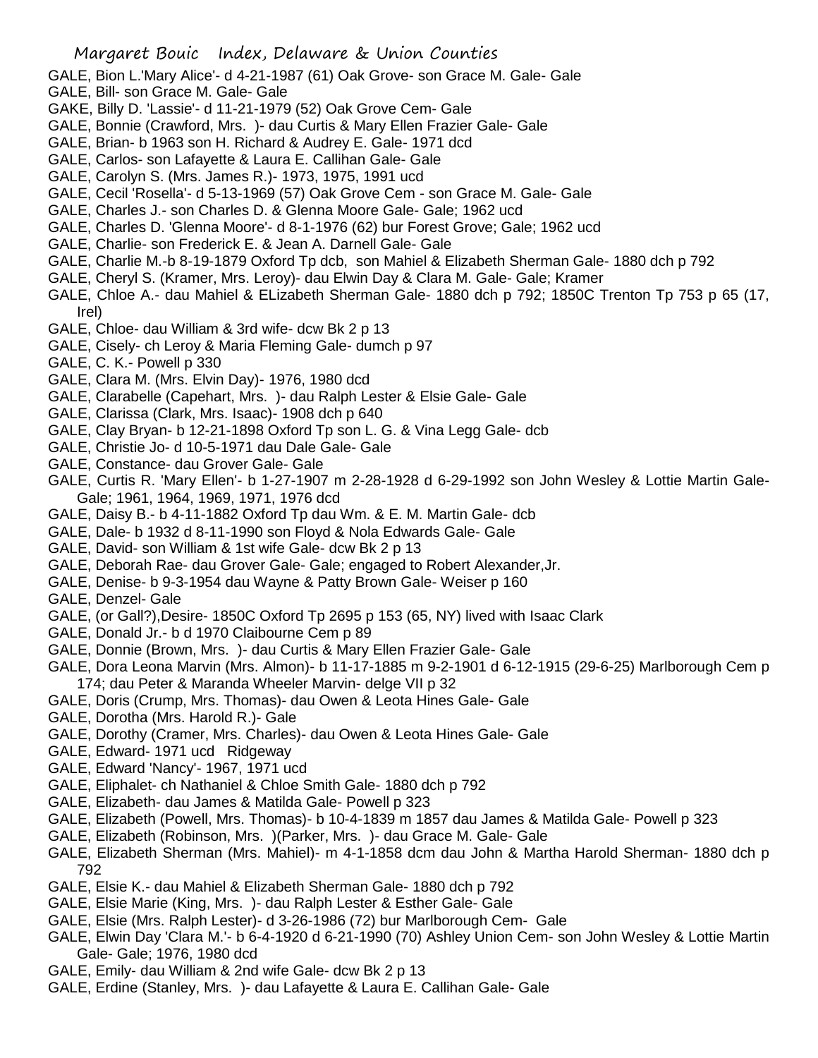GALE, Bion L.'Mary Alice'- d 4-21-1987 (61) Oak Grove- son Grace M. Gale- Gale
GALE, Bill- son Grace M. Gale- Gale
GAKE, Billy D. 'Lassie'- d 11-21-1979 (52) Oak Grove Cem- Gale
GALE, Bonnie (Crawford, Mrs. )- dau Curtis & Mary Ellen Frazier Gale- Gale
GALE, Brian- b 1963 son H. Richard & Audrey E. Gale- 1971 dcd
GALE, Carlos- son Lafayette & Laura E. Callihan Gale- Gale
GALE, Carolyn S. (Mrs. James R.)- 1973, 1975, 1991 ucd
GALE, Cecil 'Rosella'- d 5-13-1969 (57) Oak Grove Cem - son Grace M. Gale- Gale
GALE, Charles J.- son Charles D. & Glenna Moore Gale- Gale; 1962 ucd
GALE, Charles D. 'Glenna Moore'- d 8-1-1976 (62) bur Forest Grove; Gale; 1962 ucd
GALE, Charlie- son Frederick E. & Jean A. Darnell Gale- Gale
GALE, Charlie M.-b 8-19-1879 Oxford Tp dcb, son Mahiel & Elizabeth Sherman Gale- 1880 dch p 792
GALE, Cheryl S. (Kramer, Mrs. Leroy)- dau Elwin Day & Clara M. Gale- Gale; Kramer
GALE, Chloe A.- dau Mahiel & ELizabeth Sherman Gale- 1880 dch p 792; 1850C Trenton Tp 753 p 65 (17, Irel)
GALE, Chloe- dau William & 3rd wife- dcw Bk 2 p 13
GALE, Cisely- ch Leroy & Maria Fleming Gale- dumch p 97
GALE, C. K.- Powell p 330
GALE, Clara M. (Mrs. Elvin Day)- 1976, 1980 dcd
GALE, Clarabelle (Capehart, Mrs. )- dau Ralph Lester & Elsie Gale- Gale
GALE, Clarissa (Clark, Mrs. Isaac)- 1908 dch p 640
GALE, Clay Bryan- b 12-21-1898 Oxford Tp son L. G. & Vina Legg Gale- dcb
GALE, Christie Jo- d 10-5-1971 dau Dale Gale- Gale
GALE, Constance- dau Grover Gale- Gale
GALE, Curtis R. 'Mary Ellen'- b 1-27-1907 m 2-28-1928 d 6-29-1992 son John Wesley & Lottie Martin Gale- Gale; 1961, 1964, 1969, 1971, 1976 dcd
GALE, Daisy B.- b 4-11-1882 Oxford Tp dau Wm. & E. M. Martin Gale- dcb
GALE, Dale- b 1932 d 8-11-1990 son Floyd & Nola Edwards Gale- Gale
GALE, David- son William & 1st wife Gale- dcw Bk 2 p 13
GALE, Deborah Rae- dau Grover Gale- Gale; engaged to Robert Alexander,Jr.
GALE, Denise- b 9-3-1954 dau Wayne & Patty Brown Gale- Weiser p 160
GALE, Denzel- Gale
GALE, (or Gall?),Desire- 1850C Oxford Tp 2695 p 153 (65, NY) lived with Isaac Clark
GALE, Donald Jr.- b d 1970 Claibourne Cem p 89
GALE, Donnie (Brown, Mrs. )- dau Curtis & Mary Ellen Frazier Gale- Gale
GALE, Dora Leona Marvin (Mrs. Almon)- b 11-17-1885 m 9-2-1901 d 6-12-1915 (29-6-25) Marlborough Cem p 174; dau Peter & Maranda Wheeler Marvin- delge VII p 32
GALE, Doris (Crump, Mrs. Thomas)- dau Owen & Leota Hines Gale- Gale
GALE, Dorotha (Mrs. Harold R.)- Gale
GALE, Dorothy (Cramer, Mrs. Charles)- dau Owen & Leota Hines Gale- Gale
GALE, Edward- 1971 ucd Ridgeway
GALE, Edward 'Nancy'- 1967, 1971 ucd
GALE, Eliphalet- ch Nathaniel & Chloe Smith Gale- 1880 dch p 792
GALE, Elizabeth- dau James & Matilda Gale- Powell p 323
GALE, Elizabeth (Powell, Mrs. Thomas)- b 10-4-1839 m 1857 dau James & Matilda Gale- Powell p 323
GALE, Elizabeth (Robinson, Mrs. )(Parker, Mrs. )- dau Grace M. Gale- Gale
GALE, Elizabeth Sherman (Mrs. Mahiel)- m 4-1-1858 dcm dau John & Martha Harold Sherman- 1880 dch p 792
GALE, Elsie K.- dau Mahiel & Elizabeth Sherman Gale- 1880 dch p 792
GALE, Elsie Marie (King, Mrs. )- dau Ralph Lester & Esther Gale- Gale
GALE, Elsie (Mrs. Ralph Lester)- d 3-26-1986 (72) bur Marlborough Cem- Gale
GALE, Elwin Day 'Clara M.'- b 6-4-1920 d 6-21-1990 (70) Ashley Union Cem- son John Wesley & Lottie Martin Gale- Gale; 1976, 1980 dcd
GALE, Emily- dau William & 2nd wife Gale- dcw Bk 2 p 13
GALE, Erdine (Stanley, Mrs. )- dau Lafayette & Laura E. Callihan Gale- Gale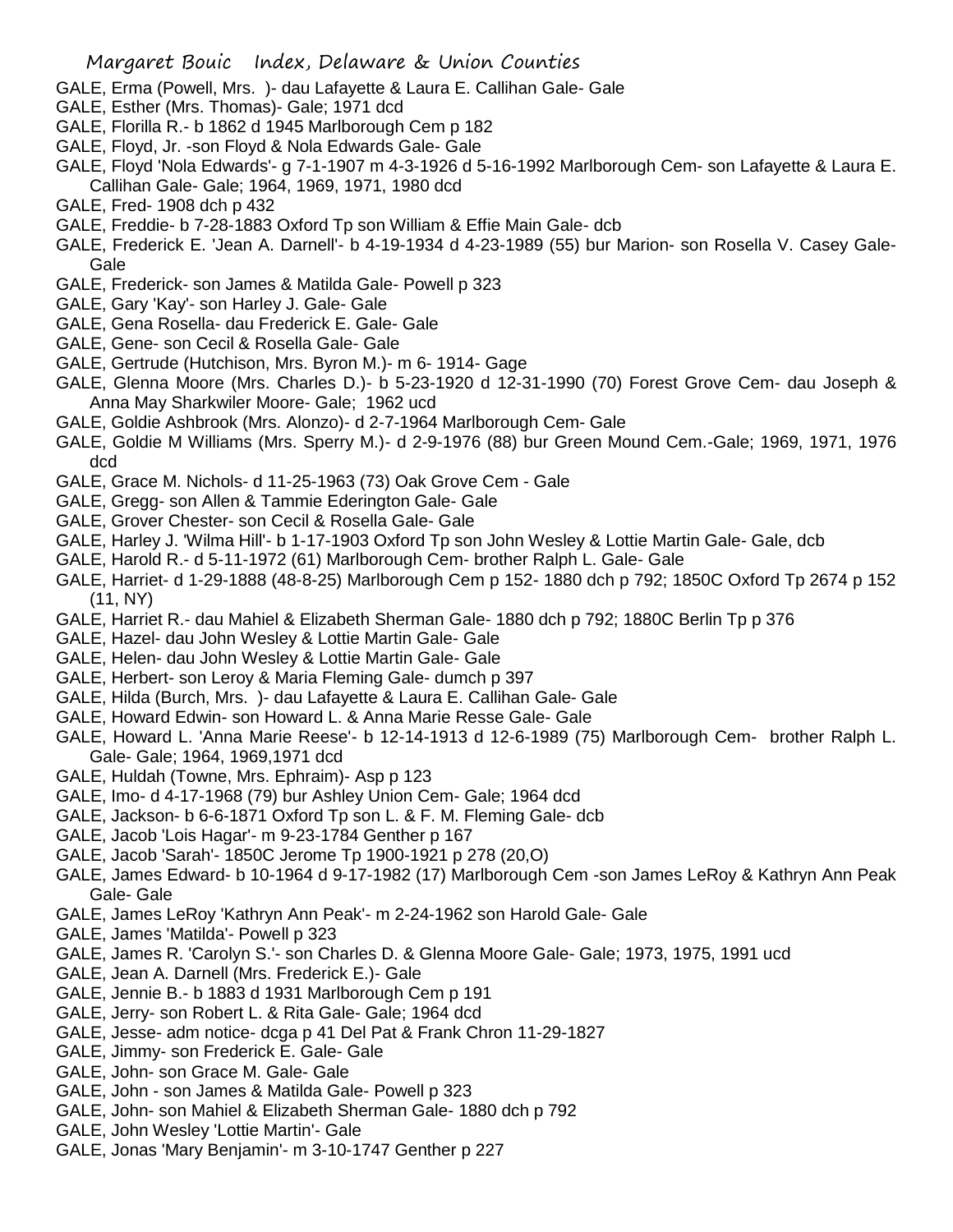GALE, Erma (Powell, Mrs. )- dau Lafayette & Laura E. Callihan Gale- Gale

GALE, Esther (Mrs. Thomas)- Gale; 1971 dcd

GALE, Florilla R.- b 1862 d 1945 Marlborough Cem p 182

GALE, Floyd, Jr. -son Floyd & Nola Edwards Gale- Gale

GALE, Floyd 'Nola Edwards'- g 7-1-1907 m 4-3-1926 d 5-16-1992 Marlborough Cem- son Lafayette & Laura E. Callihan Gale- Gale; 1964, 1969, 1971, 1980 dcd

GALE, Fred- 1908 dch p 432

GALE, Freddie- b 7-28-1883 Oxford Tp son William & Effie Main Gale- dcb

GALE, Frederick E. 'Jean A. Darnell'- b 4-19-1934 d 4-23-1989 (55) bur Marion- son Rosella V. Casey Gale- Gale

GALE, Frederick- son James & Matilda Gale- Powell p 323

GALE, Gary 'Kay'- son Harley J. Gale- Gale

GALE, Gena Rosella- dau Frederick E. Gale- Gale

GALE, Gene- son Cecil & Rosella Gale- Gale

GALE, Gertrude (Hutchison, Mrs. Byron M.)- m 6- 1914- Gage

GALE, Glenna Moore (Mrs. Charles D.)- b 5-23-1920 d 12-31-1990 (70) Forest Grove Cem- dau Joseph & Anna May Sharkwiler Moore- Gale; 1962 ucd

GALE, Goldie Ashbrook (Mrs. Alonzo)- d 2-7-1964 Marlborough Cem- Gale

GALE, Goldie M Williams (Mrs. Sperry M.)- d 2-9-1976 (88) bur Green Mound Cem.-Gale; 1969, 1971, 1976 dcd

GALE, Grace M. Nichols- d 11-25-1963 (73) Oak Grove Cem - Gale

GALE, Gregg- son Allen & Tammie Ederington Gale- Gale

GALE, Grover Chester- son Cecil & Rosella Gale- Gale

GALE, Harley J. 'Wilma Hill'- b 1-17-1903 Oxford Tp son John Wesley & Lottie Martin Gale- Gale, dcb

GALE, Harold R.- d 5-11-1972 (61) Marlborough Cem- brother Ralph L. Gale- Gale

GALE, Harriet- d 1-29-1888 (48-8-25) Marlborough Cem p 152- 1880 dch p 792; 1850C Oxford Tp 2674 p 152 (11, NY)

GALE, Harriet R.- dau Mahiel & Elizabeth Sherman Gale- 1880 dch p 792; 1880C Berlin Tp p 376

GALE, Hazel- dau John Wesley & Lottie Martin Gale- Gale

GALE, Helen- dau John Wesley & Lottie Martin Gale- Gale

GALE, Herbert- son Leroy & Maria Fleming Gale- dumch p 397

GALE, Hilda (Burch, Mrs. )- dau Lafayette & Laura E. Callihan Gale- Gale

GALE, Howard Edwin- son Howard L. & Anna Marie Resse Gale- Gale

GALE, Howard L. 'Anna Marie Reese'- b 12-14-1913 d 12-6-1989 (75) Marlborough Cem- brother Ralph L. Gale- Gale; 1964, 1969,1971 dcd

GALE, Huldah (Towne, Mrs. Ephraim)- Asp p 123

GALE, Imo- d 4-17-1968 (79) bur Ashley Union Cem- Gale; 1964 dcd

GALE, Jackson- b 6-6-1871 Oxford Tp son L. & F. M. Fleming Gale- dcb

GALE, Jacob 'Lois Hagar'- m 9-23-1784 Genther p 167

GALE, Jacob 'Sarah'- 1850C Jerome Tp 1900-1921 p 278 (20,O)

GALE, James Edward- b 10-1964 d 9-17-1982 (17) Marlborough Cem -son James LeRoy & Kathryn Ann Peak Gale- Gale

GALE, James LeRoy 'Kathryn Ann Peak'- m 2-24-1962 son Harold Gale- Gale

GALE, James 'Matilda'- Powell p 323

GALE, James R. 'Carolyn S.'- son Charles D. & Glenna Moore Gale- Gale; 1973, 1975, 1991 ucd

GALE, Jean A. Darnell (Mrs. Frederick E.)- Gale

GALE, Jennie B.- b 1883 d 1931 Marlborough Cem p 191

GALE, Jerry- son Robert L. & Rita Gale- Gale; 1964 dcd

GALE, Jesse- adm notice- dcga p 41 Del Pat & Frank Chron 11-29-1827

GALE, Jimmy- son Frederick E. Gale- Gale

GALE, John- son Grace M. Gale- Gale

GALE, John - son James & Matilda Gale- Powell p 323

GALE, John- son Mahiel & Elizabeth Sherman Gale- 1880 dch p 792

GALE, John Wesley 'Lottie Martin'- Gale

GALE, Jonas 'Mary Benjamin'- m 3-10-1747 Genther p 227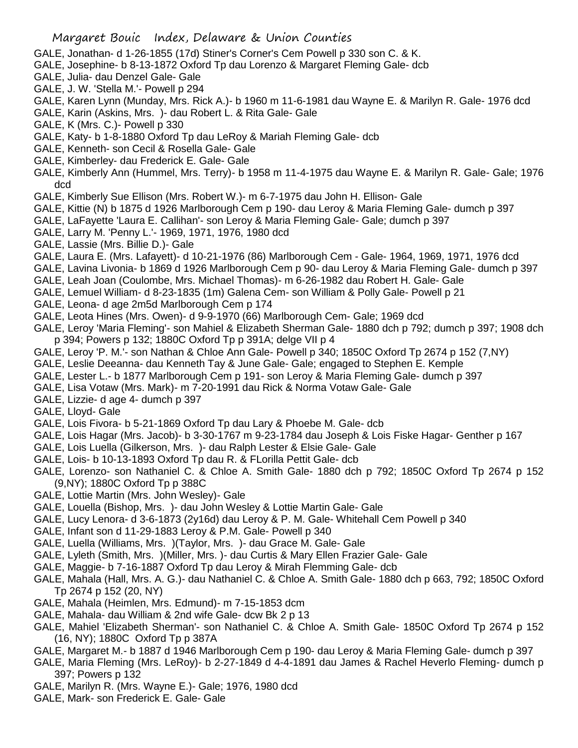GALE, Jonathan- d 1-26-1855 (17d) Stiner's Corner's Cem Powell p 330 son C. & K.

GALE, Josephine- b 8-13-1872 Oxford Tp dau Lorenzo & Margaret Fleming Gale- dcb

GALE, Julia- dau Denzel Gale- Gale

GALE, J. W. 'Stella M.'- Powell p 294

GALE, Karen Lynn (Munday, Mrs. Rick A.)- b 1960 m 11-6-1981 dau Wayne E. & Marilyn R. Gale- 1976 dcd

GALE, Karin (Askins, Mrs. )- dau Robert L. & Rita Gale- Gale

GALE, K (Mrs. C.)- Powell p 330

GALE, Katy- b 1-8-1880 Oxford Tp dau LeRoy & Mariah Fleming Gale- dcb

GALE, Kenneth- son Cecil & Rosella Gale- Gale

GALE, Kimberley- dau Frederick E. Gale- Gale

GALE, Kimberly Ann (Hummel, Mrs. Terry)- b 1958 m 11-4-1975 dau Wayne E. & Marilyn R. Gale- Gale; 1976 dcd

GALE, Kimberly Sue Ellison (Mrs. Robert W.)- m 6-7-1975 dau John H. Ellison- Gale

GALE, Kittie (N) b 1875 d 1926 Marlborough Cem p 190- dau Leroy & Maria Fleming Gale- dumch p 397

GALE, LaFayette 'Laura E. Callihan'- son Leroy & Maria Fleming Gale- Gale; dumch p 397

GALE, Larry M. 'Penny L.'- 1969, 1971, 1976, 1980 dcd

GALE, Lassie (Mrs. Billie D.)- Gale

GALE, Laura E. (Mrs. Lafayett)- d 10-21-1976 (86) Marlborough Cem - Gale- 1964, 1969, 1971, 1976 dcd

GALE, Lavina Livonia- b 1869 d 1926 Marlborough Cem p 90- dau Leroy & Maria Fleming Gale- dumch p 397

GALE, Leah Joan (Coulombe, Mrs. Michael Thomas)- m 6-26-1982 dau Robert H. Gale- Gale

GALE, Lemuel William- d 8-23-1835 (1m) Galena Cem- son William & Polly Gale- Powell p 21

GALE, Leona- d age 2m5d Marlborough Cem p 174

GALE, Leota Hines (Mrs. Owen)- d 9-9-1970 (66) Marlborough Cem- Gale; 1969 dcd

GALE, Leroy 'Maria Fleming'- son Mahiel & Elizabeth Sherman Gale- 1880 dch p 792; dumch p 397; 1908 dch p 394; Powers p 132; 1880C Oxford Tp p 391A; delge VII p 4

GALE, Leroy 'P. M.'- son Nathan & Chloe Ann Gale- Powell p 340; 1850C Oxford Tp 2674 p 152 (7,NY)

GALE, Leslie Deeanna- dau Kenneth Tay & June Gale- Gale; engaged to Stephen E. Kemple

GALE, Lester L.- b 1877 Marlborough Cem p 191- son Leroy & Maria Fleming Gale- dumch p 397

GALE, Lisa Votaw (Mrs. Mark)- m 7-20-1991 dau Rick & Norma Votaw Gale- Gale

GALE, Lizzie- d age 4- dumch p 397

GALE, Lloyd- Gale

GALE, Lois Fivora- b 5-21-1869 Oxford Tp dau Lary & Phoebe M. Gale- dcb

GALE, Lois Hagar (Mrs. Jacob)- b 3-30-1767 m 9-23-1784 dau Joseph & Lois Fiske Hagar- Genther p 167

GALE, Lois Luella (Gilkerson, Mrs. )- dau Ralph Lester & Elsie Gale- Gale

GALE, Lois- b 10-13-1893 Oxford Tp dau R. & FLorilla Pettit Gale- dcb

GALE, Lorenzo- son Nathaniel C. & Chloe A. Smith Gale- 1880 dch p 792; 1850C Oxford Tp 2674 p 152 (9,NY); 1880C Oxford Tp p 388C

GALE, Lottie Martin (Mrs. John Wesley)- Gale

GALE, Louella (Bishop, Mrs. )- dau John Wesley & Lottie Martin Gale- Gale

GALE, Lucy Lenora- d 3-6-1873 (2y16d) dau Leroy & P. M. Gale- Whitehall Cem Powell p 340

GALE, Infant son d 11-29-1883 Leroy & P.M. Gale- Powell p 340

GALE, Luella (Williams, Mrs. )(Taylor, Mrs. )- dau Grace M. Gale- Gale

GALE, Lyleth (Smith, Mrs. )(Miller, Mrs. )- dau Curtis & Mary Ellen Frazier Gale- Gale

GALE, Maggie- b 7-16-1887 Oxford Tp dau Leroy & Mirah Flemming Gale- dcb

GALE, Mahala (Hall, Mrs. A. G.)- dau Nathaniel C. & Chloe A. Smith Gale- 1880 dch p 663, 792; 1850C Oxford Tp 2674 p 152 (20, NY)

GALE, Mahala (Heimlen, Mrs. Edmund)- m 7-15-1853 dcm

GALE, Mahala- dau William & 2nd wife Gale- dcw Bk 2 p 13

GALE, Mahiel 'Elizabeth Sherman'- son Nathaniel C. & Chloe A. Smith Gale- 1850C Oxford Tp 2674 p 152 (16, NY); 1880C Oxford Tp p 387A

GALE, Margaret M.- b 1887 d 1946 Marlborough Cem p 190- dau Leroy & Maria Fleming Gale- dumch p 397

GALE, Maria Fleming (Mrs. LeRoy)- b 2-27-1849 d 4-4-1891 dau James & Rachel Heverlo Fleming- dumch p 397; Powers p 132

GALE, Marilyn R. (Mrs. Wayne E.)- Gale; 1976, 1980 dcd

GALE, Mark- son Frederick E. Gale- Gale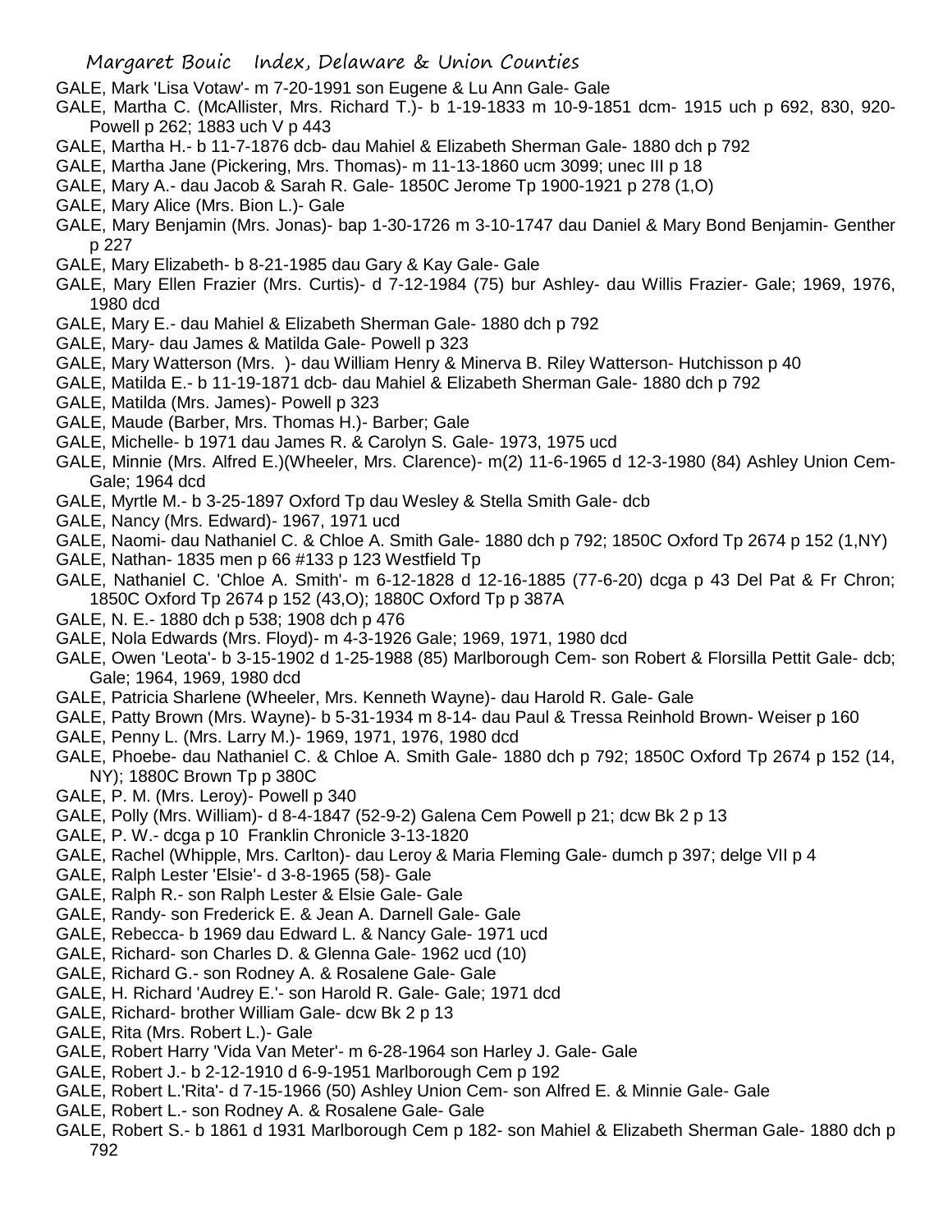GALE, Mark 'Lisa Votaw'- m 7-20-1991 son Eugene & Lu Ann Gale- Gale

GALE, Martha C. (McAllister, Mrs. Richard T.)- b 1-19-1833 m 10-9-1851 dcm- 1915 uch p 692, 830, 920- Powell p 262; 1883 uch V p 443

GALE, Martha H.- b 11-7-1876 dcb- dau Mahiel & Elizabeth Sherman Gale- 1880 dch p 792

GALE, Martha Jane (Pickering, Mrs. Thomas)- m 11-13-1860 ucm 3099; unec III p 18

GALE, Mary A.- dau Jacob & Sarah R. Gale- 1850C Jerome Tp 1900-1921 p 278 (1,O)

GALE, Mary Alice (Mrs. Bion L.)- Gale

GALE, Mary Benjamin (Mrs. Jonas)- bap 1-30-1726 m 3-10-1747 dau Daniel & Mary Bond Benjamin- Genther p 227

GALE, Mary Elizabeth- b 8-21-1985 dau Gary & Kay Gale- Gale

GALE, Mary Ellen Frazier (Mrs. Curtis)- d 7-12-1984 (75) bur Ashley- dau Willis Frazier- Gale; 1969, 1976, 1980 dcd

GALE, Mary E.- dau Mahiel & Elizabeth Sherman Gale- 1880 dch p 792

GALE, Mary- dau James & Matilda Gale- Powell p 323

GALE, Mary Watterson (Mrs. )- dau William Henry & Minerva B. Riley Watterson- Hutchisson p 40

GALE, Matilda E.- b 11-19-1871 dcb- dau Mahiel & Elizabeth Sherman Gale- 1880 dch p 792

GALE, Matilda (Mrs. James)- Powell p 323

GALE, Maude (Barber, Mrs. Thomas H.)- Barber; Gale

GALE, Michelle- b 1971 dau James R. & Carolyn S. Gale- 1973, 1975 ucd

GALE, Minnie (Mrs. Alfred E.)(Wheeler, Mrs. Clarence)- m(2) 11-6-1965 d 12-3-1980 (84) Ashley Union Cem- Gale; 1964 dcd

GALE, Myrtle M.- b 3-25-1897 Oxford Tp dau Wesley & Stella Smith Gale- dcb

GALE, Nancy (Mrs. Edward)- 1967, 1971 ucd

GALE, Naomi- dau Nathaniel C. & Chloe A. Smith Gale- 1880 dch p 792; 1850C Oxford Tp 2674 p 152 (1,NY)

GALE, Nathan- 1835 men p 66 #133 p 123 Westfield Tp

GALE, Nathaniel C. 'Chloe A. Smith'- m 6-12-1828 d 12-16-1885 (77-6-20) dcga p 43 Del Pat & Fr Chron; 1850C Oxford Tp 2674 p 152 (43,O); 1880C Oxford Tp p 387A

GALE, N. E.- 1880 dch p 538; 1908 dch p 476

GALE, Nola Edwards (Mrs. Floyd)- m 4-3-1926 Gale; 1969, 1971, 1980 dcd

GALE, Owen 'Leota'- b 3-15-1902 d 1-25-1988 (85) Marlborough Cem- son Robert & Florsilla Pettit Gale- dcb; Gale; 1964, 1969, 1980 dcd

GALE, Patricia Sharlene (Wheeler, Mrs. Kenneth Wayne)- dau Harold R. Gale- Gale

GALE, Patty Brown (Mrs. Wayne)- b 5-31-1934 m 8-14- dau Paul & Tressa Reinhold Brown- Weiser p 160

GALE, Penny L. (Mrs. Larry M.)- 1969, 1971, 1976, 1980 dcd

GALE, Phoebe- dau Nathaniel C. & Chloe A. Smith Gale- 1880 dch p 792; 1850C Oxford Tp 2674 p 152 (14, NY); 1880C Brown Tp p 380C

GALE, P. M. (Mrs. Leroy)- Powell p 340

GALE, Polly (Mrs. William)- d 8-4-1847 (52-9-2) Galena Cem Powell p 21; dcw Bk 2 p 13

GALE, P. W.- dcga p 10 Franklin Chronicle 3-13-1820

GALE, Rachel (Whipple, Mrs. Carlton)- dau Leroy & Maria Fleming Gale- dumch p 397; delge VII p 4

GALE, Ralph Lester 'Elsie'- d 3-8-1965 (58)- Gale

GALE, Ralph R.- son Ralph Lester & Elsie Gale- Gale

GALE, Randy- son Frederick E. & Jean A. Darnell Gale- Gale

GALE, Rebecca- b 1969 dau Edward L. & Nancy Gale- 1971 ucd

GALE, Richard- son Charles D. & Glenna Gale- 1962 ucd (10)

GALE, Richard G.- son Rodney A. & Rosalene Gale- Gale

GALE, H. Richard 'Audrey E.'- son Harold R. Gale- Gale; 1971 dcd

GALE, Richard- brother William Gale- dcw Bk 2 p 13

GALE, Rita (Mrs. Robert L.)- Gale

GALE, Robert Harry 'Vida Van Meter'- m 6-28-1964 son Harley J. Gale- Gale

GALE, Robert J.- b 2-12-1910 d 6-9-1951 Marlborough Cem p 192

GALE, Robert L.'Rita'- d 7-15-1966 (50) Ashley Union Cem- son Alfred E. & Minnie Gale- Gale

GALE, Robert L.- son Rodney A. & Rosalene Gale- Gale

GALE, Robert S.- b 1861 d 1931 Marlborough Cem p 182- son Mahiel & Elizabeth Sherman Gale- 1880 dch p 792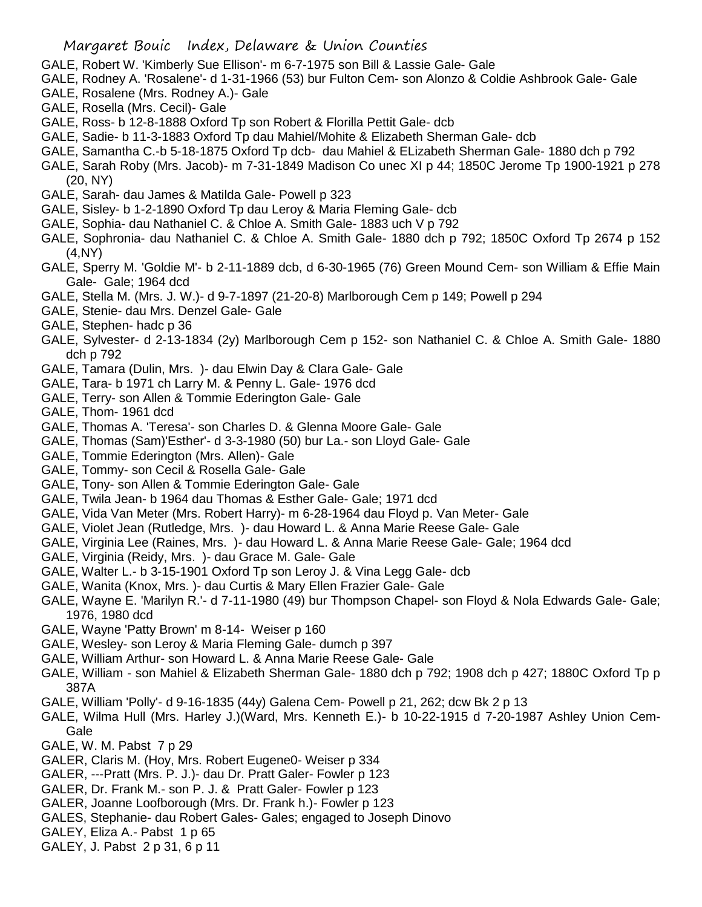GALE, Robert W. 'Kimberly Sue Ellison'- m 6-7-1975 son Bill & Lassie Gale- Gale

GALE, Rodney A. 'Rosalene'- d 1-31-1966 (53) bur Fulton Cem- son Alonzo & Coldie Ashbrook Gale- Gale

GALE, Rosalene (Mrs. Rodney A.)- Gale

GALE, Rosella (Mrs. Cecil)- Gale

GALE, Ross- b 12-8-1888 Oxford Tp son Robert & Florilla Pettit Gale- dcb

GALE, Sadie- b 11-3-1883 Oxford Tp dau Mahiel/Mohite & Elizabeth Sherman Gale- dcb

GALE, Samantha C.-b 5-18-1875 Oxford Tp dcb- dau Mahiel & ELizabeth Sherman Gale- 1880 dch p 792

GALE, Sarah Roby (Mrs. Jacob)- m 7-31-1849 Madison Co unec XI p 44; 1850C Jerome Tp 1900-1921 p 278 (20, NY)

GALE, Sarah- dau James & Matilda Gale- Powell p 323

GALE, Sisley- b 1-2-1890 Oxford Tp dau Leroy & Maria Fleming Gale- dcb

GALE, Sophia- dau Nathaniel C. & Chloe A. Smith Gale- 1883 uch V p 792

GALE, Sophronia- dau Nathaniel C. & Chloe A. Smith Gale- 1880 dch p 792; 1850C Oxford Tp 2674 p 152 (4,NY)

GALE, Sperry M. 'Goldie M'- b 2-11-1889 dcb, d 6-30-1965 (76) Green Mound Cem- son William & Effie Main Gale- Gale; 1964 dcd

GALE, Stella M. (Mrs. J. W.)- d 9-7-1897 (21-20-8) Marlborough Cem p 149; Powell p 294

GALE, Stenie- dau Mrs. Denzel Gale- Gale

GALE, Stephen- hadc p 36

GALE, Sylvester- d 2-13-1834 (2y) Marlborough Cem p 152- son Nathaniel C. & Chloe A. Smith Gale- 1880 dch p 792

GALE, Tamara (Dulin, Mrs. )- dau Elwin Day & Clara Gale- Gale

GALE, Tara- b 1971 ch Larry M. & Penny L. Gale- 1976 dcd

GALE, Terry- son Allen & Tommie Ederington Gale- Gale

GALE, Thom- 1961 dcd

GALE, Thomas A. 'Teresa'- son Charles D. & Glenna Moore Gale- Gale

GALE, Thomas (Sam)'Esther'- d 3-3-1980 (50) bur La.- son Lloyd Gale- Gale

GALE, Tommie Ederington (Mrs. Allen)- Gale

GALE, Tommy- son Cecil & Rosella Gale- Gale

GALE, Tony- son Allen & Tommie Ederington Gale- Gale

GALE, Twila Jean- b 1964 dau Thomas & Esther Gale- Gale; 1971 dcd

GALE, Vida Van Meter (Mrs. Robert Harry)- m 6-28-1964 dau Floyd p. Van Meter- Gale

GALE, Violet Jean (Rutledge, Mrs. )- dau Howard L. & Anna Marie Reese Gale- Gale

GALE, Virginia Lee (Raines, Mrs. )- dau Howard L. & Anna Marie Reese Gale- Gale; 1964 dcd

GALE, Virginia (Reidy, Mrs. )- dau Grace M. Gale- Gale

GALE, Walter L.- b 3-15-1901 Oxford Tp son Leroy J. & Vina Legg Gale- dcb

GALE, Wanita (Knox, Mrs. )- dau Curtis & Mary Ellen Frazier Gale- Gale

GALE, Wayne E. 'Marilyn R.'- d 7-11-1980 (49) bur Thompson Chapel- son Floyd & Nola Edwards Gale- Gale; 1976, 1980 dcd

GALE, Wayne 'Patty Brown' m 8-14- Weiser p 160

GALE, Wesley- son Leroy & Maria Fleming Gale- dumch p 397

GALE, William Arthur- son Howard L. & Anna Marie Reese Gale- Gale

GALE, William - son Mahiel & Elizabeth Sherman Gale- 1880 dch p 792; 1908 dch p 427; 1880C Oxford Tp p 387A

GALE, William 'Polly'- d 9-16-1835 (44y) Galena Cem- Powell p 21, 262; dcw Bk 2 p 13

GALE, Wilma Hull (Mrs. Harley J.)(Ward, Mrs. Kenneth E.)- b 10-22-1915 d 7-20-1987 Ashley Union Cem- Gale

GALE, W. M. Pabst 7 p 29

GALER, Claris M. (Hoy, Mrs. Robert Eugene0- Weiser p 334

GALER, ---Pratt (Mrs. P. J.)- dau Dr. Pratt Galer- Fowler p 123

GALER, Dr. Frank M.- son P. J. & Pratt Galer- Fowler p 123

GALER, Joanne Loofborough (Mrs. Dr. Frank h.)- Fowler p 123

GALES, Stephanie- dau Robert Gales- Gales; engaged to Joseph Dinovo

GALEY, Eliza A.- Pabst 1 p 65

GALEY, J. Pabst 2 p 31, 6 p 11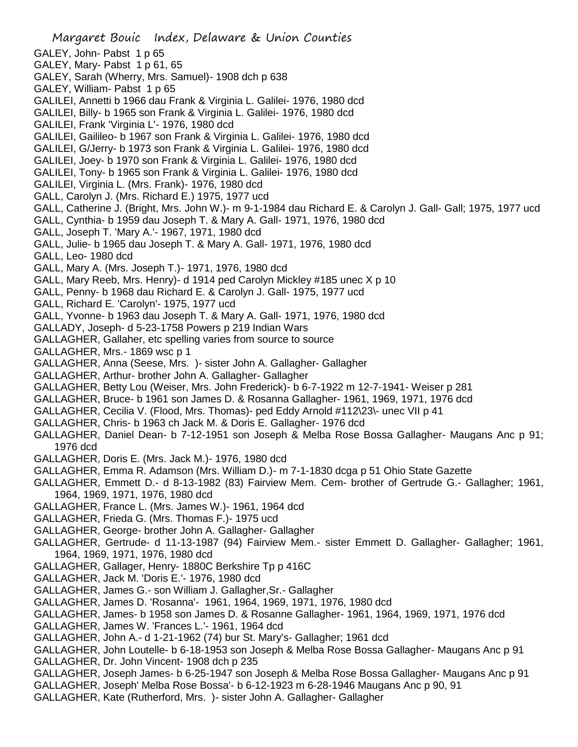GALEY, John- Pabst 1 p 65
GALEY, Mary- Pabst 1 p 61, 65
GALEY, Sarah (Wherry, Mrs. Samuel)- 1908 dch p 638
GALEY, William- Pabst 1 p 65
GALILEI, Annetti b 1966 dau Frank & Virginia L. Galilei- 1976, 1980 dcd
GALILEI, Billy- b 1965 son Frank & Virginia L. Galilei- 1976, 1980 dcd
GALILEI, Frank 'Virginia L'- 1976, 1980 dcd
GALILEI, Gailileo- b 1967 son Frank & Virginia L. Galilei- 1976, 1980 dcd
GALILEI, G/Jerry- b 1973 son Frank & Virginia L. Galilei- 1976, 1980 dcd
GALILEI, Joey- b 1970 son Frank & Virginia L. Galilei- 1976, 1980 dcd
GALILEI, Tony- b 1965 son Frank & Virginia L. Galilei- 1976, 1980 dcd
GALILEI, Virginia L. (Mrs. Frank)- 1976, 1980 dcd
GALL, Carolyn J. (Mrs. Richard E.) 1975, 1977 ucd
GALL, Catherine J. (Bright, Mrs. John W.)- m 9-1-1984 dau Richard E. & Carolyn J. Gall- Gall; 1975, 1977 ucd
GALL, Cynthia- b 1959 dau Joseph T. & Mary A. Gall- 1971, 1976, 1980 dcd
GALL, Joseph T. 'Mary A.'- 1967, 1971, 1980 dcd
GALL, Julie- b 1965 dau Joseph T. & Mary A. Gall- 1971, 1976, 1980 dcd
GALL, Leo- 1980 dcd
GALL, Mary A. (Mrs. Joseph T.)- 1971, 1976, 1980 dcd
GALL, Mary Reeb, Mrs. Henry)- d 1914 ped Carolyn Mickley #185 unec X p 10
GALL, Penny- b 1968 dau Richard E. & Carolyn J. Gall- 1975, 1977 ucd
GALL, Richard E. 'Carolyn'- 1975, 1977 ucd
GALL, Yvonne- b 1963 dau Joseph T. & Mary A. Gall- 1971, 1976, 1980 dcd
GALLADY, Joseph- d 5-23-1758 Powers p 219 Indian Wars
GALLAGHER, Gallaher, etc spelling varies from source to source
GALLAGHER, Mrs.- 1869 wsc p 1
GALLAGHER, Anna (Seese, Mrs. )- sister John A. Gallagher- Gallagher
GALLAGHER, Arthur- brother John A. Gallagher- Gallagher
GALLAGHER, Betty Lou (Weiser, Mrs. John Frederick)- b 6-7-1922 m 12-7-1941- Weiser p 281
GALLAGHER, Bruce- b 1961 son James D. & Rosanna Gallagher- 1961, 1969, 1971, 1976 dcd
GALLAGHER, Cecilia V. (Flood, Mrs. Thomas)- ped Eddy Arnold #112\23\- unec VII p 41
GALLAGHER, Chris- b 1963 ch Jack M. & Doris E. Gallagher- 1976 dcd
GALLAGHER, Daniel Dean- b 7-12-1951 son Joseph & Melba Rose Bossa Gallagher- Maugans Anc p 91; 1976 dcd
GALLAGHER, Doris E. (Mrs. Jack M.)- 1976, 1980 dcd
GALLAGHER, Emma R. Adamson (Mrs. William D.)- m 7-1-1830 dcga p 51 Ohio State Gazette
GALLAGHER, Emmett D.- d 8-13-1982 (83) Fairview Mem. Cem- brother of Gertrude G.- Gallagher; 1961, 1964, 1969, 1971, 1976, 1980 dcd
GALLAGHER, France L. (Mrs. James W.)- 1961, 1964 dcd
GALLAGHER, Frieda G. (Mrs. Thomas F.)- 1975 ucd
GALLAGHER, George- brother John A. Gallagher- Gallagher
GALLAGHER, Gertrude- d 11-13-1987 (94) Fairview Mem.- sister Emmett D. Gallagher- Gallagher; 1961, 1964, 1969, 1971, 1976, 1980 dcd
GALLAGHER, Gallager, Henry- 1880C Berkshire Tp p 416C
GALLAGHER, Jack M. 'Doris E.'- 1976, 1980 dcd
GALLAGHER, James G.- son William J. Gallagher,Sr.- Gallagher
GALLAGHER, James D. 'Rosanna'- 1961, 1964, 1969, 1971, 1976, 1980 dcd
GALLAGHER, James- b 1958 son James D. & Rosanne Gallagher- 1961, 1964, 1969, 1971, 1976 dcd
GALLAGHER, James W. 'Frances L.'- 1961, 1964 dcd
GALLAGHER, John A.- d 1-21-1962 (74) bur St. Mary's- Gallagher; 1961 dcd
GALLAGHER, John Loutelle- b 6-18-1953 son Joseph & Melba Rose Bossa Gallagher- Maugans Anc p 91
GALLAGHER, Dr. John Vincent- 1908 dch p 235
GALLAGHER, Joseph James- b 6-25-1947 son Joseph & Melba Rose Bossa Gallagher- Maugans Anc p 91
GALLAGHER, Joseph' Melba Rose Bossa'- b 6-12-1923 m 6-28-1946 Maugans Anc p 90, 91
GALLAGHER, Kate (Rutherford, Mrs. )- sister John A. Gallagher- Gallagher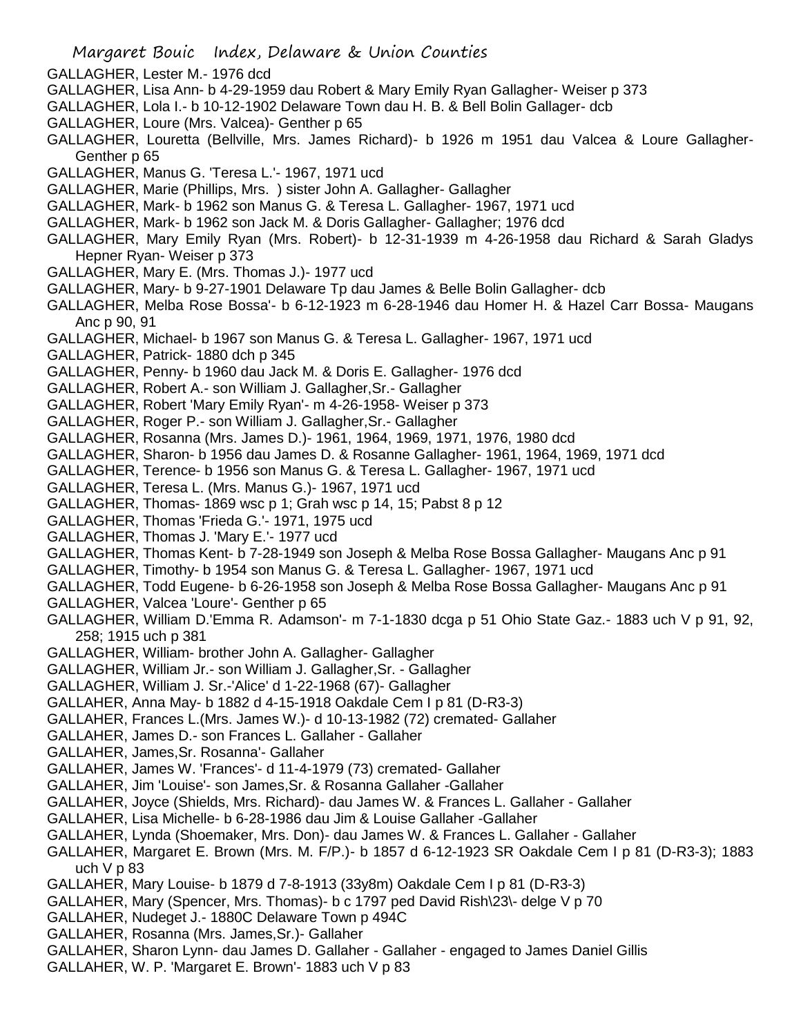GALLAGHER, Lester M.- 1976 dcd

GALLAGHER, Lisa Ann- b 4-29-1959 dau Robert & Mary Emily Ryan Gallagher- Weiser p 373

GALLAGHER, Lola I.- b 10-12-1902 Delaware Town dau H. B. & Bell Bolin Gallager- dcb

GALLAGHER, Loure (Mrs. Valcea)- Genther p 65

GALLAGHER, Louretta (Bellville, Mrs. James Richard)- b 1926 m 1951 dau Valcea & Loure Gallagher- Genther p 65

GALLAGHER, Manus G. 'Teresa L.'- 1967, 1971 ucd

GALLAGHER, Marie (Phillips, Mrs. ) sister John A. Gallagher- Gallagher

GALLAGHER, Mark- b 1962 son Manus G. & Teresa L. Gallagher- 1967, 1971 ucd

GALLAGHER, Mark- b 1962 son Jack M. & Doris Gallagher- Gallagher; 1976 dcd

GALLAGHER, Mary Emily Ryan (Mrs. Robert)- b 12-31-1939 m 4-26-1958 dau Richard & Sarah Gladys Hepner Ryan- Weiser p 373

GALLAGHER, Mary E. (Mrs. Thomas J.)- 1977 ucd

GALLAGHER, Mary- b 9-27-1901 Delaware Tp dau James & Belle Bolin Gallagher- dcb

GALLAGHER, Melba Rose Bossa'- b 6-12-1923 m 6-28-1946 dau Homer H. & Hazel Carr Bossa- Maugans Anc p 90, 91

GALLAGHER, Michael- b 1967 son Manus G. & Teresa L. Gallagher- 1967, 1971 ucd

GALLAGHER, Patrick- 1880 dch p 345

GALLAGHER, Penny- b 1960 dau Jack M. & Doris E. Gallagher- 1976 dcd

GALLAGHER, Robert A.- son William J. Gallagher,Sr.- Gallagher

GALLAGHER, Robert 'Mary Emily Ryan'- m 4-26-1958- Weiser p 373

GALLAGHER, Roger P.- son William J. Gallagher,Sr.- Gallagher

GALLAGHER, Rosanna (Mrs. James D.)- 1961, 1964, 1969, 1971, 1976, 1980 dcd

GALLAGHER, Sharon- b 1956 dau James D. & Rosanne Gallagher- 1961, 1964, 1969, 1971 dcd

GALLAGHER, Terence- b 1956 son Manus G. & Teresa L. Gallagher- 1967, 1971 ucd

GALLAGHER, Teresa L. (Mrs. Manus G.)- 1967, 1971 ucd

GALLAGHER, Thomas- 1869 wsc p 1; Grah wsc p 14, 15; Pabst 8 p 12

GALLAGHER, Thomas 'Frieda G.'- 1971, 1975 ucd

GALLAGHER, Thomas J. 'Mary E.'- 1977 ucd

GALLAGHER, Thomas Kent- b 7-28-1949 son Joseph & Melba Rose Bossa Gallagher- Maugans Anc p 91

GALLAGHER, Timothy- b 1954 son Manus G. & Teresa L. Gallagher- 1967, 1971 ucd

GALLAGHER, Todd Eugene- b 6-26-1958 son Joseph & Melba Rose Bossa Gallagher- Maugans Anc p 91

GALLAGHER, Valcea 'Loure'- Genther p 65

GALLAGHER, William D.'Emma R. Adamson'- m 7-1-1830 dcga p 51 Ohio State Gaz.- 1883 uch V p 91, 92, 258; 1915 uch p 381

GALLAGHER, William- brother John A. Gallagher- Gallagher

GALLAGHER, William Jr.- son William J. Gallagher,Sr. - Gallagher

GALLAGHER, William J. Sr.-'Alice' d 1-22-1968 (67)- Gallagher

GALLAHER, Anna May- b 1882 d 4-15-1918 Oakdale Cem I p 81 (D-R3-3)

GALLAHER, Frances L.(Mrs. James W.)- d 10-13-1982 (72) cremated- Gallaher

GALLAHER, James D.- son Frances L. Gallaher - Gallaher

GALLAHER, James,Sr. Rosanna'- Gallaher

GALLAHER, James W. 'Frances'- d 11-4-1979 (73) cremated- Gallaher

GALLAHER, Jim 'Louise'- son James,Sr. & Rosanna Gallaher -Gallaher

GALLAHER, Joyce (Shields, Mrs. Richard)- dau James W. & Frances L. Gallaher - Gallaher

GALLAHER, Lisa Michelle- b 6-28-1986 dau Jim & Louise Gallaher -Gallaher

GALLAHER, Lynda (Shoemaker, Mrs. Don)- dau James W. & Frances L. Gallaher - Gallaher

GALLAHER, Margaret E. Brown (Mrs. M. F/P.)- b 1857 d 6-12-1923 SR Oakdale Cem I p 81 (D-R3-3); 1883 uch V p 83

GALLAHER, Mary Louise- b 1879 d 7-8-1913 (33y8m) Oakdale Cem I p 81 (D-R3-3)

GALLAHER, Mary (Spencer, Mrs. Thomas)- b c 1797 ped David Rish\23\- delge V p 70

GALLAHER, Nudeget J.- 1880C Delaware Town p 494C

GALLAHER, Rosanna (Mrs. James,Sr.)- Gallaher

GALLAHER, Sharon Lynn- dau James D. Gallaher - Gallaher - engaged to James Daniel Gillis

GALLAHER, W. P. 'Margaret E. Brown'- 1883 uch V p 83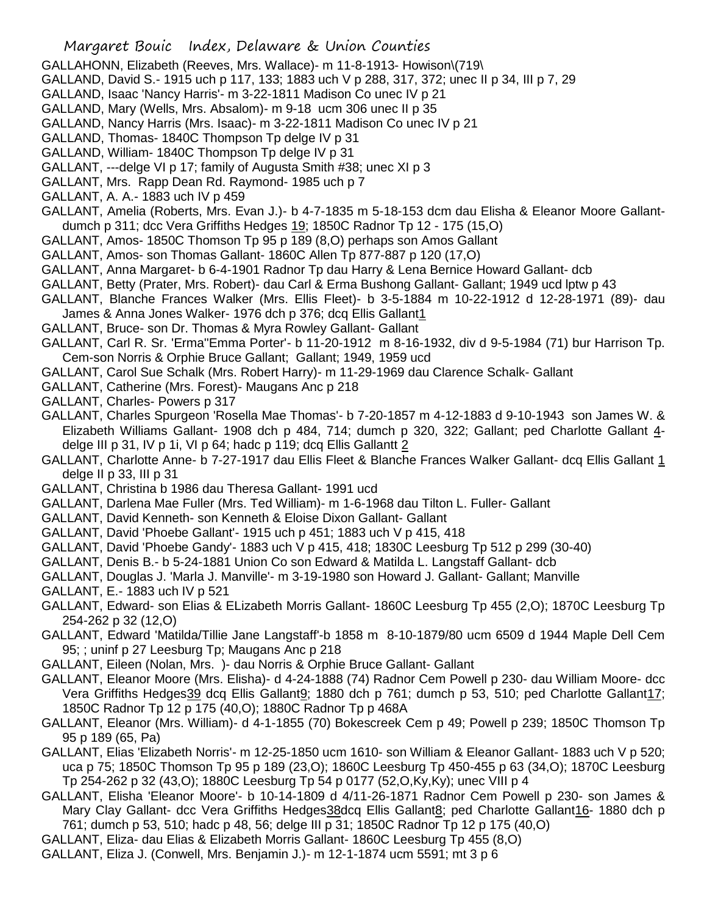GALLAHONN, Elizabeth (Reeves, Mrs. Wallace)- m 11-8-1913- Howison\(719\

GALLAND, David S.- 1915 uch p 117, 133; 1883 uch V p 288, 317, 372; unec II p 34, III p 7, 29

GALLAND, Isaac 'Nancy Harris'- m 3-22-1811 Madison Co unec IV p 21

GALLAND, Mary (Wells, Mrs. Absalom)- m 9-18 ucm 306 unec II p 35

GALLAND, Nancy Harris (Mrs. Isaac)- m 3-22-1811 Madison Co unec IV p 21

GALLAND, Thomas- 1840C Thompson Tp delge IV p 31

GALLAND, William- 1840C Thompson Tp delge IV p 31

GALLANT, ---delge VI p 17; family of Augusta Smith #38; unec XI p 3

GALLANT, Mrs. Rapp Dean Rd. Raymond- 1985 uch p 7

GALLANT, A. A.- 1883 uch IV p 459

GALLANT, Amelia (Roberts, Mrs. Evan J.)- b 4-7-1835 m 5-18-153 dcm dau Elisha & Eleanor Moore Gallant- dumch p 311; dcc Vera Griffiths Hedges 19; 1850C Radnor Tp 12 - 175 (15,O)

GALLANT, Amos- 1850C Thomson Tp 95 p 189 (8,O) perhaps son Amos Gallant

GALLANT, Amos- son Thomas Gallant- 1860C Allen Tp 877-887 p 120 (17,O)

GALLANT, Anna Margaret- b 6-4-1901 Radnor Tp dau Harry & Lena Bernice Howard Gallant- dcb

GALLANT, Betty (Prater, Mrs. Robert)- dau Carl & Erma Bushong Gallant- Gallant; 1949 ucd lptw p 43

GALLANT, Blanche Frances Walker (Mrs. Ellis Fleet)- b 3-5-1884 m 10-22-1912 d 12-28-1971 (89)- dau James & Anna Jones Walker- 1976 dch p 376; dcq Ellis Gallant1

GALLANT, Bruce- son Dr. Thomas & Myra Rowley Gallant- Gallant

GALLANT, Carl R. Sr. 'Erma''Emma Porter'- b 11-20-1912 m 8-16-1932, div d 9-5-1984 (71) bur Harrison Tp. Cem-son Norris & Orphie Bruce Gallant; Gallant; 1949, 1959 ucd

GALLANT, Carol Sue Schalk (Mrs. Robert Harry)- m 11-29-1969 dau Clarence Schalk- Gallant

GALLANT, Catherine (Mrs. Forest)- Maugans Anc p 218

GALLANT, Charles- Powers p 317

GALLANT, Charles Spurgeon 'Rosella Mae Thomas'- b 7-20-1857 m 4-12-1883 d 9-10-1943 son James W. & Elizabeth Williams Gallant- 1908 dch p 484, 714; dumch p 320, 322; Gallant; ped Charlotte Gallant 4- delge III p 31, IV p 1i, VI p 64; hadc p 119; dcq Ellis Gallantt 2

GALLANT, Charlotte Anne- b 7-27-1917 dau Ellis Fleet & Blanche Frances Walker Gallant- dcq Ellis Gallant 1 delge II p 33, III p 31

GALLANT, Christina b 1986 dau Theresa Gallant- 1991 ucd

GALLANT, Darlena Mae Fuller (Mrs. Ted William)- m 1-6-1968 dau Tilton L. Fuller- Gallant

GALLANT, David Kenneth- son Kenneth & Eloise Dixon Gallant- Gallant

GALLANT, David 'Phoebe Gallant'- 1915 uch p 451; 1883 uch V p 415, 418

GALLANT, David 'Phoebe Gandy'- 1883 uch V p 415, 418; 1830C Leesburg Tp 512 p 299 (30-40)

GALLANT, Denis B.- b 5-24-1881 Union Co son Edward & Matilda L. Langstaff Gallant- dcb

GALLANT, Douglas J. 'Marla J. Manville'- m 3-19-1980 son Howard J. Gallant- Gallant; Manville

GALLANT, E.- 1883 uch IV p 521

GALLANT, Edward- son Elias & ELizabeth Morris Gallant- 1860C Leesburg Tp 455 (2,O); 1870C Leesburg Tp 254-262 p 32 (12,O)

GALLANT, Edward 'Matilda/Tillie Jane Langstaff'-b 1858 m 8-10-1879/80 ucm 6509 d 1944 Maple Dell Cem 95; ; uninf p 27 Leesburg Tp; Maugans Anc p 218

GALLANT, Eileen (Nolan, Mrs. )- dau Norris & Orphie Bruce Gallant- Gallant

GALLANT, Eleanor Moore (Mrs. Elisha)- d 4-24-1888 (74) Radnor Cem Powell p 230- dau William Moore- dcc Vera Griffiths Hedges39 dcq Ellis Gallant9; 1880 dch p 761; dumch p 53, 510; ped Charlotte Gallant17; 1850C Radnor Tp 12 p 175 (40,O); 1880C Radnor Tp p 468A

GALLANT, Eleanor (Mrs. William)- d 4-1-1855 (70) Bokescreek Cem p 49; Powell p 239; 1850C Thomson Tp 95 p 189 (65, Pa)

GALLANT, Elias 'Elizabeth Norris'- m 12-25-1850 ucm 1610- son William & Eleanor Gallant- 1883 uch V p 520; uca p 75; 1850C Thomson Tp 95 p 189 (23,O); 1860C Leesburg Tp 450-455 p 63 (34,O); 1870C Leesburg Tp 254-262 p 32 (43,O); 1880C Leesburg Tp 54 p 0177 (52,O,Ky,Ky); unec VIII p 4

GALLANT, Elisha 'Eleanor Moore'- b 10-14-1809 d 4/11-26-1871 Radnor Cem Powell p 230- son James & Mary Clay Gallant- dcc Vera Griffiths Hedges38dcq Ellis Gallant8; ped Charlotte Gallant16- 1880 dch p 761; dumch p 53, 510; hadc p 48, 56; delge III p 31; 1850C Radnor Tp 12 p 175 (40,O)

GALLANT, Eliza- dau Elias & Elizabeth Morris Gallant- 1860C Leesburg Tp 455 (8,O)

GALLANT, Eliza J. (Conwell, Mrs. Benjamin J.)- m 12-1-1874 ucm 5591; mt 3 p 6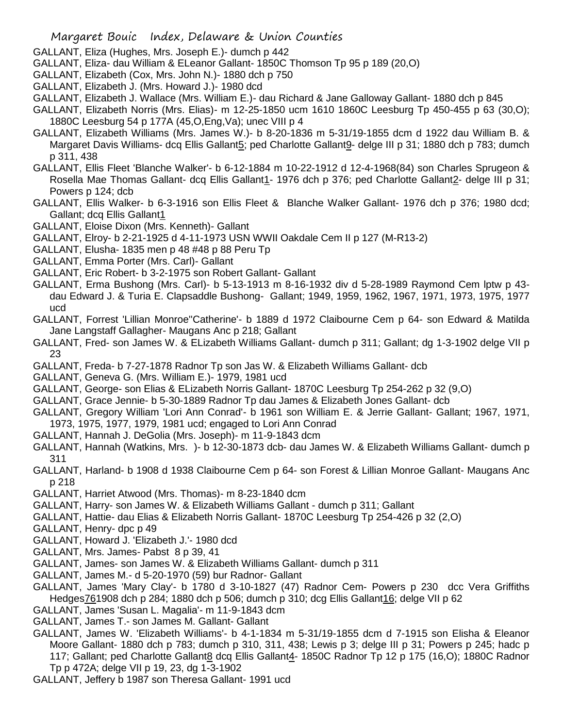GALLANT, Eliza (Hughes, Mrs. Joseph E.)- dumch p 442

GALLANT, Eliza- dau William & ELeanor Gallant- 1850C Thomson Tp 95 p 189 (20,O)

GALLANT, Elizabeth (Cox, Mrs. John N.)- 1880 dch p 750

GALLANT, Elizabeth J. (Mrs. Howard J.)- 1980 dcd

GALLANT, Elizabeth J. Wallace (Mrs. William E.)- dau Richard & Jane Galloway Gallant- 1880 dch p 845

GALLANT, Elizabeth Norris (Mrs. Elias)- m 12-25-1850 ucm 1610 1860C Leesburg Tp 450-455 p 63 (30,O); 1880C Leesburg 54 p 177A (45,O,Eng,Va); unec VIII p 4

GALLANT, Elizabeth Williams (Mrs. James W.)- b 8-20-1836 m 5-31/19-1855 dcm d 1922 dau William B. & Margaret Davis Williams- dcq Ellis Gallant5; ped Charlotte Gallant9- delge III p 31; 1880 dch p 783; dumch p 311, 438

GALLANT, Ellis Fleet 'Blanche Walker'- b 6-12-1884 m 10-22-1912 d 12-4-1968(84) son Charles Sprugeon & Rosella Mae Thomas Gallant- dcq Ellis Gallant1- 1976 dch p 376; ped Charlotte Gallant2- delge III p 31; Powers p 124; dcb

GALLANT, Ellis Walker- b 6-3-1916 son Ellis Fleet & Blanche Walker Gallant- 1976 dch p 376; 1980 dcd; Gallant; dcq Ellis Gallant1

GALLANT, Eloise Dixon (Mrs. Kenneth)- Gallant

GALLANT, Elroy- b 2-21-1925 d 4-11-1973 USN WWII Oakdale Cem II p 127 (M-R13-2)

GALLANT, Elusha- 1835 men p 48 #48 p 88 Peru Tp

GALLANT, Emma Porter (Mrs. Carl)- Gallant

GALLANT, Eric Robert- b 3-2-1975 son Robert Gallant- Gallant

GALLANT, Erma Bushong (Mrs. Carl)- b 5-13-1913 m 8-16-1932 div d 5-28-1989 Raymond Cem lptw p 43- dau Edward J. & Turia E. Clapsaddle Bushong- Gallant; 1949, 1959, 1962, 1967, 1971, 1973, 1975, 1977 ucd

GALLANT, Forrest 'Lillian Monroe''Catherine'- b 1889 d 1972 Claibourne Cem p 64- son Edward & Matilda Jane Langstaff Gallagher- Maugans Anc p 218; Gallant

GALLANT, Fred- son James W. & ELizabeth Williams Gallant- dumch p 311; Gallant; dg 1-3-1902 delge VII p 23

GALLANT, Freda- b 7-27-1878 Radnor Tp son Jas W. & Elizabeth Williams Gallant- dcb

GALLANT, Geneva G. (Mrs. William E.)- 1979, 1981 ucd

GALLANT, George- son Elias & ELizabeth Norris Gallant- 1870C Leesburg Tp 254-262 p 32 (9,O)

GALLANT, Grace Jennie- b 5-30-1889 Radnor Tp dau James & Elizabeth Jones Gallant- dcb

GALLANT, Gregory William 'Lori Ann Conrad'- b 1961 son William E. & Jerrie Gallant- Gallant; 1967, 1971, 1973, 1975, 1977, 1979, 1981 ucd; engaged to Lori Ann Conrad

GALLANT, Hannah J. DeGolia (Mrs. Joseph)- m 11-9-1843 dcm

GALLANT, Hannah (Watkins, Mrs. )- b 12-30-1873 dcb- dau James W. & Elizabeth Williams Gallant- dumch p 311

GALLANT, Harland- b 1908 d 1938 Claibourne Cem p 64- son Forest & Lillian Monroe Gallant- Maugans Anc p 218

GALLANT, Harriet Atwood (Mrs. Thomas)- m 8-23-1840 dcm

GALLANT, Harry- son James W. & Elizabeth Williams Gallant - dumch p 311; Gallant

GALLANT, Hattie- dau Elias & Elizabeth Norris Gallant- 1870C Leesburg Tp 254-426 p 32 (2,O)

GALLANT, Henry- dpc p 49

GALLANT, Howard J. 'Elizabeth J.'- 1980 dcd

GALLANT, Mrs. James- Pabst 8 p 39, 41

GALLANT, James- son James W. & Elizabeth Williams Gallant- dumch p 311

GALLANT, James M.- d 5-20-1970 (59) bur Radnor- Gallant

GALLANT, James 'Mary Clay'- b 1780 d 3-10-1827 (47) Radnor Cem- Powers p 230 dcc Vera Griffiths Hedges761908 dch p 284; 1880 dch p 506; dumch p 310; dcg Ellis Gallant16; delge VII p 62

GALLANT, James 'Susan L. Magalia'- m 11-9-1843 dcm

GALLANT, James T.- son James M. Gallant- Gallant

GALLANT, James W. 'Elizabeth Williams'- b 4-1-1834 m 5-31/19-1855 dcm d 7-1915 son Elisha & Eleanor Moore Gallant- 1880 dch p 783; dumch p 310, 311, 438; Lewis p 3; delge III p 31; Powers p 245; hadc p 117; Gallant; ped Charlotte Gallant8 dcq Ellis Gallant4- 1850C Radnor Tp 12 p 175 (16,O); 1880C Radnor Tp p 472A; delge VII p 19, 23, dg 1-3-1902

GALLANT, Jeffery b 1987 son Theresa Gallant- 1991 ucd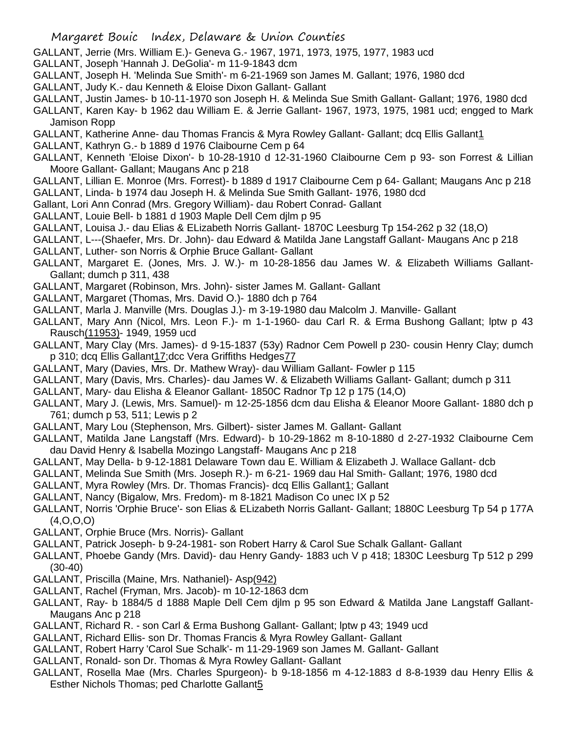GALLANT, Jerrie (Mrs. William E.)- Geneva G.- 1967, 1971, 1973, 1975, 1977, 1983 ucd

GALLANT, Joseph 'Hannah J. DeGolia'- m 11-9-1843 dcm

GALLANT, Joseph H. 'Melinda Sue Smith'- m 6-21-1969 son James M. Gallant; 1976, 1980 dcd

GALLANT, Judy K.- dau Kenneth & Eloise Dixon Gallant- Gallant

GALLANT, Justin James- b 10-11-1970 son Joseph H. & Melinda Sue Smith Gallant- Gallant; 1976, 1980 dcd

GALLANT, Karen Kay- b 1962 dau William E. & Jerrie Gallant- 1967, 1973, 1975, 1981 ucd; engged to Mark Jamison Ropp

GALLANT, Katherine Anne- dau Thomas Francis & Myra Rowley Gallant- Gallant; dcq Ellis Gallant1

GALLANT, Kathryn G.- b 1889 d 1976 Claibourne Cem p 64

GALLANT, Kenneth 'Eloise Dixon'- b 10-28-1910 d 12-31-1960 Claibourne Cem p 93- son Forrest & Lillian Moore Gallant- Gallant; Maugans Anc p 218

GALLANT, Lillian E. Monroe (Mrs. Forrest)- b 1889 d 1917 Claibourne Cem p 64- Gallant; Maugans Anc p 218

GALLANT, Linda- b 1974 dau Joseph H. & Melinda Sue Smith Gallant- 1976, 1980 dcd

Gallant, Lori Ann Conrad (Mrs. Gregory William)- dau Robert Conrad- Gallant

GALLANT, Louie Bell- b 1881 d 1903 Maple Dell Cem djlm p 95

GALLANT, Louisa J.- dau Elias & ELizabeth Norris Gallant- 1870C Leesburg Tp 154-262 p 32 (18,O)

GALLANT, L---(Shaefer, Mrs. Dr. John)- dau Edward & Matilda Jane Langstaff Gallant- Maugans Anc p 218

GALLANT, Luther- son Norris & Orphie Bruce Gallant- Gallant

GALLANT, Margaret E. (Jones, Mrs. J. W.)- m 10-28-1856 dau James W. & Elizabeth Williams Gallant- Gallant; dumch p 311, 438

GALLANT, Margaret (Robinson, Mrs. John)- sister James M. Gallant- Gallant

GALLANT, Margaret (Thomas, Mrs. David O.)- 1880 dch p 764

GALLANT, Marla J. Manville (Mrs. Douglas J.)- m 3-19-1980 dau Malcolm J. Manville- Gallant

GALLANT, Mary Ann (Nicol, Mrs. Leon F.)- m 1-1-1960- dau Carl R. & Erma Bushong Gallant; lptw p 43 Rausch(11953)- 1949, 1959 ucd

GALLANT, Mary Clay (Mrs. James)- d 9-15-1837 (53y) Radnor Cem Powell p 230- cousin Henry Clay; dumch p 310; dcq Ellis Gallant17;dcc Vera Griffiths Hedges77

GALLANT, Mary (Davies, Mrs. Dr. Mathew Wray)- dau William Gallant- Fowler p 115

GALLANT, Mary (Davis, Mrs. Charles)- dau James W. & Elizabeth Williams Gallant- Gallant; dumch p 311

GALLANT, Mary- dau Elisha & Eleanor Gallant- 1850C Radnor Tp 12 p 175 (14,O)

GALLANT, Mary J. (Lewis, Mrs. Samuel)- m 12-25-1856 dcm dau Elisha & Eleanor Moore Gallant- 1880 dch p 761; dumch p 53, 511; Lewis p 2

GALLANT, Mary Lou (Stephenson, Mrs. Gilbert)- sister James M. Gallant- Gallant

GALLANT, Matilda Jane Langstaff (Mrs. Edward)- b 10-29-1862 m 8-10-1880 d 2-27-1932 Claibourne Cem dau David Henry & Isabella Mozingo Langstaff- Maugans Anc p 218

GALLANT, May Della- b 9-12-1881 Delaware Town dau E. William & Elizabeth J. Wallace Gallant- dcb

GALLANT, Melinda Sue Smith (Mrs. Joseph R.)- m 6-21- 1969 dau Hal Smith- Gallant; 1976, 1980 dcd

GALLANT, Myra Rowley (Mrs. Dr. Thomas Francis)- dcq Ellis Gallant1; Gallant

GALLANT, Nancy (Bigalow, Mrs. Fredom)- m 8-1821 Madison Co unec IX p 52

GALLANT, Norris 'Orphie Bruce'- son Elias & ELizabeth Norris Gallant- Gallant; 1880C Leesburg Tp 54 p 177A (4,O,O,O)

GALLANT, Orphie Bruce (Mrs. Norris)- Gallant

GALLANT, Patrick Joseph- b 9-24-1981- son Robert Harry & Carol Sue Schalk Gallant- Gallant

GALLANT, Phoebe Gandy (Mrs. David)- dau Henry Gandy- 1883 uch V p 418; 1830C Leesburg Tp 512 p 299 (30-40)

GALLANT, Priscilla (Maine, Mrs. Nathaniel)- Asp(942)

GALLANT, Rachel (Fryman, Mrs. Jacob)- m 10-12-1863 dcm

GALLANT, Ray- b 1884/5 d 1888 Maple Dell Cem djlm p 95 son Edward & Matilda Jane Langstaff Gallant- Maugans Anc p 218

GALLANT, Richard R. - son Carl & Erma Bushong Gallant- Gallant; lptw p 43; 1949 ucd

GALLANT, Richard Ellis- son Dr. Thomas Francis & Myra Rowley Gallant- Gallant

GALLANT, Robert Harry 'Carol Sue Schalk'- m 11-29-1969 son James M. Gallant- Gallant

GALLANT, Ronald- son Dr. Thomas & Myra Rowley Gallant- Gallant

GALLANT, Rosella Mae (Mrs. Charles Spurgeon)- b 9-18-1856 m 4-12-1883 d 8-8-1939 dau Henry Ellis & Esther Nichols Thomas; ped Charlotte Gallant5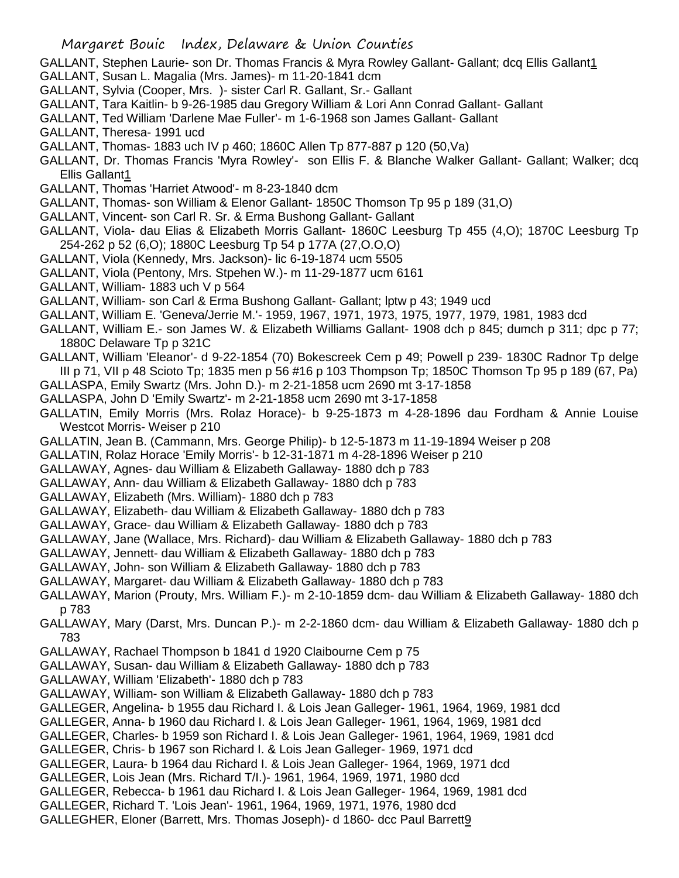GALLANT, Stephen Laurie- son Dr. Thomas Francis & Myra Rowley Gallant- Gallant; dcq Ellis Gallant1

GALLANT, Susan L. Magalia (Mrs. James)- m 11-20-1841 dcm

GALLANT, Sylvia (Cooper, Mrs. )- sister Carl R. Gallant, Sr.- Gallant

GALLANT, Tara Kaitlin- b 9-26-1985 dau Gregory William & Lori Ann Conrad Gallant- Gallant

GALLANT, Ted William 'Darlene Mae Fuller'- m 1-6-1968 son James Gallant- Gallant

GALLANT, Theresa- 1991 ucd

GALLANT, Thomas- 1883 uch IV p 460; 1860C Allen Tp 877-887 p 120 (50,Va)

GALLANT, Dr. Thomas Francis 'Myra Rowley'- son Ellis F. & Blanche Walker Gallant- Gallant; Walker; dcq Ellis Gallant1

GALLANT, Thomas 'Harriet Atwood'- m 8-23-1840 dcm

GALLANT, Thomas- son William & Elenor Gallant- 1850C Thomson Tp 95 p 189 (31,O)

GALLANT, Vincent- son Carl R. Sr. & Erma Bushong Gallant- Gallant

GALLANT, Viola- dau Elias & Elizabeth Morris Gallant- 1860C Leesburg Tp 455 (4,O); 1870C Leesburg Tp 254-262 p 52 (6,O); 1880C Leesburg Tp 54 p 177A (27,O.O,O)

GALLANT, Viola (Kennedy, Mrs. Jackson)- lic 6-19-1874 ucm 5505

GALLANT, Viola (Pentony, Mrs. Stpehen W.)- m 11-29-1877 ucm 6161

GALLANT, William- 1883 uch V p 564

GALLANT, William- son Carl & Erma Bushong Gallant- Gallant; lptw p 43; 1949 ucd

GALLANT, William E. 'Geneva/Jerrie M.'- 1959, 1967, 1971, 1973, 1975, 1977, 1979, 1981, 1983 dcd

GALLANT, William E.- son James W. & Elizabeth Williams Gallant- 1908 dch p 845; dumch p 311; dpc p 77; 1880C Delaware Tp p 321C

GALLANT, William 'Eleanor'- d 9-22-1854 (70) Bokescreek Cem p 49; Powell p 239- 1830C Radnor Tp delge III p 71, VII p 48 Scioto Tp; 1835 men p 56 #16 p 103 Thompson Tp; 1850C Thomson Tp 95 p 189 (67, Pa)

GALLASPA, Emily Swartz (Mrs. John D.)- m 2-21-1858 ucm 2690 mt 3-17-1858

GALLASPA, John D 'Emily Swartz'- m 2-21-1858 ucm 2690 mt 3-17-1858

GALLATIN, Emily Morris (Mrs. Rolaz Horace)- b 9-25-1873 m 4-28-1896 dau Fordham & Annie Louise Westcot Morris- Weiser p 210

GALLATIN, Jean B. (Cammann, Mrs. George Philip)- b 12-5-1873 m 11-19-1894 Weiser p 208

GALLATIN, Rolaz Horace 'Emily Morris'- b 12-31-1871 m 4-28-1896 Weiser p 210

GALLAWAY, Agnes- dau William & Elizabeth Gallaway- 1880 dch p 783

GALLAWAY, Ann- dau William & Elizabeth Gallaway- 1880 dch p 783

GALLAWAY, Elizabeth (Mrs. William)- 1880 dch p 783

GALLAWAY, Elizabeth- dau William & Elizabeth Gallaway- 1880 dch p 783

GALLAWAY, Grace- dau William & Elizabeth Gallaway- 1880 dch p 783

GALLAWAY, Jane (Wallace, Mrs. Richard)- dau William & Elizabeth Gallaway- 1880 dch p 783

GALLAWAY, Jennett- dau William & Elizabeth Gallaway- 1880 dch p 783

GALLAWAY, John- son William & Elizabeth Gallaway- 1880 dch p 783

GALLAWAY, Margaret- dau William & Elizabeth Gallaway- 1880 dch p 783

GALLAWAY, Marion (Prouty, Mrs. William F.)- m 2-10-1859 dcm- dau William & Elizabeth Gallaway- 1880 dch p 783

GALLAWAY, Mary (Darst, Mrs. Duncan P.)- m 2-2-1860 dcm- dau William & Elizabeth Gallaway- 1880 dch p 783

GALLAWAY, Rachael Thompson b 1841 d 1920 Claibourne Cem p 75

GALLAWAY, Susan- dau William & Elizabeth Gallaway- 1880 dch p 783

GALLAWAY, William 'Elizabeth'- 1880 dch p 783

GALLAWAY, William- son William & Elizabeth Gallaway- 1880 dch p 783

GALLEGER, Angelina- b 1955 dau Richard I. & Lois Jean Galleger- 1961, 1964, 1969, 1981 dcd

GALLEGER, Anna- b 1960 dau Richard I. & Lois Jean Galleger- 1961, 1964, 1969, 1981 dcd

GALLEGER, Charles- b 1959 son Richard I. & Lois Jean Galleger- 1961, 1964, 1969, 1981 dcd

GALLEGER, Chris- b 1967 son Richard I. & Lois Jean Galleger- 1969, 1971 dcd

GALLEGER, Laura- b 1964 dau Richard I. & Lois Jean Galleger- 1964, 1969, 1971 dcd

GALLEGER, Lois Jean (Mrs. Richard T/I.)- 1961, 1964, 1969, 1971, 1980 dcd

GALLEGER, Rebecca- b 1961 dau Richard I. & Lois Jean Galleger- 1964, 1969, 1981 dcd

GALLEGER, Richard T. 'Lois Jean'- 1961, 1964, 1969, 1971, 1976, 1980 dcd

GALLEGHER, Eloner (Barrett, Mrs. Thomas Joseph)- d 1860- dcc Paul Barrett9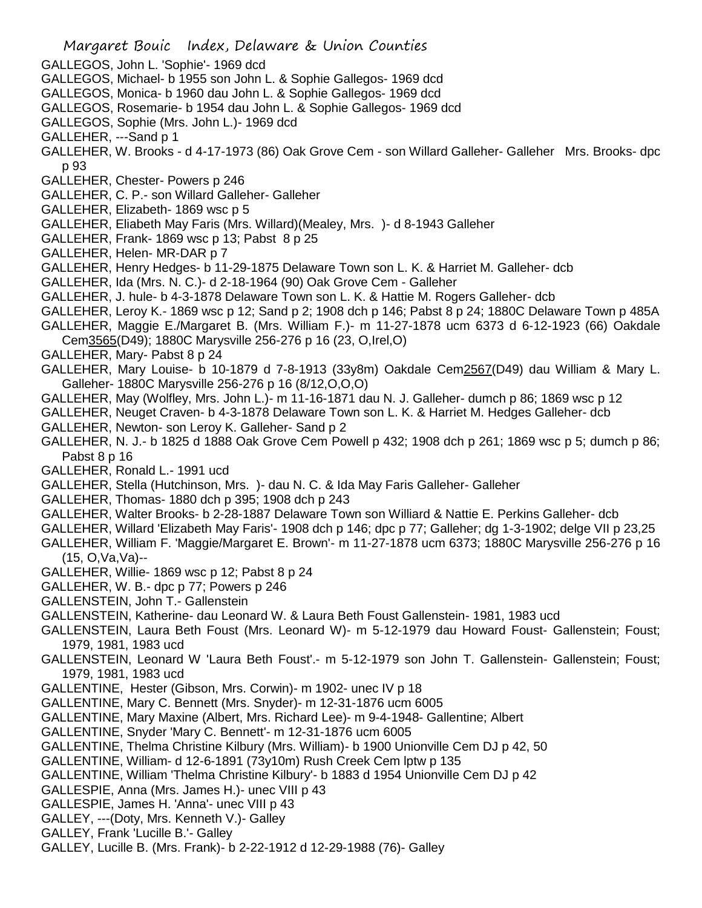GALLEGOS, John L. 'Sophie'- 1969 dcd
GALLEGOS, Michael- b 1955 son John L. & Sophie Gallegos- 1969 dcd
GALLEGOS, Monica- b 1960 dau John L. & Sophie Gallegos- 1969 dcd
GALLEGOS, Rosemarie- b 1954 dau John L. & Sophie Gallegos- 1969 dcd
GALLEGOS, Sophie (Mrs. John L.)- 1969 dcd
GALLEHER, ---Sand p 1
GALLEHER, W. Brooks - d 4-17-1973 (86) Oak Grove Cem - son Willard Galleher- Galleher Mrs. Brooks- dpc p 93
GALLEHER, Chester- Powers p 246
GALLEHER, C. P.- son Willard Galleher- Galleher
GALLEHER, Elizabeth- 1869 wsc p 5
GALLEHER, Eliabeth May Faris (Mrs. Willard)(Mealey, Mrs. )- d 8-1943 Galleher
GALLEHER, Frank- 1869 wsc p 13; Pabst 8 p 25
GALLEHER, Helen- MR-DAR p 7
GALLEHER, Henry Hedges- b 11-29-1875 Delaware Town son L. K. & Harriet M. Galleher- dcb
GALLEHER, Ida (Mrs. N. C.)- d 2-18-1964 (90) Oak Grove Cem - Galleher
GALLEHER, J. hule- b 4-3-1878 Delaware Town son L. K. & Hattie M. Rogers Galleher- dcb
GALLEHER, Leroy K.- 1869 wsc p 12; Sand p 2; 1908 dch p 146; Pabst 8 p 24; 1880C Delaware Town p 485A
GALLEHER, Maggie E./Margaret B. (Mrs. William F.)- m 11-27-1878 ucm 6373 d 6-12-1923 (66) Oakdale Cem3565(D49); 1880C Marysville 256-276 p 16 (23, O,Irel,O)
GALLEHER, Mary- Pabst 8 p 24
GALLEHER, Mary Louise- b 10-1879 d 7-8-1913 (33y8m) Oakdale Cem2567(D49) dau William & Mary L. Galleher- 1880C Marysville 256-276 p 16 (8/12,O,O,O)
GALLEHER, May (Wolfley, Mrs. John L.)- m 11-16-1871 dau N. J. Galleher- dumch p 86; 1869 wsc p 12
GALLEHER, Neuget Craven- b 4-3-1878 Delaware Town son L. K. & Harriet M. Hedges Galleher- dcb
GALLEHER, Newton- son Leroy K. Galleher- Sand p 2
GALLEHER, N. J.- b 1825 d 1888 Oak Grove Cem Powell p 432; 1908 dch p 261; 1869 wsc p 5; dumch p 86; Pabst 8 p 16
GALLEHER, Ronald L.- 1991 ucd
GALLEHER, Stella (Hutchinson, Mrs. )- dau N. C. & Ida May Faris Galleher- Galleher
GALLEHER, Thomas- 1880 dch p 395; 1908 dch p 243
GALLEHER, Walter Brooks- b 2-28-1887 Delaware Town son Williard & Nattie E. Perkins Galleher- dcb
GALLEHER, Willard 'Elizabeth May Faris'- 1908 dch p 146; dpc p 77; Galleher; dg 1-3-1902; delge VII p 23,25
GALLEHER, William F. 'Maggie/Margaret E. Brown'- m 11-27-1878 ucm 6373; 1880C Marysville 256-276 p 16 (15, O,Va,Va)--
GALLEHER, Willie- 1869 wsc p 12; Pabst 8 p 24
GALLEHER, W. B.- dpc p 77; Powers p 246
GALLENSTEIN, John T.- Gallenstein
GALLENSTEIN, Katherine- dau Leonard W. & Laura Beth Foust Gallenstein- 1981, 1983 ucd
GALLENSTEIN, Laura Beth Foust (Mrs. Leonard W)- m 5-12-1979 dau Howard Foust- Gallenstein; Foust; 1979, 1981, 1983 ucd
GALLENSTEIN, Leonard W 'Laura Beth Foust'.- m 5-12-1979 son John T. Gallenstein- Gallenstein; Foust; 1979, 1981, 1983 ucd
GALLENTINE, Hester (Gibson, Mrs. Corwin)- m 1902- unec IV p 18
GALLENTINE, Mary C. Bennett (Mrs. Snyder)- m 12-31-1876 ucm 6005
GALLENTINE, Mary Maxine (Albert, Mrs. Richard Lee)- m 9-4-1948- Gallentine; Albert
GALLENTINE, Snyder 'Mary C. Bennett'- m 12-31-1876 ucm 6005
GALLENTINE, Thelma Christine Kilbury (Mrs. William)- b 1900 Unionville Cem DJ p 42, 50
GALLENTINE, William- d 12-6-1891 (73y10m) Rush Creek Cem lptw p 135
GALLENTINE, William 'Thelma Christine Kilbury'- b 1883 d 1954 Unionville Cem DJ p 42
GALLESPIE, Anna (Mrs. James H.)- unec VIII p 43
GALLESPIE, James H. 'Anna'- unec VIII p 43
GALLEY, ---(Doty, Mrs. Kenneth V.)- Galley
GALLEY, Frank 'Lucille B.'- Galley
GALLEY, Lucille B. (Mrs. Frank)- b 2-22-1912 d 12-29-1988 (76)- Galley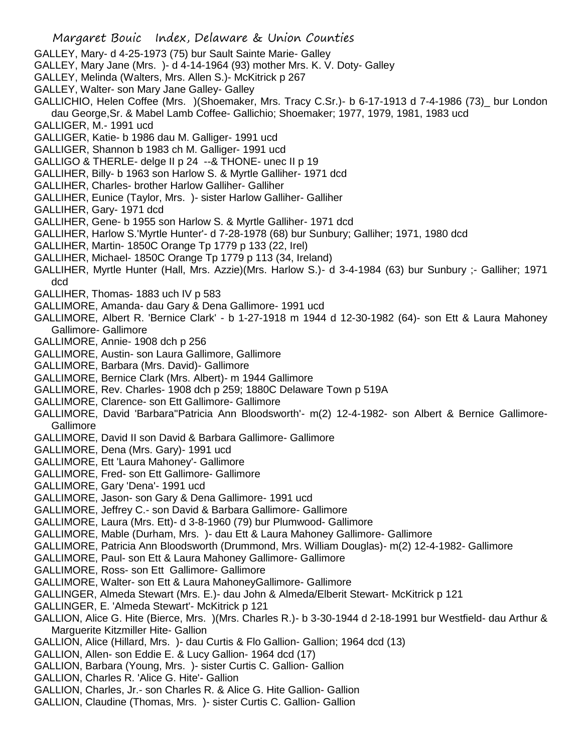GALLEY, Mary- d 4-25-1973 (75) bur Sault Sainte Marie- Galley
GALLEY, Mary Jane (Mrs. )- d 4-14-1964 (93) mother Mrs. K. V. Doty- Galley
GALLEY, Melinda (Walters, Mrs. Allen S.)- McKitrick p 267
GALLEY, Walter- son Mary Jane Galley- Galley
GALLICHIO, Helen Coffee (Mrs. )(Shoemaker, Mrs. Tracy C.Sr.)- b 6-17-1913 d 7-4-1986 (73)_ bur London dau George,Sr. & Mabel Lamb Coffee- Gallichio; Shoemaker; 1977, 1979, 1981, 1983 ucd
GALLIGER, M.- 1991 ucd
GALLIGER, Katie- b 1986 dau M. Galliger- 1991 ucd
GALLIGER, Shannon b 1983 ch M. Galliger- 1991 ucd
GALLIGO & THERLE- delge II p 24 --& THONE- unec II p 19
GALLIHER, Billy- b 1963 son Harlow S. & Myrtle Galliher- 1971 dcd
GALLIHER, Charles- brother Harlow Galliher- Galliher
GALLIHER, Eunice (Taylor, Mrs. )- sister Harlow Galliher- Galliher
GALLIHER, Gary- 1971 dcd
GALLIHER, Gene- b 1955 son Harlow S. & Myrtle Galliher- 1971 dcd
GALLIHER, Harlow S.'Myrtle Hunter'- d 7-28-1978 (68) bur Sunbury; Galliher; 1971, 1980 dcd
GALLIHER, Martin- 1850C Orange Tp 1779 p 133 (22, Irel)
GALLIHER, Michael- 1850C Orange Tp 1779 p 113 (34, Ireland)
GALLIHER, Myrtle Hunter (Hall, Mrs. Azzie)(Mrs. Harlow S.)- d 3-4-1984 (63) bur Sunbury ;- Galliher; 1971 dcd
GALLIHER, Thomas- 1883 uch IV p 583
GALLIMORE, Amanda- dau Gary & Dena Gallimore- 1991 ucd
GALLIMORE, Albert R. 'Bernice Clark' - b 1-27-1918 m 1944 d 12-30-1982 (64)- son Ett & Laura Mahoney Gallimore- Gallimore
GALLIMORE, Annie- 1908 dch p 256
GALLIMORE, Austin- son Laura Gallimore, Gallimore
GALLIMORE, Barbara (Mrs. David)- Gallimore
GALLIMORE, Bernice Clark (Mrs. Albert)- m 1944 Gallimore
GALLIMORE, Rev. Charles- 1908 dch p 259; 1880C Delaware Town p 519A
GALLIMORE, Clarence- son Ett Gallimore- Gallimore
GALLIMORE, David 'Barbara''Patricia Ann Bloodsworth'- m(2) 12-4-1982- son Albert & Bernice Gallimore- Gallimore
GALLIMORE, David II son David & Barbara Gallimore- Gallimore
GALLIMORE, Dena (Mrs. Gary)- 1991 ucd
GALLIMORE, Ett 'Laura Mahoney'- Gallimore
GALLIMORE, Fred- son Ett Gallimore- Gallimore
GALLIMORE, Gary 'Dena'- 1991 ucd
GALLIMORE, Jason- son Gary & Dena Gallimore- 1991 ucd
GALLIMORE, Jeffrey C.- son David & Barbara Gallimore- Gallimore
GALLIMORE, Laura (Mrs. Ett)- d 3-8-1960 (79) bur Plumwood- Gallimore
GALLIMORE, Mable (Durham, Mrs. )- dau Ett & Laura Mahoney Gallimore- Gallimore
GALLIMORE, Patricia Ann Bloodsworth (Drummond, Mrs. William Douglas)- m(2) 12-4-1982- Gallimore
GALLIMORE, Paul- son Ett & Laura Mahoney Gallimore- Gallimore
GALLIMORE, Ross- son Ett Gallimore- Gallimore
GALLIMORE, Walter- son Ett & Laura MahoneyGallimore- Gallimore
GALLINGER, Almeda Stewart (Mrs. E.)- dau John & Almeda/Elberit Stewart- McKitrick p 121
GALLINGER, E. 'Almeda Stewart'- McKitrick p 121
GALLION, Alice G. Hite (Bierce, Mrs. )(Mrs. Charles R.)- b 3-30-1944 d 2-18-1991 bur Westfield- dau Arthur & Marguerite Kitzmiller Hite- Gallion
GALLION, Alice (Hillard, Mrs. )- dau Curtis & Flo Gallion- Gallion; 1964 dcd (13)
GALLION, Allen- son Eddie E. & Lucy Gallion- 1964 dcd (17)
GALLION, Barbara (Young, Mrs. )- sister Curtis C. Gallion- Gallion
GALLION, Charles R. 'Alice G. Hite'- Gallion
GALLION, Charles, Jr.- son Charles R. & Alice G. Hite Gallion- Gallion
GALLION, Claudine (Thomas, Mrs. )- sister Curtis C. Gallion- Gallion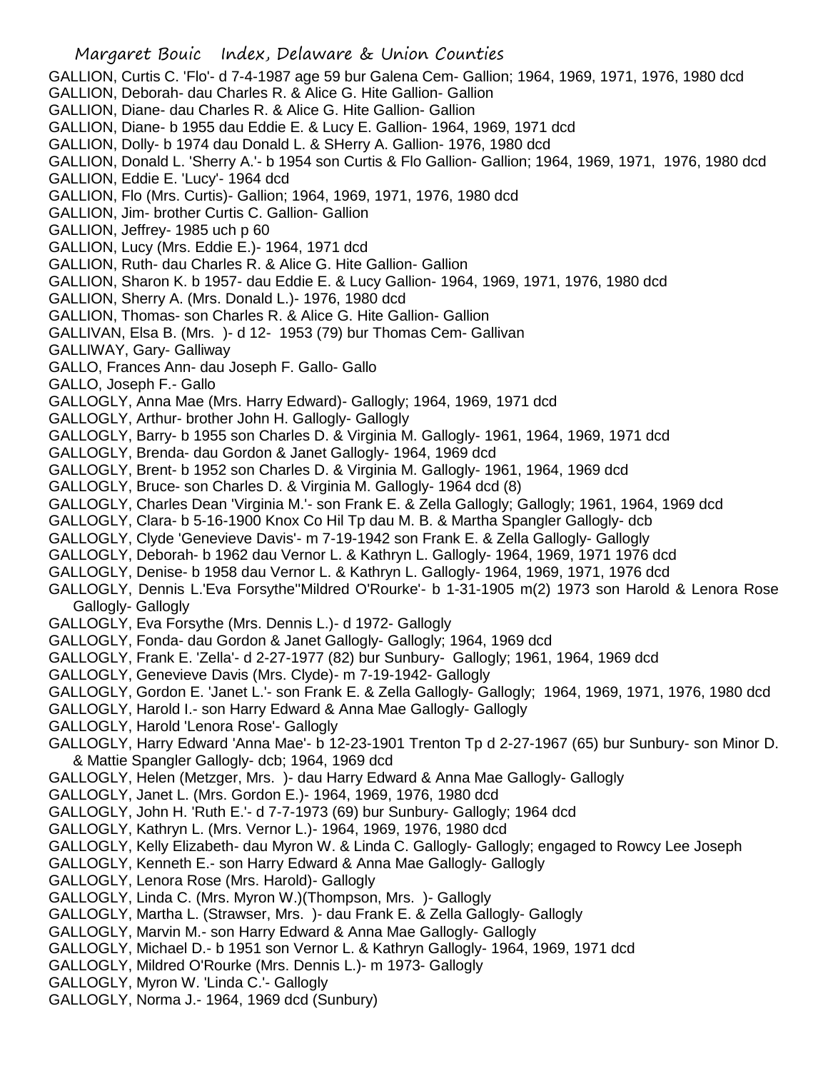GALLION, Curtis C. 'Flo'- d 7-4-1987 age 59 bur Galena Cem- Gallion; 1964, 1969, 1971, 1976, 1980 dcd
GALLION, Deborah- dau Charles R. & Alice G. Hite Gallion- Gallion
GALLION, Diane- dau Charles R. & Alice G. Hite Gallion- Gallion
GALLION, Diane- b 1955 dau Eddie E. & Lucy E. Gallion- 1964, 1969, 1971 dcd
GALLION, Dolly- b 1974 dau Donald L. & SHerry A. Gallion- 1976, 1980 dcd
GALLION, Donald L. 'Sherry A.'- b 1954 son Curtis & Flo Gallion- Gallion; 1964, 1969, 1971, 1976, 1980 dcd
GALLION, Eddie E. 'Lucy'- 1964 dcd
GALLION, Flo (Mrs. Curtis)- Gallion; 1964, 1969, 1971, 1976, 1980 dcd
GALLION, Jim- brother Curtis C. Gallion- Gallion
GALLION, Jeffrey- 1985 uch p 60
GALLION, Lucy (Mrs. Eddie E.)- 1964, 1971 dcd
GALLION, Ruth- dau Charles R. & Alice G. Hite Gallion- Gallion
GALLION, Sharon K. b 1957- dau Eddie E. & Lucy Gallion- 1964, 1969, 1971, 1976, 1980 dcd
GALLION, Sherry A. (Mrs. Donald L.)- 1976, 1980 dcd
GALLION, Thomas- son Charles R. & Alice G. Hite Gallion- Gallion
GALLIVAN, Elsa B. (Mrs. )- d 12- 1953 (79) bur Thomas Cem- Gallivan
GALLIWAY, Gary- Galliway
GALLO, Frances Ann- dau Joseph F. Gallo- Gallo
GALLO, Joseph F.- Gallo
GALLOGLY, Anna Mae (Mrs. Harry Edward)- Gallogly; 1964, 1969, 1971 dcd
GALLOGLY, Arthur- brother John H. Gallogly- Gallogly
GALLOGLY, Barry- b 1955 son Charles D. & Virginia M. Gallogly- 1961, 1964, 1969, 1971 dcd
GALLOGLY, Brenda- dau Gordon & Janet Gallogly- 1964, 1969 dcd
GALLOGLY, Brent- b 1952 son Charles D. & Virginia M. Gallogly- 1961, 1964, 1969 dcd
GALLOGLY, Bruce- son Charles D. & Virginia M. Gallogly- 1964 dcd (8)
GALLOGLY, Charles Dean 'Virginia M.'- son Frank E. & Zella Gallogly; Gallogly; 1961, 1964, 1969 dcd
GALLOGLY, Clara- b 5-16-1900 Knox Co Hil Tp dau M. B. & Martha Spangler Gallogly- dcb
GALLOGLY, Clyde 'Genevieve Davis'- m 7-19-1942 son Frank E. & Zella Gallogly- Gallogly
GALLOGLY, Deborah- b 1962 dau Vernor L. & Kathryn L. Gallogly- 1964, 1969, 1971 1976 dcd
GALLOGLY, Denise- b 1958 dau Vernor L. & Kathryn L. Gallogly- 1964, 1969, 1971, 1976 dcd
GALLOGLY, Dennis L.'Eva Forsythe''Mildred O'Rourke'- b 1-31-1905 m(2) 1973 son Harold & Lenora Rose Gallogly- Gallogly
GALLOGLY, Eva Forsythe (Mrs. Dennis L.)- d 1972- Gallogly
GALLOGLY, Fonda- dau Gordon & Janet Gallogly- Gallogly; 1964, 1969 dcd
GALLOGLY, Frank E. 'Zella'- d 2-27-1977 (82) bur Sunbury- Gallogly; 1961, 1964, 1969 dcd
GALLOGLY, Genevieve Davis (Mrs. Clyde)- m 7-19-1942- Gallogly
GALLOGLY, Gordon E. 'Janet L.'- son Frank E. & Zella Gallogly- Gallogly; 1964, 1969, 1971, 1976, 1980 dcd
GALLOGLY, Harold I.- son Harry Edward & Anna Mae Gallogly- Gallogly
GALLOGLY, Harold 'Lenora Rose'- Gallogly
GALLOGLY, Harry Edward 'Anna Mae'- b 12-23-1901 Trenton Tp d 2-27-1967 (65) bur Sunbury- son Minor D. & Mattie Spangler Gallogly- dcb; 1964, 1969 dcd
GALLOGLY, Helen (Metzger, Mrs. )- dau Harry Edward & Anna Mae Gallogly- Gallogly
GALLOGLY, Janet L. (Mrs. Gordon E.)- 1964, 1969, 1976, 1980 dcd
GALLOGLY, John H. 'Ruth E.'- d 7-7-1973 (69) bur Sunbury- Gallogly; 1964 dcd
GALLOGLY, Kathryn L. (Mrs. Vernor L.)- 1964, 1969, 1976, 1980 dcd
GALLOGLY, Kelly Elizabeth- dau Myron W. & Linda C. Gallogly- Gallogly; engaged to Rowcy Lee Joseph
GALLOGLY, Kenneth E.- son Harry Edward & Anna Mae Gallogly- Gallogly
GALLOGLY, Lenora Rose (Mrs. Harold)- Gallogly
GALLOGLY, Linda C. (Mrs. Myron W.)(Thompson, Mrs. )- Gallogly
GALLOGLY, Martha L. (Strawser, Mrs. )- dau Frank E. & Zella Gallogly- Gallogly
GALLOGLY, Marvin M.- son Harry Edward & Anna Mae Gallogly- Gallogly
GALLOGLY, Michael D.- b 1951 son Vernor L. & Kathryn Gallogly- 1964, 1969, 1971 dcd
GALLOGLY, Mildred O'Rourke (Mrs. Dennis L.)- m 1973- Gallogly
GALLOGLY, Myron W. 'Linda C.'- Gallogly
GALLOGLY, Norma J.- 1964, 1969 dcd (Sunbury)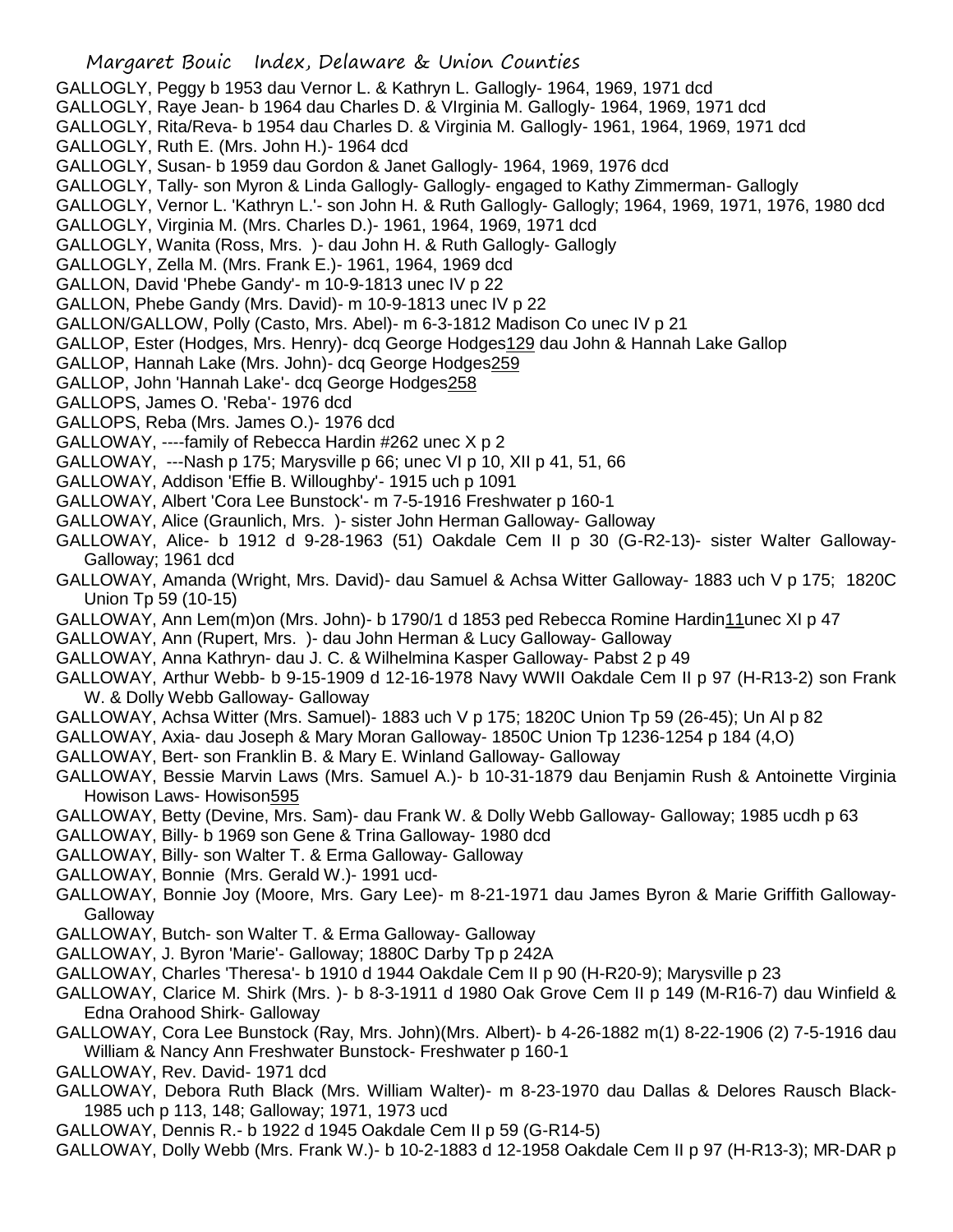GALLOGLY, Peggy b 1953 dau Vernor L. & Kathryn L. Gallogly- 1964, 1969, 1971 dcd
GALLOGLY, Raye Jean- b 1964 dau Charles D. & VIrginia M. Gallogly- 1964, 1969, 1971 dcd
GALLOGLY, Rita/Reva- b 1954 dau Charles D. & Virginia M. Gallogly- 1961, 1964, 1969, 1971 dcd
GALLOGLY, Ruth E. (Mrs. John H.)- 1964 dcd
GALLOGLY, Susan- b 1959 dau Gordon & Janet Gallogly- 1964, 1969, 1976 dcd
GALLOGLY, Tally- son Myron & Linda Gallogly- Gallogly- engaged to Kathy Zimmerman- Gallogly
GALLOGLY, Vernor L. 'Kathryn L.'- son John H. & Ruth Gallogly- Gallogly; 1964, 1969, 1971, 1976, 1980 dcd
GALLOGLY, Virginia M. (Mrs. Charles D.)- 1961, 1964, 1969, 1971 dcd
GALLOGLY, Wanita (Ross, Mrs. )- dau John H. & Ruth Gallogly- Gallogly
GALLOGLY, Zella M. (Mrs. Frank E.)- 1961, 1964, 1969 dcd
GALLON, David 'Phebe Gandy'- m 10-9-1813 unec IV p 22
GALLON, Phebe Gandy (Mrs. David)- m 10-9-1813 unec IV p 22
GALLON/GALLOW, Polly (Casto, Mrs. Abel)- m 6-3-1812 Madison Co unec IV p 21
GALLOP, Ester (Hodges, Mrs. Henry)- dcq George Hodges129 dau John & Hannah Lake Gallop
GALLOP, Hannah Lake (Mrs. John)- dcq George Hodges259
GALLOP, John 'Hannah Lake'- dcq George Hodges258
GALLOPS, James O. 'Reba'- 1976 dcd
GALLOPS, Reba (Mrs. James O.)- 1976 dcd
GALLOWAY, ----family of Rebecca Hardin #262 unec X p 2
GALLOWAY, ---Nash p 175; Marysville p 66; unec VI p 10, XII p 41, 51, 66
GALLOWAY, Addison 'Effie B. Willoughby'- 1915 uch p 1091
GALLOWAY, Albert 'Cora Lee Bunstock'- m 7-5-1916 Freshwater p 160-1
GALLOWAY, Alice (Graunlich, Mrs. )- sister John Herman Galloway- Galloway
GALLOWAY, Alice- b 1912 d 9-28-1963 (51) Oakdale Cem II p 30 (G-R2-13)- sister Walter Galloway-Galloway; 1961 dcd
GALLOWAY, Amanda (Wright, Mrs. David)- dau Samuel & Achsa Witter Galloway- 1883 uch V p 175; 1820C Union Tp 59 (10-15)
GALLOWAY, Ann Lem(m)on (Mrs. John)- b 1790/1 d 1853 ped Rebecca Romine Hardin11unec XI p 47
GALLOWAY, Ann (Rupert, Mrs. )- dau John Herman & Lucy Galloway- Galloway
GALLOWAY, Anna Kathryn- dau J. C. & Wilhelmina Kasper Galloway- Pabst 2 p 49
GALLOWAY, Arthur Webb- b 9-15-1909 d 12-16-1978 Navy WWII Oakdale Cem II p 97 (H-R13-2) son Frank W. & Dolly Webb Galloway- Galloway
GALLOWAY, Achsa Witter (Mrs. Samuel)- 1883 uch V p 175; 1820C Union Tp 59 (26-45); Un Al p 82
GALLOWAY, Axia- dau Joseph & Mary Moran Galloway- 1850C Union Tp 1236-1254 p 184 (4,O)
GALLOWAY, Bert- son Franklin B. & Mary E. Winland Galloway- Galloway
GALLOWAY, Bessie Marvin Laws (Mrs. Samuel A.)- b 10-31-1879 dau Benjamin Rush & Antoinette Virginia Howison Laws- Howison595
GALLOWAY, Betty (Devine, Mrs. Sam)- dau Frank W. & Dolly Webb Galloway- Galloway; 1985 ucdh p 63
GALLOWAY, Billy- b 1969 son Gene & Trina Galloway- 1980 dcd
GALLOWAY, Billy- son Walter T. & Erma Galloway- Galloway
GALLOWAY, Bonnie (Mrs. Gerald W.)- 1991 ucd-
GALLOWAY, Bonnie Joy (Moore, Mrs. Gary Lee)- m 8-21-1971 dau James Byron & Marie Griffith Galloway-Galloway
GALLOWAY, Butch- son Walter T. & Erma Galloway- Galloway
GALLOWAY, J. Byron 'Marie'- Galloway; 1880C Darby Tp p 242A
GALLOWAY, Charles 'Theresa'- b 1910 d 1944 Oakdale Cem II p 90 (H-R20-9); Marysville p 23
GALLOWAY, Clarice M. Shirk (Mrs. )- b 8-3-1911 d 1980 Oak Grove Cem II p 149 (M-R16-7) dau Winfield & Edna Orahood Shirk- Galloway
GALLOWAY, Cora Lee Bunstock (Ray, Mrs. John)(Mrs. Albert)- b 4-26-1882 m(1) 8-22-1906 (2) 7-5-1916 dau William & Nancy Ann Freshwater Bunstock- Freshwater p 160-1
GALLOWAY, Rev. David- 1971 dcd
GALLOWAY, Debora Ruth Black (Mrs. William Walter)- m 8-23-1970 dau Dallas & Delores Rausch Black-1985 uch p 113, 148; Galloway; 1971, 1973 ucd
GALLOWAY, Dennis R.- b 1922 d 1945 Oakdale Cem II p 59 (G-R14-5)
GALLOWAY, Dolly Webb (Mrs. Frank W.)- b 10-2-1883 d 12-1958 Oakdale Cem II p 97 (H-R13-3); MR-DAR p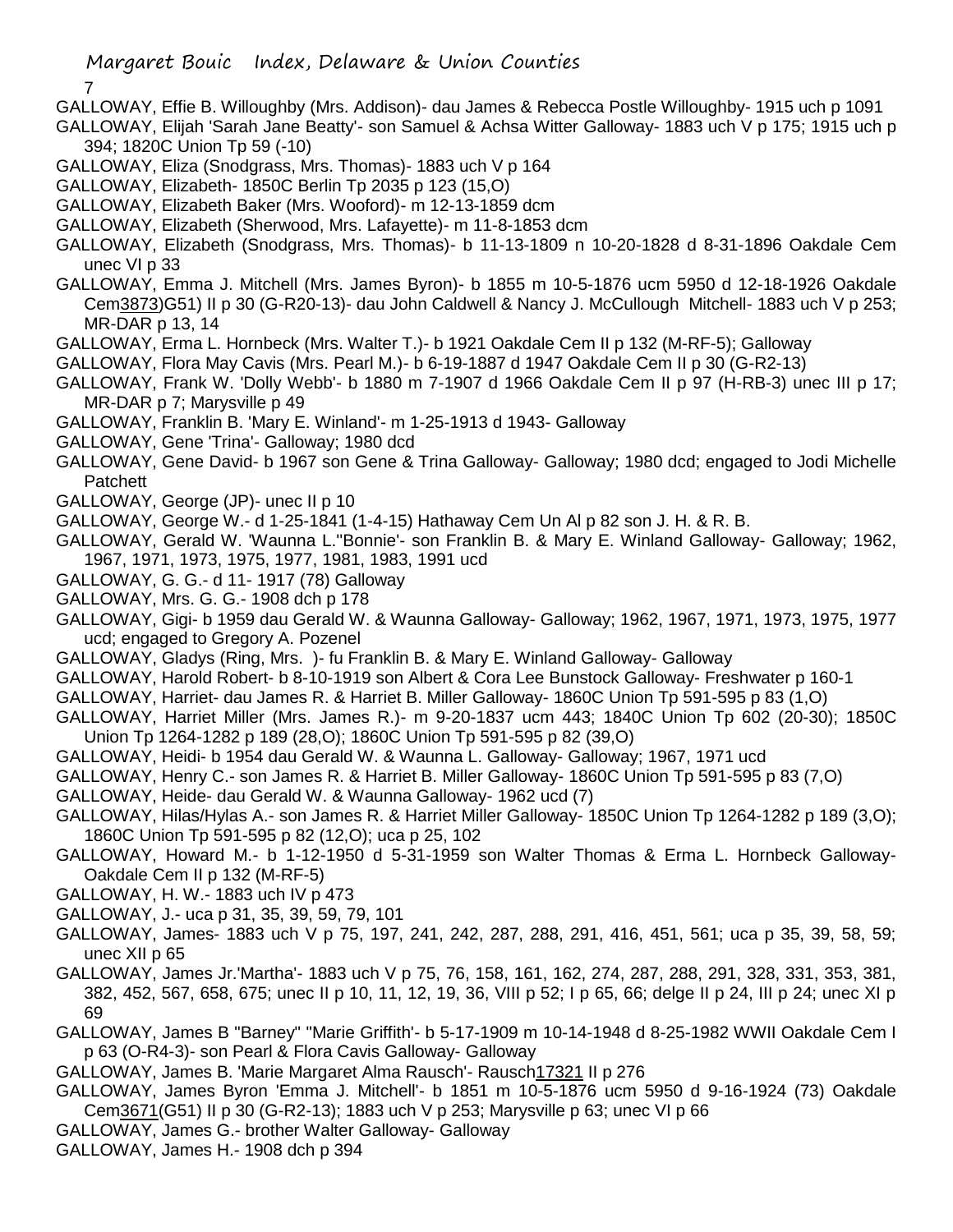GALLOWAY, Effie B. Willoughby (Mrs. Addison)- dau James & Rebecca Postle Willoughby- 1915 uch p 1091

GALLOWAY, Elijah 'Sarah Jane Beatty'- son Samuel & Achsa Witter Galloway- 1883 uch V p 175; 1915 uch p 394; 1820C Union Tp 59 (-10)

GALLOWAY, Eliza (Snodgrass, Mrs. Thomas)- 1883 uch V p 164

GALLOWAY, Elizabeth- 1850C Berlin Tp 2035 p 123 (15,O)

GALLOWAY, Elizabeth Baker (Mrs. Wooford)- m 12-13-1859 dcm

GALLOWAY, Elizabeth (Sherwood, Mrs. Lafayette)- m 11-8-1853 dcm

GALLOWAY, Elizabeth (Snodgrass, Mrs. Thomas)- b 11-13-1809 n 10-20-1828 d 8-31-1896 Oakdale Cem unec VI p 33

GALLOWAY, Emma J. Mitchell (Mrs. James Byron)- b 1855 m 10-5-1876 ucm 5950 d 12-18-1926 Oakdale Cem3873)G51) II p 30 (G-R20-13)- dau John Caldwell & Nancy J. McCullough Mitchell- 1883 uch V p 253; MR-DAR p 13, 14

GALLOWAY, Erma L. Hornbeck (Mrs. Walter T.)- b 1921 Oakdale Cem II p 132 (M-RF-5); Galloway

GALLOWAY, Flora May Cavis (Mrs. Pearl M.)- b 6-19-1887 d 1947 Oakdale Cem II p 30 (G-R2-13)

GALLOWAY, Frank W. 'Dolly Webb'- b 1880 m 7-1907 d 1966 Oakdale Cem II p 97 (H-RB-3) unec III p 17; MR-DAR p 7; Marysville p 49

GALLOWAY, Franklin B. 'Mary E. Winland'- m 1-25-1913 d 1943- Galloway

GALLOWAY, Gene 'Trina'- Galloway; 1980 dcd

GALLOWAY, Gene David- b 1967 son Gene & Trina Galloway- Galloway; 1980 dcd; engaged to Jodi Michelle Patchett

GALLOWAY, George (JP)- unec II p 10

GALLOWAY, George W.- d 1-25-1841 (1-4-15) Hathaway Cem Un Al p 82 son J. H. & R. B.

GALLOWAY, Gerald W. 'Waunna L.''Bonnie'- son Franklin B. & Mary E. Winland Galloway- Galloway; 1962, 1967, 1971, 1973, 1975, 1977, 1981, 1983, 1991 ucd

GALLOWAY, G. G.- d 11- 1917 (78) Galloway

GALLOWAY, Mrs. G. G.- 1908 dch p 178

GALLOWAY, Gigi- b 1959 dau Gerald W. & Waunna Galloway- Galloway; 1962, 1967, 1971, 1973, 1975, 1977 ucd; engaged to Gregory A. Pozenel

GALLOWAY, Gladys (Ring, Mrs. )- fu Franklin B. & Mary E. Winland Galloway- Galloway

GALLOWAY, Harold Robert- b 8-10-1919 son Albert & Cora Lee Bunstock Galloway- Freshwater p 160-1

GALLOWAY, Harriet- dau James R. & Harriet B. Miller Galloway- 1860C Union Tp 591-595 p 83 (1,O)

GALLOWAY, Harriet Miller (Mrs. James R.)- m 9-20-1837 ucm 443; 1840C Union Tp 602 (20-30); 1850C Union Tp 1264-1282 p 189 (28,O); 1860C Union Tp 591-595 p 82 (39,O)

GALLOWAY, Heidi- b 1954 dau Gerald W. & Waunna L. Galloway- Galloway; 1967, 1971 ucd

GALLOWAY, Henry C.- son James R. & Harriet B. Miller Galloway- 1860C Union Tp 591-595 p 83 (7,O)

GALLOWAY, Heide- dau Gerald W. & Waunna Galloway- 1962 ucd (7)

GALLOWAY, Hilas/Hylas A.- son James R. & Harriet Miller Galloway- 1850C Union Tp 1264-1282 p 189 (3,O); 1860C Union Tp 591-595 p 82 (12,O); uca p 25, 102

GALLOWAY, Howard M.- b 1-12-1950 d 5-31-1959 son Walter Thomas & Erma L. Hornbeck Galloway- Oakdale Cem II p 132 (M-RF-5)

GALLOWAY, H. W.- 1883 uch IV p 473

GALLOWAY, J.- uca p 31, 35, 39, 59, 79, 101

GALLOWAY, James- 1883 uch V p 75, 197, 241, 242, 287, 288, 291, 416, 451, 561; uca p 35, 39, 58, 59; unec XII p 65

GALLOWAY, James Jr.'Martha'- 1883 uch V p 75, 76, 158, 161, 162, 274, 287, 288, 291, 328, 331, 353, 381, 382, 452, 567, 658, 675; unec II p 10, 11, 12, 19, 36, VIII p 52; I p 65, 66; delge II p 24, III p 24; unec XI p 69

GALLOWAY, James B "Barney" "Marie Griffith'- b 5-17-1909 m 10-14-1948 d 8-25-1982 WWII Oakdale Cem I p 63 (O-R4-3)- son Pearl & Flora Cavis Galloway- Galloway

GALLOWAY, James B. 'Marie Margaret Alma Rausch'- Rausch17321 II p 276

GALLOWAY, James Byron 'Emma J. Mitchell'- b 1851 m 10-5-1876 ucm 5950 d 9-16-1924 (73) Oakdale Cem3671(G51) II p 30 (G-R2-13); 1883 uch V p 253; Marysville p 63; unec VI p 66

GALLOWAY, James G.- brother Walter Galloway- Galloway

GALLOWAY, James H.- 1908 dch p 394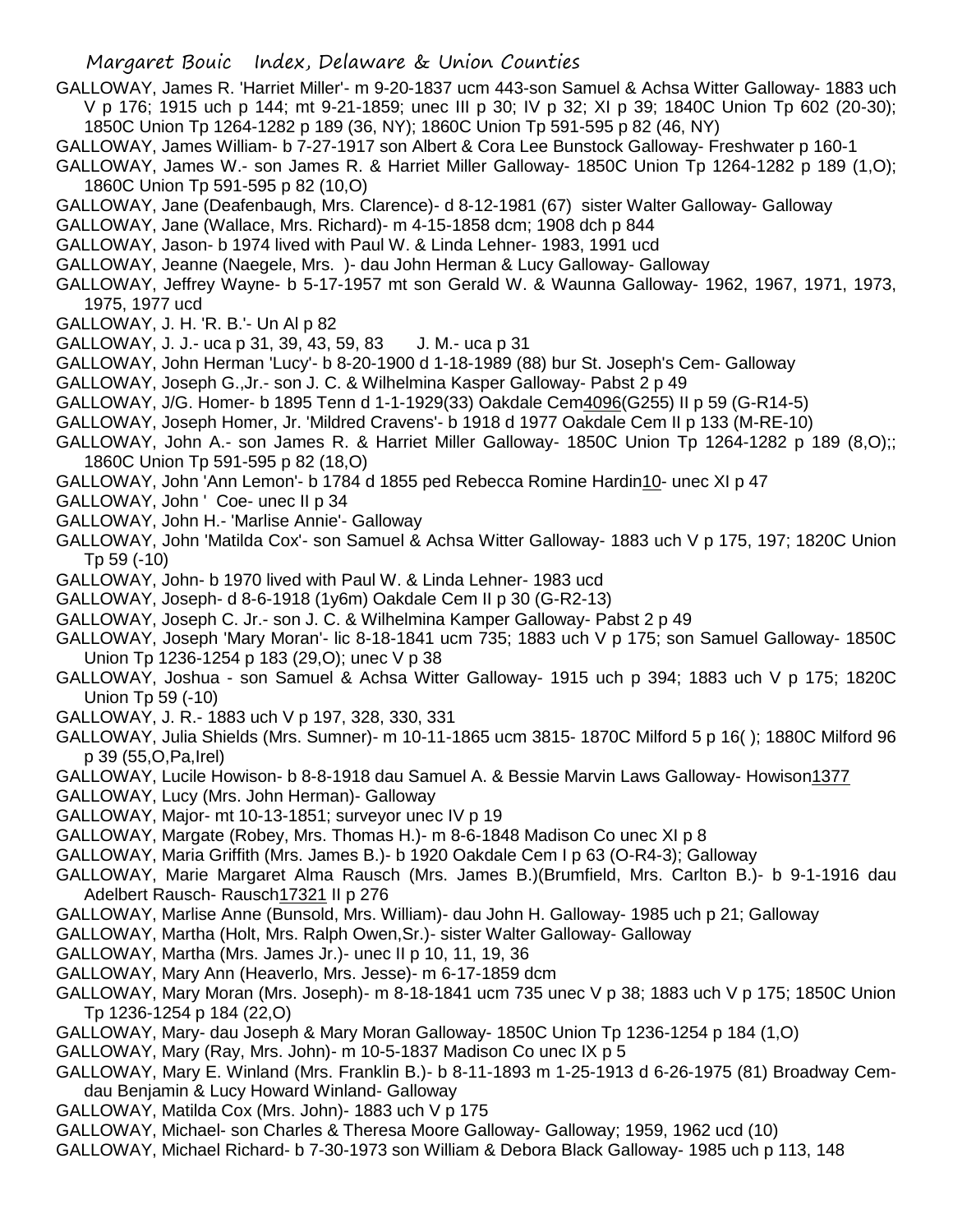GALLOWAY, James R. 'Harriet Miller'- m 9-20-1837 ucm 443-son Samuel & Achsa Witter Galloway- 1883 uch V p 176; 1915 uch p 144; mt 9-21-1859; unec III p 30; IV p 32; XI p 39; 1840C Union Tp 602 (20-30); 1850C Union Tp 1264-1282 p 189 (36, NY); 1860C Union Tp 591-595 p 82 (46, NY)

GALLOWAY, James William- b 7-27-1917 son Albert & Cora Lee Bunstock Galloway- Freshwater p 160-1

GALLOWAY, James W.- son James R. & Harriet Miller Galloway- 1850C Union Tp 1264-1282 p 189 (1,O); 1860C Union Tp 591-595 p 82 (10,O)

GALLOWAY, Jane (Deafenbaugh, Mrs. Clarence)- d 8-12-1981 (67) sister Walter Galloway- Galloway

GALLOWAY, Jane (Wallace, Mrs. Richard)- m 4-15-1858 dcm; 1908 dch p 844

GALLOWAY, Jason- b 1974 lived with Paul W. & Linda Lehner- 1983, 1991 ucd

GALLOWAY, Jeanne (Naegele, Mrs. )- dau John Herman & Lucy Galloway- Galloway

GALLOWAY, Jeffrey Wayne- b 5-17-1957 mt son Gerald W. & Waunna Galloway- 1962, 1967, 1971, 1973, 1975, 1977 ucd

GALLOWAY, J. H. 'R. B.'- Un Al p 82

GALLOWAY, J. J.- uca p 31, 39, 43, 59, 83 J. M.- uca p 31

GALLOWAY, John Herman 'Lucy'- b 8-20-1900 d 1-18-1989 (88) bur St. Joseph's Cem- Galloway

GALLOWAY, Joseph G.,Jr.- son J. C. & Wilhelmina Kasper Galloway- Pabst 2 p 49

GALLOWAY, J/G. Homer- b 1895 Tenn d 1-1-1929(33) Oakdale Cem4096(G255) II p 59 (G-R14-5)

GALLOWAY, Joseph Homer, Jr. 'Mildred Cravens'- b 1918 d 1977 Oakdale Cem II p 133 (M-RE-10)

GALLOWAY, John A.- son James R. & Harriet Miller Galloway- 1850C Union Tp 1264-1282 p 189 (8,O);; 1860C Union Tp 591-595 p 82 (18,O)

GALLOWAY, John 'Ann Lemon'- b 1784 d 1855 ped Rebecca Romine Hardin10- unec XI p 47

GALLOWAY, John ' Coe- unec II p 34

GALLOWAY, John H.- 'Marlise Annie'- Galloway

GALLOWAY, John 'Matilda Cox'- son Samuel & Achsa Witter Galloway- 1883 uch V p 175, 197; 1820C Union Tp 59 (-10)

GALLOWAY, John- b 1970 lived with Paul W. & Linda Lehner- 1983 ucd

GALLOWAY, Joseph- d 8-6-1918 (1y6m) Oakdale Cem II p 30 (G-R2-13)

GALLOWAY, Joseph C. Jr.- son J. C. & Wilhelmina Kamper Galloway- Pabst 2 p 49

GALLOWAY, Joseph 'Mary Moran'- lic 8-18-1841 ucm 735; 1883 uch V p 175; son Samuel Galloway- 1850C Union Tp 1236-1254 p 183 (29,O); unec V p 38

GALLOWAY, Joshua - son Samuel & Achsa Witter Galloway- 1915 uch p 394; 1883 uch V p 175; 1820C Union Tp 59 (-10)

GALLOWAY, J. R.- 1883 uch V p 197, 328, 330, 331

GALLOWAY, Julia Shields (Mrs. Sumner)- m 10-11-1865 ucm 3815- 1870C Milford 5 p 16( ); 1880C Milford 96 p 39 (55,O,Pa,Irel)

GALLOWAY, Lucile Howison- b 8-8-1918 dau Samuel A. & Bessie Marvin Laws Galloway- Howison1377

GALLOWAY, Lucy (Mrs. John Herman)- Galloway

GALLOWAY, Major- mt 10-13-1851; surveyor unec IV p 19

GALLOWAY, Margate (Robey, Mrs. Thomas H.)- m 8-6-1848 Madison Co unec XI p 8

GALLOWAY, Maria Griffith (Mrs. James B.)- b 1920 Oakdale Cem I p 63 (O-R4-3); Galloway

GALLOWAY, Marie Margaret Alma Rausch (Mrs. James B.)(Brumfield, Mrs. Carlton B.)- b 9-1-1916 dau Adelbert Rausch- Rausch17321 II p 276

GALLOWAY, Marlise Anne (Bunsold, Mrs. William)- dau John H. Galloway- 1985 uch p 21; Galloway

GALLOWAY, Martha (Holt, Mrs. Ralph Owen,Sr.)- sister Walter Galloway- Galloway

GALLOWAY, Martha (Mrs. James Jr.)- unec II p 10, 11, 19, 36

GALLOWAY, Mary Ann (Heaverlo, Mrs. Jesse)- m 6-17-1859 dcm

GALLOWAY, Mary Moran (Mrs. Joseph)- m 8-18-1841 ucm 735 unec V p 38; 1883 uch V p 175; 1850C Union Tp 1236-1254 p 184 (22,O)

GALLOWAY, Mary- dau Joseph & Mary Moran Galloway- 1850C Union Tp 1236-1254 p 184 (1,O)

GALLOWAY, Mary (Ray, Mrs. John)- m 10-5-1837 Madison Co unec IX p 5

GALLOWAY, Mary E. Winland (Mrs. Franklin B.)- b 8-11-1893 m 1-25-1913 d 6-26-1975 (81) Broadway Cem- dau Benjamin & Lucy Howard Winland- Galloway

GALLOWAY, Matilda Cox (Mrs. John)- 1883 uch V p 175

GALLOWAY, Michael- son Charles & Theresa Moore Galloway- Galloway; 1959, 1962 ucd (10)

GALLOWAY, Michael Richard- b 7-30-1973 son William & Debora Black Galloway- 1985 uch p 113, 148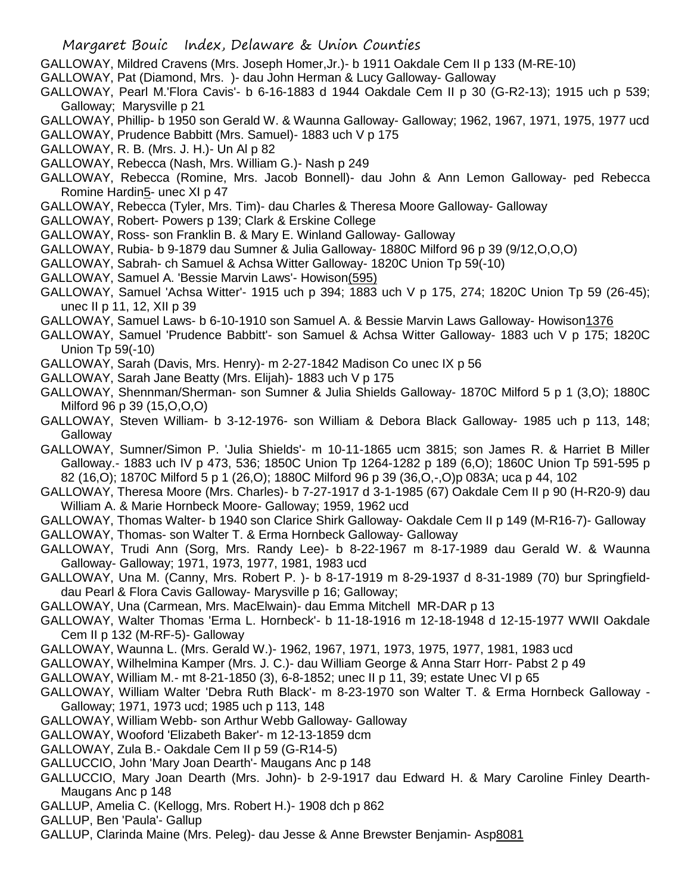GALLOWAY, Mildred Cravens (Mrs. Joseph Homer,Jr.)- b 1911 Oakdale Cem II p 133 (M-RE-10)

GALLOWAY, Pat (Diamond, Mrs. )- dau John Herman & Lucy Galloway- Galloway

GALLOWAY, Pearl M.'Flora Cavis'- b 6-16-1883 d 1944 Oakdale Cem II p 30 (G-R2-13); 1915 uch p 539; Galloway; Marysville p 21

GALLOWAY, Phillip- b 1950 son Gerald W. & Waunna Galloway- Galloway; 1962, 1967, 1971, 1975, 1977 ucd

GALLOWAY, Prudence Babbitt (Mrs. Samuel)- 1883 uch V p 175

GALLOWAY, R. B. (Mrs. J. H.)- Un Al p 82

GALLOWAY, Rebecca (Nash, Mrs. William G.)- Nash p 249

GALLOWAY, Rebecca (Romine, Mrs. Jacob Bonnell)- dau John & Ann Lemon Galloway- ped Rebecca Romine Hardin5- unec XI p 47

GALLOWAY, Rebecca (Tyler, Mrs. Tim)- dau Charles & Theresa Moore Galloway- Galloway

GALLOWAY, Robert- Powers p 139; Clark & Erskine College

GALLOWAY, Ross- son Franklin B. & Mary E. Winland Galloway- Galloway

GALLOWAY, Rubia- b 9-1879 dau Sumner & Julia Galloway- 1880C Milford 96 p 39 (9/12,O,O,O)

GALLOWAY, Sabrah- ch Samuel & Achsa Witter Galloway- 1820C Union Tp 59(-10)

GALLOWAY, Samuel A. 'Bessie Marvin Laws'- Howison(595)

GALLOWAY, Samuel 'Achsa Witter'- 1915 uch p 394; 1883 uch V p 175, 274; 1820C Union Tp 59 (26-45); unec II p 11, 12, XII p 39

GALLOWAY, Samuel Laws- b 6-10-1910 son Samuel A. & Bessie Marvin Laws Galloway- Howison1376

GALLOWAY, Samuel 'Prudence Babbitt'- son Samuel & Achsa Witter Galloway- 1883 uch V p 175; 1820C Union Tp 59(-10)

GALLOWAY, Sarah (Davis, Mrs. Henry)- m 2-27-1842 Madison Co unec IX p 56

GALLOWAY, Sarah Jane Beatty (Mrs. Elijah)- 1883 uch V p 175

GALLOWAY, Shennman/Sherman- son Sumner & Julia Shields Galloway- 1870C Milford 5 p 1 (3,O); 1880C Milford 96 p 39 (15,O,O,O)

GALLOWAY, Steven William- b 3-12-1976- son William & Debora Black Galloway- 1985 uch p 113, 148; Galloway

GALLOWAY, Sumner/Simon P. 'Julia Shields'- m 10-11-1865 ucm 3815; son James R. & Harriet B Miller Galloway.- 1883 uch IV p 473, 536; 1850C Union Tp 1264-1282 p 189 (6,O); 1860C Union Tp 591-595 p 82 (16,O); 1870C Milford 5 p 1 (26,O); 1880C Milford 96 p 39 (36,O,-,O)p 083A; uca p 44, 102

GALLOWAY, Theresa Moore (Mrs. Charles)- b 7-27-1917 d 3-1-1985 (67) Oakdale Cem II p 90 (H-R20-9) dau William A. & Marie Hornbeck Moore- Galloway; 1959, 1962 ucd

GALLOWAY, Thomas Walter- b 1940 son Clarice Shirk Galloway- Oakdale Cem II p 149 (M-R16-7)- Galloway

GALLOWAY, Thomas- son Walter T. & Erma Hornbeck Galloway- Galloway

GALLOWAY, Trudi Ann (Sorg, Mrs. Randy Lee)- b 8-22-1967 m 8-17-1989 dau Gerald W. & Waunna Galloway- Galloway; 1971, 1973, 1977, 1981, 1983 ucd

GALLOWAY, Una M. (Canny, Mrs. Robert P. )- b 8-17-1919 m 8-29-1937 d 8-31-1989 (70) bur Springfield- dau Pearl & Flora Cavis Galloway- Marysville p 16; Galloway;

GALLOWAY, Una (Carmean, Mrs. MacElwain)- dau Emma Mitchell MR-DAR p 13

GALLOWAY, Walter Thomas 'Erma L. Hornbeck'- b 11-18-1916 m 12-18-1948 d 12-15-1977 WWII Oakdale Cem II p 132 (M-RF-5)- Galloway

GALLOWAY, Waunna L. (Mrs. Gerald W.)- 1962, 1967, 1971, 1973, 1975, 1977, 1981, 1983 ucd

GALLOWAY, Wilhelmina Kamper (Mrs. J. C.)- dau William George & Anna Starr Horr- Pabst 2 p 49

GALLOWAY, William M.- mt 8-21-1850 (3), 6-8-1852; unec II p 11, 39; estate Unec VI p 65

GALLOWAY, William Walter 'Debra Ruth Black'- m 8-23-1970 son Walter T. & Erma Hornbeck Galloway - Galloway; 1971, 1973 ucd; 1985 uch p 113, 148

GALLOWAY, William Webb- son Arthur Webb Galloway- Galloway

GALLOWAY, Wooford 'Elizabeth Baker'- m 12-13-1859 dcm

GALLOWAY, Zula B.- Oakdale Cem II p 59 (G-R14-5)

GALLUCCIO, John 'Mary Joan Dearth'- Maugans Anc p 148

GALLUCCIO, Mary Joan Dearth (Mrs. John)- b 2-9-1917 dau Edward H. & Mary Caroline Finley Dearth- Maugans Anc p 148

GALLUP, Amelia C. (Kellogg, Mrs. Robert H.)- 1908 dch p 862

GALLUP, Ben 'Paula'- Gallup

GALLUP, Clarinda Maine (Mrs. Peleg)- dau Jesse & Anne Brewster Benjamin- Asp8081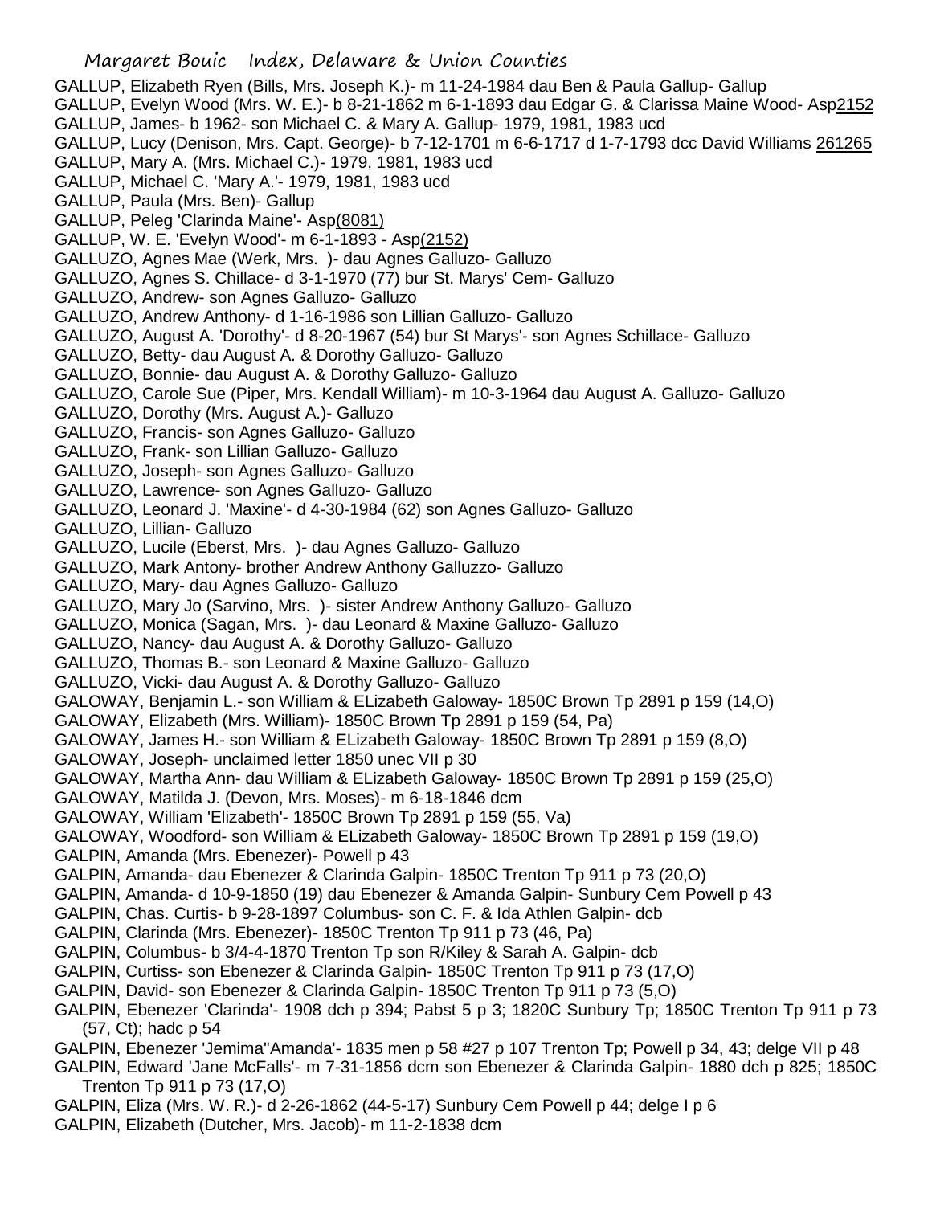GALLUP, Elizabeth Ryen (Bills, Mrs. Joseph K.)- m 11-24-1984 dau Ben & Paula Gallup- Gallup
GALLUP, Evelyn Wood (Mrs. W. E.)- b 8-21-1862 m 6-1-1893 dau Edgar G. & Clarissa Maine Wood- Asp2152
GALLUP, James- b 1962- son Michael C. & Mary A. Gallup- 1979, 1981, 1983 ucd
GALLUP, Lucy (Denison, Mrs. Capt. George)- b 7-12-1701 m 6-6-1717 d 1-7-1793 dcc David Williams 261265
GALLUP, Mary A. (Mrs. Michael C.)- 1979, 1981, 1983 ucd
GALLUP, Michael C. 'Mary A.'- 1979, 1981, 1983 ucd
GALLUP, Paula (Mrs. Ben)- Gallup
GALLUP, Peleg 'Clarinda Maine'- Asp(8081)
GALLUP, W. E. 'Evelyn Wood'- m 6-1-1893 - Asp(2152)
GALLUZO, Agnes Mae (Werk, Mrs. )- dau Agnes Galluzo- Galluzo
GALLUZO, Agnes S. Chillace- d 3-1-1970 (77) bur St. Marys' Cem- Galluzo
GALLUZO, Andrew- son Agnes Galluzo- Galluzo
GALLUZO, Andrew Anthony- d 1-16-1986 son Lillian Galluzo- Galluzo
GALLUZO, August A. 'Dorothy'- d 8-20-1967 (54) bur St Marys'- son Agnes Schillace- Galluzo
GALLUZO, Betty- dau August A. & Dorothy Galluzo- Galluzo
GALLUZO, Bonnie- dau August A. & Dorothy Galluzo- Galluzo
GALLUZO, Carole Sue (Piper, Mrs. Kendall William)- m 10-3-1964 dau August A. Galluzo- Galluzo
GALLUZO, Dorothy (Mrs. August A.)- Galluzo
GALLUZO, Francis- son Agnes Galluzo- Galluzo
GALLUZO, Frank- son Lillian Galluzo- Galluzo
GALLUZO, Joseph- son Agnes Galluzo- Galluzo
GALLUZO, Lawrence- son Agnes Galluzo- Galluzo
GALLUZO, Leonard J. 'Maxine'- d 4-30-1984 (62) son Agnes Galluzo- Galluzo
GALLUZO, Lillian- Galluzo
GALLUZO, Lucile (Eberst, Mrs. )- dau Agnes Galluzo- Galluzo
GALLUZO, Mark Antony- brother Andrew Anthony Galluzzo- Galluzo
GALLUZO, Mary- dau Agnes Galluzo- Galluzo
GALLUZO, Mary Jo (Sarvino, Mrs. )- sister Andrew Anthony Galluzo- Galluzo
GALLUZO, Monica (Sagan, Mrs. )- dau Leonard & Maxine Galluzo- Galluzo
GALLUZO, Nancy- dau August A. & Dorothy Galluzo- Galluzo
GALLUZO, Thomas B.- son Leonard & Maxine Galluzo- Galluzo
GALLUZO, Vicki- dau August A. & Dorothy Galluzo- Galluzo
GALOWAY, Benjamin L.- son William & ELizabeth Galoway- 1850C Brown Tp 2891 p 159 (14,O)
GALOWAY, Elizabeth (Mrs. William)- 1850C Brown Tp 2891 p 159 (54, Pa)
GALOWAY, James H.- son William & ELizabeth Galoway- 1850C Brown Tp 2891 p 159 (8,O)
GALOWAY, Joseph- unclaimed letter 1850 unec VII p 30
GALOWAY, Martha Ann- dau William & ELizabeth Galoway- 1850C Brown Tp 2891 p 159 (25,O)
GALOWAY, Matilda J. (Devon, Mrs. Moses)- m 6-18-1846 dcm
GALOWAY, William 'Elizabeth'- 1850C Brown Tp 2891 p 159 (55, Va)
GALOWAY, Woodford- son William & ELizabeth Galoway- 1850C Brown Tp 2891 p 159 (19,O)
GALPIN, Amanda (Mrs. Ebenezer)- Powell p 43
GALPIN, Amanda- dau Ebenezer & Clarinda Galpin- 1850C Trenton Tp 911 p 73 (20,O)
GALPIN, Amanda- d 10-9-1850 (19) dau Ebenezer & Amanda Galpin- Sunbury Cem Powell p 43
GALPIN, Chas. Curtis- b 9-28-1897 Columbus- son C. F. & Ida Athlen Galpin- dcb
GALPIN, Clarinda (Mrs. Ebenezer)- 1850C Trenton Tp 911 p 73 (46, Pa)
GALPIN, Columbus- b 3/4-4-1870 Trenton Tp son R/Kiley & Sarah A. Galpin- dcb
GALPIN, Curtiss- son Ebenezer & Clarinda Galpin- 1850C Trenton Tp 911 p 73 (17,O)
GALPIN, David- son Ebenezer & Clarinda Galpin- 1850C Trenton Tp 911 p 73 (5,O)
GALPIN, Ebenezer 'Clarinda'- 1908 dch p 394; Pabst 5 p 3; 1820C Sunbury Tp; 1850C Trenton Tp 911 p 73 (57, Ct); hadc p 54
GALPIN, Ebenezer 'Jemima''Amanda'- 1835 men p 58 #27 p 107 Trenton Tp; Powell p 34, 43; delge VII p 48
GALPIN, Edward 'Jane McFalls'- m 7-31-1856 dcm son Ebenezer & Clarinda Galpin- 1880 dch p 825; 1850C Trenton Tp 911 p 73 (17,O)
GALPIN, Eliza (Mrs. W. R.)- d 2-26-1862 (44-5-17) Sunbury Cem Powell p 44; delge I p 6
GALPIN, Elizabeth (Dutcher, Mrs. Jacob)- m 11-2-1838 dcm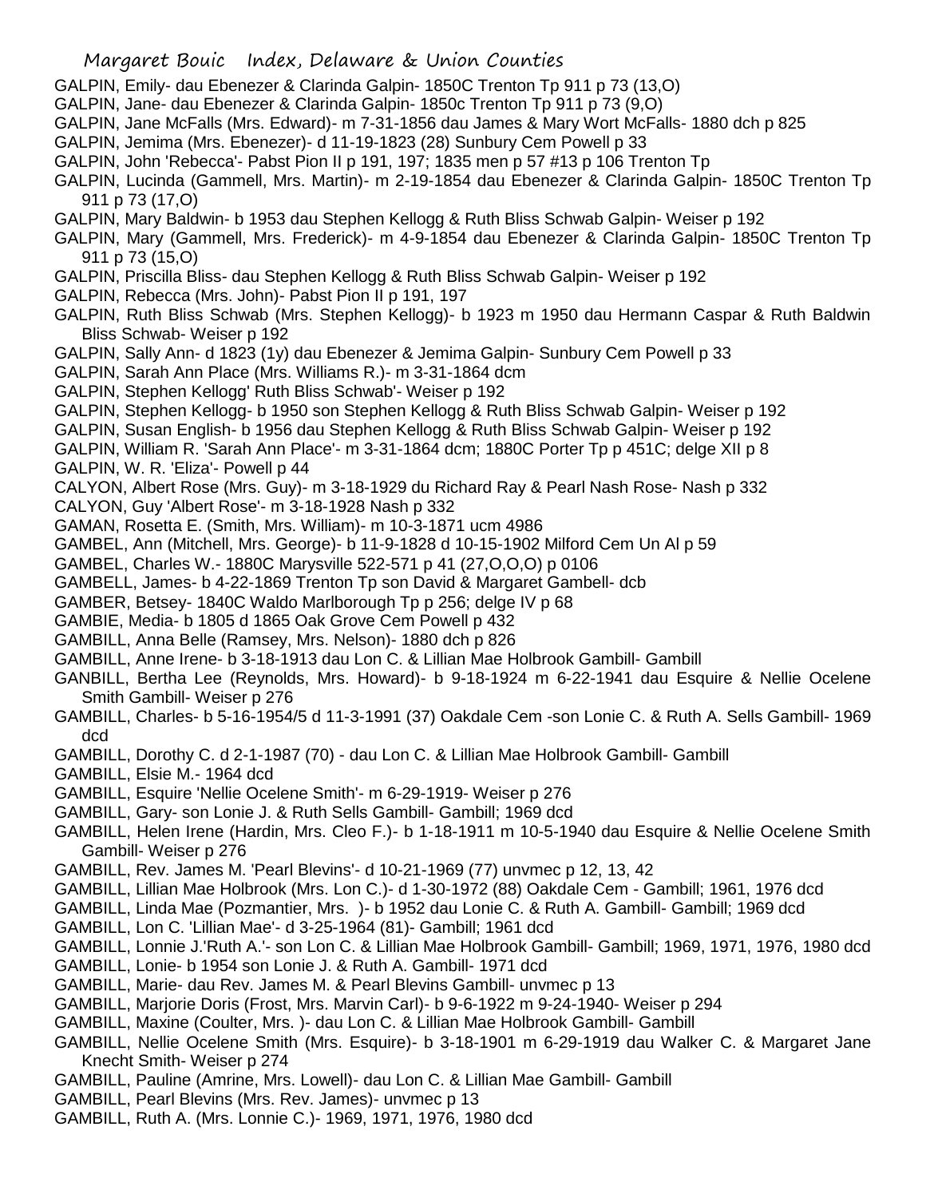GALPIN, Emily- dau Ebenezer & Clarinda Galpin- 1850C Trenton Tp 911 p 73 (13,O)

GALPIN, Jane- dau Ebenezer & Clarinda Galpin- 1850c Trenton Tp 911 p 73 (9,O)

GALPIN, Jane McFalls (Mrs. Edward)- m 7-31-1856 dau James & Mary Wort McFalls- 1880 dch p 825

GALPIN, Jemima (Mrs. Ebenezer)- d 11-19-1823 (28) Sunbury Cem Powell p 33

GALPIN, John 'Rebecca'- Pabst Pion II p 191, 197; 1835 men p 57 #13 p 106 Trenton Tp

GALPIN, Lucinda (Gammell, Mrs. Martin)- m 2-19-1854 dau Ebenezer & Clarinda Galpin- 1850C Trenton Tp 911 p 73 (17,O)

GALPIN, Mary Baldwin- b 1953 dau Stephen Kellogg & Ruth Bliss Schwab Galpin- Weiser p 192

GALPIN, Mary (Gammell, Mrs. Frederick)- m 4-9-1854 dau Ebenezer & Clarinda Galpin- 1850C Trenton Tp 911 p 73 (15,O)

GALPIN, Priscilla Bliss- dau Stephen Kellogg & Ruth Bliss Schwab Galpin- Weiser p 192

GALPIN, Rebecca (Mrs. John)- Pabst Pion II p 191, 197

GALPIN, Ruth Bliss Schwab (Mrs. Stephen Kellogg)- b 1923 m 1950 dau Hermann Caspar & Ruth Baldwin Bliss Schwab- Weiser p 192

GALPIN, Sally Ann- d 1823 (1y) dau Ebenezer & Jemima Galpin- Sunbury Cem Powell p 33

GALPIN, Sarah Ann Place (Mrs. Williams R.)- m 3-31-1864 dcm

GALPIN, Stephen Kellogg' Ruth Bliss Schwab'- Weiser p 192

GALPIN, Stephen Kellogg- b 1950 son Stephen Kellogg & Ruth Bliss Schwab Galpin- Weiser p 192

GALPIN, Susan English- b 1956 dau Stephen Kellogg & Ruth Bliss Schwab Galpin- Weiser p 192

GALPIN, William R. 'Sarah Ann Place'- m 3-31-1864 dcm; 1880C Porter Tp p 451C; delge XII p 8

GALPIN, W. R. 'Eliza'- Powell p 44

CALYON, Albert Rose (Mrs. Guy)- m 3-18-1929 du Richard Ray & Pearl Nash Rose- Nash p 332

CALYON, Guy 'Albert Rose'- m 3-18-1928 Nash p 332

GAMAN, Rosetta E. (Smith, Mrs. William)- m 10-3-1871 ucm 4986

GAMBEL, Ann (Mitchell, Mrs. George)- b 11-9-1828 d 10-15-1902 Milford Cem Un Al p 59

GAMBEL, Charles W.- 1880C Marysville 522-571 p 41 (27,O,O,O) p 0106

GAMBELL, James- b 4-22-1869 Trenton Tp son David & Margaret Gambell- dcb

GAMBER, Betsey- 1840C Waldo Marlborough Tp p 256; delge IV p 68

GAMBIE, Media- b 1805 d 1865 Oak Grove Cem Powell p 432

GAMBILL, Anna Belle (Ramsey, Mrs. Nelson)- 1880 dch p 826

GAMBILL, Anne Irene- b 3-18-1913 dau Lon C. & Lillian Mae Holbrook Gambill- Gambill

GANBILL, Bertha Lee (Reynolds, Mrs. Howard)- b 9-18-1924 m 6-22-1941 dau Esquire & Nellie Ocelene Smith Gambill- Weiser p 276

GAMBILL, Charles- b 5-16-1954/5 d 11-3-1991 (37) Oakdale Cem -son Lonie C. & Ruth A. Sells Gambill- 1969 dcd

GAMBILL, Dorothy C. d 2-1-1987 (70) - dau Lon C. & Lillian Mae Holbrook Gambill- Gambill

GAMBILL, Elsie M.- 1964 dcd

GAMBILL, Esquire 'Nellie Ocelene Smith'- m 6-29-1919- Weiser p 276

GAMBILL, Gary- son Lonie J. & Ruth Sells Gambill- Gambill; 1969 dcd

GAMBILL, Helen Irene (Hardin, Mrs. Cleo F.)- b 1-18-1911 m 10-5-1940 dau Esquire & Nellie Ocelene Smith Gambill- Weiser p 276

GAMBILL, Rev. James M. 'Pearl Blevins'- d 10-21-1969 (77) unvmec p 12, 13, 42

GAMBILL, Lillian Mae Holbrook (Mrs. Lon C.)- d 1-30-1972 (88) Oakdale Cem - Gambill; 1961, 1976 dcd

GAMBILL, Linda Mae (Pozmantier, Mrs. )- b 1952 dau Lonie C. & Ruth A. Gambill- Gambill; 1969 dcd

GAMBILL, Lon C. 'Lillian Mae'- d 3-25-1964 (81)- Gambill; 1961 dcd

GAMBILL, Lonnie J.'Ruth A.'- son Lon C. & Lillian Mae Holbrook Gambill- Gambill; 1969, 1971, 1976, 1980 dcd

GAMBILL, Lonie- b 1954 son Lonie J. & Ruth A. Gambill- 1971 dcd

GAMBILL, Marie- dau Rev. James M. & Pearl Blevins Gambill- unvmec p 13

GAMBILL, Marjorie Doris (Frost, Mrs. Marvin Carl)- b 9-6-1922 m 9-24-1940- Weiser p 294

GAMBILL, Maxine (Coulter, Mrs. )- dau Lon C. & Lillian Mae Holbrook Gambill- Gambill

GAMBILL, Nellie Ocelene Smith (Mrs. Esquire)- b 3-18-1901 m 6-29-1919 dau Walker C. & Margaret Jane Knecht Smith- Weiser p 274

GAMBILL, Pauline (Amrine, Mrs. Lowell)- dau Lon C. & Lillian Mae Gambill- Gambill

GAMBILL, Pearl Blevins (Mrs. Rev. James)- unvmec p 13

GAMBILL, Ruth A. (Mrs. Lonnie C.)- 1969, 1971, 1976, 1980 dcd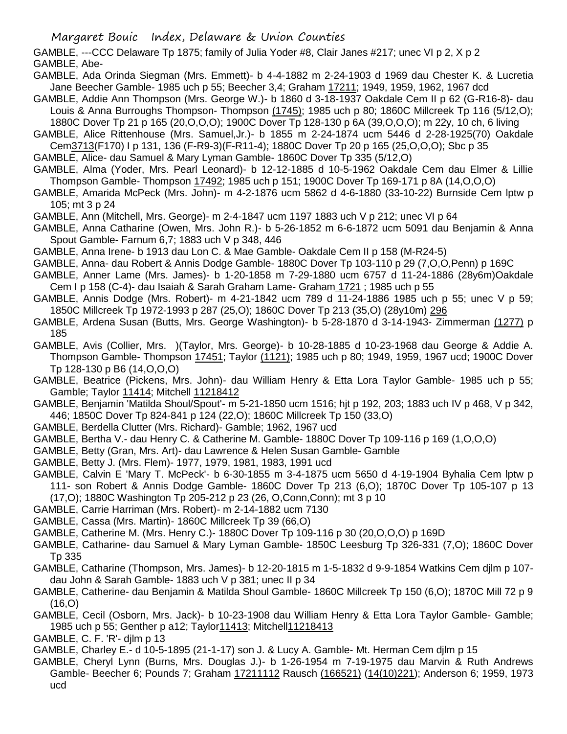GAMBLE, ---CCC Delaware Tp 1875; family of Julia Yoder #8, Clair Janes #217; unec VI p 2, X p 2

GAMBLE, Abe-

GAMBLE, Ada Orinda Siegman (Mrs. Emmett)- b 4-4-1882 m 2-24-1903 d 1969 dau Chester K. & Lucretia Jane Beecher Gamble- 1985 uch p 55; Beecher 3,4; Graham 17211; 1949, 1959, 1962, 1967 dcd

GAMBLE, Addie Ann Thompson (Mrs. George W.)- b 1860 d 3-18-1937 Oakdale Cem II p 62 (G-R16-8)- dau Louis & Anna Burroughs Thompson- Thompson (1745); 1985 uch p 80; 1860C Millcreek Tp 116 (5/12,O); 1880C Dover Tp 21 p 165 (20,O,O,O); 1900C Dover Tp 128-130 p 6A (39,O,O,O); m 22y, 10 ch, 6 living

GAMBLE, Alice Rittenhouse (Mrs. Samuel,Jr.)- b 1855 m 2-24-1874 ucm 5446 d 2-28-1925(70) Oakdale Cem3713(F170) I p 131, 136 (F-R9-3)(F-R11-4); 1880C Dover Tp 20 p 165 (25,O,O,O); Sbc p 35

GAMBLE, Alice- dau Samuel & Mary Lyman Gamble- 1860C Dover Tp 335 (5/12,O)

GAMBLE, Alma (Yoder, Mrs. Pearl Leonard)- b 12-12-1885 d 10-5-1962 Oakdale Cem dau Elmer & Lillie Thompson Gamble- Thompson 17492; 1985 uch p 151; 1900C Dover Tp 169-171 p 8A (14,O,O,O)

GAMBLE, Amarida McPeck (Mrs. John)- m 4-2-1876 ucm 5862 d 4-6-1880 (33-10-22) Burnside Cem lptw p 105; mt 3 p 24

GAMBLE, Ann (Mitchell, Mrs. George)- m 2-4-1847 ucm 1197 1883 uch V p 212; unec VI p 64

GAMBLE, Anna Catharine (Owen, Mrs. John R.)- b 5-26-1852 m 6-6-1872 ucm 5091 dau Benjamin & Anna Spout Gamble- Farnum 6,7; 1883 uch V p 348, 446

GAMBLE, Anna Irene- b 1913 dau Lon C. & Mae Gamble- Oakdale Cem II p 158 (M-R24-5)

GAMBLE, Anna- dau Robert & Annis Dodge Gamble- 1880C Dover Tp 103-110 p 29 (7,O,O,Penn) p 169C

GAMBLE, Anner Lame (Mrs. James)- b 1-20-1858 m 7-29-1880 ucm 6757 d 11-24-1886 (28y6m)Oakdale Cem I p 158 (C-4)- dau Isaiah & Sarah Graham Lame- Graham 1721 ; 1985 uch p 55

GAMBLE, Annis Dodge (Mrs. Robert)- m 4-21-1842 ucm 789 d 11-24-1886 1985 uch p 55; unec V p 59; 1850C Millcreek Tp 1972-1993 p 287 (25,O); 1860C Dover Tp 213 (35,O) (28y10m) 296

GAMBLE, Ardena Susan (Butts, Mrs. George Washington)- b 5-28-1870 d 3-14-1943- Zimmerman (1277) p 185

GAMBLE, Avis (Collier, Mrs. )(Taylor, Mrs. George)- b 10-28-1885 d 10-23-1968 dau George & Addie A. Thompson Gamble- Thompson 17451; Taylor (1121); 1985 uch p 80; 1949, 1959, 1967 ucd; 1900C Dover Tp 128-130 p B6 (14,O,O,O)

GAMBLE, Beatrice (Pickens, Mrs. John)- dau William Henry & Etta Lora Taylor Gamble- 1985 uch p 55; Gamble; Taylor 11414; Mitchell 11218412

GAMBLE, Benjamin 'Matilda Shoul/Spout'- m 5-21-1850 ucm 1516; hjt p 192, 203; 1883 uch IV p 468, V p 342, 446; 1850C Dover Tp 824-841 p 124 (22,O); 1860C Millcreek Tp 150 (33,O)

GAMBLE, Berdella Clutter (Mrs. Richard)- Gamble; 1962, 1967 ucd

GAMBLE, Bertha V.- dau Henry C. & Catherine M. Gamble- 1880C Dover Tp 109-116 p 169 (1,O,O,O)

GAMBLE, Betty (Gran, Mrs. Art)- dau Lawrence & Helen Susan Gamble- Gamble

GAMBLE, Betty J. (Mrs. Flem)- 1977, 1979, 1981, 1983, 1991 ucd

GAMBLE, Calvin E 'Mary T. McPeck'- b 6-30-1855 m 3-4-1875 ucm 5650 d 4-19-1904 Byhalia Cem lptw p 111- son Robert & Annis Dodge Gamble- 1860C Dover Tp 213 (6,O); 1870C Dover Tp 105-107 p 13 (17,O); 1880C Washington Tp 205-212 p 23 (26, O,Conn,Conn); mt 3 p 10

GAMBLE, Carrie Harriman (Mrs. Robert)- m 2-14-1882 ucm 7130

GAMBLE, Cassa (Mrs. Martin)- 1860C Millcreek Tp 39 (66,O)

GAMBLE, Catherine M. (Mrs. Henry C.)- 1880C Dover Tp 109-116 p 30 (20,O,O,O) p 169D

GAMBLE, Catharine- dau Samuel & Mary Lyman Gamble- 1850C Leesburg Tp 326-331 (7,O); 1860C Dover Tp 335

GAMBLE, Catharine (Thompson, Mrs. James)- b 12-20-1815 m 1-5-1832 d 9-9-1854 Watkins Cem djlm p 107- dau John & Sarah Gamble- 1883 uch V p 381; unec II p 34

GAMBLE, Catherine- dau Benjamin & Matilda Shoul Gamble- 1860C Millcreek Tp 150 (6,O); 1870C Mill 72 p 9 (16,O)

GAMBLE, Cecil (Osborn, Mrs. Jack)- b 10-23-1908 dau William Henry & Etta Lora Taylor Gamble- Gamble; 1985 uch p 55; Genther p a12; Taylor11413; Mitchell11218413

GAMBLE, C. F. 'R'- djlm p 13

GAMBLE, Charley E.- d 10-5-1895 (21-1-17) son J. & Lucy A. Gamble- Mt. Herman Cem djlm p 15

GAMBLE, Cheryl Lynn (Burns, Mrs. Douglas J.)- b 1-26-1954 m 7-19-1975 dau Marvin & Ruth Andrews Gamble- Beecher 6; Pounds 7; Graham 17211112 Rausch (166521) (14(10)221); Anderson 6; 1959, 1973 ucd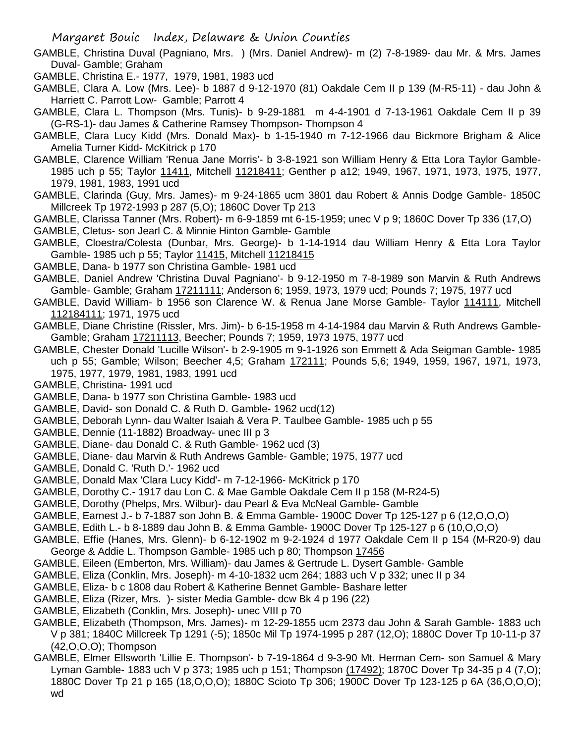GAMBLE, Christina Duval (Pagniano, Mrs. ) (Mrs. Daniel Andrew)- m (2) 7-8-1989- dau Mr. & Mrs. James Duval- Gamble; Graham

GAMBLE, Christina E.- 1977, 1979, 1981, 1983 ucd

GAMBLE, Clara A. Low (Mrs. Lee)- b 1887 d 9-12-1970 (81) Oakdale Cem II p 139 (M-R5-11) - dau John & Harriett C. Parrott Low- Gamble; Parrott 4

GAMBLE, Clara L. Thompson (Mrs. Tunis)- b 9-29-1881 m 4-4-1901 d 7-13-1961 Oakdale Cem II p 39 (G-RS-1)- dau James & Catherine Ramsey Thompson- Thompson 4

GAMBLE, Clara Lucy Kidd (Mrs. Donald Max)- b 1-15-1940 m 7-12-1966 dau Bickmore Brigham & Alice Amelia Turner Kidd- McKitrick p 170

GAMBLE, Clarence William 'Renua Jane Morris'- b 3-8-1921 son William Henry & Etta Lora Taylor Gamble- 1985 uch p 55; Taylor 11411, Mitchell 11218411; Genther p a12; 1949, 1967, 1971, 1973, 1975, 1977, 1979, 1981, 1983, 1991 ucd

GAMBLE, Clarinda (Guy, Mrs. James)- m 9-24-1865 ucm 3801 dau Robert & Annis Dodge Gamble- 1850C Millcreek Tp 1972-1993 p 287 (5,O); 1860C Dover Tp 213

GAMBLE, Clarissa Tanner (Mrs. Robert)- m 6-9-1859 mt 6-15-1959; unec V p 9; 1860C Dover Tp 336 (17,O)

GAMBLE, Cletus- son Jearl C. & Minnie Hinton Gamble- Gamble

GAMBLE, Cloestra/Colesta (Dunbar, Mrs. George)- b 1-14-1914 dau William Henry & Etta Lora Taylor Gamble- 1985 uch p 55; Taylor 11415, Mitchell 11218415

GAMBLE, Dana- b 1977 son Christina Gamble- 1981 ucd

GAMBLE, Daniel Andrew 'Christina Duval Pagniano'- b 9-12-1950 m 7-8-1989 son Marvin & Ruth Andrews Gamble- Gamble; Graham 17211111; Anderson 6; 1959, 1973, 1979 ucd; Pounds 7; 1975, 1977 ucd

GAMBLE, David William- b 1956 son Clarence W. & Renua Jane Morse Gamble- Taylor 114111, Mitchell 112184111; 1971, 1975 ucd

GAMBLE, Diane Christine (Rissler, Mrs. Jim)- b 6-15-1958 m 4-14-1984 dau Marvin & Ruth Andrews Gamble- Gamble; Graham 17211113, Beecher; Pounds 7; 1959, 1973 1975, 1977 ucd

GAMBLE, Chester Donald 'Lucille Wilson'- b 2-9-1905 m 9-1-1926 son Emmett & Ada Seigman Gamble- 1985 uch p 55; Gamble; Wilson; Beecher 4,5; Graham 172111; Pounds 5,6; 1949, 1959, 1967, 1971, 1973, 1975, 1977, 1979, 1981, 1983, 1991 ucd

GAMBLE, Christina- 1991 ucd

GAMBLE, Dana- b 1977 son Christina Gamble- 1983 ucd

GAMBLE, David- son Donald C. & Ruth D. Gamble- 1962 ucd(12)

GAMBLE, Deborah Lynn- dau Walter Isaiah & Vera P. Taulbee Gamble- 1985 uch p 55

GAMBLE, Dennie (11-1882) Broadway- unec III p 3

GAMBLE, Diane- dau Donald C. & Ruth Gamble- 1962 ucd (3)

GAMBLE, Diane- dau Marvin & Ruth Andrews Gamble- Gamble; 1975, 1977 ucd

GAMBLE, Donald C. 'Ruth D.'- 1962 ucd

GAMBLE, Donald Max 'Clara Lucy Kidd'- m 7-12-1966- McKitrick p 170

GAMBLE, Dorothy C.- 1917 dau Lon C. & Mae Gamble Oakdale Cem II p 158 (M-R24-5)

GAMBLE, Dorothy (Phelps, Mrs. Wilbur)- dau Pearl & Eva McNeal Gamble- Gamble

GAMBLE, Earnest J.- b 7-1887 son John B. & Emma Gamble- 1900C Dover Tp 125-127 p 6 (12,O,O,O)

GAMBLE, Edith L.- b 8-1889 dau John B. & Emma Gamble- 1900C Dover Tp 125-127 p 6 (10,O,O,O)

GAMBLE, Effie (Hanes, Mrs. Glenn)- b 6-12-1902 m 9-2-1924 d 1977 Oakdale Cem II p 154 (M-R20-9) dau George & Addie L. Thompson Gamble- 1985 uch p 80; Thompson 17456

GAMBLE, Eileen (Emberton, Mrs. William)- dau James & Gertrude L. Dysert Gamble- Gamble

GAMBLE, Eliza (Conklin, Mrs. Joseph)- m 4-10-1832 ucm 264; 1883 uch V p 332; unec II p 34

GAMBLE, Eliza- b c 1808 dau Robert & Katherine Bennet Gamble- Bashare letter

GAMBLE, Eliza (Rizer, Mrs. )- sister Media Gamble- dcw Bk 4 p 196 (22)

GAMBLE, Elizabeth (Conklin, Mrs. Joseph)- unec VIII p 70

GAMBLE, Elizabeth (Thompson, Mrs. James)- m 12-29-1855 ucm 2373 dau John & Sarah Gamble- 1883 uch V p 381; 1840C Millcreek Tp 1291 (-5); 1850c Mil Tp 1974-1995 p 287 (12,O); 1880C Dover Tp 10-11-p 37 (42,O,O,O); Thompson

GAMBLE, Elmer Ellsworth 'Lillie E. Thompson'- b 7-19-1864 d 9-3-90 Mt. Herman Cem- son Samuel & Mary Lyman Gamble- 1883 uch V p 373; 1985 uch p 151; Thompson (17492); 1870C Dover Tp 34-35 p 4 (7,O); 1880C Dover Tp 21 p 165 (18,O,O,O); 1880C Scioto Tp 306; 1900C Dover Tp 123-125 p 6A (36,O,O,O); wd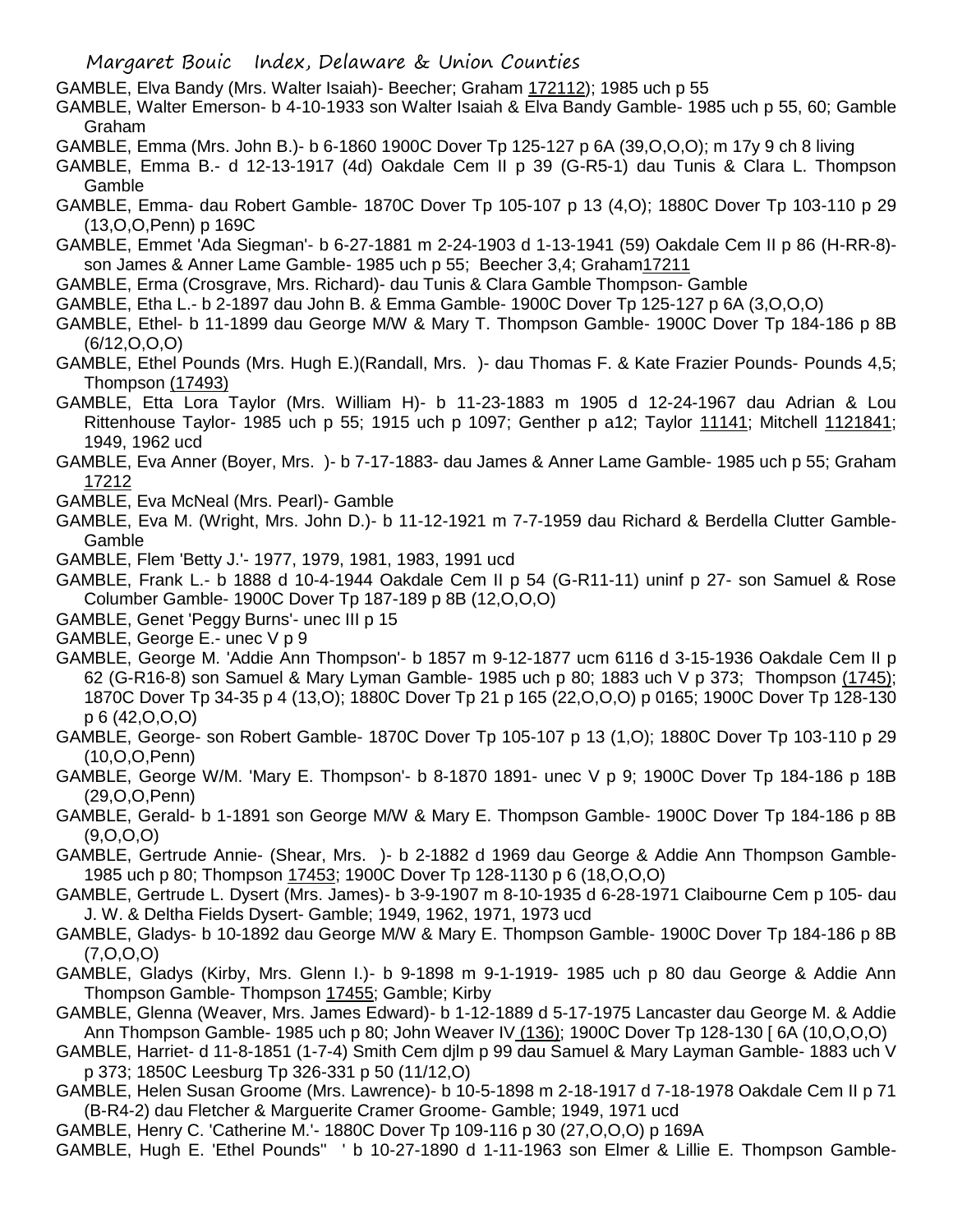GAMBLE, Elva Bandy (Mrs. Walter Isaiah)- Beecher; Graham 172112); 1985 uch p 55

GAMBLE, Walter Emerson- b 4-10-1933 son Walter Isaiah & Elva Bandy Gamble- 1985 uch p 55, 60; Gamble Graham

GAMBLE, Emma (Mrs. John B.)- b 6-1860 1900C Dover Tp 125-127 p 6A (39,O,O,O); m 17y 9 ch 8 living

GAMBLE, Emma B.- d 12-13-1917 (4d) Oakdale Cem II p 39 (G-R5-1) dau Tunis & Clara L. Thompson Gamble

GAMBLE, Emma- dau Robert Gamble- 1870C Dover Tp 105-107 p 13 (4,O); 1880C Dover Tp 103-110 p 29 (13,O,O,Penn) p 169C

GAMBLE, Emmet 'Ada Siegman'- b 6-27-1881 m 2-24-1903 d 1-13-1941 (59) Oakdale Cem II p 86 (H-RR-8)- son James & Anner Lame Gamble- 1985 uch p 55; Beecher 3,4; Graham17211

GAMBLE, Erma (Crosgrave, Mrs. Richard)- dau Tunis & Clara Gamble Thompson- Gamble

GAMBLE, Etha L.- b 2-1897 dau John B. & Emma Gamble- 1900C Dover Tp 125-127 p 6A (3,O,O,O)

GAMBLE, Ethel- b 11-1899 dau George M/W & Mary T. Thompson Gamble- 1900C Dover Tp 184-186 p 8B (6/12,O,O,O)

GAMBLE, Ethel Pounds (Mrs. Hugh E.)(Randall, Mrs. )- dau Thomas F. & Kate Frazier Pounds- Pounds 4,5; Thompson (17493)

GAMBLE, Etta Lora Taylor (Mrs. William H)- b 11-23-1883 m 1905 d 12-24-1967 dau Adrian & Lou Rittenhouse Taylor- 1985 uch p 55; 1915 uch p 1097; Genther p a12; Taylor 11141; Mitchell 1121841; 1949, 1962 ucd

GAMBLE, Eva Anner (Boyer, Mrs. )- b 7-17-1883- dau James & Anner Lame Gamble- 1985 uch p 55; Graham 17212

GAMBLE, Eva McNeal (Mrs. Pearl)- Gamble

GAMBLE, Eva M. (Wright, Mrs. John D.)- b 11-12-1921 m 7-7-1959 dau Richard & Berdella Clutter Gamble- Gamble

GAMBLE, Flem 'Betty J.'- 1977, 1979, 1981, 1983, 1991 ucd

GAMBLE, Frank L.- b 1888 d 10-4-1944 Oakdale Cem II p 54 (G-R11-11) uninf p 27- son Samuel & Rose Columber Gamble- 1900C Dover Tp 187-189 p 8B (12,O,O,O)

GAMBLE, Genet 'Peggy Burns'- unec III p 15

GAMBLE, George E.- unec V p 9

GAMBLE, George M. 'Addie Ann Thompson'- b 1857 m 9-12-1877 ucm 6116 d 3-15-1936 Oakdale Cem II p 62 (G-R16-8) son Samuel & Mary Lyman Gamble- 1985 uch p 80; 1883 uch V p 373; Thompson (1745); 1870C Dover Tp 34-35 p 4 (13,O); 1880C Dover Tp 21 p 165 (22,O,O,O) p 0165; 1900C Dover Tp 128-130 p 6 (42,O,O,O)

GAMBLE, George- son Robert Gamble- 1870C Dover Tp 105-107 p 13 (1,O); 1880C Dover Tp 103-110 p 29 (10,O,O,Penn)

GAMBLE, George W/M. 'Mary E. Thompson'- b 8-1870 1891- unec V p 9; 1900C Dover Tp 184-186 p 18B (29,O,O,Penn)

GAMBLE, Gerald- b 1-1891 son George M/W & Mary E. Thompson Gamble- 1900C Dover Tp 184-186 p 8B (9,O,O,O)

GAMBLE, Gertrude Annie- (Shear, Mrs. )- b 2-1882 d 1969 dau George & Addie Ann Thompson Gamble- 1985 uch p 80; Thompson 17453; 1900C Dover Tp 128-1130 p 6 (18,O,O,O)

GAMBLE, Gertrude L. Dysert (Mrs. James)- b 3-9-1907 m 8-10-1935 d 6-28-1971 Claibourne Cem p 105- dau J. W. & Deltha Fields Dysert- Gamble; 1949, 1962, 1971, 1973 ucd

GAMBLE, Gladys- b 10-1892 dau George M/W & Mary E. Thompson Gamble- 1900C Dover Tp 184-186 p 8B (7,O,O,O)

GAMBLE, Gladys (Kirby, Mrs. Glenn I.)- b 9-1898 m 9-1-1919- 1985 uch p 80 dau George & Addie Ann Thompson Gamble- Thompson 17455; Gamble; Kirby

GAMBLE, Glenna (Weaver, Mrs. James Edward)- b 1-12-1889 d 5-17-1975 Lancaster dau George M. & Addie Ann Thompson Gamble- 1985 uch p 80; John Weaver IV (136); 1900C Dover Tp 128-130 [ 6A (10,O,O,O)

GAMBLE, Harriet- d 11-8-1851 (1-7-4) Smith Cem djlm p 99 dau Samuel & Mary Layman Gamble- 1883 uch V p 373; 1850C Leesburg Tp 326-331 p 50 (11/12,O)

GAMBLE, Helen Susan Groome (Mrs. Lawrence)- b 10-5-1898 m 2-18-1917 d 7-18-1978 Oakdale Cem II p 71 (B-R4-2) dau Fletcher & Marguerite Cramer Groome- Gamble; 1949, 1971 ucd

GAMBLE, Henry C. 'Catherine M.'- 1880C Dover Tp 109-116 p 30 (27,O,O,O) p 169A

GAMBLE, Hugh E. 'Ethel Pounds'' ' b 10-27-1890 d 1-11-1963 son Elmer & Lillie E. Thompson Gamble-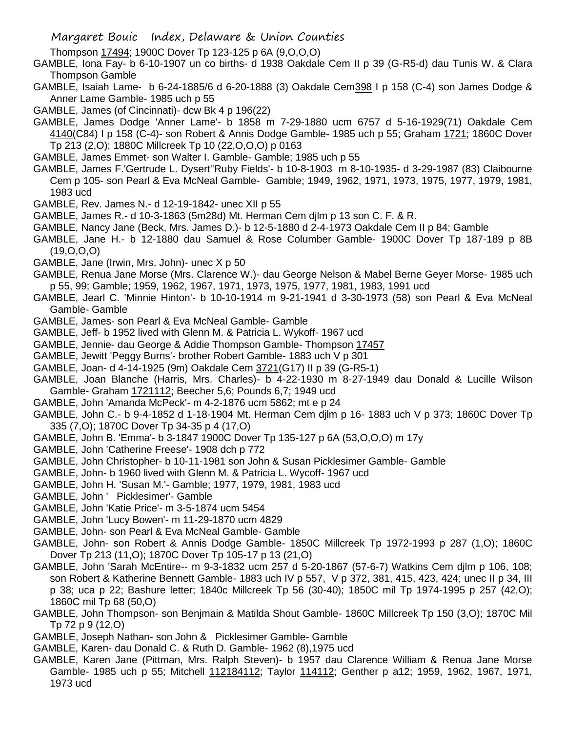Thompson 17494; 1900C Dover Tp 123-125 p 6A (9,O,O,O)

GAMBLE, Iona Fay- b 6-10-1907 un co births- d 1938 Oakdale Cem II p 39 (G-R5-d) dau Tunis W. & Clara Thompson Gamble

GAMBLE, Isaiah Lame- b 6-24-1885/6 d 6-20-1888 (3) Oakdale Cem398 I p 158 (C-4) son James Dodge & Anner Lame Gamble- 1985 uch p 55

GAMBLE, James (of Cincinnati)- dcw Bk 4 p 196(22)

GAMBLE, James Dodge 'Anner Lame'- b 1858 m 7-29-1880 ucm 6757 d 5-16-1929(71) Oakdale Cem 4140(C84) I p 158 (C-4)- son Robert & Annis Dodge Gamble- 1985 uch p 55; Graham 1721; 1860C Dover Tp 213 (2,O); 1880C Millcreek Tp 10 (22,O,O,O) p 0163

GAMBLE, James Emmet- son Walter I. Gamble- Gamble; 1985 uch p 55

GAMBLE, James F.'Gertrude L. Dysert''Ruby Fields'- b 10-8-1903 m 8-10-1935- d 3-29-1987 (83) Claibourne Cem p 105- son Pearl & Eva McNeal Gamble- Gamble; 1949, 1962, 1971, 1973, 1975, 1977, 1979, 1981, 1983 ucd

GAMBLE, Rev. James N.- d 12-19-1842- unec XII p 55

GAMBLE, James R.- d 10-3-1863 (5m28d) Mt. Herman Cem djlm p 13 son C. F. & R.

GAMBLE, Nancy Jane (Beck, Mrs. James D.)- b 12-5-1880 d 2-4-1973 Oakdale Cem II p 84; Gamble

GAMBLE, Jane H.- b 12-1880 dau Samuel & Rose Columber Gamble- 1900C Dover Tp 187-189 p 8B (19,O,O,O)

GAMBLE, Jane (Irwin, Mrs. John)- unec X p 50

GAMBLE, Renua Jane Morse (Mrs. Clarence W.)- dau George Nelson & Mabel Berne Geyer Morse- 1985 uch p 55, 99; Gamble; 1959, 1962, 1967, 1971, 1973, 1975, 1977, 1981, 1983, 1991 ucd

GAMBLE, Jearl C. 'Minnie Hinton'- b 10-10-1914 m 9-21-1941 d 3-30-1973 (58) son Pearl & Eva McNeal Gamble- Gamble

GAMBLE, James- son Pearl & Eva McNeal Gamble- Gamble

GAMBLE, Jeff- b 1952 lived with Glenn M. & Patricia L. Wykoff- 1967 ucd

GAMBLE, Jennie- dau George & Addie Thompson Gamble- Thompson 17457

GAMBLE, Jewitt 'Peggy Burns'- brother Robert Gamble- 1883 uch V p 301

GAMBLE, Joan- d 4-14-1925 (9m) Oakdale Cem 3721(G17) II p 39 (G-R5-1)

GAMBLE, Joan Blanche (Harris, Mrs. Charles)- b 4-22-1930 m 8-27-1949 dau Donald & Lucille Wilson Gamble- Graham 1721112; Beecher 5,6; Pounds 6,7; 1949 ucd

GAMBLE, John 'Amanda McPeck'- m 4-2-1876 ucm 5862; mt e p 24

GAMBLE, John C.- b 9-4-1852 d 1-18-1904 Mt. Herman Cem djlm p 16- 1883 uch V p 373; 1860C Dover Tp 335 (7,O); 1870C Dover Tp 34-35 p 4 (17,O)

GAMBLE, John B. 'Emma'- b 3-1847 1900C Dover Tp 135-127 p 6A (53,O,O,O) m 17y

GAMBLE, John 'Catherine Freese'- 1908 dch p 772

GAMBLE, John Christopher- b 10-11-1981 son John & Susan Picklesimer Gamble- Gamble

GAMBLE, John- b 1960 lived with Glenn M. & Patricia L. Wycoff- 1967 ucd

GAMBLE, John H. 'Susan M.'- Gamble; 1977, 1979, 1981, 1983 ucd

GAMBLE, John ' Picklesimer'- Gamble

GAMBLE, John 'Katie Price'- m 3-5-1874 ucm 5454

GAMBLE, John 'Lucy Bowen'- m 11-29-1870 ucm 4829

GAMBLE, John- son Pearl & Eva McNeal Gamble- Gamble

GAMBLE, John- son Robert & Annis Dodge Gamble- 1850C Millcreek Tp 1972-1993 p 287 (1,O); 1860C Dover Tp 213 (11,O); 1870C Dover Tp 105-17 p 13 (21,O)

GAMBLE, John 'Sarah McEntire-- m 9-3-1832 ucm 257 d 5-20-1867 (57-6-7) Watkins Cem djlm p 106, 108; son Robert & Katherine Bennett Gamble- 1883 uch IV p 557, V p 372, 381, 415, 423, 424; unec II p 34, III p 38; uca p 22; Bashure letter; 1840c Millcreek Tp 56 (30-40); 1850C mil Tp 1974-1995 p 257 (42,O); 1860C mil Tp 68 (50,O)

GAMBLE, John Thompson- son Benjmain & Matilda Shout Gamble- 1860C Millcreek Tp 150 (3,O); 1870C Mil Tp 72 p 9 (12,O)

GAMBLE, Joseph Nathan- son John & Picklesimer Gamble- Gamble

GAMBLE, Karen- dau Donald C. & Ruth D. Gamble- 1962 (8),1975 ucd

GAMBLE, Karen Jane (Pittman, Mrs. Ralph Steven)- b 1957 dau Clarence William & Renua Jane Morse Gamble- 1985 uch p 55; Mitchell 112184112; Taylor 114112; Genther p a12; 1959, 1962, 1967, 1971, 1973 ucd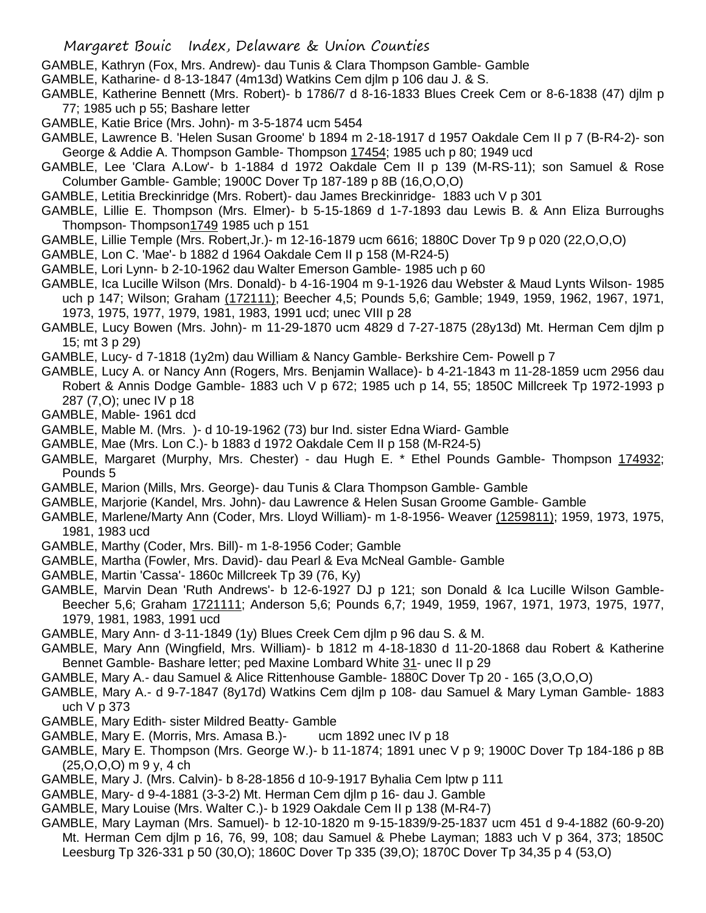GAMBLE, Kathryn (Fox, Mrs. Andrew)- dau Tunis & Clara Thompson Gamble- Gamble

GAMBLE, Katharine- d 8-13-1847 (4m13d) Watkins Cem djlm p 106 dau J. & S.

GAMBLE, Katherine Bennett (Mrs. Robert)- b 1786/7 d 8-16-1833 Blues Creek Cem or 8-6-1838 (47) djlm p 77; 1985 uch p 55; Bashare letter

GAMBLE, Katie Brice (Mrs. John)- m 3-5-1874 ucm 5454

GAMBLE, Lawrence B. 'Helen Susan Groome' b 1894 m 2-18-1917 d 1957 Oakdale Cem II p 7 (B-R4-2)- son George & Addie A. Thompson Gamble- Thompson 17454; 1985 uch p 80; 1949 ucd

GAMBLE, Lee 'Clara A.Low'- b 1-1884 d 1972 Oakdale Cem II p 139 (M-RS-11); son Samuel & Rose Columber Gamble- Gamble; 1900C Dover Tp 187-189 p 8B (16,O,O,O)

GAMBLE, Letitia Breckinridge (Mrs. Robert)- dau James Breckinridge- 1883 uch V p 301

GAMBLE, Lillie E. Thompson (Mrs. Elmer)- b 5-15-1869 d 1-7-1893 dau Lewis B. & Ann Eliza Burroughs Thompson- Thompson1749 1985 uch p 151

GAMBLE, Lillie Temple (Mrs. Robert,Jr.)- m 12-16-1879 ucm 6616; 1880C Dover Tp 9 p 020 (22,O,O,O)

GAMBLE, Lon C. 'Mae'- b 1882 d 1964 Oakdale Cem II p 158 (M-R24-5)

GAMBLE, Lori Lynn- b 2-10-1962 dau Walter Emerson Gamble- 1985 uch p 60

GAMBLE, Ica Lucille Wilson (Mrs. Donald)- b 4-16-1904 m 9-1-1926 dau Webster & Maud Lynts Wilson- 1985 uch p 147; Wilson; Graham (172111); Beecher 4,5; Pounds 5,6; Gamble; 1949, 1959, 1962, 1967, 1971, 1973, 1975, 1977, 1979, 1981, 1983, 1991 ucd; unec VIII p 28

GAMBLE, Lucy Bowen (Mrs. John)- m 11-29-1870 ucm 4829 d 7-27-1875 (28y13d) Mt. Herman Cem djlm p 15; mt 3 p 29)

GAMBLE, Lucy- d 7-1818 (1y2m) dau William & Nancy Gamble- Berkshire Cem- Powell p 7

GAMBLE, Lucy A. or Nancy Ann (Rogers, Mrs. Benjamin Wallace)- b 4-21-1843 m 11-28-1859 ucm 2956 dau Robert & Annis Dodge Gamble- 1883 uch V p 672; 1985 uch p 14, 55; 1850C Millcreek Tp 1972-1993 p 287 (7,O); unec IV p 18

GAMBLE, Mable- 1961 dcd

GAMBLE, Mable M. (Mrs. )- d 10-19-1962 (73) bur Ind. sister Edna Wiard- Gamble

GAMBLE, Mae (Mrs. Lon C.)- b 1883 d 1972 Oakdale Cem II p 158 (M-R24-5)

GAMBLE, Margaret (Murphy, Mrs. Chester) - dau Hugh E. * Ethel Pounds Gamble- Thompson 174932; Pounds 5

GAMBLE, Marion (Mills, Mrs. George)- dau Tunis & Clara Thompson Gamble- Gamble

GAMBLE, Marjorie (Kandel, Mrs. John)- dau Lawrence & Helen Susan Groome Gamble- Gamble

GAMBLE, Marlene/Marty Ann (Coder, Mrs. Lloyd William)- m 1-8-1956- Weaver (1259811); 1959, 1973, 1975, 1981, 1983 ucd

GAMBLE, Marthy (Coder, Mrs. Bill)- m 1-8-1956 Coder; Gamble

GAMBLE, Martha (Fowler, Mrs. David)- dau Pearl & Eva McNeal Gamble- Gamble

GAMBLE, Martin 'Cassa'- 1860c Millcreek Tp 39 (76, Ky)

GAMBLE, Marvin Dean 'Ruth Andrews'- b 12-6-1927 DJ p 121; son Donald & Ica Lucille Wilson Gamble- Beecher 5,6; Graham 1721111; Anderson 5,6; Pounds 6,7; 1949, 1959, 1967, 1971, 1973, 1975, 1977, 1979, 1981, 1983, 1991 ucd

GAMBLE, Mary Ann- d 3-11-1849 (1y) Blues Creek Cem djlm p 96 dau S. & M.

GAMBLE, Mary Ann (Wingfield, Mrs. William)- b 1812 m 4-18-1830 d 11-20-1868 dau Robert & Katherine Bennet Gamble- Bashare letter; ped Maxine Lombard White 31- unec II p 29

GAMBLE, Mary A.- dau Samuel & Alice Rittenhouse Gamble- 1880C Dover Tp 20 - 165 (3,O,O,O)

GAMBLE, Mary A.- d 9-7-1847 (8y17d) Watkins Cem djlm p 108- dau Samuel & Mary Lyman Gamble- 1883 uch V p 373

GAMBLE, Mary Edith- sister Mildred Beatty- Gamble

GAMBLE, Mary E. (Morris, Mrs. Amasa B.)- ucm 1892 unec IV p 18

GAMBLE, Mary E. Thompson (Mrs. George W.)- b 11-1874; 1891 unec V p 9; 1900C Dover Tp 184-186 p 8B (25,O,O,O) m 9 y, 4 ch

GAMBLE, Mary J. (Mrs. Calvin)- b 8-28-1856 d 10-9-1917 Byhalia Cem lptw p 111

GAMBLE, Mary- d 9-4-1881 (3-3-2) Mt. Herman Cem djlm p 16- dau J. Gamble

GAMBLE, Mary Louise (Mrs. Walter C.)- b 1929 Oakdale Cem II p 138 (M-R4-7)

GAMBLE, Mary Layman (Mrs. Samuel)- b 12-10-1820 m 9-15-1839/9-25-1837 ucm 451 d 9-4-1882 (60-9-20) Mt. Herman Cem djlm p 16, 76, 99, 108; dau Samuel & Phebe Layman; 1883 uch V p 364, 373; 1850C Leesburg Tp 326-331 p 50 (30,O); 1860C Dover Tp 335 (39,O); 1870C Dover Tp 34,35 p 4 (53,O)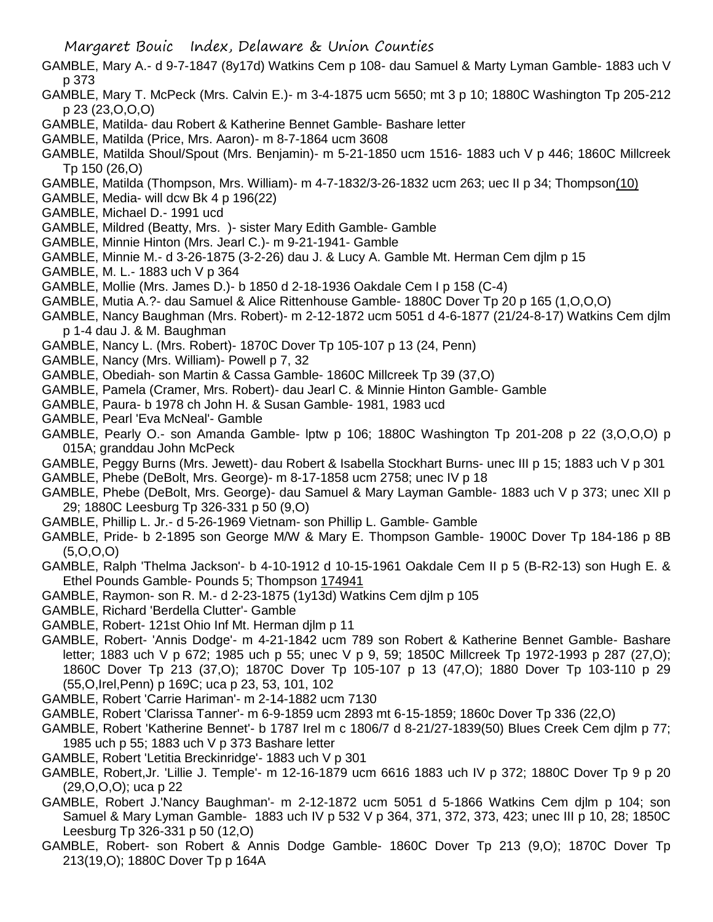GAMBLE, Mary A.- d 9-7-1847 (8y17d) Watkins Cem p 108- dau Samuel & Marty Lyman Gamble- 1883 uch V p 373

GAMBLE, Mary T. McPeck (Mrs. Calvin E.)- m 3-4-1875 ucm 5650; mt 3 p 10; 1880C Washington Tp 205-212 p 23 (23,O,O,O)

GAMBLE, Matilda- dau Robert & Katherine Bennet Gamble- Bashare letter

GAMBLE, Matilda (Price, Mrs. Aaron)- m 8-7-1864 ucm 3608

GAMBLE, Matilda Shoul/Spout (Mrs. Benjamin)- m 5-21-1850 ucm 1516- 1883 uch V p 446; 1860C Millcreek Tp 150 (26,O)

GAMBLE, Matilda (Thompson, Mrs. William)- m 4-7-1832/3-26-1832 ucm 263; uec II p 34; Thompson(10)

GAMBLE, Media- will dcw Bk 4 p 196(22)

GAMBLE, Michael D.- 1991 ucd

GAMBLE, Mildred (Beatty, Mrs. )- sister Mary Edith Gamble- Gamble

GAMBLE, Minnie Hinton (Mrs. Jearl C.)- m 9-21-1941- Gamble

GAMBLE, Minnie M.- d 3-26-1875 (3-2-26) dau J. & Lucy A. Gamble Mt. Herman Cem djlm p 15

GAMBLE, M. L.- 1883 uch V p 364

GAMBLE, Mollie (Mrs. James D.)- b 1850 d 2-18-1936 Oakdale Cem I p 158 (C-4)

GAMBLE, Mutia A.?- dau Samuel & Alice Rittenhouse Gamble- 1880C Dover Tp 20 p 165 (1,O,O,O)

GAMBLE, Nancy Baughman (Mrs. Robert)- m 2-12-1872 ucm 5051 d 4-6-1877 (21/24-8-17) Watkins Cem djlm p 1-4 dau J. & M. Baughman

GAMBLE, Nancy L. (Mrs. Robert)- 1870C Dover Tp 105-107 p 13 (24, Penn)

GAMBLE, Nancy (Mrs. William)- Powell p 7, 32

GAMBLE, Obediah- son Martin & Cassa Gamble- 1860C Millcreek Tp 39 (37,O)

GAMBLE, Pamela (Cramer, Mrs. Robert)- dau Jearl C. & Minnie Hinton Gamble- Gamble

GAMBLE, Paura- b 1978 ch John H. & Susan Gamble- 1981, 1983 ucd

GAMBLE, Pearl 'Eva McNeal'- Gamble

GAMBLE, Pearly O.- son Amanda Gamble- lptw p 106; 1880C Washington Tp 201-208 p 22 (3,O,O,O) p 015A; granddau John McPeck

GAMBLE, Peggy Burns (Mrs. Jewett)- dau Robert & Isabella Stockhart Burns- unec III p 15; 1883 uch V p 301

GAMBLE, Phebe (DeBolt, Mrs. George)- m 8-17-1858 ucm 2758; unec IV p 18

GAMBLE, Phebe (DeBolt, Mrs. George)- dau Samuel & Mary Layman Gamble- 1883 uch V p 373; unec XII p 29; 1880C Leesburg Tp 326-331 p 50 (9,O)

GAMBLE, Phillip L. Jr.- d 5-26-1969 Vietnam- son Phillip L. Gamble- Gamble

GAMBLE, Pride- b 2-1895 son George M/W & Mary E. Thompson Gamble- 1900C Dover Tp 184-186 p 8B (5,O,O,O)

GAMBLE, Ralph 'Thelma Jackson'- b 4-10-1912 d 10-15-1961 Oakdale Cem II p 5 (B-R2-13) son Hugh E. & Ethel Pounds Gamble- Pounds 5; Thompson 174941

GAMBLE, Raymon- son R. M.- d 2-23-1875 (1y13d) Watkins Cem djlm p 105

GAMBLE, Richard 'Berdella Clutter'- Gamble

GAMBLE, Robert- 121st Ohio Inf Mt. Herman djlm p 11

GAMBLE, Robert- 'Annis Dodge'- m 4-21-1842 ucm 789 son Robert & Katherine Bennet Gamble- Bashare letter; 1883 uch V p 672; 1985 uch p 55; unec V p 9, 59; 1850C Millcreek Tp 1972-1993 p 287 (27,O); 1860C Dover Tp 213 (37,O); 1870C Dover Tp 105-107 p 13 (47,O); 1880 Dover Tp 103-110 p 29 (55,O,Irel,Penn) p 169C; uca p 23, 53, 101, 102

GAMBLE, Robert 'Carrie Hariman'- m 2-14-1882 ucm 7130

GAMBLE, Robert 'Clarissa Tanner'- m 6-9-1859 ucm 2893 mt 6-15-1859; 1860c Dover Tp 336 (22,O)

GAMBLE, Robert 'Katherine Bennet'- b 1787 Irel m c 1806/7 d 8-21/27-1839(50) Blues Creek Cem djlm p 77; 1985 uch p 55; 1883 uch V p 373 Bashare letter

GAMBLE, Robert 'Letitia Breckinridge'- 1883 uch V p 301

GAMBLE, Robert,Jr. 'Lillie J. Temple'- m 12-16-1879 ucm 6616 1883 uch IV p 372; 1880C Dover Tp 9 p 20 (29,O,O,O); uca p 22

GAMBLE, Robert J.'Nancy Baughman'- m 2-12-1872 ucm 5051 d 5-1866 Watkins Cem djlm p 104; son Samuel & Mary Lyman Gamble- 1883 uch IV p 532 V p 364, 371, 372, 373, 423; unec III p 10, 28; 1850C Leesburg Tp 326-331 p 50 (12,O)

GAMBLE, Robert- son Robert & Annis Dodge Gamble- 1860C Dover Tp 213 (9,O); 1870C Dover Tp 213(19,O); 1880C Dover Tp p 164A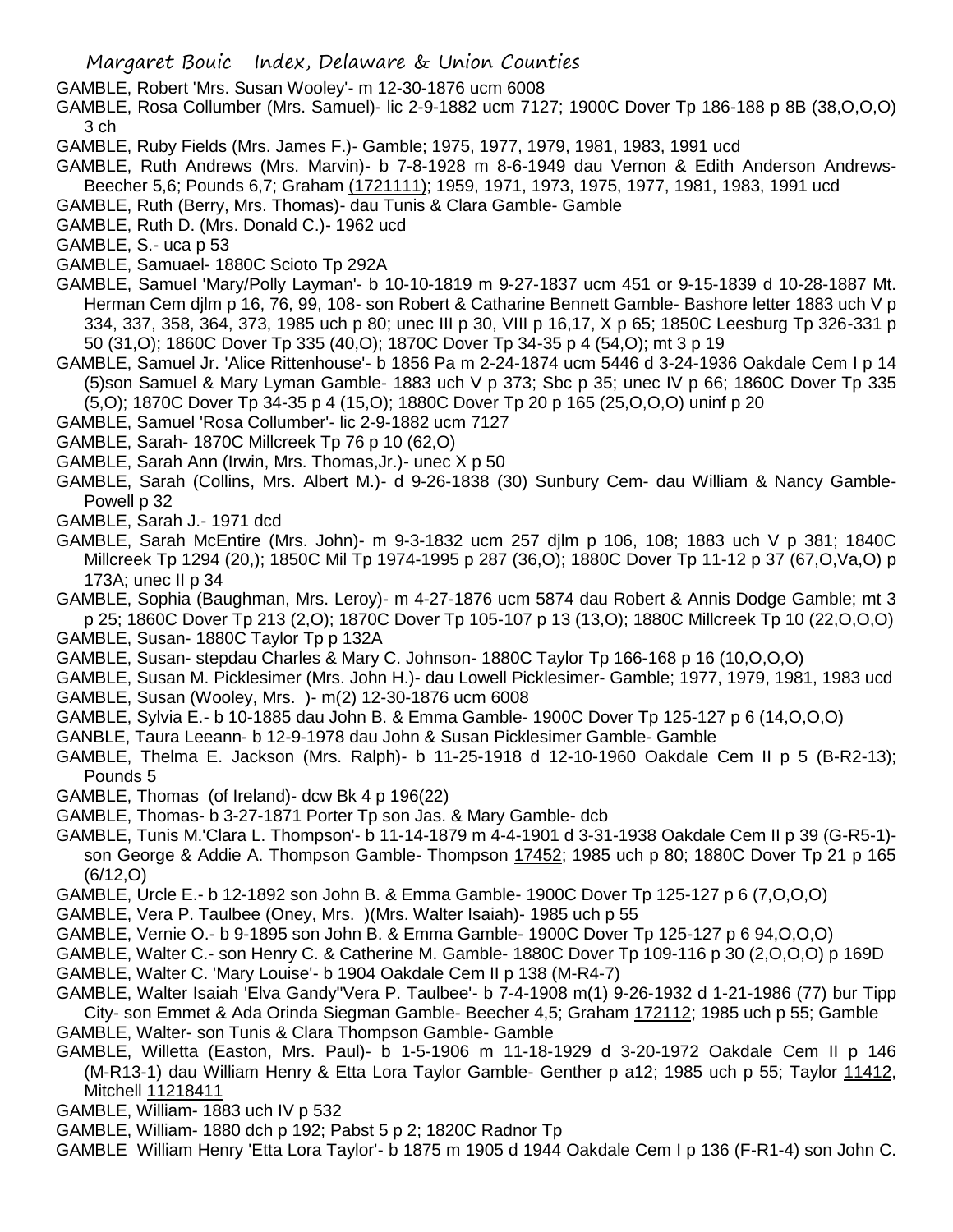GAMBLE, Robert 'Mrs. Susan Wooley'- m 12-30-1876 ucm 6008

GAMBLE, Rosa Collumber (Mrs. Samuel)- lic 2-9-1882 ucm 7127; 1900C Dover Tp 186-188 p 8B (38,O,O,O) 3 ch

GAMBLE, Ruby Fields (Mrs. James F.)- Gamble; 1975, 1977, 1979, 1981, 1983, 1991 ucd

GAMBLE, Ruth Andrews (Mrs. Marvin)- b 7-8-1928 m 8-6-1949 dau Vernon & Edith Anderson Andrews- Beecher 5,6; Pounds 6,7; Graham (1721111); 1959, 1971, 1973, 1975, 1977, 1981, 1983, 1991 ucd

GAMBLE, Ruth (Berry, Mrs. Thomas)- dau Tunis & Clara Gamble- Gamble

GAMBLE, Ruth D. (Mrs. Donald C.)- 1962 ucd

GAMBLE, S.- uca p 53

GAMBLE, Samuael- 1880C Scioto Tp 292A

GAMBLE, Samuel 'Mary/Polly Layman'- b 10-10-1819 m 9-27-1837 ucm 451 or 9-15-1839 d 10-28-1887 Mt. Herman Cem djlm p 16, 76, 99, 108- son Robert & Catharine Bennett Gamble- Bashore letter 1883 uch V p 334, 337, 358, 364, 373, 1985 uch p 80; unec III p 30, VIII p 16,17, X p 65; 1850C Leesburg Tp 326-331 p 50 (31,O); 1860C Dover Tp 335 (40,O); 1870C Dover Tp 34-35 p 4 (54,O); mt 3 p 19

GAMBLE, Samuel Jr. 'Alice Rittenhouse'- b 1856 Pa m 2-24-1874 ucm 5446 d 3-24-1936 Oakdale Cem I p 14 (5)son Samuel & Mary Lyman Gamble- 1883 uch V p 373; Sbc p 35; unec IV p 66; 1860C Dover Tp 335 (5,O); 1870C Dover Tp 34-35 p 4 (15,O); 1880C Dover Tp 20 p 165 (25,O,O,O) uninf p 20

GAMBLE, Samuel 'Rosa Collumber'- lic 2-9-1882 ucm 7127

GAMBLE, Sarah- 1870C Millcreek Tp 76 p 10 (62,O)

GAMBLE, Sarah Ann (Irwin, Mrs. Thomas,Jr.)- unec X p 50

GAMBLE, Sarah (Collins, Mrs. Albert M.)- d 9-26-1838 (30) Sunbury Cem- dau William & Nancy Gamble- Powell p 32

GAMBLE, Sarah J.- 1971 dcd

GAMBLE, Sarah McEntire (Mrs. John)- m 9-3-1832 ucm 257 djlm p 106, 108; 1883 uch V p 381; 1840C Millcreek Tp 1294 (20,); 1850C Mil Tp 1974-1995 p 287 (36,O); 1880C Dover Tp 11-12 p 37 (67,O,Va,O) p 173A; unec II p 34

GAMBLE, Sophia (Baughman, Mrs. Leroy)- m 4-27-1876 ucm 5874 dau Robert & Annis Dodge Gamble; mt 3 p 25; 1860C Dover Tp 213 (2,O); 1870C Dover Tp 105-107 p 13 (13,O); 1880C Millcreek Tp 10 (22,O,O,O)

GAMBLE, Susan- 1880C Taylor Tp p 132A

GAMBLE, Susan- stepdau Charles & Mary C. Johnson- 1880C Taylor Tp 166-168 p 16 (10,O,O,O)

GAMBLE, Susan M. Picklesimer (Mrs. John H.)- dau Lowell Picklesimer- Gamble; 1977, 1979, 1981, 1983 ucd

GAMBLE, Susan (Wooley, Mrs. )- m(2) 12-30-1876 ucm 6008

GAMBLE, Sylvia E.- b 10-1885 dau John B. & Emma Gamble- 1900C Dover Tp 125-127 p 6 (14,O,O,O)

GANBLE, Taura Leeann- b 12-9-1978 dau John & Susan Picklesimer Gamble- Gamble

GAMBLE, Thelma E. Jackson (Mrs. Ralph)- b 11-25-1918 d 12-10-1960 Oakdale Cem II p 5 (B-R2-13); Pounds 5

GAMBLE, Thomas (of Ireland)- dcw Bk 4 p 196(22)

GAMBLE, Thomas- b 3-27-1871 Porter Tp son Jas. & Mary Gamble- dcb

GAMBLE, Tunis M.'Clara L. Thompson'- b 11-14-1879 m 4-4-1901 d 3-31-1938 Oakdale Cem II p 39 (G-R5-1)- son George & Addie A. Thompson Gamble- Thompson 17452; 1985 uch p 80; 1880C Dover Tp 21 p 165 (6/12,O)

GAMBLE, Urcle E.- b 12-1892 son John B. & Emma Gamble- 1900C Dover Tp 125-127 p 6 (7,O,O,O)

GAMBLE, Vera P. Taulbee (Oney, Mrs. )(Mrs. Walter Isaiah)- 1985 uch p 55

GAMBLE, Vernie O.- b 9-1895 son John B. & Emma Gamble- 1900C Dover Tp 125-127 p 6 94,O,O,O)

GAMBLE, Walter C.- son Henry C. & Catherine M. Gamble- 1880C Dover Tp 109-116 p 30 (2,O,O,O) p 169D

GAMBLE, Walter C. 'Mary Louise'- b 1904 Oakdale Cem II p 138 (M-R4-7)

GAMBLE, Walter Isaiah 'Elva Gandy''Vera P. Taulbee'- b 7-4-1908 m(1) 9-26-1932 d 1-21-1986 (77) bur Tipp City- son Emmet & Ada Orinda Siegman Gamble- Beecher 4,5; Graham 172112; 1985 uch p 55; Gamble

GAMBLE, Walter- son Tunis & Clara Thompson Gamble- Gamble

GAMBLE, Willetta (Easton, Mrs. Paul)- b 1-5-1906 m 11-18-1929 d 3-20-1972 Oakdale Cem II p 146 (M-R13-1) dau William Henry & Etta Lora Taylor Gamble- Genther p a12; 1985 uch p 55; Taylor 11412, Mitchell 11218411

GAMBLE, William- 1883 uch IV p 532

GAMBLE, William- 1880 dch p 192; Pabst 5 p 2; 1820C Radnor Tp

GAMBLE William Henry 'Etta Lora Taylor'- b 1875 m 1905 d 1944 Oakdale Cem I p 136 (F-R1-4) son John C.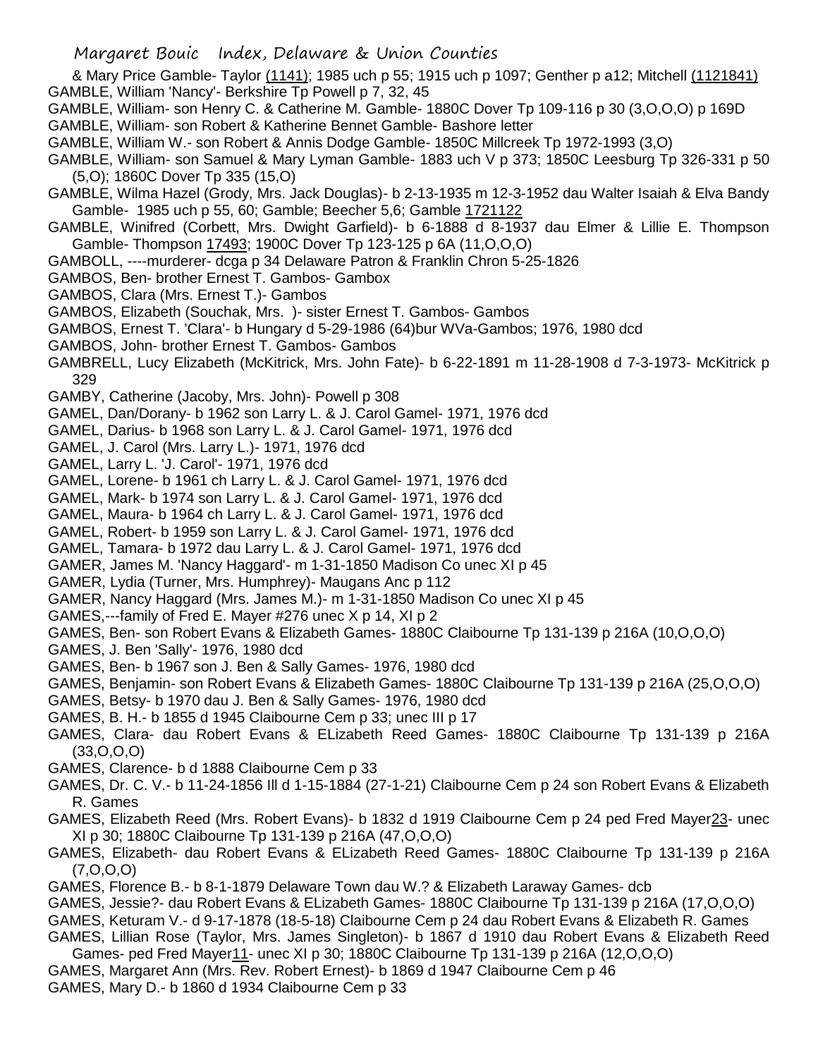& Mary Price Gamble- Taylor (1141); 1985 uch p 55; 1915 uch p 1097; Genther p a12; Mitchell (1121841)

GAMBLE, William 'Nancy'- Berkshire Tp Powell p 7, 32, 45

GAMBLE, William- son Henry C. & Catherine M. Gamble- 1880C Dover Tp 109-116 p 30 (3,O,O,O) p 169D

GAMBLE, William- son Robert & Katherine Bennet Gamble- Bashore letter

GAMBLE, William W.- son Robert & Annis Dodge Gamble- 1850C Millcreek Tp 1972-1993 (3,O)

GAMBLE, William- son Samuel & Mary Lyman Gamble- 1883 uch V p 373; 1850C Leesburg Tp 326-331 p 50 (5,O); 1860C Dover Tp 335 (15,O)

GAMBLE, Wilma Hazel (Grody, Mrs. Jack Douglas)- b 2-13-1935 m 12-3-1952 dau Walter Isaiah & Elva Bandy Gamble- 1985 uch p 55, 60; Gamble; Beecher 5,6; Gamble 1721122

GAMBLE, Winifred (Corbett, Mrs. Dwight Garfield)- b 6-1888 d 8-1937 dau Elmer & Lillie E. Thompson Gamble- Thompson 17493; 1900C Dover Tp 123-125 p 6A (11,O,O,O)

GAMBOLL, ----murderer- dcga p 34 Delaware Patron & Franklin Chron 5-25-1826

GAMBOS, Ben- brother Ernest T. Gambos- Gambox

GAMBOS, Clara (Mrs. Ernest T.)- Gambos

GAMBOS, Elizabeth (Souchak, Mrs. )- sister Ernest T. Gambos- Gambos

GAMBOS, Ernest T. 'Clara'- b Hungary d 5-29-1986 (64)bur WVa-Gambos; 1976, 1980 dcd

GAMBOS, John- brother Ernest T. Gambos- Gambos

GAMBRELL, Lucy Elizabeth (McKitrick, Mrs. John Fate)- b 6-22-1891 m 11-28-1908 d 7-3-1973- McKitrick p 329

GAMBY, Catherine (Jacoby, Mrs. John)- Powell p 308

GAMEL, Dan/Dorany- b 1962 son Larry L. & J. Carol Gamel- 1971, 1976 dcd

GAMEL, Darius- b 1968 son Larry L. & J. Carol Gamel- 1971, 1976 dcd

GAMEL, J. Carol (Mrs. Larry L.)- 1971, 1976 dcd

GAMEL, Larry L. 'J. Carol'- 1971, 1976 dcd

GAMEL, Lorene- b 1961 ch Larry L. & J. Carol Gamel- 1971, 1976 dcd

GAMEL, Mark- b 1974 son Larry L. & J. Carol Gamel- 1971, 1976 dcd

GAMEL, Maura- b 1964 ch Larry L. & J. Carol Gamel- 1971, 1976 dcd

GAMEL, Robert- b 1959 son Larry L. & J. Carol Gamel- 1971, 1976 dcd

GAMEL, Tamara- b 1972 dau Larry L. & J. Carol Gamel- 1971, 1976 dcd

GAMER, James M. 'Nancy Haggard'- m 1-31-1850 Madison Co unec XI p 45

GAMER, Lydia (Turner, Mrs. Humphrey)- Maugans Anc p 112

GAMER, Nancy Haggard (Mrs. James M.)- m 1-31-1850 Madison Co unec XI p 45

GAMES,---family of Fred E. Mayer #276 unec X p 14, XI p 2

GAMES, Ben- son Robert Evans & Elizabeth Games- 1880C Claibourne Tp 131-139 p 216A (10,O,O,O)

GAMES, J. Ben 'Sally'- 1976, 1980 dcd

GAMES, Ben- b 1967 son J. Ben & Sally Games- 1976, 1980 dcd

GAMES, Benjamin- son Robert Evans & Elizabeth Games- 1880C Claibourne Tp 131-139 p 216A (25,O,O,O)

GAMES, Betsy- b 1970 dau J. Ben & Sally Games- 1976, 1980 dcd

GAMES, B. H.- b 1855 d 1945 Claibourne Cem p 33; unec III p 17

GAMES, Clara- dau Robert Evans & ELizabeth Reed Games- 1880C Claibourne Tp 131-139 p 216A (33,O,O,O)

GAMES, Clarence- b d 1888 Claibourne Cem p 33

GAMES, Dr. C. V.- b 11-24-1856 Ill d 1-15-1884 (27-1-21) Claibourne Cem p 24 son Robert Evans & Elizabeth R. Games

GAMES, Elizabeth Reed (Mrs. Robert Evans)- b 1832 d 1919 Claibourne Cem p 24 ped Fred Mayer23- unec XI p 30; 1880C Claibourne Tp 131-139 p 216A (47,O,O,O)

GAMES, Elizabeth- dau Robert Evans & ELizabeth Reed Games- 1880C Claibourne Tp 131-139 p 216A (7,O,O,O)

GAMES, Florence B.- b 8-1-1879 Delaware Town dau W.? & Elizabeth Laraway Games- dcb

GAMES, Jessie?- dau Robert Evans & ELizabeth Games- 1880C Claibourne Tp 131-139 p 216A (17,O,O,O)

GAMES, Keturam V.- d 9-17-1878 (18-5-18) Claibourne Cem p 24 dau Robert Evans & Elizabeth R. Games

GAMES, Lillian Rose (Taylor, Mrs. James Singleton)- b 1867 d 1910 dau Robert Evans & Elizabeth Reed Games- ped Fred Mayer11- unec XI p 30; 1880C Claibourne Tp 131-139 p 216A (12,O,O,O)

GAMES, Margaret Ann (Mrs. Rev. Robert Ernest)- b 1869 d 1947 Claibourne Cem p 46

GAMES, Mary D.- b 1860 d 1934 Claibourne Cem p 33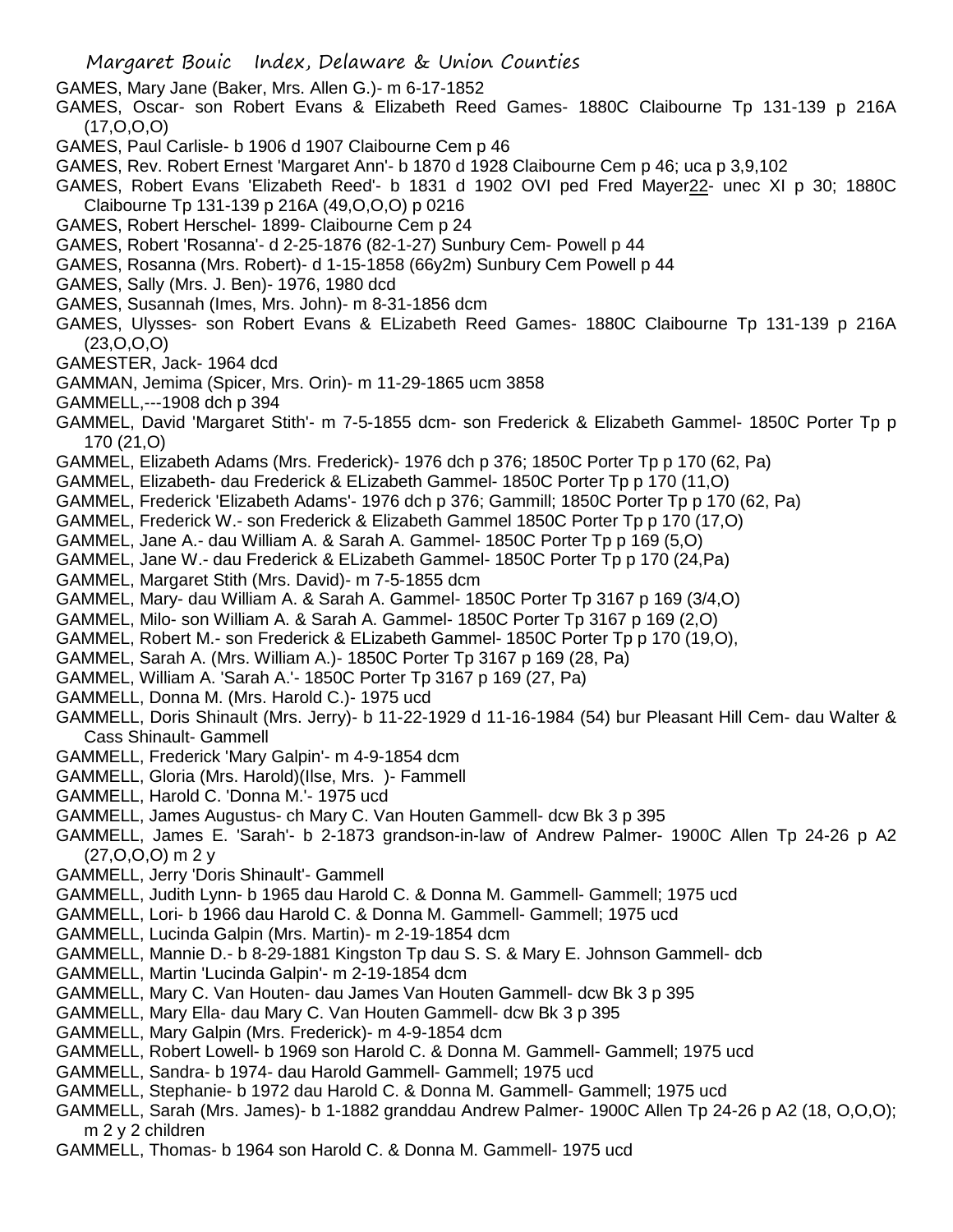GAMES, Mary Jane (Baker, Mrs. Allen G.)- m 6-17-1852

GAMES, Oscar- son Robert Evans & Elizabeth Reed Games- 1880C Claibourne Tp 131-139 p 216A (17,O,O,O)

GAMES, Paul Carlisle- b 1906 d 1907 Claibourne Cem p 46

GAMES, Rev. Robert Ernest 'Margaret Ann'- b 1870 d 1928 Claibourne Cem p 46; uca p 3,9,102

GAMES, Robert Evans 'Elizabeth Reed'- b 1831 d 1902 OVI ped Fred Mayer22- unec XI p 30; 1880C Claibourne Tp 131-139 p 216A (49,O,O,O) p 0216

GAMES, Robert Herschel- 1899- Claibourne Cem p 24

GAMES, Robert 'Rosanna'- d 2-25-1876 (82-1-27) Sunbury Cem- Powell p 44

GAMES, Rosanna (Mrs. Robert)- d 1-15-1858 (66y2m) Sunbury Cem Powell p 44

GAMES, Sally (Mrs. J. Ben)- 1976, 1980 dcd

GAMES, Susannah (Imes, Mrs. John)- m 8-31-1856 dcm

GAMES, Ulysses- son Robert Evans & ELizabeth Reed Games- 1880C Claibourne Tp 131-139 p 216A (23,O,O,O)

GAMESTER, Jack- 1964 dcd

GAMMAN, Jemima (Spicer, Mrs. Orin)- m 11-29-1865 ucm 3858

GAMMELL,---1908 dch p 394

GAMMEL, David 'Margaret Stith'- m 7-5-1855 dcm- son Frederick & Elizabeth Gammel- 1850C Porter Tp p 170 (21,O)

GAMMEL, Elizabeth Adams (Mrs. Frederick)- 1976 dch p 376; 1850C Porter Tp p 170 (62, Pa)

GAMMEL, Elizabeth- dau Frederick & ELizabeth Gammel- 1850C Porter Tp p 170 (11,O)

GAMMEL, Frederick 'Elizabeth Adams'- 1976 dch p 376; Gammill; 1850C Porter Tp p 170 (62, Pa)

GAMMEL, Frederick W.- son Frederick & Elizabeth Gammel 1850C Porter Tp p 170 (17,O)

GAMMEL, Jane A.- dau William A. & Sarah A. Gammel- 1850C Porter Tp p 169 (5,O)

GAMMEL, Jane W.- dau Frederick & ELizabeth Gammel- 1850C Porter Tp p 170 (24,Pa)

GAMMEL, Margaret Stith (Mrs. David)- m 7-5-1855 dcm

GAMMEL, Mary- dau William A. & Sarah A. Gammel- 1850C Porter Tp 3167 p 169 (3/4,O)

GAMMEL, Milo- son William A. & Sarah A. Gammel- 1850C Porter Tp 3167 p 169 (2,O)

GAMMEL, Robert M.- son Frederick & ELizabeth Gammel- 1850C Porter Tp p 170 (19,O),

GAMMEL, Sarah A. (Mrs. William A.)- 1850C Porter Tp 3167 p 169 (28, Pa)

GAMMEL, William A. 'Sarah A.'- 1850C Porter Tp 3167 p 169 (27, Pa)

GAMMELL, Donna M. (Mrs. Harold C.)- 1975 ucd

GAMMELL, Doris Shinault (Mrs. Jerry)- b 11-22-1929 d 11-16-1984 (54) bur Pleasant Hill Cem- dau Walter & Cass Shinault- Gammell

GAMMELL, Frederick 'Mary Galpin'- m 4-9-1854 dcm

GAMMELL, Gloria (Mrs. Harold)(Ilse, Mrs. )- Fammell

GAMMELL, Harold C. 'Donna M.'- 1975 ucd

GAMMELL, James Augustus- ch Mary C. Van Houten Gammell- dcw Bk 3 p 395

GAMMELL, James E. 'Sarah'- b 2-1873 grandson-in-law of Andrew Palmer- 1900C Allen Tp 24-26 p A2 (27,O,O,O) m 2 y

GAMMELL, Jerry 'Doris Shinault'- Gammell

GAMMELL, Judith Lynn- b 1965 dau Harold C. & Donna M. Gammell- Gammell; 1975 ucd

GAMMELL, Lori- b 1966 dau Harold C. & Donna M. Gammell- Gammell; 1975 ucd

GAMMELL, Lucinda Galpin (Mrs. Martin)- m 2-19-1854 dcm

GAMMELL, Mannie D.- b 8-29-1881 Kingston Tp dau S. S. & Mary E. Johnson Gammell- dcb

GAMMELL, Martin 'Lucinda Galpin'- m 2-19-1854 dcm

GAMMELL, Mary C. Van Houten- dau James Van Houten Gammell- dcw Bk 3 p 395

GAMMELL, Mary Ella- dau Mary C. Van Houten Gammell- dcw Bk 3 p 395

GAMMELL, Mary Galpin (Mrs. Frederick)- m 4-9-1854 dcm

GAMMELL, Robert Lowell- b 1969 son Harold C. & Donna M. Gammell- Gammell; 1975 ucd

GAMMELL, Sandra- b 1974- dau Harold Gammell- Gammell; 1975 ucd

GAMMELL, Stephanie- b 1972 dau Harold C. & Donna M. Gammell- Gammell; 1975 ucd

GAMMELL, Sarah (Mrs. James)- b 1-1882 granddau Andrew Palmer- 1900C Allen Tp 24-26 p A2 (18, O,O,O); m 2 y 2 children

GAMMELL, Thomas- b 1964 son Harold C. & Donna M. Gammell- 1975 ucd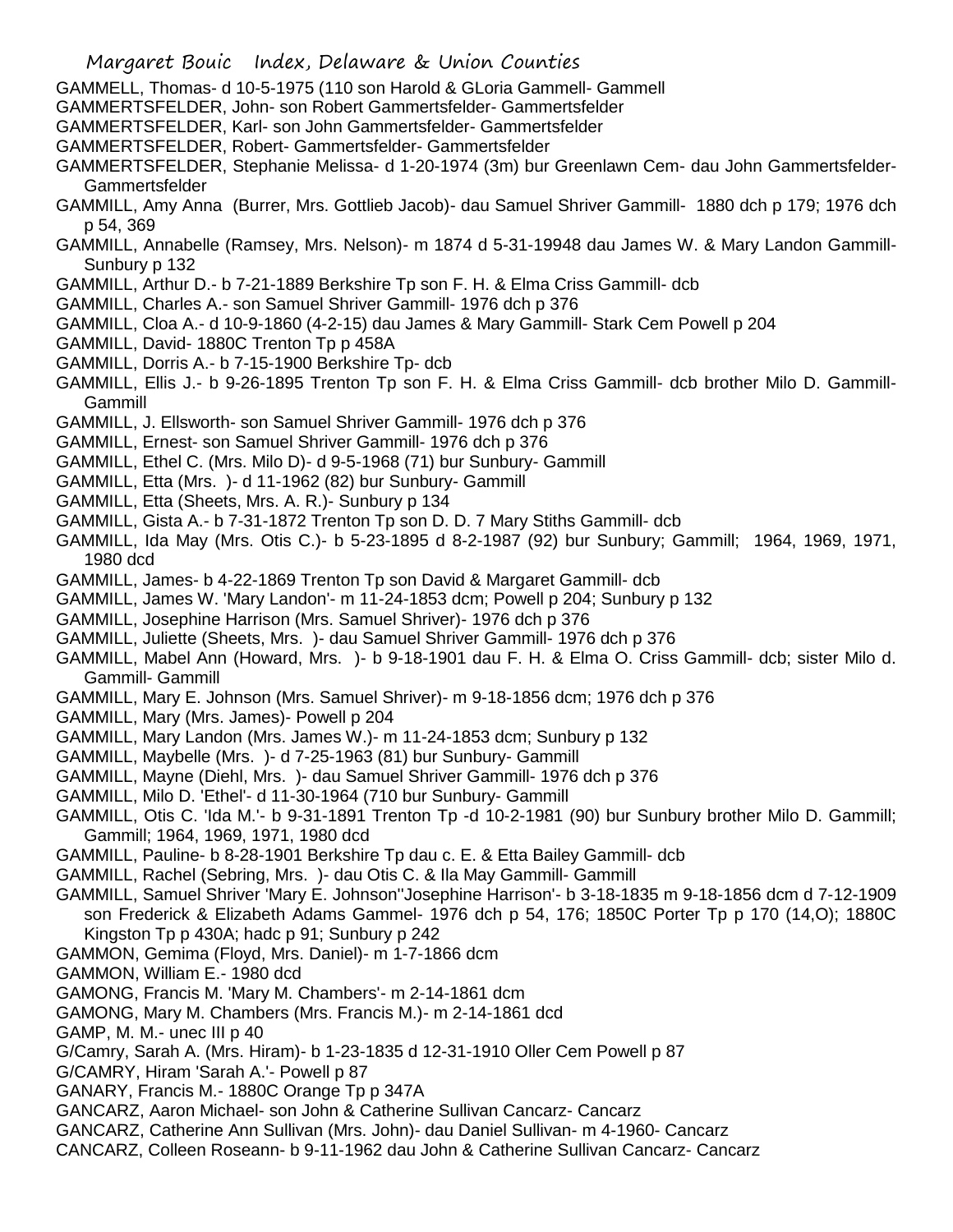GAMMELL, Thomas- d 10-5-1975 (110 son Harold & GLoria Gammell- Gammell

GAMMERTSFELDER, John- son Robert Gammertsfelder- Gammertsfelder

GAMMERTSFELDER, Karl- son John Gammertsfelder- Gammertsfelder

GAMMERTSFELDER, Robert- Gammertsfelder- Gammertsfelder

GAMMERTSFELDER, Stephanie Melissa- d 1-20-1974 (3m) bur Greenlawn Cem- dau John Gammertsfelder- Gammertsfelder

GAMMILL, Amy Anna (Burrer, Mrs. Gottlieb Jacob)- dau Samuel Shriver Gammill- 1880 dch p 179; 1976 dch p 54, 369

GAMMILL, Annabelle (Ramsey, Mrs. Nelson)- m 1874 d 5-31-19948 dau James W. & Mary Landon Gammill- Sunbury p 132

GAMMILL, Arthur D.- b 7-21-1889 Berkshire Tp son F. H. & Elma Criss Gammill- dcb

GAMMILL, Charles A.- son Samuel Shriver Gammill- 1976 dch p 376

GAMMILL, Cloa A.- d 10-9-1860 (4-2-15) dau James & Mary Gammill- Stark Cem Powell p 204

GAMMILL, David- 1880C Trenton Tp p 458A

GAMMILL, Dorris A.- b 7-15-1900 Berkshire Tp- dcb

GAMMILL, Ellis J.- b 9-26-1895 Trenton Tp son F. H. & Elma Criss Gammill- dcb brother Milo D. Gammill- Gammill

GAMMILL, J. Ellsworth- son Samuel Shriver Gammill- 1976 dch p 376

GAMMILL, Ernest- son Samuel Shriver Gammill- 1976 dch p 376

GAMMILL, Ethel C. (Mrs. Milo D)- d 9-5-1968 (71) bur Sunbury- Gammill

GAMMILL, Etta (Mrs. )- d 11-1962 (82) bur Sunbury- Gammill

GAMMILL, Etta (Sheets, Mrs. A. R.)- Sunbury p 134

GAMMILL, Gista A.- b 7-31-1872 Trenton Tp son D. D. 7 Mary Stiths Gammill- dcb

GAMMILL, Ida May (Mrs. Otis C.)- b 5-23-1895 d 8-2-1987 (92) bur Sunbury; Gammill; 1964, 1969, 1971, 1980 dcd

GAMMILL, James- b 4-22-1869 Trenton Tp son David & Margaret Gammill- dcb

GAMMILL, James W. 'Mary Landon'- m 11-24-1853 dcm; Powell p 204; Sunbury p 132

GAMMILL, Josephine Harrison (Mrs. Samuel Shriver)- 1976 dch p 376

GAMMILL, Juliette (Sheets, Mrs. )- dau Samuel Shriver Gammill- 1976 dch p 376

GAMMILL, Mabel Ann (Howard, Mrs. )- b 9-18-1901 dau F. H. & Elma O. Criss Gammill- dcb; sister Milo d. Gammill- Gammill

GAMMILL, Mary E. Johnson (Mrs. Samuel Shriver)- m 9-18-1856 dcm; 1976 dch p 376

GAMMILL, Mary (Mrs. James)- Powell p 204

GAMMILL, Mary Landon (Mrs. James W.)- m 11-24-1853 dcm; Sunbury p 132

GAMMILL, Maybelle (Mrs. )- d 7-25-1963 (81) bur Sunbury- Gammill

GAMMILL, Mayne (Diehl, Mrs. )- dau Samuel Shriver Gammill- 1976 dch p 376

GAMMILL, Milo D. 'Ethel'- d 11-30-1964 (710 bur Sunbury- Gammill

GAMMILL, Otis C. 'Ida M.'- b 9-31-1891 Trenton Tp -d 10-2-1981 (90) bur Sunbury brother Milo D. Gammill; Gammill; 1964, 1969, 1971, 1980 dcd

GAMMILL, Pauline- b 8-28-1901 Berkshire Tp dau c. E. & Etta Bailey Gammill- dcb

GAMMILL, Rachel (Sebring, Mrs. )- dau Otis C. & Ila May Gammill- Gammill

GAMMILL, Samuel Shriver 'Mary E. Johnson''Josephine Harrison'- b 3-18-1835 m 9-18-1856 dcm d 7-12-1909 son Frederick & Elizabeth Adams Gammel- 1976 dch p 54, 176; 1850C Porter Tp p 170 (14,O); 1880C Kingston Tp p 430A; hadc p 91; Sunbury p 242

GAMMON, Gemima (Floyd, Mrs. Daniel)- m 1-7-1866 dcm

GAMMON, William E.- 1980 dcd

GAMONG, Francis M. 'Mary M. Chambers'- m 2-14-1861 dcm

GAMONG, Mary M. Chambers (Mrs. Francis M.)- m 2-14-1861 dcd

GAMP, M. M.- unec III p 40

G/Camry, Sarah A. (Mrs. Hiram)- b 1-23-1835 d 12-31-1910 Oller Cem Powell p 87

G/CAMRY, Hiram 'Sarah A.'- Powell p 87

GANARY, Francis M.- 1880C Orange Tp p 347A

GANCARZ, Aaron Michael- son John & Catherine Sullivan Cancarz- Cancarz

GANCARZ, Catherine Ann Sullivan (Mrs. John)- dau Daniel Sullivan- m 4-1960- Cancarz

CANCARZ, Colleen Roseann- b 9-11-1962 dau John & Catherine Sullivan Cancarz- Cancarz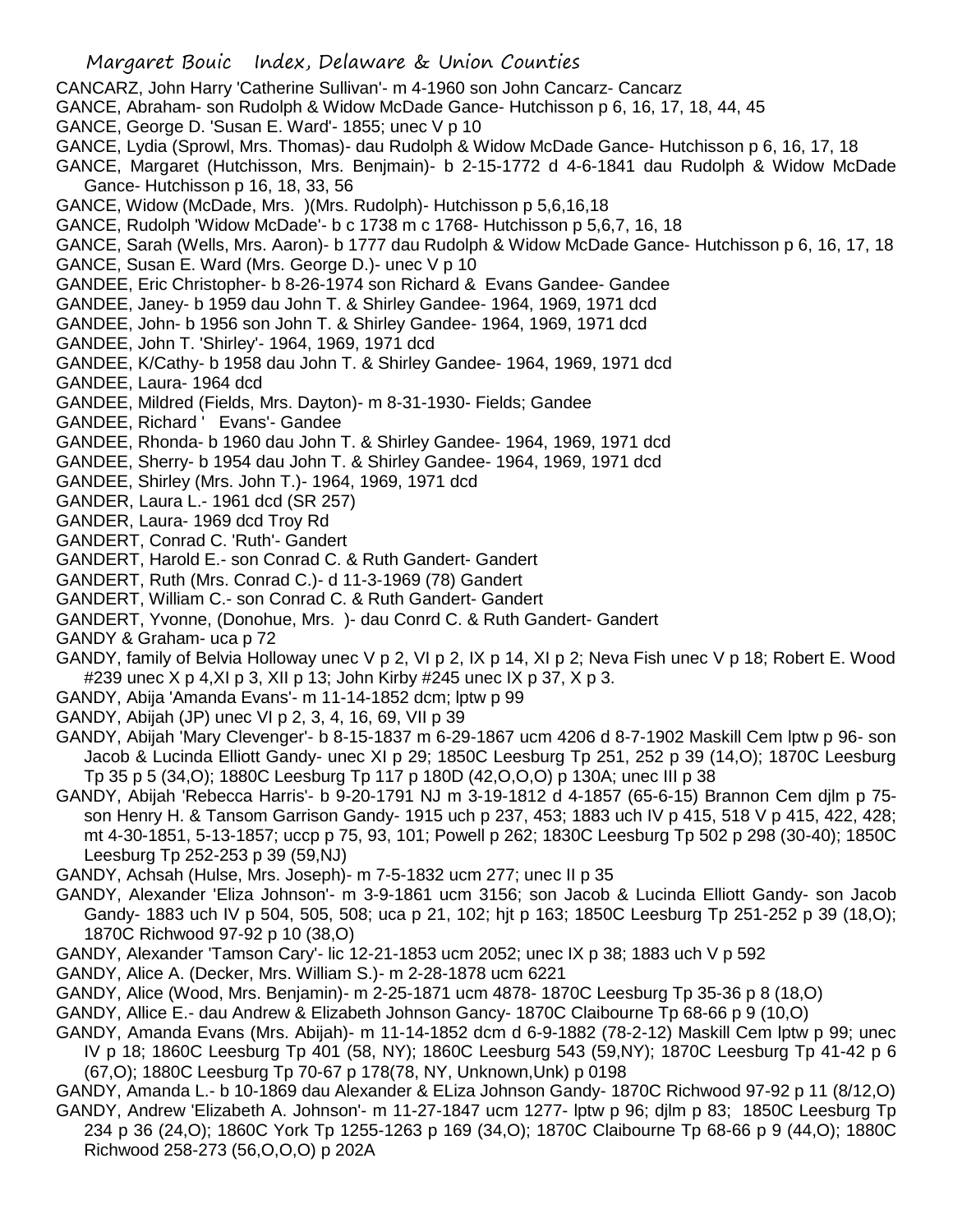CANCARZ, John Harry 'Catherine Sullivan'- m 4-1960 son John Cancarz- Cancarz

GANCE, Abraham- son Rudolph & Widow McDade Gance- Hutchisson p 6, 16, 17, 18, 44, 45

GANCE, George D. 'Susan E. Ward'- 1855; unec V p 10

GANCE, Lydia (Sprowl, Mrs. Thomas)- dau Rudolph & Widow McDade Gance- Hutchisson p 6, 16, 17, 18

GANCE, Margaret (Hutchisson, Mrs. Benjmain)- b 2-15-1772 d 4-6-1841 dau Rudolph & Widow McDade Gance- Hutchisson p 16, 18, 33, 56

GANCE, Widow (McDade, Mrs. )(Mrs. Rudolph)- Hutchisson p 5,6,16,18

GANCE, Rudolph 'Widow McDade'- b c 1738 m c 1768- Hutchisson p 5,6,7, 16, 18

GANCE, Sarah (Wells, Mrs. Aaron)- b 1777 dau Rudolph & Widow McDade Gance- Hutchisson p 6, 16, 17, 18

GANCE, Susan E. Ward (Mrs. George D.)- unec V p 10

GANDEE, Eric Christopher- b 8-26-1974 son Richard & Evans Gandee- Gandee

GANDEE, Janey- b 1959 dau John T. & Shirley Gandee- 1964, 1969, 1971 dcd

GANDEE, John- b 1956 son John T. & Shirley Gandee- 1964, 1969, 1971 dcd

GANDEE, John T. 'Shirley'- 1964, 1969, 1971 dcd

GANDEE, K/Cathy- b 1958 dau John T. & Shirley Gandee- 1964, 1969, 1971 dcd

GANDEE, Laura- 1964 dcd

GANDEE, Mildred (Fields, Mrs. Dayton)- m 8-31-1930- Fields; Gandee

GANDEE, Richard ' Evans'- Gandee

GANDEE, Rhonda- b 1960 dau John T. & Shirley Gandee- 1964, 1969, 1971 dcd

GANDEE, Sherry- b 1954 dau John T. & Shirley Gandee- 1964, 1969, 1971 dcd

GANDEE, Shirley (Mrs. John T.)- 1964, 1969, 1971 dcd

GANDER, Laura L.- 1961 dcd (SR 257)

GANDER, Laura- 1969 dcd Troy Rd

GANDERT, Conrad C. 'Ruth'- Gandert

GANDERT, Harold E.- son Conrad C. & Ruth Gandert- Gandert

GANDERT, Ruth (Mrs. Conrad C.)- d 11-3-1969 (78) Gandert

GANDERT, William C.- son Conrad C. & Ruth Gandert- Gandert

GANDERT, Yvonne, (Donohue, Mrs. )- dau Conrd C. & Ruth Gandert- Gandert

GANDY & Graham- uca p 72

GANDY, family of Belvia Holloway unec V p 2, VI p 2, IX p 14, XI p 2; Neva Fish unec V p 18; Robert E. Wood #239 unec X p 4,XI p 3, XII p 13; John Kirby #245 unec IX p 37, X p 3.

GANDY, Abija 'Amanda Evans'- m 11-14-1852 dcm; lptw p 99

GANDY, Abijah (JP) unec VI p 2, 3, 4, 16, 69, VII p 39

GANDY, Abijah 'Mary Clevenger'- b 8-15-1837 m 6-29-1867 ucm 4206 d 8-7-1902 Maskill Cem lptw p 96- son Jacob & Lucinda Elliott Gandy- unec XI p 29; 1850C Leesburg Tp 251, 252 p 39 (14,O); 1870C Leesburg Tp 35 p 5 (34,O); 1880C Leesburg Tp 117 p 180D (42,O,O,O) p 130A; unec III p 38

GANDY, Abijah 'Rebecca Harris'- b 9-20-1791 NJ m 3-19-1812 d 4-1857 (65-6-15) Brannon Cem djlm p 75- son Henry H. & Tansom Garrison Gandy- 1915 uch p 237, 453; 1883 uch IV p 415, 518 V p 415, 422, 428; mt 4-30-1851, 5-13-1857; uccp p 75, 93, 101; Powell p 262; 1830C Leesburg Tp 502 p 298 (30-40); 1850C Leesburg Tp 252-253 p 39 (59,NJ)

GANDY, Achsah (Hulse, Mrs. Joseph)- m 7-5-1832 ucm 277; unec II p 35

GANDY, Alexander 'Eliza Johnson'- m 3-9-1861 ucm 3156; son Jacob & Lucinda Elliott Gandy- son Jacob Gandy- 1883 uch IV p 504, 505, 508; uca p 21, 102; hjt p 163; 1850C Leesburg Tp 251-252 p 39 (18,O); 1870C Richwood 97-92 p 10 (38,O)

GANDY, Alexander 'Tamson Cary'- lic 12-21-1853 ucm 2052; unec IX p 38; 1883 uch V p 592

GANDY, Alice A. (Decker, Mrs. William S.)- m 2-28-1878 ucm 6221

GANDY, Alice (Wood, Mrs. Benjamin)- m 2-25-1871 ucm 4878- 1870C Leesburg Tp 35-36 p 8 (18,O)

GANDY, Allice E.- dau Andrew & Elizabeth Johnson Gancy- 1870C Claibourne Tp 68-66 p 9 (10,O)

GANDY, Amanda Evans (Mrs. Abijah)- m 11-14-1852 dcm d 6-9-1882 (78-2-12) Maskill Cem lptw p 99; unec IV p 18; 1860C Leesburg Tp 401 (58, NY); 1860C Leesburg 543 (59,NY); 1870C Leesburg Tp 41-42 p 6 (67,O); 1880C Leesburg Tp 70-67 p 178(78, NY, Unknown,Unk) p 0198

GANDY, Amanda L.- b 10-1869 dau Alexander & ELiza Johnson Gandy- 1870C Richwood 97-92 p 11 (8/12,O)

GANDY, Andrew 'Elizabeth A. Johnson'- m 11-27-1847 ucm 1277- lptw p 96; djlm p 83; 1850C Leesburg Tp 234 p 36 (24,O); 1860C York Tp 1255-1263 p 169 (34,O); 1870C Claibourne Tp 68-66 p 9 (44,O); 1880C Richwood 258-273 (56,O,O,O) p 202A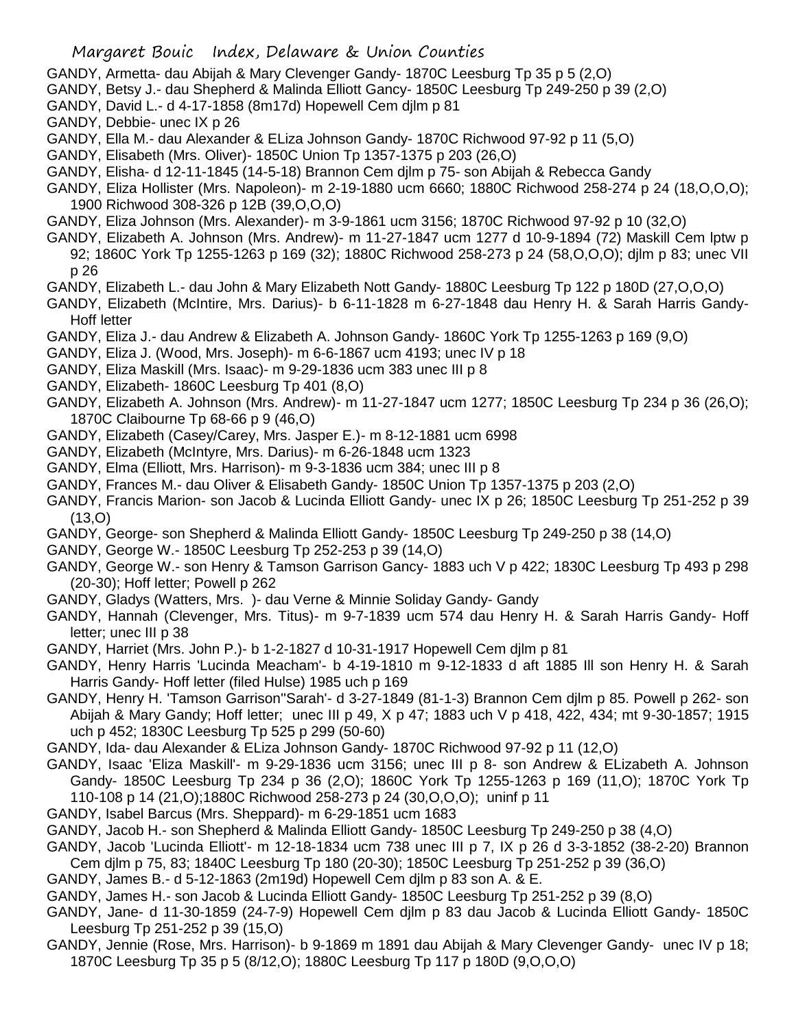GANDY, Armetta- dau Abijah & Mary Clevenger Gandy- 1870C Leesburg Tp 35 p 5 (2,O)

GANDY, Betsy J.- dau Shepherd & Malinda Elliott Gancy- 1850C Leesburg Tp 249-250 p 39 (2,O)

GANDY, David L.- d 4-17-1858 (8m17d) Hopewell Cem djlm p 81

GANDY, Debbie- unec IX p 26

GANDY, Ella M.- dau Alexander & ELiza Johnson Gandy- 1870C Richwood 97-92 p 11 (5,O)

GANDY, Elisabeth (Mrs. Oliver)- 1850C Union Tp 1357-1375 p 203 (26,O)

GANDY, Elisha- d 12-11-1845 (14-5-18) Brannon Cem djlm p 75- son Abijah & Rebecca Gandy

GANDY, Eliza Hollister (Mrs. Napoleon)- m 2-19-1880 ucm 6660; 1880C Richwood 258-274 p 24 (18,O,O,O); 1900 Richwood 308-326 p 12B (39,O,O,O)

GANDY, Eliza Johnson (Mrs. Alexander)- m 3-9-1861 ucm 3156; 1870C Richwood 97-92 p 10 (32,O)

GANDY, Elizabeth A. Johnson (Mrs. Andrew)- m 11-27-1847 ucm 1277 d 10-9-1894 (72) Maskill Cem lptw p 92; 1860C York Tp 1255-1263 p 169 (32); 1880C Richwood 258-273 p 24 (58,O,O,O); djlm p 83; unec VII p 26

GANDY, Elizabeth L.- dau John & Mary Elizabeth Nott Gandy- 1880C Leesburg Tp 122 p 180D (27,O,O,O)

GANDY, Elizabeth (McIntire, Mrs. Darius)- b 6-11-1828 m 6-27-1848 dau Henry H. & Sarah Harris Gandy- Hoff letter

GANDY, Eliza J.- dau Andrew & Elizabeth A. Johnson Gandy- 1860C York Tp 1255-1263 p 169 (9,O)

GANDY, Eliza J. (Wood, Mrs. Joseph)- m 6-6-1867 ucm 4193; unec IV p 18

GANDY, Eliza Maskill (Mrs. Isaac)- m 9-29-1836 ucm 383 unec III p 8

GANDY, Elizabeth- 1860C Leesburg Tp 401 (8,O)

GANDY, Elizabeth A. Johnson (Mrs. Andrew)- m 11-27-1847 ucm 1277; 1850C Leesburg Tp 234 p 36 (26,O); 1870C Claibourne Tp 68-66 p 9 (46,O)

GANDY, Elizabeth (Casey/Carey, Mrs. Jasper E.)- m 8-12-1881 ucm 6998

GANDY, Elizabeth (McIntyre, Mrs. Darius)- m 6-26-1848 ucm 1323

GANDY, Elma (Elliott, Mrs. Harrison)- m 9-3-1836 ucm 384; unec III p 8

GANDY, Frances M.- dau Oliver & Elisabeth Gandy- 1850C Union Tp 1357-1375 p 203 (2,O)

GANDY, Francis Marion- son Jacob & Lucinda Elliott Gandy- unec IX p 26; 1850C Leesburg Tp 251-252 p 39 (13,O)

GANDY, George- son Shepherd & Malinda Elliott Gandy- 1850C Leesburg Tp 249-250 p 38 (14,O)

GANDY, George W.- 1850C Leesburg Tp 252-253 p 39 (14,O)

GANDY, George W.- son Henry & Tamson Garrison Gancy- 1883 uch V p 422; 1830C Leesburg Tp 493 p 298 (20-30); Hoff letter; Powell p 262

GANDY, Gladys (Watters, Mrs. )- dau Verne & Minnie Soliday Gandy- Gandy

GANDY, Hannah (Clevenger, Mrs. Titus)- m 9-7-1839 ucm 574 dau Henry H. & Sarah Harris Gandy- Hoff letter; unec III p 38

GANDY, Harriet (Mrs. John P.)- b 1-2-1827 d 10-31-1917 Hopewell Cem djlm p 81

GANDY, Henry Harris 'Lucinda Meacham'- b 4-19-1810 m 9-12-1833 d aft 1885 Ill son Henry H. & Sarah Harris Gandy- Hoff letter (filed Hulse) 1985 uch p 169

GANDY, Henry H. 'Tamson Garrison''Sarah'- d 3-27-1849 (81-1-3) Brannon Cem djlm p 85. Powell p 262- son Abijah & Mary Gandy; Hoff letter; unec III p 49, X p 47; 1883 uch V p 418, 422, 434; mt 9-30-1857; 1915 uch p 452; 1830C Leesburg Tp 525 p 299 (50-60)

GANDY, Ida- dau Alexander & ELiza Johnson Gandy- 1870C Richwood 97-92 p 11 (12,O)

GANDY, Isaac 'Eliza Maskill'- m 9-29-1836 ucm 3156; unec III p 8- son Andrew & ELizabeth A. Johnson Gandy- 1850C Leesburg Tp 234 p 36 (2,O); 1860C York Tp 1255-1263 p 169 (11,O); 1870C York Tp 110-108 p 14 (21,O);1880C Richwood 258-273 p 24 (30,O,O,O); uninf p 11

GANDY, Isabel Barcus (Mrs. Sheppard)- m 6-29-1851 ucm 1683

GANDY, Jacob H.- son Shepherd & Malinda Elliott Gandy- 1850C Leesburg Tp 249-250 p 38 (4,O)

GANDY, Jacob 'Lucinda Elliott'- m 12-18-1834 ucm 738 unec III p 7, IX p 26 d 3-3-1852 (38-2-20) Brannon Cem djlm p 75, 83; 1840C Leesburg Tp 180 (20-30); 1850C Leesburg Tp 251-252 p 39 (36,O)

GANDY, James B.- d 5-12-1863 (2m19d) Hopewell Cem djlm p 83 son A. & E.

GANDY, James H.- son Jacob & Lucinda Elliott Gandy- 1850C Leesburg Tp 251-252 p 39 (8,O)

GANDY, Jane- d 11-30-1859 (24-7-9) Hopewell Cem djlm p 83 dau Jacob & Lucinda Elliott Gandy- 1850C Leesburg Tp 251-252 p 39 (15,O)

GANDY, Jennie (Rose, Mrs. Harrison)- b 9-1869 m 1891 dau Abijah & Mary Clevenger Gandy- unec IV p 18; 1870C Leesburg Tp 35 p 5 (8/12,O); 1880C Leesburg Tp 117 p 180D (9,O,O,O)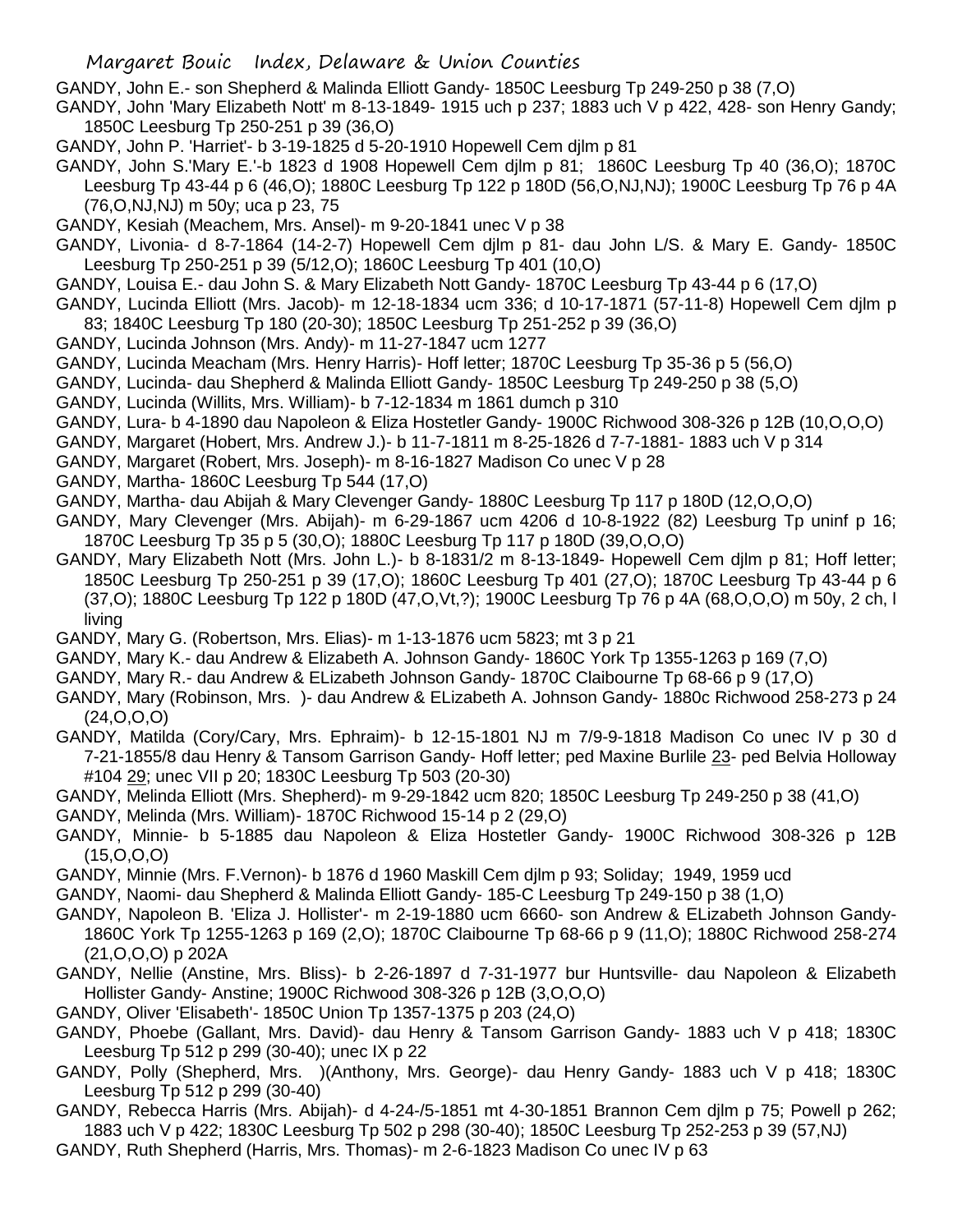GANDY, John E.- son Shepherd & Malinda Elliott Gandy- 1850C Leesburg Tp 249-250 p 38 (7,O)

GANDY, John 'Mary Elizabeth Nott' m 8-13-1849- 1915 uch p 237; 1883 uch V p 422, 428- son Henry Gandy; 1850C Leesburg Tp 250-251 p 39 (36,O)

GANDY, John P. 'Harriet'- b 3-19-1825 d 5-20-1910 Hopewell Cem djlm p 81

GANDY, John S.'Mary E.'-b 1823 d 1908 Hopewell Cem djlm p 81; 1860C Leesburg Tp 40 (36,O); 1870C Leesburg Tp 43-44 p 6 (46,O); 1880C Leesburg Tp 122 p 180D (56,O,NJ,NJ); 1900C Leesburg Tp 76 p 4A (76,O,NJ,NJ) m 50y; uca p 23, 75

GANDY, Kesiah (Meachem, Mrs. Ansel)- m 9-20-1841 unec V p 38

GANDY, Livonia- d 8-7-1864 (14-2-7) Hopewell Cem djlm p 81- dau John L/S. & Mary E. Gandy- 1850C Leesburg Tp 250-251 p 39 (5/12,O); 1860C Leesburg Tp 401 (10,O)

GANDY, Louisa E.- dau John S. & Mary Elizabeth Nott Gandy- 1870C Leesburg Tp 43-44 p 6 (17,O)

GANDY, Lucinda Elliott (Mrs. Jacob)- m 12-18-1834 ucm 336; d 10-17-1871 (57-11-8) Hopewell Cem djlm p 83; 1840C Leesburg Tp 180 (20-30); 1850C Leesburg Tp 251-252 p 39 (36,O)

GANDY, Lucinda Johnson (Mrs. Andy)- m 11-27-1847 ucm 1277

GANDY, Lucinda Meacham (Mrs. Henry Harris)- Hoff letter; 1870C Leesburg Tp 35-36 p 5 (56,O)

GANDY, Lucinda- dau Shepherd & Malinda Elliott Gandy- 1850C Leesburg Tp 249-250 p 38 (5,O)

GANDY, Lucinda (Willits, Mrs. William)- b 7-12-1834 m 1861 dumch p 310

GANDY, Lura- b 4-1890 dau Napoleon & Eliza Hostetler Gandy- 1900C Richwood 308-326 p 12B (10,O,O,O)

GANDY, Margaret (Hobert, Mrs. Andrew J.)- b 11-7-1811 m 8-25-1826 d 7-7-1881- 1883 uch V p 314

GANDY, Margaret (Robert, Mrs. Joseph)- m 8-16-1827 Madison Co unec V p 28

GANDY, Martha- 1860C Leesburg Tp 544 (17,O)

GANDY, Martha- dau Abijah & Mary Clevenger Gandy- 1880C Leesburg Tp 117 p 180D (12,O,O,O)

GANDY, Mary Clevenger (Mrs. Abijah)- m 6-29-1867 ucm 4206 d 10-8-1922 (82) Leesburg Tp uninf p 16; 1870C Leesburg Tp 35 p 5 (30,O); 1880C Leesburg Tp 117 p 180D (39,O,O,O)

GANDY, Mary Elizabeth Nott (Mrs. John L.)- b 8-1831/2 m 8-13-1849- Hopewell Cem djlm p 81; Hoff letter; 1850C Leesburg Tp 250-251 p 39 (17,O); 1860C Leesburg Tp 401 (27,O); 1870C Leesburg Tp 43-44 p 6 (37,O); 1880C Leesburg Tp 122 p 180D (47,O,Vt,?); 1900C Leesburg Tp 76 p 4A (68,O,O,O) m 50y, 2 ch, l living

GANDY, Mary G. (Robertson, Mrs. Elias)- m 1-13-1876 ucm 5823; mt 3 p 21

GANDY, Mary K.- dau Andrew & Elizabeth A. Johnson Gandy- 1860C York Tp 1355-1263 p 169 (7,O)

GANDY, Mary R.- dau Andrew & ELizabeth Johnson Gandy- 1870C Claibourne Tp 68-66 p 9 (17,O)

GANDY, Mary (Robinson, Mrs. )- dau Andrew & ELizabeth A. Johnson Gandy- 1880c Richwood 258-273 p 24 (24,O,O,O)

GANDY, Matilda (Cory/Cary, Mrs. Ephraim)- b 12-15-1801 NJ m 7/9-9-1818 Madison Co unec IV p 30 d 7-21-1855/8 dau Henry & Tansom Garrison Gandy- Hoff letter; ped Maxine Burlile 23- ped Belvia Holloway #104 29; unec VII p 20; 1830C Leesburg Tp 503 (20-30)

GANDY, Melinda Elliott (Mrs. Shepherd)- m 9-29-1842 ucm 820; 1850C Leesburg Tp 249-250 p 38 (41,O)

GANDY, Melinda (Mrs. William)- 1870C Richwood 15-14 p 2 (29,O)

GANDY, Minnie- b 5-1885 dau Napoleon & Eliza Hostetler Gandy- 1900C Richwood 308-326 p 12B (15,O,O,O)

GANDY, Minnie (Mrs. F.Vernon)- b 1876 d 1960 Maskill Cem djlm p 93; Soliday; 1949, 1959 ucd

GANDY, Naomi- dau Shepherd & Malinda Elliott Gandy- 185-C Leesburg Tp 249-150 p 38 (1,O)

GANDY, Napoleon B. 'Eliza J. Hollister'- m 2-19-1880 ucm 6660- son Andrew & ELizabeth Johnson Gandy- 1860C York Tp 1255-1263 p 169 (2,O); 1870C Claibourne Tp 68-66 p 9 (11,O); 1880C Richwood 258-274 (21,O,O,O) p 202A

GANDY, Nellie (Anstine, Mrs. Bliss)- b 2-26-1897 d 7-31-1977 bur Huntsville- dau Napoleon & Elizabeth Hollister Gandy- Anstine; 1900C Richwood 308-326 p 12B (3,O,O,O)

GANDY, Oliver 'Elisabeth'- 1850C Union Tp 1357-1375 p 203 (24,O)

GANDY, Phoebe (Gallant, Mrs. David)- dau Henry & Tansom Garrison Gandy- 1883 uch V p 418; 1830C Leesburg Tp 512 p 299 (30-40); unec IX p 22

GANDY, Polly (Shepherd, Mrs. )(Anthony, Mrs. George)- dau Henry Gandy- 1883 uch V p 418; 1830C Leesburg Tp 512 p 299 (30-40)

GANDY, Rebecca Harris (Mrs. Abijah)- d 4-24-/5-1851 mt 4-30-1851 Brannon Cem djlm p 75; Powell p 262; 1883 uch V p 422; 1830C Leesburg Tp 502 p 298 (30-40); 1850C Leesburg Tp 252-253 p 39 (57,NJ)

GANDY, Ruth Shepherd (Harris, Mrs. Thomas)- m 2-6-1823 Madison Co unec IV p 63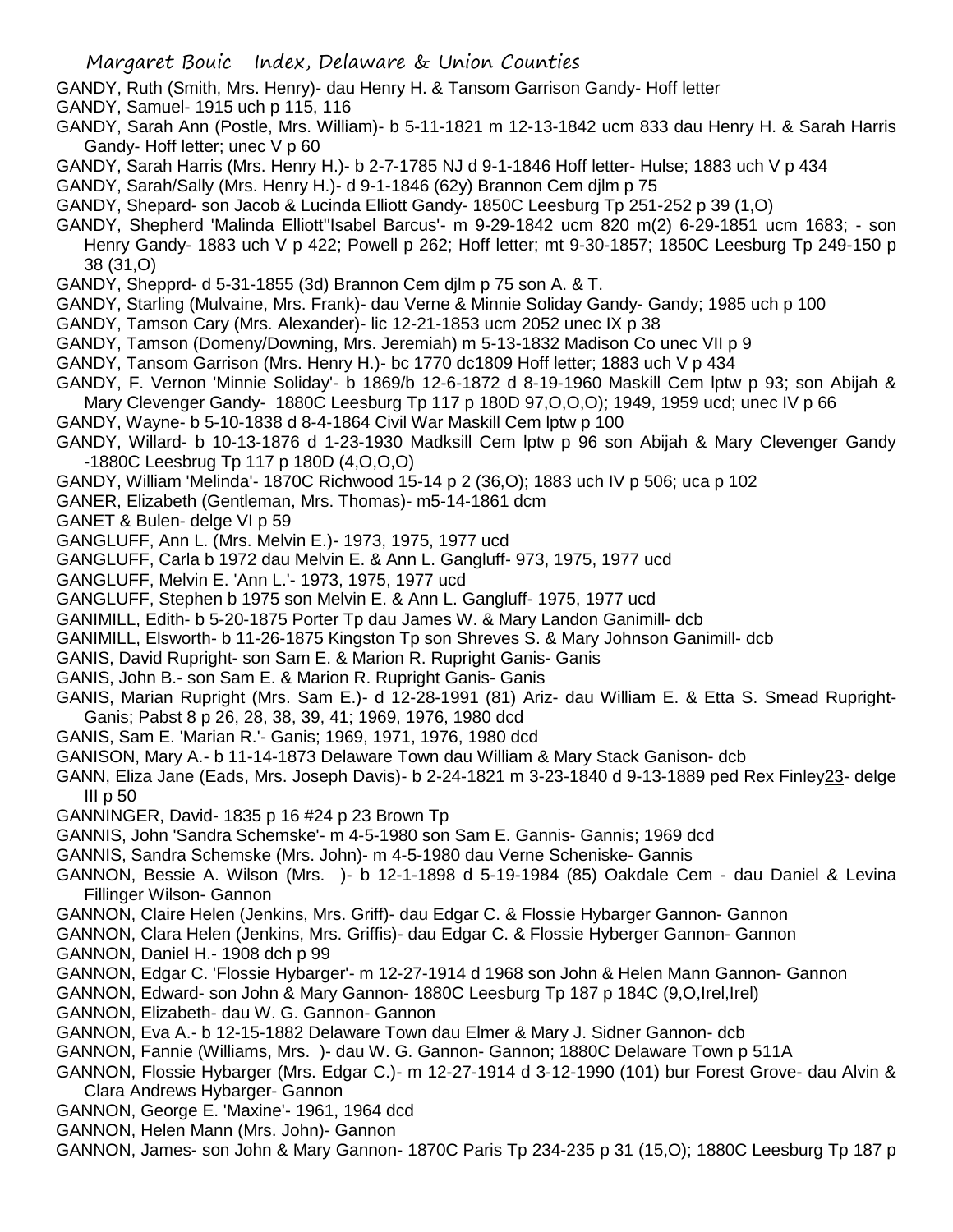GANDY, Ruth (Smith, Mrs. Henry)- dau Henry H. & Tansom Garrison Gandy- Hoff letter

GANDY, Samuel- 1915 uch p 115, 116

GANDY, Sarah Ann (Postle, Mrs. William)- b 5-11-1821 m 12-13-1842 ucm 833 dau Henry H. & Sarah Harris Gandy- Hoff letter; unec V p 60

GANDY, Sarah Harris (Mrs. Henry H.)- b 2-7-1785 NJ d 9-1-1846 Hoff letter- Hulse; 1883 uch V p 434

GANDY, Sarah/Sally (Mrs. Henry H.)- d 9-1-1846 (62y) Brannon Cem djlm p 75

GANDY, Shepard- son Jacob & Lucinda Elliott Gandy- 1850C Leesburg Tp 251-252 p 39 (1,O)

GANDY, Shepherd 'Malinda Elliott''Isabel Barcus'- m 9-29-1842 ucm 820 m(2) 6-29-1851 ucm 1683; - son Henry Gandy- 1883 uch V p 422; Powell p 262; Hoff letter; mt 9-30-1857; 1850C Leesburg Tp 249-150 p 38 (31,O)

GANDY, Shepprd- d 5-31-1855 (3d) Brannon Cem djlm p 75 son A. & T.

GANDY, Starling (Mulvaine, Mrs. Frank)- dau Verne & Minnie Soliday Gandy- Gandy; 1985 uch p 100

GANDY, Tamson Cary (Mrs. Alexander)- lic 12-21-1853 ucm 2052 unec IX p 38

GANDY, Tamson (Domeny/Downing, Mrs. Jeremiah) m 5-13-1832 Madison Co unec VII p 9

GANDY, Tansom Garrison (Mrs. Henry H.)- bc 1770 dc1809 Hoff letter; 1883 uch V p 434

GANDY, F. Vernon 'Minnie Soliday'- b 1869/b 12-6-1872 d 8-19-1960 Maskill Cem lptw p 93; son Abijah & Mary Clevenger Gandy- 1880C Leesburg Tp 117 p 180D 97,O,O,O); 1949, 1959 ucd; unec IV p 66

GANDY, Wayne- b 5-10-1838 d 8-4-1864 Civil War Maskill Cem lptw p 100

GANDY, Willard- b 10-13-1876 d 1-23-1930 Madksill Cem lptw p 96 son Abijah & Mary Clevenger Gandy -1880C Leesbrug Tp 117 p 180D (4,O,O,O)

GANDY, William 'Melinda'- 1870C Richwood 15-14 p 2 (36,O); 1883 uch IV p 506; uca p 102

GANER, Elizabeth (Gentleman, Mrs. Thomas)- m5-14-1861 dcm

GANET & Bulen- delge VI p 59

GANGLUFF, Ann L. (Mrs. Melvin E.)- 1973, 1975, 1977 ucd

GANGLUFF, Carla b 1972 dau Melvin E. & Ann L. Gangluff- 973, 1975, 1977 ucd

GANGLUFF, Melvin E. 'Ann L.'- 1973, 1975, 1977 ucd

GANGLUFF, Stephen b 1975 son Melvin E. & Ann L. Gangluff- 1975, 1977 ucd

GANIMILL, Edith- b 5-20-1875 Porter Tp dau James W. & Mary Landon Ganimill- dcb

GANIMILL, Elsworth- b 11-26-1875 Kingston Tp son Shreves S. & Mary Johnson Ganimill- dcb

GANIS, David Rupright- son Sam E. & Marion R. Rupright Ganis- Ganis

GANIS, John B.- son Sam E. & Marion R. Rupright Ganis- Ganis

GANIS, Marian Rupright (Mrs. Sam E.)- d 12-28-1991 (81) Ariz- dau William E. & Etta S. Smead Rupright- Ganis; Pabst 8 p 26, 28, 38, 39, 41; 1969, 1976, 1980 dcd

GANIS, Sam E. 'Marian R.'- Ganis; 1969, 1971, 1976, 1980 dcd

GANISON, Mary A.- b 11-14-1873 Delaware Town dau William & Mary Stack Ganison- dcb

GANN, Eliza Jane (Eads, Mrs. Joseph Davis)- b 2-24-1821 m 3-23-1840 d 9-13-1889 ped Rex Finley23- delge III p 50

GANNINGER, David- 1835 p 16 #24 p 23 Brown Tp

GANNIS, John 'Sandra Schemske'- m 4-5-1980 son Sam E. Gannis- Gannis; 1969 dcd

GANNIS, Sandra Schemske (Mrs. John)- m 4-5-1980 dau Verne Scheniske- Gannis

GANNON, Bessie A. Wilson (Mrs. )- b 12-1-1898 d 5-19-1984 (85) Oakdale Cem - dau Daniel & Levina Fillinger Wilson- Gannon

GANNON, Claire Helen (Jenkins, Mrs. Griff)- dau Edgar C. & Flossie Hybarger Gannon- Gannon

GANNON, Clara Helen (Jenkins, Mrs. Griffis)- dau Edgar C. & Flossie Hyberger Gannon- Gannon

GANNON, Daniel H.- 1908 dch p 99

GANNON, Edgar C. 'Flossie Hybarger'- m 12-27-1914 d 1968 son John & Helen Mann Gannon- Gannon

GANNON, Edward- son John & Mary Gannon- 1880C Leesburg Tp 187 p 184C (9,O,Irel,Irel)

GANNON, Elizabeth- dau W. G. Gannon- Gannon

GANNON, Eva A.- b 12-15-1882 Delaware Town dau Elmer & Mary J. Sidner Gannon- dcb

GANNON, Fannie (Williams, Mrs. )- dau W. G. Gannon- Gannon; 1880C Delaware Town p 511A

GANNON, Flossie Hybarger (Mrs. Edgar C.)- m 12-27-1914 d 3-12-1990 (101) bur Forest Grove- dau Alvin & Clara Andrews Hybarger- Gannon

GANNON, George E. 'Maxine'- 1961, 1964 dcd

GANNON, Helen Mann (Mrs. John)- Gannon

GANNON, James- son John & Mary Gannon- 1870C Paris Tp 234-235 p 31 (15,O); 1880C Leesburg Tp 187 p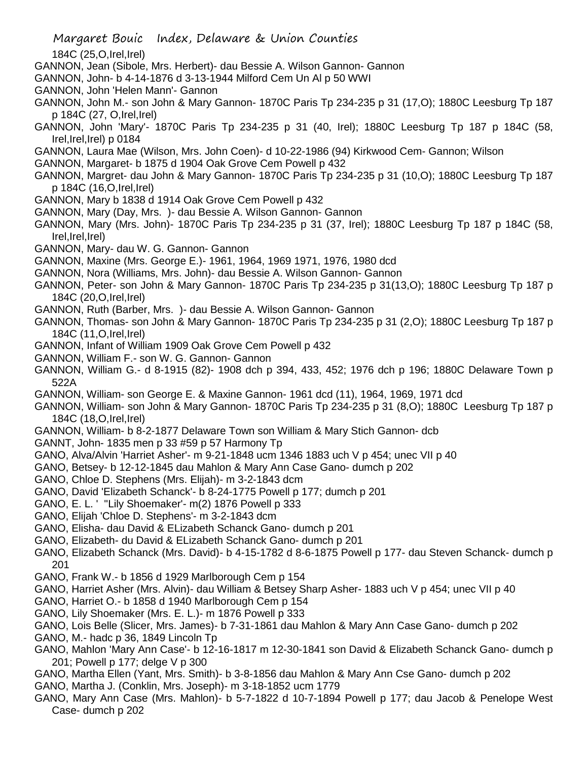184C (25,O,Irel,Irel)

GANNON, Jean (Sibole, Mrs. Herbert)- dau Bessie A. Wilson Gannon- Gannon

GANNON, John- b 4-14-1876 d 3-13-1944 Milford Cem Un Al p 50 WWI

GANNON, John 'Helen Mann'- Gannon

GANNON, John M.- son John & Mary Gannon- 1870C Paris Tp 234-235 p 31 (17,O); 1880C Leesburg Tp 187 p 184C (27, O,Irel,Irel)

GANNON, John 'Mary'- 1870C Paris Tp 234-235 p 31 (40, Irel); 1880C Leesburg Tp 187 p 184C (58, Irel,Irel,Irel) p 0184

GANNON, Laura Mae (Wilson, Mrs. John Coen)- d 10-22-1986 (94) Kirkwood Cem- Gannon; Wilson

GANNON, Margaret- b 1875 d 1904 Oak Grove Cem Powell p 432

GANNON, Margret- dau John & Mary Gannon- 1870C Paris Tp 234-235 p 31 (10,O); 1880C Leesburg Tp 187 p 184C (16,O,Irel,Irel)

GANNON, Mary b 1838 d 1914 Oak Grove Cem Powell p 432

GANNON, Mary (Day, Mrs. )- dau Bessie A. Wilson Gannon- Gannon

GANNON, Mary (Mrs. John)- 1870C Paris Tp 234-235 p 31 (37, Irel); 1880C Leesburg Tp 187 p 184C (58, Irel,Irel,Irel)

GANNON, Mary- dau W. G. Gannon- Gannon

GANNON, Maxine (Mrs. George E.)- 1961, 1964, 1969 1971, 1976, 1980 dcd

GANNON, Nora (Williams, Mrs. John)- dau Bessie A. Wilson Gannon- Gannon

GANNON, Peter- son John & Mary Gannon- 1870C Paris Tp 234-235 p 31(13,O); 1880C Leesburg Tp 187 p 184C (20,O,Irel,Irel)

GANNON, Ruth (Barber, Mrs. )- dau Bessie A. Wilson Gannon- Gannon

GANNON, Thomas- son John & Mary Gannon- 1870C Paris Tp 234-235 p 31 (2,O); 1880C Leesburg Tp 187 p 184C (11,O,Irel,Irel)

GANNON, Infant of William 1909 Oak Grove Cem Powell p 432

GANNON, William F.- son W. G. Gannon- Gannon

GANNON, William G.- d 8-1915 (82)- 1908 dch p 394, 433, 452; 1976 dch p 196; 1880C Delaware Town p 522A

GANNON, William- son George E. & Maxine Gannon- 1961 dcd (11), 1964, 1969, 1971 dcd

GANNON, William- son John & Mary Gannon- 1870C Paris Tp 234-235 p 31 (8,O); 1880C Leesburg Tp 187 p 184C (18,O,Irel,Irel)

GANNON, William- b 8-2-1877 Delaware Town son William & Mary Stich Gannon- dcb

GANNT, John- 1835 men p 33 #59 p 57 Harmony Tp

GANO, Alva/Alvin 'Harriet Asher'- m 9-21-1848 ucm 1346 1883 uch V p 454; unec VII p 40

GANO, Betsey- b 12-12-1845 dau Mahlon & Mary Ann Case Gano- dumch p 202

GANO, Chloe D. Stephens (Mrs. Elijah)- m 3-2-1843 dcm

GANO, David 'Elizabeth Schanck'- b 8-24-1775 Powell p 177; dumch p 201

GANO, E. L. ' "Lily Shoemaker'- m(2) 1876 Powell p 333

GANO, Elijah 'Chloe D. Stephens'- m 3-2-1843 dcm

GANO, Elisha- dau David & ELizabeth Schanck Gano- dumch p 201

GANO, Elizabeth- du David & ELizabeth Schanck Gano- dumch p 201

GANO, Elizabeth Schanck (Mrs. David)- b 4-15-1782 d 8-6-1875 Powell p 177- dau Steven Schanck- dumch p 201

GANO, Frank W.- b 1856 d 1929 Marlborough Cem p 154

GANO, Harriet Asher (Mrs. Alvin)- dau William & Betsey Sharp Asher- 1883 uch V p 454; unec VII p 40

GANO, Harriet O.- b 1858 d 1940 Marlborough Cem p 154

GANO, Lily Shoemaker (Mrs. E. L.)- m 1876 Powell p 333

GANO, Lois Belle (Slicer, Mrs. James)- b 7-31-1861 dau Mahlon & Mary Ann Case Gano- dumch p 202

GANO, M.- hadc p 36, 1849 Lincoln Tp

GANO, Mahlon 'Mary Ann Case'- b 12-16-1817 m 12-30-1841 son David & Elizabeth Schanck Gano- dumch p 201; Powell p 177; delge V p 300

GANO, Martha Ellen (Yant, Mrs. Smith)- b 3-8-1856 dau Mahlon & Mary Ann Cse Gano- dumch p 202

GANO, Martha J. (Conklin, Mrs. Joseph)- m 3-18-1852 ucm 1779

GANO, Mary Ann Case (Mrs. Mahlon)- b 5-7-1822 d 10-7-1894 Powell p 177; dau Jacob & Penelope West Case- dumch p 202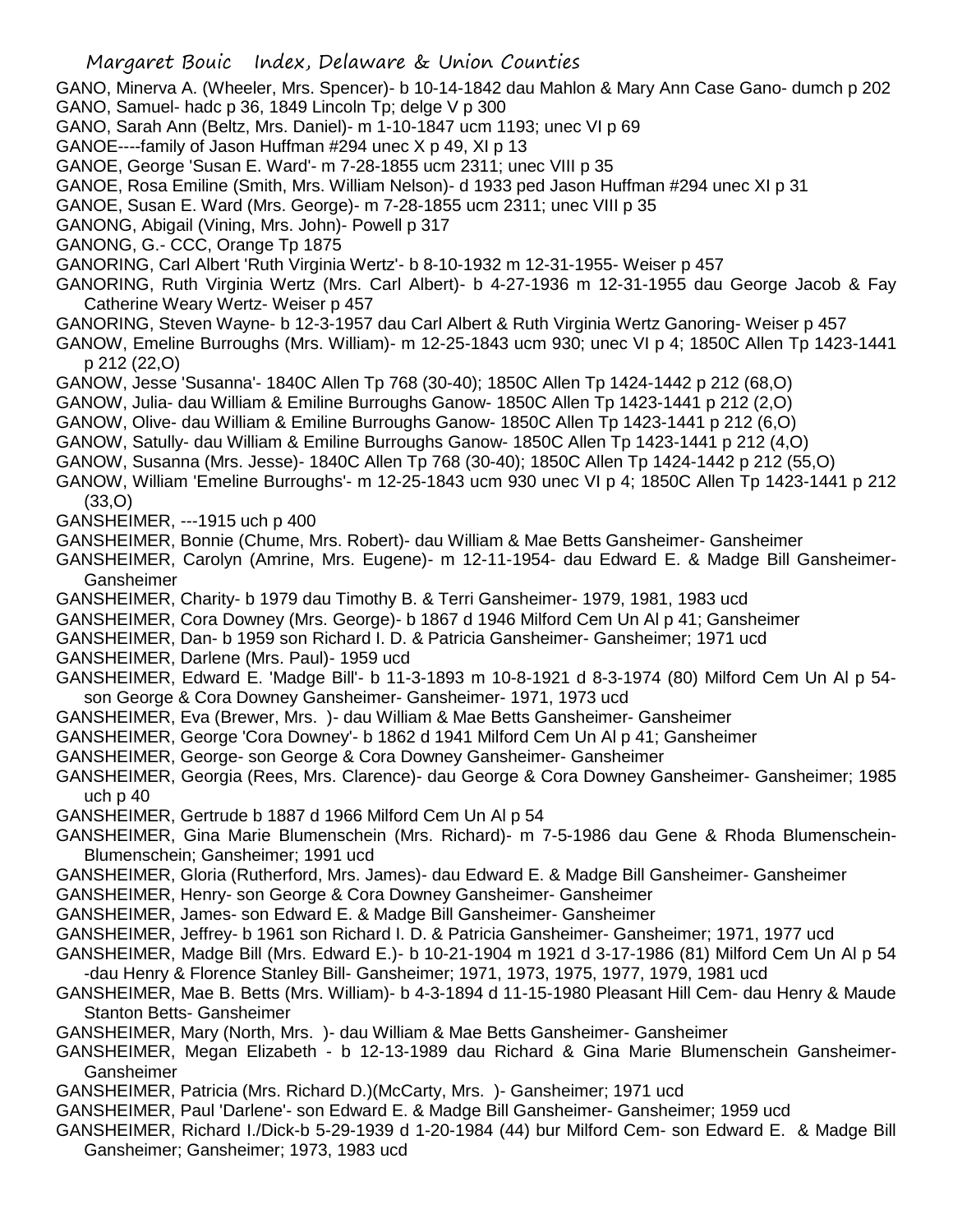GANO, Minerva A. (Wheeler, Mrs. Spencer)- b 10-14-1842 dau Mahlon & Mary Ann Case Gano- dumch p 202

GANO, Samuel- hadc p 36, 1849 Lincoln Tp; delge V p 300

GANO, Sarah Ann (Beltz, Mrs. Daniel)- m 1-10-1847 ucm 1193; unec VI p 69

GANOE----family of Jason Huffman #294 unec X p 49, XI p 13

GANOE, George 'Susan E. Ward'- m 7-28-1855 ucm 2311; unec VIII p 35

GANOE, Rosa Emiline (Smith, Mrs. William Nelson)- d 1933 ped Jason Huffman #294 unec XI p 31

GANOE, Susan E. Ward (Mrs. George)- m 7-28-1855 ucm 2311; unec VIII p 35

GANONG, Abigail (Vining, Mrs. John)- Powell p 317

GANONG, G.- CCC, Orange Tp 1875

GANORING, Carl Albert 'Ruth Virginia Wertz'- b 8-10-1932 m 12-31-1955- Weiser p 457

GANORING, Ruth Virginia Wertz (Mrs. Carl Albert)- b 4-27-1936 m 12-31-1955 dau George Jacob & Fay Catherine Weary Wertz- Weiser p 457

GANORING, Steven Wayne- b 12-3-1957 dau Carl Albert & Ruth Virginia Wertz Ganoring- Weiser p 457

GANOW, Emeline Burroughs (Mrs. William)- m 12-25-1843 ucm 930; unec VI p 4; 1850C Allen Tp 1423-1441 p 212 (22,O)

GANOW, Jesse 'Susanna'- 1840C Allen Tp 768 (30-40); 1850C Allen Tp 1424-1442 p 212 (68,O)

GANOW, Julia- dau William & Emiline Burroughs Ganow- 1850C Allen Tp 1423-1441 p 212 (2,O)

GANOW, Olive- dau William & Emiline Burroughs Ganow- 1850C Allen Tp 1423-1441 p 212 (6,O)

GANOW, Satully- dau William & Emiline Burroughs Ganow- 1850C Allen Tp 1423-1441 p 212 (4,O)

GANOW, Susanna (Mrs. Jesse)- 1840C Allen Tp 768 (30-40); 1850C Allen Tp 1424-1442 p 212 (55,O)

GANOW, William 'Emeline Burroughs'- m 12-25-1843 ucm 930 unec VI p 4; 1850C Allen Tp 1423-1441 p 212 (33,O)

GANSHEIMER, ---1915 uch p 400

GANSHEIMER, Bonnie (Chume, Mrs. Robert)- dau William & Mae Betts Gansheimer- Gansheimer

GANSHEIMER, Carolyn (Amrine, Mrs. Eugene)- m 12-11-1954- dau Edward E. & Madge Bill Gansheimer- Gansheimer

GANSHEIMER, Charity- b 1979 dau Timothy B. & Terri Gansheimer- 1979, 1981, 1983 ucd

GANSHEIMER, Cora Downey (Mrs. George)- b 1867 d 1946 Milford Cem Un Al p 41; Gansheimer

GANSHEIMER, Dan- b 1959 son Richard I. D. & Patricia Gansheimer- Gansheimer; 1971 ucd

GANSHEIMER, Darlene (Mrs. Paul)- 1959 ucd

GANSHEIMER, Edward E. 'Madge Bill'- b 11-3-1893 m 10-8-1921 d 8-3-1974 (80) Milford Cem Un Al p 54- son George & Cora Downey Gansheimer- Gansheimer- 1971, 1973 ucd

GANSHEIMER, Eva (Brewer, Mrs. )- dau William & Mae Betts Gansheimer- Gansheimer

GANSHEIMER, George 'Cora Downey'- b 1862 d 1941 Milford Cem Un Al p 41; Gansheimer

GANSHEIMER, George- son George & Cora Downey Gansheimer- Gansheimer

GANSHEIMER, Georgia (Rees, Mrs. Clarence)- dau George & Cora Downey Gansheimer- Gansheimer; 1985 uch p 40

GANSHEIMER, Gertrude b 1887 d 1966 Milford Cem Un Al p 54

GANSHEIMER, Gina Marie Blumenschein (Mrs. Richard)- m 7-5-1986 dau Gene & Rhoda Blumenschein-Blumenschein; Gansheimer; 1991 ucd

GANSHEIMER, Gloria (Rutherford, Mrs. James)- dau Edward E. & Madge Bill Gansheimer- Gansheimer

GANSHEIMER, Henry- son George & Cora Downey Gansheimer- Gansheimer

GANSHEIMER, James- son Edward E. & Madge Bill Gansheimer- Gansheimer

GANSHEIMER, Jeffrey- b 1961 son Richard I. D. & Patricia Gansheimer- Gansheimer; 1971, 1977 ucd

GANSHEIMER, Madge Bill (Mrs. Edward E.)- b 10-21-1904 m 1921 d 3-17-1986 (81) Milford Cem Un Al p 54 -dau Henry & Florence Stanley Bill- Gansheimer; 1971, 1973, 1975, 1977, 1979, 1981 ucd

GANSHEIMER, Mae B. Betts (Mrs. William)- b 4-3-1894 d 11-15-1980 Pleasant Hill Cem- dau Henry & Maude Stanton Betts- Gansheimer

GANSHEIMER, Mary (North, Mrs. )- dau William & Mae Betts Gansheimer- Gansheimer

GANSHEIMER, Megan Elizabeth - b 12-13-1989 dau Richard & Gina Marie Blumenschein Gansheimer- Gansheimer

GANSHEIMER, Patricia (Mrs. Richard D.)(McCarty, Mrs. )- Gansheimer; 1971 ucd

GANSHEIMER, Paul 'Darlene'- son Edward E. & Madge Bill Gansheimer- Gansheimer; 1959 ucd

GANSHEIMER, Richard I./Dick-b 5-29-1939 d 1-20-1984 (44) bur Milford Cem- son Edward E. & Madge Bill Gansheimer; Gansheimer; 1973, 1983 ucd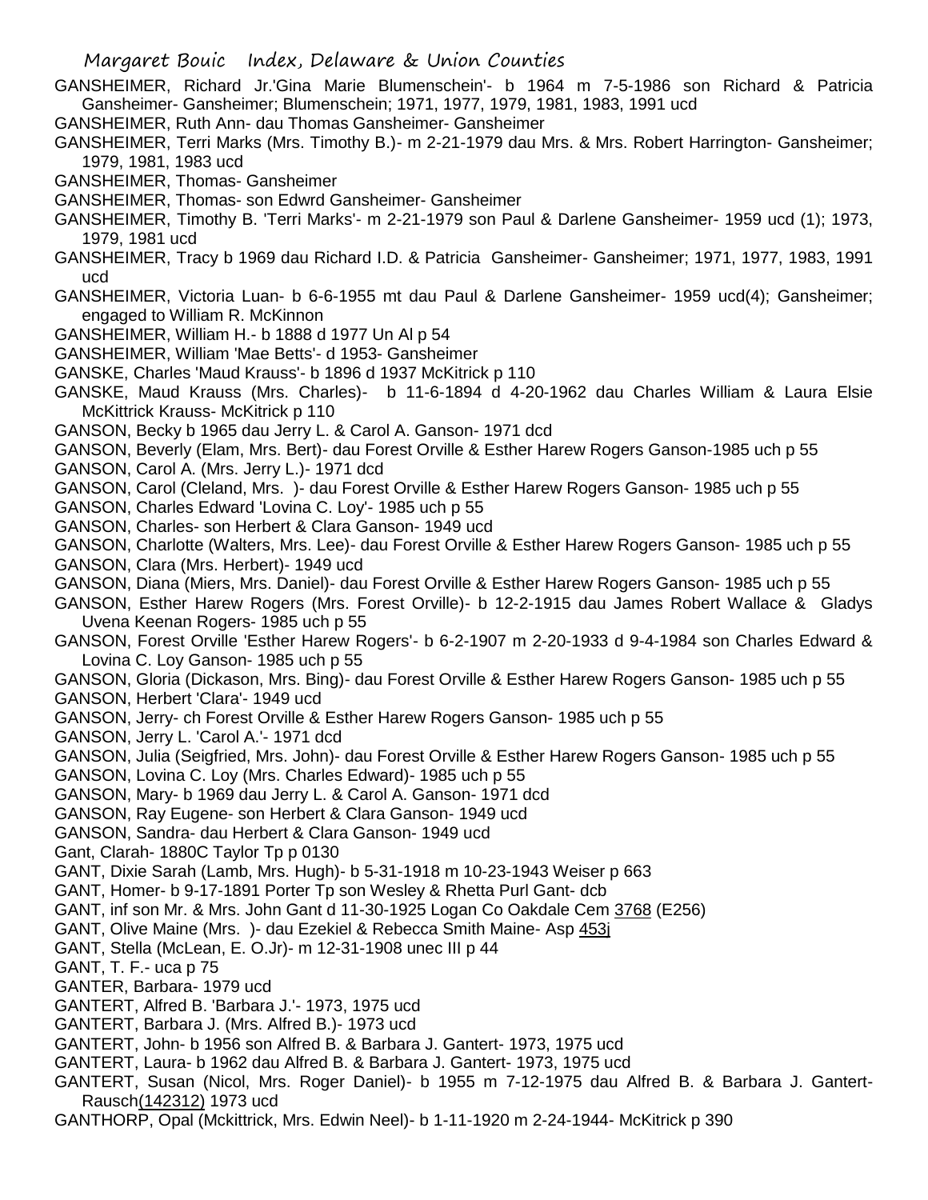GANSHEIMER, Richard Jr.'Gina Marie Blumenschein'- b 1964 m 7-5-1986 son Richard & Patricia Gansheimer- Gansheimer; Blumenschein; 1971, 1977, 1979, 1981, 1983, 1991 ucd

GANSHEIMER, Ruth Ann- dau Thomas Gansheimer- Gansheimer

GANSHEIMER, Terri Marks (Mrs. Timothy B.)- m 2-21-1979 dau Mrs. & Mrs. Robert Harrington- Gansheimer; 1979, 1981, 1983 ucd

GANSHEIMER, Thomas- Gansheimer

GANSHEIMER, Thomas- son Edwrd Gansheimer- Gansheimer

GANSHEIMER, Timothy B. 'Terri Marks'- m 2-21-1979 son Paul & Darlene Gansheimer- 1959 ucd (1); 1973, 1979, 1981 ucd

GANSHEIMER, Tracy b 1969 dau Richard I.D. & Patricia Gansheimer- Gansheimer; 1971, 1977, 1983, 1991 ucd

GANSHEIMER, Victoria Luan- b 6-6-1955 mt dau Paul & Darlene Gansheimer- 1959 ucd(4); Gansheimer; engaged to William R. McKinnon

GANSHEIMER, William H.- b 1888 d 1977 Un Al p 54

GANSHEIMER, William 'Mae Betts'- d 1953- Gansheimer

GANSKE, Charles 'Maud Krauss'- b 1896 d 1937 McKitrick p 110

GANSKE, Maud Krauss (Mrs. Charles)- b 11-6-1894 d 4-20-1962 dau Charles William & Laura Elsie McKittrick Krauss- McKitrick p 110

GANSON, Becky b 1965 dau Jerry L. & Carol A. Ganson- 1971 dcd

GANSON, Beverly (Elam, Mrs. Bert)- dau Forest Orville & Esther Harew Rogers Ganson-1985 uch p 55

GANSON, Carol A. (Mrs. Jerry L.)- 1971 dcd

GANSON, Carol (Cleland, Mrs. )- dau Forest Orville & Esther Harew Rogers Ganson- 1985 uch p 55

GANSON, Charles Edward 'Lovina C. Loy'- 1985 uch p 55

GANSON, Charles- son Herbert & Clara Ganson- 1949 ucd

GANSON, Charlotte (Walters, Mrs. Lee)- dau Forest Orville & Esther Harew Rogers Ganson- 1985 uch p 55

GANSON, Clara (Mrs. Herbert)- 1949 ucd

GANSON, Diana (Miers, Mrs. Daniel)- dau Forest Orville & Esther Harew Rogers Ganson- 1985 uch p 55

GANSON, Esther Harew Rogers (Mrs. Forest Orville)- b 12-2-1915 dau James Robert Wallace & Gladys Uvena Keenan Rogers- 1985 uch p 55

GANSON, Forest Orville 'Esther Harew Rogers'- b 6-2-1907 m 2-20-1933 d 9-4-1984 son Charles Edward & Lovina C. Loy Ganson- 1985 uch p 55

GANSON, Gloria (Dickason, Mrs. Bing)- dau Forest Orville & Esther Harew Rogers Ganson- 1985 uch p 55

GANSON, Herbert 'Clara'- 1949 ucd

GANSON, Jerry- ch Forest Orville & Esther Harew Rogers Ganson- 1985 uch p 55

GANSON, Jerry L. 'Carol A.'- 1971 dcd

GANSON, Julia (Seigfried, Mrs. John)- dau Forest Orville & Esther Harew Rogers Ganson- 1985 uch p 55

GANSON, Lovina C. Loy (Mrs. Charles Edward)- 1985 uch p 55

GANSON, Mary- b 1969 dau Jerry L. & Carol A. Ganson- 1971 dcd

GANSON, Ray Eugene- son Herbert & Clara Ganson- 1949 ucd

GANSON, Sandra- dau Herbert & Clara Ganson- 1949 ucd

Gant, Clarah- 1880C Taylor Tp p 0130

GANT, Dixie Sarah (Lamb, Mrs. Hugh)- b 5-31-1918 m 10-23-1943 Weiser p 663

GANT, Homer- b 9-17-1891 Porter Tp son Wesley & Rhetta Purl Gant- dcb

GANT, inf son Mr. & Mrs. John Gant d 11-30-1925 Logan Co Oakdale Cem 3768 (E256)

GANT, Olive Maine (Mrs. )- dau Ezekiel & Rebecca Smith Maine- Asp 453j

GANT, Stella (McLean, E. O.Jr)- m 12-31-1908 unec III p 44

GANT, T. F.- uca p 75

GANTER, Barbara- 1979 ucd

GANTERT, Alfred B. 'Barbara J.'- 1973, 1975 ucd

GANTERT, Barbara J. (Mrs. Alfred B.)- 1973 ucd

GANTERT, John- b 1956 son Alfred B. & Barbara J. Gantert- 1973, 1975 ucd

GANTERT, Laura- b 1962 dau Alfred B. & Barbara J. Gantert- 1973, 1975 ucd

GANTERT, Susan (Nicol, Mrs. Roger Daniel)- b 1955 m 7-12-1975 dau Alfred B. & Barbara J. Gantert- Rausch(142312) 1973 ucd

GANTHORP, Opal (Mckittrick, Mrs. Edwin Neel)- b 1-11-1920 m 2-24-1944- McKitrick p 390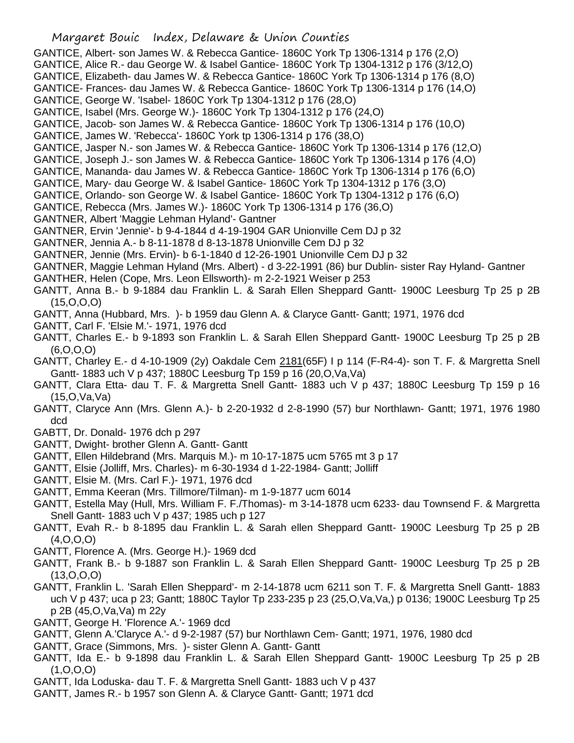GANTICE, Albert- son James W. & Rebecca Gantice- 1860C York Tp 1306-1314 p 176 (2,O)
GANTICE, Alice R.- dau George W. & Isabel Gantice- 1860C York Tp 1304-1312 p 176 (3/12,O)
GANTICE, Elizabeth- dau James W. & Rebecca Gantice- 1860C York Tp 1306-1314 p 176 (8,O)
GANTICE- Frances- dau James W. & Rebecca Gantice- 1860C York Tp 1306-1314 p 176 (14,O)
GANTICE, George W. 'Isabel- 1860C York Tp 1304-1312 p 176 (28,O)
GANTICE, Isabel (Mrs. George W.)- 1860C York Tp 1304-1312 p 176 (24,O)
GANTICE, Jacob- son James W. & Rebecca Gantice- 1860C York Tp 1306-1314 p 176 (10,O)
GANTICE, James W. 'Rebecca'- 1860C York tp 1306-1314 p 176 (38,O)
GANTICE, Jasper N.- son James W. & Rebecca Gantice- 1860C York Tp 1306-1314 p 176 (12,O)
GANTICE, Joseph J.- son James W. & Rebecca Gantice- 1860C York Tp 1306-1314 p 176 (4,O)
GANTICE, Mananda- dau James W. & Rebecca Gantice- 1860C York Tp 1306-1314 p 176 (6,O)
GANTICE, Mary- dau George W. & Isabel Gantice- 1860C York Tp 1304-1312 p 176 (3,O)
GANTICE, Orlando- son George W. & Isabel Gantice- 1860C York Tp 1304-1312 p 176 (6,O)
GANTICE, Rebecca (Mrs. James W.)- 1860C York Tp 1306-1314 p 176 (36,O)
GANTNER, Albert 'Maggie Lehman Hyland'- Gantner
GANTNER, Ervin 'Jennie'- b 9-4-1844 d 4-19-1904 GAR Unionville Cem DJ p 32
GANTNER, Jennia A.- b 8-11-1878 d 8-13-1878 Unionville Cem DJ p 32
GANTNER, Jennie (Mrs. Ervin)- b 6-1-1840 d 12-26-1901 Unionville Cem DJ p 32
GANTNER, Maggie Lehman Hyland (Mrs. Albert) - d 3-22-1991 (86) bur Dublin- sister Ray Hyland- Gantner
GANTHER, Helen (Cope, Mrs. Leon Ellsworth)- m 2-2-1921 Weiser p 253
GANTT, Anna B.- b 9-1884 dau Franklin L. & Sarah Ellen Sheppard Gantt- 1900C Leesburg Tp 25 p 2B (15,O,O,O)
GANTT, Anna (Hubbard, Mrs. )- b 1959 dau Glenn A. & Claryce Gantt- Gantt; 1971, 1976 dcd
GANTT, Carl F. 'Elsie M.'- 1971, 1976 dcd
GANTT, Charles E.- b 9-1893 son Franklin L. & Sarah Ellen Sheppard Gantt- 1900C Leesburg Tp 25 p 2B (6,O,O,O)
GANTT, Charley E.- d 4-10-1909 (2y) Oakdale Cem 2181(65F) I p 114 (F-R4-4)- son T. F. & Margretta Snell Gantt- 1883 uch V p 437; 1880C Leesburg Tp 159 p 16 (20,O,Va,Va)
GANTT, Clara Etta- dau T. F. & Margretta Snell Gantt- 1883 uch V p 437; 1880C Leesburg Tp 159 p 16 (15,O,Va,Va)
GANTT, Claryce Ann (Mrs. Glenn A.)- b 2-20-1932 d 2-8-1990 (57) bur Northlawn- Gantt; 1971, 1976 1980 dcd
GABTT, Dr. Donald- 1976 dch p 297
GANTT, Dwight- brother Glenn A. Gantt- Gantt
GANTT, Ellen Hildebrand (Mrs. Marquis M.)- m 10-17-1875 ucm 5765 mt 3 p 17
GANTT, Elsie (Jolliff, Mrs. Charles)- m 6-30-1934 d 1-22-1984- Gantt; Jolliff
GANTT, Elsie M. (Mrs. Carl F.)- 1971, 1976 dcd
GANTT, Emma Keeran (Mrs. Tillmore/Tilman)- m 1-9-1877 ucm 6014
GANTT, Estella May (Hull, Mrs. William F. F./Thomas)- m 3-14-1878 ucm 6233- dau Townsend F. & Margretta Snell Gantt- 1883 uch V p 437; 1985 uch p 127
GANTT, Evah R.- b 8-1895 dau Franklin L. & Sarah ellen Sheppard Gantt- 1900C Leesburg Tp 25 p 2B (4,O,O,O)
GANTT, Florence A. (Mrs. George H.)- 1969 dcd
GANTT, Frank B.- b 9-1887 son Franklin L. & Sarah Ellen Sheppard Gantt- 1900C Leesburg Tp 25 p 2B (13,O,O,O)
GANTT, Franklin L. 'Sarah Ellen Sheppard'- m 2-14-1878 ucm 6211 son T. F. & Margretta Snell Gantt- 1883 uch V p 437; uca p 23; Gantt; 1880C Taylor Tp 233-235 p 23 (25,O,Va,Va,) p 0136; 1900C Leesburg Tp 25 p 2B (45,O,Va,Va) m 22y
GANTT, George H. 'Florence A.'- 1969 dcd
GANTT, Glenn A.'Claryce A.'- d 9-2-1987 (57) bur Northlawn Cem- Gantt; 1971, 1976, 1980 dcd
GANTT, Grace (Simmons, Mrs. )- sister Glenn A. Gantt- Gantt
GANTT, Ida E.- b 9-1898 dau Franklin L. & Sarah Ellen Sheppard Gantt- 1900C Leesburg Tp 25 p 2B (1,O,O,O)
GANTT, Ida Loduska- dau T. F. & Margretta Snell Gantt- 1883 uch V p 437
GANTT, James R.- b 1957 son Glenn A. & Claryce Gantt- Gantt; 1971 dcd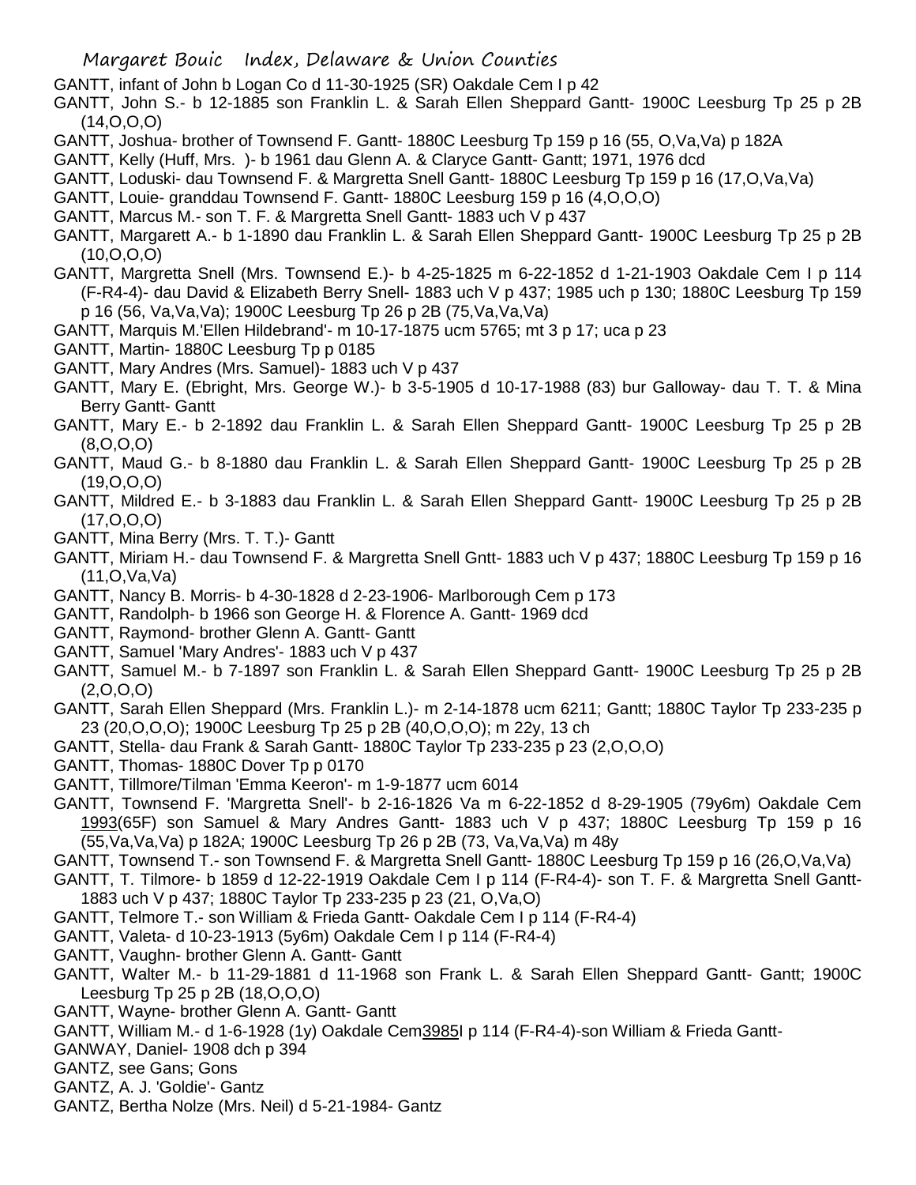GANTT, infant of John b Logan Co d 11-30-1925 (SR) Oakdale Cem I p 42

GANTT, John S.- b 12-1885 son Franklin L. & Sarah Ellen Sheppard Gantt- 1900C Leesburg Tp 25 p 2B (14,O,O,O)

GANTT, Joshua- brother of Townsend F. Gantt- 1880C Leesburg Tp 159 p 16 (55, O,Va,Va) p 182A

GANTT, Kelly (Huff, Mrs. )- b 1961 dau Glenn A. & Claryce Gantt- Gantt; 1971, 1976 dcd

GANTT, Loduski- dau Townsend F. & Margretta Snell Gantt- 1880C Leesburg Tp 159 p 16 (17,O,Va,Va)

GANTT, Louie- granddau Townsend F. Gantt- 1880C Leesburg 159 p 16 (4,O,O,O)

GANTT, Marcus M.- son T. F. & Margretta Snell Gantt- 1883 uch V p 437

GANTT, Margarett A.- b 1-1890 dau Franklin L. & Sarah Ellen Sheppard Gantt- 1900C Leesburg Tp 25 p 2B (10,O,O,O)

GANTT, Margretta Snell (Mrs. Townsend E.)- b 4-25-1825 m 6-22-1852 d 1-21-1903 Oakdale Cem I p 114 (F-R4-4)- dau David & Elizabeth Berry Snell- 1883 uch V p 437; 1985 uch p 130; 1880C Leesburg Tp 159 p 16 (56, Va,Va,Va); 1900C Leesburg Tp 26 p 2B (75,Va,Va,Va)

GANTT, Marquis M.'Ellen Hildebrand'- m 10-17-1875 ucm 5765; mt 3 p 17; uca p 23

GANTT, Martin- 1880C Leesburg Tp p 0185

GANTT, Mary Andres (Mrs. Samuel)- 1883 uch V p 437

GANTT, Mary E. (Ebright, Mrs. George W.)- b 3-5-1905 d 10-17-1988 (83) bur Galloway- dau T. T. & Mina Berry Gantt- Gantt

GANTT, Mary E.- b 2-1892 dau Franklin L. & Sarah Ellen Sheppard Gantt- 1900C Leesburg Tp 25 p 2B (8,O,O,O)

GANTT, Maud G.- b 8-1880 dau Franklin L. & Sarah Ellen Sheppard Gantt- 1900C Leesburg Tp 25 p 2B (19,O,O,O)

GANTT, Mildred E.- b 3-1883 dau Franklin L. & Sarah Ellen Sheppard Gantt- 1900C Leesburg Tp 25 p 2B (17,O,O,O)

GANTT, Mina Berry (Mrs. T. T.)- Gantt

GANTT, Miriam H.- dau Townsend F. & Margretta Snell Gntt- 1883 uch V p 437; 1880C Leesburg Tp 159 p 16 (11,O,Va,Va)

GANTT, Nancy B. Morris- b 4-30-1828 d 2-23-1906- Marlborough Cem p 173

GANTT, Randolph- b 1966 son George H. & Florence A. Gantt- 1969 dcd

GANTT, Raymond- brother Glenn A. Gantt- Gantt

GANTT, Samuel 'Mary Andres'- 1883 uch V p 437

GANTT, Samuel M.- b 7-1897 son Franklin L. & Sarah Ellen Sheppard Gantt- 1900C Leesburg Tp 25 p 2B (2,O,O,O)

GANTT, Sarah Ellen Sheppard (Mrs. Franklin L.)- m 2-14-1878 ucm 6211; Gantt; 1880C Taylor 233-235 p 23 (20,O,O,O); 1900C Leesburg Tp 25 p 2B (40,O,O,O); m 22y, 13 ch

GANTT, Stella- dau Frank & Sarah Gantt- 1880C Taylor Tp 233-235 p 23 (2,O,O,O)

GANTT, Thomas- 1880C Dover Tp p 0170

GANTT, Tillmore/Tilman 'Emma Keeron'- m 1-9-1877 ucm 6014

GANTT, Townsend F. 'Margretta Snell'- b 2-16-1826 Va m 6-22-1852 d 8-29-1905 (79y6m) Oakdale Cem 1993(65F) son Samuel & Mary Andres Gantt- 1883 uch V p 437; 1880C Leesburg Tp 159 p 16 (55,Va,Va,Va) p 182A; 1900C Leesburg Tp 26 p 2B (73, Va,Va,Va) m 48y

GANTT, Townsend T.- son Townsend F. & Margretta Snell Gantt- 1880C Leesburg Tp 159 p 16 (26,O,Va,Va)

GANTT, T. Tilmore- b 1859 d 12-22-1919 Oakdale Cem I p 114 (F-R4-4)- son T. F. & Margretta Snell Gantt- 1883 uch V p 437; 1880C Taylor Tp 233-235 p 23 (21, O,Va,O)

GANTT, Telmore T.- son William & Frieda Gantt- Oakdale Cem I p 114 (F-R4-4)

GANTT, Valeta- d 10-23-1913 (5y6m) Oakdale Cem I p 114 (F-R4-4)

GANTT, Vaughn- brother Glenn A. Gantt- Gantt

GANTT, Walter M.- b 11-29-1881 d 11-1968 son Frank L. & Sarah Ellen Sheppard Gantt- Gantt; 1900C Leesburg Tp 25 p 2B (18,O,O,O)

GANTT, Wayne- brother Glenn A. Gantt- Gantt

GANTT, William M.- d 1-6-1928 (1y) Oakdale Cem3985I p 114 (F-R4-4)-son William & Frieda Gantt-

GANWAY, Daniel- 1908 dch p 394

GANTZ, see Gans; Gons

GANTZ, A. J. 'Goldie'- Gantz

GANTZ, Bertha Nolze (Mrs. Neil) d 5-21-1984- Gantz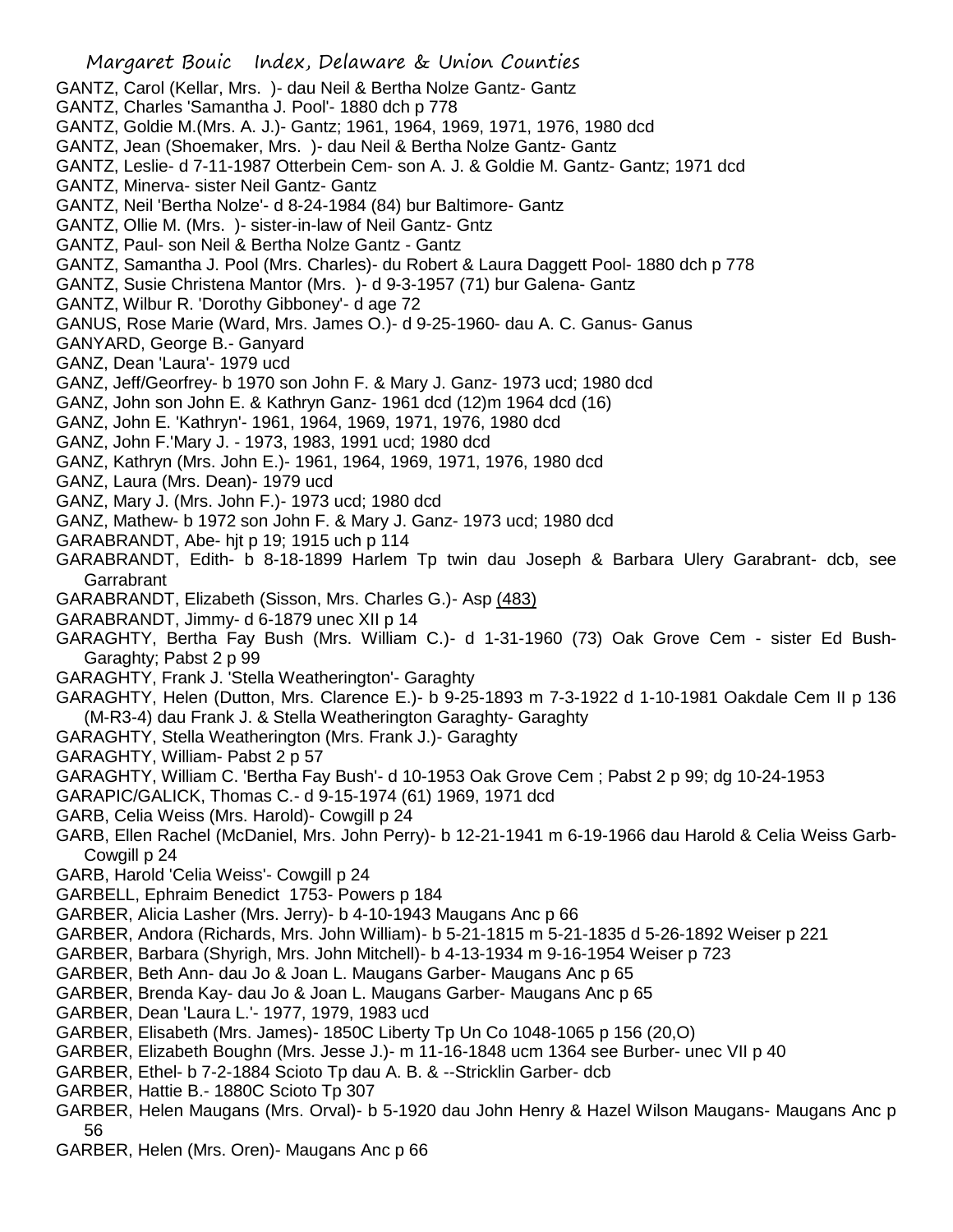GANTZ, Carol (Kellar, Mrs. )- dau Neil & Bertha Nolze Gantz- Gantz
GANTZ, Charles 'Samantha J. Pool'- 1880 dch p 778
GANTZ, Goldie M.(Mrs. A. J.)- Gantz; 1961, 1964, 1969, 1971, 1976, 1980 dcd
GANTZ, Jean (Shoemaker, Mrs. )- dau Neil & Bertha Nolze Gantz- Gantz
GANTZ, Leslie- d 7-11-1987 Otterbein Cem- son A. J. & Goldie M. Gantz- Gantz; 1971 dcd
GANTZ, Minerva- sister Neil Gantz- Gantz
GANTZ, Neil 'Bertha Nolze'- d 8-24-1984 (84) bur Baltimore- Gantz
GANTZ, Ollie M. (Mrs. )- sister-in-law of Neil Gantz- Gntz
GANTZ, Paul- son Neil & Bertha Nolze Gantz - Gantz
GANTZ, Samantha J. Pool (Mrs. Charles)- du Robert & Laura Daggett Pool- 1880 dch p 778
GANTZ, Susie Christena Mantor (Mrs. )- d 9-3-1957 (71) bur Galena- Gantz
GANTZ, Wilbur R. 'Dorothy Gibboney'- d age 72
GANUS, Rose Marie (Ward, Mrs. James O.)- d 9-25-1960- dau A. C. Ganus- Ganus
GANYARD, George B.- Ganyard
GANZ, Dean 'Laura'- 1979 ucd
GANZ, Jeff/Georfrey- b 1970 son John F. & Mary J. Ganz- 1973 ucd; 1980 dcd
GANZ, John son John E. & Kathryn Ganz- 1961 dcd (12)m 1964 dcd (16)
GANZ, John E. 'Kathryn'- 1961, 1964, 1969, 1971, 1976, 1980 dcd
GANZ, John F.'Mary J. - 1973, 1983, 1991 ucd; 1980 dcd
GANZ, Kathryn (Mrs. John E.)- 1961, 1964, 1969, 1971, 1976, 1980 dcd
GANZ, Laura (Mrs. Dean)- 1979 ucd
GANZ, Mary J. (Mrs. John F.)- 1973 ucd; 1980 dcd
GANZ, Mathew- b 1972 son John F. & Mary J. Ganz- 1973 ucd; 1980 dcd
GARABRANDT, Abe- hjt p 19; 1915 uch p 114
GARABRANDT, Edith- b 8-18-1899 Harlem Tp twin dau Joseph & Barbara Ulery Garabrant- dcb, see Garrabrant
GARABRANDT, Elizabeth (Sisson, Mrs. Charles G.)- Asp (483)
GARABRANDT, Jimmy- d 6-1879 unec XII p 14
GARAGHTY, Bertha Fay Bush (Mrs. William C.)- d 1-31-1960 (73) Oak Grove Cem - sister Ed Bush- Garaghty; Pabst 2 p 99
GARAGHTY, Frank J. 'Stella Weatherington'- Garaghty
GARAGHTY, Helen (Dutton, Mrs. Clarence E.)- b 9-25-1893 m 7-3-1922 d 1-10-1981 Oakdale Cem II p 136 (M-R3-4) dau Frank J. & Stella Weatherington Garaghty- Garaghty
GARAGHTY, Stella Weatherington (Mrs. Frank J.)- Garaghty
GARAGHTY, William- Pabst 2 p 57
GARAGHTY, William C. 'Bertha Fay Bush'- d 10-1953 Oak Grove Cem ; Pabst 2 p 99; dg 10-24-1953
GARAPIC/GALICK, Thomas C.- d 9-15-1974 (61) 1969, 1971 dcd
GARB, Celia Weiss (Mrs. Harold)- Cowgill p 24
GARB, Ellen Rachel (McDaniel, Mrs. John Perry)- b 12-21-1941 m 6-19-1966 dau Harold & Celia Weiss Garb- Cowgill p 24
GARB, Harold 'Celia Weiss'- Cowgill p 24
GARBELL, Ephraim Benedict 1753- Powers p 184
GARBER, Alicia Lasher (Mrs. Jerry)- b 4-10-1943 Maugans Anc p 66
GARBER, Andora (Richards, Mrs. John William)- b 5-21-1815 m 5-21-1835 d 5-26-1892 Weiser p 221
GARBER, Barbara (Shyrigh, Mrs. John Mitchell)- b 4-13-1934 m 9-16-1954 Weiser p 723
GARBER, Beth Ann- dau Jo & Joan L. Maugans Garber- Maugans Anc p 65
GARBER, Brenda Kay- dau Jo & Joan L. Maugans Garber- Maugans Anc p 65
GARBER, Dean 'Laura L.'- 1977, 1979, 1983 ucd
GARBER, Elisabeth (Mrs. James)- 1850C Liberty Tp Un Co 1048-1065 p 156 (20,O)
GARBER, Elizabeth Boughn (Mrs. Jesse J.)- m 11-16-1848 ucm 1364 see Burber- unec VII p 40
GARBER, Ethel- b 7-2-1884 Scioto Tp dau A. B. & --Stricklin Garber- dcb
GARBER, Hattie B.- 1880C Scioto Tp 307
GARBER, Helen Maugans (Mrs. Orval)- b 5-1920 dau John Henry & Hazel Wilson Maugans- Maugans Anc p 56
GARBER, Helen (Mrs. Oren)- Maugans Anc p 66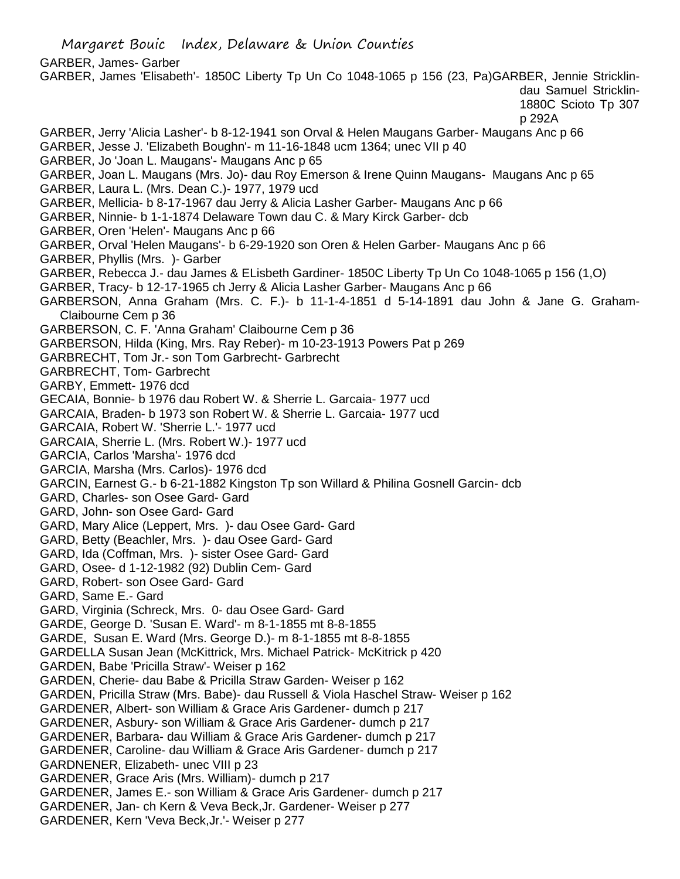GARBER, James- Garber

GARBER, James 'Elisabeth'- 1850C Liberty Tp Un Co 1048-1065 p 156 (23, Pa)

GARBER, Jennie Stricklin- dau Samuel Stricklin- 1880C Scioto Tp 307 p 292A

GARBER, Jerry 'Alicia Lasher'- b 8-12-1941 son Orval & Helen Maugans Garber- Maugans Anc p 66

GARBER, Jesse J. 'Elizabeth Boughn'- m 11-16-1848 ucm 1364; unec VII p 40

GARBER, Jo 'Joan L. Maugans'- Maugans Anc p 65

GARBER, Joan L. Maugans (Mrs. Jo)- dau Roy Emerson & Irene Quinn Maugans- Maugans Anc p 65

GARBER, Laura L. (Mrs. Dean C.)- 1977, 1979 ucd

GARBER, Mellicia- b 8-17-1967 dau Jerry & Alicia Lasher Garber- Maugans Anc p 66

GARBER, Ninnie- b 1-1-1874 Delaware Town dau C. & Mary Kirck Garber- dcb

GARBER, Oren 'Helen'- Maugans Anc p 66

GARBER, Orval 'Helen Maugans'- b 6-29-1920 son Oren & Helen Garber- Maugans Anc p 66

GARBER, Phyllis (Mrs. )- Garber

GARBER, Rebecca J.- dau James & ELisbeth Gardiner- 1850C Liberty Tp Un Co 1048-1065 p 156 (1,O)

GARBER, Tracy- b 12-17-1965 ch Jerry & Alicia Lasher Garber- Maugans Anc p 66

GARBERSON, Anna Graham (Mrs. C. F.)- b 11-1-4-1851 d 5-14-1891 dau John & Jane G. Graham- Claibourne Cem p 36

GARBERSON, C. F. 'Anna Graham' Claibourne Cem p 36

GARBERSON, Hilda (King, Mrs. Ray Reber)- m 10-23-1913 Powers Pat p 269

GARBRECHT, Tom Jr.- son Tom Garbrecht- Garbrecht

GARBRECHT, Tom- Garbrecht

GARBY, Emmett- 1976 dcd

GECAIA, Bonnie- b 1976 dau Robert W. & Sherrie L. Garcaia- 1977 ucd

GARCAIA, Braden- b 1973 son Robert W. & Sherrie L. Garcaia- 1977 ucd

GARCAIA, Robert W. 'Sherrie L.'- 1977 ucd

GARCAIA, Sherrie L. (Mrs. Robert W.)- 1977 ucd

GARCIA, Carlos 'Marsha'- 1976 dcd

GARCIA, Marsha (Mrs. Carlos)- 1976 dcd

GARCIN, Earnest G.- b 6-21-1882 Kingston Tp son Willard & Philina Gosnell Garcin- dcb

GARD, Charles- son Osee Gard- Gard

GARD, John- son Osee Gard- Gard

GARD, Mary Alice (Leppert, Mrs. )- dau Osee Gard- Gard

GARD, Betty (Beachler, Mrs. )- dau Osee Gard- Gard

GARD, Ida (Coffman, Mrs. )- sister Osee Gard- Gard

GARD, Osee- d 1-12-1982 (92) Dublin Cem- Gard

GARD, Robert- son Osee Gard- Gard

GARD, Same E.- Gard

GARD, Virginia (Schreck, Mrs. 0- dau Osee Gard- Gard

GARDE, George D. 'Susan E. Ward'- m 8-1-1855 mt 8-8-1855

GARDE, Susan E. Ward (Mrs. George D.)- m 8-1-1855 mt 8-8-1855

GARDELLA Susan Jean (McKittrick, Mrs. Michael Patrick- McKitrick p 420

GARDEN, Babe 'Pricilla Straw'- Weiser p 162

GARDEN, Cherie- dau Babe & Pricilla Straw Garden- Weiser p 162

GARDEN, Pricilla Straw (Mrs. Babe)- dau Russell & Viola Haschel Straw- Weiser p 162

GARDENER, Albert- son William & Grace Aris Gardener- dumch p 217

GARDENER, Asbury- son William & Grace Aris Gardener- dumch p 217

GARDENER, Barbara- dau William & Grace Aris Gardener- dumch p 217

GARDENER, Caroline- dau William & Grace Aris Gardener- dumch p 217

GARDNENER, Elizabeth- unec VIII p 23

GARDENER, Grace Aris (Mrs. William)- dumch p 217

GARDENER, James E.- son William & Grace Aris Gardener- dumch p 217

GARDENER, Jan- ch Kern & Veva Beck,Jr. Gardener- Weiser p 277

GARDENER, Kern 'Veva Beck,Jr.'- Weiser p 277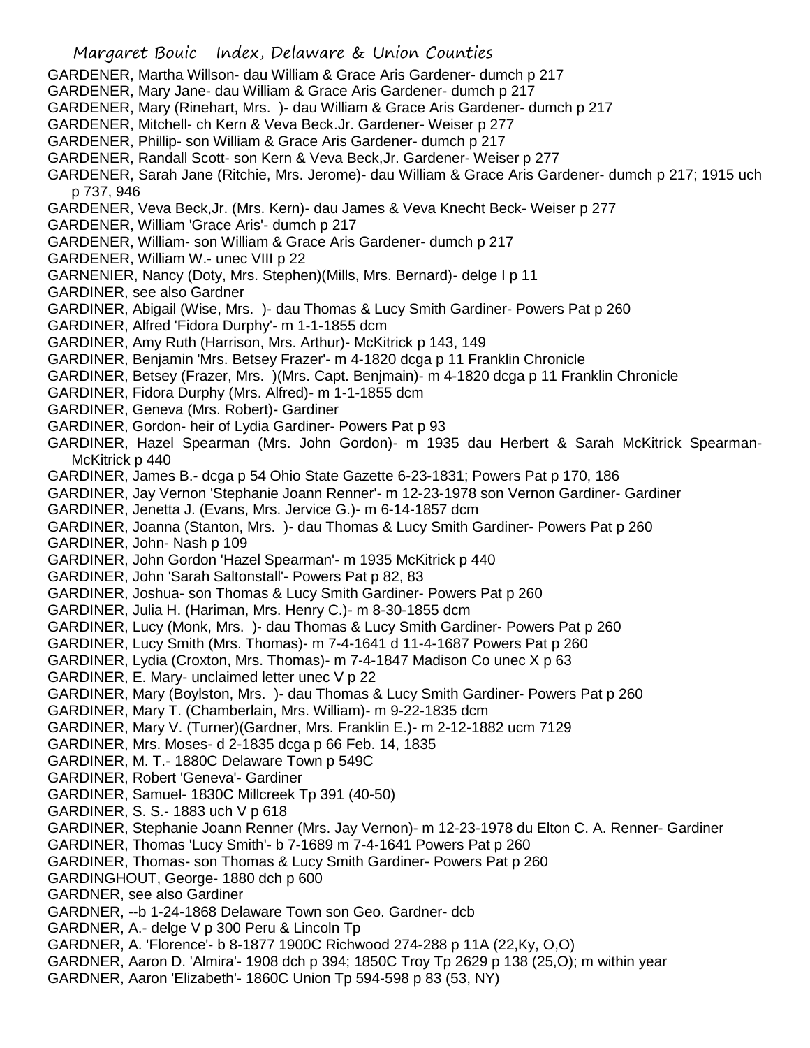GARDENER, Martha Willson- dau William & Grace Aris Gardener- dumch p 217
GARDENER, Mary Jane- dau William & Grace Aris Gardener- dumch p 217
GARDENER, Mary (Rinehart, Mrs. )- dau William & Grace Aris Gardener- dumch p 217
GARDENER, Mitchell- ch Kern & Veva Beck.Jr. Gardener- Weiser p 277
GARDENER, Phillip- son William & Grace Aris Gardener- dumch p 217
GARDENER, Randall Scott- son Kern & Veva Beck,Jr. Gardener- Weiser p 277
GARDENER, Sarah Jane (Ritchie, Mrs. Jerome)- dau William & Grace Aris Gardener- dumch p 217; 1915 uch p 737, 946
GARDENER, Veva Beck,Jr. (Mrs. Kern)- dau James & Veva Knecht Beck- Weiser p 277
GARDENER, William 'Grace Aris'- dumch p 217
GARDENER, William- son William & Grace Aris Gardener- dumch p 217
GARDENER, William W.- unec VIII p 22
GARNENIER, Nancy (Doty, Mrs. Stephen)(Mills, Mrs. Bernard)- delge I p 11
GARDINER, see also Gardner
GARDINER, Abigail (Wise, Mrs. )- dau Thomas & Lucy Smith Gardiner- Powers Pat p 260
GARDINER, Alfred 'Fidora Durphy'- m 1-1-1855 dcm
GARDINER, Amy Ruth (Harrison, Mrs. Arthur)- McKitrick p 143, 149
GARDINER, Benjamin 'Mrs. Betsey Frazer'- m 4-1820 dcga p 11 Franklin Chronicle
GARDINER, Betsey (Frazer, Mrs. )(Mrs. Capt. Benjmain)- m 4-1820 dcga p 11 Franklin Chronicle
GARDINER, Fidora Durphy (Mrs. Alfred)- m 1-1-1855 dcm
GARDINER, Geneva (Mrs. Robert)- Gardiner
GARDINER, Gordon- heir of Lydia Gardiner- Powers Pat p 93
GARDINER, Hazel Spearman (Mrs. John Gordon)- m 1935 dau Herbert & Sarah McKitrick Spearman- McKitrick p 440
GARDINER, James B.- dcga p 54 Ohio State Gazette 6-23-1831; Powers Pat p 170, 186
GARDINER, Jay Vernon 'Stephanie Joann Renner'- m 12-23-1978 son Vernon Gardiner- Gardiner
GARDINER, Jenetta J. (Evans, Mrs. Jervice G.)- m 6-14-1857 dcm
GARDINER, Joanna (Stanton, Mrs. )- dau Thomas & Lucy Smith Gardiner- Powers Pat p 260
GARDINER, John- Nash p 109
GARDINER, John Gordon 'Hazel Spearman'- m 1935 McKitrick p 440
GARDINER, John 'Sarah Saltonstall'- Powers Pat p 82, 83
GARDINER, Joshua- son Thomas & Lucy Smith Gardiner- Powers Pat p 260
GARDINER, Julia H. (Hariman, Mrs. Henry C.)- m 8-30-1855 dcm
GARDINER, Lucy (Monk, Mrs. )- dau Thomas & Lucy Smith Gardiner- Powers Pat p 260
GARDINER, Lucy Smith (Mrs. Thomas)- m 7-4-1641 d 11-4-1687 Powers Pat p 260
GARDINER, Lydia (Croxton, Mrs. Thomas)- m 7-4-1847 Madison Co unec X p 63
GARDINER, E. Mary- unclaimed letter unec V p 22
GARDINER, Mary (Boylston, Mrs. )- dau Thomas & Lucy Smith Gardiner- Powers Pat p 260
GARDINER, Mary T. (Chamberlain, Mrs. William)- m 9-22-1835 dcm
GARDINER, Mary V. (Turner)(Gardner, Mrs. Franklin E.)- m 2-12-1882 ucm 7129
GARDINER, Mrs. Moses- d 2-1835 dcga p 66 Feb. 14, 1835
GARDINER, M. T.- 1880C Delaware Town p 549C
GARDINER, Robert 'Geneva'- Gardiner
GARDINER, Samuel- 1830C Millcreek Tp 391 (40-50)
GARDINER, S. S.- 1883 uch V p 618
GARDINER, Stephanie Joann Renner (Mrs. Jay Vernon)- m 12-23-1978 du Elton C. A. Renner- Gardiner
GARDINER, Thomas 'Lucy Smith'- b 7-1689 m 7-4-1641 Powers Pat p 260
GARDINER, Thomas- son Thomas & Lucy Smith Gardiner- Powers Pat p 260
GARDINGHOUT, George- 1880 dch p 600
GARDNER, see also Gardiner
GARDNER, --b 1-24-1868 Delaware Town son Geo. Gardner- dcb
GARDNER, A.- delge V p 300 Peru & Lincoln Tp
GARDNER, A. 'Florence'- b 8-1877 1900C Richwood 274-288 p 11A (22,Ky, O,O)
GARDNER, Aaron D. 'Almira'- 1908 dch p 394; 1850C Troy Tp 2629 p 138 (25,O); m within year
GARDNER, Aaron 'Elizabeth'- 1860C Union Tp 594-598 p 83 (53, NY)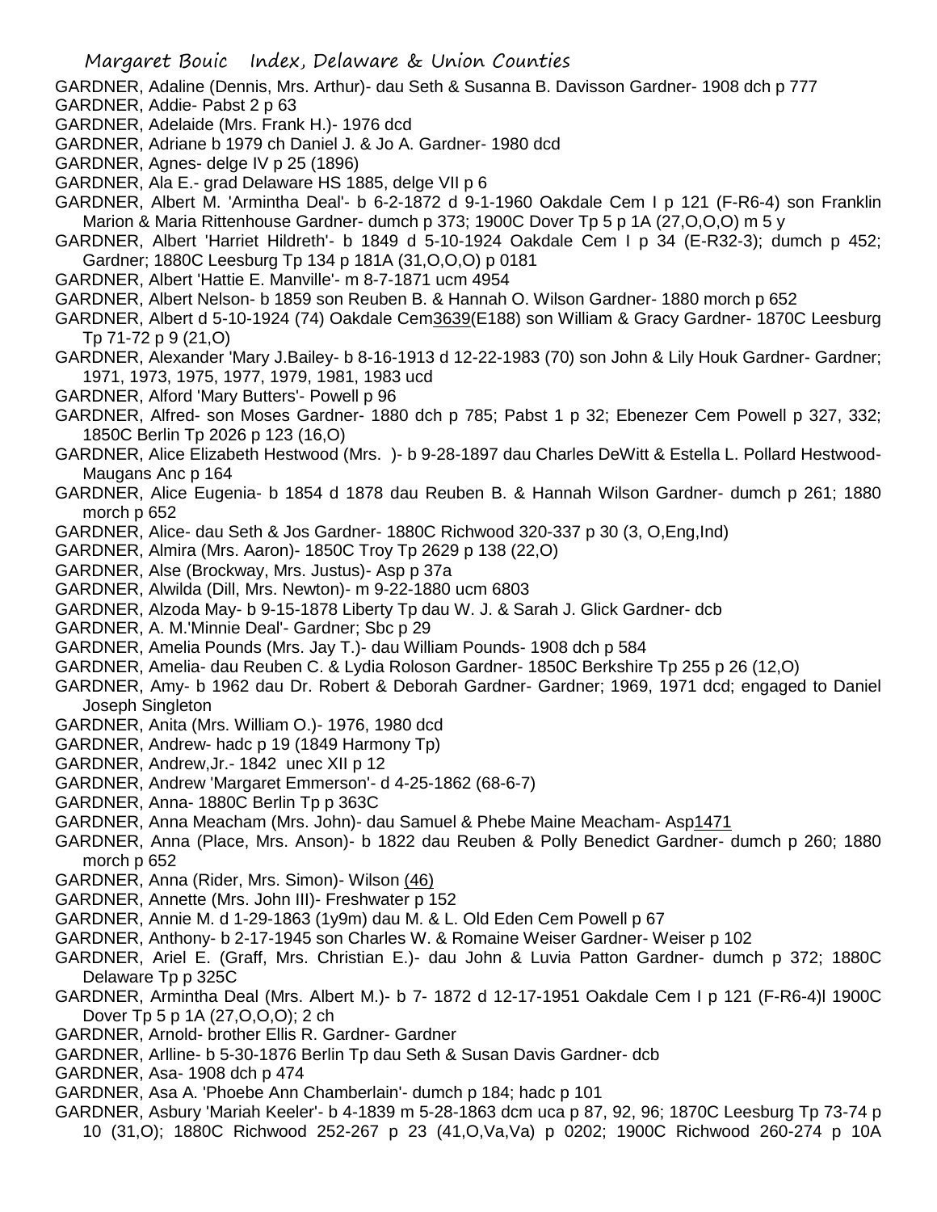GARDNER, Adaline (Dennis, Mrs. Arthur)- dau Seth & Susanna B. Davisson Gardner- 1908 dch p 777

GARDNER, Addie- Pabst 2 p 63

GARDNER, Adelaide (Mrs. Frank H.)- 1976 dcd

GARDNER, Adriane b 1979 ch Daniel J. & Jo A. Gardner- 1980 dcd

GARDNER, Agnes- delge IV p 25 (1896)

GARDNER, Ala E.- grad Delaware HS 1885, delge VII p 6

GARDNER, Albert M. 'Armintha Deal'- b 6-2-1872 d 9-1-1960 Oakdale Cem I p 121 (F-R6-4) son Franklin Marion & Maria Rittenhouse Gardner- dumch p 373; 1900C Dover Tp 5 p 1A (27,O,O,O) m 5 y

GARDNER, Albert 'Harriet Hildreth'- b 1849 d 5-10-1924 Oakdale Cem I p 34 (E-R32-3); dumch p 452; Gardner; 1880C Leesburg Tp 134 p 181A (31,O,O,O) p 0181

GARDNER, Albert 'Hattie E. Manville'- m 8-7-1871 ucm 4954

GARDNER, Albert Nelson- b 1859 son Reuben B. & Hannah O. Wilson Gardner- 1880 morch p 652

GARDNER, Albert d 5-10-1924 (74) Oakdale Cem3639(E188) son William & Gracy Gardner- 1870C Leesburg Tp 71-72 p 9 (21,O)

GARDNER, Alexander 'Mary J.Bailey- b 8-16-1913 d 12-22-1983 (70) son John & Lily Houk Gardner- Gardner; 1971, 1973, 1975, 1977, 1979, 1981, 1983 ucd

GARDNER, Alford 'Mary Butters'- Powell p 96

GARDNER, Alfred- son Moses Gardner- 1880 dch p 785; Pabst 1 p 32; Ebenezer Cem Powell p 327, 332; 1850C Berlin Tp 2026 p 123 (16,O)

GARDNER, Alice Elizabeth Hestwood (Mrs. )- b 9-28-1897 dau Charles DeWitt & Estella L. Pollard Hestwood- Maugans Anc p 164

GARDNER, Alice Eugenia- b 1854 d 1878 dau Reuben B. & Hannah Wilson Gardner- dumch p 261; 1880 morch p 652

GARDNER, Alice- dau Seth & Jos Gardner- 1880C Richwood 320-337 p 30 (3, O,Eng,Ind)

GARDNER, Almira (Mrs. Aaron)- 1850C Troy Tp 2629 p 138 (22,O)

GARDNER, Alse (Brockway, Mrs. Justus)- Asp p 37a

GARDNER, Alwilda (Dill, Mrs. Newton)- m 9-22-1880 ucm 6803

GARDNER, Alzoda May- b 9-15-1878 Liberty Tp dau W. J. & Sarah J. Glick Gardner- dcb

GARDNER, A. M.'Minnie Deal'- Gardner; Sbc p 29

GARDNER, Amelia Pounds (Mrs. Jay T.)- dau William Pounds- 1908 dch p 584

GARDNER, Amelia- dau Reuben C. & Lydia Roloson Gardner- 1850C Berkshire Tp 255 p 26 (12,O)

GARDNER, Amy- b 1962 dau Dr. Robert & Deborah Gardner- Gardner; 1969, 1971 dcd; engaged to Daniel Joseph Singleton

GARDNER, Anita (Mrs. William O.)- 1976, 1980 dcd

GARDNER, Andrew- hadc p 19 (1849 Harmony Tp)

GARDNER, Andrew,Jr.- 1842 unec XII p 12

GARDNER, Andrew 'Margaret Emmerson'- d 4-25-1862 (68-6-7)

GARDNER, Anna- 1880C Berlin Tp p 363C

GARDNER, Anna Meacham (Mrs. John)- dau Samuel & Phebe Maine Meacham- Asp1471

GARDNER, Anna (Place, Mrs. Anson)- b 1822 dau Reuben & Polly Benedict Gardner- dumch p 260; 1880 morch p 652

GARDNER, Anna (Rider, Mrs. Simon)- Wilson (46)

GARDNER, Annette (Mrs. John III)- Freshwater p 152

GARDNER, Annie M. d 1-29-1863 (1y9m) dau M. & L. Old Eden Cem Powell p 67

GARDNER, Anthony- b 2-17-1945 son Charles W. & Romaine Weiser Gardner- Weiser p 102

GARDNER, Ariel E. (Graff, Mrs. Christian E.)- dau John & Luvia Patton Gardner- dumch p 372; 1880C Delaware Tp p 325C

GARDNER, Armintha Deal (Mrs. Albert M.)- b 7- 1872 d 12-17-1951 Oakdale Cem I p 121 (F-R6-4)l 1900C Dover Tp 5 p 1A (27,O,O,O); 2 ch

GARDNER, Arnold- brother Ellis R. Gardner- Gardner

GARDNER, Arlline- b 5-30-1876 Berlin Tp dau Seth & Susan Davis Gardner- dcb

GARDNER, Asa- 1908 dch p 474

GARDNER, Asa A. 'Phoebe Ann Chamberlain'- dumch p 184; hadc p 101

GARDNER, Asbury 'Mariah Keeler'- b 4-1839 m 5-28-1863 dcm uca p 87, 92, 96; 1870C Leesburg Tp 73-74 p 10 (31,O); 1880C Richwood 252-267 p 23 (41,O,Va,Va) p 0202; 1900C Richwood 260-274 p 10A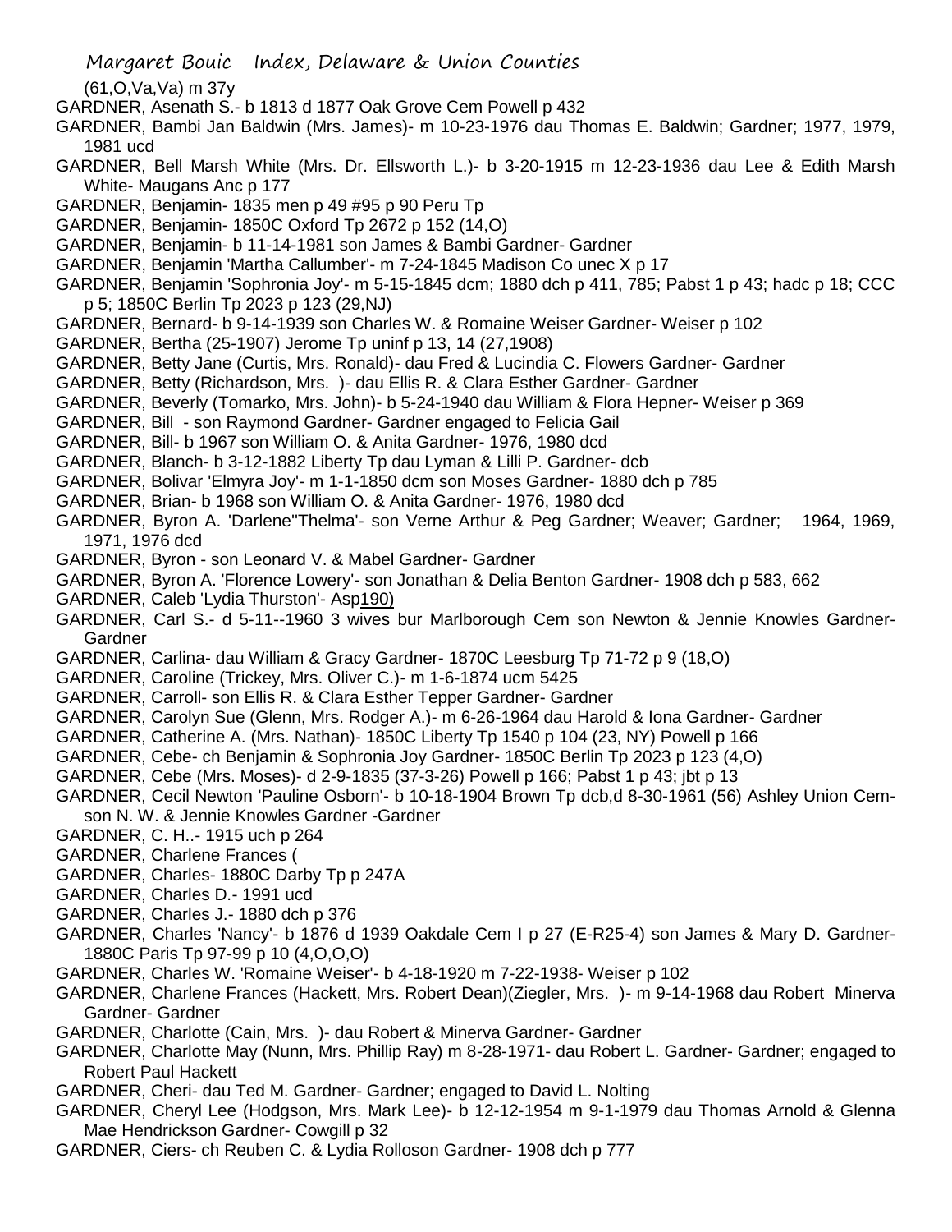(61,O,Va,Va) m 37y

GARDNER, Asenath S.- b 1813 d 1877 Oak Grove Cem Powell p 432

GARDNER, Bambi Jan Baldwin (Mrs. James)- m 10-23-1976 dau Thomas E. Baldwin; Gardner; 1977, 1979, 1981 ucd

GARDNER, Bell Marsh White (Mrs. Dr. Ellsworth L.)- b 3-20-1915 m 12-23-1936 dau Lee & Edith Marsh White- Maugans Anc p 177

GARDNER, Benjamin- 1835 men p 49 #95 p 90 Peru Tp

GARDNER, Benjamin- 1850C Oxford Tp 2672 p 152 (14,O)

GARDNER, Benjamin- b 11-14-1981 son James & Bambi Gardner- Gardner

GARDNER, Benjamin 'Martha Callumber'- m 7-24-1845 Madison Co unec X p 17

GARDNER, Benjamin 'Sophronia Joy'- m 5-15-1845 dcm; 1880 dch p 411, 785; Pabst 1 p 43; hadc p 18; CCC p 5; 1850C Berlin Tp 2023 p 123 (29,NJ)

GARDNER, Bernard- b 9-14-1939 son Charles W. & Romaine Weiser Gardner- Weiser p 102

GARDNER, Bertha (25-1907) Jerome Tp uninf p 13, 14 (27,1908)

GARDNER, Betty Jane (Curtis, Mrs. Ronald)- dau Fred & Lucindia C. Flowers Gardner- Gardner

GARDNER, Betty (Richardson, Mrs. )- dau Ellis R. & Clara Esther Gardner- Gardner

GARDNER, Beverly (Tomarko, Mrs. John)- b 5-24-1940 dau William & Flora Hepner- Weiser p 369

GARDNER, Bill - son Raymond Gardner- Gardner engaged to Felicia Gail

GARDNER, Bill- b 1967 son William O. & Anita Gardner- 1976, 1980 dcd

GARDNER, Blanch- b 3-12-1882 Liberty Tp dau Lyman & Lilli P. Gardner- dcb

GARDNER, Bolivar 'Elmyra Joy'- m 1-1-1850 dcm son Moses Gardner- 1880 dch p 785

GARDNER, Brian- b 1968 son William O. & Anita Gardner- 1976, 1980 dcd

GARDNER, Byron A. 'Darlene''Thelma'- son Verne Arthur & Peg Gardner; Weaver; Gardner; 1964, 1969, 1971, 1976 dcd

GARDNER, Byron - son Leonard V. & Mabel Gardner- Gardner

GARDNER, Byron A. 'Florence Lowery'- son Jonathan & Delia Benton Gardner- 1908 dch p 583, 662

GARDNER, Caleb 'Lydia Thurston'- Asp190)

GARDNER, Carl S.- d 5-11--1960 3 wives bur Marlborough Cem son Newton & Jennie Knowles Gardner- Gardner

GARDNER, Carlina- dau William & Gracy Gardner- 1870C Leesburg Tp 71-72 p 9 (18,O)

GARDNER, Caroline (Trickey, Mrs. Oliver C.)- m 1-6-1874 ucm 5425

GARDNER, Carroll- son Ellis R. & Clara Esther Tepper Gardner- Gardner

GARDNER, Carolyn Sue (Glenn, Mrs. Rodger A.)- m 6-26-1964 dau Harold & Iona Gardner- Gardner

GARDNER, Catherine A. (Mrs. Nathan)- 1850C Liberty Tp 1540 p 104 (23, NY) Powell p 166

GARDNER, Cebe- ch Benjamin & Sophronia Joy Gardner- 1850C Berlin Tp 2023 p 123 (4,O)

GARDNER, Cebe (Mrs. Moses)- d 2-9-1835 (37-3-26) Powell p 166; Pabst 1 p 43; jbt p 13

GARDNER, Cecil Newton 'Pauline Osborn'- b 10-18-1904 Brown Tp dcb,d 8-30-1961 (56) Ashley Union Cem- son N. W. & Jennie Knowles Gardner -Gardner

GARDNER, C. H..- 1915 uch p 264

GARDNER, Charlene Frances (

GARDNER, Charles- 1880C Darby Tp p 247A

GARDNER, Charles D.- 1991 ucd

GARDNER, Charles J.- 1880 dch p 376

GARDNER, Charles 'Nancy'- b 1876 d 1939 Oakdale Cem I p 27 (E-R25-4) son James & Mary D. Gardner- 1880C Paris Tp 97-99 p 10 (4,O,O,O)

GARDNER, Charles W. 'Romaine Weiser'- b 4-18-1920 m 7-22-1938- Weiser p 102

GARDNER, Charlene Frances (Hackett, Mrs. Robert Dean)(Ziegler, Mrs. )- m 9-14-1968 dau Robert Minerva Gardner- Gardner

GARDNER, Charlotte (Cain, Mrs. )- dau Robert & Minerva Gardner- Gardner

GARDNER, Charlotte May (Nunn, Mrs. Phillip Ray) m 8-28-1971- dau Robert L. Gardner- Gardner; engaged to Robert Paul Hackett

GARDNER, Cheri- dau Ted M. Gardner- Gardner; engaged to David L. Nolting

GARDNER, Cheryl Lee (Hodgson, Mrs. Mark Lee)- b 12-12-1954 m 9-1-1979 dau Thomas Arnold & Glenna Mae Hendrickson Gardner- Cowgill p 32

GARDNER, Ciers- ch Reuben C. & Lydia Rolloson Gardner- 1908 dch p 777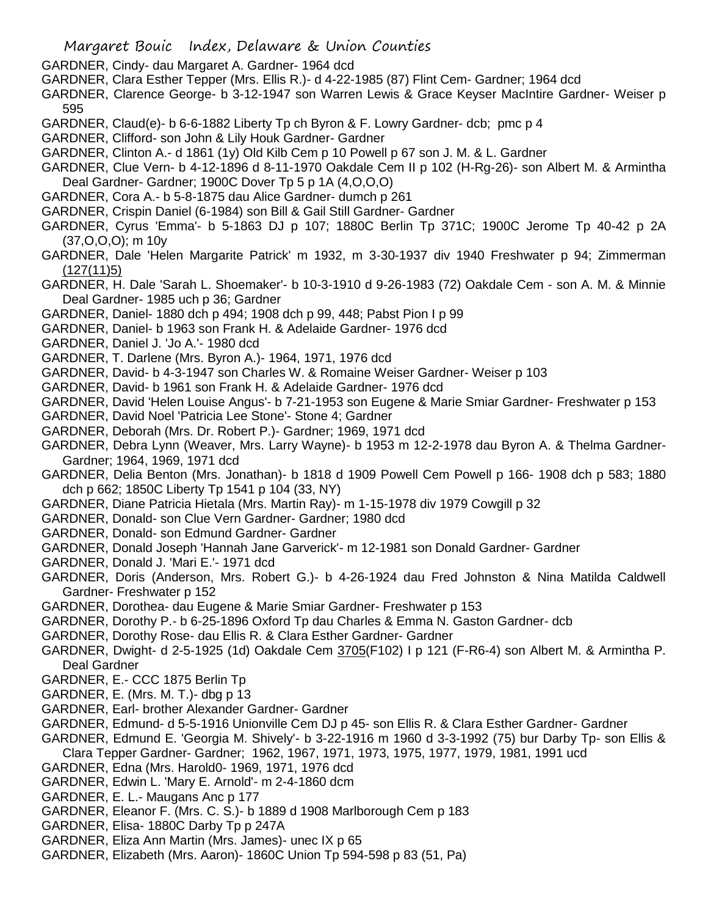GARDNER, Cindy- dau Margaret A. Gardner- 1964 dcd

GARDNER, Clara Esther Tepper (Mrs. Ellis R.)- d 4-22-1985 (87) Flint Cem- Gardner; 1964 dcd

GARDNER, Clarence George- b 3-12-1947 son Warren Lewis & Grace Keyser MacIntire Gardner- Weiser p 595

GARDNER, Claud(e)- b 6-6-1882 Liberty Tp ch Byron & F. Lowry Gardner- dcb; pmc p 4

GARDNER, Clifford- son John & Lily Houk Gardner- Gardner

GARDNER, Clinton A.- d 1861 (1y) Old Kilb Cem p 10 Powell p 67 son J. M. & L. Gardner

GARDNER, Clue Vern- b 4-12-1896 d 8-11-1970 Oakdale Cem II p 102 (H-Rg-26)- son Albert M. & Armintha Deal Gardner- Gardner; 1900C Dover Tp 5 p 1A (4,O,O,O)

GARDNER, Cora A.- b 5-8-1875 dau Alice Gardner- dumch p 261

GARDNER, Crispin Daniel (6-1984) son Bill & Gail Still Gardner- Gardner

GARDNER, Cyrus 'Emma'- b 5-1863 DJ p 107; 1880C Berlin Tp 371C; 1900C Jerome Tp 40-42 p 2A (37,O,O,O); m 10y

GARDNER, Dale 'Helen Margarite Patrick' m 1932, m 3-30-1937 div 1940 Freshwater p 94; Zimmerman (127(11)5)

GARDNER, H. Dale 'Sarah L. Shoemaker'- b 10-3-1910 d 9-26-1983 (72) Oakdale Cem - son A. M. & Minnie Deal Gardner- 1985 uch p 36; Gardner

GARDNER, Daniel- 1880 dch p 494; 1908 dch p 99, 448; Pabst Pion I p 99

GARDNER, Daniel- b 1963 son Frank H. & Adelaide Gardner- 1976 dcd

GARDNER, Daniel J. 'Jo A.'- 1980 dcd

GARDNER, T. Darlene (Mrs. Byron A.)- 1964, 1971, 1976 dcd

GARDNER, David- b 4-3-1947 son Charles W. & Romaine Weiser Gardner- Weiser p 103

GARDNER, David- b 1961 son Frank H. & Adelaide Gardner- 1976 dcd

GARDNER, David 'Helen Louise Angus'- b 7-21-1953 son Eugene & Marie Smiar Gardner- Freshwater p 153

GARDNER, David Noel 'Patricia Lee Stone'- Stone 4; Gardner

GARDNER, Deborah (Mrs. Dr. Robert P.)- Gardner; 1969, 1971 dcd

GARDNER, Debra Lynn (Weaver, Mrs. Larry Wayne)- b 1953 m 12-2-1978 dau Byron A. & Thelma Gardner- Gardner; 1964, 1969, 1971 dcd

GARDNER, Delia Benton (Mrs. Jonathan)- b 1818 d 1909 Powell Cem Powell p 166- 1908 dch p 583; 1880 dch p 662; 1850C Liberty Tp 1541 p 104 (33, NY)

GARDNER, Diane Patricia Hietala (Mrs. Martin Ray)- m 1-15-1978 div 1979 Cowgill p 32

GARDNER, Donald- son Clue Vern Gardner- Gardner; 1980 dcd

GARDNER, Donald- son Edmund Gardner- Gardner

GARDNER, Donald Joseph 'Hannah Jane Garverick'- m 12-1981 son Donald Gardner- Gardner

GARDNER, Donald J. 'Mari E.'- 1971 dcd

GARDNER, Doris (Anderson, Mrs. Robert G.)- b 4-26-1924 dau Fred Johnston & Nina Matilda Caldwell Gardner- Freshwater p 152

GARDNER, Dorothea- dau Eugene & Marie Smiar Gardner- Freshwater p 153

GARDNER, Dorothy P.- b 6-25-1896 Oxford Tp dau Charles & Emma N. Gaston Gardner- dcb

GARDNER, Dorothy Rose- dau Ellis R. & Clara Esther Gardner- Gardner

GARDNER, Dwight- d 2-5-1925 (1d) Oakdale Cem 3705(F102) I p 121 (F-R6-4) son Albert M. & Armintha P. Deal Gardner

GARDNER, E.- CCC 1875 Berlin Tp

GARDNER, E. (Mrs. M. T.)- dbg p 13

GARDNER, Earl- brother Alexander Gardner- Gardner

GARDNER, Edmund- d 5-5-1916 Unionville Cem DJ p 45- son Ellis R. & Clara Esther Gardner- Gardner

GARDNER, Edmund E. 'Georgia M. Shively'- b 3-22-1916 m 1960 d 3-3-1992 (75) bur Darby Tp- son Ellis & Clara Tepper Gardner- Gardner; 1962, 1967, 1971, 1973, 1975, 1977, 1979, 1981, 1991 ucd

GARDNER, Edna (Mrs. Harold0- 1969, 1971, 1976 dcd

GARDNER, Edwin L. 'Mary E. Arnold'- m 2-4-1860 dcm

GARDNER, E. L.- Maugans Anc p 177

GARDNER, Eleanor F. (Mrs. C. S.)- b 1889 d 1908 Marlborough Cem p 183

GARDNER, Elisa- 1880C Darby Tp p 247A

GARDNER, Eliza Ann Martin (Mrs. James)- unec IX p 65

GARDNER, Elizabeth (Mrs. Aaron)- 1860C Union Tp 594-598 p 83 (51, Pa)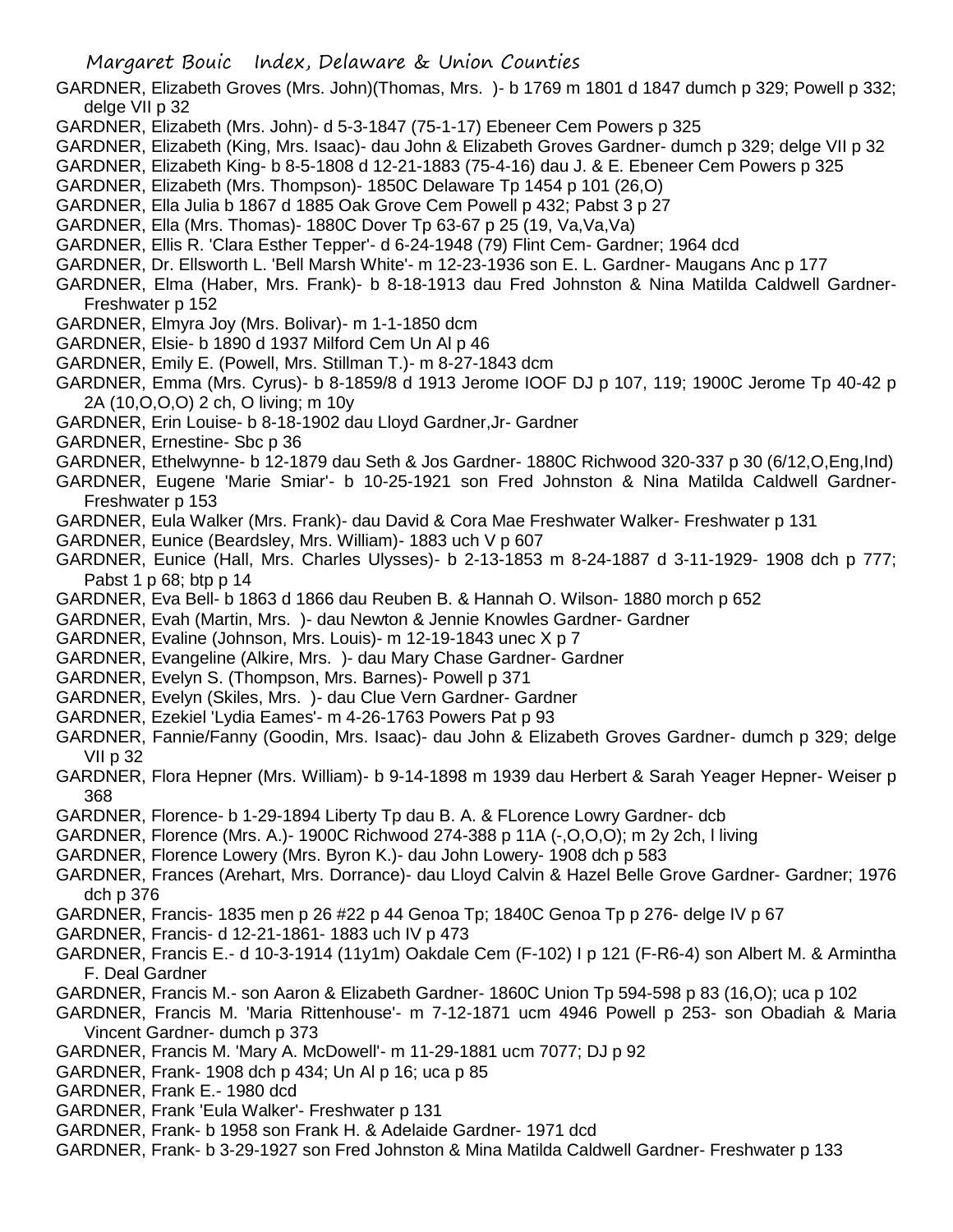GARDNER, Elizabeth Groves (Mrs. John)(Thomas, Mrs. )- b 1769 m 1801 d 1847 dumch p 329; Powell p 332; delge VII p 32

GARDNER, Elizabeth (Mrs. John)- d 5-3-1847 (75-1-17) Ebeneer Cem Powers p 325

GARDNER, Elizabeth (King, Mrs. Isaac)- dau John & Elizabeth Groves Gardner- dumch p 329; delge VII p 32

GARDNER, Elizabeth King- b 8-5-1808 d 12-21-1883 (75-4-16) dau J. & E. Ebeneer Cem Powers p 325

GARDNER, Elizabeth (Mrs. Thompson)- 1850C Delaware Tp 1454 p 101 (26,O)

GARDNER, Ella Julia b 1867 d 1885 Oak Grove Cem Powell p 432; Pabst 3 p 27

GARDNER, Ella (Mrs. Thomas)- 1880C Dover Tp 63-67 p 25 (19, Va,Va,Va)

GARDNER, Ellis R. 'Clara Esther Tepper'- d 6-24-1948 (79) Flint Cem- Gardner; 1964 dcd

GARDNER, Dr. Ellsworth L. 'Bell Marsh White'- m 12-23-1936 son E. L. Gardner- Maugans Anc p 177

GARDNER, Elma (Haber, Mrs. Frank)- b 8-18-1913 dau Fred Johnston & Nina Matilda Caldwell Gardner- Freshwater p 152

GARDNER, Elmyra Joy (Mrs. Bolivar)- m 1-1-1850 dcm

GARDNER, Elsie- b 1890 d 1937 Milford Cem Un Al p 46

GARDNER, Emily E. (Powell, Mrs. Stillman T.)- m 8-27-1843 dcm

GARDNER, Emma (Mrs. Cyrus)- b 8-1859/8 d 1913 Jerome IOOF DJ p 107, 119; 1900C Jerome Tp 40-42 p 2A (10,O,O,O) 2 ch, O living; m 10y

GARDNER, Erin Louise- b 8-18-1902 dau Lloyd Gardner,Jr- Gardner

GARDNER, Ernestine- Sbc p 36

GARDNER, Ethelwynne- b 12-1879 dau Seth & Jos Gardner- 1880C Richwood 320-337 p 30 (6/12,O,Eng,Ind)

GARDNER, Eugene 'Marie Smiar'- b 10-25-1921 son Fred Johnston & Nina Matilda Caldwell Gardner- Freshwater p 153

GARDNER, Eula Walker (Mrs. Frank)- dau David & Cora Mae Freshwater Walker- Freshwater p 131

GARDNER, Eunice (Beardsley, Mrs. William)- 1883 uch V p 607

GARDNER, Eunice (Hall, Mrs. Charles Ulysses)- b 2-13-1853 m 8-24-1887 d 3-11-1929- 1908 dch p 777; Pabst 1 p 68; btp p 14

GARDNER, Eva Bell- b 1863 d 1866 dau Reuben B. & Hannah O. Wilson- 1880 morch p 652

GARDNER, Evah (Martin, Mrs. )- dau Newton & Jennie Knowles Gardner- Gardner

GARDNER, Evaline (Johnson, Mrs. Louis)- m 12-19-1843 unec X p 7

GARDNER, Evangeline (Alkire, Mrs. )- dau Mary Chase Gardner- Gardner

GARDNER, Evelyn S. (Thompson, Mrs. Barnes)- Powell p 371

GARDNER, Evelyn (Skiles, Mrs. )- dau Clue Vern Gardner- Gardner

GARDNER, Ezekiel 'Lydia Eames'- m 4-26-1763 Powers Pat p 93

GARDNER, Fannie/Fanny (Goodin, Mrs. Isaac)- dau John & Elizabeth Groves Gardner- dumch p 329; delge VII p 32

GARDNER, Flora Hepner (Mrs. William)- b 9-14-1898 m 1939 dau Herbert & Sarah Yeager Hepner- Weiser p 368

GARDNER, Florence- b 1-29-1894 Liberty Tp dau B. A. & FLorence Lowry Gardner- dcb

GARDNER, Florence (Mrs. A.)- 1900C Richwood 274-388 p 11A (-,O,O,O); m 2y 2ch, l living

GARDNER, Florence Lowery (Mrs. Byron K.)- dau John Lowery- 1908 dch p 583

GARDNER, Frances (Arehart, Mrs. Dorrance)- dau Lloyd Calvin & Hazel Belle Grove Gardner- Gardner; 1976 dch p 376

GARDNER, Francis- 1835 men p 26 #22 p 44 Genoa Tp; 1840C Genoa Tp p 276- delge IV p 67

GARDNER, Francis- d 12-21-1861- 1883 uch IV p 473

GARDNER, Francis E.- d 10-3-1914 (11y1m) Oakdale Cem (F-102) I p 121 (F-R6-4) son Albert M. & Armintha F. Deal Gardner

GARDNER, Francis M.- son Aaron & Elizabeth Gardner- 1860C Union Tp 594-598 p 83 (16,O); uca p 102

GARDNER, Francis M. 'Maria Rittenhouse'- m 7-12-1871 ucm 4946 Powell p 253- son Obadiah & Maria Vincent Gardner- dumch p 373

GARDNER, Francis M. 'Mary A. McDowell'- m 11-29-1881 ucm 7077; DJ p 92

GARDNER, Frank- 1908 dch p 434; Un Al p 16; uca p 85

GARDNER, Frank E.- 1980 dcd

GARDNER, Frank 'Eula Walker'- Freshwater p 131

GARDNER, Frank- b 1958 son Frank H. & Adelaide Gardner- 1971 dcd

GARDNER, Frank- b 3-29-1927 son Fred Johnston & Mina Matilda Caldwell Gardner- Freshwater p 133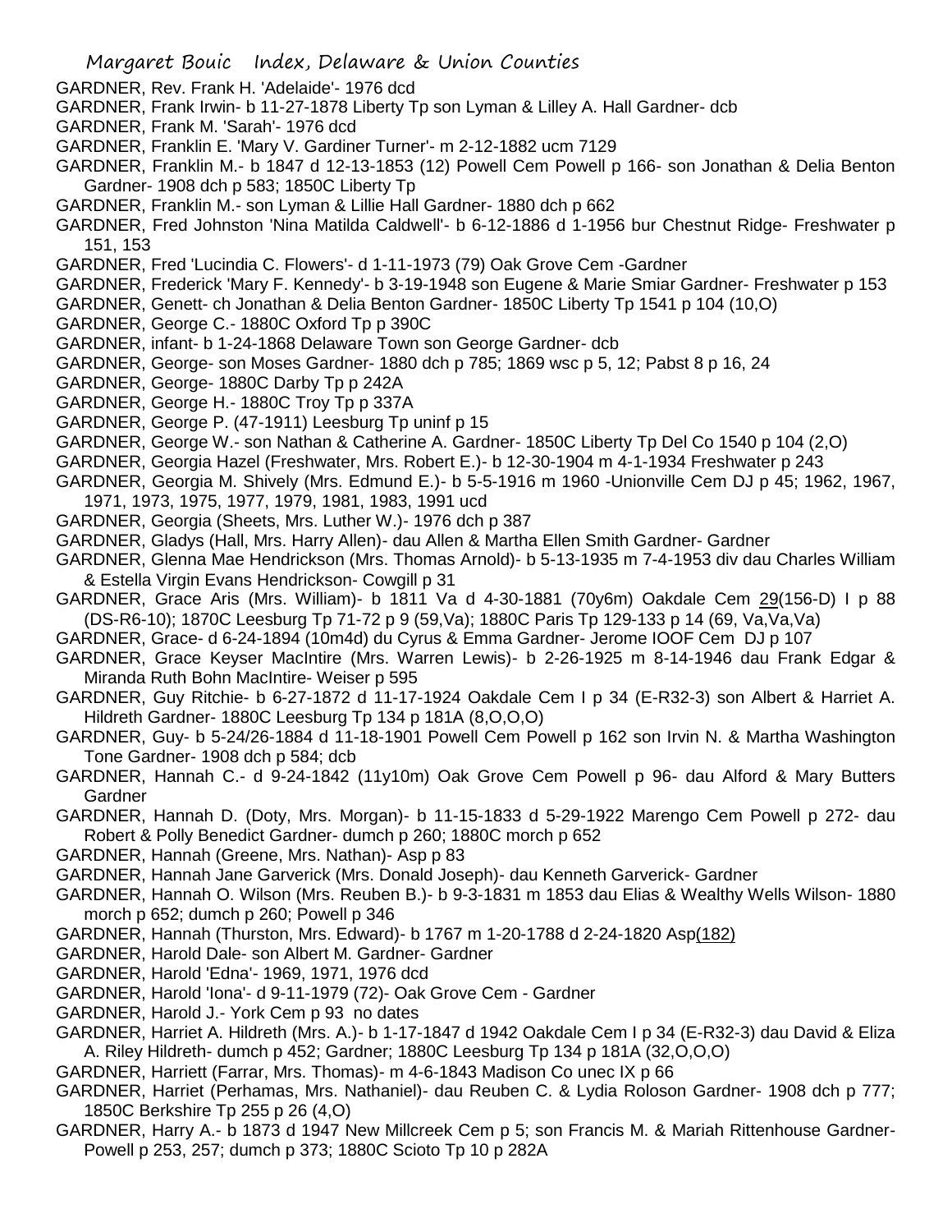GARDNER, Rev. Frank H. 'Adelaide'- 1976 dcd

GARDNER, Frank Irwin- b 11-27-1878 Liberty Tp son Lyman & Lilley A. Hall Gardner- dcb

GARDNER, Frank M. 'Sarah'- 1976 dcd

GARDNER, Franklin E. 'Mary V. Gardiner Turner'- m 2-12-1882 ucm 7129

GARDNER, Franklin M.- b 1847 d 12-13-1853 (12) Powell Cem Powell p 166- son Jonathan & Delia Benton Gardner- 1908 dch p 583; 1850C Liberty Tp

GARDNER, Franklin M.- son Lyman & Lillie Hall Gardner- 1880 dch p 662

GARDNER, Fred Johnston 'Nina Matilda Caldwell'- b 6-12-1886 d 1-1956 bur Chestnut Ridge- Freshwater p 151, 153

GARDNER, Fred 'Lucindia C. Flowers'- d 1-11-1973 (79) Oak Grove Cem -Gardner

GARDNER, Frederick 'Mary F. Kennedy'- b 3-19-1948 son Eugene & Marie Smiar Gardner- Freshwater p 153

GARDNER, Genett- ch Jonathan & Delia Benton Gardner- 1850C Liberty Tp 1541 p 104 (10,O)

GARDNER, George C.- 1880C Oxford Tp p 390C

GARDNER, infant- b 1-24-1868 Delaware Town son George Gardner- dcb

GARDNER, George- son Moses Gardner- 1880 dch p 785; 1869 wsc p 5, 12; Pabst 8 p 16, 24

GARDNER, George- 1880C Darby Tp p 242A

GARDNER, George H.- 1880C Troy Tp p 337A

GARDNER, George P. (47-1911) Leesburg Tp uninf p 15

GARDNER, George W.- son Nathan & Catherine A. Gardner- 1850C Liberty Tp Del Co 1540 p 104 (2,O)

GARDNER, Georgia Hazel (Freshwater, Mrs. Robert E.)- b 12-30-1904 m 4-1-1934 Freshwater p 243

GARDNER, Georgia M. Shively (Mrs. Edmund E.)- b 5-5-1916 m 1960 -Unionville Cem DJ p 45; 1962, 1967, 1971, 1973, 1975, 1977, 1979, 1981, 1983, 1991 ucd

GARDNER, Georgia (Sheets, Mrs. Luther W.)- 1976 dch p 387

GARDNER, Gladys (Hall, Mrs. Harry Allen)- dau Allen & Martha Ellen Smith Gardner- Gardner

GARDNER, Glenna Mae Hendrickson (Mrs. Thomas Arnold)- b 5-13-1935 m 7-4-1953 div dau Charles William & Estella Virgin Evans Hendrickson- Cowgill p 31

GARDNER, Grace Aris (Mrs. William)- b 1811 Va d 4-30-1881 (70y6m) Oakdale Cem 29(156-D) I p 88 (DS-R6-10); 1870C Leesburg Tp 71-72 p 9 (59,Va); 1880C Paris Tp 129-133 p 14 (69, Va,Va,Va)

GARDNER, Grace- d 6-24-1894 (10m4d) du Cyrus & Emma Gardner- Jerome IOOF Cem DJ p 107

GARDNER, Grace Keyser MacIntire (Mrs. Warren Lewis)- b 2-26-1925 m 8-14-1946 dau Frank Edgar & Miranda Ruth Bohn MacIntire- Weiser p 595

GARDNER, Guy Ritchie- b 6-27-1872 d 11-17-1924 Oakdale Cem I p 34 (E-R32-3) son Albert & Harriet A. Hildreth Gardner- 1880C Leesburg Tp 134 p 181A (8,O,O,O)

GARDNER, Guy- b 5-24/26-1884 d 11-18-1901 Powell Cem Powell p 162 son Irvin N. & Martha Washington Tone Gardner- 1908 dch p 584; dcb

GARDNER, Hannah C.- d 9-24-1842 (11y10m) Oak Grove Cem Powell p 96- dau Alford & Mary Butters Gardner

GARDNER, Hannah D. (Doty, Mrs. Morgan)- b 11-15-1833 d 5-29-1922 Marengo Cem Powell p 272- dau Robert & Polly Benedict Gardner- dumch p 260; 1880C morch p 652

GARDNER, Hannah (Greene, Mrs. Nathan)- Asp p 83

GARDNER, Hannah Jane Garverick (Mrs. Donald Joseph)- dau Kenneth Garverick- Gardner

GARDNER, Hannah O. Wilson (Mrs. Reuben B.)- b 9-3-1831 m 1853 dau Elias & Wealthy Wells Wilson- 1880 morch p 652; dumch p 260; Powell p 346

GARDNER, Hannah (Thurston, Mrs. Edward)- b 1767 m 1-20-1788 d 2-24-1820 Asp(182)

GARDNER, Harold Dale- son Albert M. Gardner- Gardner

GARDNER, Harold 'Edna'- 1969, 1971, 1976 dcd

GARDNER, Harold 'Iona'- d 9-11-1979 (72)- Oak Grove Cem - Gardner

GARDNER, Harold J.- York Cem p 93 no dates

GARDNER, Harriet A. Hildreth (Mrs. A.)- b 1-17-1847 d 1942 Oakdale Cem I p 34 (E-R32-3) dau David & Eliza A. Riley Hildreth- dumch p 452; Gardner; 1880C Leesburg Tp 134 p 181A (32,O,O,O)

GARDNER, Harriett (Farrar, Mrs. Thomas)- m 4-6-1843 Madison Co unec IX p 66

GARDNER, Harriet (Perhamas, Mrs. Nathaniel)- dau Reuben C. & Lydia Roloson Gardner- 1908 dch p 777; 1850C Berkshire Tp 255 p 26 (4,O)

GARDNER, Harry A.- b 1873 d 1947 New Millcreek Cem p 5; son Francis M. & Mariah Rittenhouse Gardner- Powell p 253, 257; dumch p 373; 1880C Scioto Tp 10 p 282A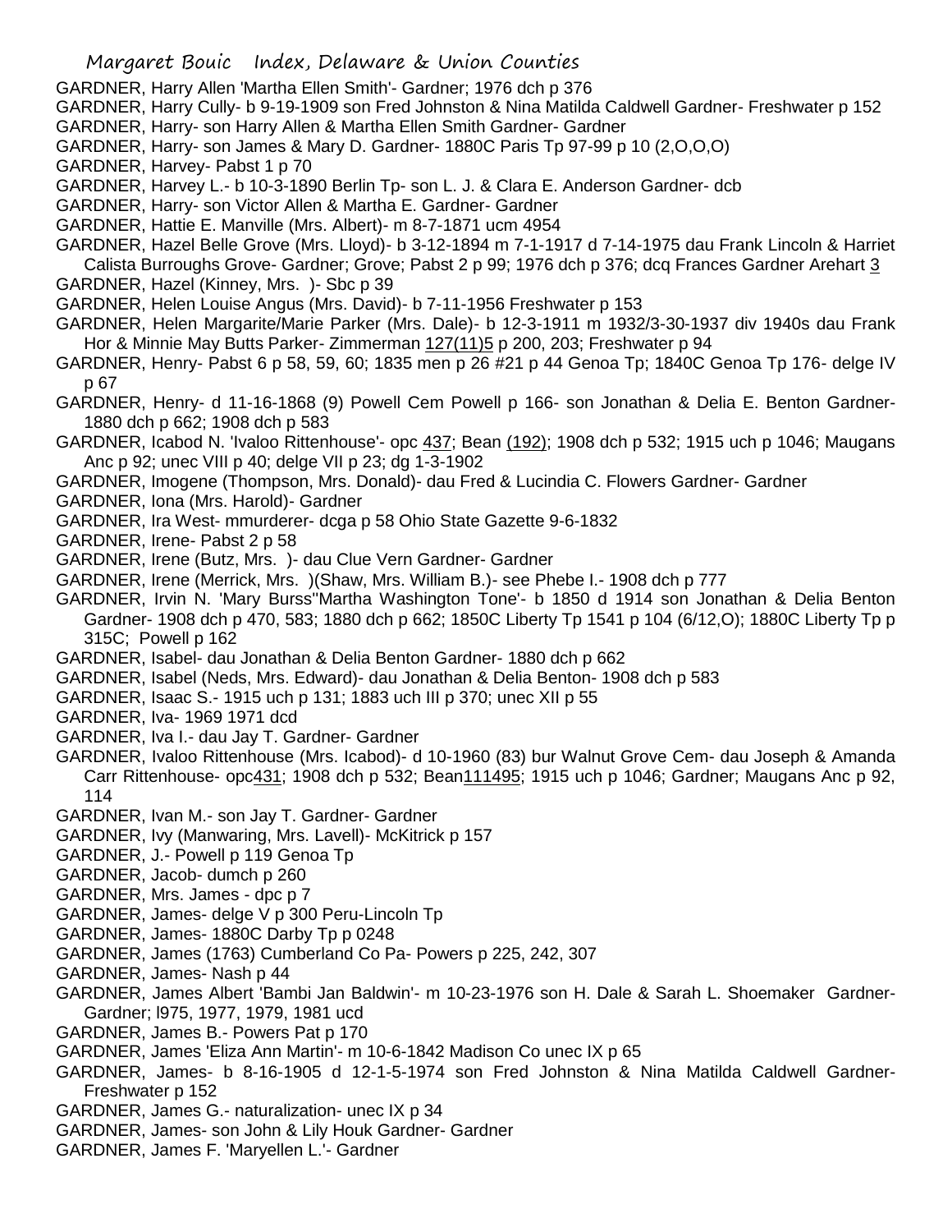GARDNER, Harry Allen 'Martha Ellen Smith'- Gardner; 1976 dch p 376

GARDNER, Harry Cully- b 9-19-1909 son Fred Johnston & Nina Matilda Caldwell Gardner- Freshwater p 152

GARDNER, Harry- son Harry Allen & Martha Ellen Smith Gardner- Gardner

GARDNER, Harry- son James & Mary D. Gardner- 1880C Paris Tp 97-99 p 10 (2,O,O,O)

GARDNER, Harvey- Pabst 1 p 70

GARDNER, Harvey L.- b 10-3-1890 Berlin Tp- son L. J. & Clara E. Anderson Gardner- dcb

GARDNER, Harry- son Victor Allen & Martha E. Gardner- Gardner

GARDNER, Hattie E. Manville (Mrs. Albert)- m 8-7-1871 ucm 4954

GARDNER, Hazel Belle Grove (Mrs. Lloyd)- b 3-12-1894 m 7-1-1917 d 7-14-1975 dau Frank Lincoln & Harriet Calista Burroughs Grove- Gardner; Grove; Pabst 2 p 99; 1976 dch p 376; dcq Frances Gardner Arehart 3

GARDNER, Hazel (Kinney, Mrs. )- Sbc p 39

GARDNER, Helen Louise Angus (Mrs. David)- b 7-11-1956 Freshwater p 153

GARDNER, Helen Margarite/Marie Parker (Mrs. Dale)- b 12-3-1911 m 1932/3-30-1937 div 1940s dau Frank Hor & Minnie May Butts Parker- Zimmerman 127(11)5 p 200, 203; Freshwater p 94

GARDNER, Henry- Pabst 6 p 58, 59, 60; 1835 men p 26 #21 p 44 Genoa Tp; 1840C Genoa Tp 176- delge IV p 67

GARDNER, Henry- d 11-16-1868 (9) Powell Cem Powell p 166- son Jonathan & Delia E. Benton Gardner- 1880 dch p 662; 1908 dch p 583

GARDNER, Icabod N. 'Ivaloo Rittenhouse'- opc 437; Bean (192); 1908 dch p 532; 1915 uch p 1046; Maugans Anc p 92; unec VIII p 40; delge VII p 23; dg 1-3-1902

GARDNER, Imogene (Thompson, Mrs. Donald)- dau Fred & Lucindia C. Flowers Gardner- Gardner

GARDNER, Iona (Mrs. Harold)- Gardner

GARDNER, Ira West- mmurderer- dcga p 58 Ohio State Gazette 9-6-1832

GARDNER, Irene- Pabst 2 p 58

GARDNER, Irene (Butz, Mrs. )- dau Clue Vern Gardner- Gardner

GARDNER, Irene (Merrick, Mrs. )(Shaw, Mrs. William B.)- see Phebe I.- 1908 dch p 777

GARDNER, Irvin N. 'Mary Burss''Martha Washington Tone'- b 1850 d 1914 son Jonathan & Delia Benton Gardner- 1908 dch p 470, 583; 1880 dch p 662; 1850C Liberty Tp 1541 p 104 (6/12,O); 1880C Liberty Tp p 315C; Powell p 162

GARDNER, Isabel- dau Jonathan & Delia Benton Gardner- 1880 dch p 662

GARDNER, Isabel (Neds, Mrs. Edward)- dau Jonathan & Delia Benton- 1908 dch p 583

GARDNER, Isaac S.- 1915 uch p 131; 1883 uch III p 370; unec XII p 55

GARDNER, Iva- 1969 1971 dcd

GARDNER, Iva I.- dau Jay T. Gardner- Gardner

GARDNER, Ivaloo Rittenhouse (Mrs. Icabod)- d 10-1960 (83) bur Walnut Grove Cem- dau Joseph & Amanda Carr Rittenhouse- opc431; 1908 dch p 532; Bean111495; 1915 uch p 1046; Gardner; Maugans Anc p 92, 114

GARDNER, Ivan M.- son Jay T. Gardner- Gardner

GARDNER, Ivy (Manwaring, Mrs. Lavell)- McKitrick p 157

GARDNER, J.- Powell p 119 Genoa Tp

GARDNER, Jacob- dumch p 260

GARDNER, Mrs. James - dpc p 7

GARDNER, James- delge V p 300 Peru-Lincoln Tp

GARDNER, James- 1880C Darby Tp p 0248

GARDNER, James (1763) Cumberland Co Pa- Powers p 225, 242, 307

GARDNER, James- Nash p 44

GARDNER, James Albert 'Bambi Jan Baldwin'- m 10-23-1976 son H. Dale & Sarah L. Shoemaker Gardner- Gardner; l975, 1977, 1979, 1981 ucd

GARDNER, James B.- Powers Pat p 170

GARDNER, James 'Eliza Ann Martin'- m 10-6-1842 Madison Co unec IX p 65

GARDNER, James- b 8-16-1905 d 12-1-5-1974 son Fred Johnston & Nina Matilda Caldwell Gardner- Freshwater p 152

GARDNER, James G.- naturalization- unec IX p 34

GARDNER, James- son John & Lily Houk Gardner- Gardner

GARDNER, James F. 'Maryellen L.'- Gardner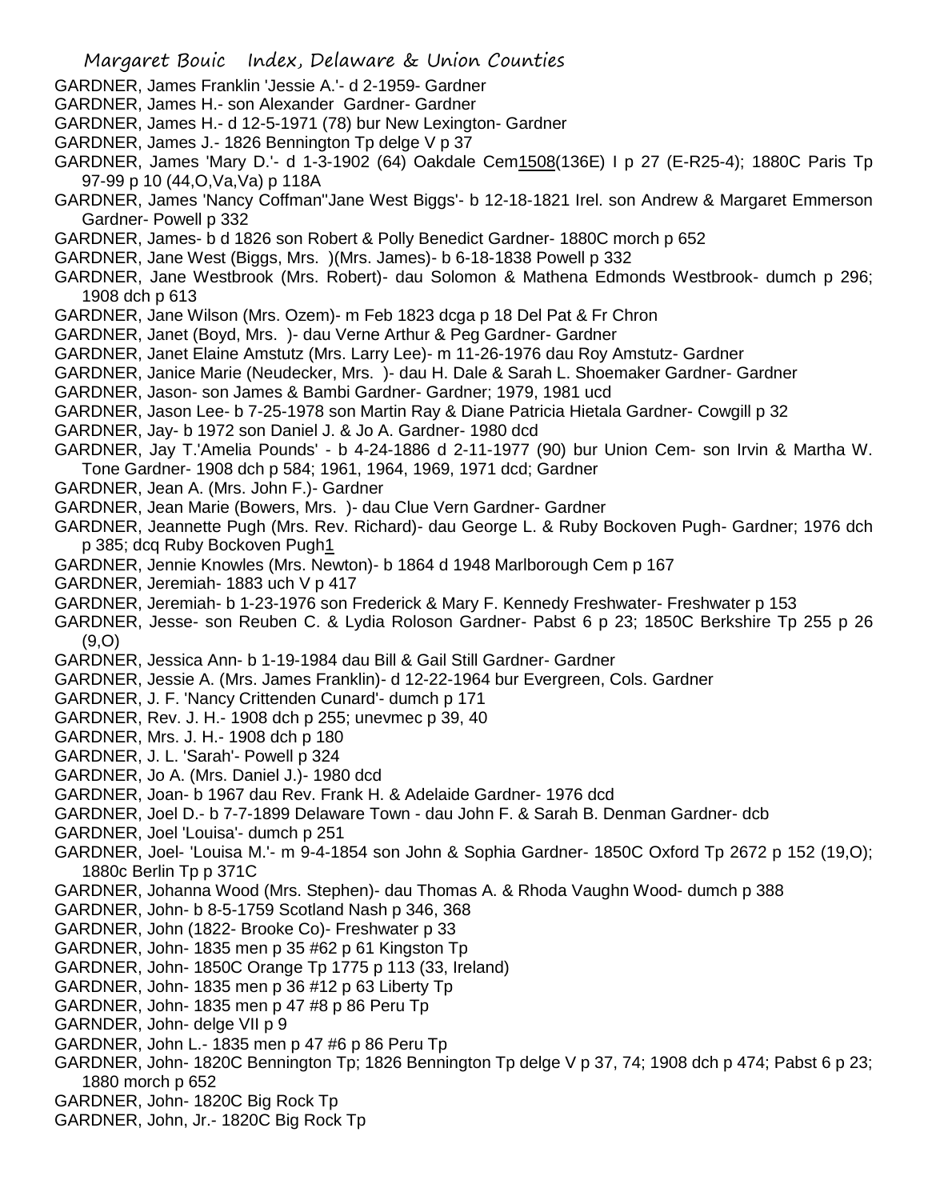GARDNER, James Franklin 'Jessie A.'- d 2-1959- Gardner

GARDNER, James H.- son Alexander Gardner- Gardner

GARDNER, James H.- d 12-5-1971 (78) bur New Lexington- Gardner

GARDNER, James J.- 1826 Bennington Tp delge V p 37

GARDNER, James 'Mary D.'- d 1-3-1902 (64) Oakdale Cem1508(136E) I p 27 (E-R25-4); 1880C Paris Tp 97-99 p 10 (44,O,Va,Va) p 118A

GARDNER, James 'Nancy Coffman''Jane West Biggs'- b 12-18-1821 Irel. son Andrew & Margaret Emmerson Gardner- Powell p 332

GARDNER, James- b d 1826 son Robert & Polly Benedict Gardner- 1880C morch p 652

GARDNER, Jane West (Biggs, Mrs. )(Mrs. James)- b 6-18-1838 Powell p 332

GARDNER, Jane Westbrook (Mrs. Robert)- dau Solomon & Mathena Edmonds Westbrook- dumch p 296; 1908 dch p 613

GARDNER, Jane Wilson (Mrs. Ozem)- m Feb 1823 dcga p 18 Del Pat & Fr Chron

GARDNER, Janet (Boyd, Mrs. )- dau Verne Arthur & Peg Gardner- Gardner

GARDNER, Janet Elaine Amstutz (Mrs. Larry Lee)- m 11-26-1976 dau Roy Amstutz- Gardner

GARDNER, Janice Marie (Neudecker, Mrs. )- dau H. Dale & Sarah L. Shoemaker Gardner- Gardner

GARDNER, Jason- son James & Bambi Gardner- Gardner; 1979, 1981 ucd

GARDNER, Jason Lee- b 7-25-1978 son Martin Ray & Diane Patricia Hietala Gardner- Cowgill p 32

GARDNER, Jay- b 1972 son Daniel J. & Jo A. Gardner- 1980 dcd

GARDNER, Jay T.'Amelia Pounds' - b 4-24-1886 d 2-11-1977 (90) bur Union Cem- son Irvin & Martha W. Tone Gardner- 1908 dch p 584; 1961, 1964, 1969, 1971 dcd; Gardner

GARDNER, Jean A. (Mrs. John F.)- Gardner

GARDNER, Jean Marie (Bowers, Mrs. )- dau Clue Vern Gardner- Gardner

GARDNER, Jeannette Pugh (Mrs. Rev. Richard)- dau George L. & Ruby Bockoven Pugh- Gardner; 1976 dch p 385; dcq Ruby Bockoven Pugh1

GARDNER, Jennie Knowles (Mrs. Newton)- b 1864 d 1948 Marlborough Cem p 167

GARDNER, Jeremiah- 1883 uch V p 417

GARDNER, Jeremiah- b 1-23-1976 son Frederick & Mary F. Kennedy Freshwater- Freshwater p 153

GARDNER, Jesse- son Reuben C. & Lydia Roloson Gardner- Pabst 6 p 23; 1850C Berkshire Tp 255 p 26 (9,O)

GARDNER, Jessica Ann- b 1-19-1984 dau Bill & Gail Still Gardner- Gardner

GARDNER, Jessie A. (Mrs. James Franklin)- d 12-22-1964 bur Evergreen, Cols. Gardner

GARDNER, J. F. 'Nancy Crittenden Cunard'- dumch p 171

GARDNER, Rev. J. H.- 1908 dch p 255; unevmec p 39, 40

GARDNER, Mrs. J. H.- 1908 dch p 180

GARDNER, J. L. 'Sarah'- Powell p 324

GARDNER, Jo A. (Mrs. Daniel J.)- 1980 dcd

GARDNER, Joan- b 1967 dau Rev. Frank H. & Adelaide Gardner- 1976 dcd

GARDNER, Joel D.- b 7-7-1899 Delaware Town - dau John F. & Sarah B. Denman Gardner- dcb

GARDNER, Joel 'Louisa'- dumch p 251

GARDNER, Joel- 'Louisa M.'- m 9-4-1854 son John & Sophia Gardner- 1850C Oxford Tp 2672 p 152 (19,O); 1880c Berlin Tp p 371C

GARDNER, Johanna Wood (Mrs. Stephen)- dau Thomas A. & Rhoda Vaughn Wood- dumch p 388

GARDNER, John- b 8-5-1759 Scotland Nash p 346, 368

GARDNER, John (1822- Brooke Co)- Freshwater p 33

GARDNER, John- 1835 men p 35 #62 p 61 Kingston Tp

GARDNER, John- 1850C Orange Tp 1775 p 113 (33, Ireland)

GARDNER, John- 1835 men p 36 #12 p 63 Liberty Tp

GARDNER, John- 1835 men p 47 #8 p 86 Peru Tp

GARNDER, John- delge VII p 9

GARDNER, John L.- 1835 men p 47 #6 p 86 Peru Tp

GARDNER, John- 1820C Bennington Tp; 1826 Bennington Tp delge V p 37, 74; 1908 dch p 474; Pabst 6 p 23; 1880 morch p 652

GARDNER, John- 1820C Big Rock Tp

GARDNER, John, Jr.- 1820C Big Rock Tp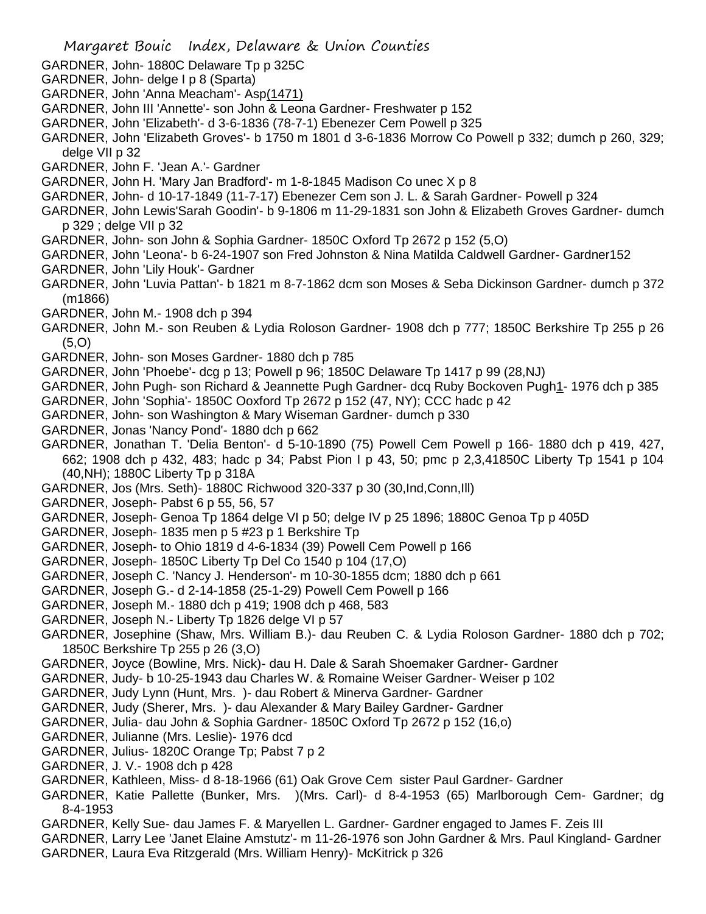GARDNER, John- 1880C Delaware Tp p 325C

GARDNER, John- delge I p 8 (Sparta)

GARDNER, John 'Anna Meacham'- Asp(1471)

GARDNER, John III 'Annette'- son John & Leona Gardner- Freshwater p 152

GARDNER, John 'Elizabeth'- d 3-6-1836 (78-7-1) Ebenezer Cem Powell p 325

GARDNER, John 'Elizabeth Groves'- b 1750 m 1801 d 3-6-1836 Morrow Co Powell p 332; dumch p 260, 329; delge VII p 32

GARDNER, John F. 'Jean A.'- Gardner

GARDNER, John H. 'Mary Jan Bradford'- m 1-8-1845 Madison Co unec X p 8

GARDNER, John- d 10-17-1849 (11-7-17) Ebenezer Cem son J. L. & Sarah Gardner- Powell p 324

GARDNER, John Lewis'Sarah Goodin'- b 9-1806 m 11-29-1831 son John & Elizabeth Groves Gardner- dumch p 329 ; delge VII p 32

GARDNER, John- son John & Sophia Gardner- 1850C Oxford Tp 2672 p 152 (5,O)

GARDNER, John 'Leona'- b 6-24-1907 son Fred Johnston & Nina Matilda Caldwell Gardner- Gardner152

GARDNER, John 'Lily Houk'- Gardner

GARDNER, John 'Luvia Pattan'- b 1821 m 8-7-1862 dcm son Moses & Seba Dickinson Gardner- dumch p 372 (m1866)

GARDNER, John M.- 1908 dch p 394

GARDNER, John M.- son Reuben & Lydia Roloson Gardner- 1908 dch p 777; 1850C Berkshire Tp 255 p 26 (5,O)

GARDNER, John- son Moses Gardner- 1880 dch p 785

GARDNER, John 'Phoebe'- dcg p 13; Powell p 96; 1850C Delaware Tp 1417 p 99 (28,NJ)

GARDNER, John Pugh- son Richard & Jeannette Pugh Gardner- dcq Ruby Bockoven Pugh1- 1976 dch p 385

GARDNER, John 'Sophia'- 1850C Ooxford Tp 2672 p 152 (47, NY); CCC hadc p 42

GARDNER, John- son Washington & Mary Wiseman Gardner- dumch p 330

GARDNER, Jonas 'Nancy Pond'- 1880 dch p 662

GARDNER, Jonathan T. 'Delia Benton'- d 5-10-1890 (75) Powell Cem Powell p 166- 1880 dch p 419, 427, 662; 1908 dch p 432, 483; hadc p 34; Pabst Pion I p 43, 50; pmc p 2,3,41850C Liberty Tp 1541 p 104 (40,NH); 1880C Liberty Tp p 318A

GARDNER, Jos (Mrs. Seth)- 1880C Richwood 320-337 p 30 (30,Ind,Conn,Ill)

GARDNER, Joseph- Pabst 6 p 55, 56, 57

GARDNER, Joseph- Genoa Tp 1864 delge VI p 50; delge IV p 25 1896; 1880C Genoa Tp p 405D

GARDNER, Joseph- 1835 men p 5 #23 p 1 Berkshire Tp

GARDNER, Joseph- to Ohio 1819 d 4-6-1834 (39) Powell Cem Powell p 166

GARDNER, Joseph- 1850C Liberty Tp Del Co 1540 p 104 (17,O)

GARDNER, Joseph C. 'Nancy J. Henderson'- m 10-30-1855 dcm; 1880 dch p 661

GARDNER, Joseph G.- d 2-14-1858 (25-1-29) Powell Cem Powell p 166

GARDNER, Joseph M.- 1880 dch p 419; 1908 dch p 468, 583

GARDNER, Joseph N.- Liberty Tp 1826 delge VI p 57

GARDNER, Josephine (Shaw, Mrs. William B.)- dau Reuben C. & Lydia Roloson Gardner- 1880 dch p 702; 1850C Berkshire Tp 255 p 26 (3,O)

GARDNER, Joyce (Bowline, Mrs. Nick)- dau H. Dale & Sarah Shoemaker Gardner- Gardner

GARDNER, Judy- b 10-25-1943 dau Charles W. & Romaine Weiser Gardner- Weiser p 102

GARDNER, Judy Lynn (Hunt, Mrs. )- dau Robert & Minerva Gardner- Gardner

GARDNER, Judy (Sherer, Mrs. )- dau Alexander & Mary Bailey Gardner- Gardner

GARDNER, Julia- dau John & Sophia Gardner- 1850C Oxford Tp 2672 p 152 (16,o)

GARDNER, Julianne (Mrs. Leslie)- 1976 dcd

GARDNER, Julius- 1820C Orange Tp; Pabst 7 p 2

GARDNER, J. V.- 1908 dch p 428

GARDNER, Kathleen, Miss- d 8-18-1966 (61) Oak Grove Cem sister Paul Gardner- Gardner

GARDNER, Katie Pallette (Bunker, Mrs. )(Mrs. Carl)- d 8-4-1953 (65) Marlborough Cem- Gardner; dg 8-4-1953

GARDNER, Kelly Sue- dau James F. & Maryellen L. Gardner- Gardner engaged to James F. Zeis III

GARDNER, Larry Lee 'Janet Elaine Amstutz'- m 11-26-1976 son John Gardner & Mrs. Paul Kingland- Gardner

GARDNER, Laura Eva Ritzgerald (Mrs. William Henry)- McKitrick p 326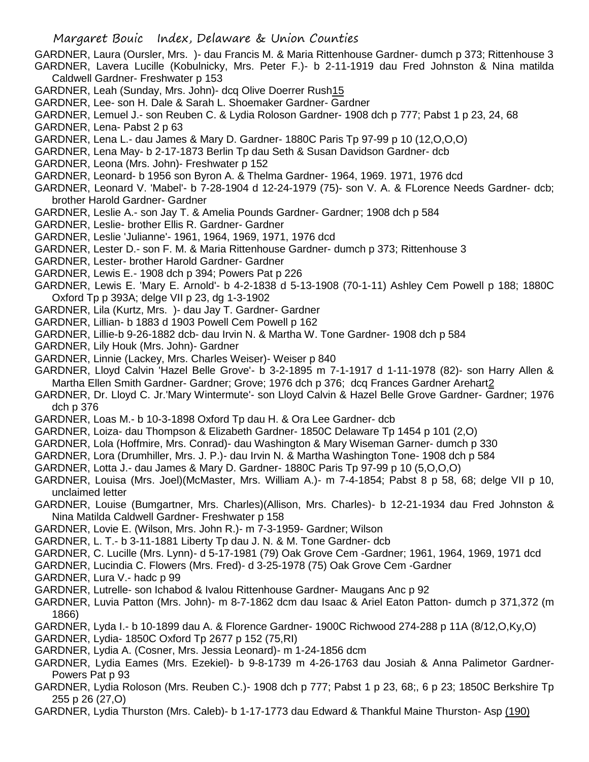GARDNER, Laura (Oursler, Mrs. )- dau Francis M. & Maria Rittenhouse Gardner- dumch p 373; Rittenhouse 3

GARDNER, Lavera Lucille (Kobulnicky, Mrs. Peter F.)- b 2-11-1919 dau Fred Johnston & Nina matilda Caldwell Gardner- Freshwater p 153

GARDNER, Leah (Sunday, Mrs. John)- dcq Olive Doerrer Rush15

GARDNER, Lee- son H. Dale & Sarah L. Shoemaker Gardner- Gardner

GARDNER, Lemuel J.- son Reuben C. & Lydia Roloson Gardner- 1908 dch p 777; Pabst 1 p 23, 24, 68

GARDNER, Lena- Pabst 2 p 63

GARDNER, Lena L.- dau James & Mary D. Gardner- 1880C Paris Tp 97-99 p 10 (12,O,O,O)

GARDNER, Lena May- b 2-17-1873 Berlin Tp dau Seth & Susan Davidson Gardner- dcb

GARDNER, Leona (Mrs. John)- Freshwater p 152

GARDNER, Leonard- b 1956 son Byron A. & Thelma Gardner- 1964, 1969. 1971, 1976 dcd

GARDNER, Leonard V. 'Mabel'- b 7-28-1904 d 12-24-1979 (75)- son V. A. & FLorence Needs Gardner- dcb; brother Harold Gardner- Gardner

GARDNER, Leslie A.- son Jay T. & Amelia Pounds Gardner- Gardner; 1908 dch p 584

GARDNER, Leslie- brother Ellis R. Gardner- Gardner

GARDNER, Leslie 'Julianne'- 1961, 1964, 1969, 1971, 1976 dcd

GARDNER, Lester D.- son F. M. & Maria Rittenhouse Gardner- dumch p 373; Rittenhouse 3

GARDNER, Lester- brother Harold Gardner- Gardner

GARDNER, Lewis E.- 1908 dch p 394; Powers Pat p 226

GARDNER, Lewis E. 'Mary E. Arnold'- b 4-2-1838 d 5-13-1908 (70-1-11) Ashley Cem Powell p 188; 1880C Oxford Tp p 393A; delge VII p 23, dg 1-3-1902

GARDNER, Lila (Kurtz, Mrs. )- dau Jay T. Gardner- Gardner

GARDNER, Lillian- b 1883 d 1903 Powell Cem Powell p 162

GARDNER, Lillie-b 9-26-1882 dcb- dau Irvin N. & Martha W. Tone Gardner- 1908 dch p 584

GARDNER, Lily Houk (Mrs. John)- Gardner

GARDNER, Linnie (Lackey, Mrs. Charles Weiser)- Weiser p 840

GARDNER, Lloyd Calvin 'Hazel Belle Grove'- b 3-2-1895 m 7-1-1917 d 1-11-1978 (82)- son Harry Allen & Martha Ellen Smith Gardner- Gardner; Grove; 1976 dch p 376; dcq Frances Gardner Arehart2

GARDNER, Dr. Lloyd C. Jr.'Mary Wintermute'- son Lloyd Calvin & Hazel Belle Grove Gardner- Gardner; 1976 dch p 376

GARDNER, Loas M.- b 10-3-1898 Oxford Tp dau H. & Ora Lee Gardner- dcb

GARDNER, Loiza- dau Thompson & Elizabeth Gardner- 1850C Delaware Tp 1454 p 101 (2,O)

GARDNER, Lola (Hoffmire, Mrs. Conrad)- dau Washington & Mary Wiseman Garner- dumch p 330

GARDNER, Lora (Drumhiller, Mrs. J. P.)- dau Irvin N. & Martha Washington Tone- 1908 dch p 584

GARDNER, Lotta J.- dau James & Mary D. Gardner- 1880C Paris Tp 97-99 p 10 (5,O,O,O)

GARDNER, Louisa (Mrs. Joel)(McMaster, Mrs. William A.)- m 7-4-1854; Pabst 8 p 58, 68; delge VII p 10, unclaimed letter

GARDNER, Louise (Bumgartner, Mrs. Charles)(Allison, Mrs. Charles)- b 12-21-1934 dau Fred Johnston & Nina Matilda Caldwell Gardner- Freshwater p 158

GARDNER, Lovie E. (Wilson, Mrs. John R.)- m 7-3-1959- Gardner; Wilson

GARDNER, L. T.- b 3-11-1881 Liberty Tp dau J. N. & M. Tone Gardner- dcb

GARDNER, C. Lucille (Mrs. Lynn)- d 5-17-1981 (79) Oak Grove Cem -Gardner; 1961, 1964, 1969, 1971 dcd

GARDNER, Lucindia C. Flowers (Mrs. Fred)- d 3-25-1978 (75) Oak Grove Cem -Gardner

GARDNER, Lura V.- hadc p 99

GARDNER, Lutrelle- son Ichabod & Ivalou Rittenhouse Gardner- Maugans Anc p 92

GARDNER, Luvia Patton (Mrs. John)- m 8-7-1862 dcm dau Isaac & Ariel Eaton Patton- dumch p 371,372 (m 1866)

GARDNER, Lyda I.- b 10-1899 dau A. & Florence Gardner- 1900C Richwood 274-288 p 11A (8/12,O,Ky,O)

GARDNER, Lydia- 1850C Oxford Tp 2677 p 152 (75,RI)

GARDNER, Lydia A. (Cosner, Mrs. Jessia Leonard)- m 1-24-1856 dcm

GARDNER, Lydia Eames (Mrs. Ezekiel)- b 9-8-1739 m 4-26-1763 dau Josiah & Anna Palimetor Gardner- Powers Pat p 93

GARDNER, Lydia Roloson (Mrs. Reuben C.)- 1908 dch p 777; Pabst 1 p 23, 68;, 6 p 23; 1850C Berkshire Tp 255 p 26 (27,O)

GARDNER, Lydia Thurston (Mrs. Caleb)- b 1-17-1773 dau Edward & Thankful Maine Thurston- Asp (190)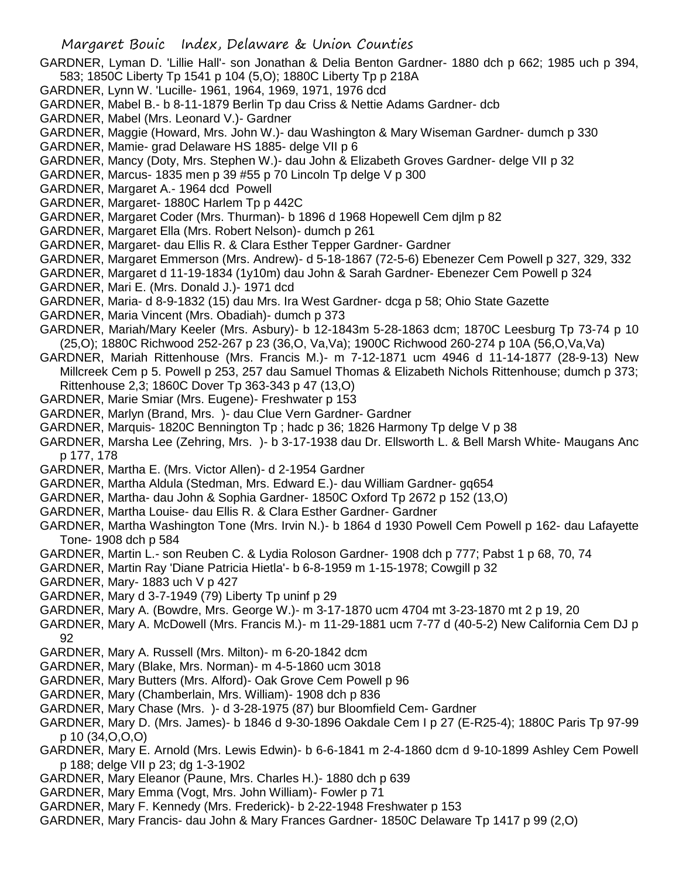GARDNER, Lyman D. 'Lillie Hall'- son Jonathan & Delia Benton Gardner- 1880 dch p 662; 1985 uch p 394, 583; 1850C Liberty Tp 1541 p 104 (5,O); 1880C Liberty Tp p 218A

GARDNER, Lynn W. 'Lucille- 1961, 1964, 1969, 1971, 1976 dcd

GARDNER, Mabel B.- b 8-11-1879 Berlin Tp dau Criss & Nettie Adams Gardner- dcb

GARDNER, Mabel (Mrs. Leonard V.)- Gardner

GARDNER, Maggie (Howard, Mrs. John W.)- dau Washington & Mary Wiseman Gardner- dumch p 330

GARDNER, Mamie- grad Delaware HS 1885- delge VII p 6

GARDNER, Mancy (Doty, Mrs. Stephen W.)- dau John & Elizabeth Groves Gardner- delge VII p 32

GARDNER, Marcus- 1835 men p 39 #55 p 70 Lincoln Tp delge V p 300

GARDNER, Margaret A.- 1964 dcd Powell

GARDNER, Margaret- 1880C Harlem Tp p 442C

GARDNER, Margaret Coder (Mrs. Thurman)- b 1896 d 1968 Hopewell Cem djlm p 82

GARDNER, Margaret Ella (Mrs. Robert Nelson)- dumch p 261

GARDNER, Margaret- dau Ellis R. & Clara Esther Tepper Gardner- Gardner

GARDNER, Margaret Emmerson (Mrs. Andrew)- d 5-18-1867 (72-5-6) Ebenezer Cem Powell p 327, 329, 332

GARDNER, Margaret d 11-19-1834 (1y10m) dau John & Sarah Gardner- Ebenezer Cem Powell p 324

GARDNER, Mari E. (Mrs. Donald J.)- 1971 dcd

GARDNER, Maria- d 8-9-1832 (15) dau Mrs. Ira West Gardner- dcga p 58; Ohio State Gazette

GARDNER, Maria Vincent (Mrs. Obadiah)- dumch p 373

GARDNER, Mariah/Mary Keeler (Mrs. Asbury)- b 12-1843m 5-28-1863 dcm; 1870C Leesburg Tp 73-74 p 10 (25,O); 1880C Richwood 252-267 p 23 (36,O, Va,Va); 1900C Richwood 260-274 p 10A (56,O,Va,Va)

GARDNER, Mariah Rittenhouse (Mrs. Francis M.)- m 7-12-1871 ucm 4946 d 11-14-1877 (28-9-13) New Millcreek Cem p 5. Powell p 253, 257 dau Samuel Thomas & Elizabeth Nichols Rittenhouse; dumch p 373; Rittenhouse 2,3; 1860C Dover Tp 363-343 p 47 (13,O)

GARDNER, Marie Smiar (Mrs. Eugene)- Freshwater p 153

GARDNER, Marlyn (Brand, Mrs. )- dau Clue Vern Gardner- Gardner

GARDNER, Marquis- 1820C Bennington Tp ; hadc p 36; 1826 Harmony Tp delge V p 38

GARDNER, Marsha Lee (Zehring, Mrs. )- b 3-17-1938 dau Dr. Ellsworth L. & Bell Marsh White- Maugans Anc p 177, 178

GARDNER, Martha E. (Mrs. Victor Allen)- d 2-1954 Gardner

GARDNER, Martha Aldula (Stedman, Mrs. Edward E.)- dau William Gardner- gq654

GARDNER, Martha- dau John & Sophia Gardner- 1850C Oxford Tp 2672 p 152 (13,O)

GARDNER, Martha Louise- dau Ellis R. & Clara Esther Gardner- Gardner

GARDNER, Martha Washington Tone (Mrs. Irvin N.)- b 1864 d 1930 Powell Cem Powell p 162- dau Lafayette Tone- 1908 dch p 584

GARDNER, Martin L.- son Reuben C. & Lydia Roloson Gardner- 1908 dch p 777; Pabst 1 p 68, 70, 74

GARDNER, Martin Ray 'Diane Patricia Hietla'- b 6-8-1959 m 1-15-1978; Cowgill p 32

GARDNER, Mary- 1883 uch V p 427

GARDNER, Mary d 3-7-1949 (79) Liberty Tp uninf p 29

GARDNER, Mary A. (Bowdre, Mrs. George W.)- m 3-17-1870 ucm 4704 mt 3-23-1870 mt 2 p 19, 20

GARDNER, Mary A. McDowell (Mrs. Francis M.)- m 11-29-1881 ucm 7-77 d (40-5-2) New California Cem DJ p 92

GARDNER, Mary A. Russell (Mrs. Milton)- m 6-20-1842 dcm

GARDNER, Mary (Blake, Mrs. Norman)- m 4-5-1860 ucm 3018

GARDNER, Mary Butters (Mrs. Alford)- Oak Grove Cem Powell p 96

GARDNER, Mary (Chamberlain, Mrs. William)- 1908 dch p 836

GARDNER, Mary Chase (Mrs. )- d 3-28-1975 (87) bur Bloomfield Cem- Gardner

GARDNER, Mary D. (Mrs. James)- b 1846 d 9-30-1896 Oakdale Cem I p 27 (E-R25-4); 1880C Paris Tp 97-99 p 10 (34,O,O,O)

GARDNER, Mary E. Arnold (Mrs. Lewis Edwin)- b 6-6-1841 m 2-4-1860 dcm d 9-10-1899 Ashley Cem Powell p 188; delge VII p 23; dg 1-3-1902

GARDNER, Mary Eleanor (Paune, Mrs. Charles H.)- 1880 dch p 639

GARDNER, Mary Emma (Vogt, Mrs. John William)- Fowler p 71

GARDNER, Mary F. Kennedy (Mrs. Frederick)- b 2-22-1948 Freshwater p 153

GARDNER, Mary Francis- dau John & Mary Frances Gardner- 1850C Delaware Tp 1417 p 99 (2,O)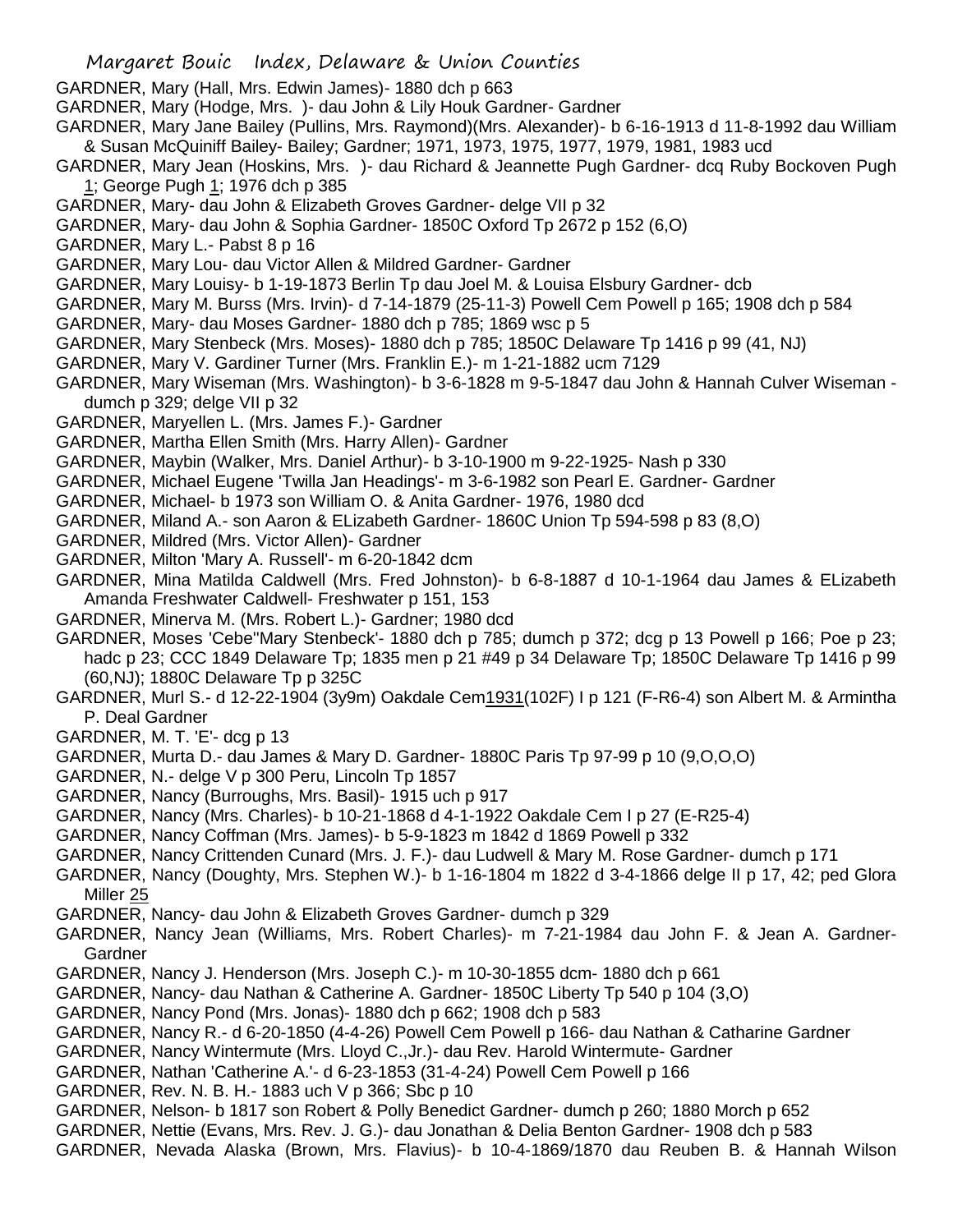GARDNER, Mary (Hall, Mrs. Edwin James)- 1880 dch p 663

GARDNER, Mary (Hodge, Mrs. )- dau John & Lily Houk Gardner- Gardner

GARDNER, Mary Jane Bailey (Pullins, Mrs. Raymond)(Mrs. Alexander)- b 6-16-1913 d 11-8-1992 dau William & Susan McQuiniff Bailey- Bailey; Gardner; 1971, 1973, 1975, 1977, 1979, 1981, 1983 ucd

GARDNER, Mary Jean (Hoskins, Mrs. )- dau Richard & Jeannette Pugh Gardner- dcq Ruby Bockoven Pugh 1; George Pugh 1; 1976 dch p 385

GARDNER, Mary- dau John & Elizabeth Groves Gardner- delge VII p 32

GARDNER, Mary- dau John & Sophia Gardner- 1850C Oxford Tp 2672 p 152 (6,O)

GARDNER, Mary L.- Pabst 8 p 16

GARDNER, Mary Lou- dau Victor Allen & Mildred Gardner- Gardner

GARDNER, Mary Louisy- b 1-19-1873 Berlin Tp dau Joel M. & Louisa Elsbury Gardner- dcb

GARDNER, Mary M. Burss (Mrs. Irvin)- d 7-14-1879 (25-11-3) Powell Cem Powell p 165; 1908 dch p 584

GARDNER, Mary- dau Moses Gardner- 1880 dch p 785; 1869 wsc p 5

GARDNER, Mary Stenbeck (Mrs. Moses)- 1880 dch p 785; 1850C Delaware Tp 1416 p 99 (41, NJ)

GARDNER, Mary V. Gardiner Turner (Mrs. Franklin E.)- m 1-21-1882 ucm 7129

GARDNER, Mary Wiseman (Mrs. Washington)- b 3-6-1828 m 9-5-1847 dau John & Hannah Culver Wiseman - dumch p 329; delge VII p 32

GARDNER, Maryellen L. (Mrs. James F.)- Gardner

GARDNER, Martha Ellen Smith (Mrs. Harry Allen)- Gardner

GARDNER, Maybin (Walker, Mrs. Daniel Arthur)- b 3-10-1900 m 9-22-1925- Nash p 330

GARDNER, Michael Eugene 'Twilla Jan Headings'- m 3-6-1982 son Pearl E. Gardner- Gardner

GARDNER, Michael- b 1973 son William O. & Anita Gardner- 1976, 1980 dcd

GARDNER, Miland A.- son Aaron & ELizabeth Gardner- 1860C Union Tp 594-598 p 83 (8,O)

GARDNER, Mildred (Mrs. Victor Allen)- Gardner

GARDNER, Milton 'Mary A. Russell'- m 6-20-1842 dcm

GARDNER, Mina Matilda Caldwell (Mrs. Fred Johnston)- b 6-8-1887 d 10-1-1964 dau James & ELizabeth Amanda Freshwater Caldwell- Freshwater p 151, 153

GARDNER, Minerva M. (Mrs. Robert L.)- Gardner; 1980 dcd

GARDNER, Moses 'Cebe''Mary Stenbeck'- 1880 dch p 785; dumch p 372; dcg p 13 Powell p 166; Poe p 23; hadc p 23; CCC 1849 Delaware Tp; 1835 men p 21 #49 p 34 Delaware Tp; 1850C Delaware Tp 1416 p 99 (60,NJ); 1880C Delaware Tp p 325C

GARDNER, Murl S.- d 12-22-1904 (3y9m) Oakdale Cem1931(102F) I p 121 (F-R6-4) son Albert M. & Armintha P. Deal Gardner

GARDNER, M. T. 'E'- dcg p 13

GARDNER, Murta D.- dau James & Mary D. Gardner- 1880C Paris Tp 97-99 p 10 (9,O,O,O)

GARDNER, N.- delge V p 300 Peru, Lincoln Tp 1857

GARDNER, Nancy (Burroughs, Mrs. Basil)- 1915 uch p 917

GARDNER, Nancy (Mrs. Charles)- b 10-21-1868 d 4-1-1922 Oakdale Cem I p 27 (E-R25-4)

GARDNER, Nancy Coffman (Mrs. James)- b 5-9-1823 m 1842 d 1869 Powell p 332

GARDNER, Nancy Crittenden Cunard (Mrs. J. F.)- dau Ludwell & Mary M. Rose Gardner- dumch p 171

GARDNER, Nancy (Doughty, Mrs. Stephen W.)- b 1-16-1804 m 1822 d 3-4-1866 delge II p 17, 42; ped Glora Miller 25

GARDNER, Nancy- dau John & Elizabeth Groves Gardner- dumch p 329

GARDNER, Nancy Jean (Williams, Mrs. Robert Charles)- m 7-21-1984 dau John F. & Jean A. Gardner- Gardner

GARDNER, Nancy J. Henderson (Mrs. Joseph C.)- m 10-30-1855 dcm- 1880 dch p 661

GARDNER, Nancy- dau Nathan & Catherine A. Gardner- 1850C Liberty Tp 540 p 104 (3,O)

GARDNER, Nancy Pond (Mrs. Jonas)- 1880 dch p 662; 1908 dch p 583

GARDNER, Nancy R.- d 6-20-1850 (4-4-26) Powell Cem Powell p 166- dau Nathan & Catharine Gardner

GARDNER, Nancy Wintermute (Mrs. Lloyd C.,Jr.)- dau Rev. Harold Wintermute- Gardner

GARDNER, Nathan 'Catherine A.'- d 6-23-1853 (31-4-24) Powell Cem Powell p 166

GARDNER, Rev. N. B. H.- 1883 uch V p 366; Sbc p 10

GARDNER, Nelson- b 1817 son Robert & Polly Benedict Gardner- dumch p 260; 1880 Morch p 652

GARDNER, Nettie (Evans, Mrs. Rev. J. G.)- dau Jonathan & Delia Benton Gardner- 1908 dch p 583

GARDNER, Nevada Alaska (Brown, Mrs. Flavius)- b 10-4-1869/1870 dau Reuben B. & Hannah Wilson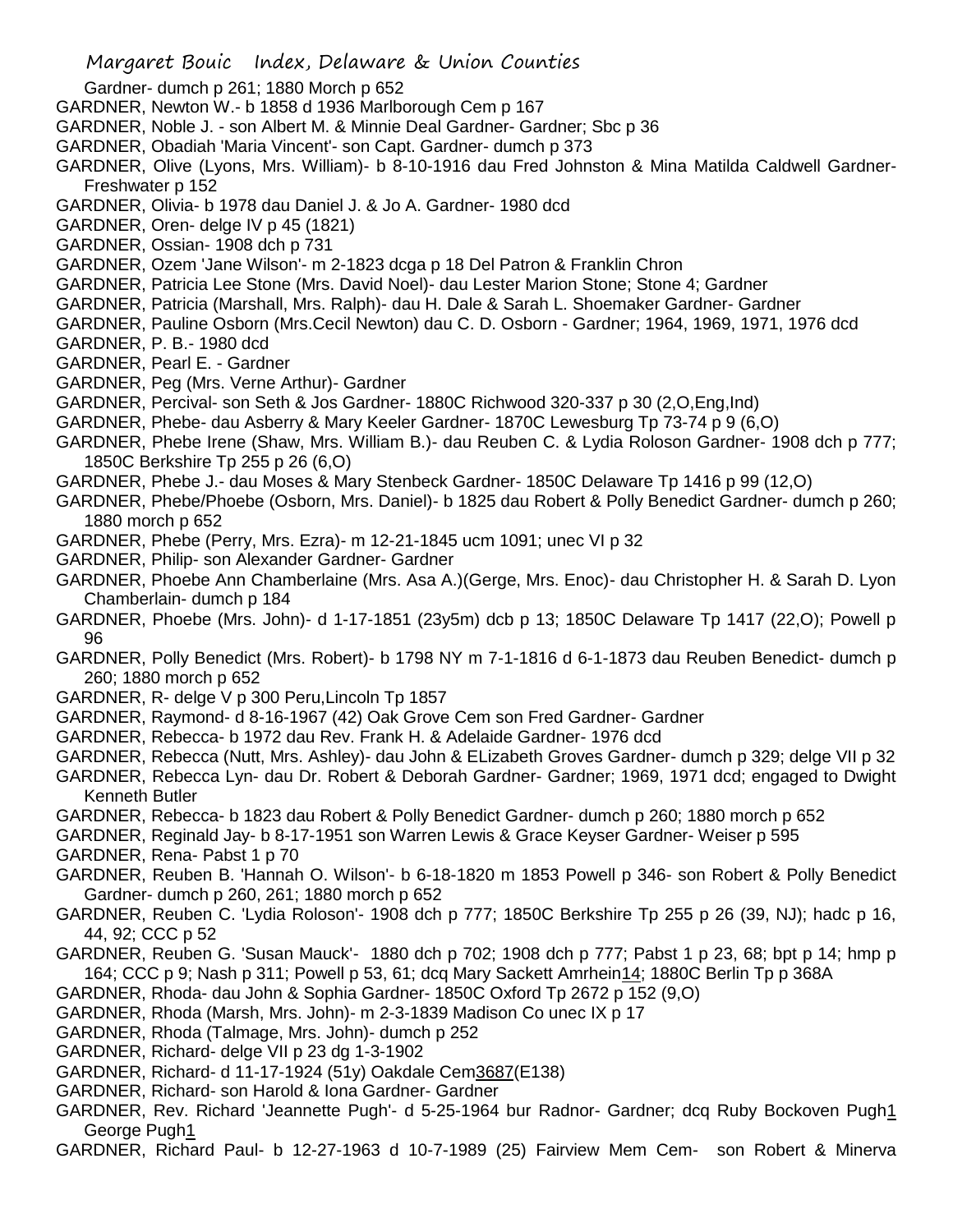Gardner- dumch p 261; 1880 Morch p 652

GARDNER, Newton W.- b 1858 d 1936 Marlborough Cem p 167

GARDNER, Noble J. - son Albert M. & Minnie Deal Gardner- Gardner; Sbc p 36

GARDNER, Obadiah 'Maria Vincent'- son Capt. Gardner- dumch p 373

GARDNER, Olive (Lyons, Mrs. William)- b 8-10-1916 dau Fred Johnston & Mina Matilda Caldwell Gardner- Freshwater p 152

GARDNER, Olivia- b 1978 dau Daniel J. & Jo A. Gardner- 1980 dcd

GARDNER, Oren- delge IV p 45 (1821)

GARDNER, Ossian- 1908 dch p 731

GARDNER, Ozem 'Jane Wilson'- m 2-1823 dcga p 18 Del Patron & Franklin Chron

GARDNER, Patricia Lee Stone (Mrs. David Noel)- dau Lester Marion Stone; Stone 4; Gardner

GARDNER, Patricia (Marshall, Mrs. Ralph)- dau H. Dale & Sarah L. Shoemaker Gardner- Gardner

GARDNER, Pauline Osborn (Mrs.Cecil Newton) dau C. D. Osborn - Gardner; 1964, 1969, 1971, 1976 dcd

GARDNER, P. B.- 1980 dcd

GARDNER, Pearl E. - Gardner

GARDNER, Peg (Mrs. Verne Arthur)- Gardner

GARDNER, Percival- son Seth & Jos Gardner- 1880C Richwood 320-337 p 30 (2,O,Eng,Ind)

GARDNER, Phebe- dau Asberry & Mary Keeler Gardner- 1870C Lewesburg Tp 73-74 p 9 (6,O)

GARDNER, Phebe Irene (Shaw, Mrs. William B.)- dau Reuben C. & Lydia Roloson Gardner- 1908 dch p 777; 1850C Berkshire Tp 255 p 26 (6,O)

GARDNER, Phebe J.- dau Moses & Mary Stenbeck Gardner- 1850C Delaware Tp 1416 p 99 (12,O)

GARDNER, Phebe/Phoebe (Osborn, Mrs. Daniel)- b 1825 dau Robert & Polly Benedict Gardner- dumch p 260; 1880 morch p 652

GARDNER, Phebe (Perry, Mrs. Ezra)- m 12-21-1845 ucm 1091; unec VI p 32

GARDNER, Philip- son Alexander Gardner- Gardner

GARDNER, Phoebe Ann Chamberlaine (Mrs. Asa A.)(Gerge, Mrs. Enoc)- dau Christopher H. & Sarah D. Lyon Chamberlain- dumch p 184

GARDNER, Phoebe (Mrs. John)- d 1-17-1851 (23y5m) dcb p 13; 1850C Delaware Tp 1417 (22,O); Powell p 96

GARDNER, Polly Benedict (Mrs. Robert)- b 1798 NY m 7-1-1816 d 6-1-1873 dau Reuben Benedict- dumch p 260; 1880 morch p 652

GARDNER, R- delge V p 300 Peru,Lincoln Tp 1857

GARDNER, Raymond- d 8-16-1967 (42) Oak Grove Cem son Fred Gardner- Gardner

GARDNER, Rebecca- b 1972 dau Rev. Frank H. & Adelaide Gardner- 1976 dcd

GARDNER, Rebecca (Nutt, Mrs. Ashley)- dau John & ELizabeth Groves Gardner- dumch p 329; delge VII p 32

GARDNER, Rebecca Lyn- dau Dr. Robert & Deborah Gardner- Gardner; 1969, 1971 dcd; engaged to Dwight Kenneth Butler

GARDNER, Rebecca- b 1823 dau Robert & Polly Benedict Gardner- dumch p 260; 1880 morch p 652

GARDNER, Reginald Jay- b 8-17-1951 son Warren Lewis & Grace Keyser Gardner- Weiser p 595

GARDNER, Rena- Pabst 1 p 70

GARDNER, Reuben B. 'Hannah O. Wilson'- b 6-18-1820 m 1853 Powell p 346- son Robert & Polly Benedict Gardner- dumch p 260, 261; 1880 morch p 652

GARDNER, Reuben C. 'Lydia Roloson'- 1908 dch p 777; 1850C Berkshire Tp 255 p 26 (39, NJ); hadc p 16, 44, 92; CCC p 52

GARDNER, Reuben G. 'Susan Mauck'- 1880 dch p 702; 1908 dch p 777; Pabst 1 p 23, 68; bpt p 14; hmp p 164; CCC p 9; Nash p 311; Powell p 53, 61; dcq Mary Sackett Amrhein14; 1880C Berlin Tp p 368A

GARDNER, Rhoda- dau John & Sophia Gardner- 1850C Oxford Tp 2672 p 152 (9,O)

GARDNER, Rhoda (Marsh, Mrs. John)- m 2-3-1839 Madison Co unec IX p 17

GARDNER, Rhoda (Talmage, Mrs. John)- dumch p 252

GARDNER, Richard- delge VII p 23 dg 1-3-1902

GARDNER, Richard- d 11-17-1924 (51y) Oakdale Cem3687(E138)

GARDNER, Richard- son Harold & Iona Gardner- Gardner

GARDNER, Rev. Richard 'Jeannette Pugh'- d 5-25-1964 bur Radnor- Gardner; dcq Ruby Bockoven Pugh1 George Pugh1

GARDNER, Richard Paul- b 12-27-1963 d 10-7-1989 (25) Fairview Mem Cem- son Robert & Minerva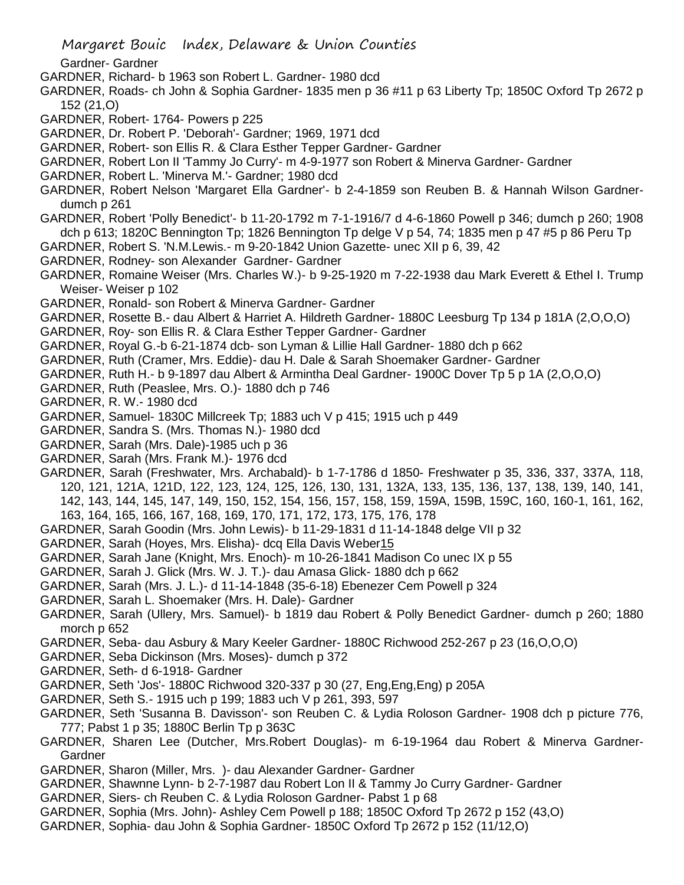Gardner- Gardner

GARDNER, Richard- b 1963 son Robert L. Gardner- 1980 dcd

GARDNER, Roads- ch John & Sophia Gardner- 1835 men p 36 #11 p 63 Liberty Tp; 1850C Oxford Tp 2672 p 152 (21,O)

GARDNER, Robert- 1764- Powers p 225

GARDNER, Dr. Robert P. 'Deborah'- Gardner; 1969, 1971 dcd

GARDNER, Robert- son Ellis R. & Clara Esther Tepper Gardner- Gardner

GARDNER, Robert Lon II 'Tammy Jo Curry'- m 4-9-1977 son Robert & Minerva Gardner- Gardner

GARDNER, Robert L. 'Minerva M.'- Gardner; 1980 dcd

GARDNER, Robert Nelson 'Margaret Ella Gardner'- b 2-4-1859 son Reuben B. & Hannah Wilson Gardner- dumch p 261

GARDNER, Robert 'Polly Benedict'- b 11-20-1792 m 7-1-1916/7 d 4-6-1860 Powell p 346; dumch p 260; 1908 dch p 613; 1820C Bennington Tp; 1826 Bennington Tp delge V p 54, 74; 1835 men p 47 #5 p 86 Peru Tp

GARDNER, Robert S. 'N.M.Lewis.- m 9-20-1842 Union Gazette- unec XII p 6, 39, 42

GARDNER, Rodney- son Alexander Gardner- Gardner

GARDNER, Romaine Weiser (Mrs. Charles W.)- b 9-25-1920 m 7-22-1938 dau Mark Everett & Ethel I. Trump Weiser- Weiser p 102

GARDNER, Ronald- son Robert & Minerva Gardner- Gardner

GARDNER, Rosette B.- dau Albert & Harriet A. Hildreth Gardner- 1880C Leesburg Tp 134 p 181A (2,O,O,O)

GARDNER, Roy- son Ellis R. & Clara Esther Tepper Gardner- Gardner

GARDNER, Royal G.-b 6-21-1874 dcb- son Lyman & Lillie Hall Gardner- 1880 dch p 662

GARDNER, Ruth (Cramer, Mrs. Eddie)- dau H. Dale & Sarah Shoemaker Gardner- Gardner

GARDNER, Ruth H.- b 9-1897 dau Albert & Armintha Deal Gardner- 1900C Dover Tp 5 p 1A (2,O,O,O)

GARDNER, Ruth (Peaslee, Mrs. O.)- 1880 dch p 746

GARDNER, R. W.- 1980 dcd

GARDNER, Samuel- 1830C Millcreek Tp; 1883 uch V p 415; 1915 uch p 449

GARDNER, Sandra S. (Mrs. Thomas N.)- 1980 dcd

GARDNER, Sarah (Mrs. Dale)-1985 uch p 36

GARDNER, Sarah (Mrs. Frank M.)- 1976 dcd

GARDNER, Sarah (Freshwater, Mrs. Archabald)- b 1-7-1786 d 1850- Freshwater p 35, 336, 337, 337A, 118, 120, 121, 121A, 121D, 122, 123, 124, 125, 126, 130, 131, 132A, 133, 135, 136, 137, 138, 139, 140, 141, 142, 143, 144, 145, 147, 149, 150, 152, 154, 156, 157, 158, 159, 159A, 159B, 159C, 160, 160-1, 161, 162, 163, 164, 165, 166, 167, 168, 169, 170, 171, 172, 173, 175, 176, 178

GARDNER, Sarah Goodin (Mrs. John Lewis)- b 11-29-1831 d 11-14-1848 delge VII p 32

GARDNER, Sarah (Hoyes, Mrs. Elisha)- dcq Ella Davis Weber15

GARDNER, Sarah Jane (Knight, Mrs. Enoch)- m 10-26-1841 Madison Co unec IX p 55

GARDNER, Sarah J. Glick (Mrs. W. J. T.)- dau Amasa Glick- 1880 dch p 662

GARDNER, Sarah (Mrs. J. L.)- d 11-14-1848 (35-6-18) Ebenezer Cem Powell p 324

GARDNER, Sarah L. Shoemaker (Mrs. H. Dale)- Gardner

GARDNER, Sarah (Ullery, Mrs. Samuel)- b 1819 dau Robert & Polly Benedict Gardner- dumch p 260; 1880 morch p 652

GARDNER, Seba- dau Asbury & Mary Keeler Gardner- 1880C Richwood 252-267 p 23 (16,O,O,O)

GARDNER, Seba Dickinson (Mrs. Moses)- dumch p 372

GARDNER, Seth- d 6-1918- Gardner

GARDNER, Seth 'Jos'- 1880C Richwood 320-337 p 30 (27, Eng,Eng,Eng) p 205A

GARDNER, Seth S.- 1915 uch p 199; 1883 uch V p 261, 393, 597

GARDNER, Seth 'Susanna B. Davisson'- son Reuben C. & Lydia Roloson Gardner- 1908 dch p picture 776, 777; Pabst 1 p 35; 1880C Berlin Tp p 363C

GARDNER, Sharen Lee (Dutcher, Mrs.Robert Douglas)- m 6-19-1964 dau Robert & Minerva Gardner- Gardner

GARDNER, Sharon (Miller, Mrs. )- dau Alexander Gardner- Gardner

GARDNER, Shawnne Lynn- b 2-7-1987 dau Robert Lon II & Tammy Jo Curry Gardner- Gardner

GARDNER, Siers- ch Reuben C. & Lydia Roloson Gardner- Pabst 1 p 68

GARDNER, Sophia (Mrs. John)- Ashley Cem Powell p 188; 1850C Oxford Tp 2672 p 152 (43,O)

GARDNER, Sophia- dau John & Sophia Gardner- 1850C Oxford Tp 2672 p 152 (11/12,O)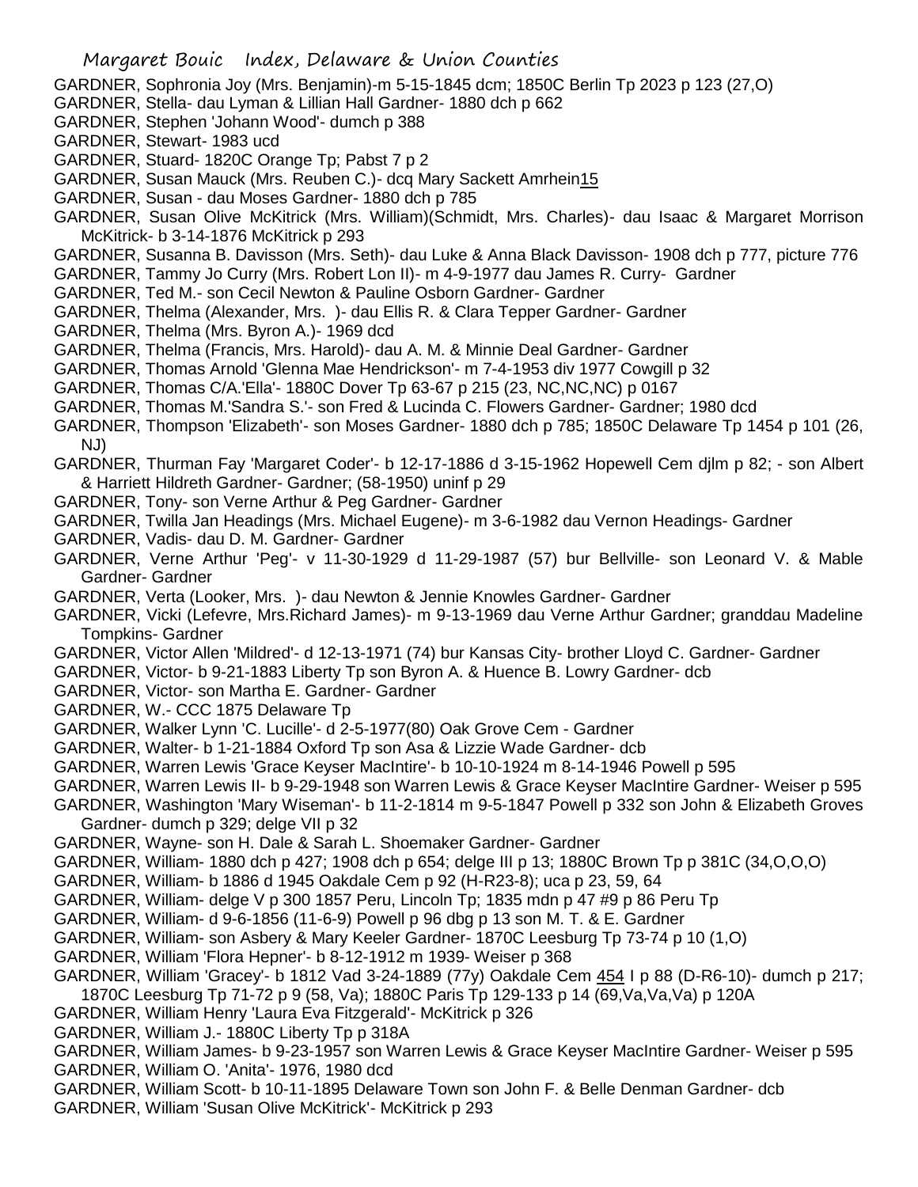GARDNER, Sophronia Joy (Mrs. Benjamin)-m 5-15-1845 dcm; 1850C Berlin Tp 2023 p 123 (27,O)
GARDNER, Stella- dau Lyman & Lillian Hall Gardner- 1880 dch p 662
GARDNER, Stephen 'Johann Wood'- dumch p 388
GARDNER, Stewart- 1983 ucd
GARDNER, Stuard- 1820C Orange Tp; Pabst 7 p 2
GARDNER, Susan Mauck (Mrs. Reuben C.)- dcq Mary Sackett Amrhein15
GARDNER, Susan - dau Moses Gardner- 1880 dch p 785
GARDNER, Susan Olive McKitrick (Mrs. William)(Schmidt, Mrs. Charles)- dau Isaac & Margaret Morrison McKitrick- b 3-14-1876 McKitrick p 293
GARDNER, Susanna B. Davisson (Mrs. Seth)- dau Luke & Anna Black Davisson- 1908 dch p 777, picture 776
GARDNER, Tammy Jo Curry (Mrs. Robert Lon II)- m 4-9-1977 dau James R. Curry- Gardner
GARDNER, Ted M.- son Cecil Newton & Pauline Osborn Gardner- Gardner
GARDNER, Thelma (Alexander, Mrs. )- dau Ellis R. & Clara Tepper Gardner- Gardner
GARDNER, Thelma (Mrs. Byron A.)- 1969 dcd
GARDNER, Thelma (Francis, Mrs. Harold)- dau A. M. & Minnie Deal Gardner- Gardner
GARDNER, Thomas Arnold 'Glenna Mae Hendrickson'- m 7-4-1953 div 1977 Cowgill p 32
GARDNER, Thomas C/A.'Ella'- 1880C Dover Tp 63-67 p 215 (23, NC,NC,NC) p 0167
GARDNER, Thomas M.'Sandra S.'- son Fred & Lucinda C. Flowers Gardner- Gardner; 1980 dcd
GARDNER, Thompson 'Elizabeth'- son Moses Gardner- 1880 dch p 785; 1850C Delaware Tp 1454 p 101 (26, NJ)
GARDNER, Thurman Fay 'Margaret Coder'- b 12-17-1886 d 3-15-1962 Hopewell Cem djlm p 82; - son Albert & Harriett Hildreth Gardner- Gardner; (58-1950) uninf p 29
GARDNER, Tony- son Verne Arthur & Peg Gardner- Gardner
GARDNER, Twilla Jan Headings (Mrs. Michael Eugene)- m 3-6-1982 dau Vernon Headings- Gardner
GARDNER, Vadis- dau D. M. Gardner- Gardner
GARDNER, Verne Arthur 'Peg'- v 11-30-1929 d 11-29-1987 (57) bur Bellville- son Leonard V. & Mable Gardner- Gardner
GARDNER, Verta (Looker, Mrs. )- dau Newton & Jennie Knowles Gardner- Gardner
GARDNER, Vicki (Lefevre, Mrs.Richard James)- m 9-13-1969 dau Verne Arthur Gardner; granddau Madeline Tompkins- Gardner
GARDNER, Victor Allen 'Mildred'- d 12-13-1971 (74) bur Kansas City- brother Lloyd C. Gardner- Gardner
GARDNER, Victor- b 9-21-1883 Liberty Tp son Byron A. & Huence B. Lowry Gardner- dcb
GARDNER, Victor- son Martha E. Gardner- Gardner
GARDNER, W.- CCC 1875 Delaware Tp
GARDNER, Walker Lynn 'C. Lucille'- d 2-5-1977(80) Oak Grove Cem - Gardner
GARDNER, Walter- b 1-21-1884 Oxford Tp son Asa & Lizzie Wade Gardner- dcb
GARDNER, Warren Lewis 'Grace Keyser MacIntire'- b 10-10-1924 m 8-14-1946 Powell p 595
GARDNER, Warren Lewis II- b 9-29-1948 son Warren Lewis & Grace Keyser MacIntire Gardner- Weiser p 595
GARDNER, Washington 'Mary Wiseman'- b 11-2-1814 m 9-5-1847 Powell p 332 son John & Elizabeth Groves Gardner- dumch p 329; delge VII p 32
GARDNER, Wayne- son H. Dale & Sarah L. Shoemaker Gardner- Gardner
GARDNER, William- 1880 dch p 427; 1908 dch p 654; delge III p 13; 1880C Brown Tp p 381C (34,O,O,O)
GARDNER, William- b 1886 d 1945 Oakdale Cem p 92 (H-R23-8); uca p 23, 59, 64
GARDNER, William- delge V p 300 1857 Peru, Lincoln Tp; 1835 mdn p 47 #9 p 86 Peru Tp
GARDNER, William- d 9-6-1856 (11-6-9) Powell p 96 dbg p 13 son M. T. & E. Gardner
GARDNER, William- son Asbery & Mary Keeler Gardner- 1870C Leesburg Tp 73-74 p 10 (1,O)
GARDNER, William 'Flora Hepner'- b 8-12-1912 m 1939- Weiser p 368
GARDNER, William 'Gracey'- b 1812 Vad 3-24-1889 (77y) Oakdale Cem 454 I p 88 (D-R6-10)- dumch p 217; 1870C Leesburg Tp 71-72 p 9 (58, Va); 1880C Paris Tp 129-133 p 14 (69,Va,Va,Va) p 120A
GARDNER, William Henry 'Laura Eva Fitzgerald'- McKitrick p 326
GARDNER, William J.- 1880C Liberty Tp p 318A
GARDNER, William James- b 9-23-1957 son Warren Lewis & Grace Keyser MacIntire Gardner- Weiser p 595
GARDNER, William O. 'Anita'- 1976, 1980 dcd
GARDNER, William Scott- b 10-11-1895 Delaware Town son John F. & Belle Denman Gardner- dcb
GARDNER, William 'Susan Olive McKitrick'- McKitrick p 293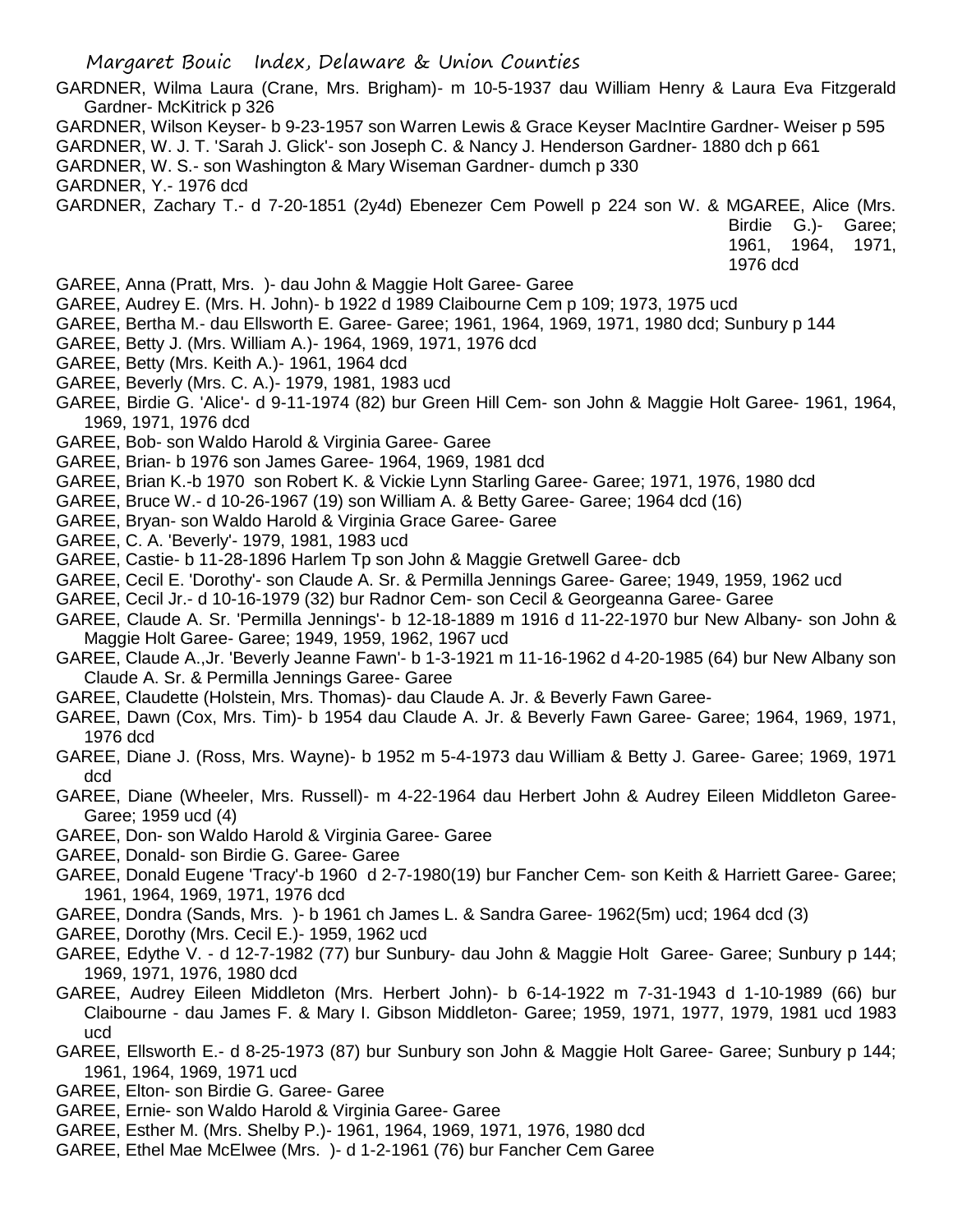GARDNER, Wilma Laura (Crane, Mrs. Brigham)- m 10-5-1937 dau William Henry & Laura Eva Fitzgerald Gardner- McKitrick p 326

GARDNER, Wilson Keyser- b 9-23-1957 son Warren Lewis & Grace Keyser MacIntire Gardner- Weiser p 595

GARDNER, W. J. T. 'Sarah J. Glick'- son Joseph C. & Nancy J. Henderson Gardner- 1880 dch p 661

GARDNER, W. S.- son Washington & Mary Wiseman Gardner- dumch p 330

GARDNER, Y.- 1976 dcd

GARDNER, Zachary T.- d 7-20-1851 (2y4d) Ebenezer Cem Powell p 224 son W. & M

GAREE, Alice (Mrs. Birdie G.)- Garee; 1961, 1964, 1971, 1976 dcd

GAREE, Anna (Pratt, Mrs. )- dau John & Maggie Holt Garee- Garee

GAREE, Audrey E. (Mrs. H. John)- b 1922 d 1989 Claibourne Cem p 109; 1973, 1975 ucd

GAREE, Bertha M.- dau Ellsworth E. Garee- Garee; 1961, 1964, 1969, 1971, 1980 dcd; Sunbury p 144

GAREE, Betty J. (Mrs. William A.)- 1964, 1969, 1971, 1976 dcd

GAREE, Betty (Mrs. Keith A.)- 1961, 1964 dcd

GAREE, Beverly (Mrs. C. A.)- 1979, 1981, 1983 ucd

GAREE, Birdie G. 'Alice'- d 9-11-1974 (82) bur Green Hill Cem- son John & Maggie Holt Garee- 1961, 1964, 1969, 1971, 1976 dcd

GAREE, Bob- son Waldo Harold & Virginia Garee- Garee

GAREE, Brian- b 1976 son James Garee- 1964, 1969, 1981 dcd

GAREE, Brian K.-b 1970 son Robert K. & Vickie Lynn Starling Garee- Garee; 1971, 1976, 1980 dcd

GAREE, Bruce W.- d 10-26-1967 (19) son William A. & Betty Garee- Garee; 1964 dcd (16)

GAREE, Bryan- son Waldo Harold & Virginia Grace Garee- Garee

GAREE, C. A. 'Beverly'- 1979, 1981, 1983 ucd

GAREE, Castie- b 11-28-1896 Harlem Tp son John & Maggie Gretwell Garee- dcb

GAREE, Cecil E. 'Dorothy'- son Claude A. Sr. & Permilla Jennings Garee- Garee; 1949, 1959, 1962 ucd

GAREE, Cecil Jr.- d 10-16-1979 (32) bur Radnor Cem- son Cecil & Georgeanna Garee- Garee

GAREE, Claude A. Sr. 'Permilla Jennings'- b 12-18-1889 m 1916 d 11-22-1970 bur New Albany- son John & Maggie Holt Garee- Garee; 1949, 1959, 1962, 1967 ucd

GAREE, Claude A.,Jr. 'Beverly Jeanne Fawn'- b 1-3-1921 m 11-16-1962 d 4-20-1985 (64) bur New Albany son Claude A. Sr. & Permilla Jennings Garee- Garee

GAREE, Claudette (Holstein, Mrs. Thomas)- dau Claude A. Jr. & Beverly Fawn Garee-

GAREE, Dawn (Cox, Mrs. Tim)- b 1954 dau Claude A. Jr. & Beverly Fawn Garee- Garee; 1964, 1969, 1971, 1976 dcd

GAREE, Diane J. (Ross, Mrs. Wayne)- b 1952 m 5-4-1973 dau William & Betty J. Garee- Garee; 1969, 1971 dcd

GAREE, Diane (Wheeler, Mrs. Russell)- m 4-22-1964 dau Herbert John & Audrey Eileen Middleton Garee- Garee; 1959 ucd (4)

GAREE, Don- son Waldo Harold & Virginia Garee- Garee

GAREE, Donald- son Birdie G. Garee- Garee

GAREE, Donald Eugene 'Tracy'-b 1960 d 2-7-1980(19) bur Fancher Cem- son Keith & Harriett Garee- Garee; 1961, 1964, 1969, 1971, 1976 dcd

GAREE, Dondra (Sands, Mrs. )- b 1961 ch James L. & Sandra Garee- 1962(5m) ucd; 1964 dcd (3)

GAREE, Dorothy (Mrs. Cecil E.)- 1959, 1962 ucd

GAREE, Edythe V. - d 12-7-1982 (77) bur Sunbury- dau John & Maggie Holt Garee- Garee; Sunbury p 144; 1969, 1971, 1976, 1980 dcd

GAREE, Audrey Eileen Middleton (Mrs. Herbert John)- b 6-14-1922 m 7-31-1943 d 1-10-1989 (66) bur Claibourne - dau James F. & Mary I. Gibson Middleton- Garee; 1959, 1971, 1977, 1979, 1981 ucd 1983 ucd

GAREE, Ellsworth E.- d 8-25-1973 (87) bur Sunbury son John & Maggie Holt Garee- Garee; Sunbury p 144; 1961, 1964, 1969, 1971 ucd

GAREE, Elton- son Birdie G. Garee- Garee

GAREE, Ernie- son Waldo Harold & Virginia Garee- Garee

GAREE, Esther M. (Mrs. Shelby P.)- 1961, 1964, 1969, 1971, 1976, 1980 dcd

GAREE, Ethel Mae McElwee (Mrs. )- d 1-2-1961 (76) bur Fancher Cem Garee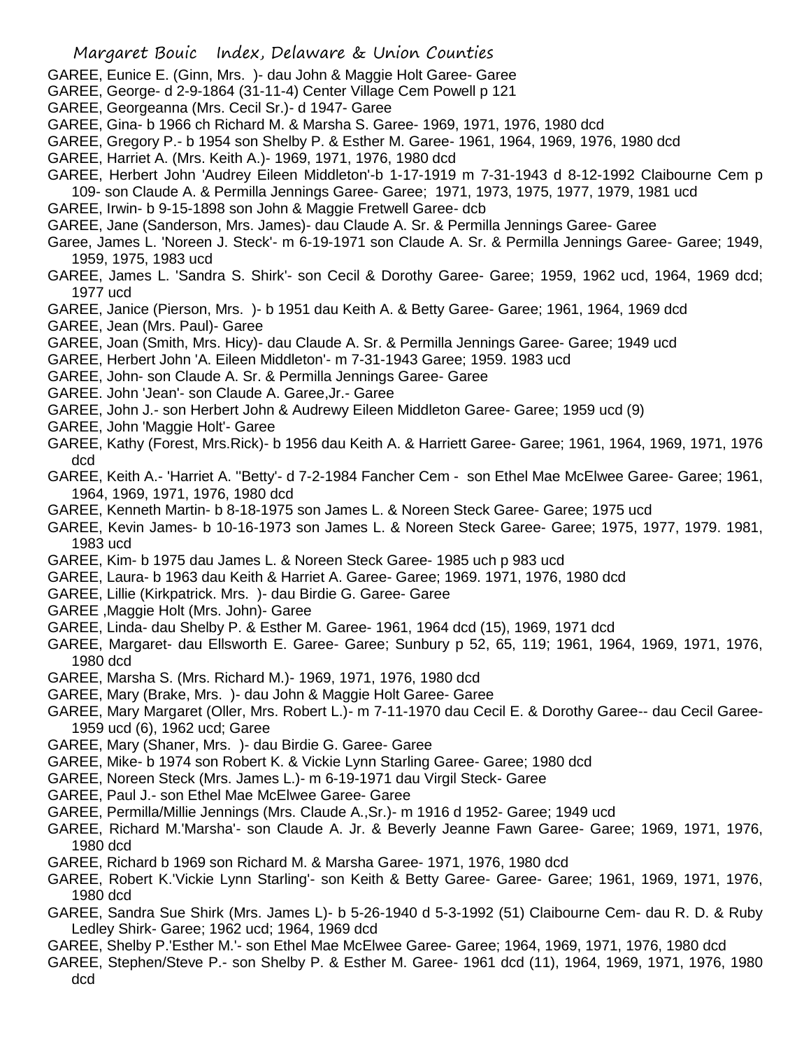GAREE, Eunice E. (Ginn, Mrs. )- dau John & Maggie Holt Garee- Garee

GAREE, George- d 2-9-1864 (31-11-4) Center Village Cem Powell p 121

GAREE, Georgeanna (Mrs. Cecil Sr.)- d 1947- Garee

GAREE, Gina- b 1966 ch Richard M. & Marsha S. Garee- 1969, 1971, 1976, 1980 dcd

GAREE, Gregory P.- b 1954 son Shelby P. & Esther M. Garee- 1961, 1964, 1969, 1976, 1980 dcd

GAREE, Harriet A. (Mrs. Keith A.)- 1969, 1971, 1976, 1980 dcd

GAREE, Herbert John 'Audrey Eileen Middleton'-b 1-17-1919 m 7-31-1943 d 8-12-1992 Claibourne Cem p 109- son Claude A. & Permilla Jennings Garee- Garee; 1971, 1973, 1975, 1977, 1979, 1981 ucd

GAREE, Irwin- b 9-15-1898 son John & Maggie Fretwell Garee- dcb

GAREE, Jane (Sanderson, Mrs. James)- dau Claude A. Sr. & Permilla Jennings Garee- Garee

Garee, James L. 'Noreen J. Steck'- m 6-19-1971 son Claude A. Sr. & Permilla Jennings Garee- Garee; 1949, 1959, 1975, 1983 ucd

GAREE, James L. 'Sandra S. Shirk'- son Cecil & Dorothy Garee- Garee; 1959, 1962 ucd, 1964, 1969 dcd; 1977 ucd

GAREE, Janice (Pierson, Mrs. )- b 1951 dau Keith A. & Betty Garee- Garee; 1961, 1964, 1969 dcd

GAREE, Jean (Mrs. Paul)- Garee

GAREE, Joan (Smith, Mrs. Hicy)- dau Claude A. Sr. & Permilla Jennings Garee- Garee; 1949 ucd

GAREE, Herbert John 'A. Eileen Middleton'- m 7-31-1943 Garee; 1959. 1983 ucd

GAREE, John- son Claude A. Sr. & Permilla Jennings Garee- Garee

GAREE. John 'Jean'- son Claude A. Garee,Jr.- Garee

GAREE, John J.- son Herbert John & Audrewy Eileen Middleton Garee- Garee; 1959 ucd (9)

GAREE, John 'Maggie Holt'- Garee

GAREE, Kathy (Forest, Mrs.Rick)- b 1956 dau Keith A. & Harriett Garee- Garee; 1961, 1964, 1969, 1971, 1976 dcd

GAREE, Keith A.- 'Harriet A. ''Betty'- d 7-2-1984 Fancher Cem - son Ethel Mae McElwee Garee- Garee; 1961, 1964, 1969, 1971, 1976, 1980 dcd

GAREE, Kenneth Martin- b 8-18-1975 son James L. & Noreen Steck Garee- Garee; 1975 ucd

GAREE, Kevin James- b 10-16-1973 son James L. & Noreen Steck Garee- Garee; 1975, 1977, 1979. 1981, 1983 ucd

GAREE, Kim- b 1975 dau James L. & Noreen Steck Garee- 1985 uch p 983 ucd

GAREE, Laura- b 1963 dau Keith & Harriet A. Garee- Garee; 1969. 1971, 1976, 1980 dcd

GAREE, Lillie (Kirkpatrick. Mrs. )- dau Birdie G. Garee- Garee

GAREE ,Maggie Holt (Mrs. John)- Garee

GAREE, Linda- dau Shelby P. & Esther M. Garee- 1961, 1964 dcd (15), 1969, 1971 dcd

GAREE, Margaret- dau Ellsworth E. Garee- Garee; Sunbury p 52, 65, 119; 1961, 1964, 1969, 1971, 1976, 1980 dcd

GAREE, Marsha S. (Mrs. Richard M.)- 1969, 1971, 1976, 1980 dcd

GAREE, Mary (Brake, Mrs. )- dau John & Maggie Holt Garee- Garee

GAREE, Mary Margaret (Oller, Mrs. Robert L.)- m 7-11-1970 dau Cecil E. & Dorothy Garee-- dau Cecil Garee- 1959 ucd (6), 1962 ucd; Garee

GAREE, Mary (Shaner, Mrs. )- dau Birdie G. Garee- Garee

GAREE, Mike- b 1974 son Robert K. & Vickie Lynn Starling Garee- Garee; 1980 dcd

GAREE, Noreen Steck (Mrs. James L.)- m 6-19-1971 dau Virgil Steck- Garee

GAREE, Paul J.- son Ethel Mae McElwee Garee- Garee

GAREE, Permilla/Millie Jennings (Mrs. Claude A.,Sr.)- m 1916 d 1952- Garee; 1949 ucd

GAREE, Richard M.'Marsha'- son Claude A. Jr. & Beverly Jeanne Fawn Garee- Garee; 1969, 1971, 1976, 1980 dcd

GAREE, Richard b 1969 son Richard M. & Marsha Garee- 1971, 1976, 1980 dcd

GAREE, Robert K.'Vickie Lynn Starling'- son Keith & Betty Garee- Garee- Garee; 1961, 1969, 1971, 1976, 1980 dcd

GAREE, Sandra Sue Shirk (Mrs. James L)- b 5-26-1940 d 5-3-1992 (51) Claibourne Cem- dau R. D. & Ruby Ledley Shirk- Garee; 1962 ucd; 1964, 1969 dcd

GAREE, Shelby P.'Esther M.'- son Ethel Mae McElwee Garee- Garee; 1964, 1969, 1971, 1976, 1980 dcd

GAREE, Stephen/Steve P.- son Shelby P. & Esther M. Garee- 1961 dcd (11), 1964, 1969, 1971, 1976, 1980 dcd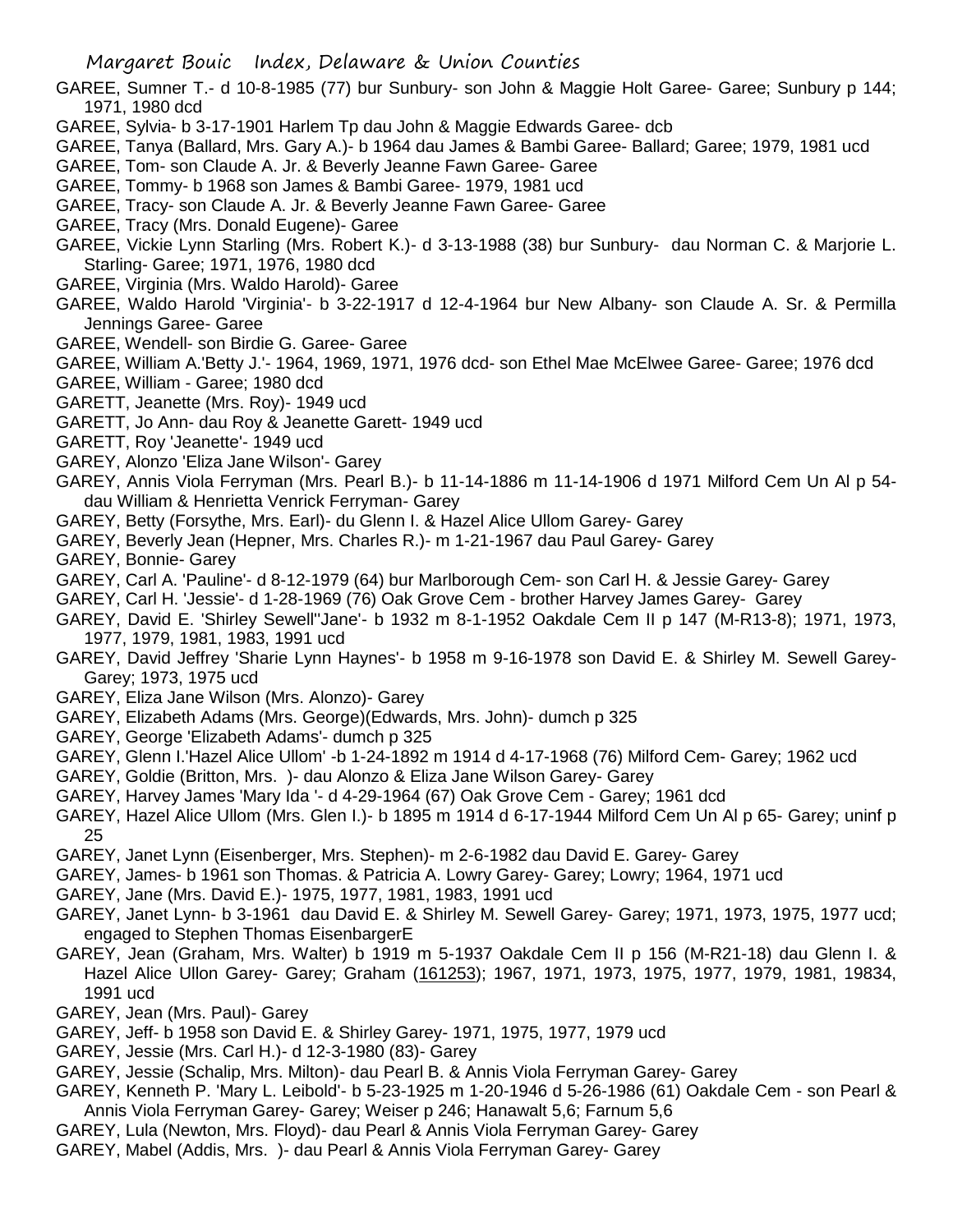GAREE, Sumner T.- d 10-8-1985 (77) bur Sunbury- son John & Maggie Holt Garee- Garee; Sunbury p 144; 1971, 1980 dcd

GAREE, Sylvia- b 3-17-1901 Harlem Tp dau John & Maggie Edwards Garee- dcb

GAREE, Tanya (Ballard, Mrs. Gary A.)- b 1964 dau James & Bambi Garee- Ballard; Garee; 1979, 1981 ucd

GAREE, Tom- son Claude A. Jr. & Beverly Jeanne Fawn Garee- Garee

GAREE, Tommy- b 1968 son James & Bambi Garee- 1979, 1981 ucd

GAREE, Tracy- son Claude A. Jr. & Beverly Jeanne Fawn Garee- Garee

GAREE, Tracy (Mrs. Donald Eugene)- Garee

GAREE, Vickie Lynn Starling (Mrs. Robert K.)- d 3-13-1988 (38) bur Sunbury- dau Norman C. & Marjorie L. Starling- Garee; 1971, 1976, 1980 dcd

GAREE, Virginia (Mrs. Waldo Harold)- Garee

GAREE, Waldo Harold 'Virginia'- b 3-22-1917 d 12-4-1964 bur New Albany- son Claude A. Sr. & Permilla Jennings Garee- Garee

GAREE, Wendell- son Birdie G. Garee- Garee

GAREE, William A.'Betty J.'- 1964, 1969, 1971, 1976 dcd- son Ethel Mae McElwee Garee- Garee; 1976 dcd

GAREE, William - Garee; 1980 dcd

GARETT, Jeanette (Mrs. Roy)- 1949 ucd

GARETT, Jo Ann- dau Roy & Jeanette Garett- 1949 ucd

GARETT, Roy 'Jeanette'- 1949 ucd

GAREY, Alonzo 'Eliza Jane Wilson'- Garey

GAREY, Annis Viola Ferryman (Mrs. Pearl B.)- b 11-14-1886 m 11-14-1906 d 1971 Milford Cem Un Al p 54- dau William & Henrietta Venrick Ferryman- Garey

GAREY, Betty (Forsythe, Mrs. Earl)- du Glenn I. & Hazel Alice Ullom Garey- Garey

GAREY, Beverly Jean (Hepner, Mrs. Charles R.)- m 1-21-1967 dau Paul Garey- Garey

GAREY, Bonnie- Garey

GAREY, Carl A. 'Pauline'- d 8-12-1979 (64) bur Marlborough Cem- son Carl H. & Jessie Garey- Garey

GAREY, Carl H. 'Jessie'- d 1-28-1969 (76) Oak Grove Cem - brother Harvey James Garey- Garey

GAREY, David E. 'Shirley Sewell''Jane'- b 1932 m 8-1-1952 Oakdale Cem II p 147 (M-R13-8); 1971, 1973, 1977, 1979, 1981, 1983, 1991 ucd

GAREY, David Jeffrey 'Sharie Lynn Haynes'- b 1958 m 9-16-1978 son David E. & Shirley M. Sewell Garey- Garey; 1973, 1975 ucd

GAREY, Eliza Jane Wilson (Mrs. Alonzo)- Garey

GAREY, Elizabeth Adams (Mrs. George)(Edwards, Mrs. John)- dumch p 325

GAREY, George 'Elizabeth Adams'- dumch p 325

GAREY, Glenn I.'Hazel Alice Ullom' -b 1-24-1892 m 1914 d 4-17-1968 (76) Milford Cem- Garey; 1962 ucd

GAREY, Goldie (Britton, Mrs. )- dau Alonzo & Eliza Jane Wilson Garey- Garey

GAREY, Harvey James 'Mary Ida '- d 4-29-1964 (67) Oak Grove Cem - Garey; 1961 dcd

GAREY, Hazel Alice Ullom (Mrs. Glen I.)- b 1895 m 1914 d 6-17-1944 Milford Cem Un Al p 65- Garey; uninf p 25

GAREY, Janet Lynn (Eisenberger, Mrs. Stephen)- m 2-6-1982 dau David E. Garey- Garey

GAREY, James- b 1961 son Thomas. & Patricia A. Lowry Garey- Garey; Lowry; 1964, 1971 ucd

GAREY, Jane (Mrs. David E.)- 1975, 1977, 1981, 1983, 1991 ucd

GAREY, Janet Lynn- b 3-1961 dau David E. & Shirley M. Sewell Garey- Garey; 1971, 1973, 1975, 1977 ucd; engaged to Stephen Thomas EisenbargerE

GAREY, Jean (Graham, Mrs. Walter) b 1919 m 5-1937 Oakdale Cem II p 156 (M-R21-18) dau Glenn I. & Hazel Alice Ullon Garey- Garey; Graham (161253); 1967, 1971, 1973, 1975, 1977, 1979, 1981, 19834, 1991 ucd

GAREY, Jean (Mrs. Paul)- Garey

GAREY, Jeff- b 1958 son David E. & Shirley Garey- 1971, 1975, 1977, 1979 ucd

GAREY, Jessie (Mrs. Carl H.)- d 12-3-1980 (83)- Garey

GAREY, Jessie (Schalip, Mrs. Milton)- dau Pearl B. & Annis Viola Ferryman Garey- Garey

GAREY, Kenneth P. 'Mary L. Leibold'- b 5-23-1925 m 1-20-1946 d 5-26-1986 (61) Oakdale Cem - son Pearl & Annis Viola Ferryman Garey- Garey; Weiser p 246; Hanawalt 5,6; Farnum 5,6

GAREY, Lula (Newton, Mrs. Floyd)- dau Pearl & Annis Viola Ferryman Garey- Garey

GAREY, Mabel (Addis, Mrs. )- dau Pearl & Annis Viola Ferryman Garey- Garey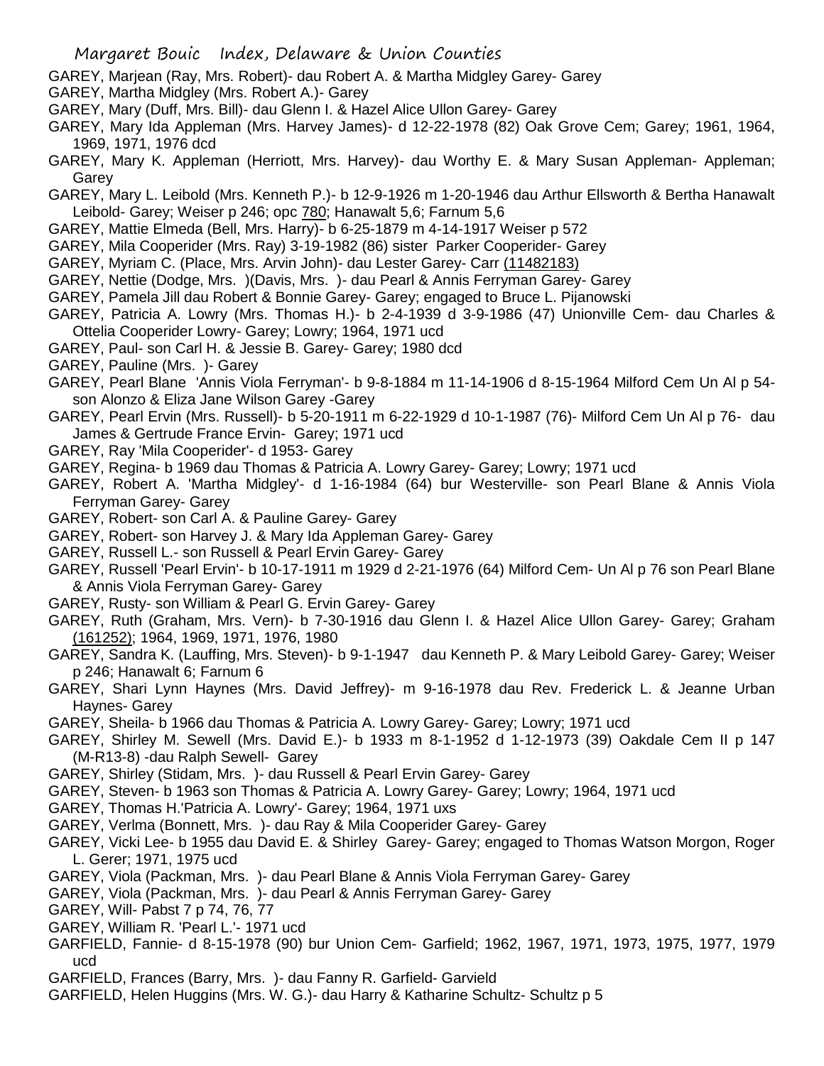GAREY, Marjean (Ray, Mrs. Robert)- dau Robert A. & Martha Midgley Garey- Garey

GAREY, Martha Midgley (Mrs. Robert A.)- Garey

GAREY, Mary (Duff, Mrs. Bill)- dau Glenn I. & Hazel Alice Ullon Garey- Garey

GAREY, Mary Ida Appleman (Mrs. Harvey James)- d 12-22-1978 (82) Oak Grove Cem; Garey; 1961, 1964, 1969, 1971, 1976 dcd

GAREY, Mary K. Appleman (Herriott, Mrs. Harvey)- dau Worthy E. & Mary Susan Appleman- Appleman; Garey

GAREY, Mary L. Leibold (Mrs. Kenneth P.)- b 12-9-1926 m 1-20-1946 dau Arthur Ellsworth & Bertha Hanawalt Leibold- Garey; Weiser p 246; opc 780; Hanawalt 5,6; Farnum 5,6

GAREY, Mattie Elmeda (Bell, Mrs. Harry)- b 6-25-1879 m 4-14-1917 Weiser p 572

GAREY, Mila Cooperider (Mrs. Ray) 3-19-1982 (86) sister Parker Cooperider- Garey

GAREY, Myriam C. (Place, Mrs. Arvin John)- dau Lester Garey- Carr (11482183)

GAREY, Nettie (Dodge, Mrs. )(Davis, Mrs. )- dau Pearl & Annis Ferryman Garey- Garey

GAREY, Pamela Jill dau Robert & Bonnie Garey- Garey; engaged to Bruce L. Pijanowski

GAREY, Patricia A. Lowry (Mrs. Thomas H.)- b 2-4-1939 d 3-9-1986 (47) Unionville Cem- dau Charles & Ottelia Cooperider Lowry- Garey; Lowry; 1964, 1971 ucd

GAREY, Paul- son Carl H. & Jessie B. Garey- Garey; 1980 dcd

GAREY, Pauline (Mrs. )- Garey

GAREY, Pearl Blane 'Annis Viola Ferryman'- b 9-8-1884 m 11-14-1906 d 8-15-1964 Milford Cem Un Al p 54- son Alonzo & Eliza Jane Wilson Garey -Garey

GAREY, Pearl Ervin (Mrs. Russell)- b 5-20-1911 m 6-22-1929 d 10-1-1987 (76)- Milford Cem Un Al p 76- dau James & Gertrude France Ervin- Garey; 1971 ucd

GAREY, Ray 'Mila Cooperider'- d 1953- Garey

GAREY, Regina- b 1969 dau Thomas & Patricia A. Lowry Garey- Garey; Lowry; 1971 ucd

GAREY, Robert A. 'Martha Midgley'- d 1-16-1984 (64) bur Westerville- son Pearl Blane & Annis Viola Ferryman Garey- Garey

GAREY, Robert- son Carl A. & Pauline Garey- Garey

GAREY, Robert- son Harvey J. & Mary Ida Appleman Garey- Garey

GAREY, Russell L.- son Russell & Pearl Ervin Garey- Garey

GAREY, Russell 'Pearl Ervin'- b 10-17-1911 m 1929 d 2-21-1976 (64) Milford Cem- Un Al p 76 son Pearl Blane & Annis Viola Ferryman Garey- Garey

GAREY, Rusty- son William & Pearl G. Ervin Garey- Garey

GAREY, Ruth (Graham, Mrs. Vern)- b 7-30-1916 dau Glenn I. & Hazel Alice Ullon Garey- Garey; Graham (161252); 1964, 1969, 1971, 1976, 1980

GAREY, Sandra K. (Lauffing, Mrs. Steven)- b 9-1-1947 dau Kenneth P. & Mary Leibold Garey- Garey; Weiser p 246; Hanawalt 6; Farnum 6

GAREY, Shari Lynn Haynes (Mrs. David Jeffrey)- m 9-16-1978 dau Rev. Frederick L. & Jeanne Urban Haynes- Garey

GAREY, Sheila- b 1966 dau Thomas & Patricia A. Lowry Garey- Garey; Lowry; 1971 ucd

GAREY, Shirley M. Sewell (Mrs. David E.)- b 1933 m 8-1-1952 d 1-12-1973 (39) Oakdale Cem II p 147 (M-R13-8) -dau Ralph Sewell- Garey

GAREY, Shirley (Stidam, Mrs. )- dau Russell & Pearl Ervin Garey- Garey

GAREY, Steven- b 1963 son Thomas & Patricia A. Lowry Garey- Garey; Lowry; 1964, 1971 ucd

GAREY, Thomas H.'Patricia A. Lowry'- Garey; 1964, 1971 uxs

GAREY, Verlma (Bonnett, Mrs. )- dau Ray & Mila Cooperider Garey- Garey

GAREY, Vicki Lee- b 1955 dau David E. & Shirley Garey- Garey; engaged to Thomas Watson Morgon, Roger L. Gerer; 1971, 1975 ucd

GAREY, Viola (Packman, Mrs. )- dau Pearl Blane & Annis Viola Ferryman Garey- Garey

GAREY, Viola (Packman, Mrs. )- dau Pearl & Annis Ferryman Garey- Garey

GAREY, Will- Pabst 7 p 74, 76, 77

GAREY, William R. 'Pearl L.'- 1971 ucd

GARFIELD, Fannie- d 8-15-1978 (90) bur Union Cem- Garfield; 1962, 1967, 1971, 1973, 1975, 1977, 1979 ucd

GARFIELD, Frances (Barry, Mrs. )- dau Fanny R. Garfield- Garvield

GARFIELD, Helen Huggins (Mrs. W. G.)- dau Harry & Katharine Schultz- Schultz p 5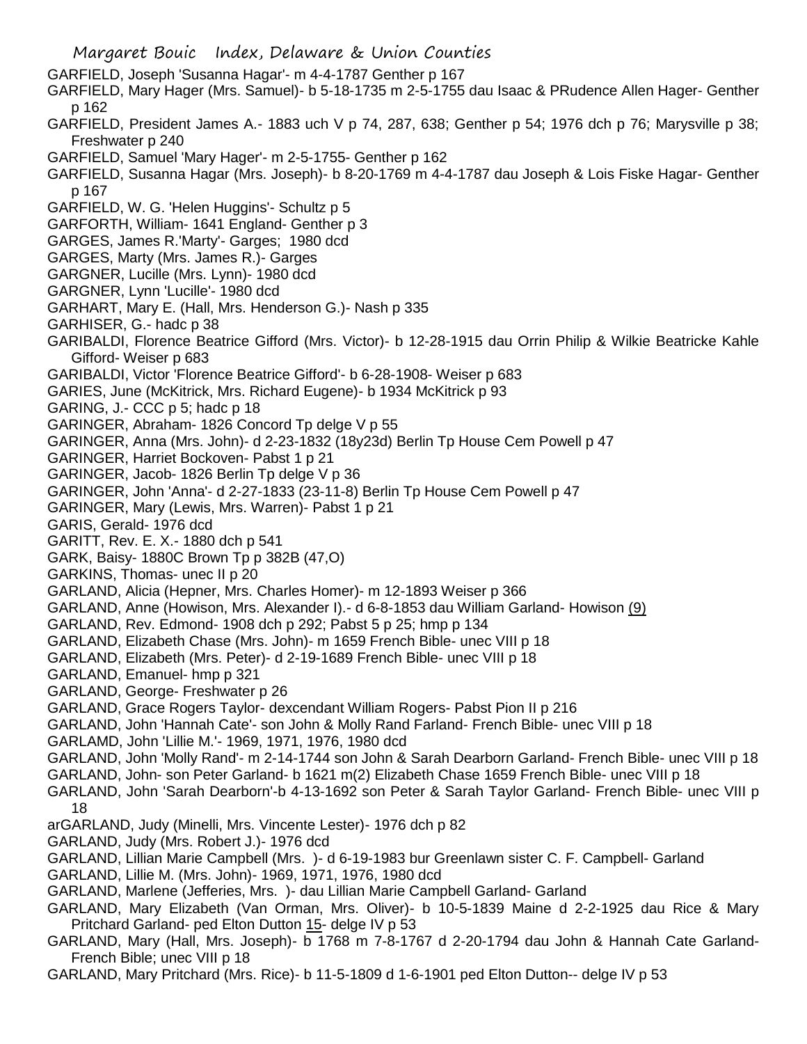GARFIELD, Joseph 'Susanna Hagar'- m 4-4-1787 Genther p 167

GARFIELD, Mary Hager (Mrs. Samuel)- b 5-18-1735 m 2-5-1755 dau Isaac & PRudence Allen Hager- Genther p 162

GARFIELD, President James A.- 1883 uch V p 74, 287, 638; Genther p 54; 1976 dch p 76; Marysville p 38; Freshwater p 240

GARFIELD, Samuel 'Mary Hager'- m 2-5-1755- Genther p 162

GARFIELD, Susanna Hagar (Mrs. Joseph)- b 8-20-1769 m 4-4-1787 dau Joseph & Lois Fiske Hagar- Genther p 167

GARFIELD, W. G. 'Helen Huggins'- Schultz p 5

GARFORTH, William- 1641 England- Genther p 3

GARGES, James R.'Marty'- Garges; 1980 dcd

GARGES, Marty (Mrs. James R.)- Garges

GARGNER, Lucille (Mrs. Lynn)- 1980 dcd

GARGNER, Lynn 'Lucille'- 1980 dcd

GARHART, Mary E. (Hall, Mrs. Henderson G.)- Nash p 335

GARHISER, G.- hadc p 38

GARIBALDI, Florence Beatrice Gifford (Mrs. Victor)- b 12-28-1915 dau Orrin Philip & Wilkie Beatricke Kahle Gifford- Weiser p 683

GARIBALDI, Victor 'Florence Beatrice Gifford'- b 6-28-1908- Weiser p 683

GARIES, June (McKitrick, Mrs. Richard Eugene)- b 1934 McKitrick p 93

GARING, J.- CCC p 5; hadc p 18

GARINGER, Abraham- 1826 Concord Tp delge V p 55

GARINGER, Anna (Mrs. John)- d 2-23-1832 (18y23d) Berlin Tp House Cem Powell p 47

GARINGER, Harriet Bockoven- Pabst 1 p 21

GARINGER, Jacob- 1826 Berlin Tp delge V p 36

GARINGER, John 'Anna'- d 2-27-1833 (23-11-8) Berlin Tp House Cem Powell p 47

GARINGER, Mary (Lewis, Mrs. Warren)- Pabst 1 p 21

GARIS, Gerald- 1976 dcd

GARITT, Rev. E. X.- 1880 dch p 541

GARK, Baisy- 1880C Brown Tp p 382B (47,O)

GARKINS, Thomas- unec II p 20

GARLAND, Alicia (Hepner, Mrs. Charles Homer)- m 12-1893 Weiser p 366

GARLAND, Anne (Howison, Mrs. Alexander I).- d 6-8-1853 dau William Garland- Howison (9)

GARLAND, Rev. Edmond- 1908 dch p 292; Pabst 5 p 25; hmp p 134

GARLAND, Elizabeth Chase (Mrs. John)- m 1659 French Bible- unec VIII p 18

GARLAND, Elizabeth (Mrs. Peter)- d 2-19-1689 French Bible- unec VIII p 18

GARLAND, Emanuel- hmp p 321

GARLAND, George- Freshwater p 26

GARLAND, Grace Rogers Taylor- dexcendant William Rogers- Pabst Pion II p 216

GARLAND, John 'Hannah Cate'- son John & Molly Rand Farland- French Bible- unec VIII p 18

GARLAMD, John 'Lillie M.'- 1969, 1971, 1976, 1980 dcd

GARLAND, John 'Molly Rand'- m 2-14-1744 son John & Sarah Dearborn Garland- French Bible- unec VIII p 18

GARLAND, John- son Peter Garland- b 1621 m(2) Elizabeth Chase 1659 French Bible- unec VIII p 18

GARLAND, John 'Sarah Dearborn'-b 4-13-1692 son Peter & Sarah Taylor Garland- French Bible- unec VIII p 18

arGARLAND, Judy (Minelli, Mrs. Vincente Lester)- 1976 dch p 82

GARLAND, Judy (Mrs. Robert J.)- 1976 dcd

GARLAND, Lillian Marie Campbell (Mrs. )- d 6-19-1983 bur Greenlawn sister C. F. Campbell- Garland

GARLAND, Lillie M. (Mrs. John)- 1969, 1971, 1976, 1980 dcd

GARLAND, Marlene (Jefferies, Mrs. )- dau Lillian Marie Campbell Garland- Garland

GARLAND, Mary Elizabeth (Van Orman, Mrs. Oliver)- b 10-5-1839 Maine d 2-2-1925 dau Rice & Mary Pritchard Garland- ped Elton Dutton 15- delge IV p 53

GARLAND, Mary (Hall, Mrs. Joseph)- b 1768 m 7-8-1767 d 2-20-1794 dau John & Hannah Cate Garland- French Bible; unec VIII p 18

GARLAND, Mary Pritchard (Mrs. Rice)- b 11-5-1809 d 1-6-1901 ped Elton Dutton-- delge IV p 53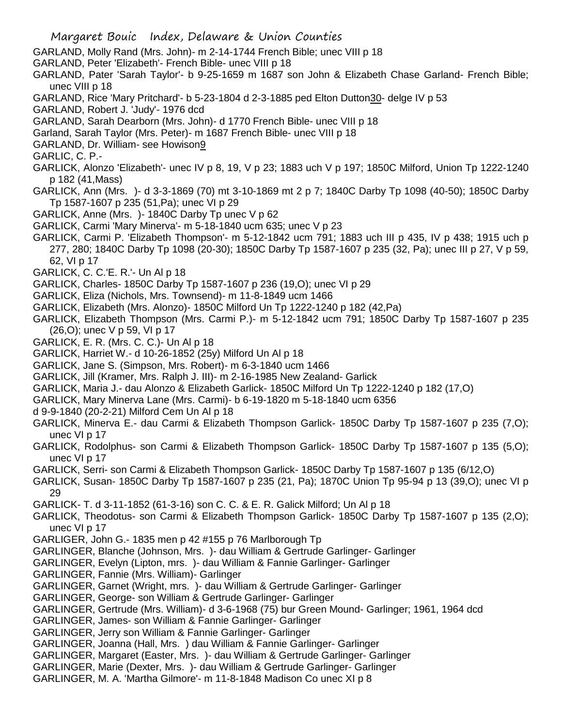GARLAND, Molly Rand (Mrs. John)- m 2-14-1744 French Bible; unec VIII p 18

GARLAND, Peter 'Elizabeth'- French Bible- unec VIII p 18

GARLAND, Pater 'Sarah Taylor'- b 9-25-1659 m 1687 son John & Elizabeth Chase Garland- French Bible; unec VIII p 18

GARLAND, Rice 'Mary Pritchard'- b 5-23-1804 d 2-3-1885 ped Elton Dutton30- delge IV p 53

GARLAND, Robert J. 'Judy'- 1976 dcd

GARLAND, Sarah Dearborn (Mrs. John)- d 1770 French Bible- unec VIII p 18

Garland, Sarah Taylor (Mrs. Peter)- m 1687 French Bible- unec VIII p 18

GARLAND, Dr. William- see Howison9

GARLIC, C. P.-

GARLICK, Alonzo 'Elizabeth'- unec IV p 8, 19, V p 23; 1883 uch V p 197; 1850C Milford, Union Tp 1222-1240 p 182 (41,Mass)

GARLICK, Ann (Mrs. )- d 3-3-1869 (70) mt 3-10-1869 mt 2 p 7; 1840C Darby Tp 1098 (40-50); 1850C Darby Tp 1587-1607 p 235 (51,Pa); unec VI p 29

GARLICK, Anne (Mrs. )- 1840C Darby Tp unec V p 62

GARLICK, Carmi 'Mary Minerva'- m 5-18-1840 ucm 635; unec V p 23

GARLICK, Carmi P. 'Elizabeth Thompson'- m 5-12-1842 ucm 791; 1883 uch III p 435, IV p 438; 1915 uch p 277, 280; 1840C Darby Tp 1098 (20-30); 1850C Darby Tp 1587-1607 p 235 (32, Pa); unec III p 27, V p 59, 62, VI p 17

GARLICK, C. C.'E. R.'- Un Al p 18

GARLICK, Charles- 1850C Darby Tp 1587-1607 p 236 (19,O); unec VI p 29

GARLICK, Eliza (Nichols, Mrs. Townsend)- m 11-8-1849 ucm 1466

GARLICK, Elizabeth (Mrs. Alonzo)- 1850C Milford Un Tp 1222-1240 p 182 (42,Pa)

GARLICK, Elizabeth Thompson (Mrs. Carmi P.)- m 5-12-1842 ucm 791; 1850C Darby Tp 1587-1607 p 235 (26,O); unec V p 59, VI p 17

GARLICK, E. R. (Mrs. C. C.)- Un Al p 18

GARLICK, Harriet W.- d 10-26-1852 (25y) Milford Un Al p 18

GARLICK, Jane S. (Simpson, Mrs. Robert)- m 6-3-1840 ucm 1466

GARLICK, Jill (Kramer, Mrs. Ralph J. III)- m 2-16-1985 New Zealand- Garlick

GARLICK, Maria J.- dau Alonzo & Elizabeth Garlick- 1850C Milford Un Tp 1222-1240 p 182 (17,O)

GARLICK, Mary Minerva Lane (Mrs. Carmi)- b 6-19-1820 m 5-18-1840 ucm 6356
d 9-9-1840 (20-2-21) Milford Cem Un Al p 18

GARLICK, Minerva E.- dau Carmi & Elizabeth Thompson Garlick- 1850C Darby Tp 1587-1607 p 235 (7,O); unec VI p 17

GARLICK, Rodolphus- son Carmi & Elizabeth Thompson Garlick- 1850C Darby Tp 1587-1607 p 135 (5,O); unec VI p 17

GARLICK, Serri- son Carmi & Elizabeth Thompson Garlick- 1850C Darby Tp 1587-1607 p 135 (6/12,O)

GARLICK, Susan- 1850C Darby Tp 1587-1607 p 235 (21, Pa); 1870C Union Tp 95-94 p 13 (39,O); unec VI p 29

GARLICK- T. d 3-11-1852 (61-3-16) son C. C. & E. R. Galick Milford; Un Al p 18

GARLICK, Theodotus- son Carmi & Elizabeth Thompson Garlick- 1850C Darby Tp 1587-1607 p 135 (2,O); unec VI p 17

GARLIGER, John G.- 1835 men p 42 #155 p 76 Marlborough Tp

GARLINGER, Blanche (Johnson, Mrs. )- dau William & Gertrude Garlinger- Garlinger

GARLINGER, Evelyn (Lipton, mrs. )- dau William & Fannie Garlinger- Garlinger

GARLINGER, Fannie (Mrs. William)- Garlinger

GARLINGER, Garnet (Wright, mrs. )- dau William & Gertrude Garlinger- Garlinger

GARLINGER, George- son William & Gertrude Garlinger- Garlinger

GARLINGER, Gertrude (Mrs. William)- d 3-6-1968 (75) bur Green Mound- Garlinger; 1961, 1964 dcd

GARLINGER, James- son William & Fannie Garlinger- Garlinger

GARLINGER, Jerry son William & Fannie Garlinger- Garlinger

GARLINGER, Joanna (Hall, Mrs. ) dau William & Fannie Garlinger- Garlinger

GARLINGER, Margaret (Easter, Mrs. )- dau William & Gertrude Garlinger- Garlinger

GARLINGER, Marie (Dexter, Mrs. )- dau William & Gertrude Garlinger- Garlinger

GARLINGER, M. A. 'Martha Gilmore'- m 11-8-1848 Madison Co unec XI p 8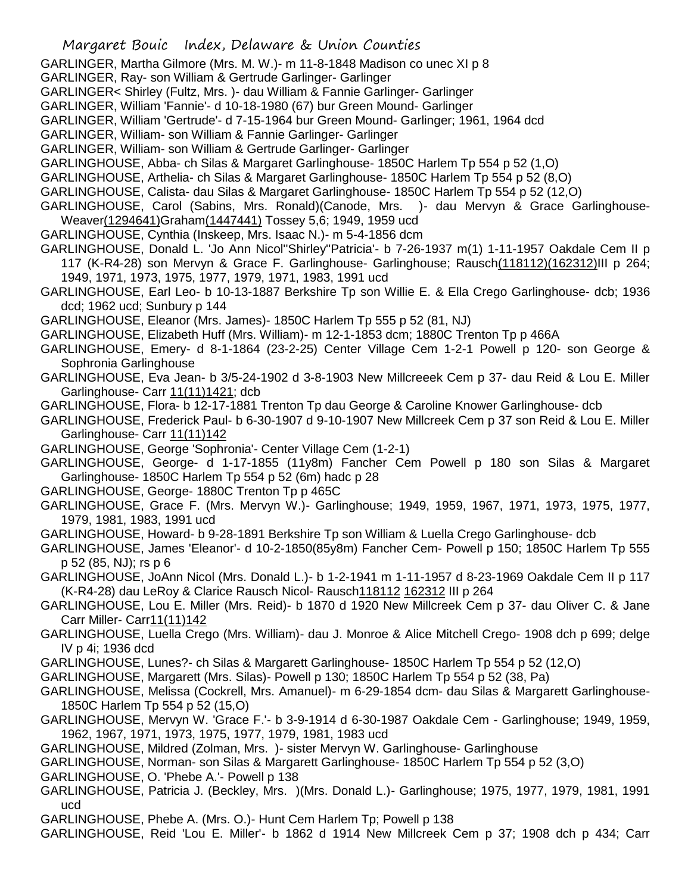GARLINGER, Martha Gilmore (Mrs. M. W.)- m 11-8-1848 Madison co unec XI p 8

GARLINGER, Ray- son William & Gertrude Garlinger- Garlinger

GARLINGER< Shirley (Fultz, Mrs. )- dau William & Fannie Garlinger- Garlinger

GARLINGER, William 'Fannie'- d 10-18-1980 (67) bur Green Mound- Garlinger

GARLINGER, William 'Gertrude'- d 7-15-1964 bur Green Mound- Garlinger; 1961, 1964 dcd

GARLINGER, William- son William & Fannie Garlinger- Garlinger

GARLINGER, William- son William & Gertrude Garlinger- Garlinger

GARLINGHOUSE, Abba- ch Silas & Margaret Garlinghouse- 1850C Harlem Tp 554 p 52 (1,O)

GARLINGHOUSE, Arthelia- ch Silas & Margaret Garlinghouse- 1850C Harlem Tp 554 p 52 (8,O)

GARLINGHOUSE, Calista- dau Silas & Margaret Garlinghouse- 1850C Harlem Tp 554 p 52 (12,O)

GARLINGHOUSE, Carol (Sabins, Mrs. Ronald)(Canode, Mrs. )- dau Mervyn & Grace Garlinghouse- Weaver(1294641)Graham(1447441) Tossey 5,6; 1949, 1959 ucd

GARLINGHOUSE, Cynthia (Inskeep, Mrs. Isaac N.)- m 5-4-1856 dcm

GARLINGHOUSE, Donald L. 'Jo Ann Nicol''Shirley''Patricia'- b 7-26-1937 m(1) 1-11-1957 Oakdale Cem II p 117 (K-R4-28) son Mervyn & Grace F. Garlinghouse- Garlinghouse; Rausch(118112)(162312)III p 264; 1949, 1971, 1973, 1975, 1977, 1979, 1971, 1983, 1991 ucd

GARLINGHOUSE, Earl Leo- b 10-13-1887 Berkshire Tp son Willie E. & Ella Crego Garlinghouse- dcb; 1936 dcd; 1962 ucd; Sunbury p 144

GARLINGHOUSE, Eleanor (Mrs. James)- 1850C Harlem Tp 555 p 52 (81, NJ)

GARLINGHOUSE, Elizabeth Huff (Mrs. William)- m 12-1-1853 dcm; 1880C Trenton Tp p 466A

GARLINGHOUSE, Emery- d 8-1-1864 (23-2-25) Center Village Cem 1-2-1 Powell p 120- son George & Sophronia Garlinghouse

GARLINGHOUSE, Eva Jean- b 3/5-24-1902 d 3-8-1903 New Millcreeek Cem p 37- dau Reid & Lou E. Miller Garlinghouse- Carr 11(11)1421; dcb

GARLINGHOUSE, Flora- b 12-17-1881 Trenton Tp dau George & Caroline Knower Garlinghouse- dcb

GARLINGHOUSE, Frederick Paul- b 6-30-1907 d 9-10-1907 New Millcreek Cem p 37 son Reid & Lou E. Miller Garlinghouse- Carr 11(11)142

GARLINGHOUSE, George 'Sophronia'- Center Village Cem (1-2-1)

GARLINGHOUSE, George- d 1-17-1855 (11y8m) Fancher Cem Powell p 180 son Silas & Margaret Garlinghouse- 1850C Harlem Tp 554 p 52 (6m) hadc p 28

GARLINGHOUSE, George- 1880C Trenton Tp p 465C

GARLINGHOUSE, Grace F. (Mrs. Mervyn W.)- Garlinghouse; 1949, 1959, 1967, 1971, 1973, 1975, 1977, 1979, 1981, 1983, 1991 ucd

GARLINGHOUSE, Howard- b 9-28-1891 Berkshire Tp son William & Luella Crego Garlinghouse- dcb

GARLINGHOUSE, James 'Eleanor'- d 10-2-1850(85y8m) Fancher Cem- Powell p 150; 1850C Harlem Tp 555 p 52 (85, NJ); rs p 6

GARLINGHOUSE, JoAnn Nicol (Mrs. Donald L.)- b 1-2-1941 m 1-11-1957 d 8-23-1969 Oakdale Cem II p 117 (K-R4-28) dau LeRoy & Clarice Rausch Nicol- Rausch118112 162312 III p 264

GARLINGHOUSE, Lou E. Miller (Mrs. Reid)- b 1870 d 1920 New Millcreek Cem p 37- dau Oliver C. & Jane Carr Miller- Carr11(11)142

GARLINGHOUSE, Luella Crego (Mrs. William)- dau J. Monroe & Alice Mitchell Crego- 1908 dch p 699; delge IV p 4i; 1936 dcd

GARLINGHOUSE, Lunes?- ch Silas & Margarett Garlinghouse- 1850C Harlem Tp 554 p 52 (12,O)

GARLINGHOUSE, Margarett (Mrs. Silas)- Powell p 130; 1850C Harlem Tp 554 p 52 (38, Pa)

GARLINGHOUSE, Melissa (Cockrell, Mrs. Amanuel)- m 6-29-1854 dcm- dau Silas & Margarett Garlinghouse- 1850C Harlem Tp 554 p 52 (15,O)

GARLINGHOUSE, Mervyn W. 'Grace F.'- b 3-9-1914 d 6-30-1987 Oakdale Cem - Garlinghouse; 1949, 1959, 1962, 1967, 1971, 1973, 1975, 1977, 1979, 1981, 1983 ucd

GARLINGHOUSE, Mildred (Zolman, Mrs. )- sister Mervyn W. Garlinghouse- Garlinghouse

GARLINGHOUSE, Norman- son Silas & Margarett Garlinghouse- 1850C Harlem Tp 554 p 52 (3,O)

GARLINGHOUSE, O. 'Phebe A.'- Powell p 138

GARLINGHOUSE, Patricia J. (Beckley, Mrs. )(Mrs. Donald L.)- Garlinghouse; 1975, 1977, 1979, 1981, 1991 ucd

GARLINGHOUSE, Phebe A. (Mrs. O.)- Hunt Cem Harlem Tp; Powell p 138

GARLINGHOUSE, Reid 'Lou E. Miller'- b 1862 d 1914 New Millcreek Cem p 37; 1908 dch p 434; Carr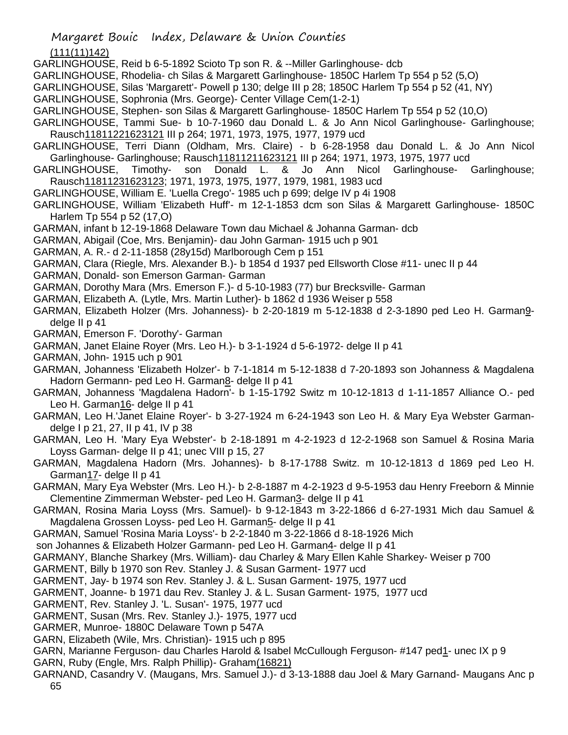(111(11)142)

GARLINGHOUSE, Reid b 6-5-1892 Scioto Tp son R. & --Miller Garlinghouse- dcb

GARLINGHOUSE, Rhodelia- ch Silas & Margarett Garlinghouse- 1850C Harlem Tp 554 p 52 (5,O)

GARLINGHOUSE, Silas 'Margarett'- Powell p 130; delge III p 28; 1850C Harlem Tp 554 p 52 (41, NY)

GARLINGHOUSE, Sophronia (Mrs. George)- Center Village Cem(1-2-1)

GARLINGHOUSE, Stephen- son Silas & Margarett Garlinghouse- 1850C Harlem Tp 554 p 52 (10,O)

GARLINGHOUSE, Tammi Sue- b 10-7-1960 dau Donald L. & Jo Ann Nicol Garlinghouse- Garlinghouse; Rausch11811221623121 III p 264; 1971, 1973, 1975, 1977, 1979 ucd

GARLINGHOUSE, Terri Diann (Oldham, Mrs. Claire) - b 6-28-1958 dau Donald L. & Jo Ann Nicol Garlinghouse- Garlinghouse; Rausch11811211623121 III p 264; 1971, 1973, 1975, 1977 ucd

GARLINGHOUSE, Timothy- son Donald L. & Jo Ann Nicol Garlinghouse- Garlinghouse; Rausch11811231623123; 1971, 1973, 1975, 1977, 1979, 1981, 1983 ucd

GARLINGHOUSE, William E. 'Luella Crego'- 1985 uch p 699; delge IV p 4i 1908

GARLINGHOUSE, William 'Elizabeth Huff'- m 12-1-1853 dcm son Silas & Margarett Garlinghouse- 1850C Harlem Tp 554 p 52 (17,O)

GARMAN, infant b 12-19-1868 Delaware Town dau Michael & Johanna Garman- dcb

GARMAN, Abigail (Coe, Mrs. Benjamin)- dau John Garman- 1915 uch p 901

GARMAN, A. R.- d 2-11-1858 (28y15d) Marlborough Cem p 151

GARMAN, Clara (Riegle, Mrs. Alexander B.)- b 1854 d 1937 ped Ellsworth Close #11- unec II p 44

GARMAN, Donald- son Emerson Garman- Garman

GARMAN, Dorothy Mara (Mrs. Emerson F.)- d 5-10-1983 (77) bur Brecksville- Garman

GARMAN, Elizabeth A. (Lytle, Mrs. Martin Luther)- b 1862 d 1936 Weiser p 558

GARMAN, Elizabeth Holzer (Mrs. Johanness)- b 2-20-1819 m 5-12-1838 d 2-3-1890 ped Leo H. Garman9- delge II p 41

GARMAN, Emerson F. 'Dorothy'- Garman

GARMAN, Janet Elaine Royer (Mrs. Leo H.)- b 3-1-1924 d 5-6-1972- delge II p 41

GARMAN, John- 1915 uch p 901

GARMAN, Johanness 'Elizabeth Holzer'- b 7-1-1814 m 5-12-1838 d 7-20-1893 son Johanness & Magdalena Hadorn Germann- ped Leo H. Garman8- delge II p 41

GARMAN, Johanness 'Magdalena Hadorn'- b 1-15-1792 Switz m 10-12-1813 d 1-11-1857 Alliance O.- ped Leo H. Garman16- delge II p 41

GARMAN, Leo H.'Janet Elaine Royer'- b 3-27-1924 m 6-24-1943 son Leo H. & Mary Eya Webster Garman- delge I p 21, 27, II p 41, IV p 38

GARMAN, Leo H. 'Mary Eya Webster'- b 2-18-1891 m 4-2-1923 d 12-2-1968 son Samuel & Rosina Maria Loyss Garman- delge II p 41; unec VIII p 15, 27

GARMAN, Magdalena Hadorn (Mrs. Johannes)- b 8-17-1788 Switz. m 10-12-1813 d 1869 ped Leo H. Garman17- delge II p 41

GARMAN, Mary Eya Webster (Mrs. Leo H.)- b 2-8-1887 m 4-2-1923 d 9-5-1953 dau Henry Freeborn & Minnie Clementine Zimmerman Webster- ped Leo H. Garman3- delge II p 41

GARMAN, Rosina Maria Loyss (Mrs. Samuel)- b 9-12-1843 m 3-22-1866 d 6-27-1931 Mich dau Samuel & Magdalena Grossen Loyss- ped Leo H. Garman5- delge II p 41

GARMAN, Samuel 'Rosina Maria Loyss'- b 2-2-1840 m 3-22-1866 d 8-18-1926 Mich son Johannes & Elizabeth Holzer Garmann- ped Leo H. Garman4- delge II p 41

GARMANY, Blanche Sharkey (Mrs. William)- dau Charley & Mary Ellen Kahle Sharkey- Weiser p 700

GARMENT, Billy b 1970 son Rev. Stanley J. & Susan Garment- 1977 ucd

GARMENT, Jay- b 1974 son Rev. Stanley J. & L. Susan Garment- 1975, 1977 ucd

GARMENT, Joanne- b 1971 dau Rev. Stanley J. & L. Susan Garment- 1975, 1977 ucd

GARMENT, Rev. Stanley J. 'L. Susan'- 1975, 1977 ucd

GARMENT, Susan (Mrs. Rev. Stanley J.)- 1975, 1977 ucd

GARMER, Munroe- 1880C Delaware Town p 547A

GARN, Elizabeth (Wile, Mrs. Christian)- 1915 uch p 895

GARN, Marianne Ferguson- dau Charles Harold & Isabel McCullough Ferguson- #147 ped1- unec IX p 9

GARN, Ruby (Engle, Mrs. Ralph Phillip)- Graham(16821)

GARNAND, Casandry V. (Maugans, Mrs. Samuel J.)- d 3-13-1888 dau Joel & Mary Garnand- Maugans Anc p 65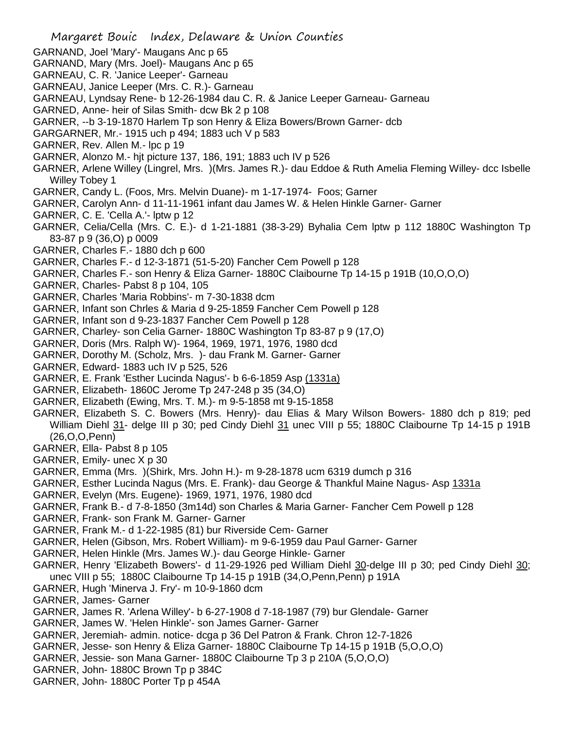GARNAND, Joel 'Mary'- Maugans Anc p 65
GARNAND, Mary (Mrs. Joel)- Maugans Anc p 65
GARNEAU, C. R. 'Janice Leeper'- Garneau
GARNEAU, Janice Leeper (Mrs. C. R.)- Garneau
GARNEAU, Lyndsay Rene- b 12-26-1984 dau C. R. & Janice Leeper Garneau- Garneau
GARNED, Anne- heir of Silas Smith- dcw Bk 2 p 108
GARNER, --b 3-19-1870 Harlem Tp son Henry & Eliza Bowers/Brown Garner- dcb
GARGARNER, Mr.- 1915 uch p 494; 1883 uch V p 583
GARNER, Rev. Allen M.- lpc p 19
GARNER, Alonzo M.- hjt picture 137, 186, 191; 1883 uch IV p 526
GARNER, Arlene Willey (Lingrel, Mrs. )(Mrs. James R.)- dau Eddoe & Ruth Amelia Fleming Willey- dcc Isbelle Willey Tobey 1
GARNER, Candy L. (Foos, Mrs. Melvin Duane)- m 1-17-1974- Foos; Garner
GARNER, Carolyn Ann- d 11-11-1961 infant dau James W. & Helen Hinkle Garner- Garner
GARNER, C. E. 'Cella A.'- lptw p 12
GARNER, Celia/Cella (Mrs. C. E.)- d 1-21-1881 (38-3-29) Byhalia Cem lptw p 112 1880C Washington Tp 83-87 p 9 (36,O) p 0009
GARNER, Charles F.- 1880 dch p 600
GARNER, Charles F.- d 12-3-1871 (51-5-20) Fancher Cem Powell p 128
GARNER, Charles F.- son Henry & Eliza Garner- 1880C Claibourne Tp 14-15 p 191B (10,O,O,O)
GARNER, Charles- Pabst 8 p 104, 105
GARNER, Charles 'Maria Robbins'- m 7-30-1838 dcm
GARNER, Infant son Chrles & Maria d 9-25-1859 Fancher Cem Powell p 128
GARNER, Infant son d 9-23-1837 Fancher Cem Powell p 128
GARNER, Charley- son Celia Garner- 1880C Washington Tp 83-87 p 9 (17,O)
GARNER, Doris (Mrs. Ralph W)- 1964, 1969, 1971, 1976, 1980 dcd
GARNER, Dorothy M. (Scholz, Mrs. )- dau Frank M. Garner- Garner
GARNER, Edward- 1883 uch IV p 525, 526
GARNER, E. Frank 'Esther Lucinda Nagus'- b 6-6-1859 Asp (1331a)
GARNER, Elizabeth- 1860C Jerome Tp 247-248 p 35 (34,O)
GARNER, Elizabeth (Ewing, Mrs. T. M.)- m 9-5-1858 mt 9-15-1858
GARNER, Elizabeth S. C. Bowers (Mrs. Henry)- dau Elias & Mary Wilson Bowers- 1880 dch p 819; ped William Diehl 31- delge III p 30; ped Cindy Diehl 31 unec VIII p 55; 1880C Claibourne Tp 14-15 p 191B (26,O,O,Penn)
GARNER, Ella- Pabst 8 p 105
GARNER, Emily- unec X p 30
GARNER, Emma (Mrs. )(Shirk, Mrs. John H.)- m 9-28-1878 ucm 6319 dumch p 316
GARNER, Esther Lucinda Nagus (Mrs. E. Frank)- dau George & Thankful Maine Nagus- Asp 1331a
GARNER, Evelyn (Mrs. Eugene)- 1969, 1971, 1976, 1980 dcd
GARNER, Frank B.- d 7-8-1850 (3m14d) son Charles & Maria Garner- Fancher Cem Powell p 128
GARNER, Frank- son Frank M. Garner- Garner
GARNER, Frank M.- d 1-22-1985 (81) bur Riverside Cem- Garner
GARNER, Helen (Gibson, Mrs. Robert William)- m 9-6-1959 dau Paul Garner- Garner
GARNER, Helen Hinkle (Mrs. James W.)- dau George Hinkle- Garner
GARNER, Henry 'Elizabeth Bowers'- d 11-29-1926 ped William Diehl 30-delge III p 30; ped Cindy Diehl 30; unec VIII p 55; 1880C Claibourne Tp 14-15 p 191B (34,O,Penn,Penn) p 191A
GARNER, Hugh 'Minerva J. Fry'- m 10-9-1860 dcm
GARNER, James- Garner
GARNER, James R. 'Arlena Willey'- b 6-27-1908 d 7-18-1987 (79) bur Glendale- Garner
GARNER, James W. 'Helen Hinkle'- son James Garner- Garner
GARNER, Jeremiah- admin. notice- dcga p 36 Del Patron & Frank. Chron 12-7-1826
GARNER, Jesse- son Henry & Eliza Garner- 1880C Claibourne Tp 14-15 p 191B (5,O,O,O)
GARNER, Jessie- son Mana Garner- 1880C Claibourne Tp 3 p 210A (5,O,O,O)
GARNER, John- 1880C Brown Tp p 384C
GARNER, John- 1880C Porter Tp p 454A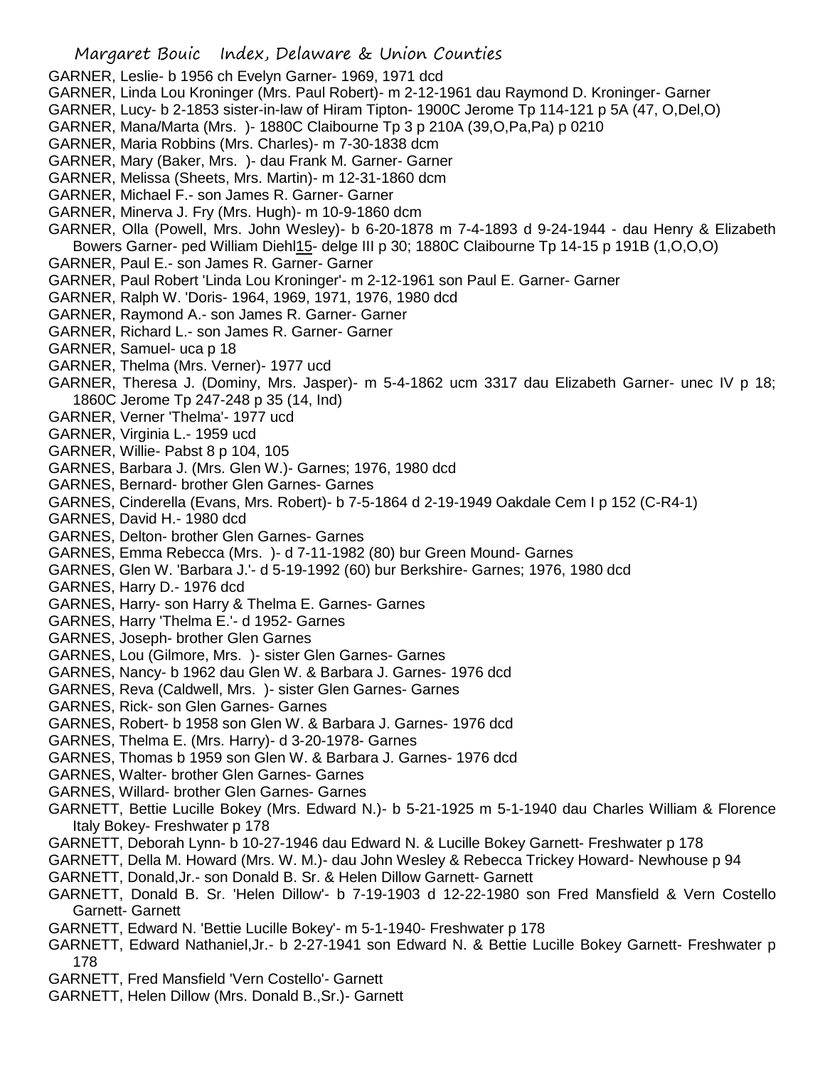GARNER, Leslie- b 1956 ch Evelyn Garner- 1969, 1971 dcd
GARNER, Linda Lou Kroninger (Mrs. Paul Robert)- m 2-12-1961 dau Raymond D. Kroninger- Garner
GARNER, Lucy- b 2-1853 sister-in-law of Hiram Tipton- 1900C Jerome Tp 114-121 p 5A (47, O,Del,O)
GARNER, Mana/Marta (Mrs. )- 1880C Claibourne Tp 3 p 210A (39,O,Pa,Pa) p 0210
GARNER, Maria Robbins (Mrs. Charles)- m 7-30-1838 dcm
GARNER, Mary (Baker, Mrs. )- dau Frank M. Garner- Garner
GARNER, Melissa (Sheets, Mrs. Martin)- m 12-31-1860 dcm
GARNER, Michael F.- son James R. Garner- Garner
GARNER, Minerva J. Fry (Mrs. Hugh)- m 10-9-1860 dcm
GARNER, Olla (Powell, Mrs. John Wesley)- b 6-20-1878 m 7-4-1893 d 9-24-1944 - dau Henry & Elizabeth Bowers Garner- ped William Diehl15- delge III p 30; 1880C Claibourne Tp 14-15 p 191B (1,O,O,O)
GARNER, Paul E.- son James R. Garner- Garner
GARNER, Paul Robert 'Linda Lou Kroninger'- m 2-12-1961 son Paul E. Garner- Garner
GARNER, Ralph W. 'Doris- 1964, 1969, 1971, 1976, 1980 dcd
GARNER, Raymond A.- son James R. Garner- Garner
GARNER, Richard L.- son James R. Garner- Garner
GARNER, Samuel- uca p 18
GARNER, Thelma (Mrs. Verner)- 1977 ucd
GARNER, Theresa J. (Dominy, Mrs. Jasper)- m 5-4-1862 ucm 3317 dau Elizabeth Garner- unec IV p 18; 1860C Jerome Tp 247-248 p 35 (14, Ind)
GARNER, Verner 'Thelma'- 1977 ucd
GARNER, Virginia L.- 1959 ucd
GARNER, Willie- Pabst 8 p 104, 105
GARNES, Barbara J. (Mrs. Glen W.)- Garnes; 1976, 1980 dcd
GARNES, Bernard- brother Glen Garnes- Garnes
GARNES, Cinderella (Evans, Mrs. Robert)- b 7-5-1864 d 2-19-1949 Oakdale Cem I p 152 (C-R4-1)
GARNES, David H.- 1980 dcd
GARNES, Delton- brother Glen Garnes- Garnes
GARNES, Emma Rebecca (Mrs. )- d 7-11-1982 (80) bur Green Mound- Garnes
GARNES, Glen W. 'Barbara J.'- d 5-19-1992 (60) bur Berkshire- Garnes; 1976, 1980 dcd
GARNES, Harry D.- 1976 dcd
GARNES, Harry- son Harry & Thelma E. Garnes- Garnes
GARNES, Harry 'Thelma E.'- d 1952- Garnes
GARNES, Joseph- brother Glen Garnes
GARNES, Lou (Gilmore, Mrs. )- sister Glen Garnes- Garnes
GARNES, Nancy- b 1962 dau Glen W. & Barbara J. Garnes- 1976 dcd
GARNES, Reva (Caldwell, Mrs. )- sister Glen Garnes- Garnes
GARNES, Rick- son Glen Garnes- Garnes
GARNES, Robert- b 1958 son Glen W. & Barbara J. Garnes- 1976 dcd
GARNES, Thelma E. (Mrs. Harry)- d 3-20-1978- Garnes
GARNES, Thomas b 1959 son Glen W. & Barbara J. Garnes- 1976 dcd
GARNES, Walter- brother Glen Garnes- Garnes
GARNES, Willard- brother Glen Garnes- Garnes
GARNETT, Bettie Lucille Bokey (Mrs. Edward N.)- b 5-21-1925 m 5-1-1940 dau Charles William & Florence Italy Bokey- Freshwater p 178
GARNETT, Deborah Lynn- b 10-27-1946 dau Edward N. & Lucille Bokey Garnett- Freshwater p 178
GARNETT, Della M. Howard (Mrs. W. M.)- dau John Wesley & Rebecca Trickey Howard- Newhouse p 94
GARNETT, Donald,Jr.- son Donald B. Sr. & Helen Dillow Garnett- Garnett
GARNETT, Donald B. Sr. 'Helen Dillow'- b 7-19-1903 d 12-22-1980 son Fred Mansfield & Vern Costello Garnett- Garnett
GARNETT, Edward N. 'Bettie Lucille Bokey'- m 5-1-1940- Freshwater p 178
GARNETT, Edward Nathaniel,Jr.- b 2-27-1941 son Edward N. & Bettie Lucille Bokey Garnett- Freshwater p 178
GARNETT, Fred Mansfield 'Vern Costello'- Garnett
GARNETT, Helen Dillow (Mrs. Donald B.,Sr.)- Garnett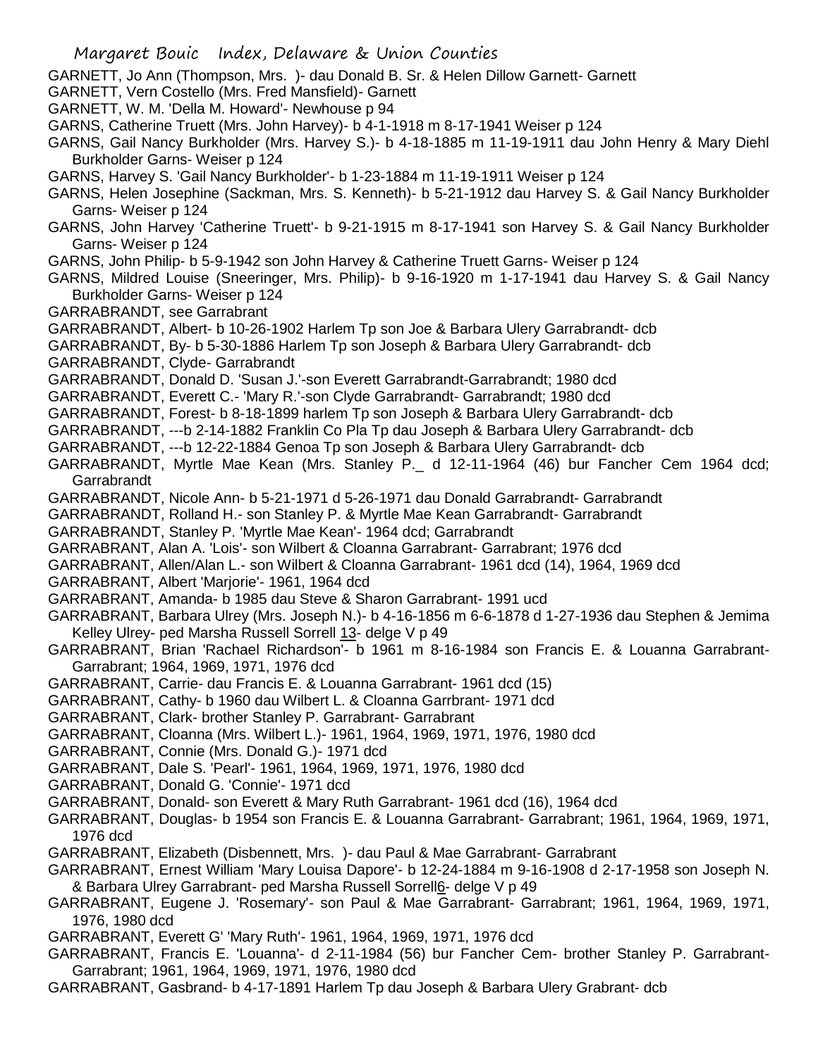GARNETT, Jo Ann (Thompson, Mrs. )- dau Donald B. Sr. & Helen Dillow Garnett- Garnett

GARNETT, Vern Costello (Mrs. Fred Mansfield)- Garnett

GARNETT, W. M. 'Della M. Howard'- Newhouse p 94

GARNS, Catherine Truett (Mrs. John Harvey)- b 4-1-1918 m 8-17-1941 Weiser p 124

GARNS, Gail Nancy Burkholder (Mrs. Harvey S.)- b 4-18-1885 m 11-19-1911 dau John Henry & Mary Diehl Burkholder Garns- Weiser p 124

GARNS, Harvey S. 'Gail Nancy Burkholder'- b 1-23-1884 m 11-19-1911 Weiser p 124

GARNS, Helen Josephine (Sackman, Mrs. S. Kenneth)- b 5-21-1912 dau Harvey S. & Gail Nancy Burkholder Garns- Weiser p 124

GARNS, John Harvey 'Catherine Truett'- b 9-21-1915 m 8-17-1941 son Harvey S. & Gail Nancy Burkholder Garns- Weiser p 124

GARNS, John Philip- b 5-9-1942 son John Harvey & Catherine Truett Garns- Weiser p 124

GARNS, Mildred Louise (Sneeringer, Mrs. Philip)- b 9-16-1920 m 1-17-1941 dau Harvey S. & Gail Nancy Burkholder Garns- Weiser p 124

GARRABRANDT, see Garrabrant

GARRABRANDT, Albert- b 10-26-1902 Harlem Tp son Joe & Barbara Ulery Garrabrandt- dcb

GARRABRANDT, By- b 5-30-1886 Harlem Tp son Joseph & Barbara Ulery Garrabrandt- dcb

GARRABRANDT, Clyde- Garrabrandt

GARRABRANDT, Donald D. 'Susan J.'-son Everett Garrabrandt-Garrabrandt; 1980 dcd

GARRABRANDT, Everett C.- 'Mary R.'-son Clyde Garrabrandt- Garrabrandt; 1980 dcd

GARRABRANDT, Forest- b 8-18-1899 harlem Tp son Joseph & Barbara Ulery Garrabrandt- dcb

GARRABRANDT, ---b 2-14-1882 Franklin Co Pla Tp dau Joseph & Barbara Ulery Garrabrandt- dcb

GARRABRANDT, ---b 12-22-1884 Genoa Tp son Joseph & Barbara Ulery Garrabrandt- dcb

GARRABRANDT, Myrtle Mae Kean (Mrs. Stanley P._ d 12-11-1964 (46) bur Fancher Cem 1964 dcd; Garrabrandt

GARRABRANDT, Nicole Ann- b 5-21-1971 d 5-26-1971 dau Donald Garrabrandt- Garrabrandt

GARRABRANDT, Rolland H.- son Stanley P. & Myrtle Mae Kean Garrabrandt- Garrabrandt

GARRABRANDT, Stanley P. 'Myrtle Mae Kean'- 1964 dcd; Garrabrandt

GARRABRANT, Alan A. 'Lois'- son Wilbert & Cloanna Garrabrant- Garrabrant; 1976 dcd

GARRABRANT, Allen/Alan L.- son Wilbert & Cloanna Garrabrant- 1961 dcd (14), 1964, 1969 dcd

GARRABRANT, Albert 'Marjorie'- 1961, 1964 dcd

GARRABRANT, Amanda- b 1985 dau Steve & Sharon Garrabrant- 1991 ucd

GARRABRANT, Barbara Ulrey (Mrs. Joseph N.)- b 4-16-1856 m 6-6-1878 d 1-27-1936 dau Stephen & Jemima Kelley Ulrey- ped Marsha Russell Sorrell 13- delge V p 49

GARRABRANT, Brian 'Rachael Richardson'- b 1961 m 8-16-1984 son Francis E. & Louanna Garrabrant- Garrabrant; 1964, 1969, 1971, 1976 dcd

GARRABRANT, Carrie- dau Francis E. & Louanna Garrabrant- 1961 dcd (15)

GARRABRANT, Cathy- b 1960 dau Wilbert L. & Cloanna Garrbrant- 1971 dcd

GARRABRANT, Clark- brother Stanley P. Garrabrant- Garrabrant

GARRABRANT, Cloanna (Mrs. Wilbert L.)- 1961, 1964, 1969, 1971, 1976, 1980 dcd

GARRABRANT, Connie (Mrs. Donald G.)- 1971 dcd

GARRABRANT, Dale S. 'Pearl'- 1961, 1964, 1969, 1971, 1976, 1980 dcd

GARRABRANT, Donald G. 'Connie'- 1971 dcd

GARRABRANT, Donald- son Everett & Mary Ruth Garrabrant- 1961 dcd (16), 1964 dcd

GARRABRANT, Douglas- b 1954 son Francis E. & Louanna Garrabrant- Garrabrant; 1961, 1964, 1969, 1971, 1976 dcd

GARRABRANT, Elizabeth (Disbennett, Mrs. )- dau Paul & Mae Garrabrant- Garrabrant

GARRABRANT, Ernest William 'Mary Louisa Dapore'- b 12-24-1884 m 9-16-1908 d 2-17-1958 son Joseph N. & Barbara Ulrey Garrabrant- ped Marsha Russell Sorrell6- delge V p 49

GARRABRANT, Eugene J. 'Rosemary'- son Paul & Mae Garrabrant- Garrabrant; 1961, 1964, 1969, 1971, 1976, 1980 dcd

GARRABRANT, Everett G' 'Mary Ruth'- 1961, 1964, 1969, 1971, 1976 dcd

GARRABRANT, Francis E. 'Louanna'- d 2-11-1984 (56) bur Fancher Cem- brother Stanley P. Garrabrant- Garrabrant; 1961, 1964, 1969, 1971, 1976, 1980 dcd

GARRABRANT, Gasbrand- b 4-17-1891 Harlem Tp dau Joseph & Barbara Ulery Grabrant- dcb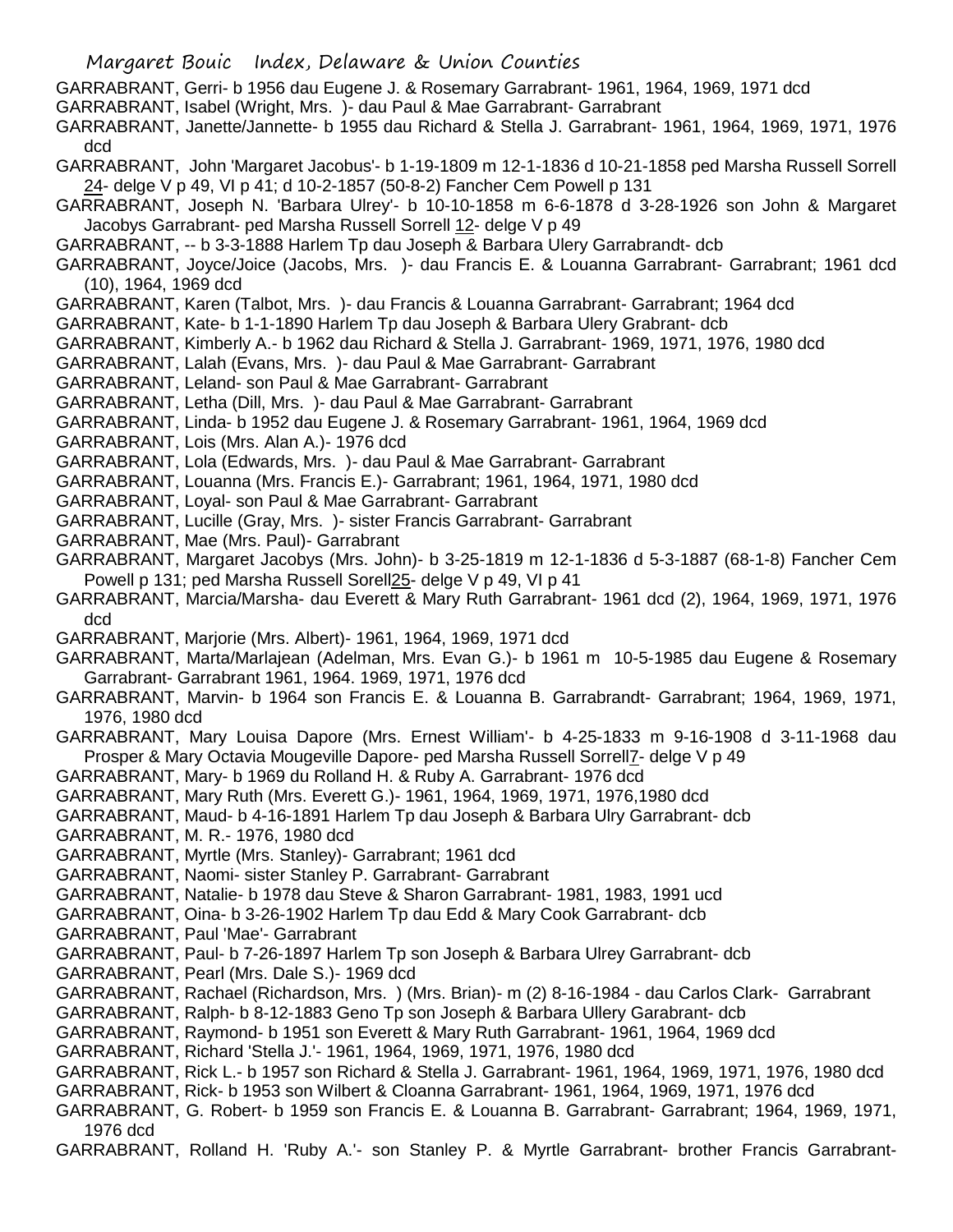GARRABRANT, Gerri- b 1956 dau Eugene J. & Rosemary Garrabrant- 1961, 1964, 1969, 1971 dcd

GARRABRANT, Isabel (Wright, Mrs. )- dau Paul & Mae Garrabrant- Garrabrant

GARRABRANT, Janette/Jannette- b 1955 dau Richard & Stella J. Garrabrant- 1961, 1964, 1969, 1971, 1976 dcd

GARRABRANT, John 'Margaret Jacobus'- b 1-19-1809 m 12-1-1836 d 10-21-1858 ped Marsha Russell Sorrell 24- delge V p 49, VI p 41; d 10-2-1857 (50-8-2) Fancher Cem Powell p 131

GARRABRANT, Joseph N. 'Barbara Ulrey'- b 10-10-1858 m 6-6-1878 d 3-28-1926 son John & Margaret Jacobys Garrabrant- ped Marsha Russell Sorrell 12- delge V p 49

GARRABRANT, -- b 3-3-1888 Harlem Tp dau Joseph & Barbara Ulery Garrabrandt- dcb

GARRABRANT, Joyce/Joice (Jacobs, Mrs. )- dau Francis E. & Louanna Garrabrant- Garrabrant; 1961 dcd (10), 1964, 1969 dcd

GARRABRANT, Karen (Talbot, Mrs. )- dau Francis & Louanna Garrabrant- Garrabrant; 1964 dcd

GARRABRANT, Kate- b 1-1-1890 Harlem Tp dau Joseph & Barbara Ulery Grabrant- dcb

GARRABRANT, Kimberly A.- b 1962 dau Richard & Stella J. Garrabrant- 1969, 1971, 1976, 1980 dcd

GARRABRANT, Lalah (Evans, Mrs. )- dau Paul & Mae Garrabrant- Garrabrant

GARRABRANT, Leland- son Paul & Mae Garrabrant- Garrabrant

GARRABRANT, Letha (Dill, Mrs. )- dau Paul & Mae Garrabrant- Garrabrant

GARRABRANT, Linda- b 1952 dau Eugene J. & Rosemary Garrabrant- 1961, 1964, 1969 dcd

GARRABRANT, Lois (Mrs. Alan A.)- 1976 dcd

GARRABRANT, Lola (Edwards, Mrs. )- dau Paul & Mae Garrabrant- Garrabrant

GARRABRANT, Louanna (Mrs. Francis E.)- Garrabrant; 1961, 1964, 1971, 1980 dcd

GARRABRANT, Loyal- son Paul & Mae Garrabrant- Garrabrant

GARRABRANT, Lucille (Gray, Mrs. )- sister Francis Garrabrant- Garrabrant

GARRABRANT, Mae (Mrs. Paul)- Garrabrant

GARRABRANT, Margaret Jacobys (Mrs. John)- b 3-25-1819 m 12-1-1836 d 5-3-1887 (68-1-8) Fancher Cem Powell p 131; ped Marsha Russell Sorell25- delge V p 49, VI p 41

GARRABRANT, Marcia/Marsha- dau Everett & Mary Ruth Garrabrant- 1961 dcd (2), 1964, 1969, 1971, 1976 dcd

GARRABRANT, Marjorie (Mrs. Albert)- 1961, 1964, 1969, 1971 dcd

GARRABRANT, Marta/Marlajean (Adelman, Mrs. Evan G.)- b 1961 m 10-5-1985 dau Eugene & Rosemary Garrabrant- Garrabrant 1961, 1964. 1969, 1971, 1976 dcd

GARRABRANT, Marvin- b 1964 son Francis E. & Louanna B. Garrabrandt- Garrabrant; 1964, 1969, 1971, 1976, 1980 dcd

GARRABRANT, Mary Louisa Dapore (Mrs. Ernest William'- b 4-25-1833 m 9-16-1908 d 3-11-1968 dau Prosper & Mary Octavia Mougeville Dapore- ped Marsha Russell Sorrell7- delge V p 49

GARRABRANT, Mary- b 1969 du Rolland H. & Ruby A. Garrabrant- 1976 dcd

GARRABRANT, Mary Ruth (Mrs. Everett G.)- 1961, 1964, 1969, 1971, 1976,1980 dcd

GARRABRANT, Maud- b 4-16-1891 Harlem Tp dau Joseph & Barbara Ulry Garrabrant- dcb

GARRABRANT, M. R.- 1976, 1980 dcd

GARRABRANT, Myrtle (Mrs. Stanley)- Garrabrant; 1961 dcd

GARRABRANT, Naomi- sister Stanley P. Garrabrant- Garrabrant

GARRABRANT, Natalie- b 1978 dau Steve & Sharon Garrabrant- 1981, 1983, 1991 ucd

GARRABRANT, Oina- b 3-26-1902 Harlem Tp dau Edd & Mary Cook Garrabrant- dcb

GARRABRANT, Paul 'Mae'- Garrabrant

GARRABRANT, Paul- b 7-26-1897 Harlem Tp son Joseph & Barbara Ulrey Garrabrant- dcb

GARRABRANT, Pearl (Mrs. Dale S.)- 1969 dcd

GARRABRANT, Rachael (Richardson, Mrs. ) (Mrs. Brian)- m (2) 8-16-1984 - dau Carlos Clark- Garrabrant

GARRABRANT, Ralph- b 8-12-1883 Geno Tp son Joseph & Barbara Ullery Garabrant- dcb

GARRABRANT, Raymond- b 1951 son Everett & Mary Ruth Garrabrant- 1961, 1964, 1969 dcd

GARRABRANT, Richard 'Stella J.'- 1961, 1964, 1969, 1971, 1976, 1980 dcd

GARRABRANT, Rick L.- b 1957 son Richard & Stella J. Garrabrant- 1961, 1964, 1969, 1971, 1976, 1980 dcd

GARRABRANT, Rick- b 1953 son Wilbert & Cloanna Garrabrant- 1961, 1964, 1969, 1971, 1976 dcd

GARRABRANT, G. Robert- b 1959 son Francis E. & Louanna B. Garrabrant- Garrabrant; 1964, 1969, 1971, 1976 dcd

GARRABRANT, Rolland H. 'Ruby A.'- son Stanley P. & Myrtle Garrabrant- brother Francis Garrabrant-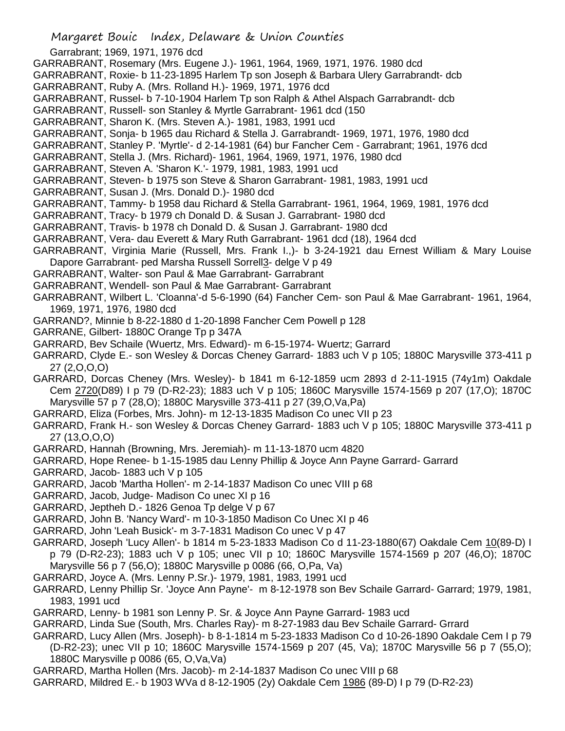Garrabrant; 1969, 1971, 1976 dcd

GARRABRANT, Rosemary (Mrs. Eugene J.)- 1961, 1964, 1969, 1971, 1976. 1980 dcd

GARRABRANT, Roxie- b 11-23-1895 Harlem Tp son Joseph & Barbara Ulery Garrabrandt- dcb

GARRABRANT, Ruby A. (Mrs. Rolland H.)- 1969, 1971, 1976 dcd

GARRABRANT, Russel- b 7-10-1904 Harlem Tp son Ralph & Athel Alspach Garrabrandt- dcb

GARRABRANT, Russell- son Stanley & Myrtle Garrabrant- 1961 dcd (150

GARRABRANT, Sharon K. (Mrs. Steven A.)- 1981, 1983, 1991 ucd

GARRABRANT, Sonja- b 1965 dau Richard & Stella J. Garrabrandt- 1969, 1971, 1976, 1980 dcd

GARRABRANT, Stanley P. 'Myrtle'- d 2-14-1981 (64) bur Fancher Cem - Garrabrant; 1961, 1976 dcd

GARRABRANT, Stella J. (Mrs. Richard)- 1961, 1964, 1969, 1971, 1976, 1980 dcd

GARRABRANT, Steven A. 'Sharon K.'- 1979, 1981, 1983, 1991 ucd

GARRABRANT, Steven- b 1975 son Steve & Sharon Garrabrant- 1981, 1983, 1991 ucd

GARRABRANT, Susan J. (Mrs. Donald D.)- 1980 dcd

GARRABRANT, Tammy- b 1958 dau Richard & Stella Garrabrant- 1961, 1964, 1969, 1981, 1976 dcd

GARRABRANT, Tracy- b 1979 ch Donald D. & Susan J. Garrabrant- 1980 dcd

GARRABRANT, Travis- b 1978 ch Donald D. & Susan J. Garrabrant- 1980 dcd

GARRABRANT, Vera- dau Everett & Mary Ruth Garrabrant- 1961 dcd (18), 1964 dcd

GARRABRANT, Virginia Marie (Russell, Mrs. Frank I.,)- b 3-24-1921 dau Ernest William & Mary Louise Dapore Garrabrant- ped Marsha Russell Sorrell3- delge V p 49

GARRABRANT, Walter- son Paul & Mae Garrabrant- Garrabrant

GARRABRANT, Wendell- son Paul & Mae Garrabrant- Garrabrant

GARRABRANT, Wilbert L. 'Cloanna'-d 5-6-1990 (64) Fancher Cem- son Paul & Mae Garrabrant- 1961, 1964, 1969, 1971, 1976, 1980 dcd

GARRAND?, Minnie b 8-22-1880 d 1-20-1898 Fancher Cem Powell p 128

GARRANE, Gilbert- 1880C Orange Tp p 347A

GARRARD, Bev Schaile (Wuertz, Mrs. Edward)- m 6-15-1974- Wuertz; Garrard

GARRARD, Clyde E.- son Wesley & Dorcas Cheney Garrard- 1883 uch V p 105; 1880C Marysville 373-411 p 27 (2,O,O,O)

GARRARD, Dorcas Cheney (Mrs. Wesley)- b 1841 m 6-12-1859 ucm 2893 d 2-11-1915 (74y1m) Oakdale Cem 2720(D89) I p 79 (D-R2-23); 1883 uch V p 105; 1860C Marysville 1574-1569 p 207 (17,O); 1870C Marysville 57 p 7 (28,O); 1880C Marysville 373-411 p 27 (39,O,Va,Pa)

GARRARD, Eliza (Forbes, Mrs. John)- m 12-13-1835 Madison Co unec VII p 23

GARRARD, Frank H.- son Wesley & Dorcas Cheney Garrard- 1883 uch V p 105; 1880C Marysville 373-411 p 27 (13,O,O,O)

GARRARD, Hannah (Browning, Mrs. Jeremiah)- m 11-13-1870 ucm 4820

GARRARD, Hope Renee- b 1-15-1985 dau Lenny Phillip & Joyce Ann Payne Garrard- Garrard

GARRARD, Jacob- 1883 uch V p 105

GARRARD, Jacob 'Martha Hollen'- m 2-14-1837 Madison Co unec VIII p 68

GARRARD, Jacob, Judge- Madison Co unec XI p 16

GARRARD, Jeptheh D.- 1826 Genoa Tp delge V p 67

GARRARD, John B. 'Nancy Ward'- m 10-3-1850 Madison Co Unec XI p 46

GARRARD, John 'Leah Busick'- m 3-7-1831 Madison Co unec V p 47

GARRARD, Joseph 'Lucy Allen'- b 1814 m 5-23-1833 Madison Co d 11-23-1880(67) Oakdale Cem 10(89-D) I p 79 (D-R2-23); 1883 uch V p 105; unec VII p 10; 1860C Marysville 1574-1569 p 207 (46,O); 1870C Marysville 56 p 7 (56,O); 1880C Marysville p 0086 (66, O,Pa, Va)

GARRARD, Joyce A. (Mrs. Lenny P.Sr.)- 1979, 1981, 1983, 1991 ucd

GARRARD, Lenny Phillip Sr. 'Joyce Ann Payne'- m 8-12-1978 son Bev Schaile Garrard- Garrard; 1979, 1981, 1983, 1991 ucd

GARRARD, Lenny- b 1981 son Lenny P. Sr. & Joyce Ann Payne Garrard- 1983 ucd

GARRARD, Linda Sue (South, Mrs. Charles Ray)- m 8-27-1983 dau Bev Schaile Garrard- Grrard

GARRARD, Lucy Allen (Mrs. Joseph)- b 8-1-1814 m 5-23-1833 Madison Co d 10-26-1890 Oakdale Cem I p 79 (D-R2-23); unec VII p 10; 1860C Marysville 1574-1569 p 207 (45, Va); 1870C Marysville 56 p 7 (55,O); 1880C Marysville p 0086 (65, O,Va,Va)

GARRARD, Martha Hollen (Mrs. Jacob)- m 2-14-1837 Madison Co unec VIII p 68

GARRARD, Mildred E.- b 1903 WVa d 8-12-1905 (2y) Oakdale Cem 1986 (89-D) I p 79 (D-R2-23)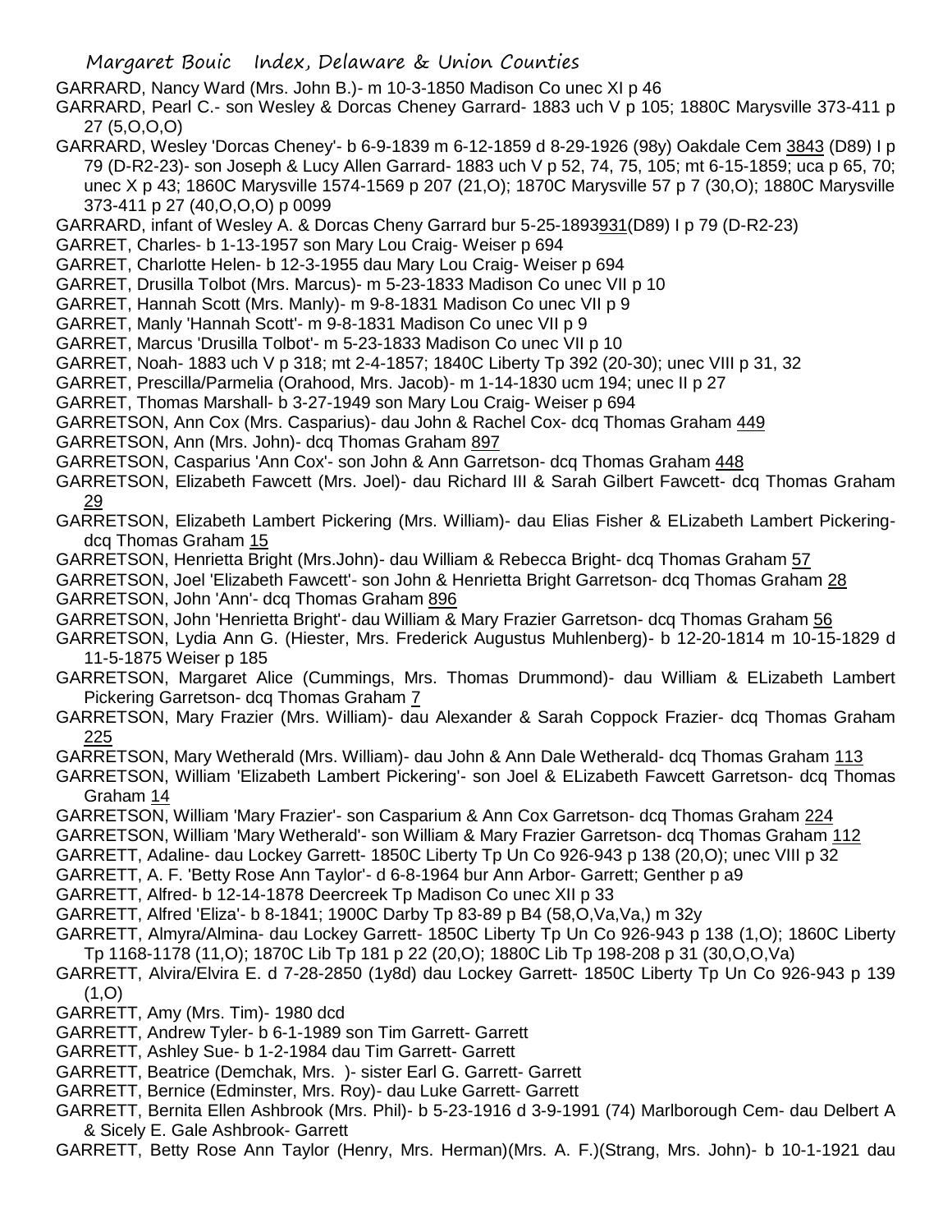GARRARD, Nancy Ward (Mrs. John B.)- m 10-3-1850 Madison Co unec XI p 46

GARRARD, Pearl C.- son Wesley & Dorcas Cheney Garrard- 1883 uch V p 105; 1880C Marysville 373-411 p 27 (5,O,O,O)

GARRARD, Wesley 'Dorcas Cheney'- b 6-9-1839 m 6-12-1859 d 8-29-1926 (98y) Oakdale Cem 3843 (D89) I p 79 (D-R2-23)- son Joseph & Lucy Allen Garrard- 1883 uch V p 52, 74, 75, 105; mt 6-15-1859; uca p 65, 70; unec X p 43; 1860C Marysville 1574-1569 p 207 (21,O); 1870C Marysville 57 p 7 (30,O); 1880C Marysville 373-411 p 27 (40,O,O,O) p 0099

GARRARD, infant of Wesley A. & Dorcas Cheny Garrard bur 5-25-1893931(D89) I p 79 (D-R2-23)

GARRET, Charles- b 1-13-1957 son Mary Lou Craig- Weiser p 694

GARRET, Charlotte Helen- b 12-3-1955 dau Mary Lou Craig- Weiser p 694

GARRET, Drusilla Tolbot (Mrs. Marcus)- m 5-23-1833 Madison Co unec VII p 10

GARRET, Hannah Scott (Mrs. Manly)- m 9-8-1831 Madison Co unec VII p 9

GARRET, Manly 'Hannah Scott'- m 9-8-1831 Madison Co unec VII p 9

GARRET, Marcus 'Drusilla Tolbot'- m 5-23-1833 Madison Co unec VII p 10

GARRET, Noah- 1883 uch V p 318; mt 2-4-1857; 1840C Liberty Tp 392 (20-30); unec VIII p 31, 32

GARRET, Prescilla/Parmelia (Orahood, Mrs. Jacob)- m 1-14-1830 ucm 194; unec II p 27

GARRET, Thomas Marshall- b 3-27-1949 son Mary Lou Craig- Weiser p 694

GARRETSON, Ann Cox (Mrs. Casparius)- dau John & Rachel Cox- dcq Thomas Graham 449

GARRETSON, Ann (Mrs. John)- dcq Thomas Graham 897

GARRETSON, Casparius 'Ann Cox'- son John & Ann Garretson- dcq Thomas Graham 448

GARRETSON, Elizabeth Fawcett (Mrs. Joel)- dau Richard III & Sarah Gilbert Fawcett- dcq Thomas Graham 29

GARRETSON, Elizabeth Lambert Pickering (Mrs. William)- dau Elias Fisher & ELizabeth Lambert Pickering- dcq Thomas Graham 15

GARRETSON, Henrietta Bright (Mrs.John)- dau William & Rebecca Bright- dcq Thomas Graham 57

GARRETSON, Joel 'Elizabeth Fawcett'- son John & Henrietta Bright Garretson- dcq Thomas Graham 28

GARRETSON, John 'Ann'- dcq Thomas Graham 896

GARRETSON, John 'Henrietta Bright'- dau William & Mary Frazier Garretson- dcq Thomas Graham 56

GARRETSON, Lydia Ann G. (Hiester, Mrs. Frederick Augustus Muhlenberg)- b 12-20-1814 m 10-15-1829 d 11-5-1875 Weiser p 185

GARRETSON, Margaret Alice (Cummings, Mrs. Thomas Drummond)- dau William & ELizabeth Lambert Pickering Garretson- dcq Thomas Graham 7

GARRETSON, Mary Frazier (Mrs. William)- dau Alexander & Sarah Coppock Frazier- dcq Thomas Graham 225

GARRETSON, Mary Wetherald (Mrs. William)- dau John & Ann Dale Wetherald- dcq Thomas Graham 113

GARRETSON, William 'Elizabeth Lambert Pickering'- son Joel & ELizabeth Fawcett Garretson- dcq Thomas Graham 14

GARRETSON, William 'Mary Frazier'- son Casparium & Ann Cox Garretson- dcq Thomas Graham 224

GARRETSON, William 'Mary Wetherald'- son William & Mary Frazier Garretson- dcq Thomas Graham 112

GARRETT, Adaline- dau Lockey Garrett- 1850C Liberty Tp Un Co 926-943 p 138 (20,O); unec VIII p 32

GARRETT, A. F. 'Betty Rose Ann Taylor'- d 6-8-1964 bur Ann Arbor- Garrett; Genther p a9

GARRETT, Alfred- b 12-14-1878 Deercreek Tp Madison Co unec XII p 33

GARRETT, Alfred 'Eliza'- b 8-1841; 1900C Darby Tp 83-89 p B4 (58,O,Va,Va,) m 32y

GARRETT, Almyra/Almina- dau Lockey Garrett- 1850C Liberty Tp Un Co 926-943 p 138 (1,O); 1860C Liberty Tp 1168-1178 (11,O); 1870C Lib Tp 181 p 22 (20,O); 1880C Lib Tp 198-208 p 31 (30,O,O,Va)

GARRETT, Alvira/Elvira E. d 7-28-2850 (1y8d) dau Lockey Garrett- 1850C Liberty Tp Un Co 926-943 p 139 (1,O)

GARRETT, Amy (Mrs. Tim)- 1980 dcd

GARRETT, Andrew Tyler- b 6-1-1989 son Tim Garrett- Garrett

GARRETT, Ashley Sue- b 1-2-1984 dau Tim Garrett- Garrett

GARRETT, Beatrice (Demchak, Mrs. )- sister Earl G. Garrett- Garrett

GARRETT, Bernice (Edminster, Mrs. Roy)- dau Luke Garrett- Garrett

GARRETT, Bernita Ellen Ashbrook (Mrs. Phil)- b 5-23-1916 d 3-9-1991 (74) Marlborough Cem- dau Delbert A & Sicely E. Gale Ashbrook- Garrett

GARRETT, Betty Rose Ann Taylor (Henry, Mrs. Herman)(Mrs. A. F.)(Strang, Mrs. John)- b 10-1-1921 dau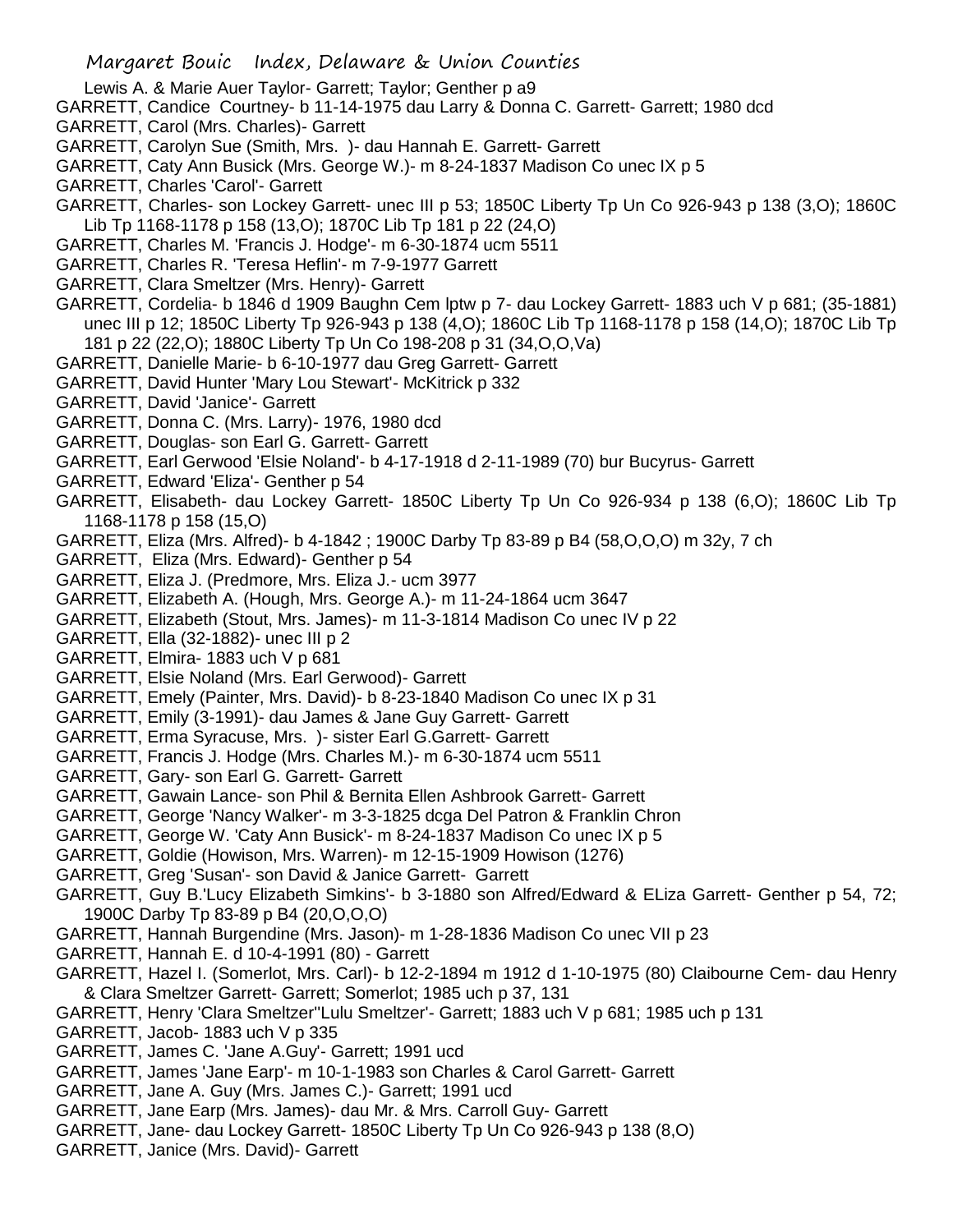Lewis A. & Marie Auer Taylor- Garrett; Taylor; Genther p a9

GARRETT, Candice Courtney- b 11-14-1975 dau Larry & Donna C. Garrett- Garrett; 1980 dcd

GARRETT, Carol (Mrs. Charles)- Garrett

GARRETT, Carolyn Sue (Smith, Mrs. )- dau Hannah E. Garrett- Garrett

GARRETT, Caty Ann Busick (Mrs. George W.)- m 8-24-1837 Madison Co unec IX p 5

GARRETT, Charles 'Carol'- Garrett

GARRETT, Charles- son Lockey Garrett- unec III p 53; 1850C Liberty Tp Un Co 926-943 p 138 (3,O); 1860C Lib Tp 1168-1178 p 158 (13,O); 1870C Lib Tp 181 p 22 (24,O)

GARRETT, Charles M. 'Francis J. Hodge'- m 6-30-1874 ucm 5511

GARRETT, Charles R. 'Teresa Heflin'- m 7-9-1977 Garrett

GARRETT, Clara Smeltzer (Mrs. Henry)- Garrett

GARRETT, Cordelia- b 1846 d 1909 Baughn Cem lptw p 7- dau Lockey Garrett- 1883 uch V p 681; (35-1881) unec III p 12; 1850C Liberty Tp 926-943 p 138 (4,O); 1860C Lib Tp 1168-1178 p 158 (14,O); 1870C Lib Tp 181 p 22 (22,O); 1880C Liberty Tp Un Co 198-208 p 31 (34,O,O,Va)

GARRETT, Danielle Marie- b 6-10-1977 dau Greg Garrett- Garrett

GARRETT, David Hunter 'Mary Lou Stewart'- McKitrick p 332

GARRETT, David 'Janice'- Garrett

GARRETT, Donna C. (Mrs. Larry)- 1976, 1980 dcd

GARRETT, Douglas- son Earl G. Garrett- Garrett

GARRETT, Earl Gerwood 'Elsie Noland'- b 4-17-1918 d 2-11-1989 (70) bur Bucyrus- Garrett

GARRETT, Edward 'Eliza'- Genther p 54

GARRETT, Elisabeth- dau Lockey Garrett- 1850C Liberty Tp Un Co 926-934 p 138 (6,O); 1860C Lib Tp 1168-1178 p 158 (15,O)

GARRETT, Eliza (Mrs. Alfred)- b 4-1842 ; 1900C Darby Tp 83-89 p B4 (58,O,O,O) m 32y, 7 ch

GARRETT, Eliza (Mrs. Edward)- Genther p 54

GARRETT, Eliza J. (Predmore, Mrs. Eliza J.- ucm 3977

GARRETT, Elizabeth A. (Hough, Mrs. George A.)- m 11-24-1864 ucm 3647

GARRETT, Elizabeth (Stout, Mrs. James)- m 11-3-1814 Madison Co unec IV p 22

GARRETT, Ella (32-1882)- unec III p 2

GARRETT, Elmira- 1883 uch V p 681

GARRETT, Elsie Noland (Mrs. Earl Gerwood)- Garrett

GARRETT, Emely (Painter, Mrs. David)- b 8-23-1840 Madison Co unec IX p 31

GARRETT, Emily (3-1991)- dau James & Jane Guy Garrett- Garrett

GARRETT, Erma Syracuse, Mrs. )- sister Earl G.Garrett- Garrett

GARRETT, Francis J. Hodge (Mrs. Charles M.)- m 6-30-1874 ucm 5511

GARRETT, Gary- son Earl G. Garrett- Garrett

GARRETT, Gawain Lance- son Phil & Bernita Ellen Ashbrook Garrett- Garrett

GARRETT, George 'Nancy Walker'- m 3-3-1825 dcga Del Patron & Franklin Chron

GARRETT, George W. 'Caty Ann Busick'- m 8-24-1837 Madison Co unec IX p 5

GARRETT, Goldie (Howison, Mrs. Warren)- m 12-15-1909 Howison (1276)

GARRETT, Greg 'Susan'- son David & Janice Garrett- Garrett

GARRETT, Guy B.'Lucy Elizabeth Simkins'- b 3-1880 son Alfred/Edward & ELiza Garrett- Genther p 54, 72; 1900C Darby Tp 83-89 p B4 (20,O,O,O)

GARRETT, Hannah Burgendine (Mrs. Jason)- m 1-28-1836 Madison Co unec VII p 23

GARRETT, Hannah E. d 10-4-1991 (80) - Garrett

GARRETT, Hazel I. (Somerlot, Mrs. Carl)- b 12-2-1894 m 1912 d 1-10-1975 (80) Claibourne Cem- dau Henry & Clara Smeltzer Garrett- Garrett; Somerlot; 1985 uch p 37, 131

GARRETT, Henry 'Clara Smeltzer''Lulu Smeltzer'- Garrett; 1883 uch V p 681; 1985 uch p 131

GARRETT, Jacob- 1883 uch V p 335

GARRETT, James C. 'Jane A.Guy'- Garrett; 1991 ucd

GARRETT, James 'Jane Earp'- m 10-1-1983 son Charles & Carol Garrett- Garrett

GARRETT, Jane A. Guy (Mrs. James C.)- Garrett; 1991 ucd

GARRETT, Jane Earp (Mrs. James)- dau Mr. & Mrs. Carroll Guy- Garrett

GARRETT, Jane- dau Lockey Garrett- 1850C Liberty Tp Un Co 926-943 p 138 (8,O)

GARRETT, Janice (Mrs. David)- Garrett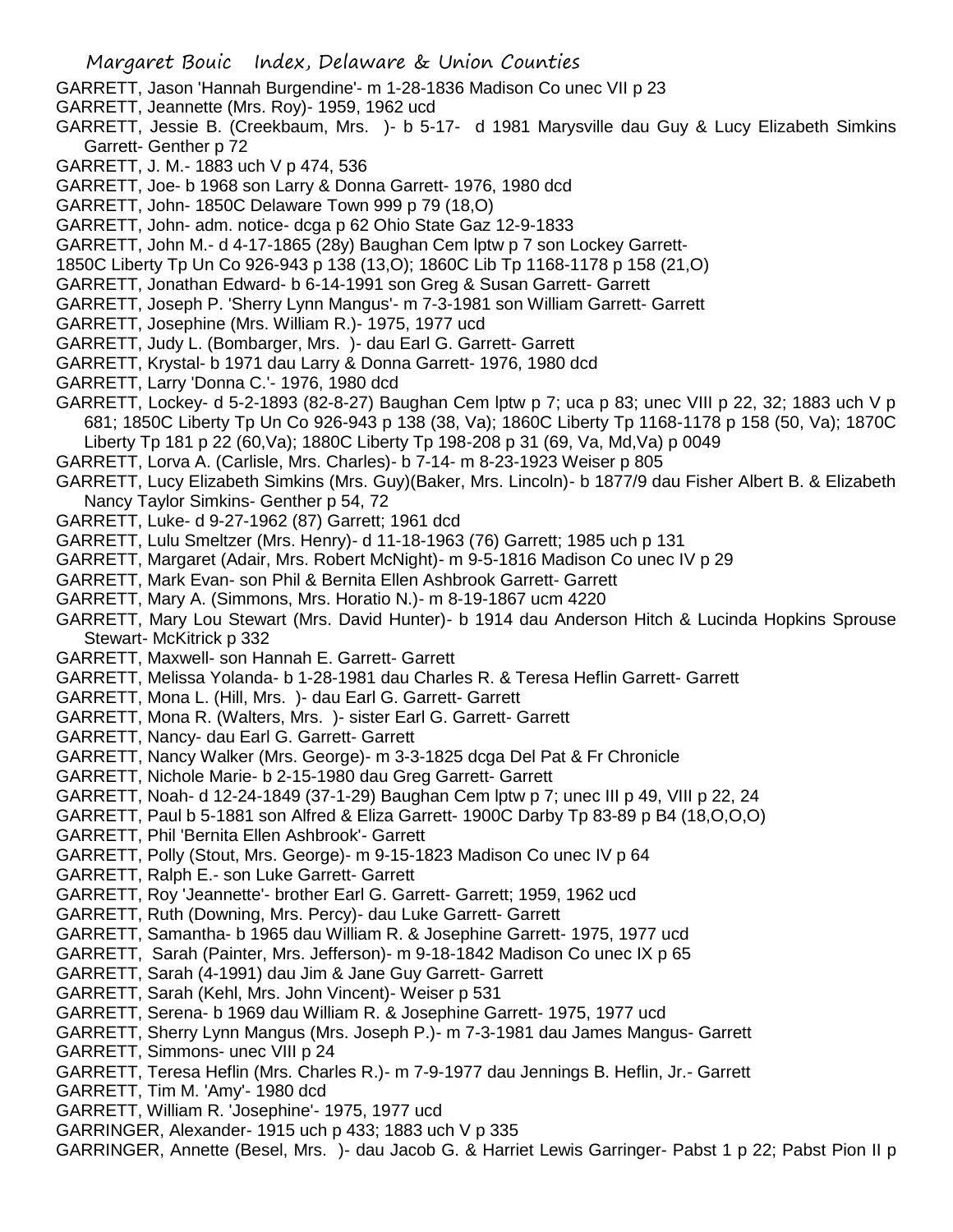GARRETT, Jason 'Hannah Burgendine'- m 1-28-1836 Madison Co unec VII p 23

GARRETT, Jeannette (Mrs. Roy)- 1959, 1962 ucd

GARRETT, Jessie B. (Creekbaum, Mrs. )- b 5-17- d 1981 Marysville dau Guy & Lucy Elizabeth Simkins Garrett- Genther p 72

GARRETT, J. M.- 1883 uch V p 474, 536

GARRETT, Joe- b 1968 son Larry & Donna Garrett- 1976, 1980 dcd

GARRETT, John- 1850C Delaware Town 999 p 79 (18,O)

GARRETT, John- adm. notice- dcga p 62 Ohio State Gaz 12-9-1833

GARRETT, John M.- d 4-17-1865 (28y) Baughan Cem lptw p 7 son Lockey Garrett-
1850C Liberty Tp Un Co 926-943 p 138 (13,O); 1860C Lib Tp 1168-1178 p 158 (21,O)

GARRETT, Jonathan Edward- b 6-14-1991 son Greg & Susan Garrett- Garrett

GARRETT, Joseph P. 'Sherry Lynn Mangus'- m 7-3-1981 son William Garrett- Garrett

GARRETT, Josephine (Mrs. William R.)- 1975, 1977 ucd

GARRETT, Judy L. (Bombarger, Mrs. )- dau Earl G. Garrett- Garrett

GARRETT, Krystal- b 1971 dau Larry & Donna Garrett- 1976, 1980 dcd

GARRETT, Larry 'Donna C.'- 1976, 1980 dcd

GARRETT, Lockey- d 5-2-1893 (82-8-27) Baughan Cem lptw p 7; uca p 83; unec VIII p 22, 32; 1883 uch V p 681; 1850C Liberty Tp Un Co 926-943 p 138 (38, Va); 1860C Liberty Tp 1168-1178 p 158 (50, Va); 1870C Liberty Tp 181 p 22 (60,Va); 1880C Liberty Tp 198-208 p 31 (69, Va, Md,Va) p 0049

GARRETT, Lorva A. (Carlisle, Mrs. Charles)- b 7-14- m 8-23-1923 Weiser p 805

GARRETT, Lucy Elizabeth Simkins (Mrs. Guy)(Baker, Mrs. Lincoln)- b 1877/9 dau Fisher Albert B. & Elizabeth Nancy Taylor Simkins- Genther p 54, 72

GARRETT, Luke- d 9-27-1962 (87) Garrett; 1961 dcd

GARRETT, Lulu Smeltzer (Mrs. Henry)- d 11-18-1963 (76) Garrett; 1985 uch p 131

GARRETT, Margaret (Adair, Mrs. Robert McNight)- m 9-5-1816 Madison Co unec IV p 29

GARRETT, Mark Evan- son Phil & Bernita Ellen Ashbrook Garrett- Garrett

GARRETT, Mary A. (Simmons, Mrs. Horatio N.)- m 8-19-1867 ucm 4220

GARRETT, Mary Lou Stewart (Mrs. David Hunter)- b 1914 dau Anderson Hitch & Lucinda Hopkins Sprouse Stewart- McKitrick p 332

GARRETT, Maxwell- son Hannah E. Garrett- Garrett

GARRETT, Melissa Yolanda- b 1-28-1981 dau Charles R. & Teresa Heflin Garrett- Garrett

GARRETT, Mona L. (Hill, Mrs. )- dau Earl G. Garrett- Garrett

GARRETT, Mona R. (Walters, Mrs. )- sister Earl G. Garrett- Garrett

GARRETT, Nancy- dau Earl G. Garrett- Garrett

GARRETT, Nancy Walker (Mrs. George)- m 3-3-1825 dcga Del Pat & Fr Chronicle

GARRETT, Nichole Marie- b 2-15-1980 dau Greg Garrett- Garrett

GARRETT, Noah- d 12-24-1849 (37-1-29) Baughan Cem lptw p 7; unec III p 49, VIII p 22, 24

GARRETT, Paul b 5-1881 son Alfred & Eliza Garrett- 1900C Darby Tp 83-89 p B4 (18,O,O,O)

GARRETT, Phil 'Bernita Ellen Ashbrook'- Garrett

GARRETT, Polly (Stout, Mrs. George)- m 9-15-1823 Madison Co unec IV p 64

GARRETT, Ralph E.- son Luke Garrett- Garrett

GARRETT, Roy 'Jeannette'- brother Earl G. Garrett- Garrett; 1959, 1962 ucd

GARRETT, Ruth (Downing, Mrs. Percy)- dau Luke Garrett- Garrett

GARRETT, Samantha- b 1965 dau William R. & Josephine Garrett- 1975, 1977 ucd

GARRETT, Sarah (Painter, Mrs. Jefferson)- m 9-18-1842 Madison Co unec IX p 65

GARRETT, Sarah (4-1991) dau Jim & Jane Guy Garrett- Garrett

GARRETT, Sarah (Kehl, Mrs. John Vincent)- Weiser p 531

GARRETT, Serena- b 1969 dau William R. & Josephine Garrett- 1975, 1977 ucd

GARRETT, Sherry Lynn Mangus (Mrs. Joseph P.)- m 7-3-1981 dau James Mangus- Garrett

GARRETT, Simmons- unec VIII p 24

GARRETT, Teresa Heflin (Mrs. Charles R.)- m 7-9-1977 dau Jennings B. Heflin, Jr.- Garrett

GARRETT, Tim M. 'Amy'- 1980 dcd

GARRETT, William R. 'Josephine'- 1975, 1977 ucd

GARRINGER, Alexander- 1915 uch p 433; 1883 uch V p 335

GARRINGER, Annette (Besel, Mrs. )- dau Jacob G. & Harriet Lewis Garringer- Pabst 1 p 22; Pabst Pion II p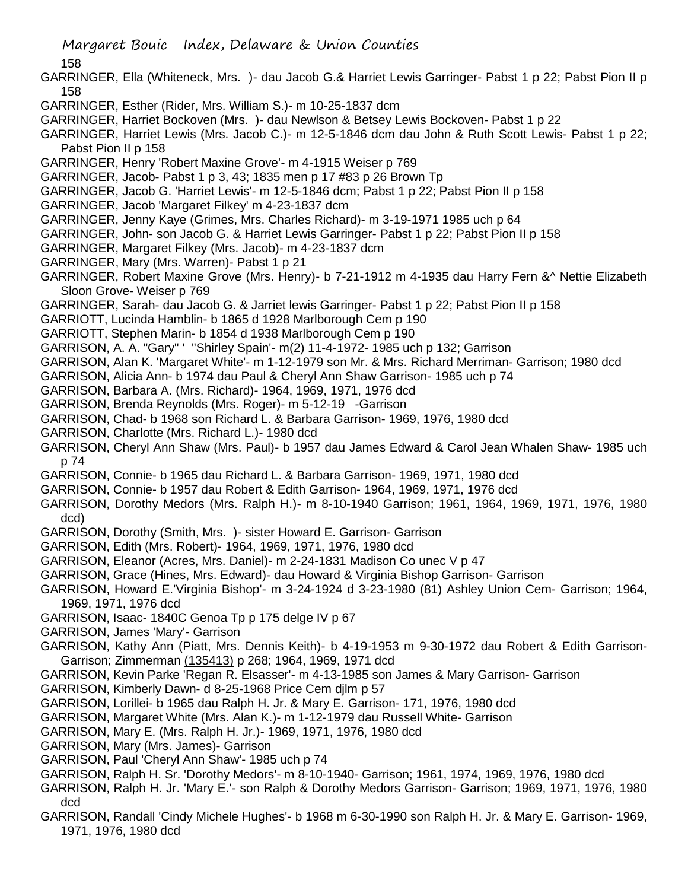GARRINGER, Ella (Whiteneck, Mrs. )- dau Jacob G.& Harriet Lewis Garringer- Pabst 1 p 22; Pabst Pion II p 158

GARRINGER, Esther (Rider, Mrs. William S.)- m 10-25-1837 dcm

GARRINGER, Harriet Bockoven (Mrs. )- dau Newlson & Betsey Lewis Bockoven- Pabst 1 p 22

GARRINGER, Harriet Lewis (Mrs. Jacob C.)- m 12-5-1846 dcm dau John & Ruth Scott Lewis- Pabst 1 p 22; Pabst Pion II p 158

GARRINGER, Henry 'Robert Maxine Grove'- m 4-1915 Weiser p 769

GARRINGER, Jacob- Pabst 1 p 3, 43; 1835 men p 17 #83 p 26 Brown Tp

GARRINGER, Jacob G. 'Harriet Lewis'- m 12-5-1846 dcm; Pabst 1 p 22; Pabst Pion II p 158

GARRINGER, Jacob 'Margaret Filkey' m 4-23-1837 dcm

GARRINGER, Jenny Kaye (Grimes, Mrs. Charles Richard)- m 3-19-1971 1985 uch p 64

GARRINGER, John- son Jacob G. & Harriet Lewis Garringer- Pabst 1 p 22; Pabst Pion II p 158

GARRINGER, Margaret Filkey (Mrs. Jacob)- m 4-23-1837 dcm

GARRINGER, Mary (Mrs. Warren)- Pabst 1 p 21

GARRINGER, Robert Maxine Grove (Mrs. Henry)- b 7-21-1912 m 4-1935 dau Harry Fern &^ Nettie Elizabeth Sloon Grove- Weiser p 769

GARRINGER, Sarah- dau Jacob G. & Jarriet lewis Garringer- Pabst 1 p 22; Pabst Pion II p 158

GARRIOTT, Lucinda Hamblin- b 1865 d 1928 Marlborough Cem p 190

GARRIOTT, Stephen Marin- b 1854 d 1938 Marlborough Cem p 190

GARRISON, A. A. "Gary" ' "Shirley Spain'- m(2) 11-4-1972- 1985 uch p 132; Garrison

GARRISON, Alan K. 'Margaret White'- m 1-12-1979 son Mr. & Mrs. Richard Merriman- Garrison; 1980 dcd

GARRISON, Alicia Ann- b 1974 dau Paul & Cheryl Ann Shaw Garrison- 1985 uch p 74

GARRISON, Barbara A. (Mrs. Richard)- 1964, 1969, 1971, 1976 dcd

GARRISON, Brenda Reynolds (Mrs. Roger)- m 5-12-19 -Garrison

GARRISON, Chad- b 1968 son Richard L. & Barbara Garrison- 1969, 1976, 1980 dcd

GARRISON, Charlotte (Mrs. Richard L.)- 1980 dcd

GARRISON, Cheryl Ann Shaw (Mrs. Paul)- b 1957 dau James Edward & Carol Jean Whalen Shaw- 1985 uch p 74

GARRISON, Connie- b 1965 dau Richard L. & Barbara Garrison- 1969, 1971, 1980 dcd

GARRISON, Connie- b 1957 dau Robert & Edith Garrison- 1964, 1969, 1971, 1976 dcd

GARRISON, Dorothy Medors (Mrs. Ralph H.)- m 8-10-1940 Garrison; 1961, 1964, 1969, 1971, 1976, 1980 dcd)

GARRISON, Dorothy (Smith, Mrs. )- sister Howard E. Garrison- Garrison

GARRISON, Edith (Mrs. Robert)- 1964, 1969, 1971, 1976, 1980 dcd

GARRISON, Eleanor (Acres, Mrs. Daniel)- m 2-24-1831 Madison Co unec V p 47

GARRISON, Grace (Hines, Mrs. Edward)- dau Howard & Virginia Bishop Garrison- Garrison

GARRISON, Howard E.'Virginia Bishop'- m 3-24-1924 d 3-23-1980 (81) Ashley Union Cem- Garrison; 1964, 1969, 1971, 1976 dcd

GARRISON, Isaac- 1840C Genoa Tp p 175 delge IV p 67

GARRISON, James 'Mary'- Garrison

GARRISON, Kathy Ann (Piatt, Mrs. Dennis Keith)- b 4-19-1953 m 9-30-1972 dau Robert & Edith Garrison- Garrison; Zimmerman (135413) p 268; 1964, 1969, 1971 dcd

GARRISON, Kevin Parke 'Regan R. Elsasser'- m 4-13-1985 son James & Mary Garrison- Garrison

GARRISON, Kimberly Dawn- d 8-25-1968 Price Cem djlm p 57

GARRISON, Lorillei- b 1965 dau Ralph H. Jr. & Mary E. Garrison- 171, 1976, 1980 dcd

GARRISON, Margaret White (Mrs. Alan K.)- m 1-12-1979 dau Russell White- Garrison

GARRISON, Mary E. (Mrs. Ralph H. Jr.)- 1969, 1971, 1976, 1980 dcd

GARRISON, Mary (Mrs. James)- Garrison

GARRISON, Paul 'Cheryl Ann Shaw'- 1985 uch p 74

GARRISON, Ralph H. Sr. 'Dorothy Medors'- m 8-10-1940- Garrison; 1961, 1974, 1969, 1976, 1980 dcd

GARRISON, Ralph H. Jr. 'Mary E.'- son Ralph & Dorothy Medors Garrison- Garrison; 1969, 1971, 1976, 1980 dcd

GARRISON, Randall 'Cindy Michele Hughes'- b 1968 m 6-30-1990 son Ralph H. Jr. & Mary E. Garrison- 1969, 1971, 1976, 1980 dcd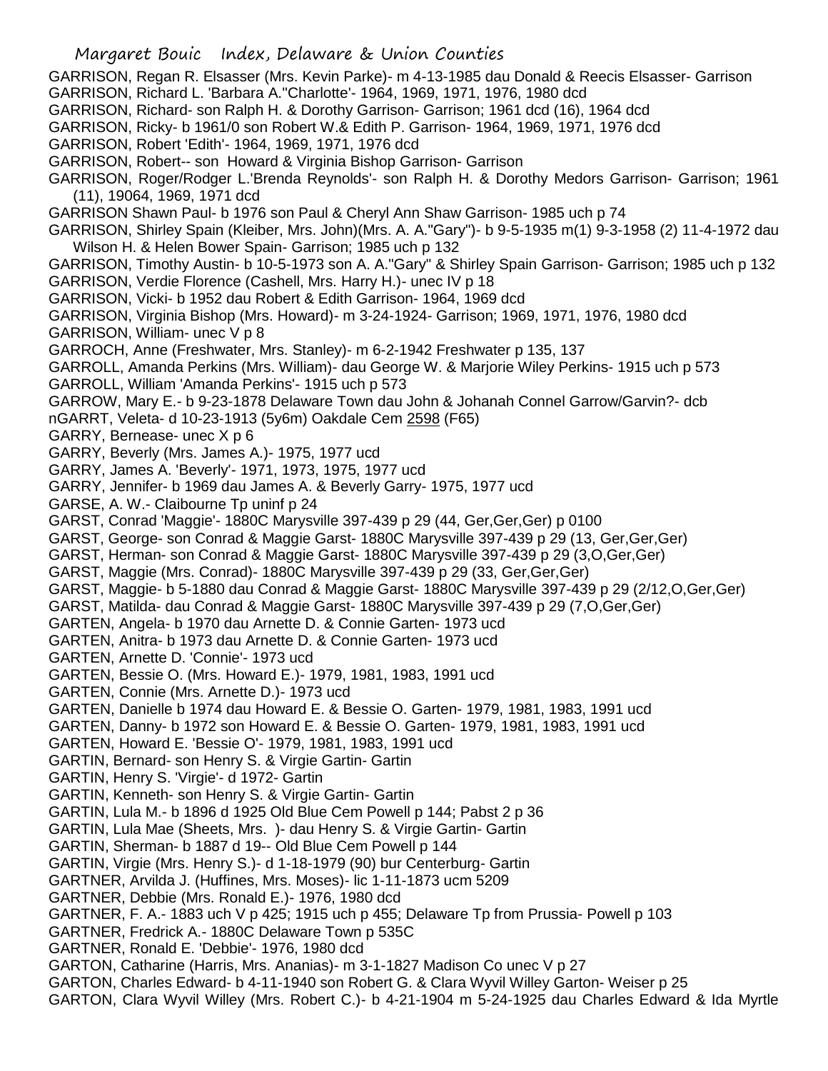GARRISON, Regan R. Elsasser (Mrs. Kevin Parke)- m 4-13-1985 dau Donald & Reecis Elsasser- Garrison

GARRISON, Richard L. 'Barbara A."Charlotte'- 1964, 1969, 1971, 1976, 1980 dcd

GARRISON, Richard- son Ralph H. & Dorothy Garrison- Garrison; 1961 dcd (16), 1964 dcd

GARRISON, Ricky- b 1961/0 son Robert W.& Edith P. Garrison- 1964, 1969, 1971, 1976 dcd

GARRISON, Robert 'Edith'- 1964, 1969, 1971, 1976 dcd

GARRISON, Robert-- son Howard & Virginia Bishop Garrison- Garrison

GARRISON, Roger/Rodger L.'Brenda Reynolds'- son Ralph H. & Dorothy Medors Garrison- Garrison; 1961 (11), 19064, 1969, 1971 dcd

GARRISON Shawn Paul- b 1976 son Paul & Cheryl Ann Shaw Garrison- 1985 uch p 74

GARRISON, Shirley Spain (Kleiber, Mrs. John)(Mrs. A. A."Gary")- b 9-5-1935 m(1) 9-3-1958 (2) 11-4-1972 dau Wilson H. & Helen Bower Spain- Garrison; 1985 uch p 132

GARRISON, Timothy Austin- b 10-5-1973 son A. A."Gary" & Shirley Spain Garrison- Garrison; 1985 uch p 132

GARRISON, Verdie Florence (Cashell, Mrs. Harry H.)- unec IV p 18

GARRISON, Vicki- b 1952 dau Robert & Edith Garrison- 1964, 1969 dcd

GARRISON, Virginia Bishop (Mrs. Howard)- m 3-24-1924- Garrison; 1969, 1971, 1976, 1980 dcd

GARRISON, William- unec V p 8

GARROCH, Anne (Freshwater, Mrs. Stanley)- m 6-2-1942 Freshwater p 135, 137

GARROLL, Amanda Perkins (Mrs. William)- dau George W. & Marjorie Wiley Perkins- 1915 uch p 573

GARROLL, William 'Amanda Perkins'- 1915 uch p 573

GARROW, Mary E.- b 9-23-1878 Delaware Town dau John & Johanah Connel Garrow/Garvin?- dcb

nGARRT, Veleta- d 10-23-1913 (5y6m) Oakdale Cem 2598 (F65)

GARRY, Bernease- unec X p 6

GARRY, Beverly (Mrs. James A.)- 1975, 1977 ucd

GARRY, James A. 'Beverly'- 1971, 1973, 1975, 1977 ucd

GARRY, Jennifer- b 1969 dau James A. & Beverly Garry- 1975, 1977 ucd

GARSE, A. W.- Claibourne Tp uninf p 24

GARST, Conrad 'Maggie'- 1880C Marysville 397-439 p 29 (44, Ger,Ger,Ger) p 0100

GARST, George- son Conrad & Maggie Garst- 1880C Marysville 397-439 p 29 (13, Ger,Ger,Ger)

GARST, Herman- son Conrad & Maggie Garst- 1880C Marysville 397-439 p 29 (3,O,Ger,Ger)

GARST, Maggie (Mrs. Conrad)- 1880C Marysville 397-439 p 29 (33, Ger,Ger,Ger)

GARST, Maggie- b 5-1880 dau Conrad & Maggie Garst- 1880C Marysville 397-439 p 29 (2/12,O,Ger,Ger)

GARST, Matilda- dau Conrad & Maggie Garst- 1880C Marysville 397-439 p 29 (7,O,Ger,Ger)

GARTEN, Angela- b 1970 dau Arnette D. & Connie Garten- 1973 ucd

GARTEN, Anitra- b 1973 dau Arnette D. & Connie Garten- 1973 ucd

GARTEN, Arnette D. 'Connie'- 1973 ucd

GARTEN, Bessie O. (Mrs. Howard E.)- 1979, 1981, 1983, 1991 ucd

GARTEN, Connie (Mrs. Arnette D.)- 1973 ucd

GARTEN, Danielle b 1974 dau Howard E. & Bessie O. Garten- 1979, 1981, 1983, 1991 ucd

GARTEN, Danny- b 1972 son Howard E. & Bessie O. Garten- 1979, 1981, 1983, 1991 ucd

GARTEN, Howard E. 'Bessie O'- 1979, 1981, 1983, 1991 ucd

GARTIN, Bernard- son Henry S. & Virgie Gartin- Gartin

GARTIN, Henry S. 'Virgie'- d 1972- Gartin

GARTIN, Kenneth- son Henry S. & Virgie Gartin- Gartin

GARTIN, Lula M.- b 1896 d 1925 Old Blue Cem Powell p 144; Pabst 2 p 36

GARTIN, Lula Mae (Sheets, Mrs. )- dau Henry S. & Virgie Gartin- Gartin

GARTIN, Sherman- b 1887 d 19-- Old Blue Cem Powell p 144

GARTIN, Virgie (Mrs. Henry S.)- d 1-18-1979 (90) bur Centerburg- Gartin

GARTNER, Arvilda J. (Huffines, Mrs. Moses)- lic 1-11-1873 ucm 5209

GARTNER, Debbie (Mrs. Ronald E.)- 1976, 1980 dcd

GARTNER, F. A.- 1883 uch V p 425; 1915 uch p 455; Delaware Tp from Prussia- Powell p 103

GARTNER, Fredrick A.- 1880C Delaware Town p 535C

GARTNER, Ronald E. 'Debbie'- 1976, 1980 dcd

GARTON, Catharine (Harris, Mrs. Ananias)- m 3-1-1827 Madison Co unec V p 27

GARTON, Charles Edward- b 4-11-1940 son Robert G. & Clara Wyvil Willey Garton- Weiser p 25

GARTON, Clara Wyvil Willey (Mrs. Robert C.)- b 4-21-1904 m 5-24-1925 dau Charles Edward & Ida Myrtle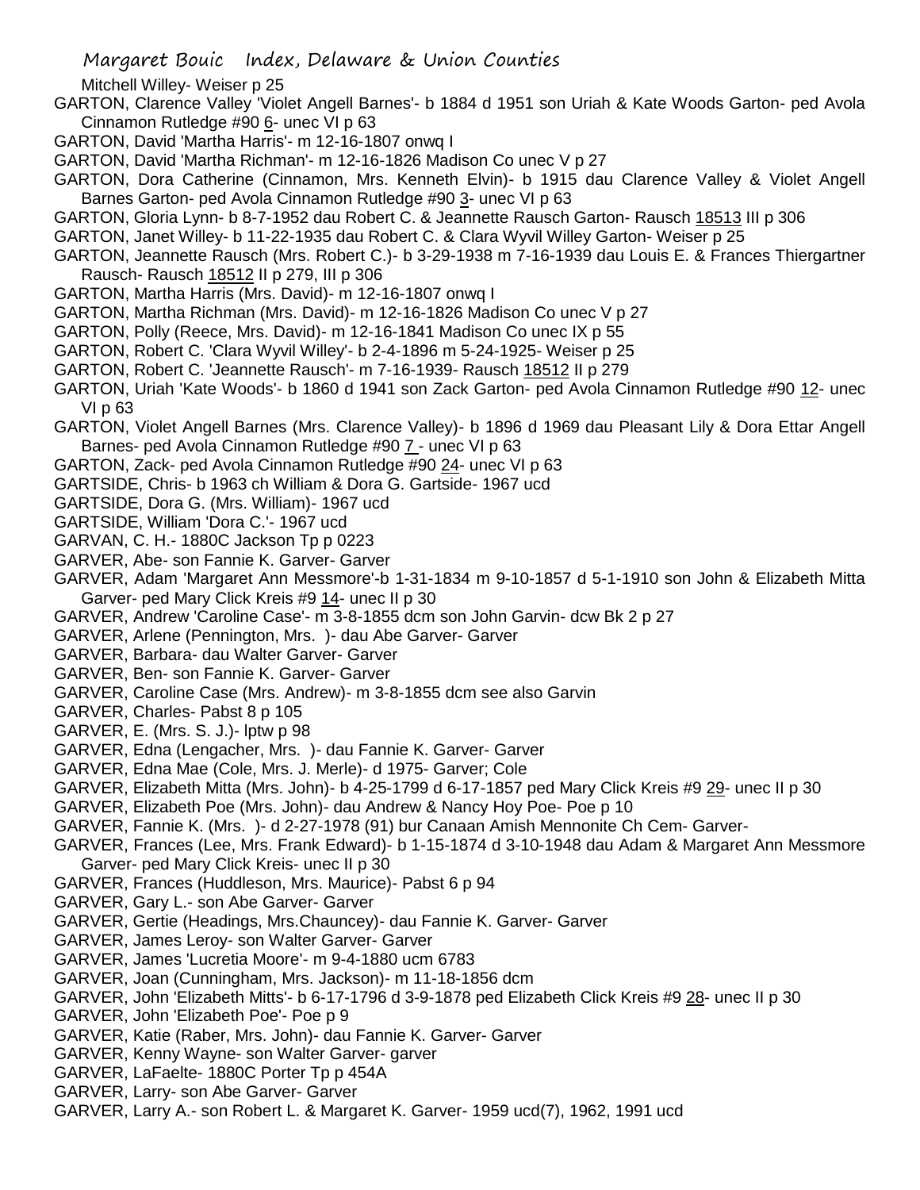Mitchell Willey- Weiser p 25

GARTON, Clarence Valley 'Violet Angell Barnes'- b 1884 d 1951 son Uriah & Kate Woods Garton- ped Avola Cinnamon Rutledge #90 6- unec VI p 63

GARTON, David 'Martha Harris'- m 12-16-1807 onwq I

GARTON, David 'Martha Richman'- m 12-16-1826 Madison Co unec V p 27

GARTON, Dora Catherine (Cinnamon, Mrs. Kenneth Elvin)- b 1915 dau Clarence Valley & Violet Angell Barnes Garton- ped Avola Cinnamon Rutledge #90 3- unec VI p 63

GARTON, Gloria Lynn- b 8-7-1952 dau Robert C. & Jeannette Rausch Garton- Rausch 18513 III p 306

GARTON, Janet Willey- b 11-22-1935 dau Robert C. & Clara Wyvil Willey Garton- Weiser p 25

GARTON, Jeannette Rausch (Mrs. Robert C.)- b 3-29-1938 m 7-16-1939 dau Louis E. & Frances Thiergartner Rausch- Rausch 18512 II p 279, III p 306

GARTON, Martha Harris (Mrs. David)- m 12-16-1807 onwq I

GARTON, Martha Richman (Mrs. David)- m 12-16-1826 Madison Co unec V p 27

GARTON, Polly (Reece, Mrs. David)- m 12-16-1841 Madison Co unec IX p 55

GARTON, Robert C. 'Clara Wyvil Willey'- b 2-4-1896 m 5-24-1925- Weiser p 25

GARTON, Robert C. 'Jeannette Rausch'- m 7-16-1939- Rausch 18512 II p 279

GARTON, Uriah 'Kate Woods'- b 1860 d 1941 son Zack Garton- ped Avola Cinnamon Rutledge #90 12- unec VI p 63

GARTON, Violet Angell Barnes (Mrs. Clarence Valley)- b 1896 d 1969 dau Pleasant Lily & Dora Ettar Angell Barnes- ped Avola Cinnamon Rutledge #90 7 - unec VI p 63

GARTON, Zack- ped Avola Cinnamon Rutledge #90 24- unec VI p 63

GARTSIDE, Chris- b 1963 ch William & Dora G. Gartside- 1967 ucd

GARTSIDE, Dora G. (Mrs. William)- 1967 ucd

GARTSIDE, William 'Dora C.'- 1967 ucd

GARVAN, C. H.- 1880C Jackson Tp p 0223

GARVER, Abe- son Fannie K. Garver- Garver

GARVER, Adam 'Margaret Ann Messmore'-b 1-31-1834 m 9-10-1857 d 5-1-1910 son John & Elizabeth Mitta Garver- ped Mary Click Kreis #9 14- unec II p 30

GARVER, Andrew 'Caroline Case'- m 3-8-1855 dcm son John Garvin- dcw Bk 2 p 27

GARVER, Arlene (Pennington, Mrs. )- dau Abe Garver- Garver

GARVER, Barbara- dau Walter Garver- Garver

GARVER, Ben- son Fannie K. Garver- Garver

GARVER, Caroline Case (Mrs. Andrew)- m 3-8-1855 dcm see also Garvin

GARVER, Charles- Pabst 8 p 105

GARVER, E. (Mrs. S. J.)- lptw p 98

GARVER, Edna (Lengacher, Mrs. )- dau Fannie K. Garver- Garver

GARVER, Edna Mae (Cole, Mrs. J. Merle)- d 1975- Garver; Cole

GARVER, Elizabeth Mitta (Mrs. John)- b 4-25-1799 d 6-17-1857 ped Mary Click Kreis #9 29- unec II p 30

GARVER, Elizabeth Poe (Mrs. John)- dau Andrew & Nancy Hoy Poe- Poe p 10

GARVER, Fannie K. (Mrs. )- d 2-27-1978 (91) bur Canaan Amish Mennonite Ch Cem- Garver-

GARVER, Frances (Lee, Mrs. Frank Edward)- b 1-15-1874 d 3-10-1948 dau Adam & Margaret Ann Messmore Garver- ped Mary Click Kreis- unec II p 30

GARVER, Frances (Huddleson, Mrs. Maurice)- Pabst 6 p 94

GARVER, Gary L.- son Abe Garver- Garver

GARVER, Gertie (Headings, Mrs.Chauncey)- dau Fannie K. Garver- Garver

GARVER, James Leroy- son Walter Garver- Garver

GARVER, James 'Lucretia Moore'- m 9-4-1880 ucm 6783

GARVER, Joan (Cunningham, Mrs. Jackson)- m 11-18-1856 dcm

GARVER, John 'Elizabeth Mitts'- b 6-17-1796 d 3-9-1878 ped Elizabeth Click Kreis #9 28- unec II p 30

GARVER, John 'Elizabeth Poe'- Poe p 9

GARVER, Katie (Raber, Mrs. John)- dau Fannie K. Garver- Garver

GARVER, Kenny Wayne- son Walter Garver- garver

GARVER, LaFaelte- 1880C Porter Tp p 454A

GARVER, Larry- son Abe Garver- Garver

GARVER, Larry A.- son Robert L. & Margaret K. Garver- 1959 ucd(7), 1962, 1991 ucd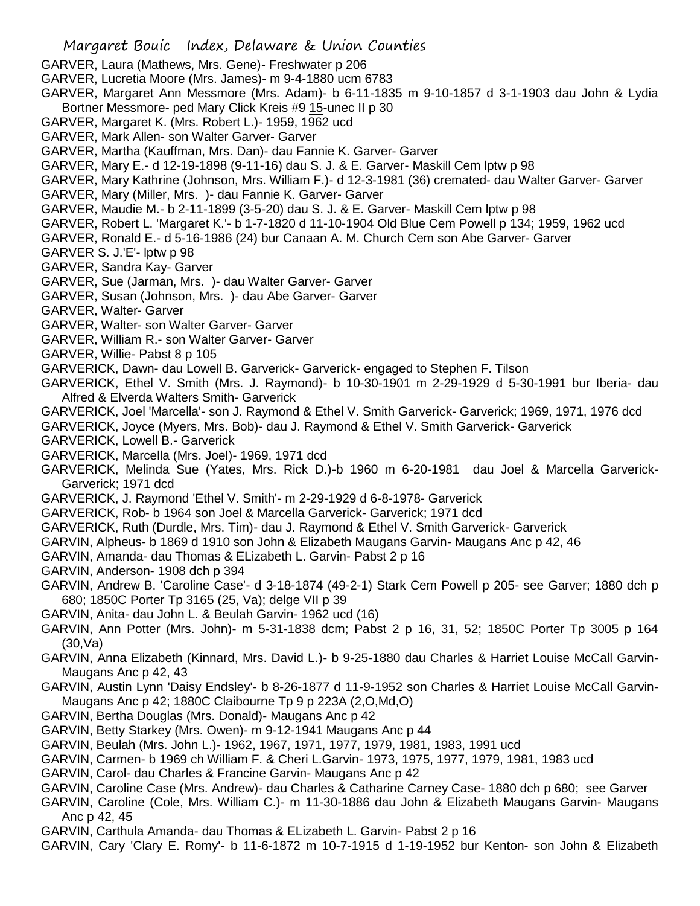GARVER, Laura (Mathews, Mrs. Gene)- Freshwater p 206

GARVER, Lucretia Moore (Mrs. James)- m 9-4-1880 ucm 6783

GARVER, Margaret Ann Messmore (Mrs. Adam)- b 6-11-1835 m 9-10-1857 d 3-1-1903 dau John & Lydia Bortner Messmore- ped Mary Click Kreis #9 15-unec II p 30

GARVER, Margaret K. (Mrs. Robert L.)- 1959, 1962 ucd

GARVER, Mark Allen- son Walter Garver- Garver

GARVER, Martha (Kauffman, Mrs. Dan)- dau Fannie K. Garver- Garver

GARVER, Mary E.- d 12-19-1898 (9-11-16) dau S. J. & E. Garver- Maskill Cem lptw p 98

GARVER, Mary Kathrine (Johnson, Mrs. William F.)- d 12-3-1981 (36) cremated- dau Walter Garver- Garver

GARVER, Mary (Miller, Mrs. )- dau Fannie K. Garver- Garver

GARVER, Maudie M.- b 2-11-1899 (3-5-20) dau S. J. & E. Garver- Maskill Cem lptw p 98

GARVER, Robert L. 'Margaret K.'- b 1-7-1820 d 11-10-1904 Old Blue Cem Powell p 134; 1959, 1962 ucd

GARVER, Ronald E.- d 5-16-1986 (24) bur Canaan A. M. Church Cem son Abe Garver- Garver

GARVER S. J.'E'- lptw p 98

GARVER, Sandra Kay- Garver

GARVER, Sue (Jarman, Mrs. )- dau Walter Garver- Garver

GARVER, Susan (Johnson, Mrs. )- dau Abe Garver- Garver

GARVER, Walter- Garver

GARVER, Walter- son Walter Garver- Garver

GARVER, William R.- son Walter Garver- Garver

GARVER, Willie- Pabst 8 p 105

GARVERICK, Dawn- dau Lowell B. Garverick- Garverick- engaged to Stephen F. Tilson

GARVERICK, Ethel V. Smith (Mrs. J. Raymond)- b 10-30-1901 m 2-29-1929 d 5-30-1991 bur Iberia- dau Alfred & Elverda Walters Smith- Garverick

GARVERICK, Joel 'Marcella'- son J. Raymond & Ethel V. Smith Garverick- Garverick; 1969, 1971, 1976 dcd

GARVERICK, Joyce (Myers, Mrs. Bob)- dau J. Raymond & Ethel V. Smith Garverick- Garverick

GARVERICK, Lowell B.- Garverick

GARVERICK, Marcella (Mrs. Joel)- 1969, 1971 dcd

GARVERICK, Melinda Sue (Yates, Mrs. Rick D.)-b 1960 m 6-20-1981 dau Joel & Marcella Garverick- Garverick; 1971 dcd

GARVERICK, J. Raymond 'Ethel V. Smith'- m 2-29-1929 d 6-8-1978- Garverick

GARVERICK, Rob- b 1964 son Joel & Marcella Garverick- Garverick; 1971 dcd

GARVERICK, Ruth (Durdle, Mrs. Tim)- dau J. Raymond & Ethel V. Smith Garverick- Garverick

GARVIN, Alpheus- b 1869 d 1910 son John & Elizabeth Maugans Garvin- Maugans Anc p 42, 46

GARVIN, Amanda- dau Thomas & ELizabeth L. Garvin- Pabst 2 p 16

GARVIN, Anderson- 1908 dch p 394

GARVIN, Andrew B. 'Caroline Case'- d 3-18-1874 (49-2-1) Stark Cem Powell p 205- see Garver; 1880 dch p 680; 1850C Porter Tp 3165 (25, Va); delge VII p 39

GARVIN, Anita- dau John L. & Beulah Garvin- 1962 ucd (16)

GARVIN, Ann Potter (Mrs. John)- m 5-31-1838 dcm; Pabst 2 p 16, 31, 52; 1850C Porter Tp 3005 p 164 (30,Va)

GARVIN, Anna Elizabeth (Kinnard, Mrs. David L.)- b 9-25-1880 dau Charles & Harriet Louise McCall Garvin- Maugans Anc p 42, 43

GARVIN, Austin Lynn 'Daisy Endsley'- b 8-26-1877 d 11-9-1952 son Charles & Harriet Louise McCall Garvin- Maugans Anc p 42; 1880C Claibourne Tp 9 p 223A (2,O,Md,O)

GARVIN, Bertha Douglas (Mrs. Donald)- Maugans Anc p 42

GARVIN, Betty Starkey (Mrs. Owen)- m 9-12-1941 Maugans Anc p 44

GARVIN, Beulah (Mrs. John L.)- 1962, 1967, 1971, 1977, 1979, 1981, 1983, 1991 ucd

GARVIN, Carmen- b 1969 ch William F. & Cheri L.Garvin- 1973, 1975, 1977, 1979, 1981, 1983 ucd

GARVIN, Carol- dau Charles & Francine Garvin- Maugans Anc p 42

GARVIN, Caroline Case (Mrs. Andrew)- dau Charles & Catharine Carney Case- 1880 dch p 680; see Garver

GARVIN, Caroline (Cole, Mrs. William C.)- m 11-30-1886 dau John & Elizabeth Maugans Garvin- Maugans Anc p 42, 45

GARVIN, Carthula Amanda- dau Thomas & ELizabeth L. Garvin- Pabst 2 p 16

GARVIN, Cary 'Clary E. Romy'- b 11-6-1872 m 10-7-1915 d 1-19-1952 bur Kenton- son John & Elizabeth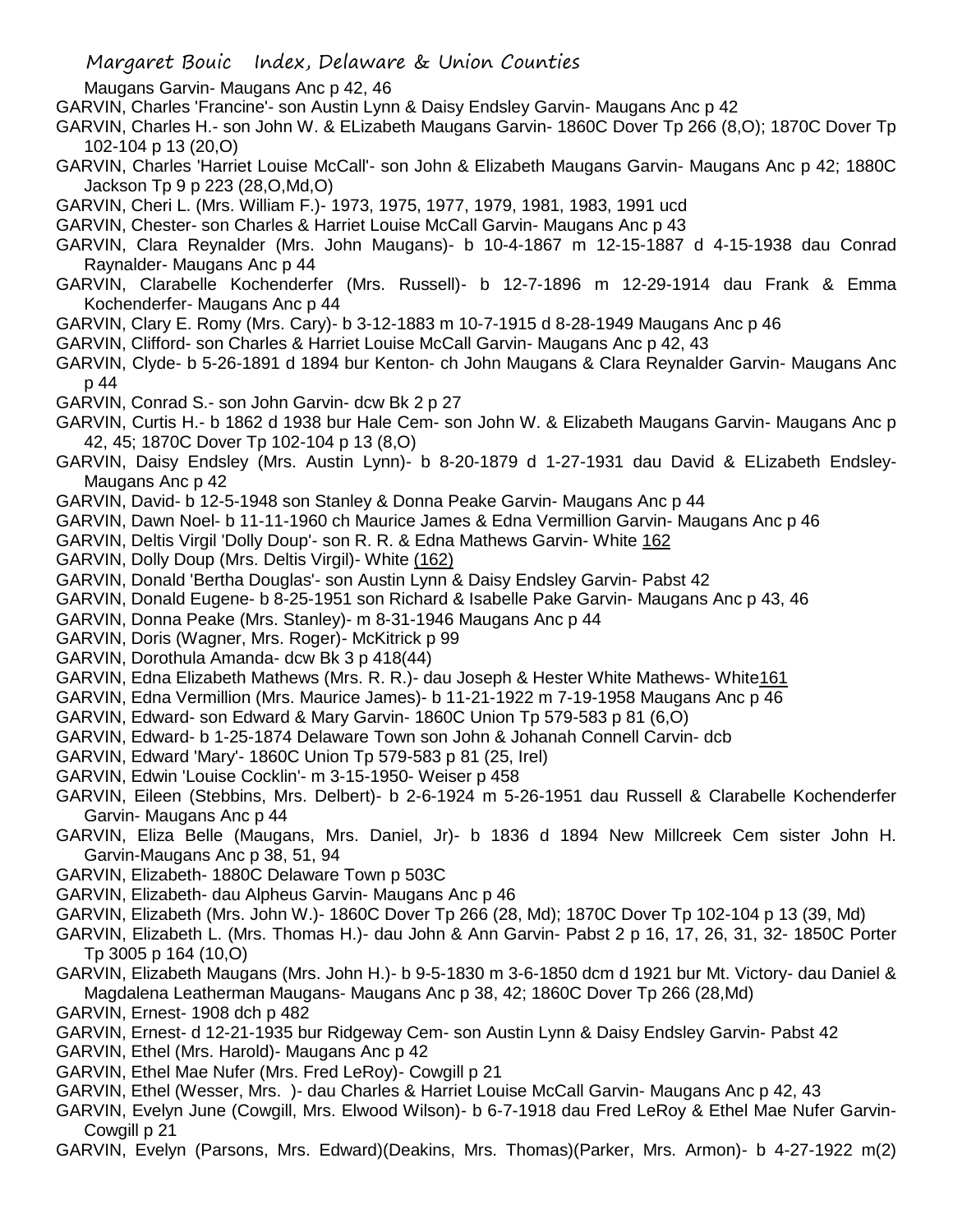Maugans Garvin- Maugans Anc p 42, 46

GARVIN, Charles 'Francine'- son Austin Lynn & Daisy Endsley Garvin- Maugans Anc p 42

GARVIN, Charles H.- son John W. & ELizabeth Maugans Garvin- 1860C Dover Tp 266 (8,O); 1870C Dover Tp 102-104 p 13 (20,O)

GARVIN, Charles 'Harriet Louise McCall'- son John & Elizabeth Maugans Garvin- Maugans Anc p 42; 1880C Jackson Tp 9 p 223 (28,O,Md,O)

GARVIN, Cheri L. (Mrs. William F.)- 1973, 1975, 1977, 1979, 1981, 1983, 1991 ucd

GARVIN, Chester- son Charles & Harriet Louise McCall Garvin- Maugans Anc p 43

GARVIN, Clara Reynalder (Mrs. John Maugans)- b 10-4-1867 m 12-15-1887 d 4-15-1938 dau Conrad Raynalder- Maugans Anc p 44

GARVIN, Clarabelle Kochenderfer (Mrs. Russell)- b 12-7-1896 m 12-29-1914 dau Frank & Emma Kochenderfer- Maugans Anc p 44

GARVIN, Clary E. Romy (Mrs. Cary)- b 3-12-1883 m 10-7-1915 d 8-28-1949 Maugans Anc p 46

GARVIN, Clifford- son Charles & Harriet Louise McCall Garvin- Maugans Anc p 42, 43

GARVIN, Clyde- b 5-26-1891 d 1894 bur Kenton- ch John Maugans & Clara Reynalder Garvin- Maugans Anc p 44

GARVIN, Conrad S.- son John Garvin- dcw Bk 2 p 27

GARVIN, Curtis H.- b 1862 d 1938 bur Hale Cem- son John W. & Elizabeth Maugans Garvin- Maugans Anc p 42, 45; 1870C Dover Tp 102-104 p 13 (8,O)

GARVIN, Daisy Endsley (Mrs. Austin Lynn)- b 8-20-1879 d 1-27-1931 dau David & ELizabeth Endsley- Maugans Anc p 42

GARVIN, David- b 12-5-1948 son Stanley & Donna Peake Garvin- Maugans Anc p 44

GARVIN, Dawn Noel- b 11-11-1960 ch Maurice James & Edna Vermillion Garvin- Maugans Anc p 46

GARVIN, Deltis Virgil 'Dolly Doup'- son R. R. & Edna Mathews Garvin- White 162

GARVIN, Dolly Doup (Mrs. Deltis Virgil)- White (162)

GARVIN, Donald 'Bertha Douglas'- son Austin Lynn & Daisy Endsley Garvin- Pabst 42

GARVIN, Donald Eugene- b 8-25-1951 son Richard & Isabelle Pake Garvin- Maugans Anc p 43, 46

GARVIN, Donna Peake (Mrs. Stanley)- m 8-31-1946 Maugans Anc p 44

GARVIN, Doris (Wagner, Mrs. Roger)- McKitrick p 99

GARVIN, Dorothula Amanda- dcw Bk 3 p 418(44)

GARVIN, Edna Elizabeth Mathews (Mrs. R. R.)- dau Joseph & Hester White Mathews- White161

GARVIN, Edna Vermillion (Mrs. Maurice James)- b 11-21-1922 m 7-19-1958 Maugans Anc p 46

GARVIN, Edward- son Edward & Mary Garvin- 1860C Union Tp 579-583 p 81 (6,O)

GARVIN, Edward- b 1-25-1874 Delaware Town son John & Johanah Connell Carvin- dcb

GARVIN, Edward 'Mary'- 1860C Union Tp 579-583 p 81 (25, Irel)

GARVIN, Edwin 'Louise Cocklin'- m 3-15-1950- Weiser p 458

GARVIN, Eileen (Stebbins, Mrs. Delbert)- b 2-6-1924 m 5-26-1951 dau Russell & Clarabelle Kochenderfer Garvin- Maugans Anc p 44

GARVIN, Eliza Belle (Maugans, Mrs. Daniel, Jr)- b 1836 d 1894 New Millcreek Cem sister John H. Garvin-Maugans Anc p 38, 51, 94

GARVIN, Elizabeth- 1880C Delaware Town p 503C

GARVIN, Elizabeth- dau Alpheus Garvin- Maugans Anc p 46

GARVIN, Elizabeth (Mrs. John W.)- 1860C Dover Tp 266 (28, Md); 1870C Dover Tp 102-104 p 13 (39, Md)

GARVIN, Elizabeth L. (Mrs. Thomas H.)- dau John & Ann Garvin- Pabst 2 p 16, 17, 26, 31, 32- 1850C Porter Tp 3005 p 164 (10,O)

GARVIN, Elizabeth Maugans (Mrs. John H.)- b 9-5-1830 m 3-6-1850 dcm d 1921 bur Mt. Victory- dau Daniel & Magdalena Leatherman Maugans- Maugans Anc p 38, 42; 1860C Dover Tp 266 (28,Md)

GARVIN, Ernest- 1908 dch p 482

GARVIN, Ernest- d 12-21-1935 bur Ridgeway Cem- son Austin Lynn & Daisy Endsley Garvin- Pabst 42

GARVIN, Ethel (Mrs. Harold)- Maugans Anc p 42

GARVIN, Ethel Mae Nufer (Mrs. Fred LeRoy)- Cowgill p 21

GARVIN, Ethel (Wesser, Mrs. )- dau Charles & Harriet Louise McCall Garvin- Maugans Anc p 42, 43

GARVIN, Evelyn June (Cowgill, Mrs. Elwood Wilson)- b 6-7-1918 dau Fred LeRoy & Ethel Mae Nufer Garvin- Cowgill p 21

GARVIN, Evelyn (Parsons, Mrs. Edward)(Deakins, Mrs. Thomas)(Parker, Mrs. Armon)- b 4-27-1922 m(2)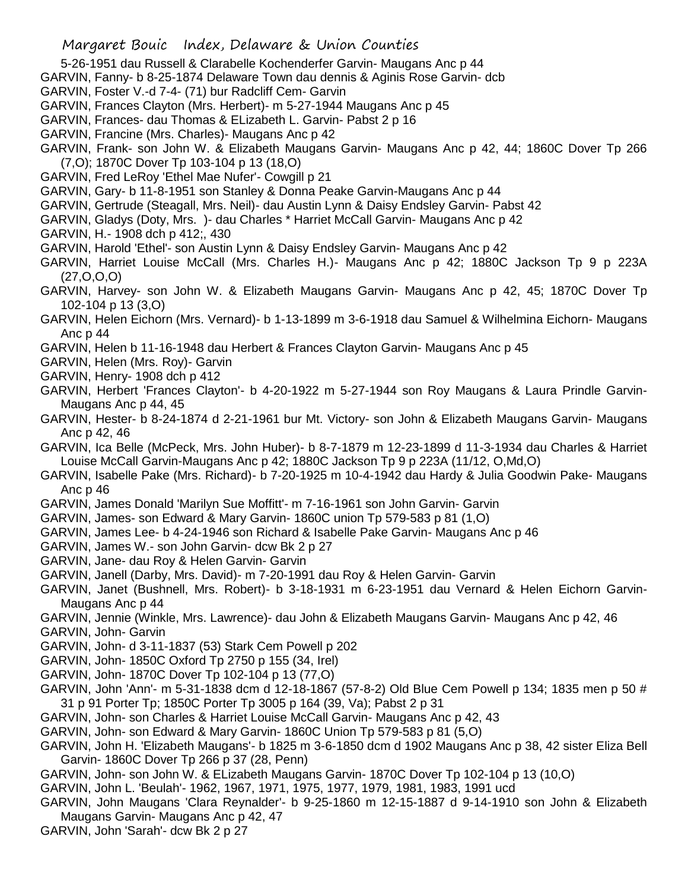5-26-1951 dau Russell & Clarabelle Kochenderfer Garvin- Maugans Anc p 44

GARVIN, Fanny- b 8-25-1874 Delaware Town dau dennis & Aginis Rose Garvin- dcb

GARVIN, Foster V.-d 7-4- (71) bur Radcliff Cem- Garvin

GARVIN, Frances Clayton (Mrs. Herbert)- m 5-27-1944 Maugans Anc p 45

GARVIN, Frances- dau Thomas & ELizabeth L. Garvin- Pabst 2 p 16

GARVIN, Francine (Mrs. Charles)- Maugans Anc p 42

GARVIN, Frank- son John W. & Elizabeth Maugans Garvin- Maugans Anc p 42, 44; 1860C Dover Tp 266 (7,O); 1870C Dover Tp 103-104 p 13 (18,O)

GARVIN, Fred LeRoy 'Ethel Mae Nufer'- Cowgill p 21

GARVIN, Gary- b 11-8-1951 son Stanley & Donna Peake Garvin-Maugans Anc p 44

GARVIN, Gertrude (Steagall, Mrs. Neil)- dau Austin Lynn & Daisy Endsley Garvin- Pabst 42

GARVIN, Gladys (Doty, Mrs. )- dau Charles * Harriet McCall Garvin- Maugans Anc p 42

GARVIN, H.- 1908 dch p 412;, 430

GARVIN, Harold 'Ethel'- son Austin Lynn & Daisy Endsley Garvin- Maugans Anc p 42

GARVIN, Harriet Louise McCall (Mrs. Charles H.)- Maugans Anc p 42; 1880C Jackson Tp 9 p 223A (27,O,O,O)

GARVIN, Harvey- son John W. & Elizabeth Maugans Garvin- Maugans Anc p 42, 45; 1870C Dover Tp 102-104 p 13 (3,O)

GARVIN, Helen Eichorn (Mrs. Vernard)- b 1-13-1899 m 3-6-1918 dau Samuel & Wilhelmina Eichorn- Maugans Anc p 44

GARVIN, Helen b 11-16-1948 dau Herbert & Frances Clayton Garvin- Maugans Anc p 45

GARVIN, Helen (Mrs. Roy)- Garvin

GARVIN, Henry- 1908 dch p 412

GARVIN, Herbert 'Frances Clayton'- b 4-20-1922 m 5-27-1944 son Roy Maugans & Laura Prindle Garvin-Maugans Anc p 44, 45

GARVIN, Hester- b 8-24-1874 d 2-21-1961 bur Mt. Victory- son John & Elizabeth Maugans Garvin- Maugans Anc p 42, 46

GARVIN, Ica Belle (McPeck, Mrs. John Huber)- b 8-7-1879 m 12-23-1899 d 11-3-1934 dau Charles & Harriet Louise McCall Garvin-Maugans Anc p 42; 1880C Jackson Tp 9 p 223A (11/12, O,Md,O)

GARVIN, Isabelle Pake (Mrs. Richard)- b 7-20-1925 m 10-4-1942 dau Hardy & Julia Goodwin Pake- Maugans Anc p 46

GARVIN, James Donald 'Marilyn Sue Moffitt'- m 7-16-1961 son John Garvin- Garvin

GARVIN, James- son Edward & Mary Garvin- 1860C union Tp 579-583 p 81 (1,O)

GARVIN, James Lee- b 4-24-1946 son Richard & Isabelle Pake Garvin- Maugans Anc p 46

GARVIN, James W.- son John Garvin- dcw Bk 2 p 27

GARVIN, Jane- dau Roy & Helen Garvin- Garvin

GARVIN, Janell (Darby, Mrs. David)- m 7-20-1991 dau Roy & Helen Garvin- Garvin

GARVIN, Janet (Bushnell, Mrs. Robert)- b 3-18-1931 m 6-23-1951 dau Vernard & Helen Eichorn Garvin-Maugans Anc p 44

GARVIN, Jennie (Winkle, Mrs. Lawrence)- dau John & Elizabeth Maugans Garvin- Maugans Anc p 42, 46

GARVIN, John- Garvin

GARVIN, John- d 3-11-1837 (53) Stark Cem Powell p 202

GARVIN, John- 1850C Oxford Tp 2750 p 155 (34, Irel)

GARVIN, John- 1870C Dover Tp 102-104 p 13 (77,O)

GARVIN, John 'Ann'- m 5-31-1838 dcm d 12-18-1867 (57-8-2) Old Blue Cem Powell p 134; 1835 men p 50 # 31 p 91 Porter Tp; 1850C Porter Tp 3005 p 164 (39, Va); Pabst 2 p 31

GARVIN, John- son Charles & Harriet Louise McCall Garvin- Maugans Anc p 42, 43

GARVIN, John- son Edward & Mary Garvin- 1860C Union Tp 579-583 p 81 (5,O)

GARVIN, John H. 'Elizabeth Maugans'- b 1825 m 3-6-1850 dcm d 1902 Maugans Anc p 38, 42 sister Eliza Bell Garvin- 1860C Dover Tp 266 p 37 (28, Penn)

GARVIN, John- son John W. & ELizabeth Maugans Garvin- 1870C Dover Tp 102-104 p 13 (10,O)

GARVIN, John L. 'Beulah'- 1962, 1967, 1971, 1975, 1977, 1979, 1981, 1983, 1991 ucd

GARVIN, John Maugans 'Clara Reynalder'- b 9-25-1860 m 12-15-1887 d 9-14-1910 son John & Elizabeth Maugans Garvin- Maugans Anc p 42, 47

GARVIN, John 'Sarah'- dcw Bk 2 p 27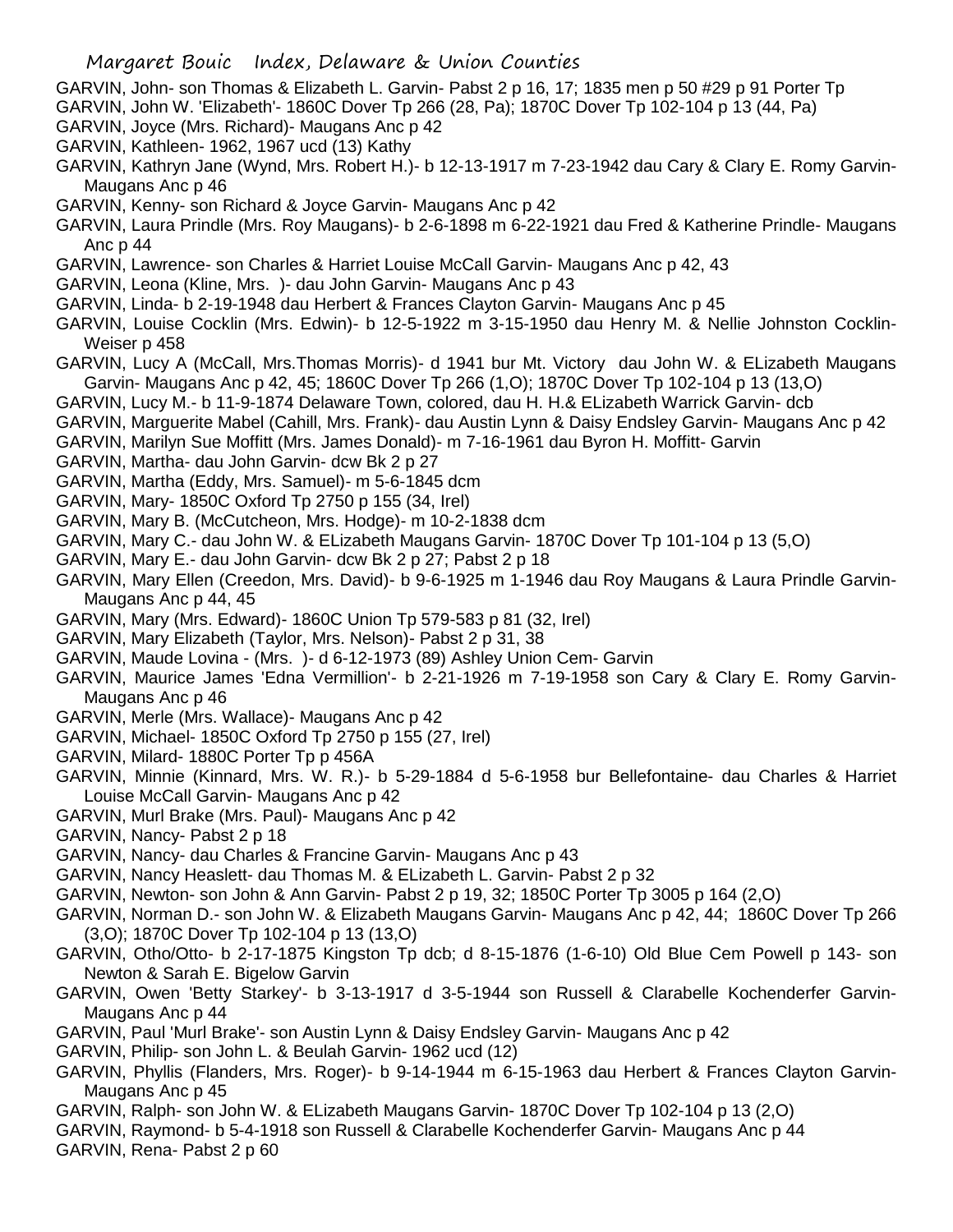GARVIN, John- son Thomas & Elizabeth L. Garvin- Pabst 2 p 16, 17; 1835 men p 50 #29 p 91 Porter Tp

GARVIN, John W. 'Elizabeth'- 1860C Dover Tp 266 (28, Pa); 1870C Dover Tp 102-104 p 13 (44, Pa)

GARVIN, Joyce (Mrs. Richard)- Maugans Anc p 42

GARVIN, Kathleen- 1962, 1967 ucd (13) Kathy

GARVIN, Kathryn Jane (Wynd, Mrs. Robert H.)- b 12-13-1917 m 7-23-1942 dau Cary & Clary E. Romy Garvin- Maugans Anc p 46

GARVIN, Kenny- son Richard & Joyce Garvin- Maugans Anc p 42

GARVIN, Laura Prindle (Mrs. Roy Maugans)- b 2-6-1898 m 6-22-1921 dau Fred & Katherine Prindle- Maugans Anc p 44

GARVIN, Lawrence- son Charles & Harriet Louise McCall Garvin- Maugans Anc p 42, 43

GARVIN, Leona (Kline, Mrs. )- dau John Garvin- Maugans Anc p 43

GARVIN, Linda- b 2-19-1948 dau Herbert & Frances Clayton Garvin- Maugans Anc p 45

GARVIN, Louise Cocklin (Mrs. Edwin)- b 12-5-1922 m 3-15-1950 dau Henry M. & Nellie Johnston Cocklin- Weiser p 458

GARVIN, Lucy A (McCall, Mrs.Thomas Morris)- d 1941 bur Mt. Victory dau John W. & ELizabeth Maugans Garvin- Maugans Anc p 42, 45; 1860C Dover Tp 266 (1,O); 1870C Dover Tp 102-104 p 13 (13,O)

GARVIN, Lucy M.- b 11-9-1874 Delaware Town, colored, dau H. H.& ELizabeth Warrick Garvin- dcb

GARVIN, Marguerite Mabel (Cahill, Mrs. Frank)- dau Austin Lynn & Daisy Endsley Garvin- Maugans Anc p 42

GARVIN, Marilyn Sue Moffitt (Mrs. James Donald)- m 7-16-1961 dau Byron H. Moffitt- Garvin

GARVIN, Martha- dau John Garvin- dcw Bk 2 p 27

GARVIN, Martha (Eddy, Mrs. Samuel)- m 5-6-1845 dcm

GARVIN, Mary- 1850C Oxford Tp 2750 p 155 (34, Irel)

GARVIN, Mary B. (McCutcheon, Mrs. Hodge)- m 10-2-1838 dcm

GARVIN, Mary C.- dau John W. & ELizabeth Maugans Garvin- 1870C Dover Tp 101-104 p 13 (5,O)

GARVIN, Mary E.- dau John Garvin- dcw Bk 2 p 27; Pabst 2 p 18

GARVIN, Mary Ellen (Creedon, Mrs. David)- b 9-6-1925 m 1-1946 dau Roy Maugans & Laura Prindle Garvin- Maugans Anc p 44, 45

GARVIN, Mary (Mrs. Edward)- 1860C Union Tp 579-583 p 81 (32, Irel)

GARVIN, Mary Elizabeth (Taylor, Mrs. Nelson)- Pabst 2 p 31, 38

GARVIN, Maude Lovina - (Mrs. )- d 6-12-1973 (89) Ashley Union Cem- Garvin

GARVIN, Maurice James 'Edna Vermillion'- b 2-21-1926 m 7-19-1958 son Cary & Clary E. Romy Garvin- Maugans Anc p 46

GARVIN, Merle (Mrs. Wallace)- Maugans Anc p 42

GARVIN, Michael- 1850C Oxford Tp 2750 p 155 (27, Irel)

GARVIN, Milard- 1880C Porter Tp p 456A

GARVIN, Minnie (Kinnard, Mrs. W. R.)- b 5-29-1884 d 5-6-1958 bur Bellefontaine- dau Charles & Harriet Louise McCall Garvin- Maugans Anc p 42

GARVIN, Murl Brake (Mrs. Paul)- Maugans Anc p 42

GARVIN, Nancy- Pabst 2 p 18

GARVIN, Nancy- dau Charles & Francine Garvin- Maugans Anc p 43

GARVIN, Nancy Heaslett- dau Thomas M. & ELizabeth L. Garvin- Pabst 2 p 32

GARVIN, Newton- son John & Ann Garvin- Pabst 2 p 19, 32; 1850C Porter Tp 3005 p 164 (2,O)

GARVIN, Norman D.- son John W. & Elizabeth Maugans Garvin- Maugans Anc p 42, 44; 1860C Dover Tp 266 (3,O); 1870C Dover Tp 102-104 p 13 (13,O)

GARVIN, Otho/Otto- b 2-17-1875 Kingston Tp dcb; d 8-15-1876 (1-6-10) Old Blue Cem Powell p 143- son Newton & Sarah E. Bigelow Garvin

GARVIN, Owen 'Betty Starkey'- b 3-13-1917 d 3-5-1944 son Russell & Clarabelle Kochenderfer Garvin- Maugans Anc p 44

GARVIN, Paul 'Murl Brake'- son Austin Lynn & Daisy Endsley Garvin- Maugans Anc p 42

GARVIN, Philip- son John L. & Beulah Garvin- 1962 ucd (12)

GARVIN, Phyllis (Flanders, Mrs. Roger)- b 9-14-1944 m 6-15-1963 dau Herbert & Frances Clayton Garvin- Maugans Anc p 45

GARVIN, Ralph- son John W. & ELizabeth Maugans Garvin- 1870C Dover Tp 102-104 p 13 (2,O)

GARVIN, Raymond- b 5-4-1918 son Russell & Clarabelle Kochenderfer Garvin- Maugans Anc p 44

GARVIN, Rena- Pabst 2 p 60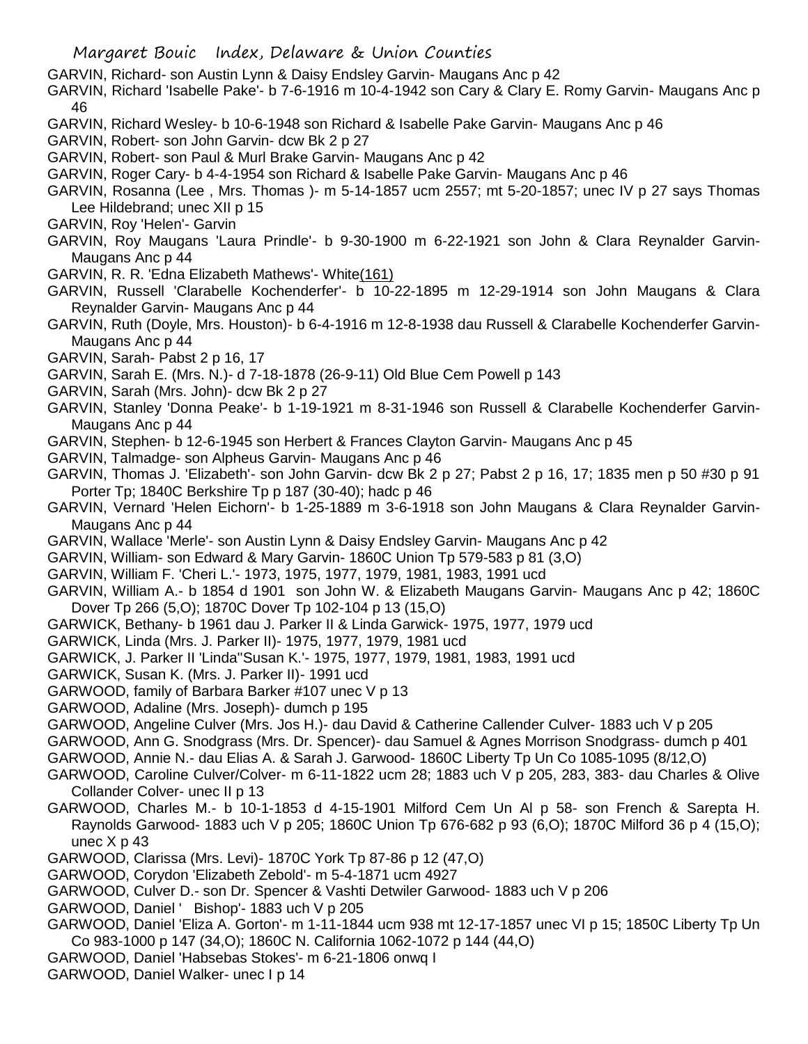GARVIN, Richard- son Austin Lynn & Daisy Endsley Garvin- Maugans Anc p 42

GARVIN, Richard 'Isabelle Pake'- b 7-6-1916 m 10-4-1942 son Cary & Clary E. Romy Garvin- Maugans Anc p 46

GARVIN, Richard Wesley- b 10-6-1948 son Richard & Isabelle Pake Garvin- Maugans Anc p 46

GARVIN, Robert- son John Garvin- dcw Bk 2 p 27

GARVIN, Robert- son Paul & Murl Brake Garvin- Maugans Anc p 42

GARVIN, Roger Cary- b 4-4-1954 son Richard & Isabelle Pake Garvin- Maugans Anc p 46

GARVIN, Rosanna (Lee , Mrs. Thomas )- m 5-14-1857 ucm 2557; mt 5-20-1857; unec IV p 27 says Thomas Lee Hildebrand; unec XII p 15

GARVIN, Roy 'Helen'- Garvin

GARVIN, Roy Maugans 'Laura Prindle'- b 9-30-1900 m 6-22-1921 son John & Clara Reynalder Garvin- Maugans Anc p 44

GARVIN, R. R. 'Edna Elizabeth Mathews'- White(161)

GARVIN, Russell 'Clarabelle Kochenderfer'- b 10-22-1895 m 12-29-1914 son John Maugans & Clara Reynalder Garvin- Maugans Anc p 44

GARVIN, Ruth (Doyle, Mrs. Houston)- b 6-4-1916 m 12-8-1938 dau Russell & Clarabelle Kochenderfer Garvin- Maugans Anc p 44

GARVIN, Sarah- Pabst 2 p 16, 17

GARVIN, Sarah E. (Mrs. N.)- d 7-18-1878 (26-9-11) Old Blue Cem Powell p 143

GARVIN, Sarah (Mrs. John)- dcw Bk 2 p 27

GARVIN, Stanley 'Donna Peake'- b 1-19-1921 m 8-31-1946 son Russell & Clarabelle Kochenderfer Garvin- Maugans Anc p 44

GARVIN, Stephen- b 12-6-1945 son Herbert & Frances Clayton Garvin- Maugans Anc p 45

GARVIN, Talmadge- son Alpheus Garvin- Maugans Anc p 46

GARVIN, Thomas J. 'Elizabeth'- son John Garvin- dcw Bk 2 p 27; Pabst 2 p 16, 17; 1835 men p 50 #30 p 91 Porter Tp; 1840C Berkshire Tp p 187 (30-40); hadc p 46

GARVIN, Vernard 'Helen Eichorn'- b 1-25-1889 m 3-6-1918 son John Maugans & Clara Reynalder Garvin- Maugans Anc p 44

GARVIN, Wallace 'Merle'- son Austin Lynn & Daisy Endsley Garvin- Maugans Anc p 42

GARVIN, William- son Edward & Mary Garvin- 1860C Union Tp 579-583 p 81 (3,O)

GARVIN, William F. 'Cheri L.'- 1973, 1975, 1977, 1979, 1981, 1983, 1991 ucd

GARVIN, William A.- b 1854 d 1901 son John W. & Elizabeth Maugans Garvin- Maugans Anc p 42; 1860C Dover Tp 266 (5,O); 1870C Dover Tp 102-104 p 13 (15,O)

GARWICK, Bethany- b 1961 dau J. Parker II & Linda Garwick- 1975, 1977, 1979 ucd

GARWICK, Linda (Mrs. J. Parker II)- 1975, 1977, 1979, 1981 ucd

GARWICK, J. Parker II 'Linda''Susan K.'- 1975, 1977, 1979, 1981, 1983, 1991 ucd

GARWICK, Susan K. (Mrs. J. Parker II)- 1991 ucd

GARWOOD, family of Barbara Barker #107 unec V p 13

GARWOOD, Adaline (Mrs. Joseph)- dumch p 195

GARWOOD, Angeline Culver (Mrs. Jos H.)- dau David & Catherine Callender Culver- 1883 uch V p 205

GARWOOD, Ann G. Snodgrass (Mrs. Dr. Spencer)- dau Samuel & Agnes Morrison Snodgrass- dumch p 401

GARWOOD, Annie N.- dau Elias A. & Sarah J. Garwood- 1860C Liberty Tp Un Co 1085-1095 (8/12,O)

GARWOOD, Caroline Culver/Colver- m 6-11-1822 ucm 28; 1883 uch V p 205, 283, 383- dau Charles & Olive Collander Colver- unec II p 13

GARWOOD, Charles M.- b 10-1-1853 d 4-15-1901 Milford Cem Un Al p 58- son French & Sarepta H. Raynolds Garwood- 1883 uch V p 205; 1860C Union Tp 676-682 p 93 (6,O); 1870C Milford 36 p 4 (15,O); unec X p 43

GARWOOD, Clarissa (Mrs. Levi)- 1870C York Tp 87-86 p 12 (47,O)

GARWOOD, Corydon 'Elizabeth Zebold'- m 5-4-1871 ucm 4927

GARWOOD, Culver D.- son Dr. Spencer & Vashti Detwiler Garwood- 1883 uch V p 206

GARWOOD, Daniel ' Bishop'- 1883 uch V p 205

GARWOOD, Daniel 'Eliza A. Gorton'- m 1-11-1844 ucm 938 mt 12-17-1857 unec VI p 15; 1850C Liberty Tp Un Co 983-1000 p 147 (34,O); 1860C N. California 1062-1072 p 144 (44,O)

GARWOOD, Daniel 'Habsebas Stokes'- m 6-21-1806 onwq I

GARWOOD, Daniel Walker- unec I p 14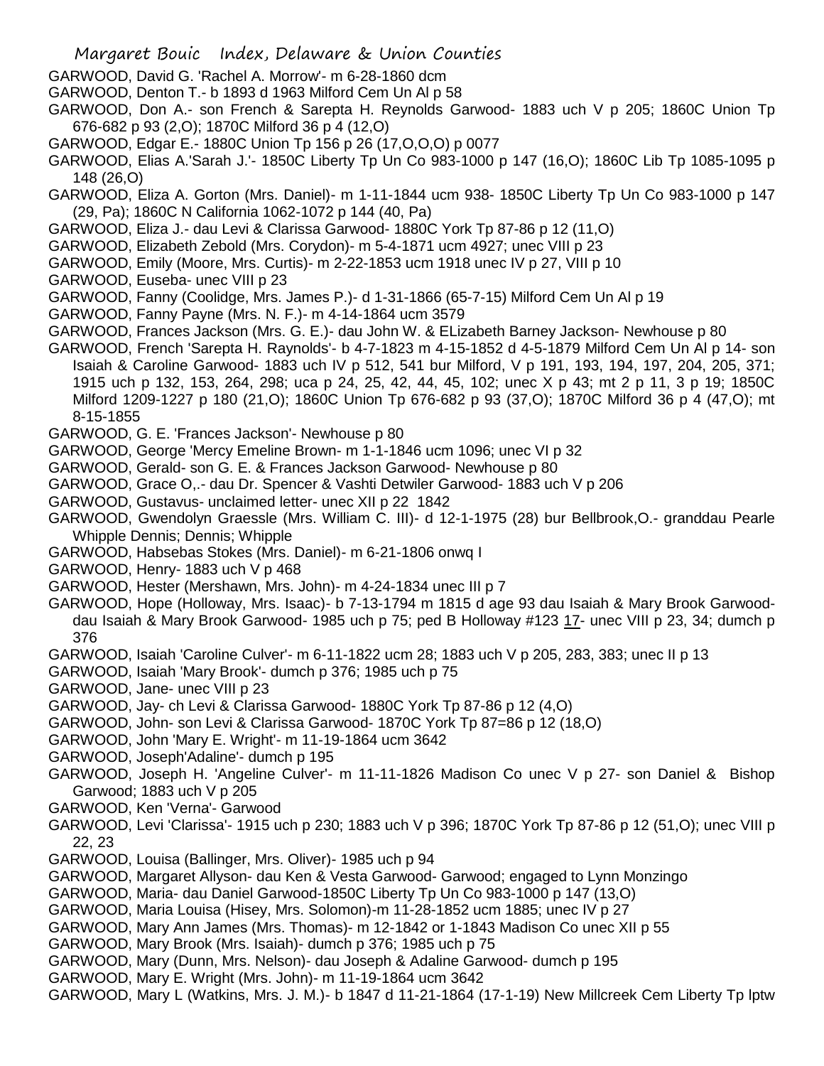GARWOOD, David G. 'Rachel A. Morrow'- m 6-28-1860 dcm

GARWOOD, Denton T.- b 1893 d 1963 Milford Cem Un Al p 58

GARWOOD, Don A.- son French & Sarepta H. Reynolds Garwood- 1883 uch V p 205; 1860C Union Tp 676-682 p 93 (2,O); 1870C Milford 36 p 4 (12,O)

GARWOOD, Edgar E.- 1880C Union Tp 156 p 26 (17,O,O,O) p 0077

GARWOOD, Elias A.'Sarah J.'- 1850C Liberty Tp Un Co 983-1000 p 147 (16,O); 1860C Lib Tp 1085-1095 p 148 (26,O)

GARWOOD, Eliza A. Gorton (Mrs. Daniel)- m 1-11-1844 ucm 938- 1850C Liberty Tp Un Co 983-1000 p 147 (29, Pa); 1860C N California 1062-1072 p 144 (40, Pa)

GARWOOD, Eliza J.- dau Levi & Clarissa Garwood- 1880C York Tp 87-86 p 12 (11,O)

GARWOOD, Elizabeth Zebold (Mrs. Corydon)- m 5-4-1871 ucm 4927; unec VIII p 23

GARWOOD, Emily (Moore, Mrs. Curtis)- m 2-22-1853 ucm 1918 unec IV p 27, VIII p 10

GARWOOD, Euseba- unec VIII p 23

GARWOOD, Fanny (Coolidge, Mrs. James P.)- d 1-31-1866 (65-7-15) Milford Cem Un Al p 19

GARWOOD, Fanny Payne (Mrs. N. F.)- m 4-14-1864 ucm 3579

GARWOOD, Frances Jackson (Mrs. G. E.)- dau John W. & ELizabeth Barney Jackson- Newhouse p 80

GARWOOD, French 'Sarepta H. Raynolds'- b 4-7-1823 m 4-15-1852 d 4-5-1879 Milford Cem Un Al p 14- son Isaiah & Caroline Garwood- 1883 uch IV p 512, 541 bur Milford, V p 191, 193, 194, 197, 204, 205, 371; 1915 uch p 132, 153, 264, 298; uca p 24, 25, 42, 44, 45, 102; unec X p 43; mt 2 p 11, 3 p 19; 1850C Milford 1209-1227 p 180 (21,O); 1860C Union Tp 676-682 p 93 (37,O); 1870C Milford 36 p 4 (47,O); mt 8-15-1855

GARWOOD, G. E. 'Frances Jackson'- Newhouse p 80

GARWOOD, George 'Mercy Emeline Brown- m 1-1-1846 ucm 1096; unec VI p 32

GARWOOD, Gerald- son G. E. & Frances Jackson Garwood- Newhouse p 80

GARWOOD, Grace O,.- dau Dr. Spencer & Vashti Detwiler Garwood- 1883 uch V p 206

GARWOOD, Gustavus- unclaimed letter- unec XII p 22 1842

GARWOOD, Gwendolyn Graessle (Mrs. William C. III)- d 12-1-1975 (28) bur Bellbrook,O.- granddau Pearle Whipple Dennis; Dennis; Whipple

GARWOOD, Habsebas Stokes (Mrs. Daniel)- m 6-21-1806 onwq I

GARWOOD, Henry- 1883 uch V p 468

GARWOOD, Hester (Mershawn, Mrs. John)- m 4-24-1834 unec III p 7

GARWOOD, Hope (Holloway, Mrs. Isaac)- b 7-13-1794 m 1815 d age 93 dau Isaiah & Mary Brook Garwood- dau Isaiah & Mary Brook Garwood- 1985 uch p 75; ped B Holloway #123 17- unec VIII p 23, 34; dumch p 376

GARWOOD, Isaiah 'Caroline Culver'- m 6-11-1822 ucm 28; 1883 uch V p 205, 283, 383; unec II p 13

GARWOOD, Isaiah 'Mary Brook'- dumch p 376; 1985 uch p 75

GARWOOD, Jane- unec VIII p 23

GARWOOD, Jay- ch Levi & Clarissa Garwood- 1880C York Tp 87-86 p 12 (4,O)

GARWOOD, John- son Levi & Clarissa Garwood- 1870C York Tp 87=86 p 12 (18,O)

GARWOOD, John 'Mary E. Wright'- m 11-19-1864 ucm 3642

GARWOOD, Joseph'Adaline'- dumch p 195

GARWOOD, Joseph H. 'Angeline Culver'- m 11-11-1826 Madison Co unec V p 27- son Daniel & Bishop Garwood; 1883 uch V p 205

GARWOOD, Ken 'Verna'- Garwood

GARWOOD, Levi 'Clarissa'- 1915 uch p 230; 1883 uch V p 396; 1870C York Tp 87-86 p 12 (51,O); unec VIII p 22, 23

GARWOOD, Louisa (Ballinger, Mrs. Oliver)- 1985 uch p 94

GARWOOD, Margaret Allyson- dau Ken & Vesta Garwood- Garwood; engaged to Lynn Monzingo

GARWOOD, Maria- dau Daniel Garwood-1850C Liberty Tp Un Co 983-1000 p 147 (13,O)

GARWOOD, Maria Louisa (Hisey, Mrs. Solomon)-m 11-28-1852 ucm 1885; unec IV p 27

GARWOOD, Mary Ann James (Mrs. Thomas)- m 12-1842 or 1-1843 Madison Co unec XII p 55

GARWOOD, Mary Brook (Mrs. Isaiah)- dumch p 376; 1985 uch p 75

GARWOOD, Mary (Dunn, Mrs. Nelson)- dau Joseph & Adaline Garwood- dumch p 195

GARWOOD, Mary E. Wright (Mrs. John)- m 11-19-1864 ucm 3642

GARWOOD, Mary L (Watkins, Mrs. J. M.)- b 1847 d 11-21-1864 (17-1-19) New Millcreek Cem Liberty Tp lptw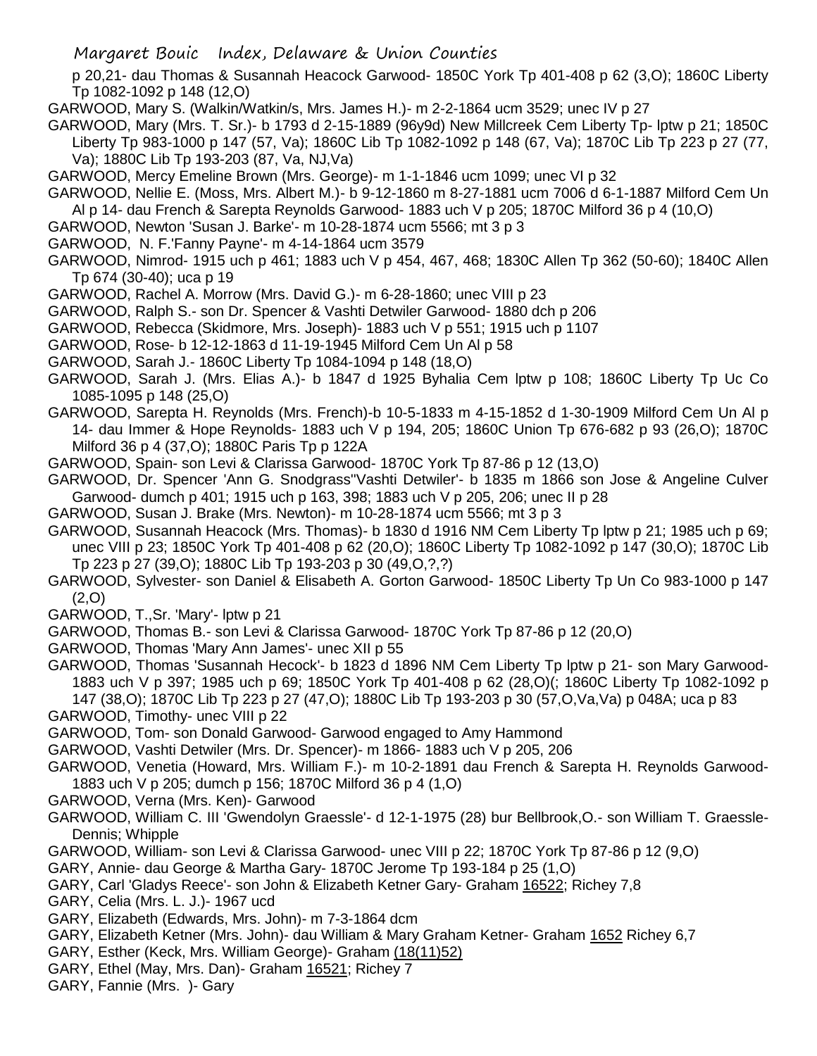p 20,21- dau Thomas & Susannah Heacock Garwood- 1850C York Tp 401-408 p 62 (3,O); 1860C Liberty Tp 1082-1092 p 148 (12,O)

GARWOOD, Mary S. (Walkin/Watkin/s, Mrs. James H.)- m 2-2-1864 ucm 3529; unec IV p 27

GARWOOD, Mary (Mrs. T. Sr.)- b 1793 d 2-15-1889 (96y9d) New Millcreek Cem Liberty Tp- lptw p 21; 1850C Liberty Tp 983-1000 p 147 (57, Va); 1860C Lib Tp 1082-1092 p 148 (67, Va); 1870C Lib Tp 223 p 27 (77, Va); 1880C Lib Tp 193-203 (87, Va, NJ,Va)

GARWOOD, Mercy Emeline Brown (Mrs. George)- m 1-1-1846 ucm 1099; unec VI p 32

GARWOOD, Nellie E. (Moss, Mrs. Albert M.)- b 9-12-1860 m 8-27-1881 ucm 7006 d 6-1-1887 Milford Cem Un Al p 14- dau French & Sarepta Reynolds Garwood- 1883 uch V p 205; 1870C Milford 36 p 4 (10,O)

GARWOOD, Newton 'Susan J. Barke'- m 10-28-1874 ucm 5566; mt 3 p 3

GARWOOD, N. F.'Fanny Payne'- m 4-14-1864 ucm 3579

GARWOOD, Nimrod- 1915 uch p 461; 1883 uch V p 454, 467, 468; 1830C Allen Tp 362 (50-60); 1840C Allen Tp 674 (30-40); uca p 19

GARWOOD, Rachel A. Morrow (Mrs. David G.)- m 6-28-1860; unec VIII p 23

GARWOOD, Ralph S.- son Dr. Spencer & Vashti Detwiler Garwood- 1880 dch p 206

GARWOOD, Rebecca (Skidmore, Mrs. Joseph)- 1883 uch V p 551; 1915 uch p 1107

GARWOOD, Rose- b 12-12-1863 d 11-19-1945 Milford Cem Un Al p 58

GARWOOD, Sarah J.- 1860C Liberty Tp 1084-1094 p 148 (18,O)

GARWOOD, Sarah J. (Mrs. Elias A.)- b 1847 d 1925 Byhalia Cem lptw p 108; 1860C Liberty Tp Uc Co 1085-1095 p 148 (25,O)

GARWOOD, Sarepta H. Reynolds (Mrs. French)-b 10-5-1833 m 4-15-1852 d 1-30-1909 Milford Cem Un Al p 14- dau Immer & Hope Reynolds- 1883 uch V p 194, 205; 1860C Union Tp 676-682 p 93 (26,O); 1870C Milford 36 p 4 (37,O); 1880C Paris Tp p 122A

GARWOOD, Spain- son Levi & Clarissa Garwood- 1870C York Tp 87-86 p 12 (13,O)

GARWOOD, Dr. Spencer 'Ann G. Snodgrass''Vashti Detwiler'- b 1835 m 1866 son Jose & Angeline Culver Garwood- dumch p 401; 1915 uch p 163, 398; 1883 uch V p 205, 206; unec II p 28

GARWOOD, Susan J. Brake (Mrs. Newton)- m 10-28-1874 ucm 5566; mt 3 p 3

GARWOOD, Susannah Heacock (Mrs. Thomas)- b 1830 d 1916 NM Cem Liberty Tp lptw p 21; 1985 uch p 69; unec VIII p 23; 1850C York Tp 401-408 p 62 (20,O); 1860C Liberty Tp 1082-1092 p 147 (30,O); 1870C Lib Tp 223 p 27 (39,O); 1880C Lib Tp 193-203 p 30 (49,O,?,?)

GARWOOD, Sylvester- son Daniel & Elisabeth A. Gorton Garwood- 1850C Liberty Tp Un Co 983-1000 p 147 (2,O)

GARWOOD, T.,Sr. 'Mary'- lptw p 21

GARWOOD, Thomas B.- son Levi & Clarissa Garwood- 1870C York Tp 87-86 p 12 (20,O)

GARWOOD, Thomas 'Mary Ann James'- unec XII p 55

GARWOOD, Thomas 'Susannah Hecock'- b 1823 d 1896 NM Cem Liberty Tp lptw p 21- son Mary Garwood- 1883 uch V p 397; 1985 uch p 69; 1850C York Tp 401-408 p 62 (28,O)(; 1860C Liberty Tp 1082-1092 p 147 (38,O); 1870C Lib Tp 223 p 27 (47,O); 1880C Lib Tp 193-203 p 30 (57,O,Va,Va) p 048A; uca p 83

GARWOOD, Timothy- unec VIII p 22

GARWOOD, Tom- son Donald Garwood- Garwood engaged to Amy Hammond

GARWOOD, Vashti Detwiler (Mrs. Dr. Spencer)- m 1866- 1883 uch V p 205, 206

GARWOOD, Venetia (Howard, Mrs. William F.)- m 10-2-1891 dau French & Sarepta H. Reynolds Garwood- 1883 uch V p 205; dumch p 156; 1870C Milford 36 p 4 (1,O)

GARWOOD, Verna (Mrs. Ken)- Garwood

GARWOOD, William C. III 'Gwendolyn Graessle'- d 12-1-1975 (28) bur Bellbrook,O.- son William T. Graessle-Dennis; Whipple

GARWOOD, William- son Levi & Clarissa Garwood- unec VIII p 22; 1870C York Tp 87-86 p 12 (9,O)

GARY, Annie- dau George & Martha Gary- 1870C Jerome Tp 193-184 p 25 (1,O)

GARY, Carl 'Gladys Reece'- son John & Elizabeth Ketner Gary- Graham 16522; Richey 7,8

GARY, Celia (Mrs. L. J.)- 1967 ucd

GARY, Elizabeth (Edwards, Mrs. John)- m 7-3-1864 dcm

GARY, Elizabeth Ketner (Mrs. John)- dau William & Mary Graham Ketner- Graham 1652 Richey 6,7

GARY, Esther (Keck, Mrs. William George)- Graham (18(11)52)

GARY, Ethel (May, Mrs. Dan)- Graham 16521; Richey 7

GARY, Fannie (Mrs. )- Gary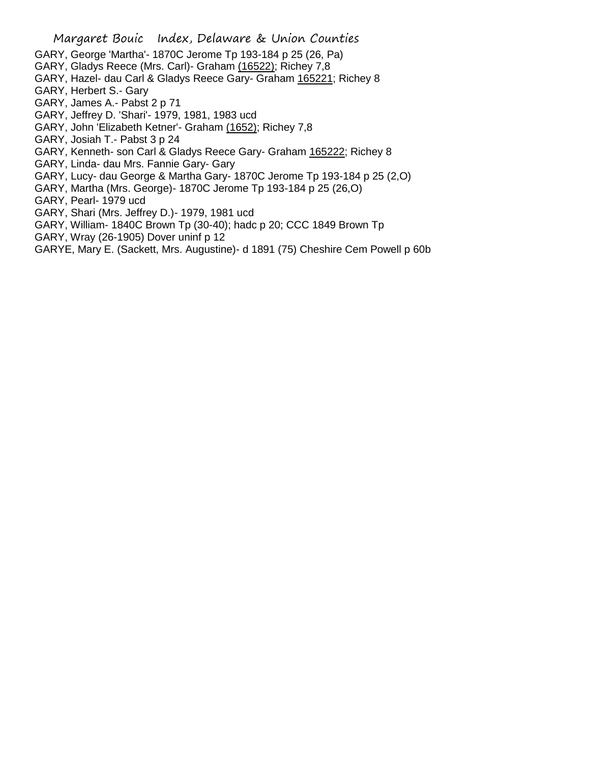GARY, George 'Martha'- 1870C Jerome Tp 193-184 p 25 (26, Pa)
GARY, Gladys Reece (Mrs. Carl)- Graham (16522); Richey 7,8
GARY, Hazel- dau Carl & Gladys Reece Gary- Graham 165221; Richey 8
GARY, Herbert S.- Gary
GARY, James A.- Pabst 2 p 71
GARY, Jeffrey D. 'Shari'- 1979, 1981, 1983 ucd
GARY, John 'Elizabeth Ketner'- Graham (1652); Richey 7,8
GARY, Josiah T.- Pabst 3 p 24
GARY, Kenneth- son Carl & Gladys Reece Gary- Graham 165222; Richey 8
GARY, Linda- dau Mrs. Fannie Gary- Gary
GARY, Lucy- dau George & Martha Gary- 1870C Jerome Tp 193-184 p 25 (2,O)
GARY, Martha (Mrs. George)- 1870C Jerome Tp 193-184 p 25 (26,O)
GARY, Pearl- 1979 ucd
GARY, Shari (Mrs. Jeffrey D.)- 1979, 1981 ucd
GARY, William- 1840C Brown Tp (30-40); hadc p 20; CCC 1849 Brown Tp
GARY, Wray (26-1905) Dover uninf p 12
GARYE, Mary E. (Sackett, Mrs. Augustine)- d 1891 (75) Cheshire Cem Powell p 60b